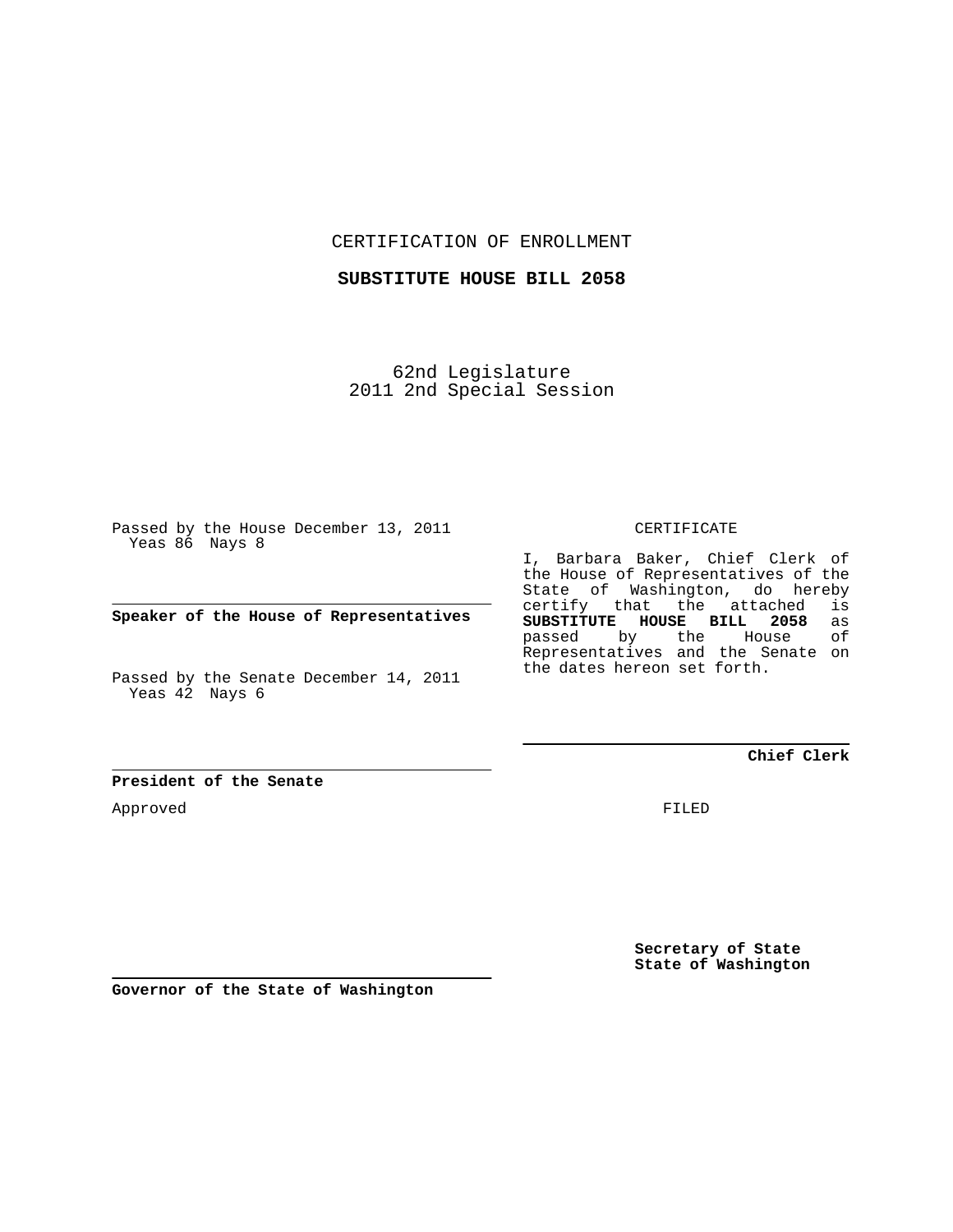CERTIFICATION OF ENROLLMENT

**SUBSTITUTE HOUSE BILL 2058**

62nd Legislature
2011 2nd Special Session

Passed by the House December 13, 2011
Yeas 86 Nays 8

**Speaker of the House of Representatives**

Passed by the Senate December 14, 2011
Yeas 42 Nays 6

**President of the Senate**

Approved

**Governor of the State of Washington**

CERTIFICATE

I, Barbara Baker, Chief Clerk of the House of Representatives of the State of Washington, do hereby certify that the attached is **SUBSTITUTE HOUSE BILL 2058** as passed by the House of Representatives and the Senate on the dates hereon set forth.

**Chief Clerk**

FILED

**Secretary of State**
**State of Washington**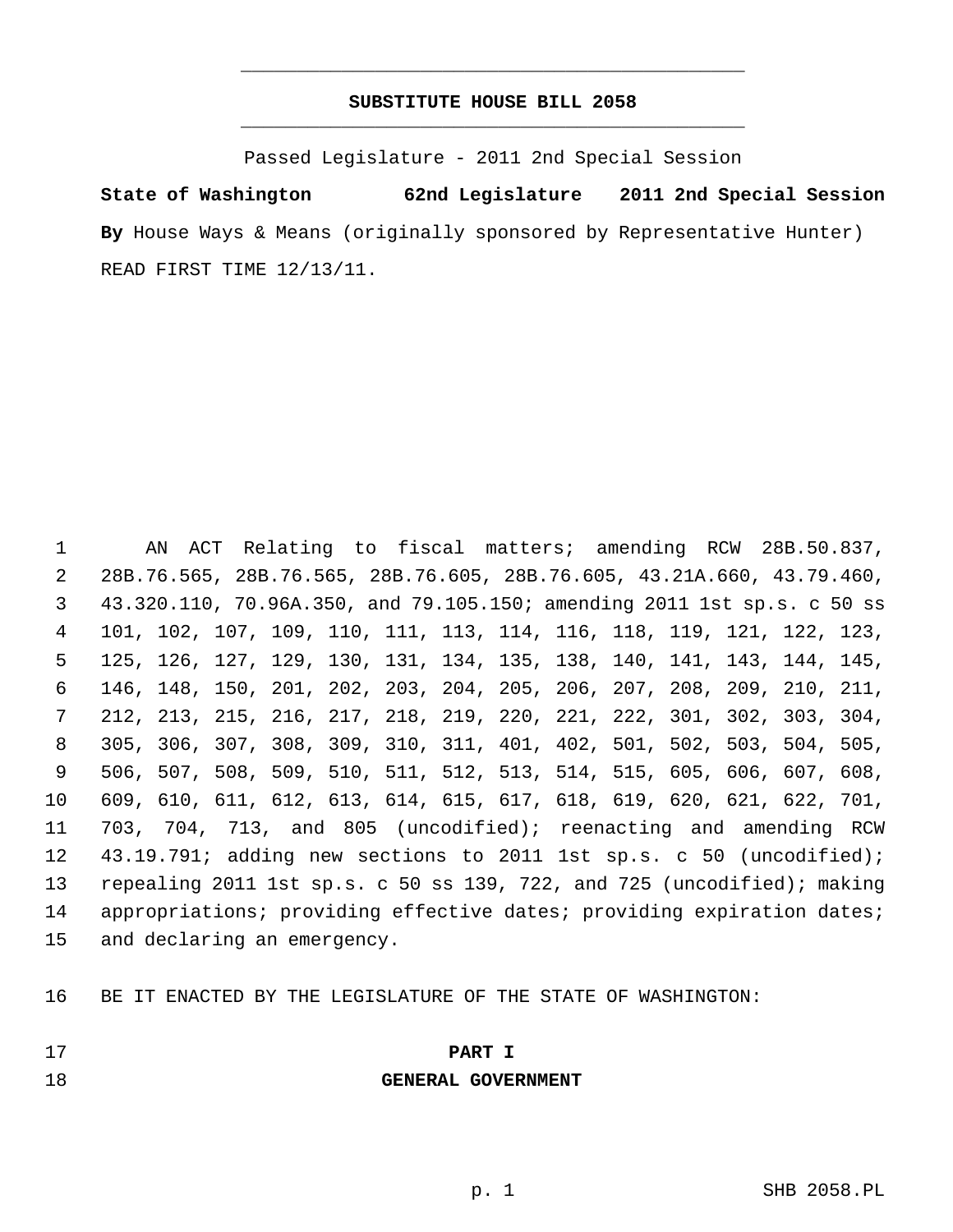# SUBSTITUTE HOUSE BILL 2058

Passed Legislature - 2011 2nd Special Session

**State of Washington 62nd Legislature 2011 2nd Special Session**

**By** House Ways & Means (originally sponsored by Representative Hunter)

READ FIRST TIME 12/13/11.

AN ACT Relating to fiscal matters; amending RCW 28B.50.837, 28B.76.565, 28B.76.565, 28B.76.605, 28B.76.605, 43.21A.660, 43.79.460, 43.320.110, 70.96A.350, and 79.105.150; amending 2011 1st sp.s. c 50 ss 101, 102, 107, 109, 110, 111, 113, 114, 116, 118, 119, 121, 122, 123, 125, 126, 127, 129, 130, 131, 134, 135, 138, 140, 141, 143, 144, 145, 146, 148, 150, 201, 202, 203, 204, 205, 206, 207, 208, 209, 210, 211, 212, 213, 215, 216, 217, 218, 219, 220, 221, 222, 301, 302, 303, 304, 305, 306, 307, 308, 309, 310, 311, 401, 402, 501, 502, 503, 504, 505, 506, 507, 508, 509, 510, 511, 512, 513, 514, 515, 605, 606, 607, 608, 609, 610, 611, 612, 613, 614, 615, 617, 618, 619, 620, 621, 622, 701, 703, 704, 713, and 805 (uncodified); reenacting and amending RCW 43.19.791; adding new sections to 2011 1st sp.s. c 50 (uncodified); repealing 2011 1st sp.s. c 50 ss 139, 722, and 725 (uncodified); making appropriations; providing effective dates; providing expiration dates; and declaring an emergency.

BE IT ENACTED BY THE LEGISLATURE OF THE STATE OF WASHINGTON:

## PART I
## GENERAL GOVERNMENT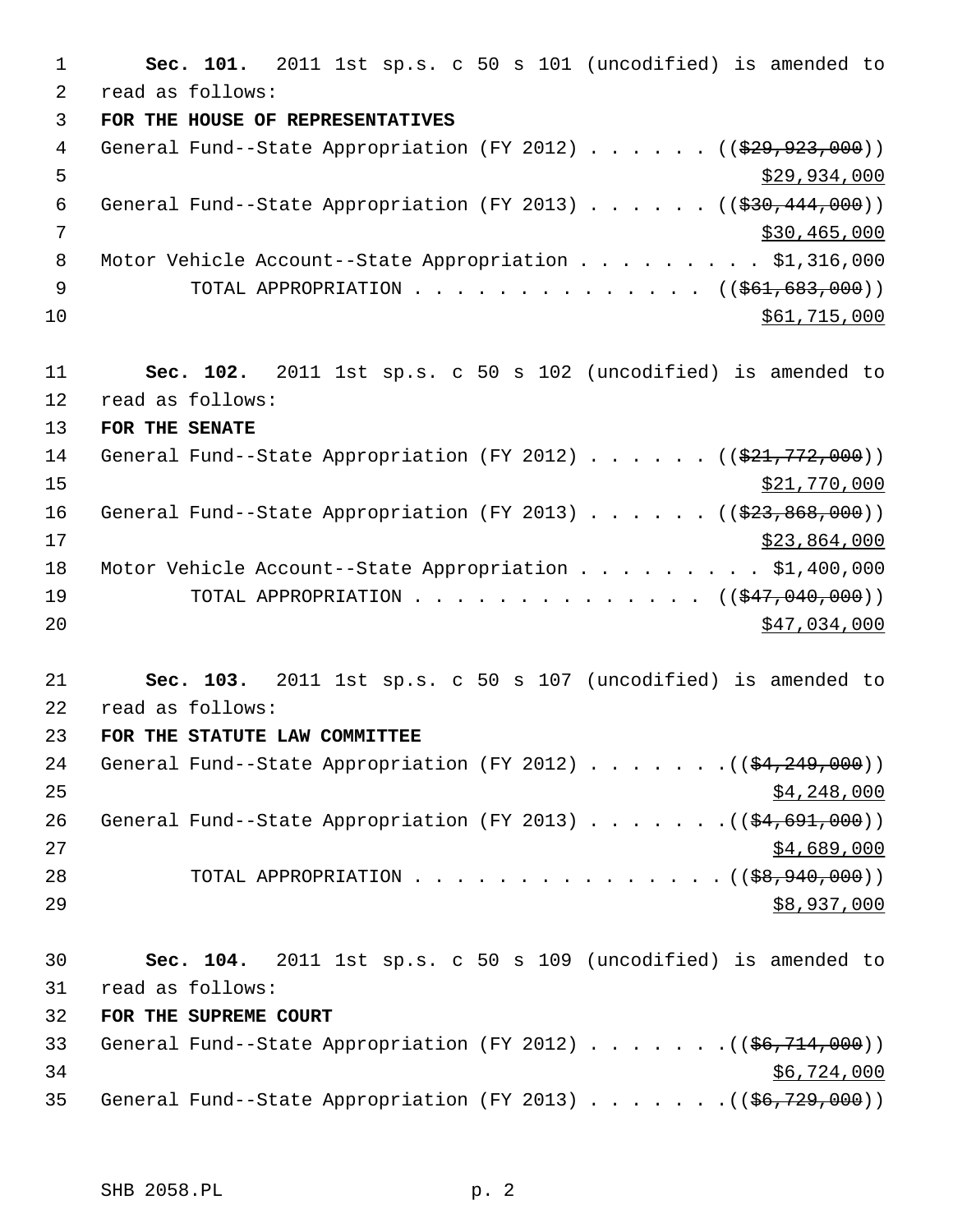**Sec. 101.** 2011 1st sp.s. c 50 s 101 (uncodified) is amended to read as follows:

**FOR THE HOUSE OF REPRESENTATIVES**

General Fund--State Appropriation (FY 2012) . . . . . . (( ~~$29,923,000~~ ))
$29,934,000

General Fund--State Appropriation (FY 2013) . . . . . . (( ~~$30,444,000~~ ))
$30,465,000

Motor Vehicle Account--State Appropriation . . . . . . . . . $1,316,000

TOTAL APPROPRIATION . . . . . . . . . . . . . . (( ~~$61,683,000~~ ))
$61,715,000

**Sec. 102.** 2011 1st sp.s. c 50 s 102 (uncodified) is amended to read as follows:

**FOR THE SENATE**

General Fund--State Appropriation (FY 2012) . . . . . . (( ~~$21,772,000~~ ))
$21,770,000

General Fund--State Appropriation (FY 2013) . . . . . . (( ~~$23,868,000~~ ))
$23,864,000

Motor Vehicle Account--State Appropriation . . . . . . . . . $1,400,000

TOTAL APPROPRIATION . . . . . . . . . . . . . . (( ~~$47,040,000~~ ))
$47,034,000

**Sec. 103.** 2011 1st sp.s. c 50 s 107 (uncodified) is amended to read as follows:

**FOR THE STATUTE LAW COMMITTEE**

General Fund--State Appropriation (FY 2012) . . . . . . .(( ~~$4,249,000~~ ))
$4,248,000

General Fund--State Appropriation (FY 2013) . . . . . . .(( ~~$4,691,000~~ ))
$4,689,000

TOTAL APPROPRIATION . . . . . . . . . . . . . . .(( ~~$8,940,000~~ ))
$8,937,000

**Sec. 104.** 2011 1st sp.s. c 50 s 109 (uncodified) is amended to read as follows:

**FOR THE SUPREME COURT**

General Fund--State Appropriation (FY 2012) . . . . . . .(( ~~$6,714,000~~ ))
$6,724,000

General Fund--State Appropriation (FY 2013) . . . . . . .(( ~~$6,729,000~~ ))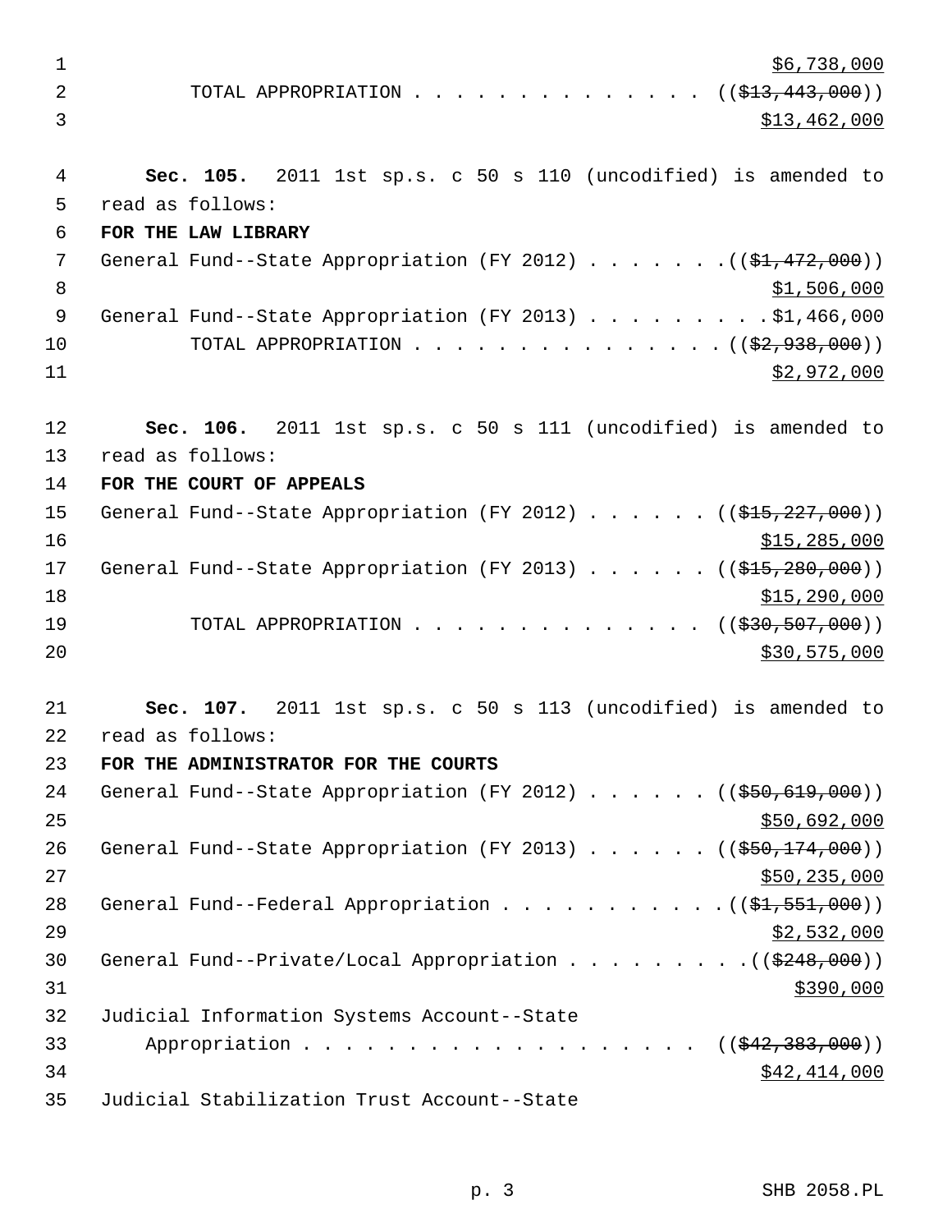$6,738,000

TOTAL APPROPRIATION . . . . . . . . . . . . . . ((~~$13,443,000~~))
$13,462,000

**Sec. 105.** 2011 1st sp.s. c 50 s 110 (uncodified) is amended to read as follows:

**FOR THE LAW LIBRARY**

General Fund--State Appropriation (FY 2012) . . . . . . .((~~$1,472,000~~))
$1,506,000

General Fund--State Appropriation (FY 2013) . . . . . . . . .$1,466,000

TOTAL APPROPRIATION . . . . . . . . . . . . . . . ((~~$2,938,000~~))
$2,972,000

**Sec. 106.** 2011 1st sp.s. c 50 s 111 (uncodified) is amended to read as follows:

**FOR THE COURT OF APPEALS**

General Fund--State Appropriation (FY 2012) . . . . . . ((~~$15,227,000~~))
$15,285,000

General Fund--State Appropriation (FY 2013) . . . . . . ((~~$15,280,000~~))
$15,290,000

TOTAL APPROPRIATION . . . . . . . . . . . . . . ((~~$30,507,000~~))
$30,575,000

**Sec. 107.** 2011 1st sp.s. c 50 s 113 (uncodified) is amended to read as follows:

**FOR THE ADMINISTRATOR FOR THE COURTS**

General Fund--State Appropriation (FY 2012) . . . . . . ((~~$50,619,000~~))
$50,692,000

General Fund--State Appropriation (FY 2013) . . . . . . ((~~$50,174,000~~))
$50,235,000

General Fund--Federal Appropriation . . . . . . . . . . .((~~$1,551,000~~))
$2,532,000

General Fund--Private/Local Appropriation . . . . . . . . .((~~$248,000~~))
$390,000

Judicial Information Systems Account--State
Appropriation . . . . . . . . . . . . . . . . . . . ((~~$42,383,000~~))
$42,414,000

Judicial Stabilization Trust Account--State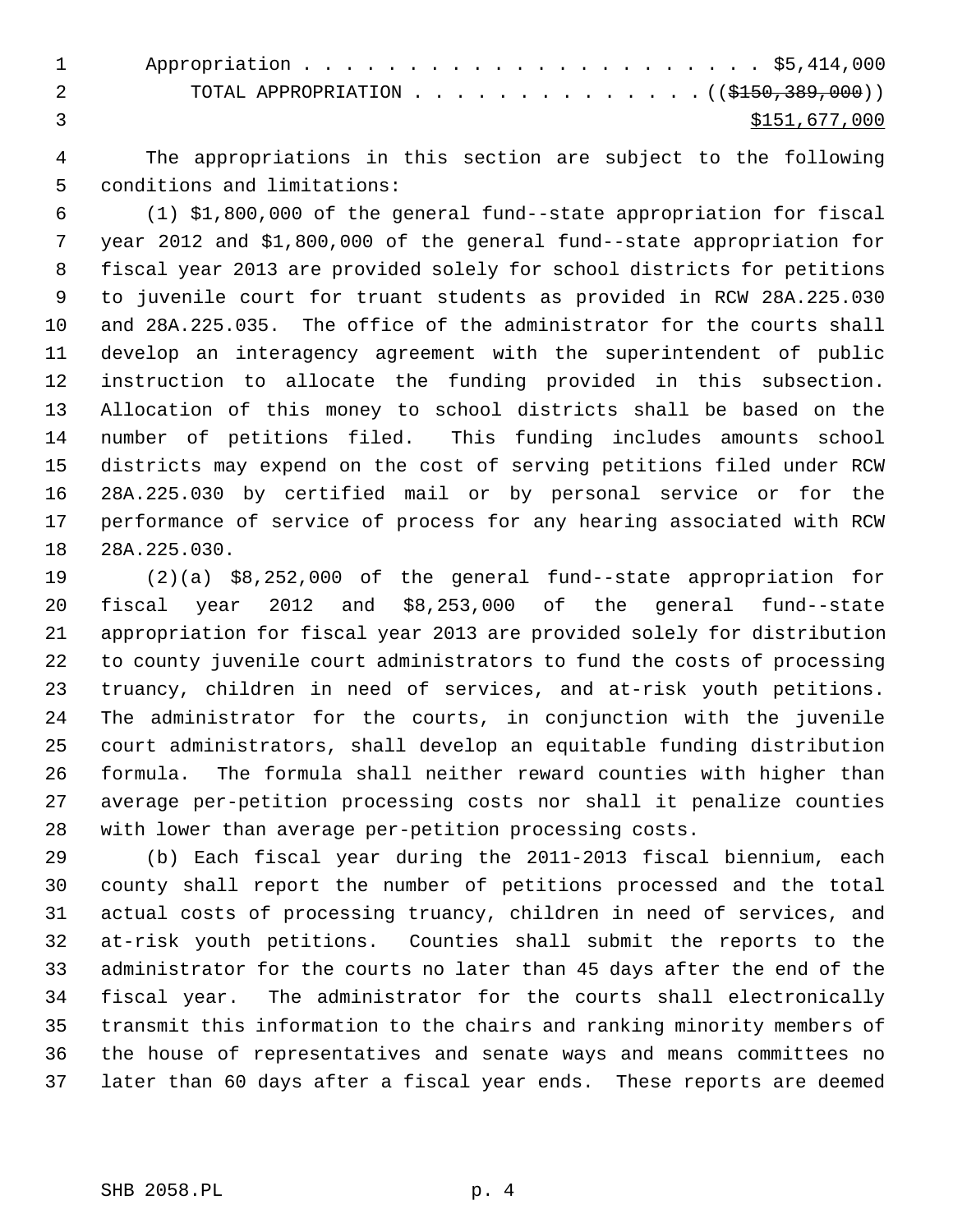Appropriation . . . . . . . . . . . . . . . . . . . . . . $5,414,000

TOTAL APPROPRIATION . . . . . . . . . . . . . . ((~~$150,389,000~~))

$151,677,000

The appropriations in this section are subject to the following conditions and limitations:

(1) $1,800,000 of the general fund--state appropriation for fiscal year 2012 and $1,800,000 of the general fund--state appropriation for fiscal year 2013 are provided solely for school districts for petitions to juvenile court for truant students as provided in RCW 28A.225.030 and 28A.225.035. The office of the administrator for the courts shall develop an interagency agreement with the superintendent of public instruction to allocate the funding provided in this subsection. Allocation of this money to school districts shall be based on the number of petitions filed. This funding includes amounts school districts may expend on the cost of serving petitions filed under RCW 28A.225.030 by certified mail or by personal service or for the performance of service of process for any hearing associated with RCW 28A.225.030.

(2)(a) $8,252,000 of the general fund--state appropriation for fiscal year 2012 and $8,253,000 of the general fund--state appropriation for fiscal year 2013 are provided solely for distribution to county juvenile court administrators to fund the costs of processing truancy, children in need of services, and at-risk youth petitions. The administrator for the courts, in conjunction with the juvenile court administrators, shall develop an equitable funding distribution formula. The formula shall neither reward counties with higher than average per-petition processing costs nor shall it penalize counties with lower than average per-petition processing costs.

(b) Each fiscal year during the 2011-2013 fiscal biennium, each county shall report the number of petitions processed and the total actual costs of processing truancy, children in need of services, and at-risk youth petitions. Counties shall submit the reports to the administrator for the courts no later than 45 days after the end of the fiscal year. The administrator for the courts shall electronically transmit this information to the chairs and ranking minority members of the house of representatives and senate ways and means committees no later than 60 days after a fiscal year ends. These reports are deemed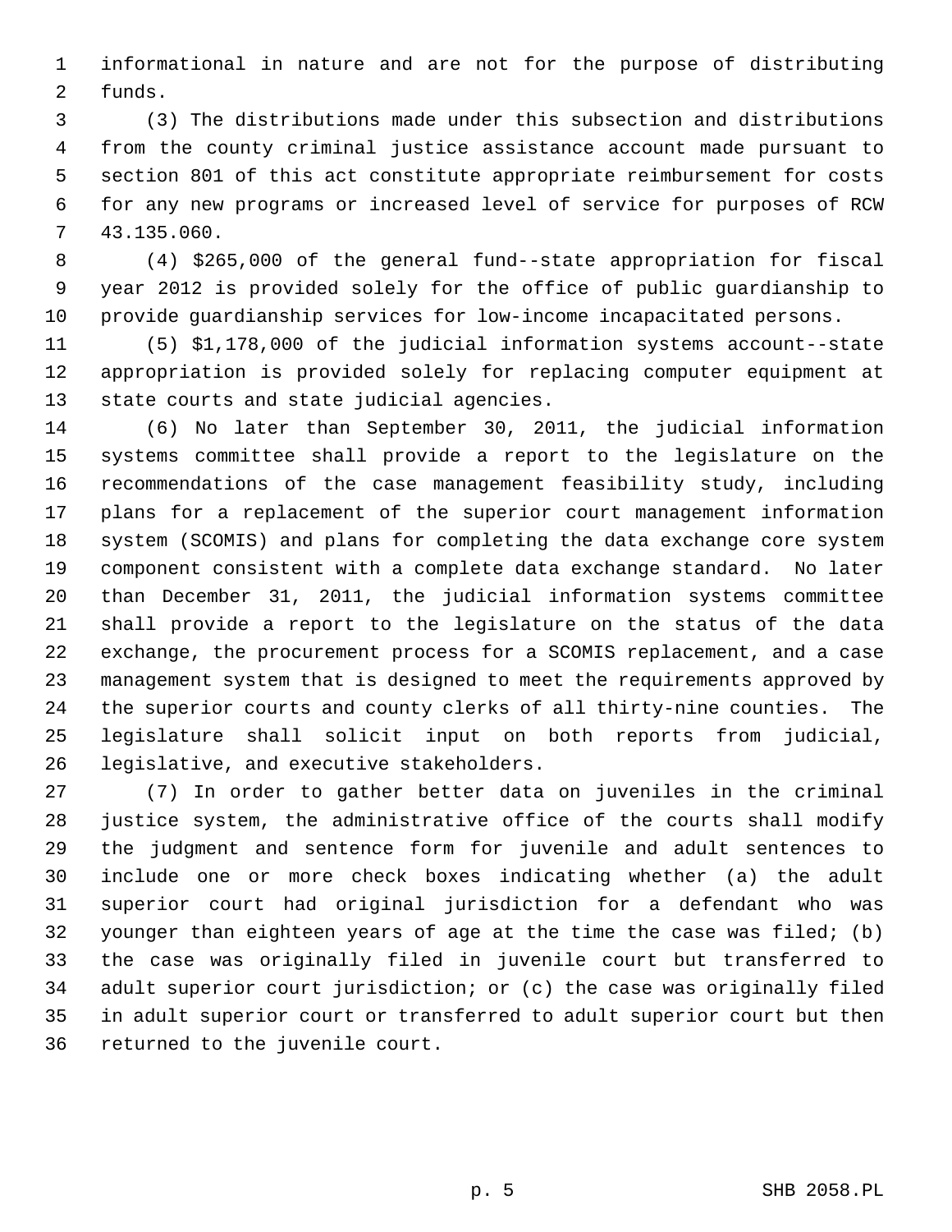informational in nature and are not for the purpose of distributing funds.

(3) The distributions made under this subsection and distributions from the county criminal justice assistance account made pursuant to section 801 of this act constitute appropriate reimbursement for costs for any new programs or increased level of service for purposes of RCW 43.135.060.

(4) $265,000 of the general fund--state appropriation for fiscal year 2012 is provided solely for the office of public guardianship to provide guardianship services for low-income incapacitated persons.

(5) $1,178,000 of the judicial information systems account--state appropriation is provided solely for replacing computer equipment at state courts and state judicial agencies.

(6) No later than September 30, 2011, the judicial information systems committee shall provide a report to the legislature on the recommendations of the case management feasibility study, including plans for a replacement of the superior court management information system (SCOMIS) and plans for completing the data exchange core system component consistent with a complete data exchange standard. No later than December 31, 2011, the judicial information systems committee shall provide a report to the legislature on the status of the data exchange, the procurement process for a SCOMIS replacement, and a case management system that is designed to meet the requirements approved by the superior courts and county clerks of all thirty-nine counties. The legislature shall solicit input on both reports from judicial, legislative, and executive stakeholders.

(7) In order to gather better data on juveniles in the criminal justice system, the administrative office of the courts shall modify the judgment and sentence form for juvenile and adult sentences to include one or more check boxes indicating whether (a) the adult superior court had original jurisdiction for a defendant who was younger than eighteen years of age at the time the case was filed; (b) the case was originally filed in juvenile court but transferred to adult superior court jurisdiction; or (c) the case was originally filed in adult superior court or transferred to adult superior court but then returned to the juvenile court.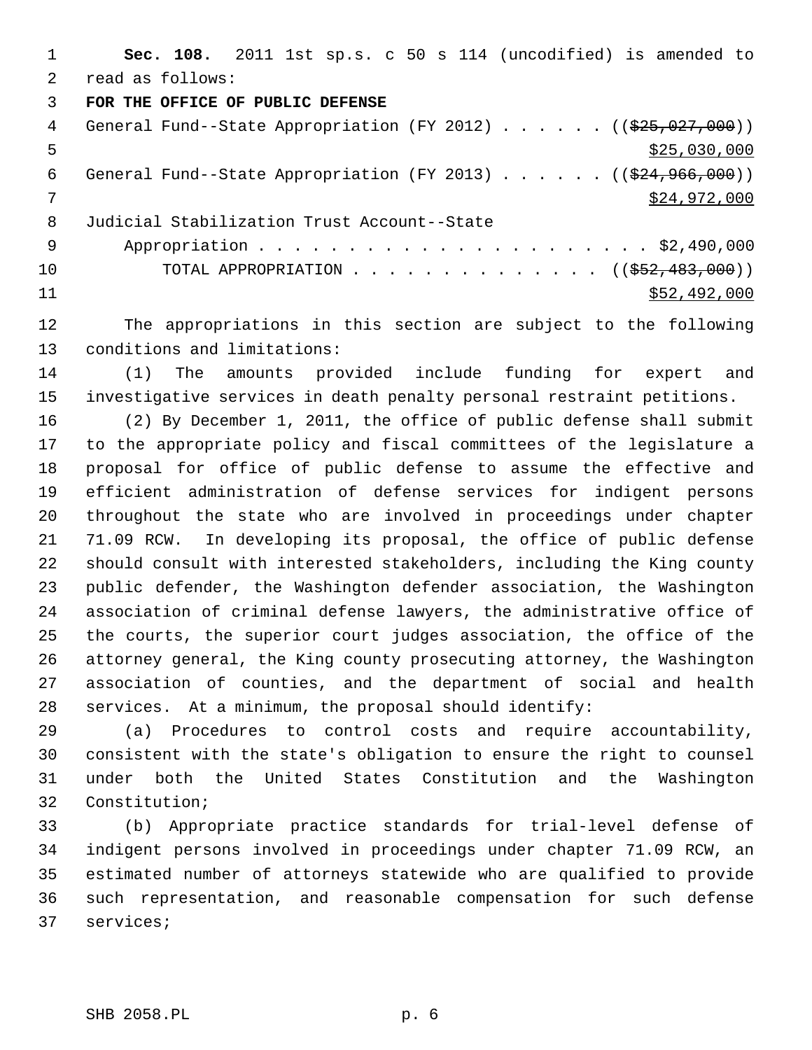**Sec. 108.** 2011 1st sp.s. c 50 s 114 (uncodified) is amended to read as follows:

**FOR THE OFFICE OF PUBLIC DEFENSE**

General Fund--State Appropriation (FY 2012) . . . . . . ((~~$25,027,000~~)) $25,030,000

General Fund--State Appropriation (FY 2013) . . . . . . ((~~$24,966,000~~)) $24,972,000

Judicial Stabilization Trust Account--State Appropriation . . . . . . . . . . . . . . . . . . . . . . $2,490,000

TOTAL APPROPRIATION . . . . . . . . . . . . . . . ((~~$52,483,000~~)) $52,492,000

The appropriations in this section are subject to the following conditions and limitations:

(1) The amounts provided include funding for expert and investigative services in death penalty personal restraint petitions.

(2) By December 1, 2011, the office of public defense shall submit to the appropriate policy and fiscal committees of the legislature a proposal for office of public defense to assume the effective and efficient administration of defense services for indigent persons throughout the state who are involved in proceedings under chapter 71.09 RCW. In developing its proposal, the office of public defense should consult with interested stakeholders, including the King county public defender, the Washington defender association, the Washington association of criminal defense lawyers, the administrative office of the courts, the superior court judges association, the office of the attorney general, the King county prosecuting attorney, the Washington association of counties, and the department of social and health services. At a minimum, the proposal should identify:

(a) Procedures to control costs and require accountability, consistent with the state's obligation to ensure the right to counsel under both the United States Constitution and the Washington Constitution;

(b) Appropriate practice standards for trial-level defense of indigent persons involved in proceedings under chapter 71.09 RCW, an estimated number of attorneys statewide who are qualified to provide such representation, and reasonable compensation for such defense services;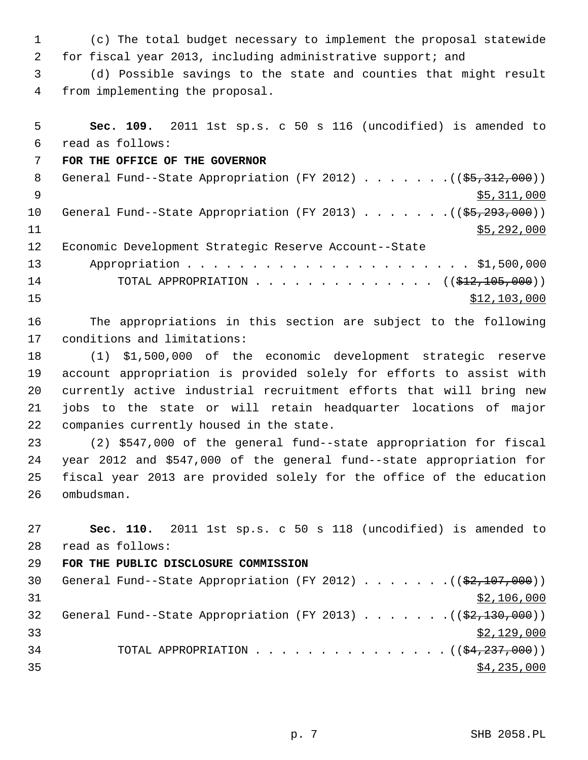(c) The total budget necessary to implement the proposal statewide for fiscal year 2013, including administrative support; and

(d) Possible savings to the state and counties that might result from implementing the proposal.

**Sec. 109.** 2011 1st sp.s. c 50 s 116 (uncodified) is amended to read as follows:

**FOR THE OFFICE OF THE GOVERNOR**

General Fund--State Appropriation (FY 2012) . . . . . . . ((~~$5,312,000~~))
<u>$5,311,000</u>

General Fund--State Appropriation (FY 2013) . . . . . . . ((~~$5,293,000~~))
<u>$5,292,000</u>

Economic Development Strategic Reserve Account--State Appropriation . . . . . . . . . . . . . . . . . . . . . . . $1,500,000

TOTAL APPROPRIATION . . . . . . . . . . . . . . . ((~~$12,105,000~~))
<u>$12,103,000</u>

The appropriations in this section are subject to the following conditions and limitations:

(1) $1,500,000 of the economic development strategic reserve account appropriation is provided solely for efforts to assist with currently active industrial recruitment efforts that will bring new jobs to the state or will retain headquarter locations of major companies currently housed in the state.

(2) $547,000 of the general fund--state appropriation for fiscal year 2012 and $547,000 of the general fund--state appropriation for fiscal year 2013 are provided solely for the office of the education ombudsman.

**Sec. 110.** 2011 1st sp.s. c 50 s 118 (uncodified) is amended to read as follows:

**FOR THE PUBLIC DISCLOSURE COMMISSION**

General Fund--State Appropriation (FY 2012) . . . . . . . ((~~$2,107,000~~))
<u>$2,106,000</u>

General Fund--State Appropriation (FY 2013) . . . . . . . ((~~$2,130,000~~))
<u>$2,129,000</u>

TOTAL APPROPRIATION . . . . . . . . . . . . . . . ((~~$4,237,000~~))
<u>$4,235,000</u>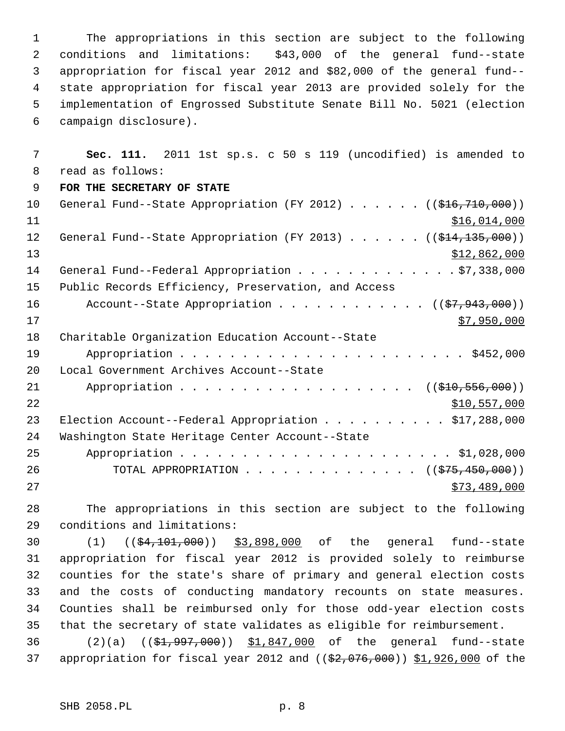The appropriations in this section are subject to the following conditions and limitations: $43,000 of the general fund--state appropriation for fiscal year 2012 and $82,000 of the general fund--state appropriation for fiscal year 2013 are provided solely for the implementation of Engrossed Substitute Senate Bill No. 5021 (election campaign disclosure).

**Sec. 111.** 2011 1st sp.s. c 50 s 119 (uncodified) is amended to read as follows:

**FOR THE SECRETARY OF STATE**

General Fund--State Appropriation (FY 2012) . . . . . . (( ~~$16,710,000~~ ))
$16,014,000

General Fund--State Appropriation (FY 2013) . . . . . . (( ~~$14,135,000~~ ))
$12,862,000

General Fund--Federal Appropriation . . . . . . . . . . . . . $7,338,000

Public Records Efficiency, Preservation, and Access
Account--State Appropriation . . . . . . . . . . . . (( ~~$7,943,000~~ ))
$7,950,000

Charitable Organization Education Account--State
Appropriation . . . . . . . . . . . . . . . . . . . . . . . $452,000

Local Government Archives Account--State
Appropriation . . . . . . . . . . . . . . . . . . . (( ~~$10,556,000~~ ))
$10,557,000

Election Account--Federal Appropriation . . . . . . . . . . $17,288,000

Washington State Heritage Center Account--State
Appropriation . . . . . . . . . . . . . . . . . . . . . . $1,028,000

TOTAL APPROPRIATION . . . . . . . . . . . . . . (( ~~$75,450,000~~ ))
$73,489,000

The appropriations in this section are subject to the following conditions and limitations:

(1) (( ~~$4,101,000~~ )) $3,898,000 of the general fund--state appropriation for fiscal year 2012 is provided solely to reimburse counties for the state's share of primary and general election costs and the costs of conducting mandatory recounts on state measures. Counties shall be reimbursed only for those odd-year election costs that the secretary of state validates as eligible for reimbursement.

(2)(a) (( ~~$1,997,000~~ )) $1,847,000 of the general fund--state appropriation for fiscal year 2012 and (( ~~$2,076,000~~ )) $1,926,000 of the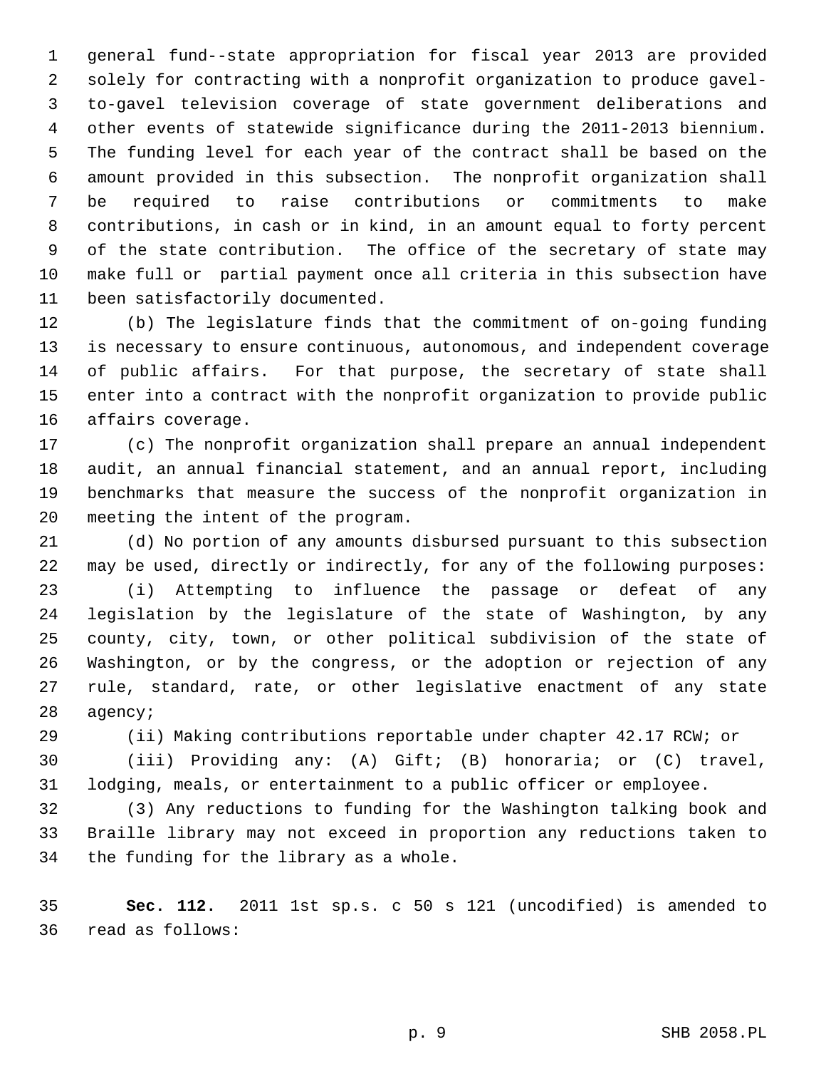general fund--state appropriation for fiscal year 2013 are provided solely for contracting with a nonprofit organization to produce gavel-to-gavel television coverage of state government deliberations and other events of statewide significance during the 2011-2013 biennium. The funding level for each year of the contract shall be based on the amount provided in this subsection. The nonprofit organization shall be required to raise contributions or commitments to make contributions, in cash or in kind, in an amount equal to forty percent of the state contribution. The office of the secretary of state may make full or partial payment once all criteria in this subsection have been satisfactorily documented.

(b) The legislature finds that the commitment of on-going funding is necessary to ensure continuous, autonomous, and independent coverage of public affairs. For that purpose, the secretary of state shall enter into a contract with the nonprofit organization to provide public affairs coverage.

(c) The nonprofit organization shall prepare an annual independent audit, an annual financial statement, and an annual report, including benchmarks that measure the success of the nonprofit organization in meeting the intent of the program.

(d) No portion of any amounts disbursed pursuant to this subsection may be used, directly or indirectly, for any of the following purposes:

(i) Attempting to influence the passage or defeat of any legislation by the legislature of the state of Washington, by any county, city, town, or other political subdivision of the state of Washington, or by the congress, or the adoption or rejection of any rule, standard, rate, or other legislative enactment of any state agency;

(ii) Making contributions reportable under chapter 42.17 RCW; or

(iii) Providing any: (A) Gift; (B) honoraria; or (C) travel, lodging, meals, or entertainment to a public officer or employee.

(3) Any reductions to funding for the Washington talking book and Braille library may not exceed in proportion any reductions taken to the funding for the library as a whole.

**Sec. 112.** 2011 1st sp.s. c 50 s 121 (uncodified) is amended to read as follows: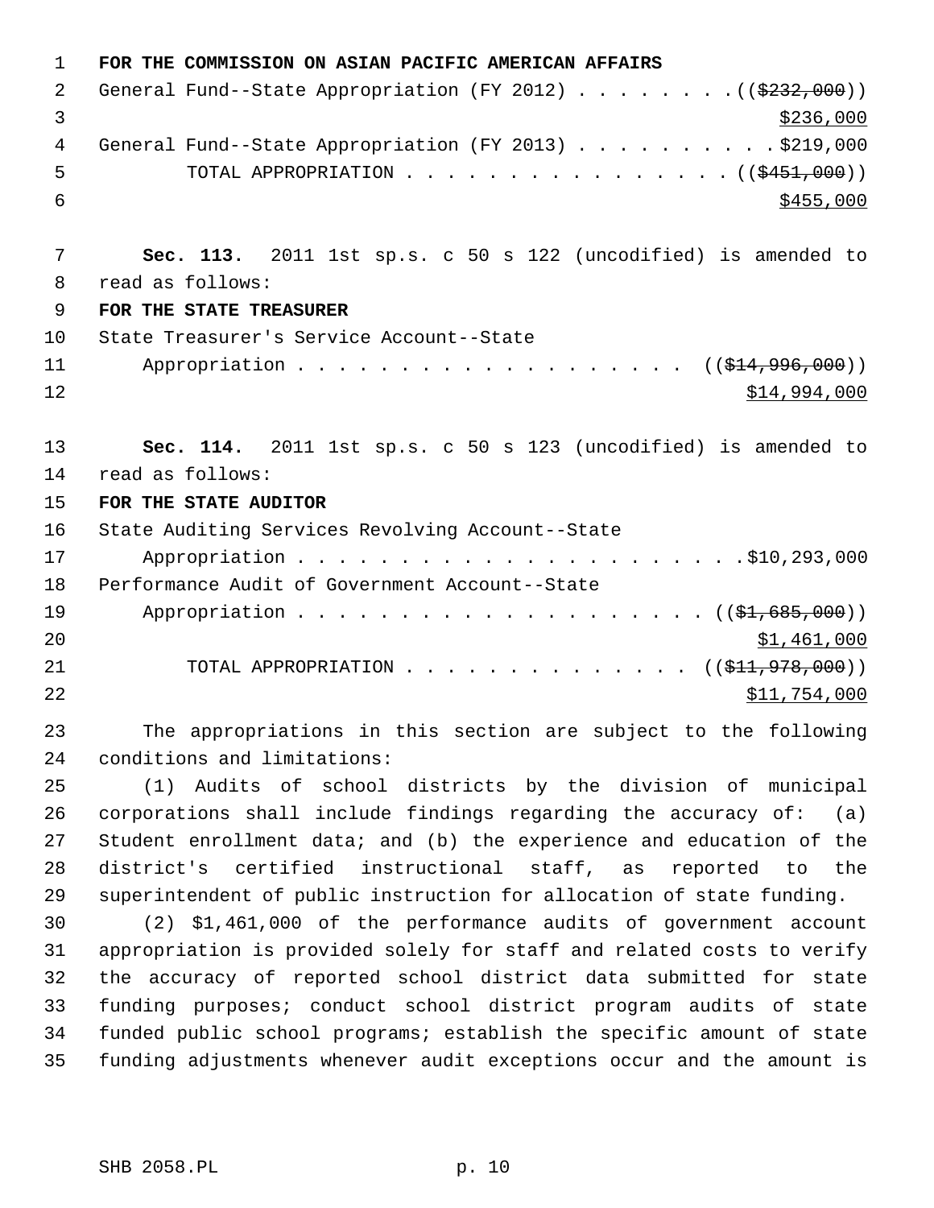**FOR THE COMMISSION ON ASIAN PACIFIC AMERICAN AFFAIRS**

General Fund--State Appropriation (FY 2012) . . . . . . . . ((~~$232,000~~))
$236,000

General Fund--State Appropriation (FY 2013) . . . . . . . . . . $219,000

TOTAL APPROPRIATION . . . . . . . . . . . . . . . . . ((~~$451,000~~))
$455,000

**Sec. 113.** 2011 1st sp.s. c 50 s 122 (uncodified) is amended to read as follows:

**FOR THE STATE TREASURER**

State Treasurer's Service Account--State Appropriation . . . . . . . . . . . . . . . . . . . ((~~$14,996,000~~))
$14,994,000

**Sec. 114.** 2011 1st sp.s. c 50 s 123 (uncodified) is amended to read as follows:

**FOR THE STATE AUDITOR**

State Auditing Services Revolving Account--State Appropriation . . . . . . . . . . . . . . . . . . . . . . $10,293,000

Performance Audit of Government Account--State Appropriation . . . . . . . . . . . . . . . . . . . . ((~~$1,685,000~~))
$1,461,000

TOTAL APPROPRIATION . . . . . . . . . . . . . . ((~~$11,978,000~~))
$11,754,000

The appropriations in this section are subject to the following conditions and limitations:

(1) Audits of school districts by the division of municipal corporations shall include findings regarding the accuracy of: (a) Student enrollment data; and (b) the experience and education of the district's certified instructional staff, as reported to the superintendent of public instruction for allocation of state funding.

(2) $1,461,000 of the performance audits of government account appropriation is provided solely for staff and related costs to verify the accuracy of reported school district data submitted for state funding purposes; conduct school district program audits of state funded public school programs; establish the specific amount of state funding adjustments whenever audit exceptions occur and the amount is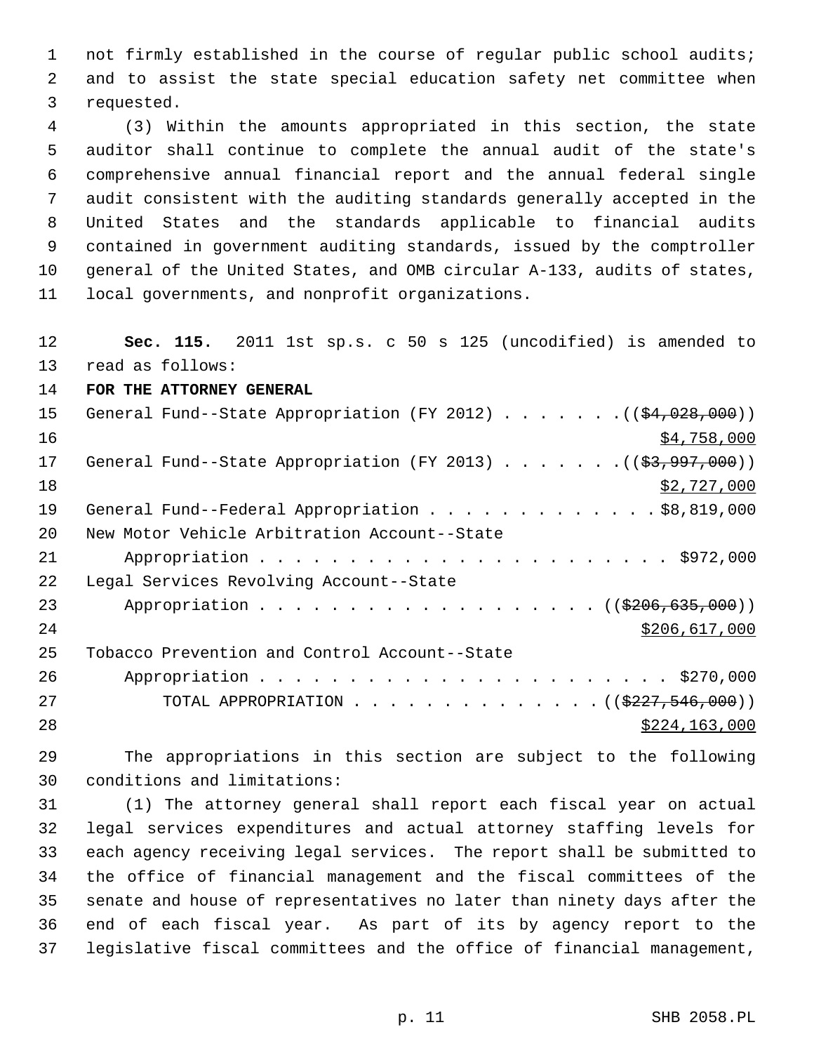not firmly established in the course of regular public school audits; and to assist the state special education safety net committee when requested.

(3) Within the amounts appropriated in this section, the state auditor shall continue to complete the annual audit of the state's comprehensive annual financial report and the annual federal single audit consistent with the auditing standards generally accepted in the United States and the standards applicable to financial audits contained in government auditing standards, issued by the comptroller general of the United States, and OMB circular A-133, audits of states, local governments, and nonprofit organizations.

**Sec. 115.** 2011 1st sp.s. c 50 s 125 (uncodified) is amended to read as follows:

**FOR THE ATTORNEY GENERAL**

General Fund--State Appropriation (FY 2012) . . . . . . . ((~~$4,028,000~~))
$4,758,000

General Fund--State Appropriation (FY 2013) . . . . . . . ((~~$3,997,000~~))
$2,727,000

General Fund--Federal Appropriation . . . . . . . . . . . . . $8,819,000

New Motor Vehicle Arbitration Account--State Appropriation . . . . . . . . . . . . . . . . . . . . . . . . $972,000

Legal Services Revolving Account--State Appropriation . . . . . . . . . . . . . . . . . . . . ((~~$206,635,000~~))
$206,617,000

Tobacco Prevention and Control Account--State Appropriation . . . . . . . . . . . . . . . . . . . . . . . . $270,000

TOTAL APPROPRIATION . . . . . . . . . . . . . . ((~~$227,546,000~~))
$224,163,000

The appropriations in this section are subject to the following conditions and limitations:

(1) The attorney general shall report each fiscal year on actual legal services expenditures and actual attorney staffing levels for each agency receiving legal services. The report shall be submitted to the office of financial management and the fiscal committees of the senate and house of representatives no later than ninety days after the end of each fiscal year. As part of its by agency report to the legislative fiscal committees and the office of financial management,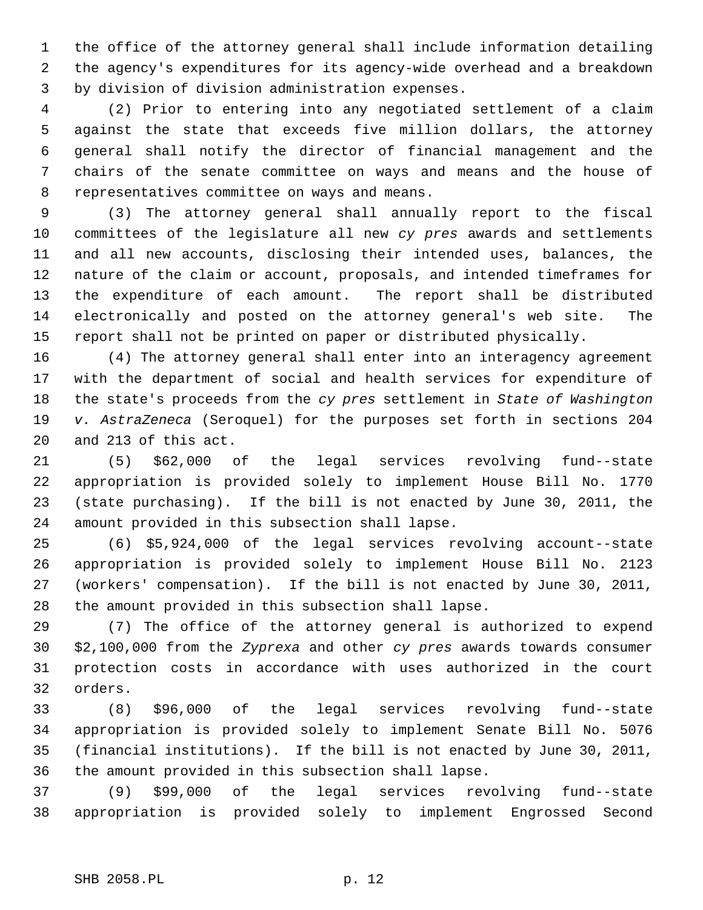the office of the attorney general shall include information detailing the agency's expenditures for its agency-wide overhead and a breakdown by division of division administration expenses.

(2) Prior to entering into any negotiated settlement of a claim against the state that exceeds five million dollars, the attorney general shall notify the director of financial management and the chairs of the senate committee on ways and means and the house of representatives committee on ways and means.

(3) The attorney general shall annually report to the fiscal committees of the legislature all new *cy pres* awards and settlements and all new accounts, disclosing their intended uses, balances, the nature of the claim or account, proposals, and intended timeframes for the expenditure of each amount. The report shall be distributed electronically and posted on the attorney general's web site. The report shall not be printed on paper or distributed physically.

(4) The attorney general shall enter into an interagency agreement with the department of social and health services for expenditure of the state's proceeds from the *cy pres* settlement in *State of Washington v. AstraZeneca* (Seroquel) for the purposes set forth in sections 204 and 213 of this act.

(5) $62,000 of the legal services revolving fund--state appropriation is provided solely to implement House Bill No. 1770 (state purchasing). If the bill is not enacted by June 30, 2011, the amount provided in this subsection shall lapse.

(6) $5,924,000 of the legal services revolving account--state appropriation is provided solely to implement House Bill No. 2123 (workers' compensation). If the bill is not enacted by June 30, 2011, the amount provided in this subsection shall lapse.

(7) The office of the attorney general is authorized to expend $2,100,000 from the *Zyprexa* and other *cy pres* awards towards consumer protection costs in accordance with uses authorized in the court orders.

(8) $96,000 of the legal services revolving fund--state appropriation is provided solely to implement Senate Bill No. 5076 (financial institutions). If the bill is not enacted by June 30, 2011, the amount provided in this subsection shall lapse.

(9) $99,000 of the legal services revolving fund--state appropriation is provided solely to implement Engrossed Second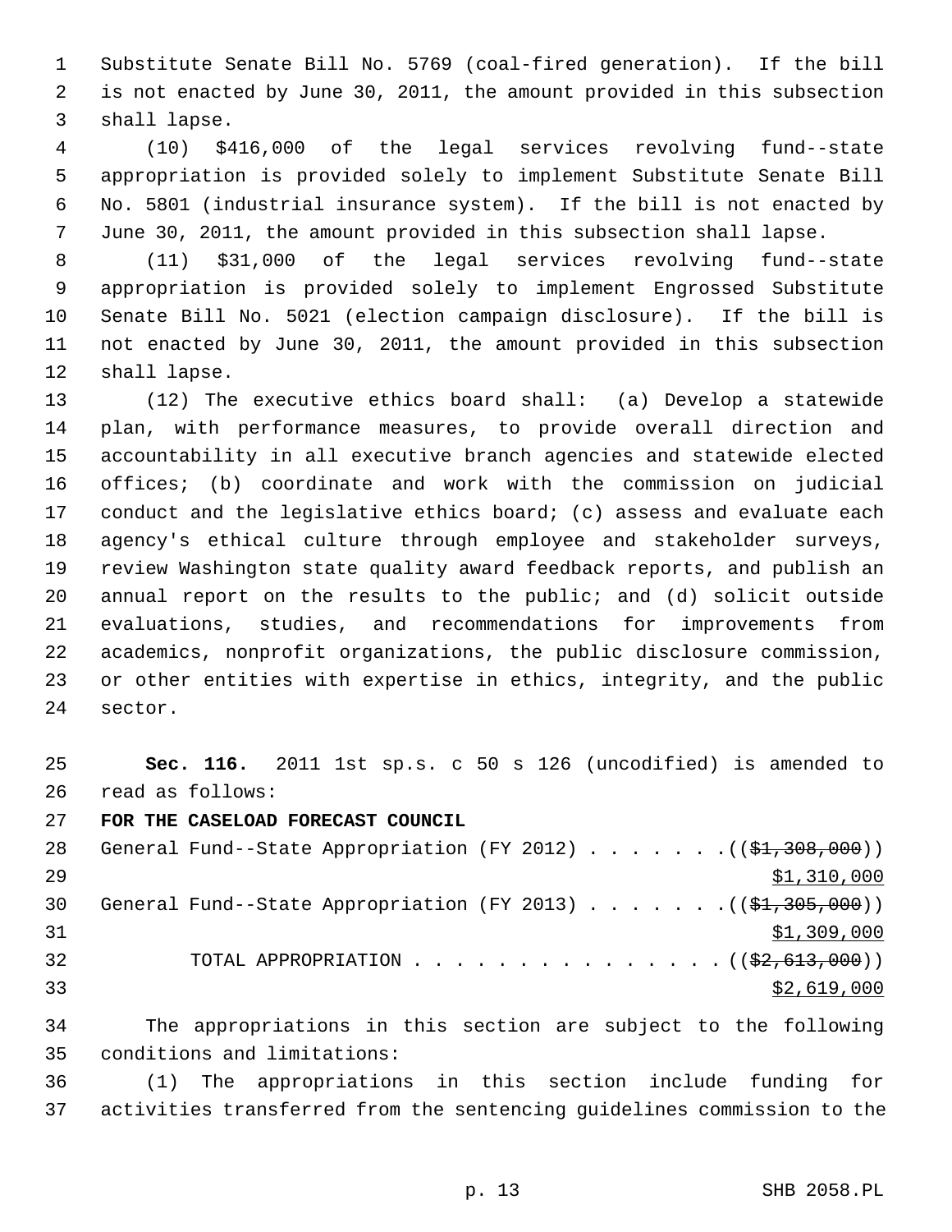Substitute Senate Bill No. 5769 (coal-fired generation). If the bill is not enacted by June 30, 2011, the amount provided in this subsection shall lapse.

(10) $416,000 of the legal services revolving fund--state appropriation is provided solely to implement Substitute Senate Bill No. 5801 (industrial insurance system). If the bill is not enacted by June 30, 2011, the amount provided in this subsection shall lapse.

(11) $31,000 of the legal services revolving fund--state appropriation is provided solely to implement Engrossed Substitute Senate Bill No. 5021 (election campaign disclosure). If the bill is not enacted by June 30, 2011, the amount provided in this subsection shall lapse.

(12) The executive ethics board shall: (a) Develop a statewide plan, with performance measures, to provide overall direction and accountability in all executive branch agencies and statewide elected offices; (b) coordinate and work with the commission on judicial conduct and the legislative ethics board; (c) assess and evaluate each agency's ethical culture through employee and stakeholder surveys, review Washington state quality award feedback reports, and publish an annual report on the results to the public; and (d) solicit outside evaluations, studies, and recommendations for improvements from academics, nonprofit organizations, the public disclosure commission, or other entities with expertise in ethics, integrity, and the public sector.

**Sec. 116.** 2011 1st sp.s. c 50 s 126 (uncodified) is amended to read as follows:

**FOR THE CASELOAD FORECAST COUNCIL**

General Fund--State Appropriation (FY 2012) . . . . . . . ((~~$1,308,000~~))
<u>$1,310,000</u>

General Fund--State Appropriation (FY 2013) . . . . . . . ((~~$1,305,000~~))
<u>$1,309,000</u>

TOTAL APPROPRIATION . . . . . . . . . . . . . . . ((~~$2,613,000~~))
<u>$2,619,000</u>

The appropriations in this section are subject to the following conditions and limitations:

(1) The appropriations in this section include funding for activities transferred from the sentencing guidelines commission to the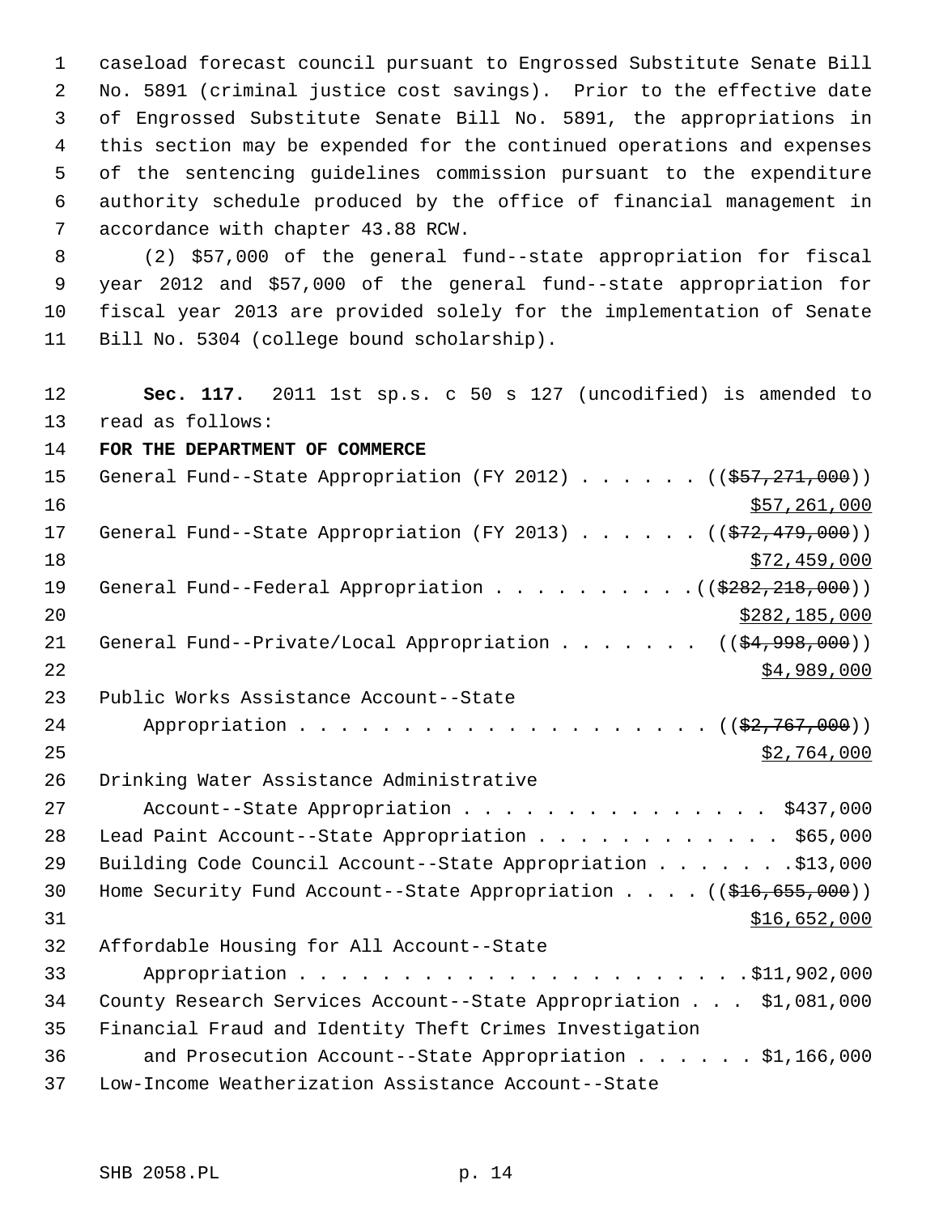caseload forecast council pursuant to Engrossed Substitute Senate Bill No. 5891 (criminal justice cost savings). Prior to the effective date of Engrossed Substitute Senate Bill No. 5891, the appropriations in this section may be expended for the continued operations and expenses of the sentencing guidelines commission pursuant to the expenditure authority schedule produced by the office of financial management in accordance with chapter 43.88 RCW.

(2) $57,000 of the general fund--state appropriation for fiscal year 2012 and $57,000 of the general fund--state appropriation for fiscal year 2013 are provided solely for the implementation of Senate Bill No. 5304 (college bound scholarship).

**Sec. 117.** 2011 1st sp.s. c 50 s 127 (uncodified) is amended to read as follows:

**FOR THE DEPARTMENT OF COMMERCE**

General Fund--State Appropriation (FY 2012) . . . . . . ((~~$57,271,000~~))
$57,261,000

General Fund--State Appropriation (FY 2013) . . . . . . ((~~$72,479,000~~))
$72,459,000

General Fund--Federal Appropriation . . . . . . . . . . ((~~$282,218,000~~))
$282,185,000

General Fund--Private/Local Appropriation . . . . . . . ((~~$4,998,000~~))
$4,989,000

Public Works Assistance Account--State Appropriation . . . . . . . . . . . . . . . . . . . . . ((~~$2,767,000~~))
$2,764,000

Drinking Water Assistance Administrative Account--State Appropriation . . . . . . . . . . . . . . . . $437,000

Lead Paint Account--State Appropriation . . . . . . . . . . . . $65,000

Building Code Council Account--State Appropriation . . . . . . . $13,000

Home Security Fund Account--State Appropriation . . . . ((~~$16,655,000~~))
$16,652,000

Affordable Housing for All Account--State Appropriation . . . . . . . . . . . . . . . . . . . . . . . $11,902,000

County Research Services Account--State Appropriation . . . $1,081,000

Financial Fraud and Identity Theft Crimes Investigation and Prosecution Account--State Appropriation . . . . . . $1,166,000

Low-Income Weatherization Assistance Account--State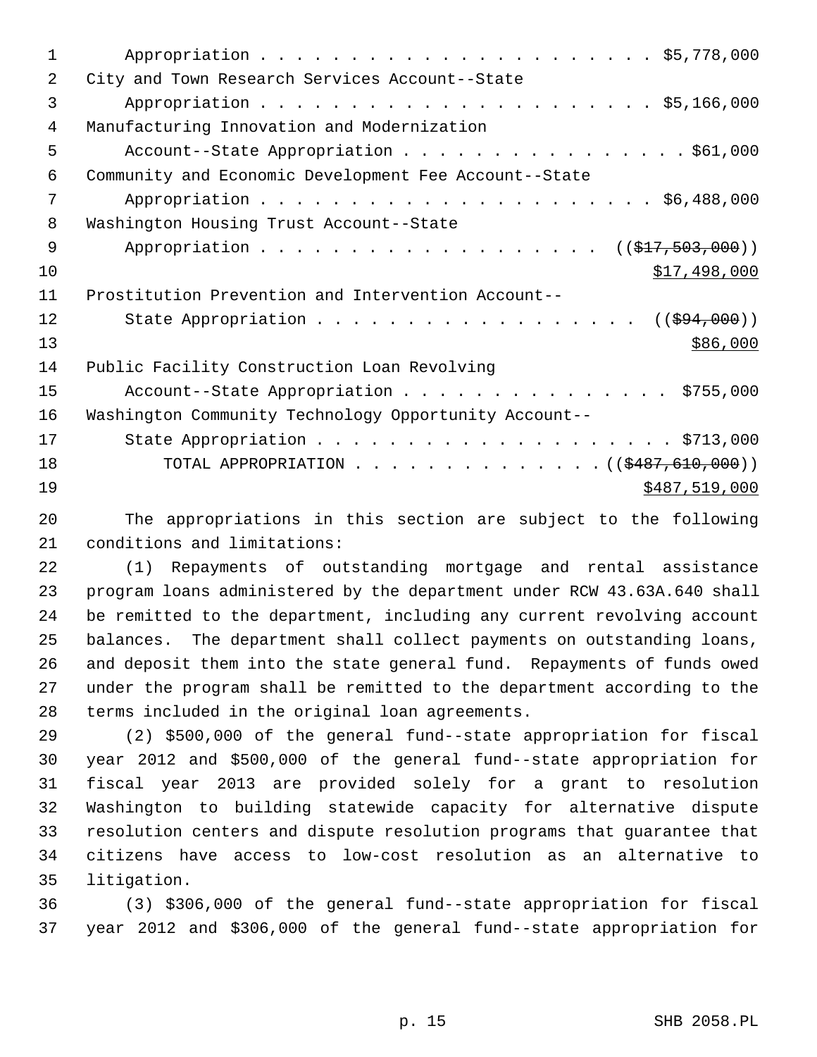Appropriation . . . . . . . . . . . . . . . . . . . . . . $5,778,000

City and Town Research Services Account--State

Appropriation . . . . . . . . . . . . . . . . . . . . . . $5,166,000

Manufacturing Innovation and Modernization

Account--State Appropriation . . . . . . . . . . . . . . . . $61,000

Community and Economic Development Fee Account--State

Appropriation . . . . . . . . . . . . . . . . . . . . . . $6,488,000

Washington Housing Trust Account--State

Appropriation . . . . . . . . . . . . . . . . . . . . ((~~$17,503,000~~))

<u>$17,498,000</u>

Prostitution Prevention and Intervention Account--

State Appropriation . . . . . . . . . . . . . . . . . . . ((~~$94,000~~))

<u>$86,000</u>

Public Facility Construction Loan Revolving

Account--State Appropriation . . . . . . . . . . . . . . . . $755,000

Washington Community Technology Opportunity Account--

State Appropriation . . . . . . . . . . . . . . . . . . . . . $713,000

TOTAL APPROPRIATION . . . . . . . . . . . . . . . ((~~$487,610,000~~))

<u>$487,519,000</u>

The appropriations in this section are subject to the following conditions and limitations:

(1) Repayments of outstanding mortgage and rental assistance program loans administered by the department under RCW 43.63A.640 shall be remitted to the department, including any current revolving account balances. The department shall collect payments on outstanding loans, and deposit them into the state general fund. Repayments of funds owed under the program shall be remitted to the department according to the terms included in the original loan agreements.

(2) $500,000 of the general fund--state appropriation for fiscal year 2012 and $500,000 of the general fund--state appropriation for fiscal year 2013 are provided solely for a grant to resolution Washington to building statewide capacity for alternative dispute resolution centers and dispute resolution programs that guarantee that citizens have access to low-cost resolution as an alternative to litigation.

(3) $306,000 of the general fund--state appropriation for fiscal year 2012 and $306,000 of the general fund--state appropriation for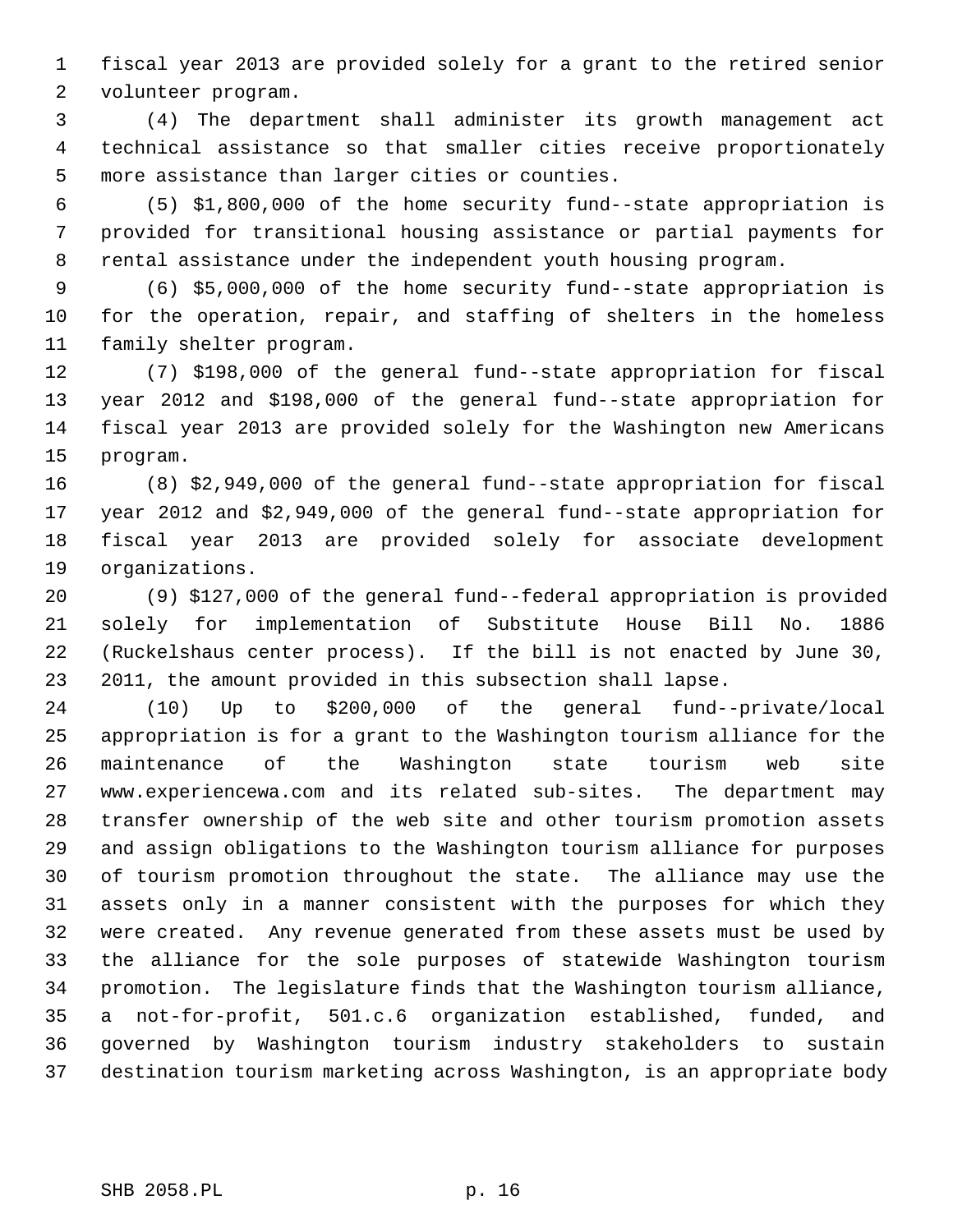fiscal year 2013 are provided solely for a grant to the retired senior volunteer program.

(4) The department shall administer its growth management act technical assistance so that smaller cities receive proportionately more assistance than larger cities or counties.

(5) $1,800,000 of the home security fund--state appropriation is provided for transitional housing assistance or partial payments for rental assistance under the independent youth housing program.

(6) $5,000,000 of the home security fund--state appropriation is for the operation, repair, and staffing of shelters in the homeless family shelter program.

(7) $198,000 of the general fund--state appropriation for fiscal year 2012 and $198,000 of the general fund--state appropriation for fiscal year 2013 are provided solely for the Washington new Americans program.

(8) $2,949,000 of the general fund--state appropriation for fiscal year 2012 and $2,949,000 of the general fund--state appropriation for fiscal year 2013 are provided solely for associate development organizations.

(9) $127,000 of the general fund--federal appropriation is provided solely for implementation of Substitute House Bill No. 1886 (Ruckelshaus center process). If the bill is not enacted by June 30, 2011, the amount provided in this subsection shall lapse.

(10) Up to $200,000 of the general fund--private/local appropriation is for a grant to the Washington tourism alliance for the maintenance of the Washington state tourism web site www.experiencewa.com and its related sub-sites. The department may transfer ownership of the web site and other tourism promotion assets and assign obligations to the Washington tourism alliance for purposes of tourism promotion throughout the state. The alliance may use the assets only in a manner consistent with the purposes for which they were created. Any revenue generated from these assets must be used by the alliance for the sole purposes of statewide Washington tourism promotion. The legislature finds that the Washington tourism alliance, a not-for-profit, 501.c.6 organization established, funded, and governed by Washington tourism industry stakeholders to sustain destination tourism marketing across Washington, is an appropriate body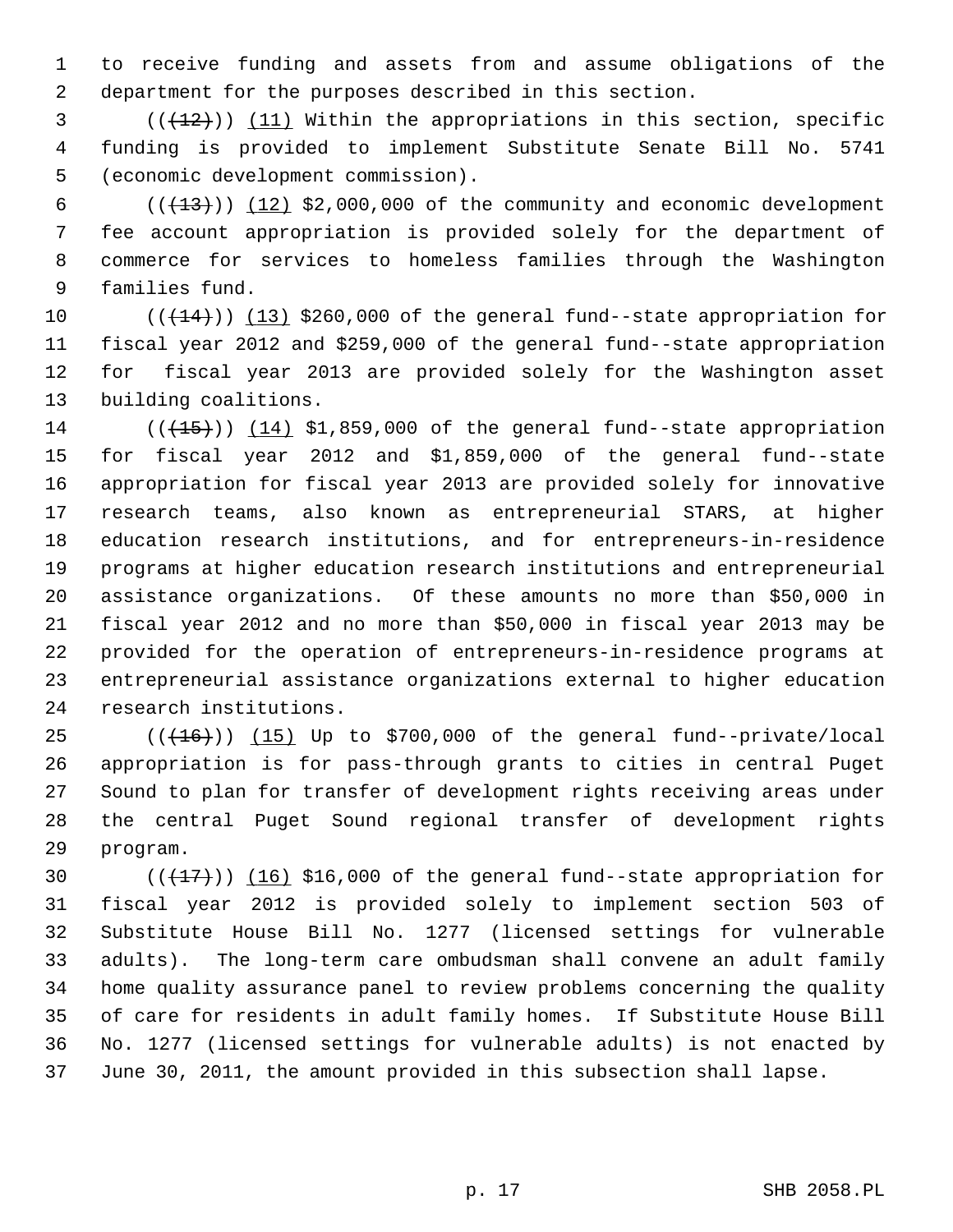to receive funding and assets from and assume obligations of the department for the purposes described in this section.

(((12))) (11) Within the appropriations in this section, specific funding is provided to implement Substitute Senate Bill No. 5741 (economic development commission).

(((13))) (12) $2,000,000 of the community and economic development fee account appropriation is provided solely for the department of commerce for services to homeless families through the Washington families fund.

(((14))) (13) $260,000 of the general fund--state appropriation for fiscal year 2012 and $259,000 of the general fund--state appropriation for fiscal year 2013 are provided solely for the Washington asset building coalitions.

(((15))) (14) $1,859,000 of the general fund--state appropriation for fiscal year 2012 and $1,859,000 of the general fund--state appropriation for fiscal year 2013 are provided solely for innovative research teams, also known as entrepreneurial STARS, at higher education research institutions, and for entrepreneurs-in-residence programs at higher education research institutions and entrepreneurial assistance organizations. Of these amounts no more than $50,000 in fiscal year 2012 and no more than $50,000 in fiscal year 2013 may be provided for the operation of entrepreneurs-in-residence programs at entrepreneurial assistance organizations external to higher education research institutions.

(((16))) (15) Up to $700,000 of the general fund--private/local appropriation is for pass-through grants to cities in central Puget Sound to plan for transfer of development rights receiving areas under the central Puget Sound regional transfer of development rights program.

(((17))) (16) $16,000 of the general fund--state appropriation for fiscal year 2012 is provided solely to implement section 503 of Substitute House Bill No. 1277 (licensed settings for vulnerable adults). The long-term care ombudsman shall convene an adult family home quality assurance panel to review problems concerning the quality of care for residents in adult family homes. If Substitute House Bill No. 1277 (licensed settings for vulnerable adults) is not enacted by June 30, 2011, the amount provided in this subsection shall lapse.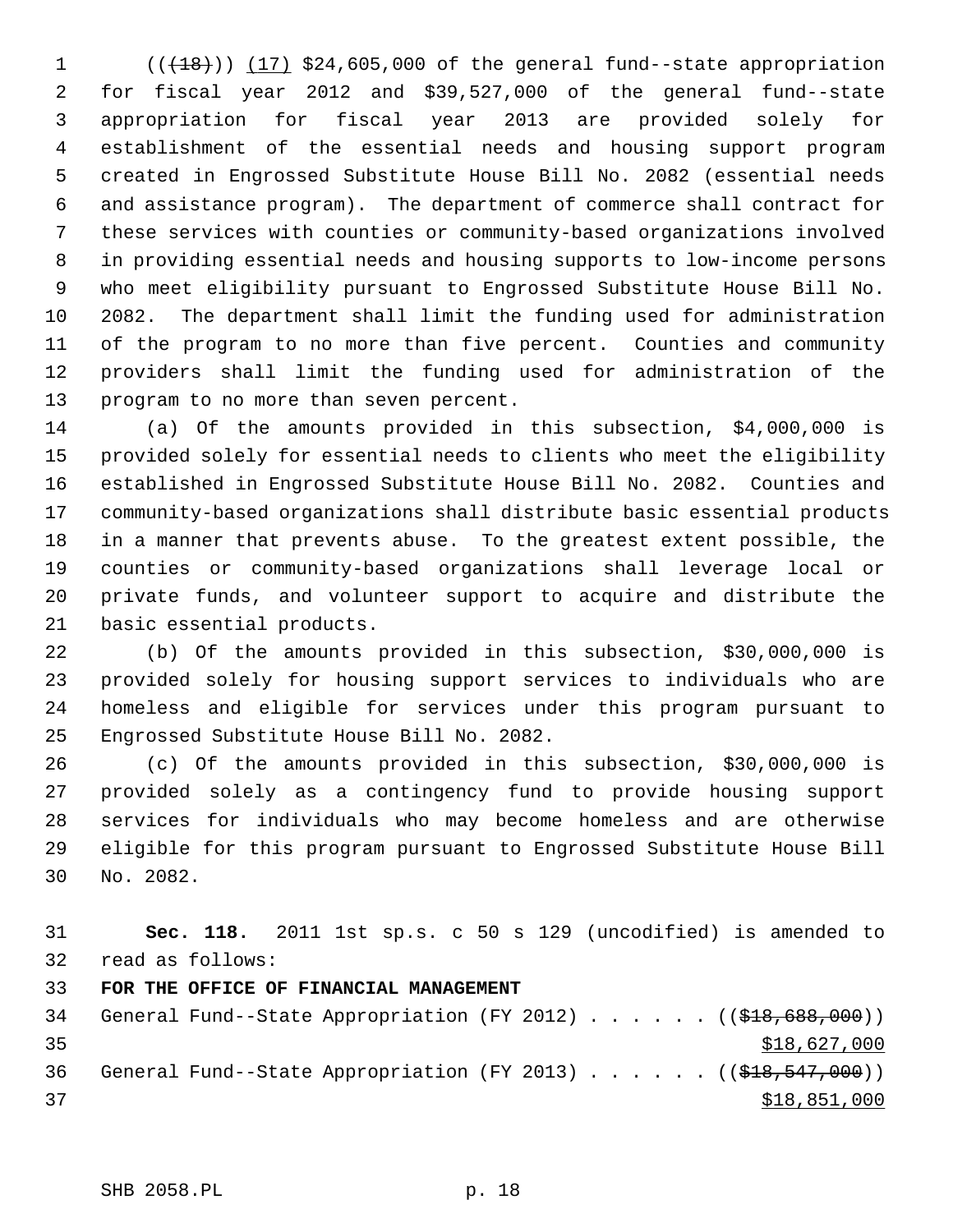((~~(18)~~)) (17) $24,605,000 of the general fund--state appropriation for fiscal year 2012 and $39,527,000 of the general fund--state appropriation for fiscal year 2013 are provided solely for establishment of the essential needs and housing support program created in Engrossed Substitute House Bill No. 2082 (essential needs and assistance program). The department of commerce shall contract for these services with counties or community-based organizations involved in providing essential needs and housing supports to low-income persons who meet eligibility pursuant to Engrossed Substitute House Bill No. 2082. The department shall limit the funding used for administration of the program to no more than five percent. Counties and community providers shall limit the funding used for administration of the program to no more than seven percent.

(a) Of the amounts provided in this subsection, $4,000,000 is provided solely for essential needs to clients who meet the eligibility established in Engrossed Substitute House Bill No. 2082. Counties and community-based organizations shall distribute basic essential products in a manner that prevents abuse. To the greatest extent possible, the counties or community-based organizations shall leverage local or private funds, and volunteer support to acquire and distribute the basic essential products.

(b) Of the amounts provided in this subsection, $30,000,000 is provided solely for housing support services to individuals who are homeless and eligible for services under this program pursuant to Engrossed Substitute House Bill No. 2082.

(c) Of the amounts provided in this subsection, $30,000,000 is provided solely as a contingency fund to provide housing support services for individuals who may become homeless and are otherwise eligible for this program pursuant to Engrossed Substitute House Bill No. 2082.

**Sec. 118.** 2011 1st sp.s. c 50 s 129 (uncodified) is amended to read as follows:

**FOR THE OFFICE OF FINANCIAL MANAGEMENT**

General Fund--State Appropriation (FY 2012) . . . . . . ((~~$18,688,000~~))
$18,627,000

General Fund--State Appropriation (FY 2013) . . . . . . ((~~$18,547,000~~))
$18,851,000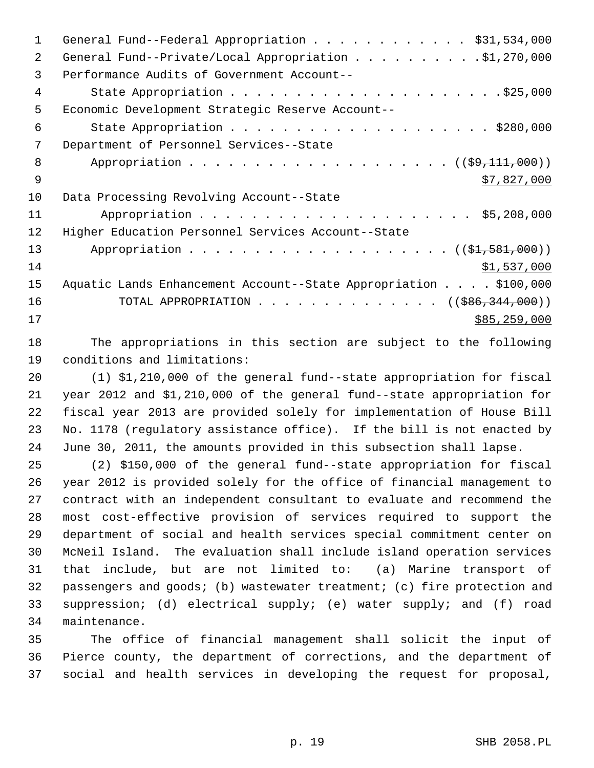General Fund--Federal Appropriation . . . . . . . . . . . . $31,534,000
General Fund--Private/Local Appropriation . . . . . . . . . .$1,270,000
Performance Audits of Government Account--
State Appropriation . . . . . . . . . . . . . . . . . . . . .$25,000
Economic Development Strategic Reserve Account--
State Appropriation . . . . . . . . . . . . . . . . . . . . $280,000
Department of Personnel Services--State
Appropriation . . . . . . . . . . . . . . . . . . . . (( ~~$9,111,000~~ ))
$7,827,000
Data Processing Revolving Account--State
Appropriation . . . . . . . . . . . . . . . . . . . . . $5,208,000
Higher Education Personnel Services Account--State
Appropriation . . . . . . . . . . . . . . . . . . . . (( ~~$1,581,000~~ ))
$1,537,000
Aquatic Lands Enhancement Account--State Appropriation . . . . $100,000
TOTAL APPROPRIATION . . . . . . . . . . . . . . (( ~~$86,344,000~~ ))
$85,259,000

The appropriations in this section are subject to the following conditions and limitations:

(1) $1,210,000 of the general fund--state appropriation for fiscal year 2012 and $1,210,000 of the general fund--state appropriation for fiscal year 2013 are provided solely for implementation of House Bill No. 1178 (regulatory assistance office). If the bill is not enacted by June 30, 2011, the amounts provided in this subsection shall lapse.

(2) $150,000 of the general fund--state appropriation for fiscal year 2012 is provided solely for the office of financial management to contract with an independent consultant to evaluate and recommend the most cost-effective provision of services required to support the department of social and health services special commitment center on McNeil Island. The evaluation shall include island operation services that include, but are not limited to: (a) Marine transport of passengers and goods; (b) wastewater treatment; (c) fire protection and suppression; (d) electrical supply; (e) water supply; and (f) road maintenance.

The office of financial management shall solicit the input of Pierce county, the department of corrections, and the department of social and health services in developing the request for proposal,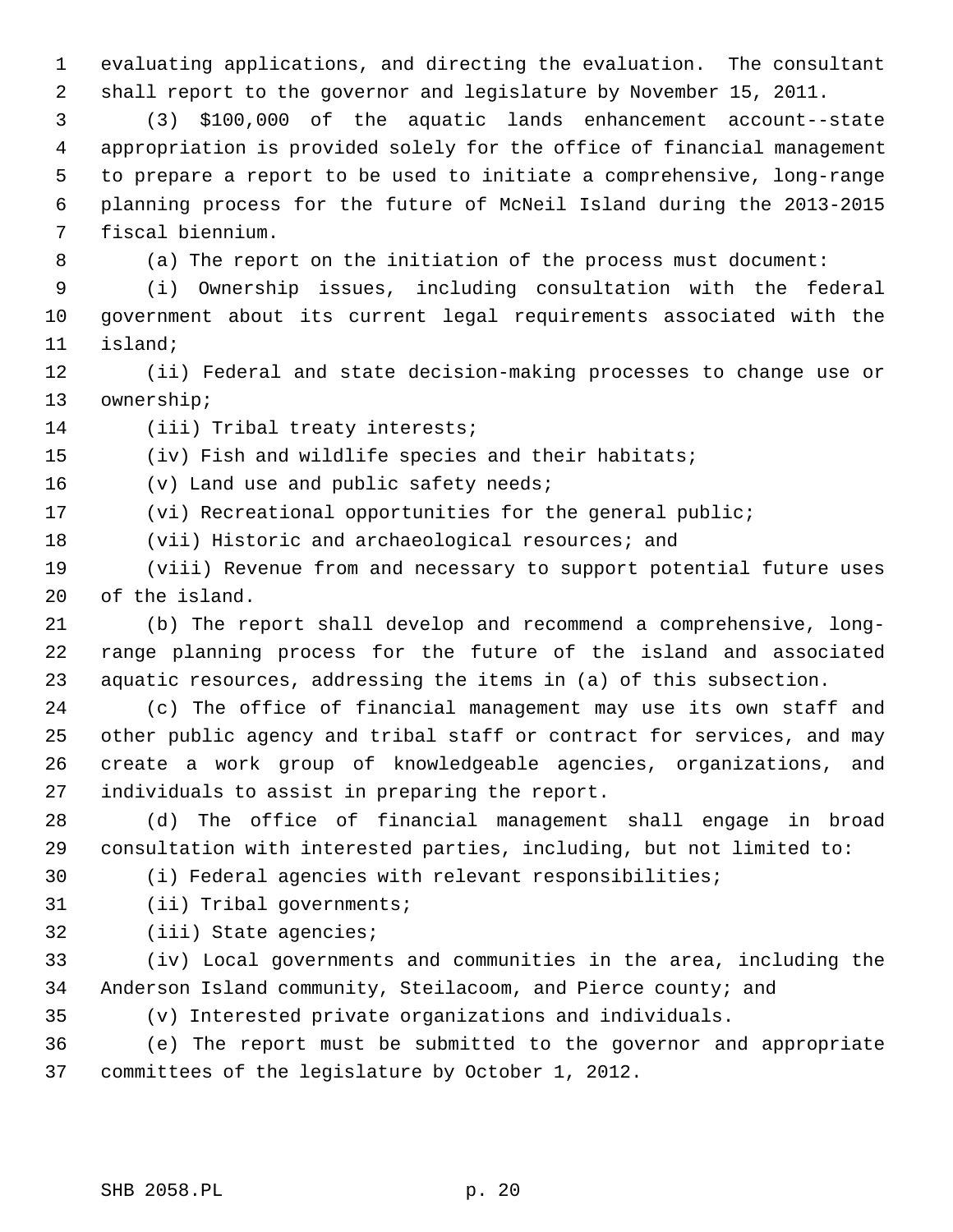evaluating applications, and directing the evaluation. The consultant shall report to the governor and legislature by November 15, 2011.

(3) $100,000 of the aquatic lands enhancement account--state appropriation is provided solely for the office of financial management to prepare a report to be used to initiate a comprehensive, long-range planning process for the future of McNeil Island during the 2013-2015 fiscal biennium.

(a) The report on the initiation of the process must document:

(i) Ownership issues, including consultation with the federal government about its current legal requirements associated with the island;

(ii) Federal and state decision-making processes to change use or ownership;

(iii) Tribal treaty interests;

(iv) Fish and wildlife species and their habitats;

(v) Land use and public safety needs;

(vi) Recreational opportunities for the general public;

(vii) Historic and archaeological resources; and

(viii) Revenue from and necessary to support potential future uses of the island.

(b) The report shall develop and recommend a comprehensive, long-range planning process for the future of the island and associated aquatic resources, addressing the items in (a) of this subsection.

(c) The office of financial management may use its own staff and other public agency and tribal staff or contract for services, and may create a work group of knowledgeable agencies, organizations, and individuals to assist in preparing the report.

(d) The office of financial management shall engage in broad consultation with interested parties, including, but not limited to:

(i) Federal agencies with relevant responsibilities;

(ii) Tribal governments;

(iii) State agencies;

(iv) Local governments and communities in the area, including the Anderson Island community, Steilacoom, and Pierce county; and

(v) Interested private organizations and individuals.

(e) The report must be submitted to the governor and appropriate committees of the legislature by October 1, 2012.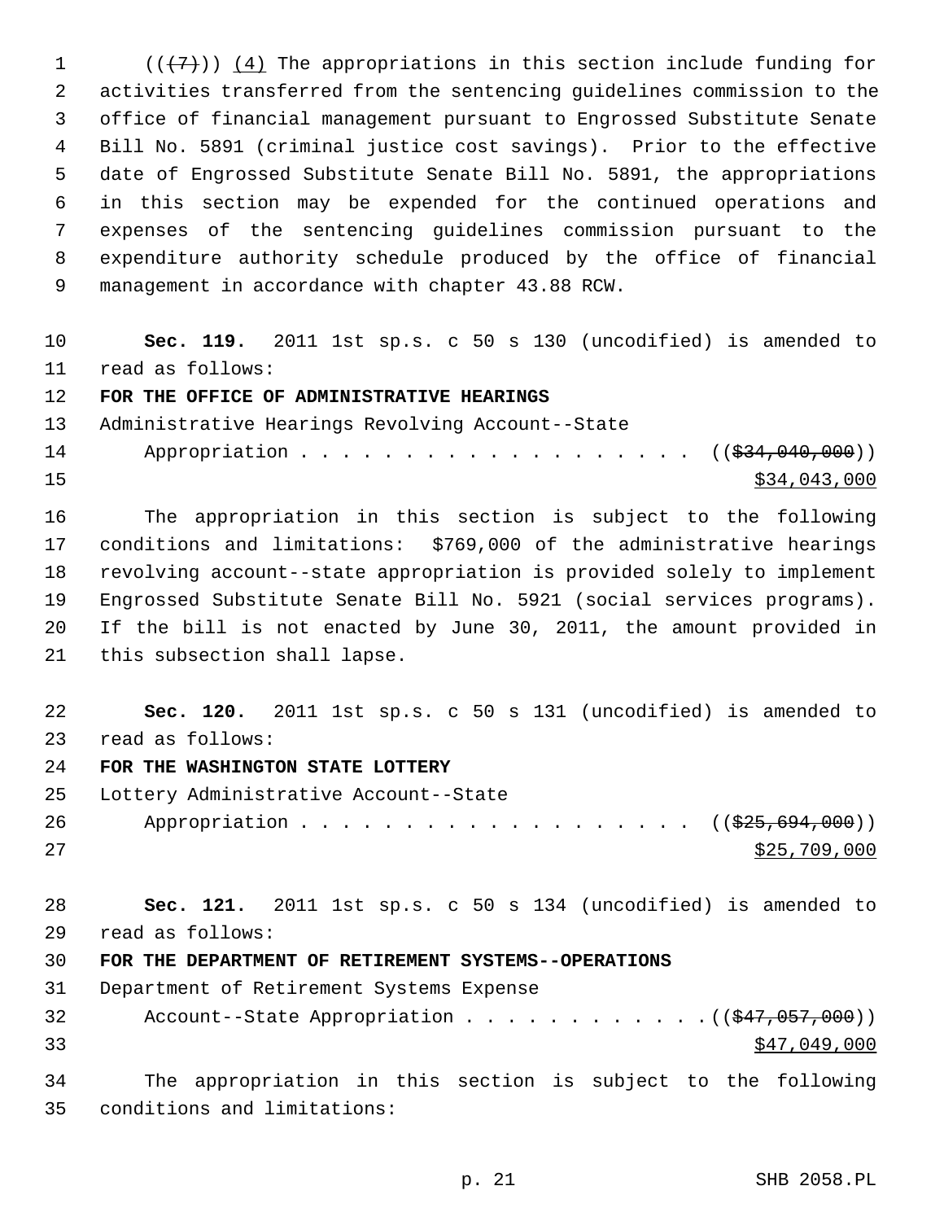((~~(7)~~)) <u>(4)</u> The appropriations in this section include funding for activities transferred from the sentencing guidelines commission to the office of financial management pursuant to Engrossed Substitute Senate Bill No. 5891 (criminal justice cost savings). Prior to the effective date of Engrossed Substitute Senate Bill No. 5891, the appropriations in this section may be expended for the continued operations and expenses of the sentencing guidelines commission pursuant to the expenditure authority schedule produced by the office of financial management in accordance with chapter 43.88 RCW.

**Sec. 119.** 2011 1st sp.s. c 50 s 130 (uncodified) is amended to read as follows:

**FOR THE OFFICE OF ADMINISTRATIVE HEARINGS**

Administrative Hearings Revolving Account--State
Appropriation . . . . . . . . . . . . . . . . . . . . ((~~$34,040,000~~))
<u>$34,043,000</u>

The appropriation in this section is subject to the following conditions and limitations: $769,000 of the administrative hearings revolving account--state appropriation is provided solely to implement Engrossed Substitute Senate Bill No. 5921 (social services programs). If the bill is not enacted by June 30, 2011, the amount provided in this subsection shall lapse.

**Sec. 120.** 2011 1st sp.s. c 50 s 131 (uncodified) is amended to read as follows:

**FOR THE WASHINGTON STATE LOTTERY**

Lottery Administrative Account--State
Appropriation . . . . . . . . . . . . . . . . . . . . ((~~$25,694,000~~))
<u>$25,709,000</u>

**Sec. 121.** 2011 1st sp.s. c 50 s 134 (uncodified) is amended to read as follows:

**FOR THE DEPARTMENT OF RETIREMENT SYSTEMS--OPERATIONS**

Department of Retirement Systems Expense
Account--State Appropriation . . . . . . . . . . . . ((~~$47,057,000~~))
<u>$47,049,000</u>

The appropriation in this section is subject to the following conditions and limitations: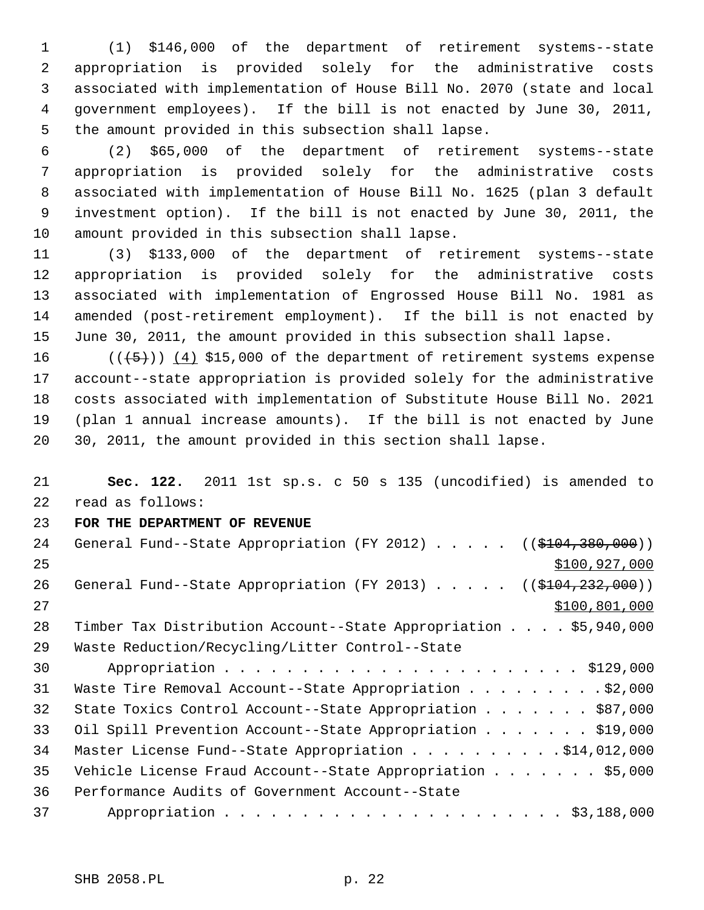(1) $146,000 of the department of retirement systems--state appropriation is provided solely for the administrative costs associated with implementation of House Bill No. 2070 (state and local government employees). If the bill is not enacted by June 30, 2011, the amount provided in this subsection shall lapse.

(2) $65,000 of the department of retirement systems--state appropriation is provided solely for the administrative costs associated with implementation of House Bill No. 1625 (plan 3 default investment option). If the bill is not enacted by June 30, 2011, the amount provided in this subsection shall lapse.

(3) $133,000 of the department of retirement systems--state appropriation is provided solely for the administrative costs associated with implementation of Engrossed House Bill No. 1981 as amended (post-retirement employment). If the bill is not enacted by June 30, 2011, the amount provided in this subsection shall lapse.

(((5))) (4) $15,000 of the department of retirement systems expense account--state appropriation is provided solely for the administrative costs associated with implementation of Substitute House Bill No. 2021 (plan 1 annual increase amounts). If the bill is not enacted by June 30, 2011, the amount provided in this section shall lapse.

**Sec. 122.** 2011 1st sp.s. c 50 s 135 (uncodified) is amended to read as follows:

**FOR THE DEPARTMENT OF REVENUE**

General Fund--State Appropriation (FY 2012) . . . . . (($104,380,000)) $100,927,000

General Fund--State Appropriation (FY 2013) . . . . . (($104,232,000)) $100,801,000

Timber Tax Distribution Account--State Appropriation . . . . $5,940,000

Waste Reduction/Recycling/Litter Control--State Appropriation . . . . . . . . . . . . . . . . . . . . . . $129,000

Waste Tire Removal Account--State Appropriation . . . . . . . . . $2,000

State Toxics Control Account--State Appropriation . . . . . . . $87,000

Oil Spill Prevention Account--State Appropriation . . . . . . . $19,000

Master License Fund--State Appropriation . . . . . . . . . . $14,012,000

Vehicle License Fraud Account--State Appropriation . . . . . . . $5,000

Performance Audits of Government Account--State Appropriation . . . . . . . . . . . . . . . . . . . . . . $3,188,000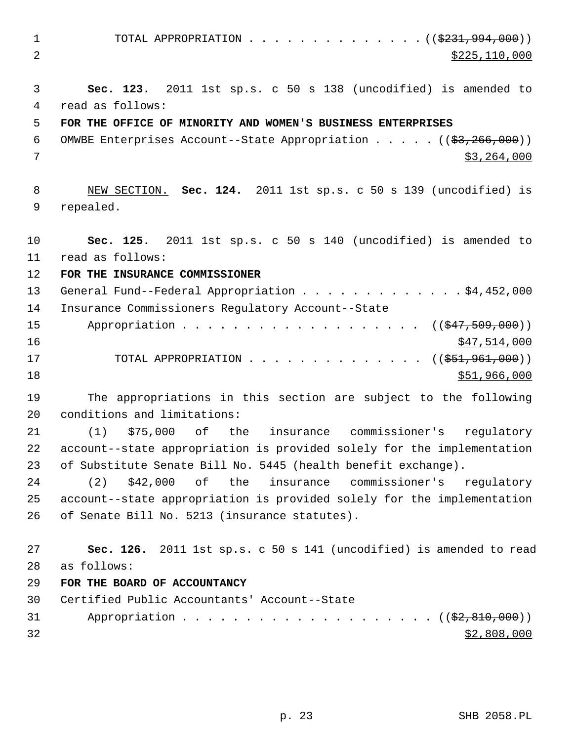TOTAL APPROPRIATION . . . . . . . . . . . . . . ((~~$231,994,000~~))
$225,110,000

**Sec. 123.** 2011 1st sp.s. c 50 s 138 (uncodified) is amended to read as follows:

**FOR THE OFFICE OF MINORITY AND WOMEN'S BUSINESS ENTERPRISES**

OMWBE Enterprises Account--State Appropriation . . . . . ((~~$3,266,000~~))
$3,264,000

NEW SECTION. **Sec. 124.** 2011 1st sp.s. c 50 s 139 (uncodified) is repealed.

**Sec. 125.** 2011 1st sp.s. c 50 s 140 (uncodified) is amended to read as follows:

**FOR THE INSURANCE COMMISSIONER**

General Fund--Federal Appropriation . . . . . . . . . . . . . $4,452,000

Insurance Commissioners Regulatory Account--State Appropriation . . . . . . . . . . . . . . . . . . . . ((~~$47,509,000~~))
$47,514,000

TOTAL APPROPRIATION . . . . . . . . . . . . . . ((~~$51,961,000~~))
$51,966,000

The appropriations in this section are subject to the following conditions and limitations:

(1) $75,000 of the insurance commissioner's regulatory account--state appropriation is provided solely for the implementation of Substitute Senate Bill No. 5445 (health benefit exchange).

(2) $42,000 of the insurance commissioner's regulatory account--state appropriation is provided solely for the implementation of Senate Bill No. 5213 (insurance statutes).

**Sec. 126.** 2011 1st sp.s. c 50 s 141 (uncodified) is amended to read as follows:

**FOR THE BOARD OF ACCOUNTANCY**

Certified Public Accountants' Account--State Appropriation . . . . . . . . . . . . . . . . . . . . ((~~$2,810,000~~))
$2,808,000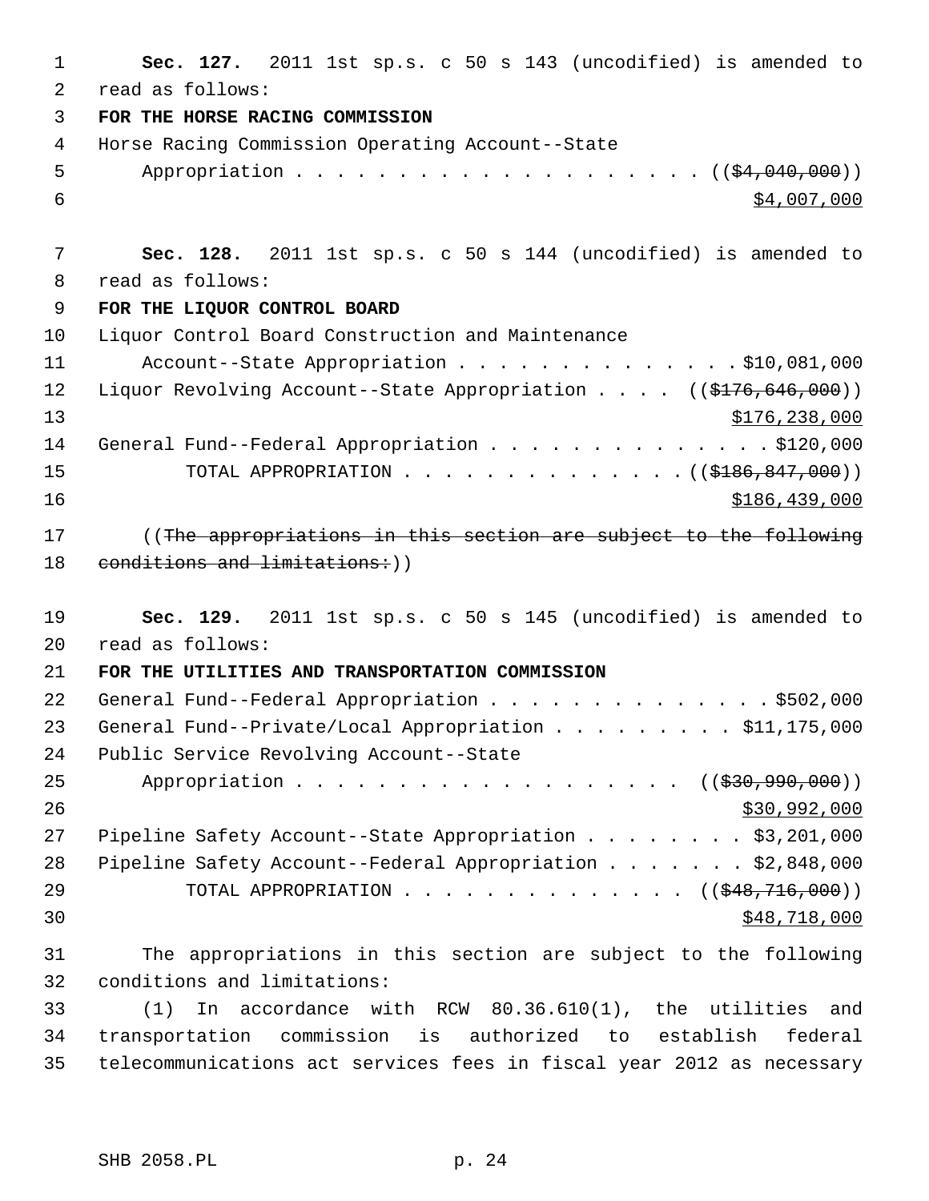**Sec. 127.** 2011 1st sp.s. c 50 s 143 (uncodified) is amended to read as follows:

**FOR THE HORSE RACING COMMISSION**

Horse Racing Commission Operating Account--State
Appropriation . . . . . . . . . . . . . . . . . . . . . (($4,040,000))
$4,007,000

**Sec. 128.** 2011 1st sp.s. c 50 s 144 (uncodified) is amended to read as follows:

**FOR THE LIQUOR CONTROL BOARD**

Liquor Control Board Construction and Maintenance
Account--State Appropriation . . . . . . . . . . . . . . $10,081,000
Liquor Revolving Account--State Appropriation . . . . (($176,646,000))
$176,238,000
General Fund--Federal Appropriation . . . . . . . . . . . . . . $120,000
TOTAL APPROPRIATION . . . . . . . . . . . . . . (($186,847,000))
$186,439,000

((~~The appropriations in this section are subject to the following conditions and limitations:~~))

**Sec. 129.** 2011 1st sp.s. c 50 s 145 (uncodified) is amended to read as follows:

**FOR THE UTILITIES AND TRANSPORTATION COMMISSION**

General Fund--Federal Appropriation . . . . . . . . . . . . . . $502,000
General Fund--Private/Local Appropriation . . . . . . . . . $11,175,000
Public Service Revolving Account--State
Appropriation . . . . . . . . . . . . . . . . . . . (($30,990,000))
$30,992,000
Pipeline Safety Account--State Appropriation . . . . . . . . $3,201,000
Pipeline Safety Account--Federal Appropriation . . . . . . . $2,848,000
TOTAL APPROPRIATION . . . . . . . . . . . . . . (($48,716,000))
$48,718,000

The appropriations in this section are subject to the following conditions and limitations:

(1) In accordance with RCW 80.36.610(1), the utilities and transportation commission is authorized to establish federal telecommunications act services fees in fiscal year 2012 as necessary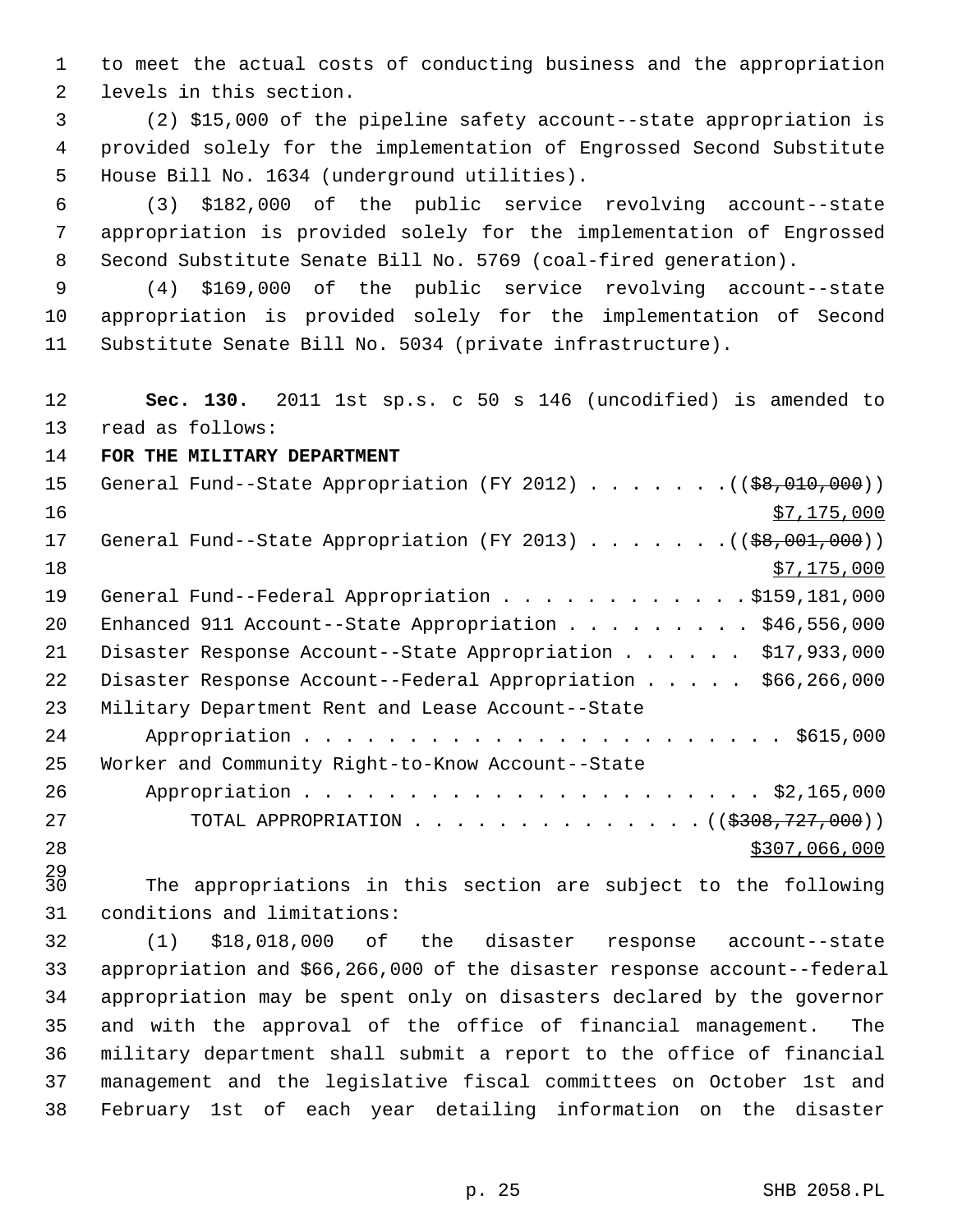to meet the actual costs of conducting business and the appropriation levels in this section.

(2) $15,000 of the pipeline safety account--state appropriation is provided solely for the implementation of Engrossed Second Substitute House Bill No. 1634 (underground utilities).

(3) $182,000 of the public service revolving account--state appropriation is provided solely for the implementation of Engrossed Second Substitute Senate Bill No. 5769 (coal-fired generation).

(4) $169,000 of the public service revolving account--state appropriation is provided solely for the implementation of Second Substitute Senate Bill No. 5034 (private infrastructure).

**Sec. 130.** 2011 1st sp.s. c 50 s 146 (uncodified) is amended to read as follows:

**FOR THE MILITARY DEPARTMENT**

General Fund--State Appropriation (FY 2012) . . . . . . . ((~~$8,010,000~~))
$7,175,000

General Fund--State Appropriation (FY 2013) . . . . . . . ((~~$8,001,000~~))
$7,175,000

General Fund--Federal Appropriation . . . . . . . . . . . . $159,181,000

Enhanced 911 Account--State Appropriation . . . . . . . . . $46,556,000

Disaster Response Account--State Appropriation . . . . . . $17,933,000

Disaster Response Account--Federal Appropriation . . . . . $66,266,000

Military Department Rent and Lease Account--State Appropriation . . . . . . . . . . . . . . . . . . . . . . . . $615,000

Worker and Community Right-to-Know Account--State Appropriation . . . . . . . . . . . . . . . . . . . . . . $2,165,000

TOTAL APPROPRIATION . . . . . . . . . . . . . . ((~~$308,727,000~~))
$307,066,000

The appropriations in this section are subject to the following conditions and limitations:

(1) $18,018,000 of the disaster response account--state appropriation and $66,266,000 of the disaster response account--federal appropriation may be spent only on disasters declared by the governor and with the approval of the office of financial management. The military department shall submit a report to the office of financial management and the legislative fiscal committees on October 1st and February 1st of each year detailing information on the disaster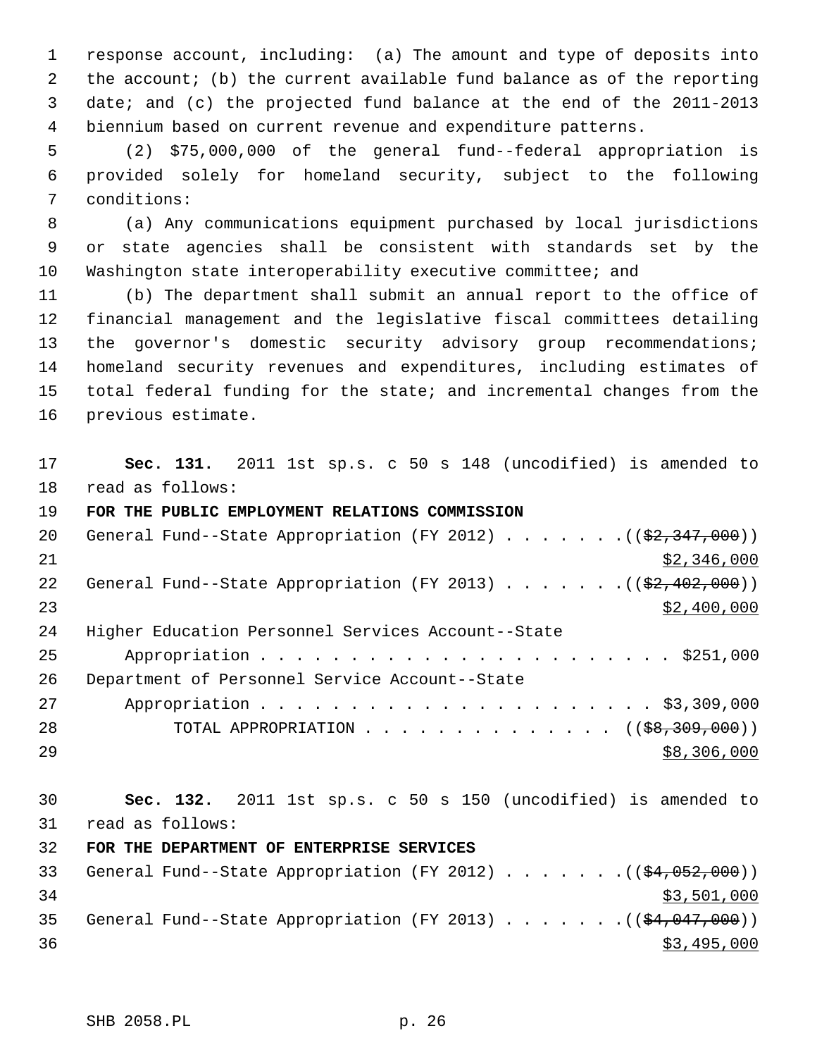response account, including: (a) The amount and type of deposits into the account; (b) the current available fund balance as of the reporting date; and (c) the projected fund balance at the end of the 2011-2013 biennium based on current revenue and expenditure patterns.

(2) $75,000,000 of the general fund--federal appropriation is provided solely for homeland security, subject to the following conditions:

(a) Any communications equipment purchased by local jurisdictions or state agencies shall be consistent with standards set by the Washington state interoperability executive committee; and

(b) The department shall submit an annual report to the office of financial management and the legislative fiscal committees detailing the governor's domestic security advisory group recommendations; homeland security revenues and expenditures, including estimates of total federal funding for the state; and incremental changes from the previous estimate.

**Sec. 131.** 2011 1st sp.s. c 50 s 148 (uncodified) is amended to read as follows:

**FOR THE PUBLIC EMPLOYMENT RELATIONS COMMISSION**

General Fund--State Appropriation (FY 2012) . . . . . . . ((~~$2,347,000~~))
<u>$2,346,000</u>

General Fund--State Appropriation (FY 2013) . . . . . . . ((~~$2,402,000~~))
<u>$2,400,000</u>

Higher Education Personnel Services Account--State Appropriation . . . . . . . . . . . . . . . . . . . . . . . . $251,000

Department of Personnel Service Account--State Appropriation . . . . . . . . . . . . . . . . . . . . . . . $3,309,000

TOTAL APPROPRIATION . . . . . . . . . . . . . . ((~~$8,309,000~~))
<u>$8,306,000</u>

**Sec. 132.** 2011 1st sp.s. c 50 s 150 (uncodified) is amended to read as follows:

**FOR THE DEPARTMENT OF ENTERPRISE SERVICES**

General Fund--State Appropriation (FY 2012) . . . . . . . ((~~$4,052,000~~))
<u>$3,501,000</u>

General Fund--State Appropriation (FY 2013) . . . . . . . ((~~$4,047,000~~))
<u>$3,495,000</u>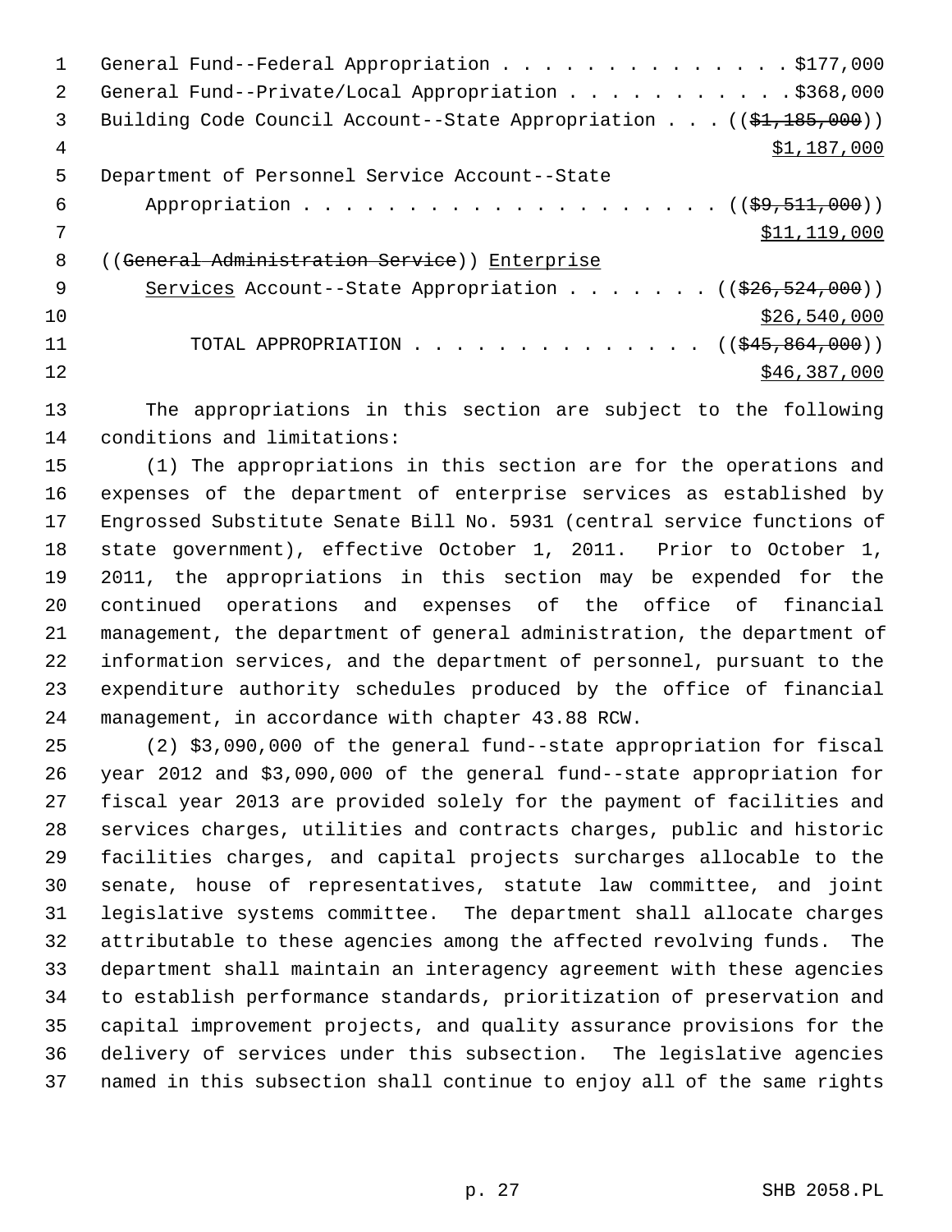General Fund--Federal Appropriation . . . . . . . . . . . . . . $177,000
General Fund--Private/Local Appropriation . . . . . . . . . . . $368,000
Building Code Council Account--State Appropriation . . . ((~~$1,185,000~~))
<u>$1,187,000</u>
Department of Personnel Service Account--State
Appropriation . . . . . . . . . . . . . . . . . . . . ((~~$9,511,000~~))
<u>$11,119,000</u>
((~~General Administration Service~~)) <u>Enterprise</u>
<u>Services</u> Account--State Appropriation . . . . . . . ((~~$26,524,000~~))
<u>$26,540,000</u>
TOTAL APPROPRIATION . . . . . . . . . . . . . . ((~~$45,864,000~~))
<u>$46,387,000</u>

The appropriations in this section are subject to the following conditions and limitations:

(1) The appropriations in this section are for the operations and expenses of the department of enterprise services as established by Engrossed Substitute Senate Bill No. 5931 (central service functions of state government), effective October 1, 2011. Prior to October 1, 2011, the appropriations in this section may be expended for the continued operations and expenses of the office of financial management, the department of general administration, the department of information services, and the department of personnel, pursuant to the expenditure authority schedules produced by the office of financial management, in accordance with chapter 43.88 RCW.

(2) $3,090,000 of the general fund--state appropriation for fiscal year 2012 and $3,090,000 of the general fund--state appropriation for fiscal year 2013 are provided solely for the payment of facilities and services charges, utilities and contracts charges, public and historic facilities charges, and capital projects surcharges allocable to the senate, house of representatives, statute law committee, and joint legislative systems committee. The department shall allocate charges attributable to these agencies among the affected revolving funds. The department shall maintain an interagency agreement with these agencies to establish performance standards, prioritization of preservation and capital improvement projects, and quality assurance provisions for the delivery of services under this subsection. The legislative agencies named in this subsection shall continue to enjoy all of the same rights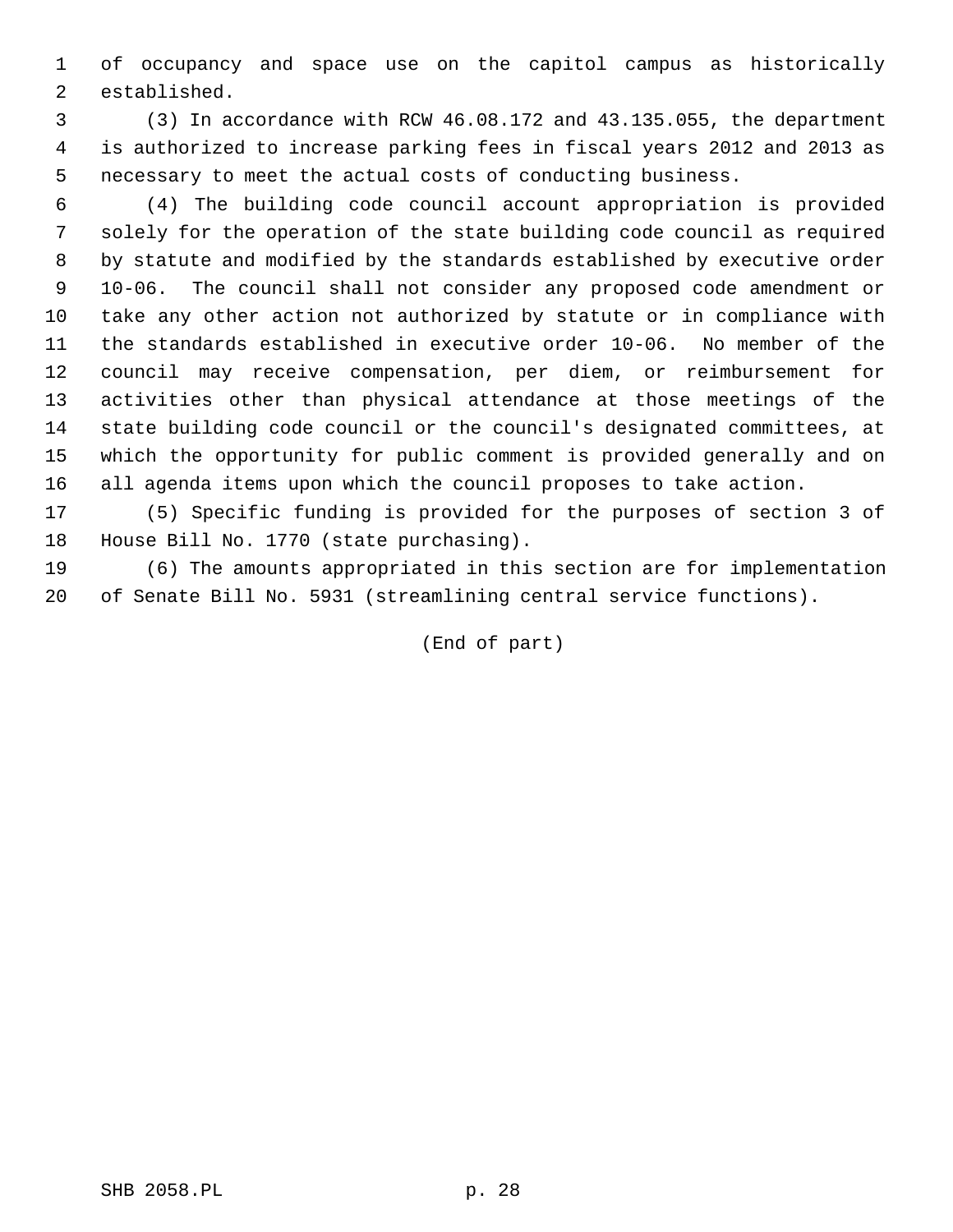of occupancy and space use on the capitol campus as historically established.

(3) In accordance with RCW 46.08.172 and 43.135.055, the department is authorized to increase parking fees in fiscal years 2012 and 2013 as necessary to meet the actual costs of conducting business.

(4) The building code council account appropriation is provided solely for the operation of the state building code council as required by statute and modified by the standards established by executive order 10-06. The council shall not consider any proposed code amendment or take any other action not authorized by statute or in compliance with the standards established in executive order 10-06. No member of the council may receive compensation, per diem, or reimbursement for activities other than physical attendance at those meetings of the state building code council or the council's designated committees, at which the opportunity for public comment is provided generally and on all agenda items upon which the council proposes to take action.

(5) Specific funding is provided for the purposes of section 3 of House Bill No. 1770 (state purchasing).

(6) The amounts appropriated in this section are for implementation of Senate Bill No. 5931 (streamlining central service functions).

(End of part)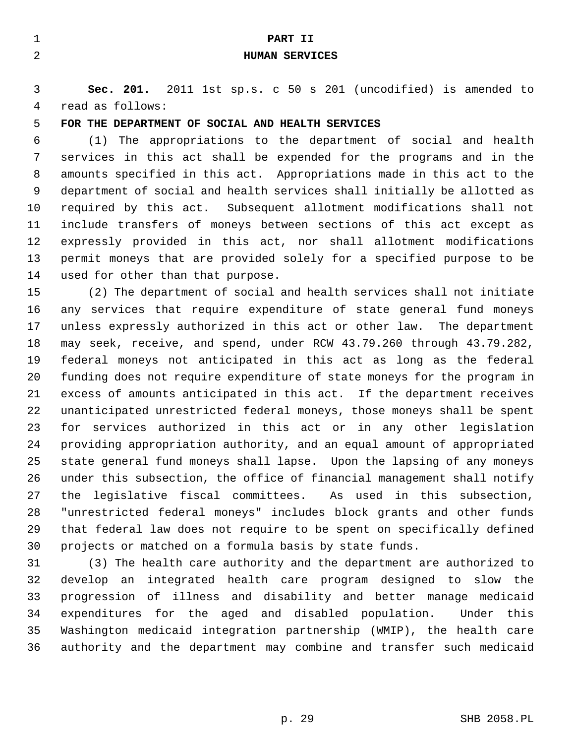# PART II

# HUMAN SERVICES

**Sec. 201.** 2011 1st sp.s. c 50 s 201 (uncodified) is amended to read as follows:

**FOR THE DEPARTMENT OF SOCIAL AND HEALTH SERVICES**

(1) The appropriations to the department of social and health services in this act shall be expended for the programs and in the amounts specified in this act. Appropriations made in this act to the department of social and health services shall initially be allotted as required by this act. Subsequent allotment modifications shall not include transfers of moneys between sections of this act except as expressly provided in this act, nor shall allotment modifications permit moneys that are provided solely for a specified purpose to be used for other than that purpose.

(2) The department of social and health services shall not initiate any services that require expenditure of state general fund moneys unless expressly authorized in this act or other law. The department may seek, receive, and spend, under RCW 43.79.260 through 43.79.282, federal moneys not anticipated in this act as long as the federal funding does not require expenditure of state moneys for the program in excess of amounts anticipated in this act. If the department receives unanticipated unrestricted federal moneys, those moneys shall be spent for services authorized in this act or in any other legislation providing appropriation authority, and an equal amount of appropriated state general fund moneys shall lapse. Upon the lapsing of any moneys under this subsection, the office of financial management shall notify the legislative fiscal committees. As used in this subsection, "unrestricted federal moneys" includes block grants and other funds that federal law does not require to be spent on specifically defined projects or matched on a formula basis by state funds.

(3) The health care authority and the department are authorized to develop an integrated health care program designed to slow the progression of illness and disability and better manage medicaid expenditures for the aged and disabled population. Under this Washington medicaid integration partnership (WMIP), the health care authority and the department may combine and transfer such medicaid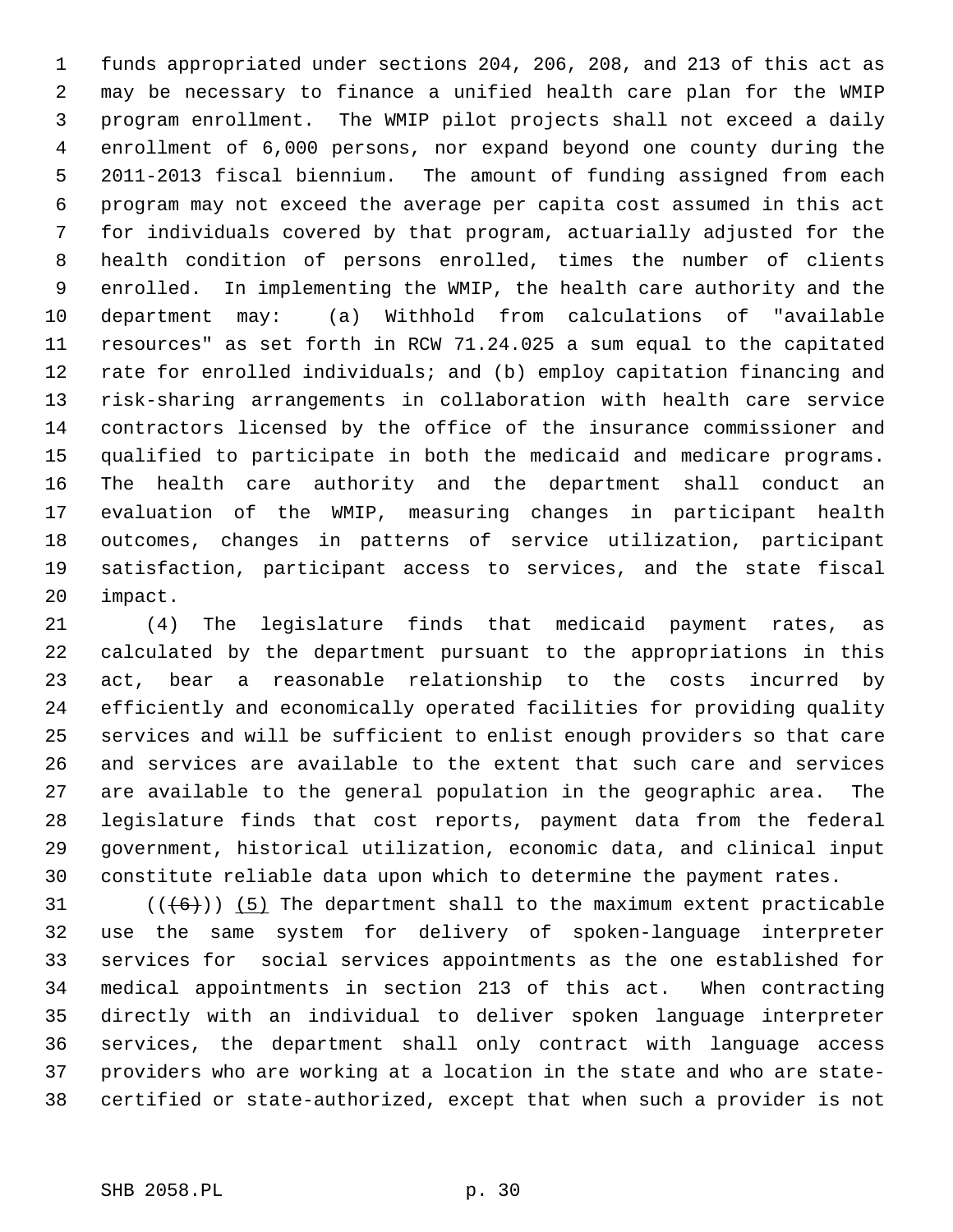funds appropriated under sections 204, 206, 208, and 213 of this act as may be necessary to finance a unified health care plan for the WMIP program enrollment. The WMIP pilot projects shall not exceed a daily enrollment of 6,000 persons, nor expand beyond one county during the 2011-2013 fiscal biennium. The amount of funding assigned from each program may not exceed the average per capita cost assumed in this act for individuals covered by that program, actuarially adjusted for the health condition of persons enrolled, times the number of clients enrolled. In implementing the WMIP, the health care authority and the department may: (a) Withhold from calculations of "available resources" as set forth in RCW 71.24.025 a sum equal to the capitated rate for enrolled individuals; and (b) employ capitation financing and risk-sharing arrangements in collaboration with health care service contractors licensed by the office of the insurance commissioner and qualified to participate in both the medicaid and medicare programs. The health care authority and the department shall conduct an evaluation of the WMIP, measuring changes in participant health outcomes, changes in patterns of service utilization, participant satisfaction, participant access to services, and the state fiscal impact.

(4) The legislature finds that medicaid payment rates, as calculated by the department pursuant to the appropriations in this act, bear a reasonable relationship to the costs incurred by efficiently and economically operated facilities for providing quality services and will be sufficient to enlist enough providers so that care and services are available to the extent that such care and services are available to the general population in the geographic area. The legislature finds that cost reports, payment data from the federal government, historical utilization, economic data, and clinical input constitute reliable data upon which to determine the payment rates.

(((6))) (5) The department shall to the maximum extent practicable use the same system for delivery of spoken-language interpreter services for social services appointments as the one established for medical appointments in section 213 of this act. When contracting directly with an individual to deliver spoken language interpreter services, the department shall only contract with language access providers who are working at a location in the state and who are state-certified or state-authorized, except that when such a provider is not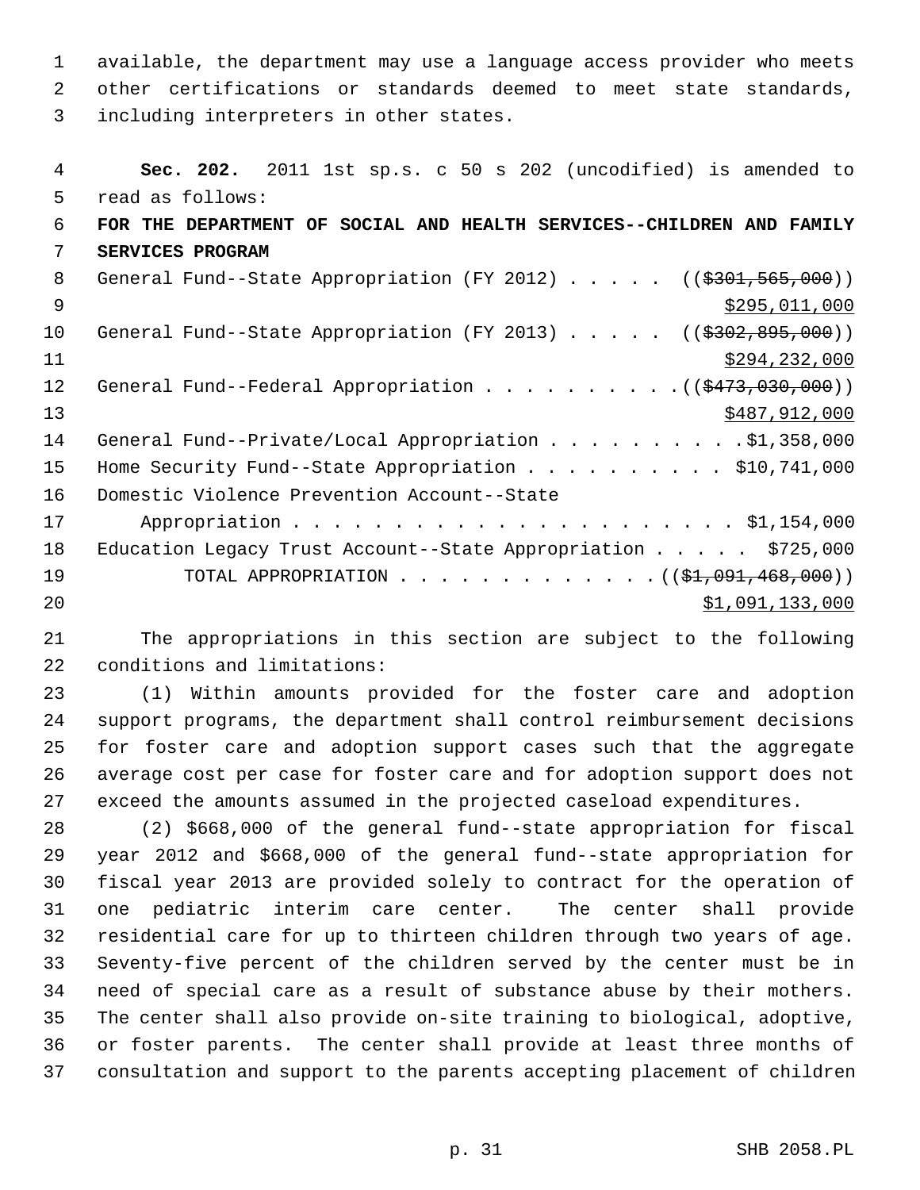available, the department may use a language access provider who meets other certifications or standards deemed to meet state standards, including interpreters in other states.

**Sec. 202.** 2011 1st sp.s. c 50 s 202 (uncodified) is amended to read as follows:

**FOR THE DEPARTMENT OF SOCIAL AND HEALTH SERVICES--CHILDREN AND FAMILY SERVICES PROGRAM**

General Fund--State Appropriation (FY 2012) . . . . . ((~~$301,565,000~~)) $295,011,000

General Fund--State Appropriation (FY 2013) . . . . . ((~~$302,895,000~~)) $294,232,000

General Fund--Federal Appropriation . . . . . . . . . . ((~~$473,030,000~~)) $487,912,000

General Fund--Private/Local Appropriation . . . . . . . . . . $1,358,000

Home Security Fund--State Appropriation . . . . . . . . . . $10,741,000

Domestic Violence Prevention Account--State Appropriation . . . . . . . . . . . . . . . . . . . . . . $1,154,000

Education Legacy Trust Account--State Appropriation . . . . . $725,000

TOTAL APPROPRIATION . . . . . . . . . . . . . ((~~$1,091,468,000~~)) $1,091,133,000

The appropriations in this section are subject to the following conditions and limitations:

(1) Within amounts provided for the foster care and adoption support programs, the department shall control reimbursement decisions for foster care and adoption support cases such that the aggregate average cost per case for foster care and for adoption support does not exceed the amounts assumed in the projected caseload expenditures.

(2) $668,000 of the general fund--state appropriation for fiscal year 2012 and $668,000 of the general fund--state appropriation for fiscal year 2013 are provided solely to contract for the operation of one pediatric interim care center. The center shall provide residential care for up to thirteen children through two years of age. Seventy-five percent of the children served by the center must be in need of special care as a result of substance abuse by their mothers. The center shall also provide on-site training to biological, adoptive, or foster parents. The center shall provide at least three months of consultation and support to the parents accepting placement of children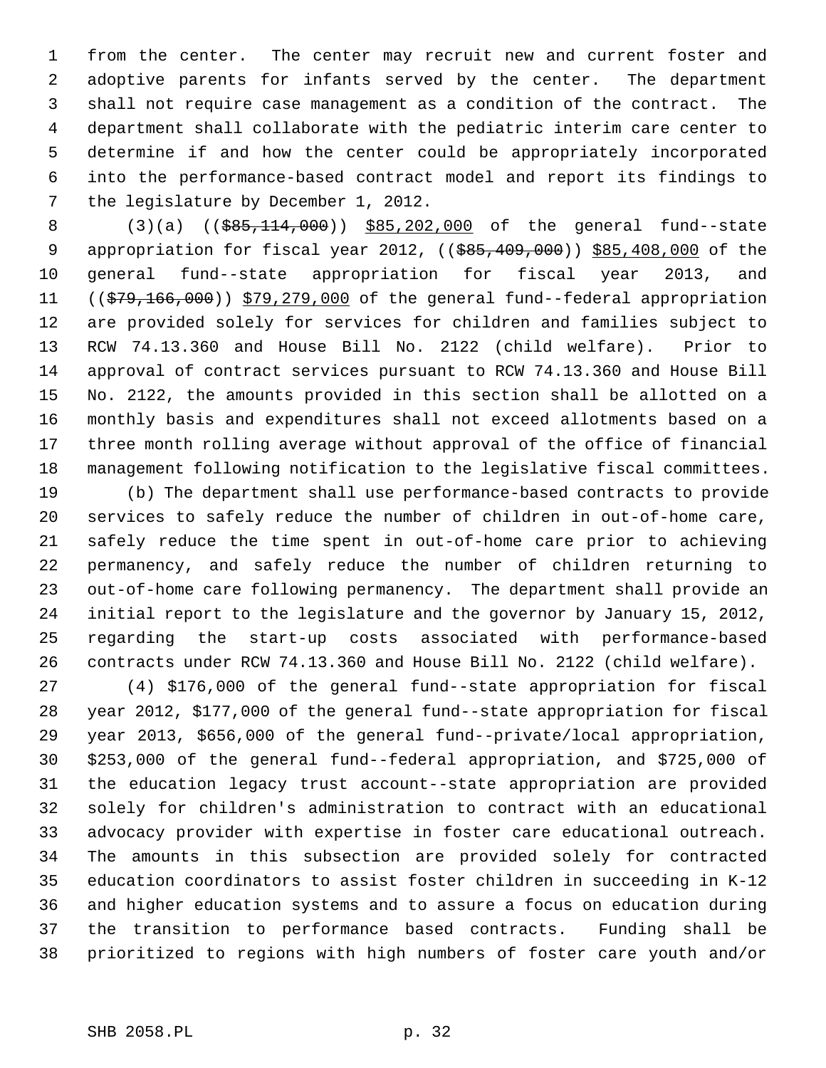from the center. The center may recruit new and current foster and adoptive parents for infants served by the center. The department shall not require case management as a condition of the contract. The department shall collaborate with the pediatric interim care center to determine if and how the center could be appropriately incorporated into the performance-based contract model and report its findings to the legislature by December 1, 2012.

(3)(a) ((~~$85,114,000~~)) $85,202,000 of the general fund--state appropriation for fiscal year 2012, ((~~$85,409,000~~)) $85,408,000 of the general fund--state appropriation for fiscal year 2013, and ((~~$79,166,000~~)) $79,279,000 of the general fund--federal appropriation are provided solely for services for children and families subject to RCW 74.13.360 and House Bill No. 2122 (child welfare). Prior to approval of contract services pursuant to RCW 74.13.360 and House Bill No. 2122, the amounts provided in this section shall be allotted on a monthly basis and expenditures shall not exceed allotments based on a three month rolling average without approval of the office of financial management following notification to the legislative fiscal committees.

(b) The department shall use performance-based contracts to provide services to safely reduce the number of children in out-of-home care, safely reduce the time spent in out-of-home care prior to achieving permanency, and safely reduce the number of children returning to out-of-home care following permanency. The department shall provide an initial report to the legislature and the governor by January 15, 2012, regarding the start-up costs associated with performance-based contracts under RCW 74.13.360 and House Bill No. 2122 (child welfare).

(4) $176,000 of the general fund--state appropriation for fiscal year 2012, $177,000 of the general fund--state appropriation for fiscal year 2013, $656,000 of the general fund--private/local appropriation, $253,000 of the general fund--federal appropriation, and $725,000 of the education legacy trust account--state appropriation are provided solely for children's administration to contract with an educational advocacy provider with expertise in foster care educational outreach. The amounts in this subsection are provided solely for contracted education coordinators to assist foster children in succeeding in K-12 and higher education systems and to assure a focus on education during the transition to performance based contracts. Funding shall be prioritized to regions with high numbers of foster care youth and/or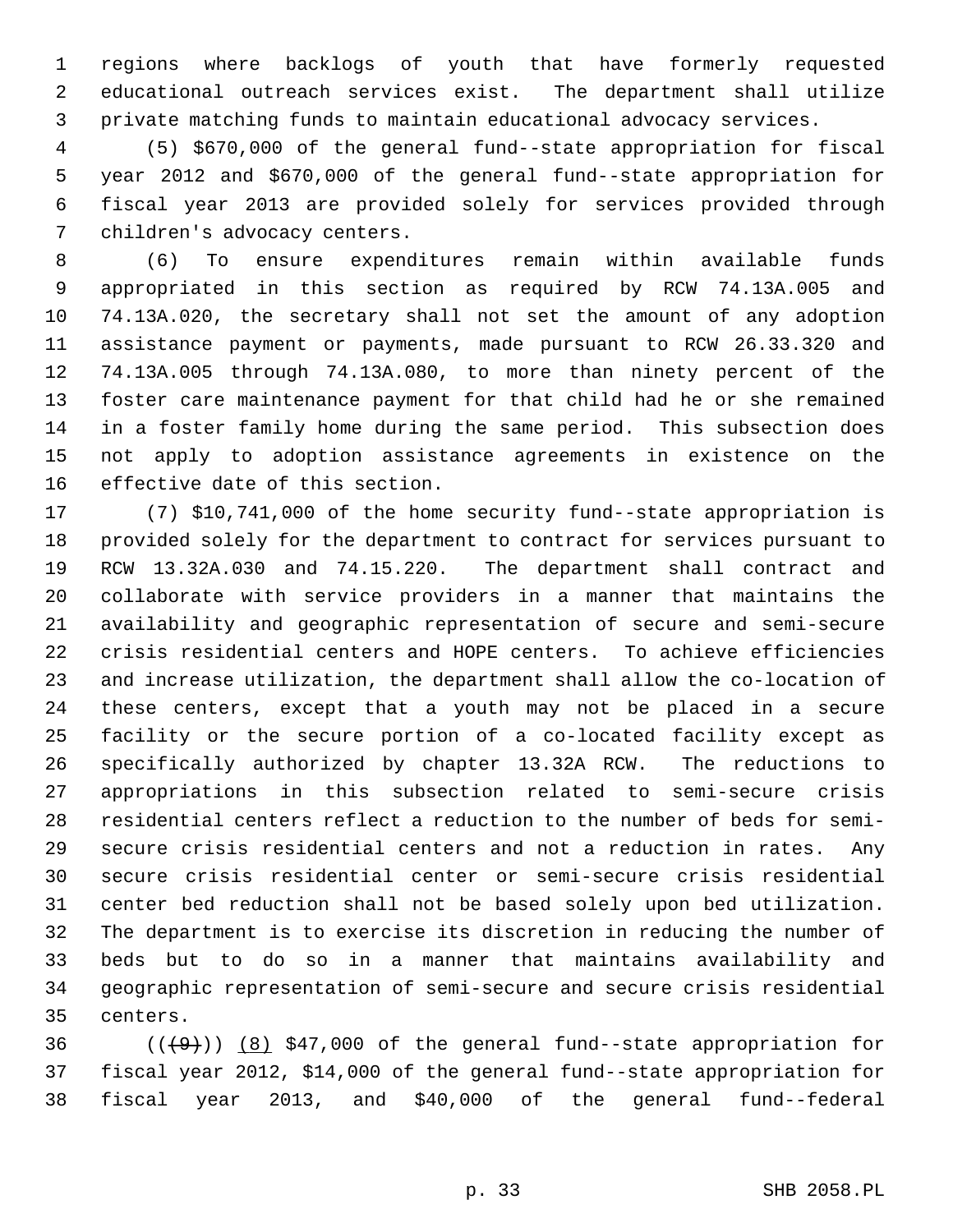regions where backlogs of youth that have formerly requested educational outreach services exist. The department shall utilize private matching funds to maintain educational advocacy services.

(5) $670,000 of the general fund--state appropriation for fiscal year 2012 and $670,000 of the general fund--state appropriation for fiscal year 2013 are provided solely for services provided through children's advocacy centers.

(6) To ensure expenditures remain within available funds appropriated in this section as required by RCW 74.13A.005 and 74.13A.020, the secretary shall not set the amount of any adoption assistance payment or payments, made pursuant to RCW 26.33.320 and 74.13A.005 through 74.13A.080, to more than ninety percent of the foster care maintenance payment for that child had he or she remained in a foster family home during the same period. This subsection does not apply to adoption assistance agreements in existence on the effective date of this section.

(7) $10,741,000 of the home security fund--state appropriation is provided solely for the department to contract for services pursuant to RCW 13.32A.030 and 74.15.220. The department shall contract and collaborate with service providers in a manner that maintains the availability and geographic representation of secure and semi-secure crisis residential centers and HOPE centers. To achieve efficiencies and increase utilization, the department shall allow the co-location of these centers, except that a youth may not be placed in a secure facility or the secure portion of a co-located facility except as specifically authorized by chapter 13.32A RCW. The reductions to appropriations in this subsection related to semi-secure crisis residential centers reflect a reduction to the number of beds for semi-secure crisis residential centers and not a reduction in rates. Any secure crisis residential center or semi-secure crisis residential center bed reduction shall not be based solely upon bed utilization. The department is to exercise its discretion in reducing the number of beds but to do so in a manner that maintains availability and geographic representation of semi-secure and secure crisis residential centers.

(((9))) (8) $47,000 of the general fund--state appropriation for fiscal year 2012, $14,000 of the general fund--state appropriation for fiscal year 2013, and $40,000 of the general fund--federal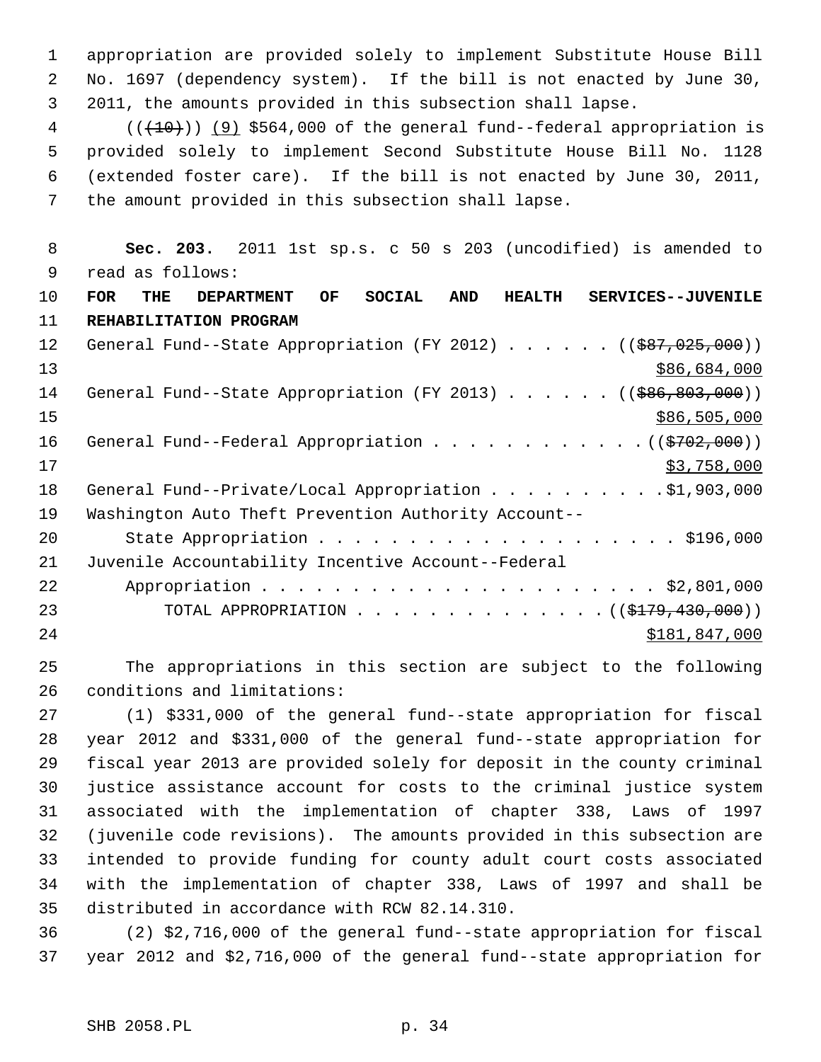appropriation are provided solely to implement Substitute House Bill No. 1697 (dependency system). If the bill is not enacted by June 30, 2011, the amounts provided in this subsection shall lapse.

(((10))) (9) $564,000 of the general fund--federal appropriation is provided solely to implement Second Substitute House Bill No. 1128 (extended foster care). If the bill is not enacted by June 30, 2011, the amount provided in this subsection shall lapse.

**Sec. 203.** 2011 1st sp.s. c 50 s 203 (uncodified) is amended to read as follows:

**FOR THE DEPARTMENT OF SOCIAL AND HEALTH SERVICES--JUVENILE REHABILITATION PROGRAM**

General Fund--State Appropriation (FY 2012) . . . . . . (($87,025,000))
$86,684,000

General Fund--State Appropriation (FY 2013) . . . . . . (($86,803,000))
$86,505,000

General Fund--Federal Appropriation . . . . . . . . . . . . (($702,000))
$3,758,000

General Fund--Private/Local Appropriation . . . . . . . . . . $1,903,000

Washington Auto Theft Prevention Authority Account--
State Appropriation . . . . . . . . . . . . . . . . . . . . $196,000

Juvenile Accountability Incentive Account--Federal
Appropriation . . . . . . . . . . . . . . . . . . . . . . $2,801,000

TOTAL APPROPRIATION . . . . . . . . . . . . . . (($179,430,000))
$181,847,000

The appropriations in this section are subject to the following conditions and limitations:

(1) $331,000 of the general fund--state appropriation for fiscal year 2012 and $331,000 of the general fund--state appropriation for fiscal year 2013 are provided solely for deposit in the county criminal justice assistance account for costs to the criminal justice system associated with the implementation of chapter 338, Laws of 1997 (juvenile code revisions). The amounts provided in this subsection are intended to provide funding for county adult court costs associated with the implementation of chapter 338, Laws of 1997 and shall be distributed in accordance with RCW 82.14.310.

(2) $2,716,000 of the general fund--state appropriation for fiscal year 2012 and $2,716,000 of the general fund--state appropriation for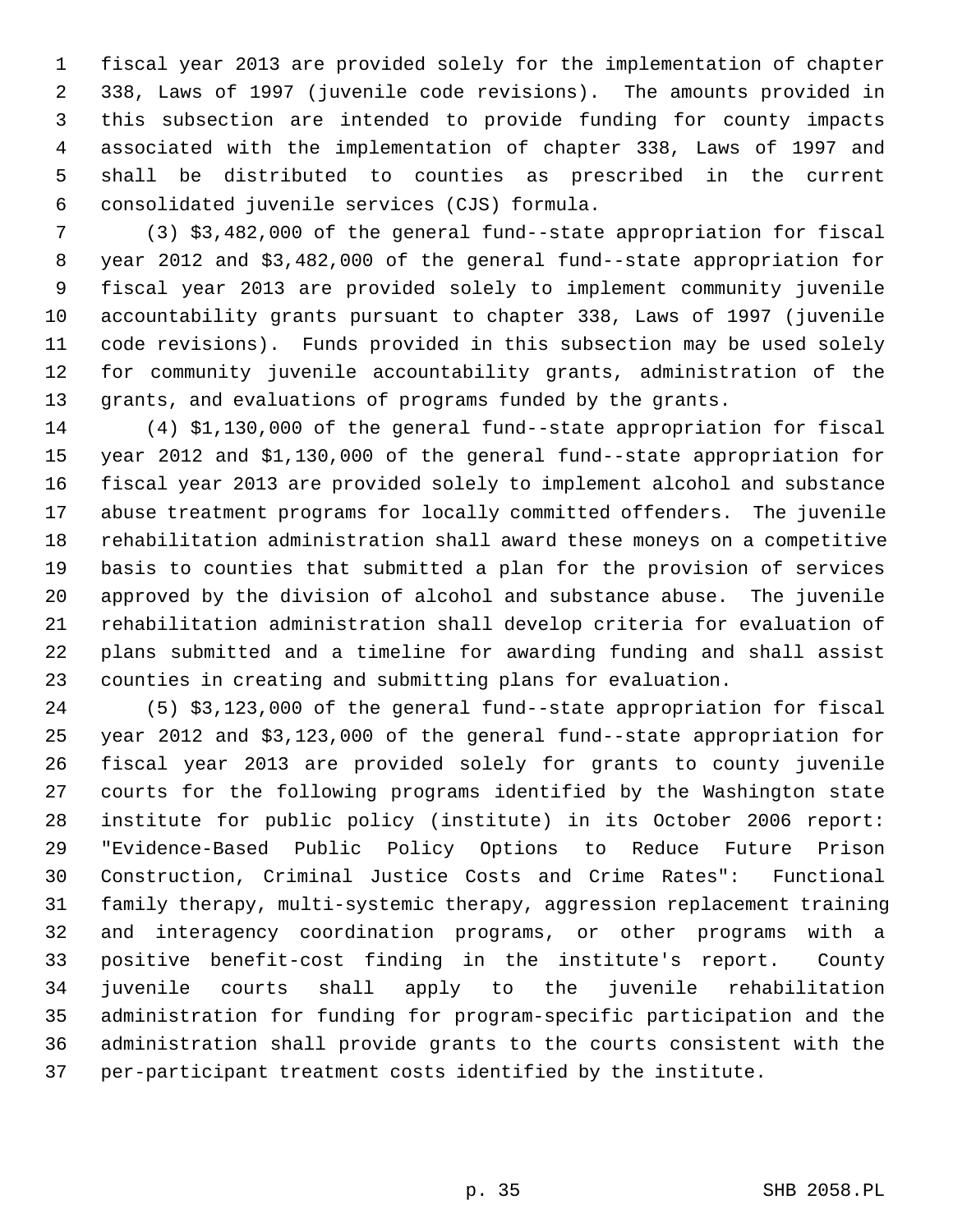fiscal year 2013 are provided solely for the implementation of chapter 338, Laws of 1997 (juvenile code revisions). The amounts provided in this subsection are intended to provide funding for county impacts associated with the implementation of chapter 338, Laws of 1997 and shall be distributed to counties as prescribed in the current consolidated juvenile services (CJS) formula.

(3) $3,482,000 of the general fund--state appropriation for fiscal year 2012 and $3,482,000 of the general fund--state appropriation for fiscal year 2013 are provided solely to implement community juvenile accountability grants pursuant to chapter 338, Laws of 1997 (juvenile code revisions). Funds provided in this subsection may be used solely for community juvenile accountability grants, administration of the grants, and evaluations of programs funded by the grants.

(4) $1,130,000 of the general fund--state appropriation for fiscal year 2012 and $1,130,000 of the general fund--state appropriation for fiscal year 2013 are provided solely to implement alcohol and substance abuse treatment programs for locally committed offenders. The juvenile rehabilitation administration shall award these moneys on a competitive basis to counties that submitted a plan for the provision of services approved by the division of alcohol and substance abuse. The juvenile rehabilitation administration shall develop criteria for evaluation of plans submitted and a timeline for awarding funding and shall assist counties in creating and submitting plans for evaluation.

(5) $3,123,000 of the general fund--state appropriation for fiscal year 2012 and $3,123,000 of the general fund--state appropriation for fiscal year 2013 are provided solely for grants to county juvenile courts for the following programs identified by the Washington state institute for public policy (institute) in its October 2006 report: "Evidence-Based Public Policy Options to Reduce Future Prison Construction, Criminal Justice Costs and Crime Rates": Functional family therapy, multi-systemic therapy, aggression replacement training and interagency coordination programs, or other programs with a positive benefit-cost finding in the institute's report. County juvenile courts shall apply to the juvenile rehabilitation administration for funding for program-specific participation and the administration shall provide grants to the courts consistent with the per-participant treatment costs identified by the institute.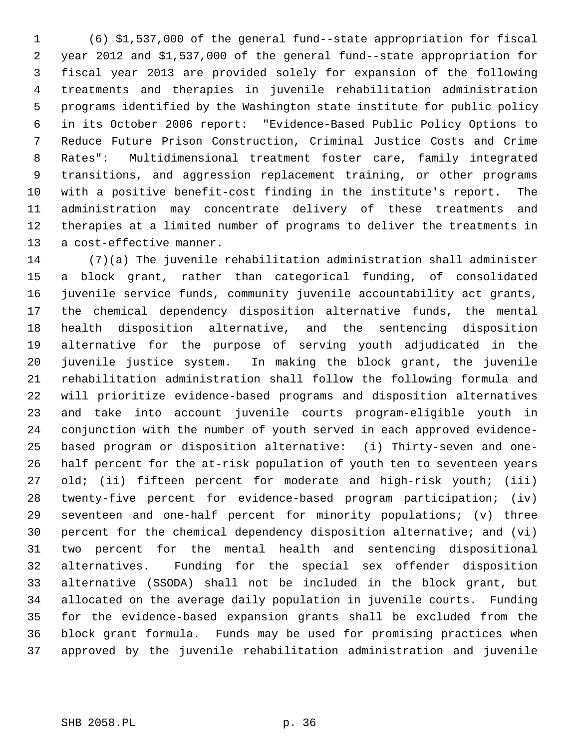(6) $1,537,000 of the general fund--state appropriation for fiscal year 2012 and $1,537,000 of the general fund--state appropriation for fiscal year 2013 are provided solely for expansion of the following treatments and therapies in juvenile rehabilitation administration programs identified by the Washington state institute for public policy in its October 2006 report: "Evidence-Based Public Policy Options to Reduce Future Prison Construction, Criminal Justice Costs and Crime Rates": Multidimensional treatment foster care, family integrated transitions, and aggression replacement training, or other programs with a positive benefit-cost finding in the institute's report. The administration may concentrate delivery of these treatments and therapies at a limited number of programs to deliver the treatments in a cost-effective manner.

(7)(a) The juvenile rehabilitation administration shall administer a block grant, rather than categorical funding, of consolidated juvenile service funds, community juvenile accountability act grants, the chemical dependency disposition alternative funds, the mental health disposition alternative, and the sentencing disposition alternative for the purpose of serving youth adjudicated in the juvenile justice system. In making the block grant, the juvenile rehabilitation administration shall follow the following formula and will prioritize evidence-based programs and disposition alternatives and take into account juvenile courts program-eligible youth in conjunction with the number of youth served in each approved evidence-based program or disposition alternative: (i) Thirty-seven and one-half percent for the at-risk population of youth ten to seventeen years old; (ii) fifteen percent for moderate and high-risk youth; (iii) twenty-five percent for evidence-based program participation; (iv) seventeen and one-half percent for minority populations; (v) three percent for the chemical dependency disposition alternative; and (vi) two percent for the mental health and sentencing dispositional alternatives. Funding for the special sex offender disposition alternative (SSODA) shall not be included in the block grant, but allocated on the average daily population in juvenile courts. Funding for the evidence-based expansion grants shall be excluded from the block grant formula. Funds may be used for promising practices when approved by the juvenile rehabilitation administration and juvenile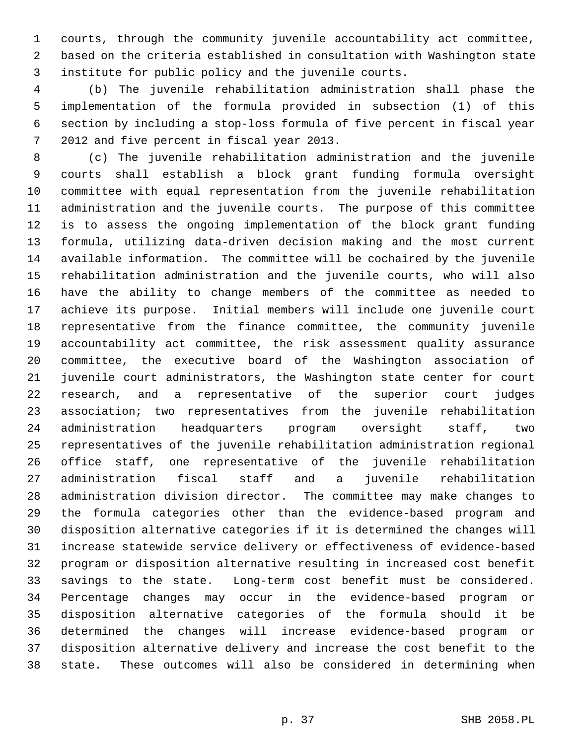courts, through the community juvenile accountability act committee, based on the criteria established in consultation with Washington state institute for public policy and the juvenile courts.

(b) The juvenile rehabilitation administration shall phase the implementation of the formula provided in subsection (1) of this section by including a stop-loss formula of five percent in fiscal year 2012 and five percent in fiscal year 2013.

(c) The juvenile rehabilitation administration and the juvenile courts shall establish a block grant funding formula oversight committee with equal representation from the juvenile rehabilitation administration and the juvenile courts. The purpose of this committee is to assess the ongoing implementation of the block grant funding formula, utilizing data-driven decision making and the most current available information. The committee will be cochaired by the juvenile rehabilitation administration and the juvenile courts, who will also have the ability to change members of the committee as needed to achieve its purpose. Initial members will include one juvenile court representative from the finance committee, the community juvenile accountability act committee, the risk assessment quality assurance committee, the executive board of the Washington association of juvenile court administrators, the Washington state center for court research, and a representative of the superior court judges association; two representatives from the juvenile rehabilitation administration headquarters program oversight staff, two representatives of the juvenile rehabilitation administration regional office staff, one representative of the juvenile rehabilitation administration fiscal staff and a juvenile rehabilitation administration division director. The committee may make changes to the formula categories other than the evidence-based program and disposition alternative categories if it is determined the changes will increase statewide service delivery or effectiveness of evidence-based program or disposition alternative resulting in increased cost benefit savings to the state. Long-term cost benefit must be considered. Percentage changes may occur in the evidence-based program or disposition alternative categories of the formula should it be determined the changes will increase evidence-based program or disposition alternative delivery and increase the cost benefit to the state. These outcomes will also be considered in determining when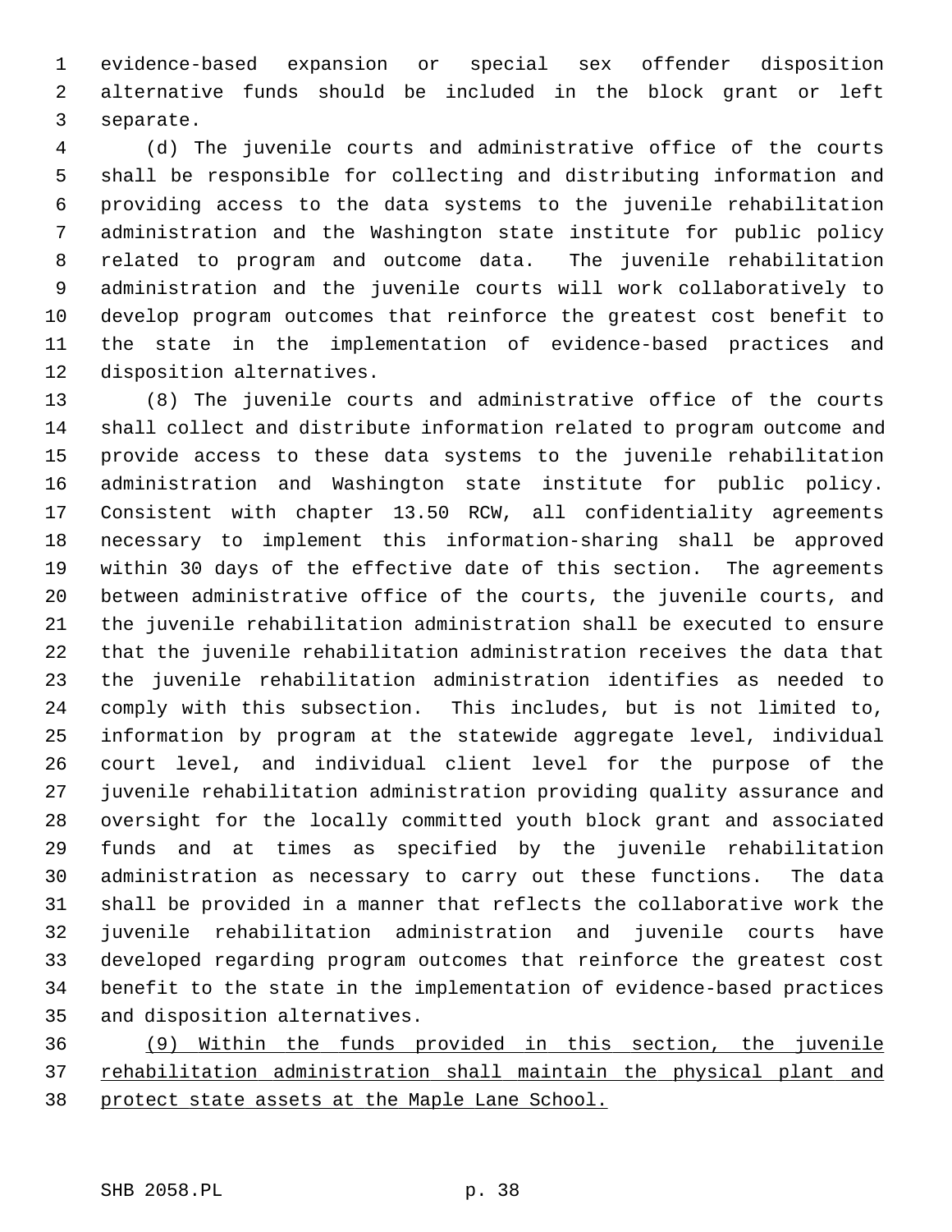evidence-based expansion or special sex offender disposition alternative funds should be included in the block grant or left separate.

(d) The juvenile courts and administrative office of the courts shall be responsible for collecting and distributing information and providing access to the data systems to the juvenile rehabilitation administration and the Washington state institute for public policy related to program and outcome data. The juvenile rehabilitation administration and the juvenile courts will work collaboratively to develop program outcomes that reinforce the greatest cost benefit to the state in the implementation of evidence-based practices and disposition alternatives.

(8) The juvenile courts and administrative office of the courts shall collect and distribute information related to program outcome and provide access to these data systems to the juvenile rehabilitation administration and Washington state institute for public policy. Consistent with chapter 13.50 RCW, all confidentiality agreements necessary to implement this information-sharing shall be approved within 30 days of the effective date of this section. The agreements between administrative office of the courts, the juvenile courts, and the juvenile rehabilitation administration shall be executed to ensure that the juvenile rehabilitation administration receives the data that the juvenile rehabilitation administration identifies as needed to comply with this subsection. This includes, but is not limited to, information by program at the statewide aggregate level, individual court level, and individual client level for the purpose of the juvenile rehabilitation administration providing quality assurance and oversight for the locally committed youth block grant and associated funds and at times as specified by the juvenile rehabilitation administration as necessary to carry out these functions. The data shall be provided in a manner that reflects the collaborative work the juvenile rehabilitation administration and juvenile courts have developed regarding program outcomes that reinforce the greatest cost benefit to the state in the implementation of evidence-based practices and disposition alternatives.

<u>(9) Within the funds provided in this section, the juvenile rehabilitation administration shall maintain the physical plant and protect state assets at the Maple Lane School.</u>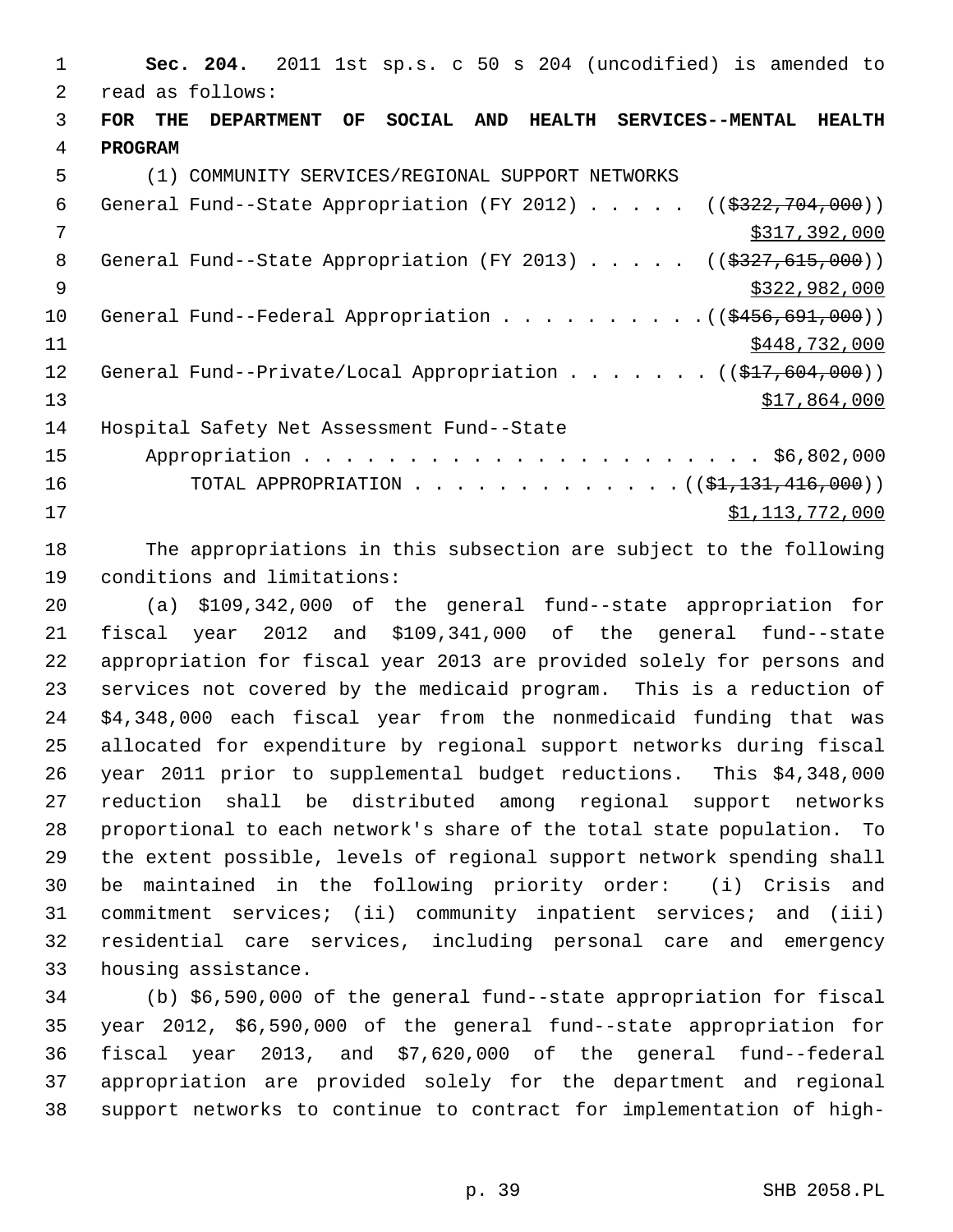**Sec. 204.** 2011 1st sp.s. c 50 s 204 (uncodified) is amended to read as follows:

**FOR THE DEPARTMENT OF SOCIAL AND HEALTH SERVICES--MENTAL HEALTH PROGRAM**

(1) COMMUNITY SERVICES/REGIONAL SUPPORT NETWORKS

General Fund--State Appropriation (FY 2012) . . . . . ((~~$322,704,000~~))
<u>$317,392,000</u>

General Fund--State Appropriation (FY 2013) . . . . . ((~~$327,615,000~~))
<u>$322,982,000</u>

General Fund--Federal Appropriation . . . . . . . . . . ((~~$456,691,000~~))
<u>$448,732,000</u>

General Fund--Private/Local Appropriation . . . . . . . ((~~$17,604,000~~))
<u>$17,864,000</u>

Hospital Safety Net Assessment Fund--State Appropriation . . . . . . . . . . . . . . . . . . . . . . $6,802,000

TOTAL APPROPRIATION . . . . . . . . . . . . . ((~~$1,131,416,000~~))
<u>$1,113,772,000</u>

The appropriations in this subsection are subject to the following conditions and limitations:

(a) $109,342,000 of the general fund--state appropriation for fiscal year 2012 and $109,341,000 of the general fund--state appropriation for fiscal year 2013 are provided solely for persons and services not covered by the medicaid program. This is a reduction of $4,348,000 each fiscal year from the nonmedicaid funding that was allocated for expenditure by regional support networks during fiscal year 2011 prior to supplemental budget reductions. This $4,348,000 reduction shall be distributed among regional support networks proportional to each network's share of the total state population. To the extent possible, levels of regional support network spending shall be maintained in the following priority order: (i) Crisis and commitment services; (ii) community inpatient services; and (iii) residential care services, including personal care and emergency housing assistance.

(b) $6,590,000 of the general fund--state appropriation for fiscal year 2012, $6,590,000 of the general fund--state appropriation for fiscal year 2013, and $7,620,000 of the general fund--federal appropriation are provided solely for the department and regional support networks to continue to contract for implementation of high-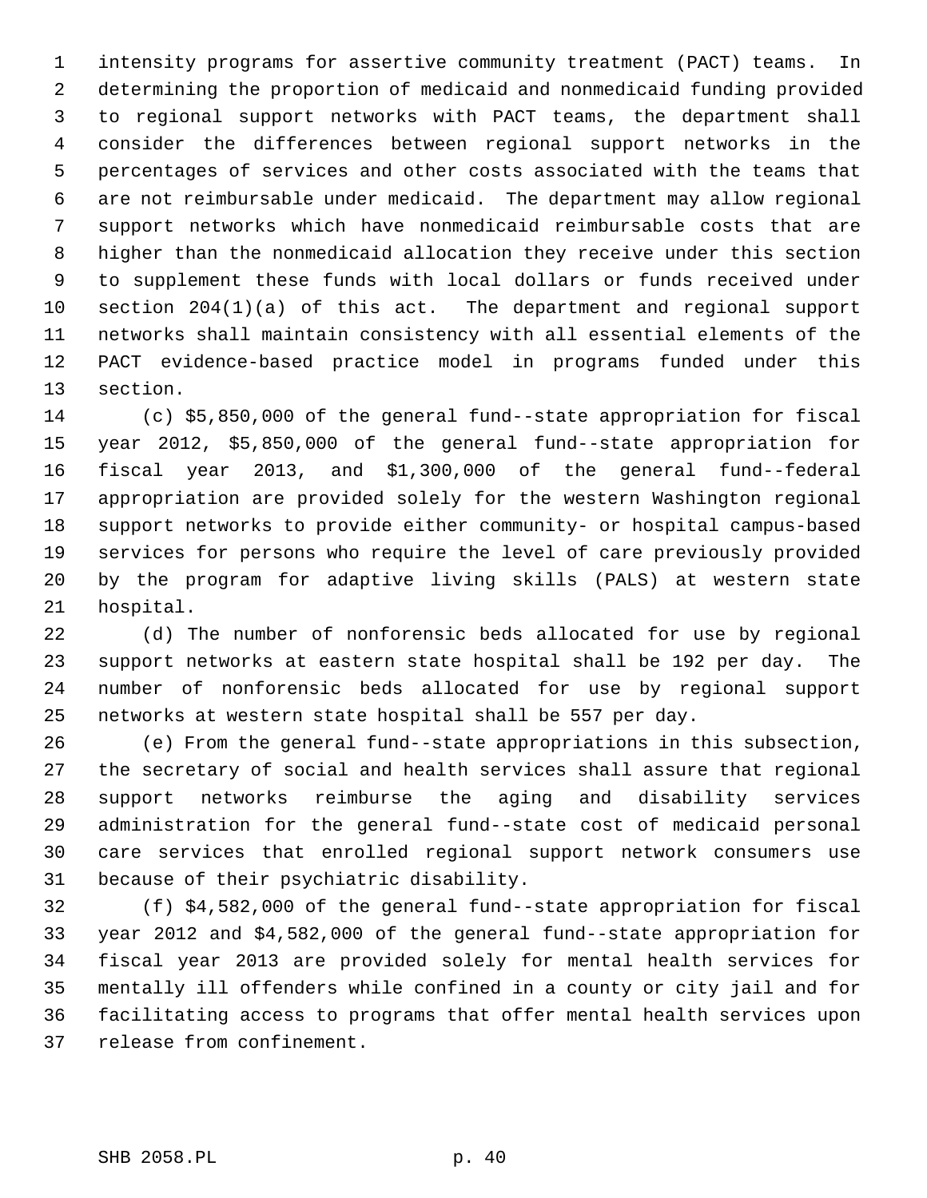intensity programs for assertive community treatment (PACT) teams. In determining the proportion of medicaid and nonmedicaid funding provided to regional support networks with PACT teams, the department shall consider the differences between regional support networks in the percentages of services and other costs associated with the teams that are not reimbursable under medicaid. The department may allow regional support networks which have nonmedicaid reimbursable costs that are higher than the nonmedicaid allocation they receive under this section to supplement these funds with local dollars or funds received under section 204(1)(a) of this act. The department and regional support networks shall maintain consistency with all essential elements of the PACT evidence-based practice model in programs funded under this section.

(c) $5,850,000 of the general fund--state appropriation for fiscal year 2012, $5,850,000 of the general fund--state appropriation for fiscal year 2013, and $1,300,000 of the general fund--federal appropriation are provided solely for the western Washington regional support networks to provide either community- or hospital campus-based services for persons who require the level of care previously provided by the program for adaptive living skills (PALS) at western state hospital.

(d) The number of nonforensic beds allocated for use by regional support networks at eastern state hospital shall be 192 per day. The number of nonforensic beds allocated for use by regional support networks at western state hospital shall be 557 per day.

(e) From the general fund--state appropriations in this subsection, the secretary of social and health services shall assure that regional support networks reimburse the aging and disability services administration for the general fund--state cost of medicaid personal care services that enrolled regional support network consumers use because of their psychiatric disability.

(f) $4,582,000 of the general fund--state appropriation for fiscal year 2012 and $4,582,000 of the general fund--state appropriation for fiscal year 2013 are provided solely for mental health services for mentally ill offenders while confined in a county or city jail and for facilitating access to programs that offer mental health services upon release from confinement.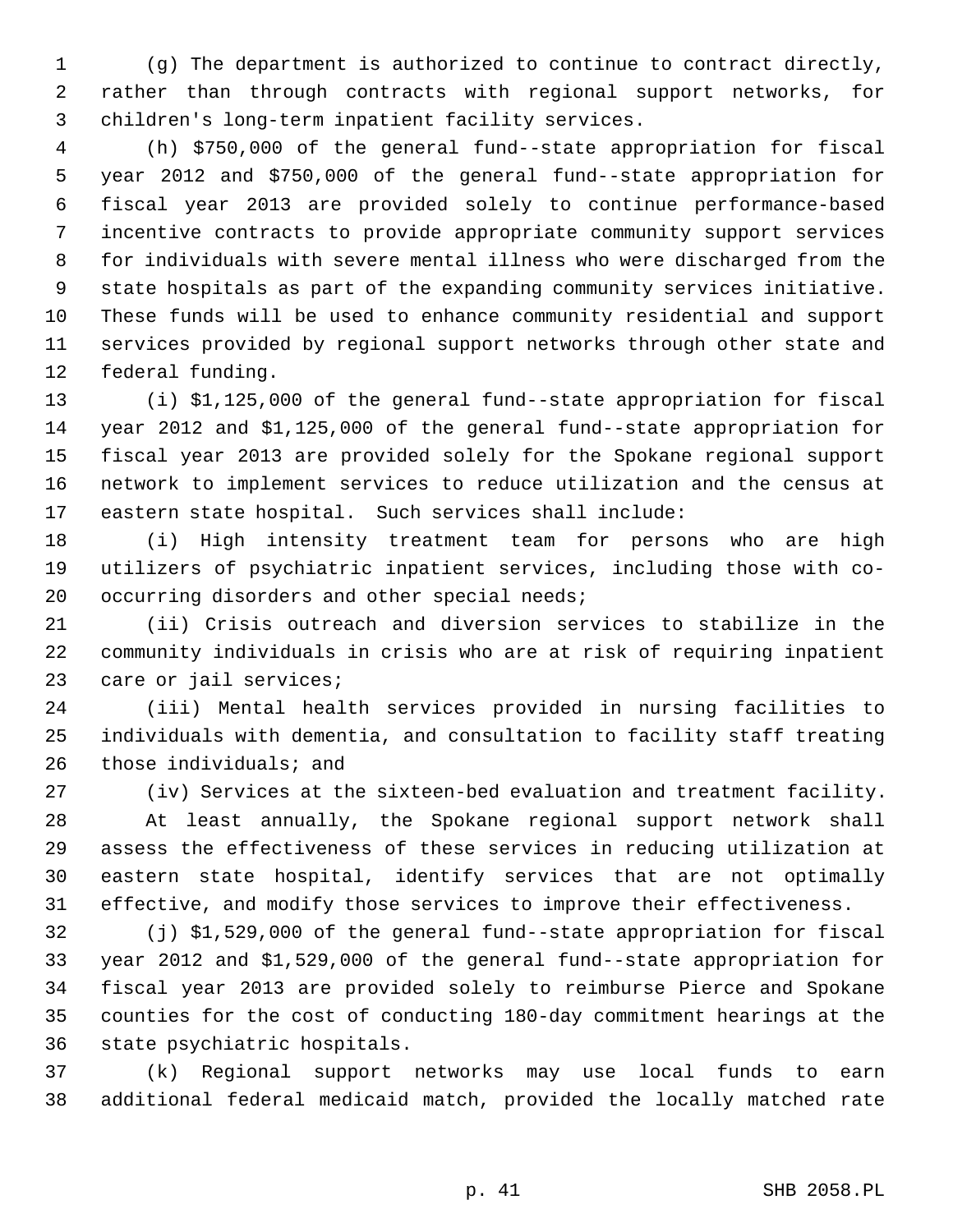(g) The department is authorized to continue to contract directly, rather than through contracts with regional support networks, for children's long-term inpatient facility services.

(h) $750,000 of the general fund--state appropriation for fiscal year 2012 and $750,000 of the general fund--state appropriation for fiscal year 2013 are provided solely to continue performance-based incentive contracts to provide appropriate community support services for individuals with severe mental illness who were discharged from the state hospitals as part of the expanding community services initiative. These funds will be used to enhance community residential and support services provided by regional support networks through other state and federal funding.

(i) $1,125,000 of the general fund--state appropriation for fiscal year 2012 and $1,125,000 of the general fund--state appropriation for fiscal year 2013 are provided solely for the Spokane regional support network to implement services to reduce utilization and the census at eastern state hospital. Such services shall include:

(i) High intensity treatment team for persons who are high utilizers of psychiatric inpatient services, including those with co-occurring disorders and other special needs;

(ii) Crisis outreach and diversion services to stabilize in the community individuals in crisis who are at risk of requiring inpatient care or jail services;

(iii) Mental health services provided in nursing facilities to individuals with dementia, and consultation to facility staff treating those individuals; and

(iv) Services at the sixteen-bed evaluation and treatment facility.

At least annually, the Spokane regional support network shall assess the effectiveness of these services in reducing utilization at eastern state hospital, identify services that are not optimally effective, and modify those services to improve their effectiveness.

(j) $1,529,000 of the general fund--state appropriation for fiscal year 2012 and $1,529,000 of the general fund--state appropriation for fiscal year 2013 are provided solely to reimburse Pierce and Spokane counties for the cost of conducting 180-day commitment hearings at the state psychiatric hospitals.

(k) Regional support networks may use local funds to earn additional federal medicaid match, provided the locally matched rate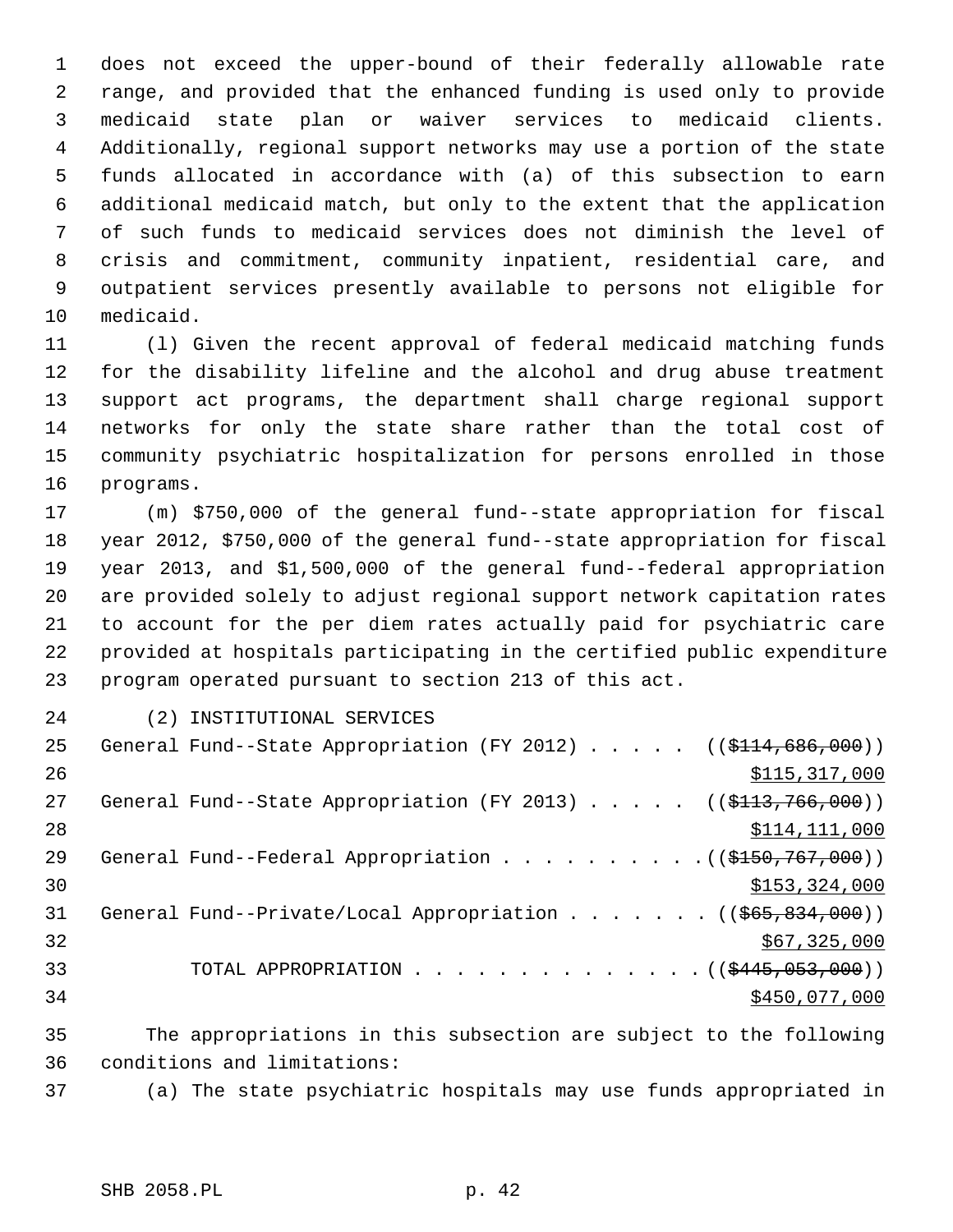does not exceed the upper-bound of their federally allowable rate range, and provided that the enhanced funding is used only to provide medicaid state plan or waiver services to medicaid clients. Additionally, regional support networks may use a portion of the state funds allocated in accordance with (a) of this subsection to earn additional medicaid match, but only to the extent that the application of such funds to medicaid services does not diminish the level of crisis and commitment, community inpatient, residential care, and outpatient services presently available to persons not eligible for medicaid.

(l) Given the recent approval of federal medicaid matching funds for the disability lifeline and the alcohol and drug abuse treatment support act programs, the department shall charge regional support networks for only the state share rather than the total cost of community psychiatric hospitalization for persons enrolled in those programs.

(m) $750,000 of the general fund--state appropriation for fiscal year 2012, $750,000 of the general fund--state appropriation for fiscal year 2013, and $1,500,000 of the general fund--federal appropriation are provided solely to adjust regional support network capitation rates to account for the per diem rates actually paid for psychiatric care provided at hospitals participating in the certified public expenditure program operated pursuant to section 213 of this act.

(2) INSTITUTIONAL SERVICES

General Fund--State Appropriation (FY 2012) . . . . . ((~~$114,686,000~~))
$115,317,000

General Fund--State Appropriation (FY 2013) . . . . . ((~~$113,766,000~~))
$114,111,000

General Fund--Federal Appropriation . . . . . . . . . . ((~~$150,767,000~~))
$153,324,000

General Fund--Private/Local Appropriation . . . . . . . ((~~$65,834,000~~))
$67,325,000

TOTAL APPROPRIATION . . . . . . . . . . . . . . ((~~$445,053,000~~))
$450,077,000

The appropriations in this subsection are subject to the following conditions and limitations:

(a) The state psychiatric hospitals may use funds appropriated in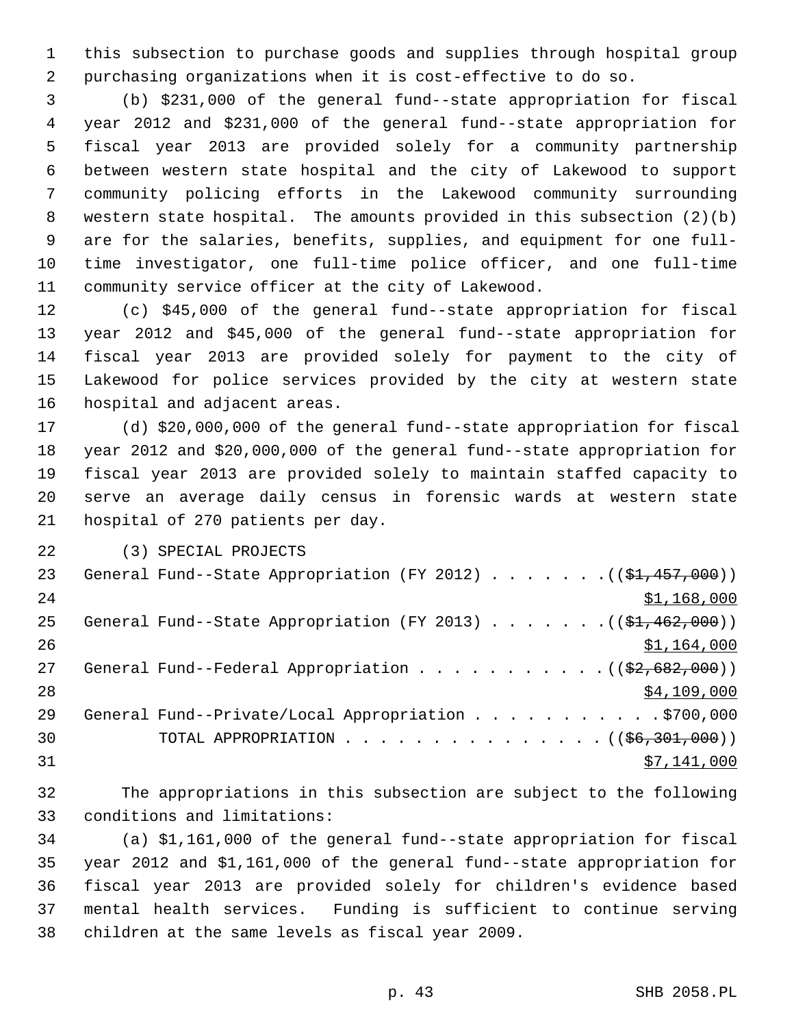this subsection to purchase goods and supplies through hospital group purchasing organizations when it is cost-effective to do so.

(b) $231,000 of the general fund--state appropriation for fiscal year 2012 and $231,000 of the general fund--state appropriation for fiscal year 2013 are provided solely for a community partnership between western state hospital and the city of Lakewood to support community policing efforts in the Lakewood community surrounding western state hospital. The amounts provided in this subsection (2)(b) are for the salaries, benefits, supplies, and equipment for one full-time investigator, one full-time police officer, and one full-time community service officer at the city of Lakewood.

(c) $45,000 of the general fund--state appropriation for fiscal year 2012 and $45,000 of the general fund--state appropriation for fiscal year 2013 are provided solely for payment to the city of Lakewood for police services provided by the city at western state hospital and adjacent areas.

(d) $20,000,000 of the general fund--state appropriation for fiscal year 2012 and $20,000,000 of the general fund--state appropriation for fiscal year 2013 are provided solely to maintain staffed capacity to serve an average daily census in forensic wards at western state hospital of 270 patients per day.

(3) SPECIAL PROJECTS

General Fund--State Appropriation (FY 2012) . . . . . . . ((~~$1,457,000~~))
$1,168,000

General Fund--State Appropriation (FY 2013) . . . . . . . ((~~$1,462,000~~))
$1,164,000

General Fund--Federal Appropriation . . . . . . . . . . . ((~~$2,682,000~~))
$4,109,000

General Fund--Private/Local Appropriation . . . . . . . . . . . $700,000

TOTAL APPROPRIATION . . . . . . . . . . . . . . . ((~~$6,301,000~~))
$7,141,000

The appropriations in this subsection are subject to the following conditions and limitations:

(a) $1,161,000 of the general fund--state appropriation for fiscal year 2012 and $1,161,000 of the general fund--state appropriation for fiscal year 2013 are provided solely for children's evidence based mental health services. Funding is sufficient to continue serving children at the same levels as fiscal year 2009.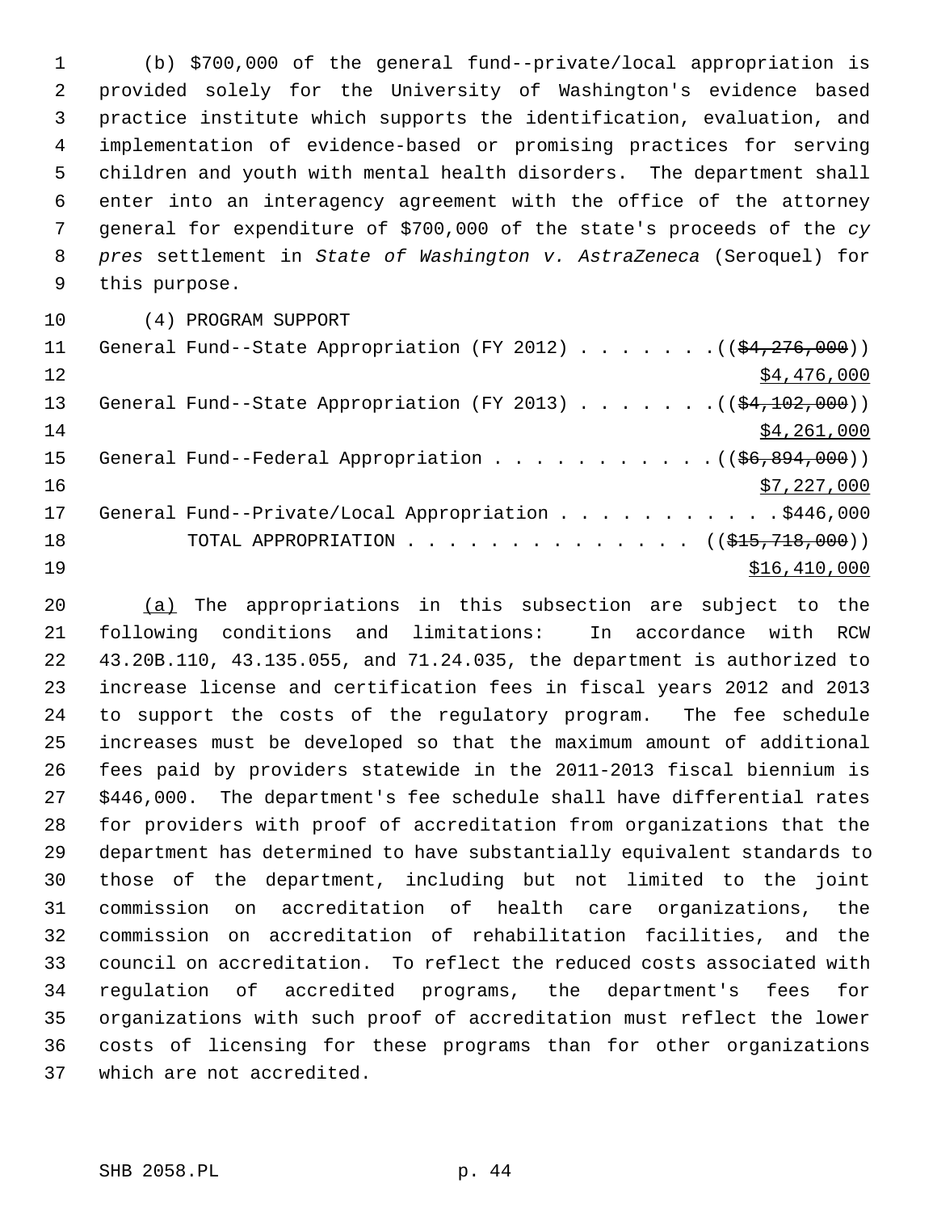(b) $700,000 of the general fund--private/local appropriation is provided solely for the University of Washington's evidence based practice institute which supports the identification, evaluation, and implementation of evidence-based or promising practices for serving children and youth with mental health disorders. The department shall enter into an interagency agreement with the office of the attorney general for expenditure of $700,000 of the state's proceeds of the *cy pres* settlement in *State of Washington v. AstraZeneca* (Seroquel) for this purpose.

(4) PROGRAM SUPPORT

General Fund--State Appropriation (FY 2012) . . . . . . . ((~~$4,276,000~~))
<u>$4,476,000</u>

General Fund--State Appropriation (FY 2013) . . . . . . . ((~~$4,102,000~~))
<u>$4,261,000</u>

General Fund--Federal Appropriation . . . . . . . . . . . ((~~$6,894,000~~))
<u>$7,227,000</u>

General Fund--Private/Local Appropriation . . . . . . . . . . . $446,000

TOTAL APPROPRIATION . . . . . . . . . . . . . . ((~~$15,718,000~~))
<u>$16,410,000</u>

<u>(a)</u> The appropriations in this subsection are subject to the following conditions and limitations: In accordance with RCW 43.20B.110, 43.135.055, and 71.24.035, the department is authorized to increase license and certification fees in fiscal years 2012 and 2013 to support the costs of the regulatory program. The fee schedule increases must be developed so that the maximum amount of additional fees paid by providers statewide in the 2011-2013 fiscal biennium is $446,000. The department's fee schedule shall have differential rates for providers with proof of accreditation from organizations that the department has determined to have substantially equivalent standards to those of the department, including but not limited to the joint commission on accreditation of health care organizations, the commission on accreditation of rehabilitation facilities, and the council on accreditation. To reflect the reduced costs associated with regulation of accredited programs, the department's fees for organizations with such proof of accreditation must reflect the lower costs of licensing for these programs than for other organizations which are not accredited.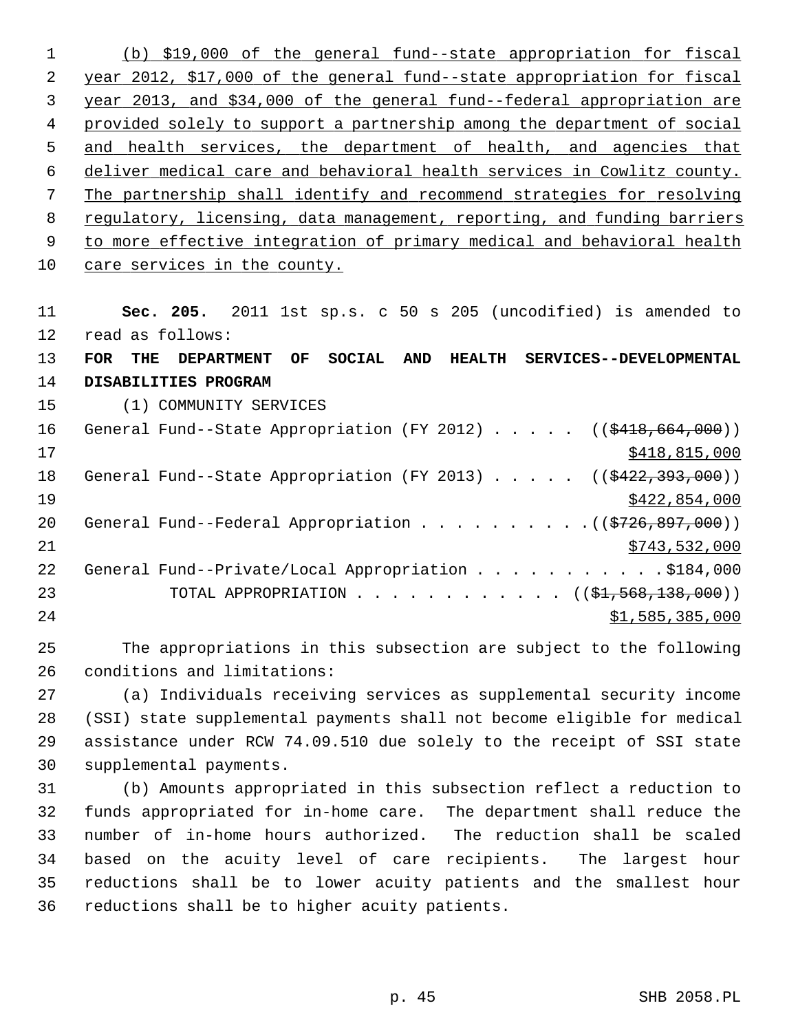(b) $19,000 of the general fund--state appropriation for fiscal year 2012, $17,000 of the general fund--state appropriation for fiscal year 2013, and $34,000 of the general fund--federal appropriation are provided solely to support a partnership among the department of social and health services, the department of health, and agencies that deliver medical care and behavioral health services in Cowlitz county. The partnership shall identify and recommend strategies for resolving regulatory, licensing, data management, reporting, and funding barriers to more effective integration of primary medical and behavioral health care services in the county.

**Sec. 205.** 2011 1st sp.s. c 50 s 205 (uncodified) is amended to read as follows:

**FOR THE DEPARTMENT OF SOCIAL AND HEALTH SERVICES--DEVELOPMENTAL DISABILITIES PROGRAM**

(1) COMMUNITY SERVICES

General Fund--State Appropriation (FY 2012) . . . . . ((~~$418,664,000~~)) $418,815,000

General Fund--State Appropriation (FY 2013) . . . . . ((~~$422,393,000~~)) $422,854,000

General Fund--Federal Appropriation . . . . . . . . . . ((~~$726,897,000~~)) $743,532,000

General Fund--Private/Local Appropriation . . . . . . . . . . . $184,000

TOTAL APPROPRIATION . . . . . . . . . . . . ((~~$1,568,138,000~~)) $1,585,385,000

The appropriations in this subsection are subject to the following conditions and limitations:

(a) Individuals receiving services as supplemental security income (SSI) state supplemental payments shall not become eligible for medical assistance under RCW 74.09.510 due solely to the receipt of SSI state supplemental payments.

(b) Amounts appropriated in this subsection reflect a reduction to funds appropriated for in-home care. The department shall reduce the number of in-home hours authorized. The reduction shall be scaled based on the acuity level of care recipients. The largest hour reductions shall be to lower acuity patients and the smallest hour reductions shall be to higher acuity patients.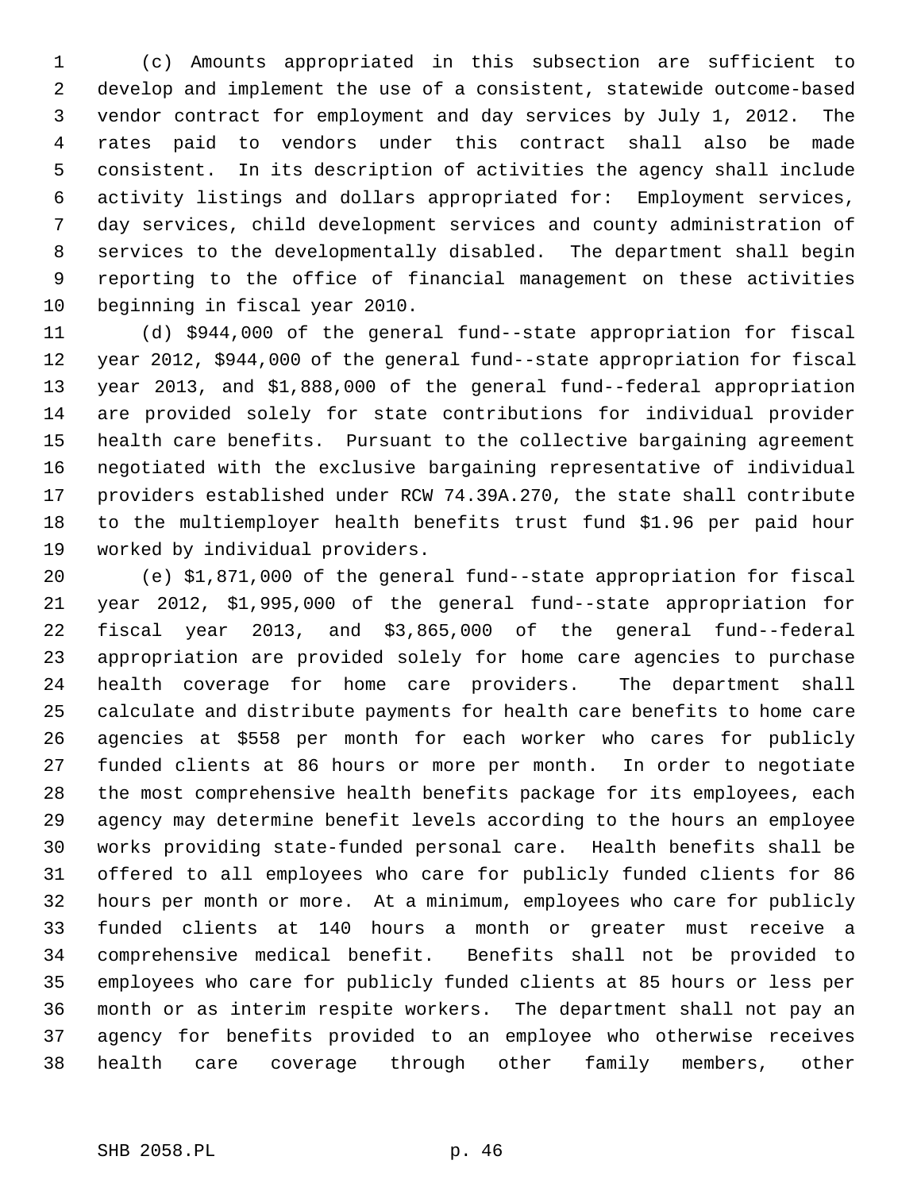(c) Amounts appropriated in this subsection are sufficient to develop and implement the use of a consistent, statewide outcome-based vendor contract for employment and day services by July 1, 2012. The rates paid to vendors under this contract shall also be made consistent. In its description of activities the agency shall include activity listings and dollars appropriated for: Employment services, day services, child development services and county administration of services to the developmentally disabled. The department shall begin reporting to the office of financial management on these activities beginning in fiscal year 2010.

(d) $944,000 of the general fund--state appropriation for fiscal year 2012, $944,000 of the general fund--state appropriation for fiscal year 2013, and $1,888,000 of the general fund--federal appropriation are provided solely for state contributions for individual provider health care benefits. Pursuant to the collective bargaining agreement negotiated with the exclusive bargaining representative of individual providers established under RCW 74.39A.270, the state shall contribute to the multiemployer health benefits trust fund $1.96 per paid hour worked by individual providers.

(e) $1,871,000 of the general fund--state appropriation for fiscal year 2012, $1,995,000 of the general fund--state appropriation for fiscal year 2013, and $3,865,000 of the general fund--federal appropriation are provided solely for home care agencies to purchase health coverage for home care providers. The department shall calculate and distribute payments for health care benefits to home care agencies at $558 per month for each worker who cares for publicly funded clients at 86 hours or more per month. In order to negotiate the most comprehensive health benefits package for its employees, each agency may determine benefit levels according to the hours an employee works providing state-funded personal care. Health benefits shall be offered to all employees who care for publicly funded clients for 86 hours per month or more. At a minimum, employees who care for publicly funded clients at 140 hours a month or greater must receive a comprehensive medical benefit. Benefits shall not be provided to employees who care for publicly funded clients at 85 hours or less per month or as interim respite workers. The department shall not pay an agency for benefits provided to an employee who otherwise receives health care coverage through other family members, other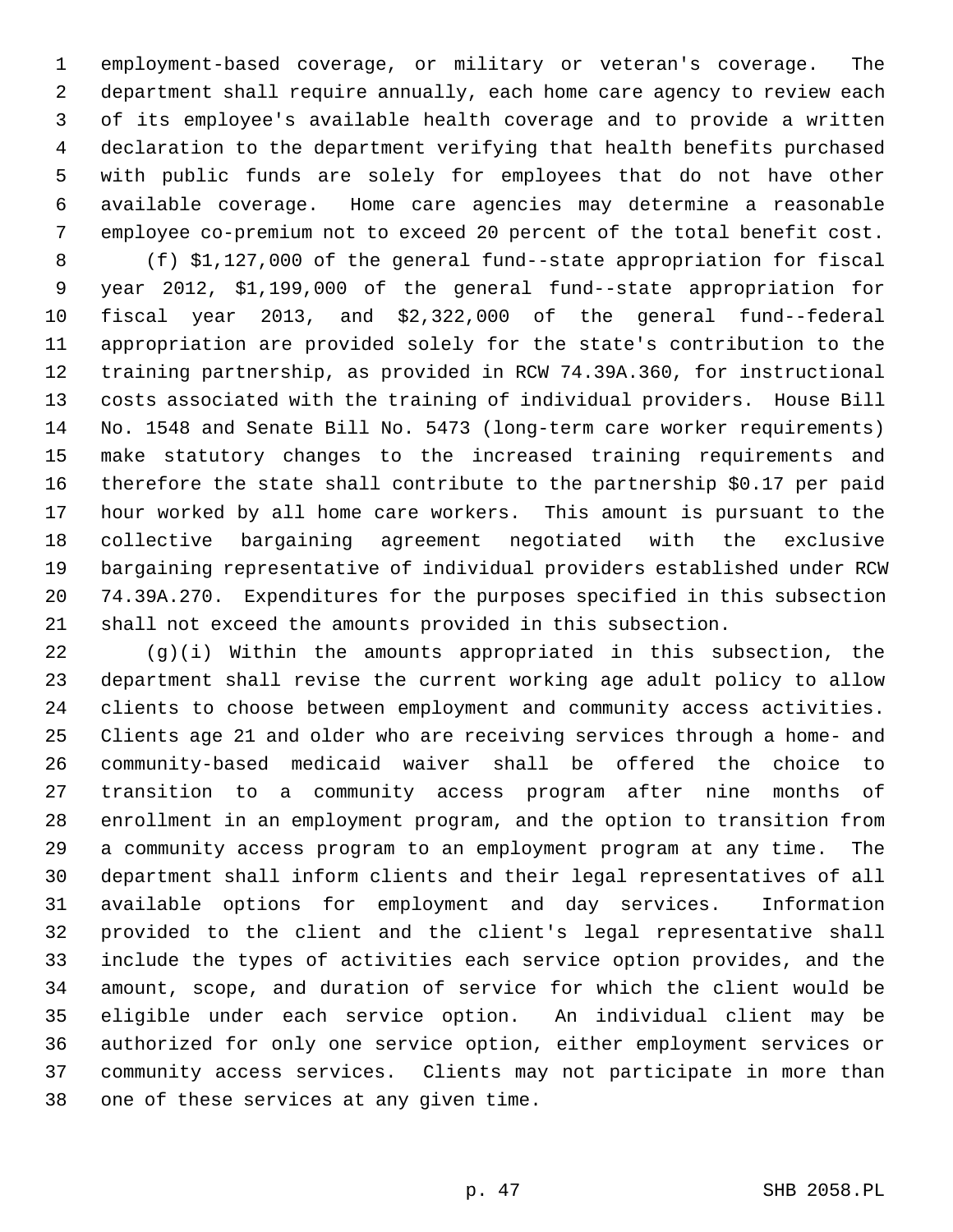employment-based coverage, or military or veteran's coverage. The department shall require annually, each home care agency to review each of its employee's available health coverage and to provide a written declaration to the department verifying that health benefits purchased with public funds are solely for employees that do not have other available coverage. Home care agencies may determine a reasonable employee co-premium not to exceed 20 percent of the total benefit cost.

(f) $1,127,000 of the general fund--state appropriation for fiscal year 2012, $1,199,000 of the general fund--state appropriation for fiscal year 2013, and $2,322,000 of the general fund--federal appropriation are provided solely for the state's contribution to the training partnership, as provided in RCW 74.39A.360, for instructional costs associated with the training of individual providers. House Bill No. 1548 and Senate Bill No. 5473 (long-term care worker requirements) make statutory changes to the increased training requirements and therefore the state shall contribute to the partnership $0.17 per paid hour worked by all home care workers. This amount is pursuant to the collective bargaining agreement negotiated with the exclusive bargaining representative of individual providers established under RCW 74.39A.270. Expenditures for the purposes specified in this subsection shall not exceed the amounts provided in this subsection.

(g)(i) Within the amounts appropriated in this subsection, the department shall revise the current working age adult policy to allow clients to choose between employment and community access activities. Clients age 21 and older who are receiving services through a home- and community-based medicaid waiver shall be offered the choice to transition to a community access program after nine months of enrollment in an employment program, and the option to transition from a community access program to an employment program at any time. The department shall inform clients and their legal representatives of all available options for employment and day services. Information provided to the client and the client's legal representative shall include the types of activities each service option provides, and the amount, scope, and duration of service for which the client would be eligible under each service option. An individual client may be authorized for only one service option, either employment services or community access services. Clients may not participate in more than one of these services at any given time.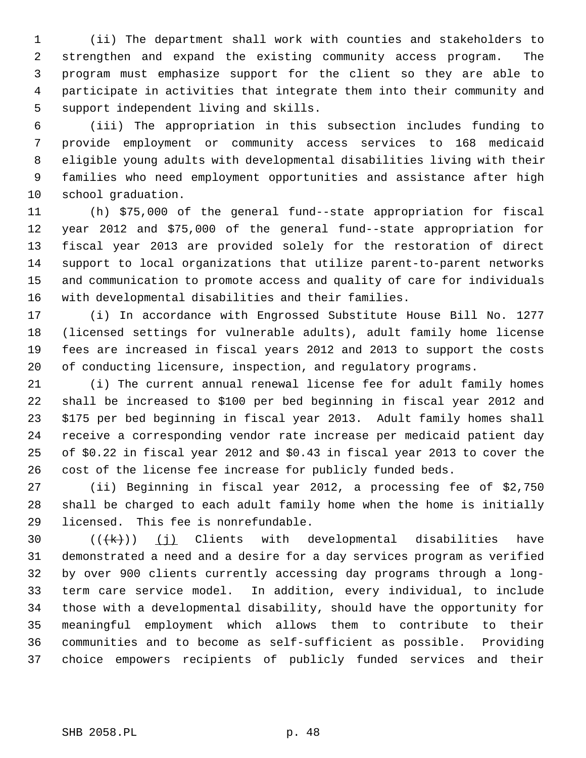(ii) The department shall work with counties and stakeholders to strengthen and expand the existing community access program. The program must emphasize support for the client so they are able to participate in activities that integrate them into their community and support independent living and skills.

(iii) The appropriation in this subsection includes funding to provide employment or community access services to 168 medicaid eligible young adults with developmental disabilities living with their families who need employment opportunities and assistance after high school graduation.

(h) $75,000 of the general fund--state appropriation for fiscal year 2012 and $75,000 of the general fund--state appropriation for fiscal year 2013 are provided solely for the restoration of direct support to local organizations that utilize parent-to-parent networks and communication to promote access and quality of care for individuals with developmental disabilities and their families.

(i) In accordance with Engrossed Substitute House Bill No. 1277 (licensed settings for vulnerable adults), adult family home license fees are increased in fiscal years 2012 and 2013 to support the costs of conducting licensure, inspection, and regulatory programs.

(i) The current annual renewal license fee for adult family homes shall be increased to $100 per bed beginning in fiscal year 2012 and $175 per bed beginning in fiscal year 2013. Adult family homes shall receive a corresponding vendor rate increase per medicaid patient day of $0.22 in fiscal year 2012 and $0.43 in fiscal year 2013 to cover the cost of the license fee increase for publicly funded beds.

(ii) Beginning in fiscal year 2012, a processing fee of $2,750 shall be charged to each adult family home when the home is initially licensed. This fee is nonrefundable.

~~((k))~~ (j) Clients with developmental disabilities have demonstrated a need and a desire for a day services program as verified by over 900 clients currently accessing day programs through a long-term care service model. In addition, every individual, to include those with a developmental disability, should have the opportunity for meaningful employment which allows them to contribute to their communities and to become as self-sufficient as possible. Providing choice empowers recipients of publicly funded services and their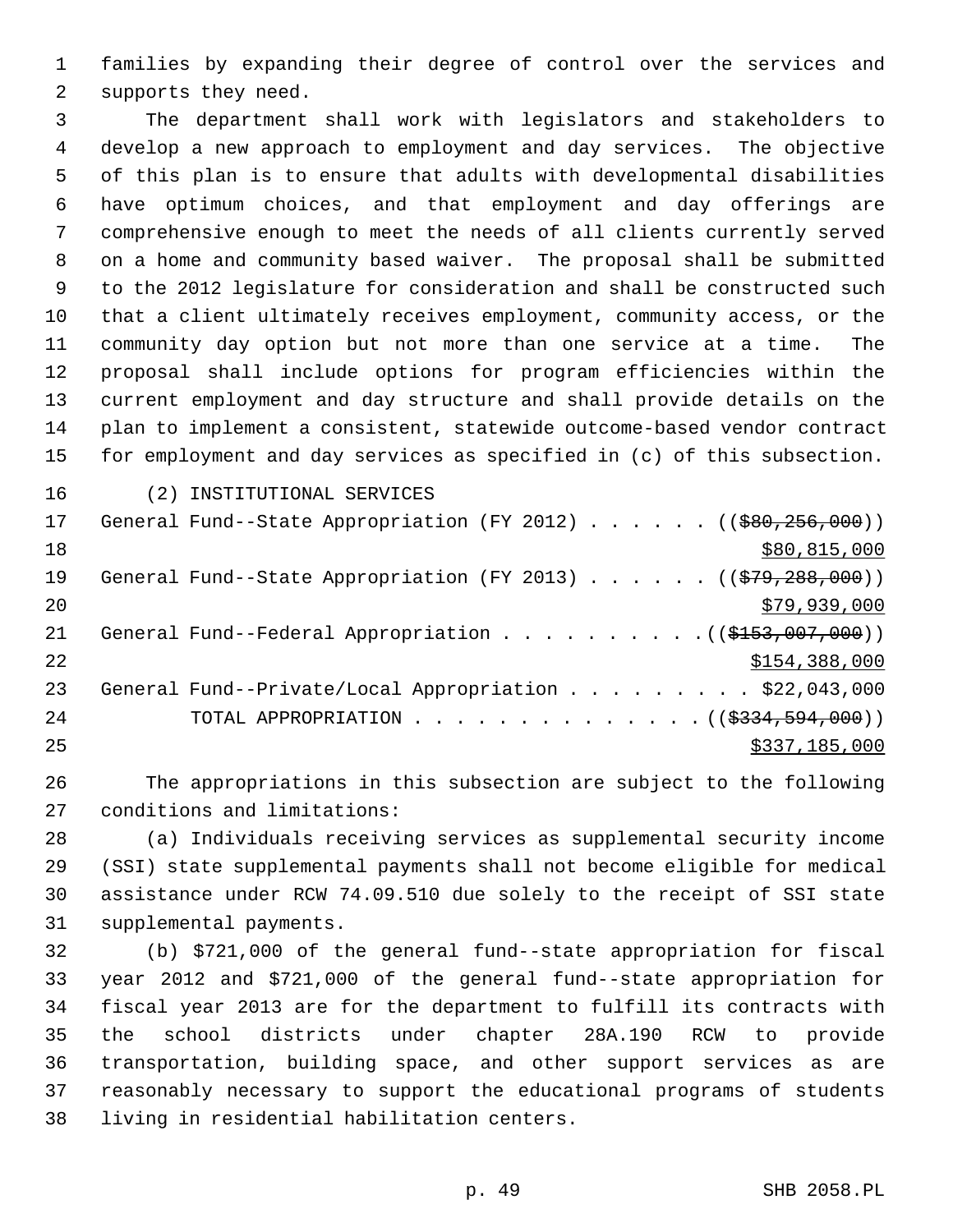families by expanding their degree of control over the services and supports they need.

The department shall work with legislators and stakeholders to develop a new approach to employment and day services. The objective of this plan is to ensure that adults with developmental disabilities have optimum choices, and that employment and day offerings are comprehensive enough to meet the needs of all clients currently served on a home and community based waiver. The proposal shall be submitted to the 2012 legislature for consideration and shall be constructed such that a client ultimately receives employment, community access, or the community day option but not more than one service at a time. The proposal shall include options for program efficiencies within the current employment and day structure and shall provide details on the plan to implement a consistent, statewide outcome-based vendor contract for employment and day services as specified in (c) of this subsection.

(2) INSTITUTIONAL SERVICES

General Fund--State Appropriation (FY 2012) . . . . . . (($80,256,000))
$80,815,000

General Fund--State Appropriation (FY 2013) . . . . . . (($79,288,000))
$79,939,000

General Fund--Federal Appropriation . . . . . . . . . . (($153,007,000))
$154,388,000

General Fund--Private/Local Appropriation . . . . . . . . . $22,043,000

TOTAL APPROPRIATION . . . . . . . . . . . . . . (($334,594,000))
$337,185,000

The appropriations in this subsection are subject to the following conditions and limitations:

(a) Individuals receiving services as supplemental security income (SSI) state supplemental payments shall not become eligible for medical assistance under RCW 74.09.510 due solely to the receipt of SSI state supplemental payments.

(b) $721,000 of the general fund--state appropriation for fiscal year 2012 and $721,000 of the general fund--state appropriation for fiscal year 2013 are for the department to fulfill its contracts with the school districts under chapter 28A.190 RCW to provide transportation, building space, and other support services as are reasonably necessary to support the educational programs of students living in residential habilitation centers.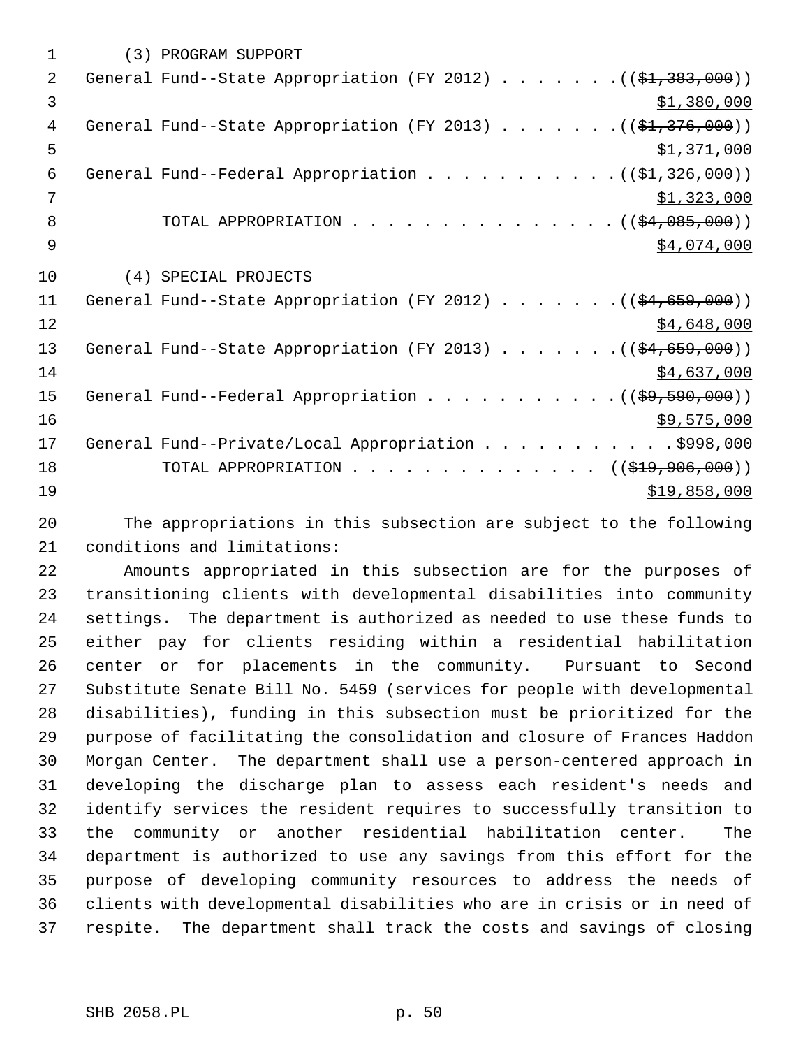(3) PROGRAM SUPPORT

General Fund--State Appropriation (FY 2012) . . . . . . . ((~~$1,383,000~~)) $1,380,000

General Fund--State Appropriation (FY 2013) . . . . . . . ((~~$1,376,000~~)) $1,371,000

General Fund--Federal Appropriation . . . . . . . . . . . ((~~$1,326,000~~)) $1,323,000

TOTAL APPROPRIATION . . . . . . . . . . . . . . . ((~~$4,085,000~~)) $4,074,000

(4) SPECIAL PROJECTS

General Fund--State Appropriation (FY 2012) . . . . . . . ((~~$4,659,000~~)) $4,648,000

General Fund--State Appropriation (FY 2013) . . . . . . . ((~~$4,659,000~~)) $4,637,000

General Fund--Federal Appropriation . . . . . . . . . . . ((~~$9,590,000~~)) $9,575,000

General Fund--Private/Local Appropriation . . . . . . . . . . . $998,000

TOTAL APPROPRIATION . . . . . . . . . . . . . . ((~~$19,906,000~~)) $19,858,000

The appropriations in this subsection are subject to the following conditions and limitations:

Amounts appropriated in this subsection are for the purposes of transitioning clients with developmental disabilities into community settings. The department is authorized as needed to use these funds to either pay for clients residing within a residential habilitation center or for placements in the community. Pursuant to Second Substitute Senate Bill No. 5459 (services for people with developmental disabilities), funding in this subsection must be prioritized for the purpose of facilitating the consolidation and closure of Frances Haddon Morgan Center. The department shall use a person-centered approach in developing the discharge plan to assess each resident's needs and identify services the resident requires to successfully transition to the community or another residential habilitation center. The department is authorized to use any savings from this effort for the purpose of developing community resources to address the needs of clients with developmental disabilities who are in crisis or in need of respite. The department shall track the costs and savings of closing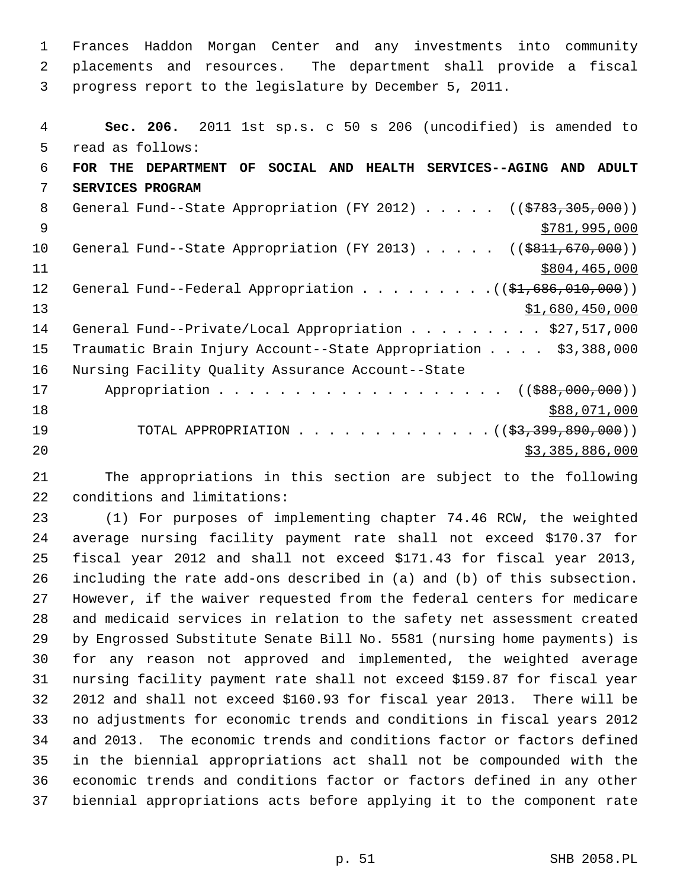Frances Haddon Morgan Center and any investments into community placements and resources. The department shall provide a fiscal progress report to the legislature by December 5, 2011.

**Sec. 206.** 2011 1st sp.s. c 50 s 206 (uncodified) is amended to read as follows:

**FOR THE DEPARTMENT OF SOCIAL AND HEALTH SERVICES--AGING AND ADULT SERVICES PROGRAM**

General Fund--State Appropriation (FY 2012) . . . . . ((~~$783,305,000~~))
<u>$781,995,000</u>

General Fund--State Appropriation (FY 2013) . . . . . ((~~$811,670,000~~))
<u>$804,465,000</u>

General Fund--Federal Appropriation . . . . . . . . . ((~~$1,686,010,000~~))
<u>$1,680,450,000</u>

General Fund--Private/Local Appropriation . . . . . . . . . $27,517,000

Traumatic Brain Injury Account--State Appropriation . . . . $3,388,000

Nursing Facility Quality Assurance Account--State Appropriation . . . . . . . . . . . . . . . . . . . ((~~$88,000,000~~))
<u>$88,071,000</u>

TOTAL APPROPRIATION . . . . . . . . . . . . ((~~$3,399,890,000~~))
<u>$3,385,886,000</u>

The appropriations in this section are subject to the following conditions and limitations:

(1) For purposes of implementing chapter 74.46 RCW, the weighted average nursing facility payment rate shall not exceed $170.37 for fiscal year 2012 and shall not exceed $171.43 for fiscal year 2013, including the rate add-ons described in (a) and (b) of this subsection. However, if the waiver requested from the federal centers for medicare and medicaid services in relation to the safety net assessment created by Engrossed Substitute Senate Bill No. 5581 (nursing home payments) is for any reason not approved and implemented, the weighted average nursing facility payment rate shall not exceed $159.87 for fiscal year 2012 and shall not exceed $160.93 for fiscal year 2013. There will be no adjustments for economic trends and conditions in fiscal years 2012 and 2013. The economic trends and conditions factor or factors defined in the biennial appropriations act shall not be compounded with the economic trends and conditions factor or factors defined in any other biennial appropriations acts before applying it to the component rate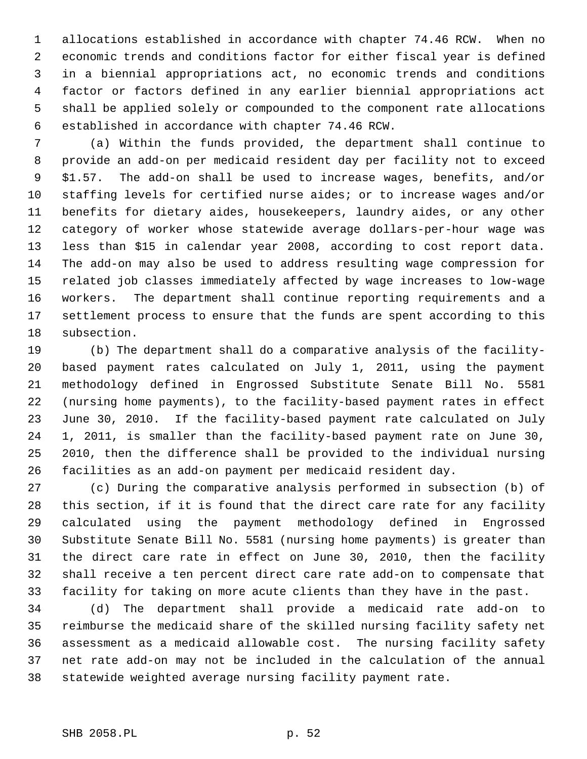allocations established in accordance with chapter 74.46 RCW. When no economic trends and conditions factor for either fiscal year is defined in a biennial appropriations act, no economic trends and conditions factor or factors defined in any earlier biennial appropriations act shall be applied solely or compounded to the component rate allocations established in accordance with chapter 74.46 RCW.

(a) Within the funds provided, the department shall continue to provide an add-on per medicaid resident day per facility not to exceed $1.57. The add-on shall be used to increase wages, benefits, and/or staffing levels for certified nurse aides; or to increase wages and/or benefits for dietary aides, housekeepers, laundry aides, or any other category of worker whose statewide average dollars-per-hour wage was less than $15 in calendar year 2008, according to cost report data. The add-on may also be used to address resulting wage compression for related job classes immediately affected by wage increases to low-wage workers. The department shall continue reporting requirements and a settlement process to ensure that the funds are spent according to this subsection.

(b) The department shall do a comparative analysis of the facility-based payment rates calculated on July 1, 2011, using the payment methodology defined in Engrossed Substitute Senate Bill No. 5581 (nursing home payments), to the facility-based payment rates in effect June 30, 2010. If the facility-based payment rate calculated on July 1, 2011, is smaller than the facility-based payment rate on June 30, 2010, then the difference shall be provided to the individual nursing facilities as an add-on payment per medicaid resident day.

(c) During the comparative analysis performed in subsection (b) of this section, if it is found that the direct care rate for any facility calculated using the payment methodology defined in Engrossed Substitute Senate Bill No. 5581 (nursing home payments) is greater than the direct care rate in effect on June 30, 2010, then the facility shall receive a ten percent direct care rate add-on to compensate that facility for taking on more acute clients than they have in the past.

(d) The department shall provide a medicaid rate add-on to reimburse the medicaid share of the skilled nursing facility safety net assessment as a medicaid allowable cost. The nursing facility safety net rate add-on may not be included in the calculation of the annual statewide weighted average nursing facility payment rate.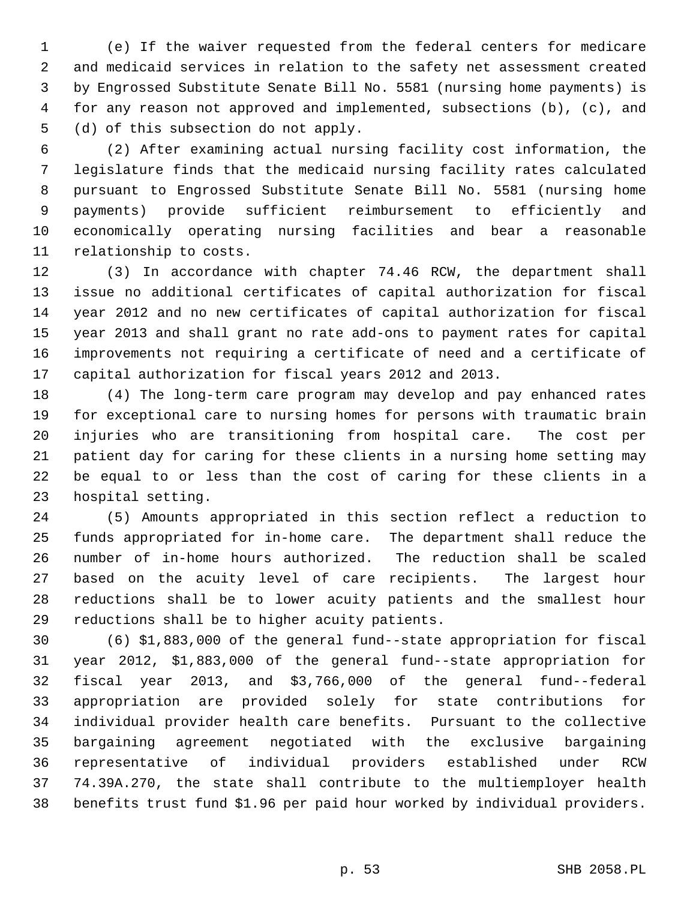(e) If the waiver requested from the federal centers for medicare and medicaid services in relation to the safety net assessment created by Engrossed Substitute Senate Bill No. 5581 (nursing home payments) is for any reason not approved and implemented, subsections (b), (c), and (d) of this subsection do not apply.

(2) After examining actual nursing facility cost information, the legislature finds that the medicaid nursing facility rates calculated pursuant to Engrossed Substitute Senate Bill No. 5581 (nursing home payments) provide sufficient reimbursement to efficiently and economically operating nursing facilities and bear a reasonable relationship to costs.

(3) In accordance with chapter 74.46 RCW, the department shall issue no additional certificates of capital authorization for fiscal year 2012 and no new certificates of capital authorization for fiscal year 2013 and shall grant no rate add-ons to payment rates for capital improvements not requiring a certificate of need and a certificate of capital authorization for fiscal years 2012 and 2013.

(4) The long-term care program may develop and pay enhanced rates for exceptional care to nursing homes for persons with traumatic brain injuries who are transitioning from hospital care. The cost per patient day for caring for these clients in a nursing home setting may be equal to or less than the cost of caring for these clients in a hospital setting.

(5) Amounts appropriated in this section reflect a reduction to funds appropriated for in-home care. The department shall reduce the number of in-home hours authorized. The reduction shall be scaled based on the acuity level of care recipients. The largest hour reductions shall be to lower acuity patients and the smallest hour reductions shall be to higher acuity patients.

(6) $1,883,000 of the general fund--state appropriation for fiscal year 2012, $1,883,000 of the general fund--state appropriation for fiscal year 2013, and $3,766,000 of the general fund--federal appropriation are provided solely for state contributions for individual provider health care benefits. Pursuant to the collective bargaining agreement negotiated with the exclusive bargaining representative of individual providers established under RCW 74.39A.270, the state shall contribute to the multiemployer health benefits trust fund $1.96 per paid hour worked by individual providers.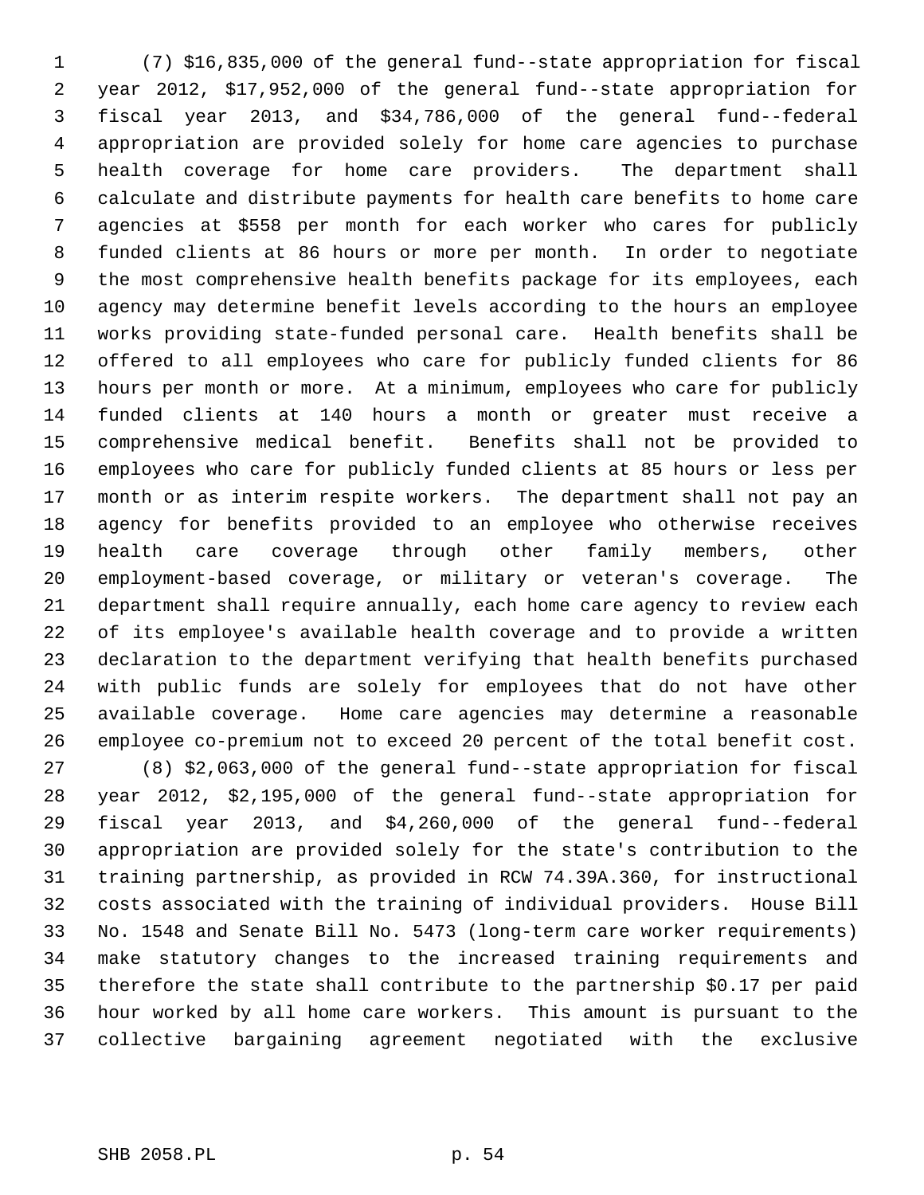(7) $16,835,000 of the general fund--state appropriation for fiscal year 2012, $17,952,000 of the general fund--state appropriation for fiscal year 2013, and $34,786,000 of the general fund--federal appropriation are provided solely for home care agencies to purchase health coverage for home care providers. The department shall calculate and distribute payments for health care benefits to home care agencies at $558 per month for each worker who cares for publicly funded clients at 86 hours or more per month. In order to negotiate the most comprehensive health benefits package for its employees, each agency may determine benefit levels according to the hours an employee works providing state-funded personal care. Health benefits shall be offered to all employees who care for publicly funded clients for 86 hours per month or more. At a minimum, employees who care for publicly funded clients at 140 hours a month or greater must receive a comprehensive medical benefit. Benefits shall not be provided to employees who care for publicly funded clients at 85 hours or less per month or as interim respite workers. The department shall not pay an agency for benefits provided to an employee who otherwise receives health care coverage through other family members, other employment-based coverage, or military or veteran's coverage. The department shall require annually, each home care agency to review each of its employee's available health coverage and to provide a written declaration to the department verifying that health benefits purchased with public funds are solely for employees that do not have other available coverage. Home care agencies may determine a reasonable employee co-premium not to exceed 20 percent of the total benefit cost.

(8) $2,063,000 of the general fund--state appropriation for fiscal year 2012, $2,195,000 of the general fund--state appropriation for fiscal year 2013, and $4,260,000 of the general fund--federal appropriation are provided solely for the state's contribution to the training partnership, as provided in RCW 74.39A.360, for instructional costs associated with the training of individual providers. House Bill No. 1548 and Senate Bill No. 5473 (long-term care worker requirements) make statutory changes to the increased training requirements and therefore the state shall contribute to the partnership $0.17 per paid hour worked by all home care workers. This amount is pursuant to the collective bargaining agreement negotiated with the exclusive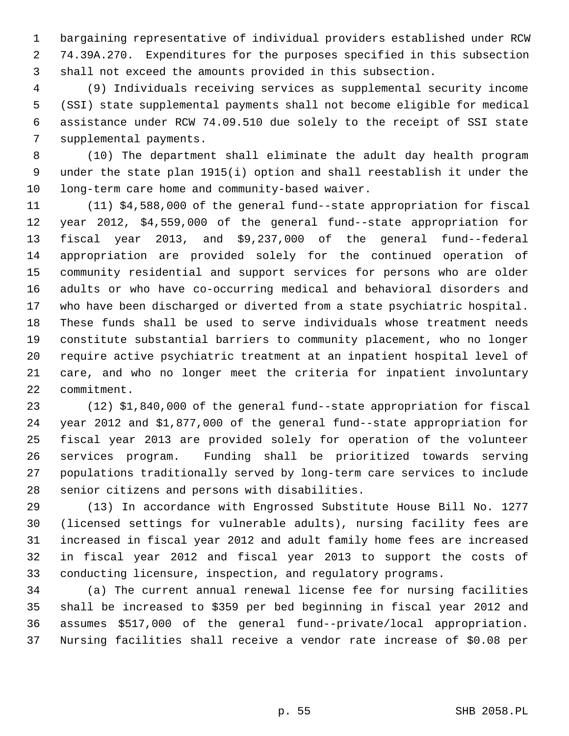bargaining representative of individual providers established under RCW 74.39A.270. Expenditures for the purposes specified in this subsection shall not exceed the amounts provided in this subsection.

(9) Individuals receiving services as supplemental security income (SSI) state supplemental payments shall not become eligible for medical assistance under RCW 74.09.510 due solely to the receipt of SSI state supplemental payments.

(10) The department shall eliminate the adult day health program under the state plan 1915(i) option and shall reestablish it under the long-term care home and community-based waiver.

(11) $4,588,000 of the general fund--state appropriation for fiscal year 2012, $4,559,000 of the general fund--state appropriation for fiscal year 2013, and $9,237,000 of the general fund--federal appropriation are provided solely for the continued operation of community residential and support services for persons who are older adults or who have co-occurring medical and behavioral disorders and who have been discharged or diverted from a state psychiatric hospital. These funds shall be used to serve individuals whose treatment needs constitute substantial barriers to community placement, who no longer require active psychiatric treatment at an inpatient hospital level of care, and who no longer meet the criteria for inpatient involuntary commitment.

(12) $1,840,000 of the general fund--state appropriation for fiscal year 2012 and $1,877,000 of the general fund--state appropriation for fiscal year 2013 are provided solely for operation of the volunteer services program. Funding shall be prioritized towards serving populations traditionally served by long-term care services to include senior citizens and persons with disabilities.

(13) In accordance with Engrossed Substitute House Bill No. 1277 (licensed settings for vulnerable adults), nursing facility fees are increased in fiscal year 2012 and adult family home fees are increased in fiscal year 2012 and fiscal year 2013 to support the costs of conducting licensure, inspection, and regulatory programs.

(a) The current annual renewal license fee for nursing facilities shall be increased to $359 per bed beginning in fiscal year 2012 and assumes $517,000 of the general fund--private/local appropriation. Nursing facilities shall receive a vendor rate increase of $0.08 per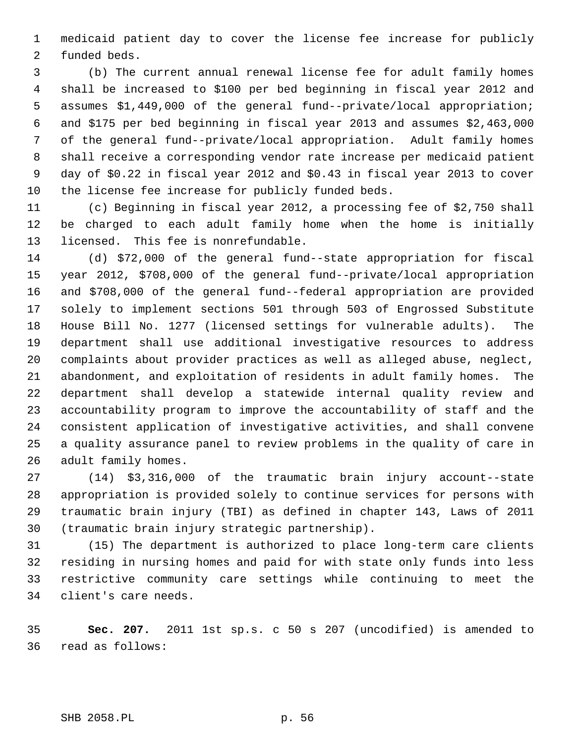medicaid patient day to cover the license fee increase for publicly funded beds.

(b) The current annual renewal license fee for adult family homes shall be increased to $100 per bed beginning in fiscal year 2012 and assumes $1,449,000 of the general fund--private/local appropriation; and $175 per bed beginning in fiscal year 2013 and assumes $2,463,000 of the general fund--private/local appropriation. Adult family homes shall receive a corresponding vendor rate increase per medicaid patient day of $0.22 in fiscal year 2012 and $0.43 in fiscal year 2013 to cover the license fee increase for publicly funded beds.

(c) Beginning in fiscal year 2012, a processing fee of $2,750 shall be charged to each adult family home when the home is initially licensed. This fee is nonrefundable.

(d) $72,000 of the general fund--state appropriation for fiscal year 2012, $708,000 of the general fund--private/local appropriation and $708,000 of the general fund--federal appropriation are provided solely to implement sections 501 through 503 of Engrossed Substitute House Bill No. 1277 (licensed settings for vulnerable adults). The department shall use additional investigative resources to address complaints about provider practices as well as alleged abuse, neglect, abandonment, and exploitation of residents in adult family homes. The department shall develop a statewide internal quality review and accountability program to improve the accountability of staff and the consistent application of investigative activities, and shall convene a quality assurance panel to review problems in the quality of care in adult family homes.

(14) $3,316,000 of the traumatic brain injury account--state appropriation is provided solely to continue services for persons with traumatic brain injury (TBI) as defined in chapter 143, Laws of 2011 (traumatic brain injury strategic partnership).

(15) The department is authorized to place long-term care clients residing in nursing homes and paid for with state only funds into less restrictive community care settings while continuing to meet the client's care needs.

**Sec. 207.** 2011 1st sp.s. c 50 s 207 (uncodified) is amended to read as follows: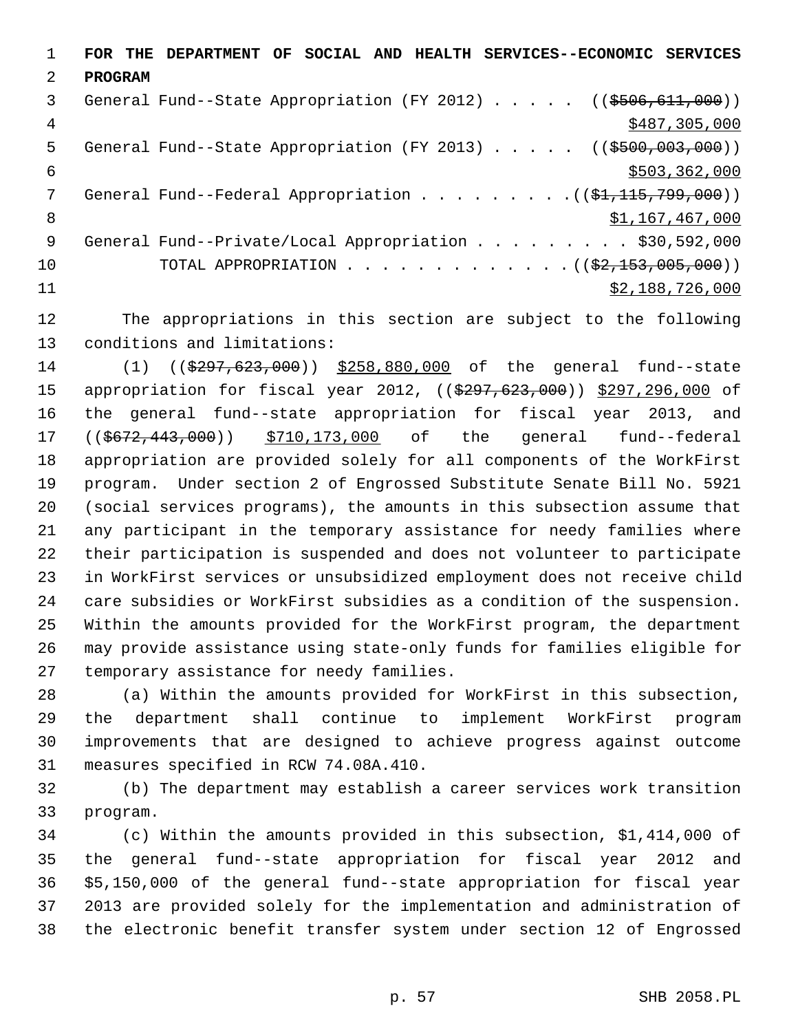**FOR THE DEPARTMENT OF SOCIAL AND HEALTH SERVICES--ECONOMIC SERVICES PROGRAM**

General Fund--State Appropriation (FY 2012) . . . . . ((~~$506,611,000~~))
$487,305,000

General Fund--State Appropriation (FY 2013) . . . . . ((~~$500,003,000~~))
$503,362,000

General Fund--Federal Appropriation . . . . . . . . . ((~~$1,115,799,000~~))
$1,167,467,000

General Fund--Private/Local Appropriation . . . . . . . . . $30,592,000

TOTAL APPROPRIATION . . . . . . . . . . . . . ((~~$2,153,005,000~~))
$2,188,726,000

The appropriations in this section are subject to the following conditions and limitations:

(1) ((~~$297,623,000~~)) $258,880,000 of the general fund--state appropriation for fiscal year 2012, ((~~$297,623,000~~)) $297,296,000 of the general fund--state appropriation for fiscal year 2013, and ((~~$672,443,000~~)) $710,173,000 of the general fund--federal appropriation are provided solely for all components of the WorkFirst program. Under section 2 of Engrossed Substitute Senate Bill No. 5921 (social services programs), the amounts in this subsection assume that any participant in the temporary assistance for needy families where their participation is suspended and does not volunteer to participate in WorkFirst services or unsubsidized employment does not receive child care subsidies or WorkFirst subsidies as a condition of the suspension. Within the amounts provided for the WorkFirst program, the department may provide assistance using state-only funds for families eligible for temporary assistance for needy families.

(a) Within the amounts provided for WorkFirst in this subsection, the department shall continue to implement WorkFirst program improvements that are designed to achieve progress against outcome measures specified in RCW 74.08A.410.

(b) The department may establish a career services work transition program.

(c) Within the amounts provided in this subsection, $1,414,000 of the general fund--state appropriation for fiscal year 2012 and $5,150,000 of the general fund--state appropriation for fiscal year 2013 are provided solely for the implementation and administration of the electronic benefit transfer system under section 12 of Engrossed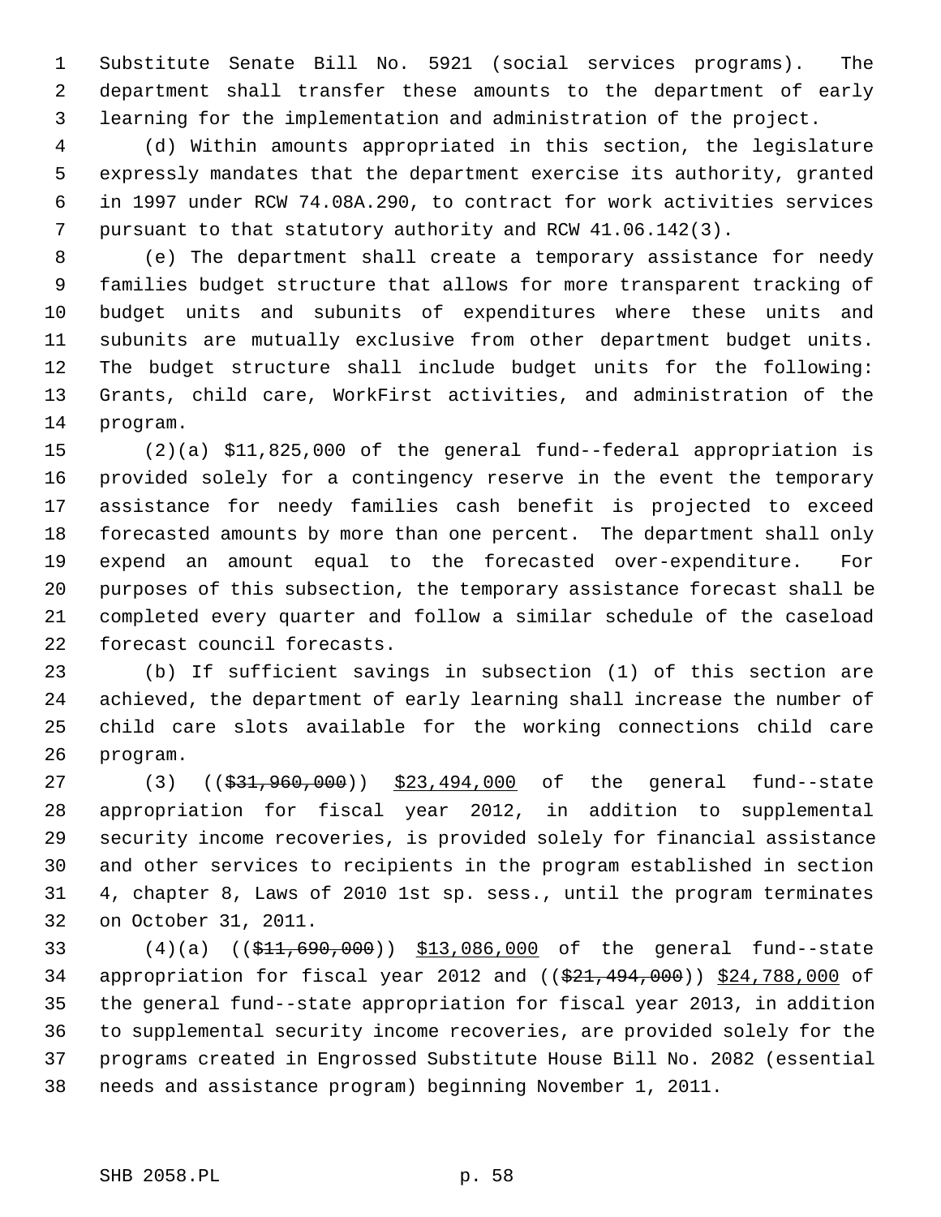Substitute Senate Bill No. 5921 (social services programs). The department shall transfer these amounts to the department of early learning for the implementation and administration of the project.

(d) Within amounts appropriated in this section, the legislature expressly mandates that the department exercise its authority, granted in 1997 under RCW 74.08A.290, to contract for work activities services pursuant to that statutory authority and RCW 41.06.142(3).

(e) The department shall create a temporary assistance for needy families budget structure that allows for more transparent tracking of budget units and subunits of expenditures where these units and subunits are mutually exclusive from other department budget units. The budget structure shall include budget units for the following: Grants, child care, WorkFirst activities, and administration of the program.

(2)(a) $11,825,000 of the general fund--federal appropriation is provided solely for a contingency reserve in the event the temporary assistance for needy families cash benefit is projected to exceed forecasted amounts by more than one percent. The department shall only expend an amount equal to the forecasted over-expenditure. For purposes of this subsection, the temporary assistance forecast shall be completed every quarter and follow a similar schedule of the caseload forecast council forecasts.

(b) If sufficient savings in subsection (1) of this section are achieved, the department of early learning shall increase the number of child care slots available for the working connections child care program.

(3) (($31,960,000)) $23,494,000 of the general fund--state appropriation for fiscal year 2012, in addition to supplemental security income recoveries, is provided solely for financial assistance and other services to recipients in the program established in section 4, chapter 8, Laws of 2010 1st sp. sess., until the program terminates on October 31, 2011.

(4)(a) (($11,690,000)) $13,086,000 of the general fund--state appropriation for fiscal year 2012 and (($21,494,000)) $24,788,000 of the general fund--state appropriation for fiscal year 2013, in addition to supplemental security income recoveries, are provided solely for the programs created in Engrossed Substitute House Bill No. 2082 (essential needs and assistance program) beginning November 1, 2011.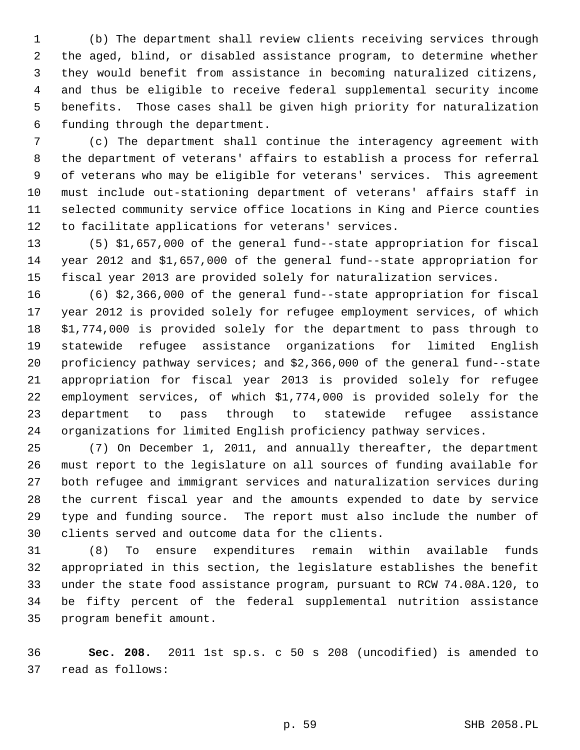(b) The department shall review clients receiving services through the aged, blind, or disabled assistance program, to determine whether they would benefit from assistance in becoming naturalized citizens, and thus be eligible to receive federal supplemental security income benefits. Those cases shall be given high priority for naturalization funding through the department.

(c) The department shall continue the interagency agreement with the department of veterans' affairs to establish a process for referral of veterans who may be eligible for veterans' services. This agreement must include out-stationing department of veterans' affairs staff in selected community service office locations in King and Pierce counties to facilitate applications for veterans' services.

(5) $1,657,000 of the general fund--state appropriation for fiscal year 2012 and $1,657,000 of the general fund--state appropriation for fiscal year 2013 are provided solely for naturalization services.

(6) $2,366,000 of the general fund--state appropriation for fiscal year 2012 is provided solely for refugee employment services, of which $1,774,000 is provided solely for the department to pass through to statewide refugee assistance organizations for limited English proficiency pathway services; and $2,366,000 of the general fund--state appropriation for fiscal year 2013 is provided solely for refugee employment services, of which $1,774,000 is provided solely for the department to pass through to statewide refugee assistance organizations for limited English proficiency pathway services.

(7) On December 1, 2011, and annually thereafter, the department must report to the legislature on all sources of funding available for both refugee and immigrant services and naturalization services during the current fiscal year and the amounts expended to date by service type and funding source. The report must also include the number of clients served and outcome data for the clients.

(8) To ensure expenditures remain within available funds appropriated in this section, the legislature establishes the benefit under the state food assistance program, pursuant to RCW 74.08A.120, to be fifty percent of the federal supplemental nutrition assistance program benefit amount.

**Sec. 208.** 2011 1st sp.s. c 50 s 208 (uncodified) is amended to read as follows: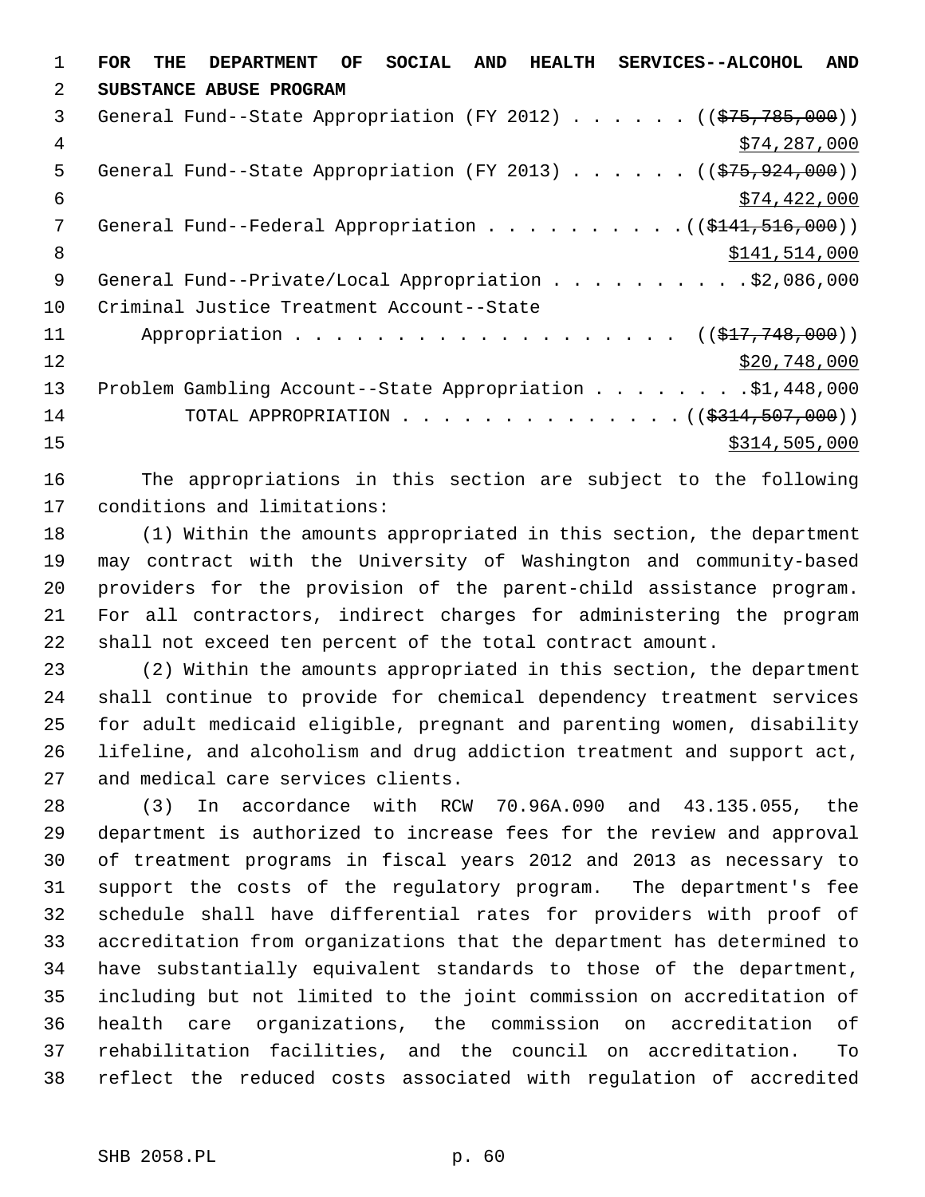**FOR THE DEPARTMENT OF SOCIAL AND HEALTH SERVICES--ALCOHOL AND SUBSTANCE ABUSE PROGRAM**

General Fund--State Appropriation (FY 2012) . . . . . . ((~~$75,785,000~~))
$74,287,000

General Fund--State Appropriation (FY 2013) . . . . . . ((~~$75,924,000~~))
$74,422,000

General Fund--Federal Appropriation . . . . . . . . . . ((~~$141,516,000~~))
$141,514,000

General Fund--Private/Local Appropriation . . . . . . . . . . $2,086,000

Criminal Justice Treatment Account--State Appropriation . . . . . . . . . . . . . . . . . . . ((~~$17,748,000~~))
$20,748,000

Problem Gambling Account--State Appropriation . . . . . . . . $1,448,000

TOTAL APPROPRIATION . . . . . . . . . . . . . . ((~~$314,507,000~~))
$314,505,000

The appropriations in this section are subject to the following conditions and limitations:

(1) Within the amounts appropriated in this section, the department may contract with the University of Washington and community-based providers for the provision of the parent-child assistance program. For all contractors, indirect charges for administering the program shall not exceed ten percent of the total contract amount.

(2) Within the amounts appropriated in this section, the department shall continue to provide for chemical dependency treatment services for adult medicaid eligible, pregnant and parenting women, disability lifeline, and alcoholism and drug addiction treatment and support act, and medical care services clients.

(3) In accordance with RCW 70.96A.090 and 43.135.055, the department is authorized to increase fees for the review and approval of treatment programs in fiscal years 2012 and 2013 as necessary to support the costs of the regulatory program. The department's fee schedule shall have differential rates for providers with proof of accreditation from organizations that the department has determined to have substantially equivalent standards to those of the department, including but not limited to the joint commission on accreditation of health care organizations, the commission on accreditation of rehabilitation facilities, and the council on accreditation. To reflect the reduced costs associated with regulation of accredited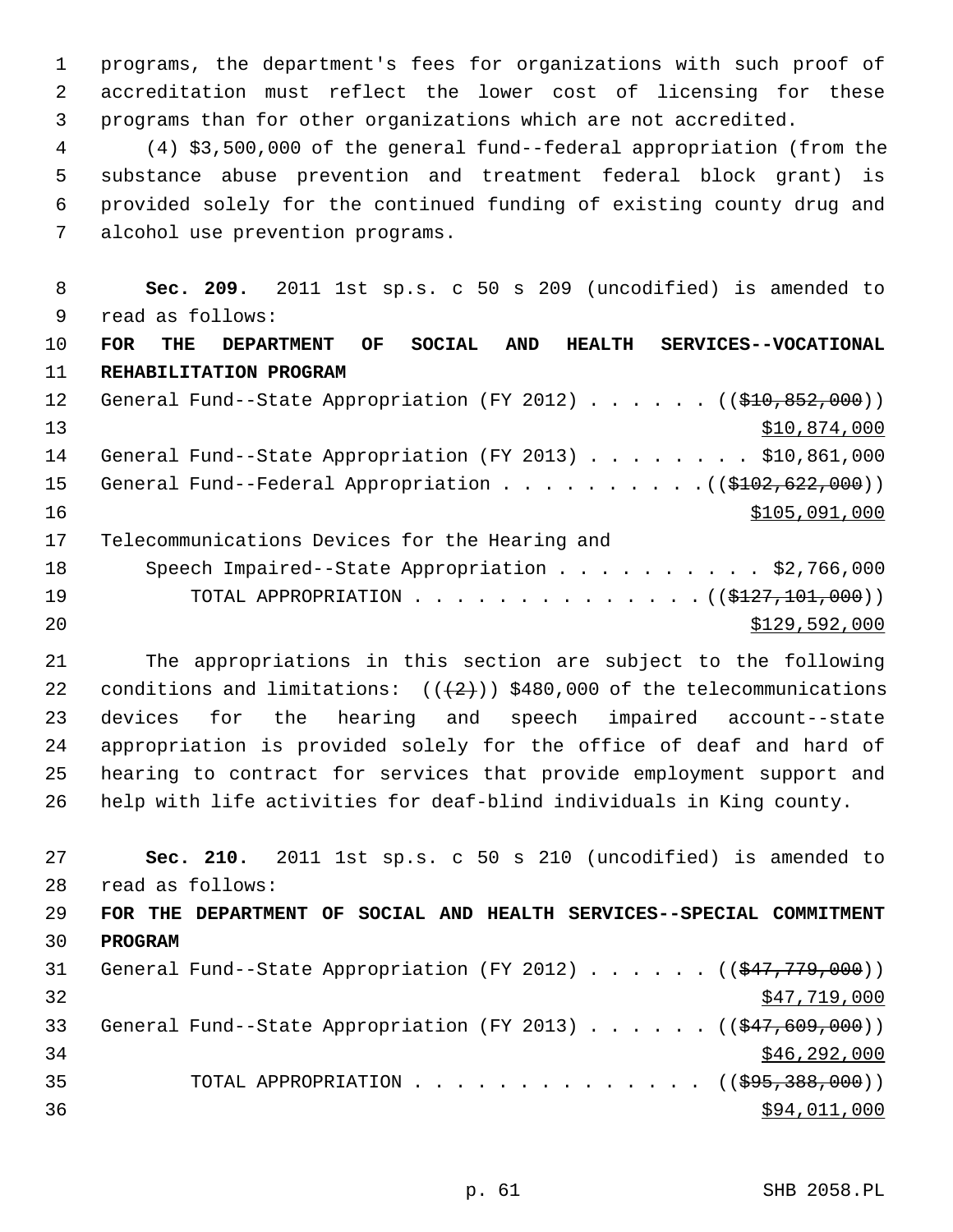programs, the department's fees for organizations with such proof of accreditation must reflect the lower cost of licensing for these programs than for other organizations which are not accredited.

(4) $3,500,000 of the general fund--federal appropriation (from the substance abuse prevention and treatment federal block grant) is provided solely for the continued funding of existing county drug and alcohol use prevention programs.

**Sec. 209.** 2011 1st sp.s. c 50 s 209 (uncodified) is amended to read as follows:

**FOR THE DEPARTMENT OF SOCIAL AND HEALTH SERVICES--VOCATIONAL REHABILITATION PROGRAM**

General Fund--State Appropriation (FY 2012) . . . . . . ((~~$10,852,000~~))
<u>$10,874,000</u>

General Fund--State Appropriation (FY 2013) . . . . . . . . $10,861,000

General Fund--Federal Appropriation . . . . . . . . . . ((~~$102,622,000~~))
<u>$105,091,000</u>

Telecommunications Devices for the Hearing and Speech Impaired--State Appropriation . . . . . . . . . . $2,766,000

TOTAL APPROPRIATION . . . . . . . . . . . . . . ((~~$127,101,000~~))
<u>$129,592,000</u>

The appropriations in this section are subject to the following conditions and limitations: ((~~(2)~~)) $480,000 of the telecommunications devices for the hearing and speech impaired account--state appropriation is provided solely for the office of deaf and hard of hearing to contract for services that provide employment support and help with life activities for deaf-blind individuals in King county.

**Sec. 210.** 2011 1st sp.s. c 50 s 210 (uncodified) is amended to read as follows:

**FOR THE DEPARTMENT OF SOCIAL AND HEALTH SERVICES--SPECIAL COMMITMENT PROGRAM**

General Fund--State Appropriation (FY 2012) . . . . . . ((~~$47,779,000~~))
<u>$47,719,000</u>

General Fund--State Appropriation (FY 2013) . . . . . . ((~~$47,609,000~~))
<u>$46,292,000</u>

TOTAL APPROPRIATION . . . . . . . . . . . . . . ((~~$95,388,000~~))
<u>$94,011,000</u>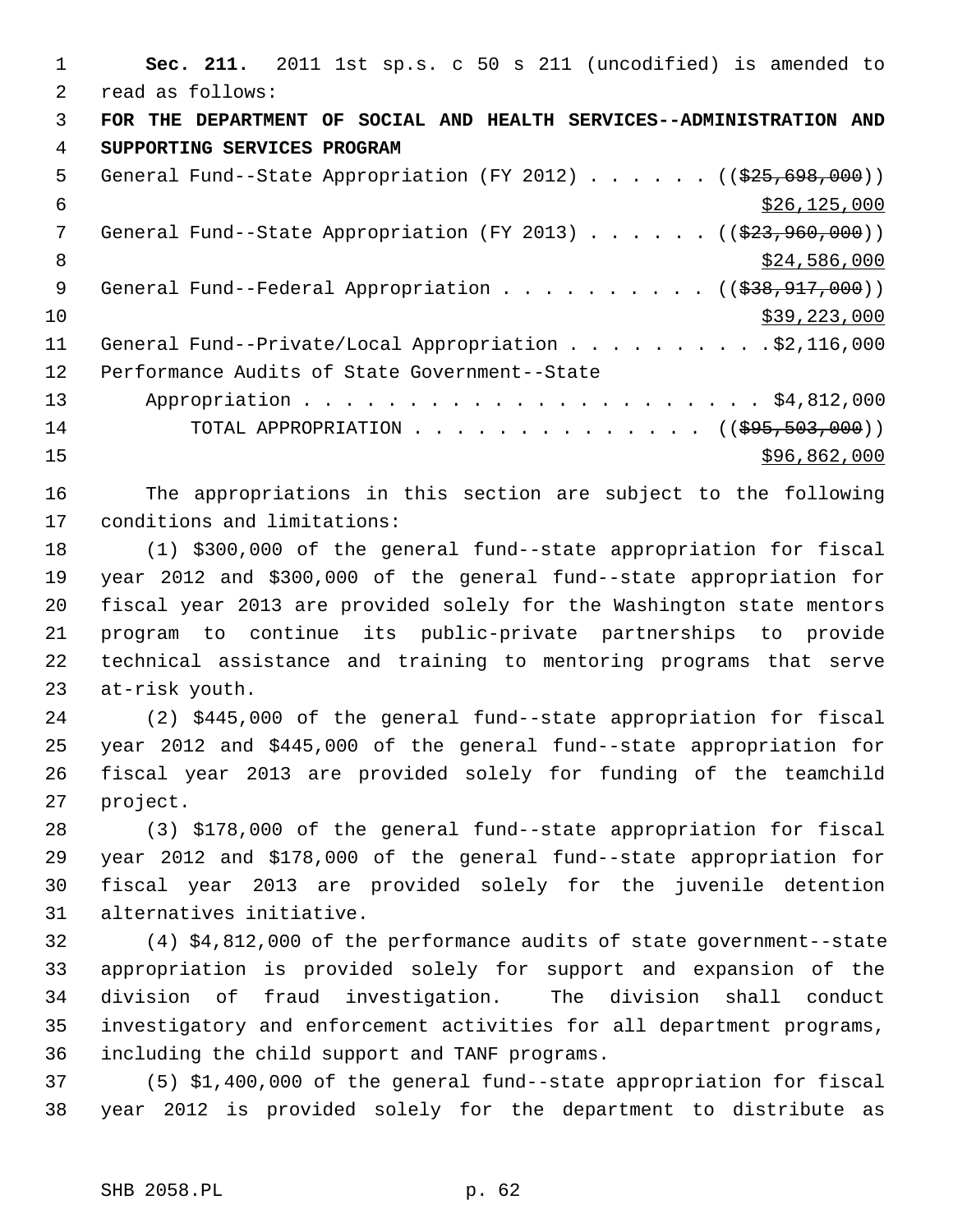**Sec. 211.** 2011 1st sp.s. c 50 s 211 (uncodified) is amended to read as follows:

**FOR THE DEPARTMENT OF SOCIAL AND HEALTH SERVICES--ADMINISTRATION AND SUPPORTING SERVICES PROGRAM**

General Fund--State Appropriation (FY 2012) . . . . . . ((~~$25,698,000~~)) $26,125,000

General Fund--State Appropriation (FY 2013) . . . . . . ((~~$23,960,000~~)) $24,586,000

General Fund--Federal Appropriation . . . . . . . . . . ((~~$38,917,000~~)) $39,223,000

General Fund--Private/Local Appropriation . . . . . . . . . .$2,116,000

Performance Audits of State Government--State Appropriation . . . . . . . . . . . . . . . . . . . . . . $4,812,000

TOTAL APPROPRIATION . . . . . . . . . . . . . . ((~~$95,503,000~~)) $96,862,000

The appropriations in this section are subject to the following conditions and limitations:

(1) $300,000 of the general fund--state appropriation for fiscal year 2012 and $300,000 of the general fund--state appropriation for fiscal year 2013 are provided solely for the Washington state mentors program to continue its public-private partnerships to provide technical assistance and training to mentoring programs that serve at-risk youth.

(2) $445,000 of the general fund--state appropriation for fiscal year 2012 and $445,000 of the general fund--state appropriation for fiscal year 2013 are provided solely for funding of the teamchild project.

(3) $178,000 of the general fund--state appropriation for fiscal year 2012 and $178,000 of the general fund--state appropriation for fiscal year 2013 are provided solely for the juvenile detention alternatives initiative.

(4) $4,812,000 of the performance audits of state government--state appropriation is provided solely for support and expansion of the division of fraud investigation. The division shall conduct investigatory and enforcement activities for all department programs, including the child support and TANF programs.

(5) $1,400,000 of the general fund--state appropriation for fiscal year 2012 is provided solely for the department to distribute as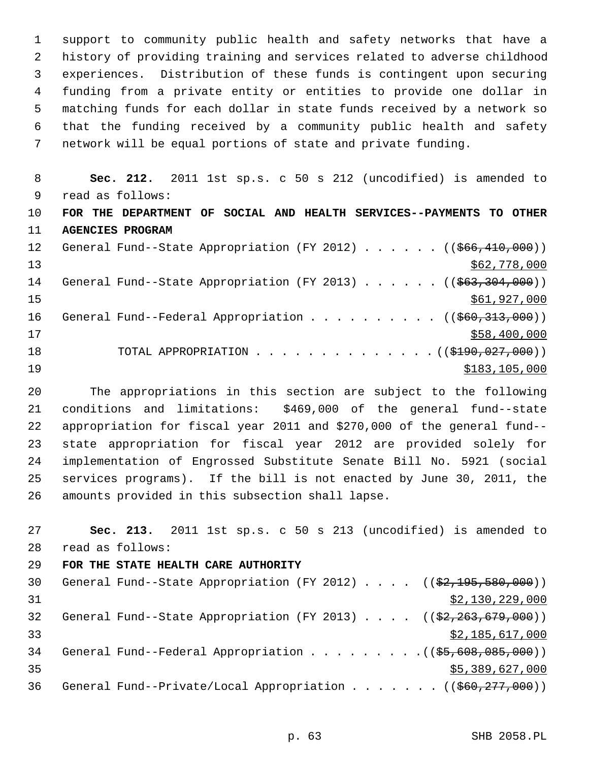support to community public health and safety networks that have a history of providing training and services related to adverse childhood experiences. Distribution of these funds is contingent upon securing funding from a private entity or entities to provide one dollar in matching funds for each dollar in state funds received by a network so that the funding received by a community public health and safety network will be equal portions of state and private funding.

**Sec. 212.** 2011 1st sp.s. c 50 s 212 (uncodified) is amended to read as follows:

**FOR THE DEPARTMENT OF SOCIAL AND HEALTH SERVICES--PAYMENTS TO OTHER AGENCIES PROGRAM**

General Fund--State Appropriation (FY 2012) . . . . . . ((~~$66,410,000~~))
$62,778,000

General Fund--State Appropriation (FY 2013) . . . . . . ((~~$63,304,000~~))
$61,927,000

General Fund--Federal Appropriation . . . . . . . . . . ((~~$60,313,000~~))
$58,400,000

TOTAL APPROPRIATION . . . . . . . . . . . . . . ((~~$190,027,000~~))
$183,105,000

The appropriations in this section are subject to the following conditions and limitations: $469,000 of the general fund--state appropriation for fiscal year 2011 and $270,000 of the general fund--state appropriation for fiscal year 2012 are provided solely for implementation of Engrossed Substitute Senate Bill No. 5921 (social services programs). If the bill is not enacted by June 30, 2011, the amounts provided in this subsection shall lapse.

**Sec. 213.** 2011 1st sp.s. c 50 s 213 (uncodified) is amended to read as follows:

**FOR THE STATE HEALTH CARE AUTHORITY**

General Fund--State Appropriation (FY 2012) . . . . ((~~$2,195,580,000~~))
$2,130,229,000

General Fund--State Appropriation (FY 2013) . . . . ((~~$2,263,679,000~~))
$2,185,617,000

General Fund--Federal Appropriation . . . . . . . . . ((~~$5,608,085,000~~))
$5,389,627,000

General Fund--Private/Local Appropriation . . . . . . . ((~~$60,277,000~~))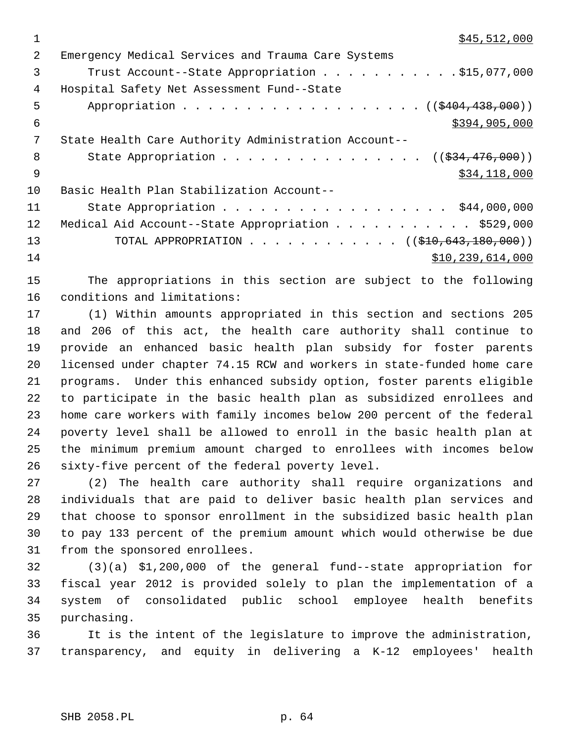$45,512,000

Emergency Medical Services and Trauma Care Systems
Trust Account--State Appropriation . . . . . . . . . . . $15,077,000

Hospital Safety Net Assessment Fund--State
Appropriation . . . . . . . . . . . . . . . . . . . (($404,438,000))
$394,905,000

State Health Care Authority Administration Account--
State Appropriation . . . . . . . . . . . . . . . . (($34,476,000))
$34,118,000

Basic Health Plan Stabilization Account--
State Appropriation . . . . . . . . . . . . . . . . . . $44,000,000

Medical Aid Account--State Appropriation . . . . . . . . . . . $529,000

TOTAL APPROPRIATION . . . . . . . . . . . . (($10,643,180,000))
$10,239,614,000

The appropriations in this section are subject to the following conditions and limitations:

(1) Within amounts appropriated in this section and sections 205 and 206 of this act, the health care authority shall continue to provide an enhanced basic health plan subsidy for foster parents licensed under chapter 74.15 RCW and workers in state-funded home care programs. Under this enhanced subsidy option, foster parents eligible to participate in the basic health plan as subsidized enrollees and home care workers with family incomes below 200 percent of the federal poverty level shall be allowed to enroll in the basic health plan at the minimum premium amount charged to enrollees with incomes below sixty-five percent of the federal poverty level.

(2) The health care authority shall require organizations and individuals that are paid to deliver basic health plan services and that choose to sponsor enrollment in the subsidized basic health plan to pay 133 percent of the premium amount which would otherwise be due from the sponsored enrollees.

(3)(a) $1,200,000 of the general fund--state appropriation for fiscal year 2012 is provided solely to plan the implementation of a system of consolidated public school employee health benefits purchasing.

It is the intent of the legislature to improve the administration, transparency, and equity in delivering a K-12 employees' health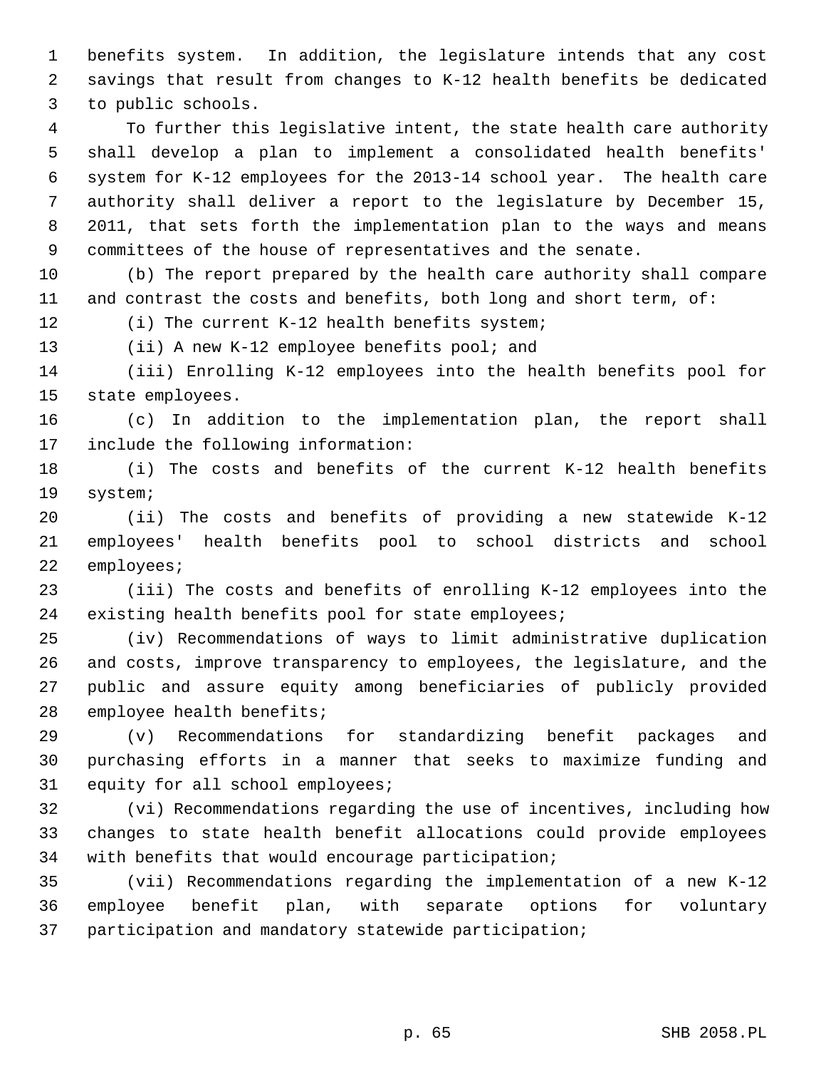benefits system. In addition, the legislature intends that any cost savings that result from changes to K-12 health benefits be dedicated to public schools.

To further this legislative intent, the state health care authority shall develop a plan to implement a consolidated health benefits' system for K-12 employees for the 2013-14 school year. The health care authority shall deliver a report to the legislature by December 15, 2011, that sets forth the implementation plan to the ways and means committees of the house of representatives and the senate.

(b) The report prepared by the health care authority shall compare and contrast the costs and benefits, both long and short term, of:

(i) The current K-12 health benefits system;

(ii) A new K-12 employee benefits pool; and

(iii) Enrolling K-12 employees into the health benefits pool for state employees.

(c) In addition to the implementation plan, the report shall include the following information:

(i) The costs and benefits of the current K-12 health benefits system;

(ii) The costs and benefits of providing a new statewide K-12 employees' health benefits pool to school districts and school employees;

(iii) The costs and benefits of enrolling K-12 employees into the existing health benefits pool for state employees;

(iv) Recommendations of ways to limit administrative duplication and costs, improve transparency to employees, the legislature, and the public and assure equity among beneficiaries of publicly provided employee health benefits;

(v) Recommendations for standardizing benefit packages and purchasing efforts in a manner that seeks to maximize funding and equity for all school employees;

(vi) Recommendations regarding the use of incentives, including how changes to state health benefit allocations could provide employees with benefits that would encourage participation;

(vii) Recommendations regarding the implementation of a new K-12 employee benefit plan, with separate options for voluntary participation and mandatory statewide participation;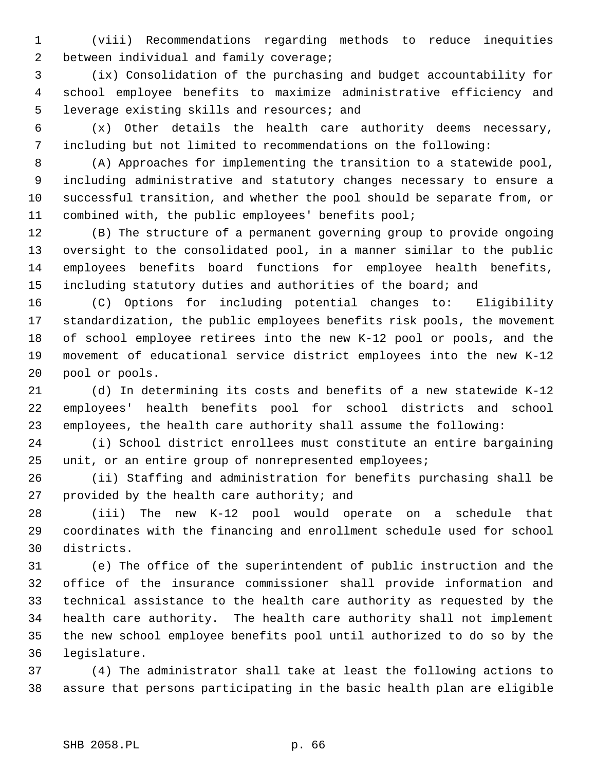(viii) Recommendations regarding methods to reduce inequities between individual and family coverage;

(ix) Consolidation of the purchasing and budget accountability for school employee benefits to maximize administrative efficiency and leverage existing skills and resources; and

(x) Other details the health care authority deems necessary, including but not limited to recommendations on the following:

(A) Approaches for implementing the transition to a statewide pool, including administrative and statutory changes necessary to ensure a successful transition, and whether the pool should be separate from, or combined with, the public employees' benefits pool;

(B) The structure of a permanent governing group to provide ongoing oversight to the consolidated pool, in a manner similar to the public employees benefits board functions for employee health benefits, including statutory duties and authorities of the board; and

(C) Options for including potential changes to: Eligibility standardization, the public employees benefits risk pools, the movement of school employee retirees into the new K-12 pool or pools, and the movement of educational service district employees into the new K-12 pool or pools.

(d) In determining its costs and benefits of a new statewide K-12 employees' health benefits pool for school districts and school employees, the health care authority shall assume the following:

(i) School district enrollees must constitute an entire bargaining unit, or an entire group of nonrepresented employees;

(ii) Staffing and administration for benefits purchasing shall be provided by the health care authority; and

(iii) The new K-12 pool would operate on a schedule that coordinates with the financing and enrollment schedule used for school districts.

(e) The office of the superintendent of public instruction and the office of the insurance commissioner shall provide information and technical assistance to the health care authority as requested by the health care authority. The health care authority shall not implement the new school employee benefits pool until authorized to do so by the legislature.

(4) The administrator shall take at least the following actions to assure that persons participating in the basic health plan are eligible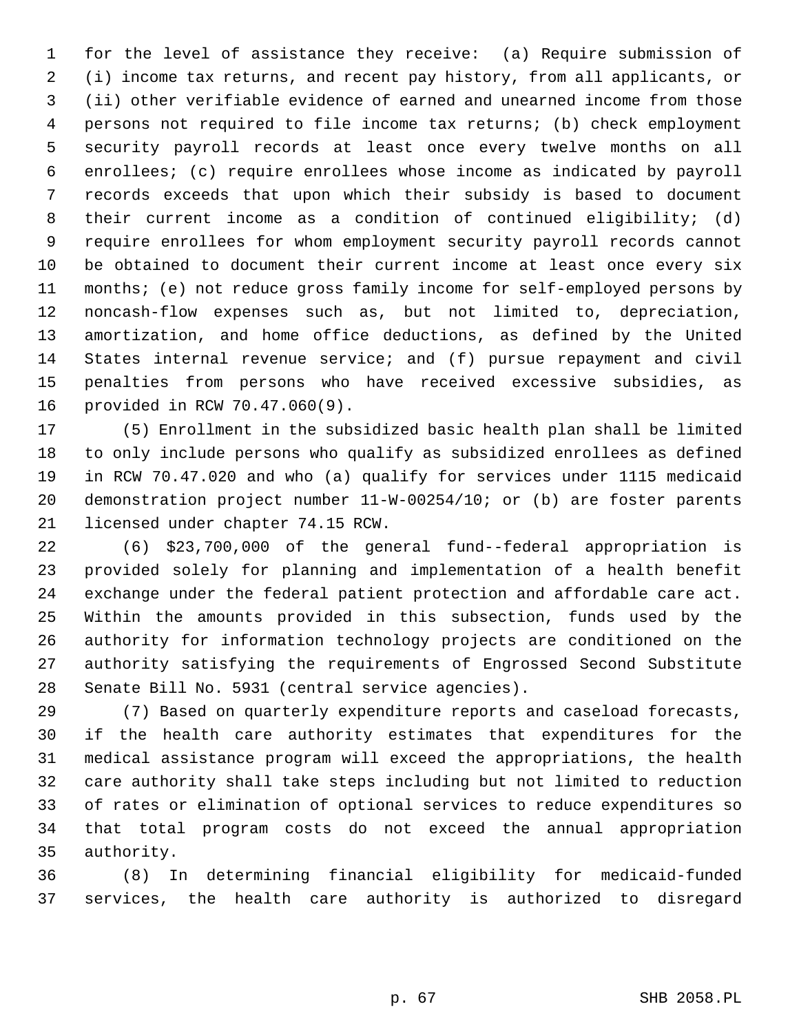for the level of assistance they receive: (a) Require submission of (i) income tax returns, and recent pay history, from all applicants, or (ii) other verifiable evidence of earned and unearned income from those persons not required to file income tax returns; (b) check employment security payroll records at least once every twelve months on all enrollees; (c) require enrollees whose income as indicated by payroll records exceeds that upon which their subsidy is based to document their current income as a condition of continued eligibility; (d) require enrollees for whom employment security payroll records cannot be obtained to document their current income at least once every six months; (e) not reduce gross family income for self-employed persons by noncash-flow expenses such as, but not limited to, depreciation, amortization, and home office deductions, as defined by the United States internal revenue service; and (f) pursue repayment and civil penalties from persons who have received excessive subsidies, as provided in RCW 70.47.060(9).

(5) Enrollment in the subsidized basic health plan shall be limited to only include persons who qualify as subsidized enrollees as defined in RCW 70.47.020 and who (a) qualify for services under 1115 medicaid demonstration project number 11-W-00254/10; or (b) are foster parents licensed under chapter 74.15 RCW.

(6) $23,700,000 of the general fund--federal appropriation is provided solely for planning and implementation of a health benefit exchange under the federal patient protection and affordable care act. Within the amounts provided in this subsection, funds used by the authority for information technology projects are conditioned on the authority satisfying the requirements of Engrossed Second Substitute Senate Bill No. 5931 (central service agencies).

(7) Based on quarterly expenditure reports and caseload forecasts, if the health care authority estimates that expenditures for the medical assistance program will exceed the appropriations, the health care authority shall take steps including but not limited to reduction of rates or elimination of optional services to reduce expenditures so that total program costs do not exceed the annual appropriation authority.

(8) In determining financial eligibility for medicaid-funded services, the health care authority is authorized to disregard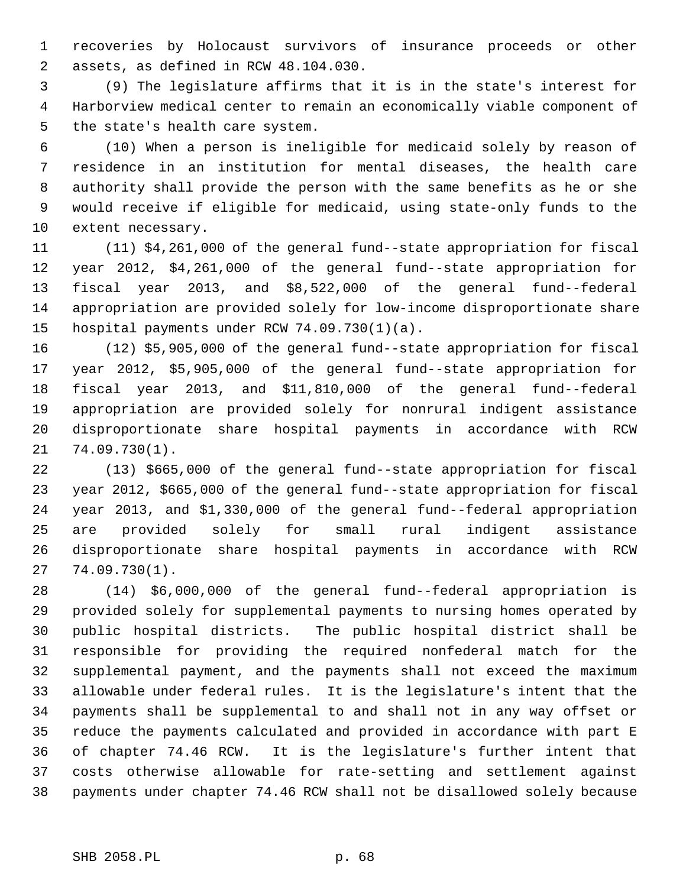recoveries by Holocaust survivors of insurance proceeds or other assets, as defined in RCW 48.104.030.

(9) The legislature affirms that it is in the state's interest for Harborview medical center to remain an economically viable component of the state's health care system.

(10) When a person is ineligible for medicaid solely by reason of residence in an institution for mental diseases, the health care authority shall provide the person with the same benefits as he or she would receive if eligible for medicaid, using state-only funds to the extent necessary.

(11) $4,261,000 of the general fund--state appropriation for fiscal year 2012, $4,261,000 of the general fund--state appropriation for fiscal year 2013, and $8,522,000 of the general fund--federal appropriation are provided solely for low-income disproportionate share hospital payments under RCW 74.09.730(1)(a).

(12) $5,905,000 of the general fund--state appropriation for fiscal year 2012, $5,905,000 of the general fund--state appropriation for fiscal year 2013, and $11,810,000 of the general fund--federal appropriation are provided solely for nonrural indigent assistance disproportionate share hospital payments in accordance with RCW 74.09.730(1).

(13) $665,000 of the general fund--state appropriation for fiscal year 2012, $665,000 of the general fund--state appropriation for fiscal year 2013, and $1,330,000 of the general fund--federal appropriation are provided solely for small rural indigent assistance disproportionate share hospital payments in accordance with RCW 74.09.730(1).

(14) $6,000,000 of the general fund--federal appropriation is provided solely for supplemental payments to nursing homes operated by public hospital districts. The public hospital district shall be responsible for providing the required nonfederal match for the supplemental payment, and the payments shall not exceed the maximum allowable under federal rules. It is the legislature's intent that the payments shall be supplemental to and shall not in any way offset or reduce the payments calculated and provided in accordance with part E of chapter 74.46 RCW. It is the legislature's further intent that costs otherwise allowable for rate-setting and settlement against payments under chapter 74.46 RCW shall not be disallowed solely because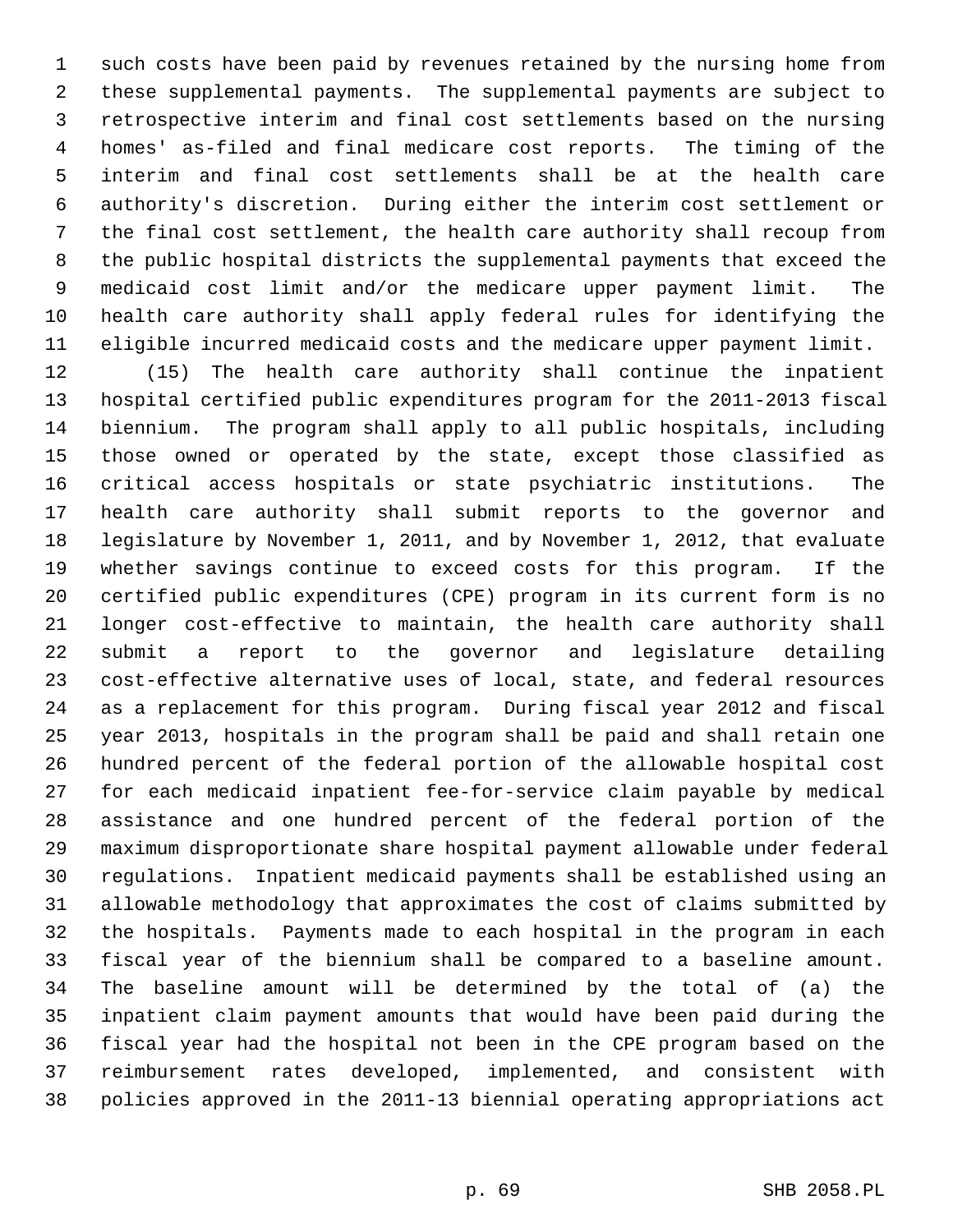such costs have been paid by revenues retained by the nursing home from these supplemental payments. The supplemental payments are subject to retrospective interim and final cost settlements based on the nursing homes' as-filed and final medicare cost reports. The timing of the interim and final cost settlements shall be at the health care authority's discretion. During either the interim cost settlement or the final cost settlement, the health care authority shall recoup from the public hospital districts the supplemental payments that exceed the medicaid cost limit and/or the medicare upper payment limit. The health care authority shall apply federal rules for identifying the eligible incurred medicaid costs and the medicare upper payment limit.

(15) The health care authority shall continue the inpatient hospital certified public expenditures program for the 2011-2013 fiscal biennium. The program shall apply to all public hospitals, including those owned or operated by the state, except those classified as critical access hospitals or state psychiatric institutions. The health care authority shall submit reports to the governor and legislature by November 1, 2011, and by November 1, 2012, that evaluate whether savings continue to exceed costs for this program. If the certified public expenditures (CPE) program in its current form is no longer cost-effective to maintain, the health care authority shall submit a report to the governor and legislature detailing cost-effective alternative uses of local, state, and federal resources as a replacement for this program. During fiscal year 2012 and fiscal year 2013, hospitals in the program shall be paid and shall retain one hundred percent of the federal portion of the allowable hospital cost for each medicaid inpatient fee-for-service claim payable by medical assistance and one hundred percent of the federal portion of the maximum disproportionate share hospital payment allowable under federal regulations. Inpatient medicaid payments shall be established using an allowable methodology that approximates the cost of claims submitted by the hospitals. Payments made to each hospital in the program in each fiscal year of the biennium shall be compared to a baseline amount. The baseline amount will be determined by the total of (a) the inpatient claim payment amounts that would have been paid during the fiscal year had the hospital not been in the CPE program based on the reimbursement rates developed, implemented, and consistent with policies approved in the 2011-13 biennial operating appropriations act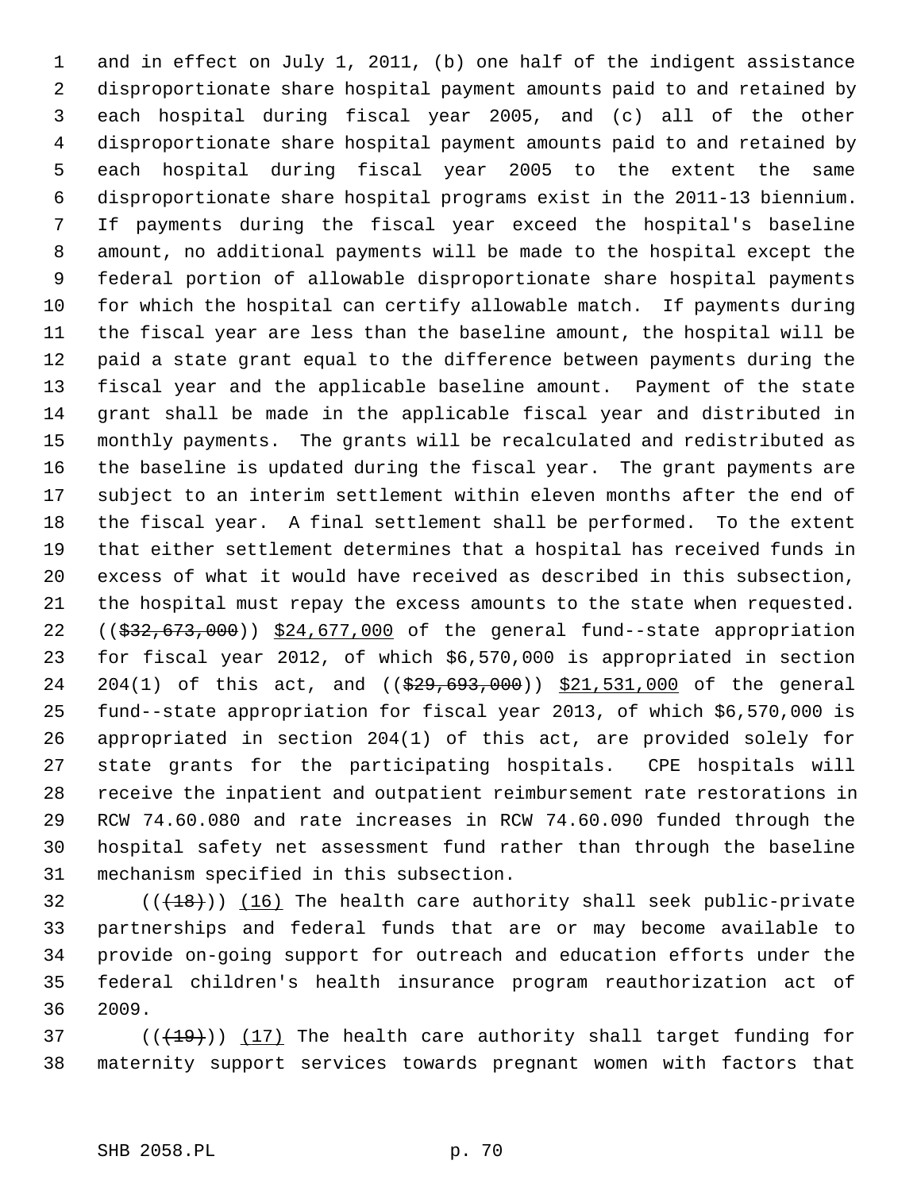and in effect on July 1, 2011, (b) one half of the indigent assistance disproportionate share hospital payment amounts paid to and retained by each hospital during fiscal year 2005, and (c) all of the other disproportionate share hospital payment amounts paid to and retained by each hospital during fiscal year 2005 to the extent the same disproportionate share hospital programs exist in the 2011-13 biennium. If payments during the fiscal year exceed the hospital's baseline amount, no additional payments will be made to the hospital except the federal portion of allowable disproportionate share hospital payments for which the hospital can certify allowable match. If payments during the fiscal year are less than the baseline amount, the hospital will be paid a state grant equal to the difference between payments during the fiscal year and the applicable baseline amount. Payment of the state grant shall be made in the applicable fiscal year and distributed in monthly payments. The grants will be recalculated and redistributed as the baseline is updated during the fiscal year. The grant payments are subject to an interim settlement within eleven months after the end of the fiscal year. A final settlement shall be performed. To the extent that either settlement determines that a hospital has received funds in excess of what it would have received as described in this subsection, the hospital must repay the excess amounts to the state when requested. ((~~$32,673,000~~)) $24,677,000 of the general fund--state appropriation for fiscal year 2012, of which $6,570,000 is appropriated in section 204(1) of this act, and ((~~$29,693,000~~)) $21,531,000 of the general fund--state appropriation for fiscal year 2013, of which $6,570,000 is appropriated in section 204(1) of this act, are provided solely for state grants for the participating hospitals. CPE hospitals will receive the inpatient and outpatient reimbursement rate restorations in RCW 74.60.080 and rate increases in RCW 74.60.090 funded through the hospital safety net assessment fund rather than through the baseline mechanism specified in this subsection.

((~~(18)~~)) (16) The health care authority shall seek public-private partnerships and federal funds that are or may become available to provide on-going support for outreach and education efforts under the federal children's health insurance program reauthorization act of 2009.

((~~(19)~~)) (17) The health care authority shall target funding for maternity support services towards pregnant women with factors that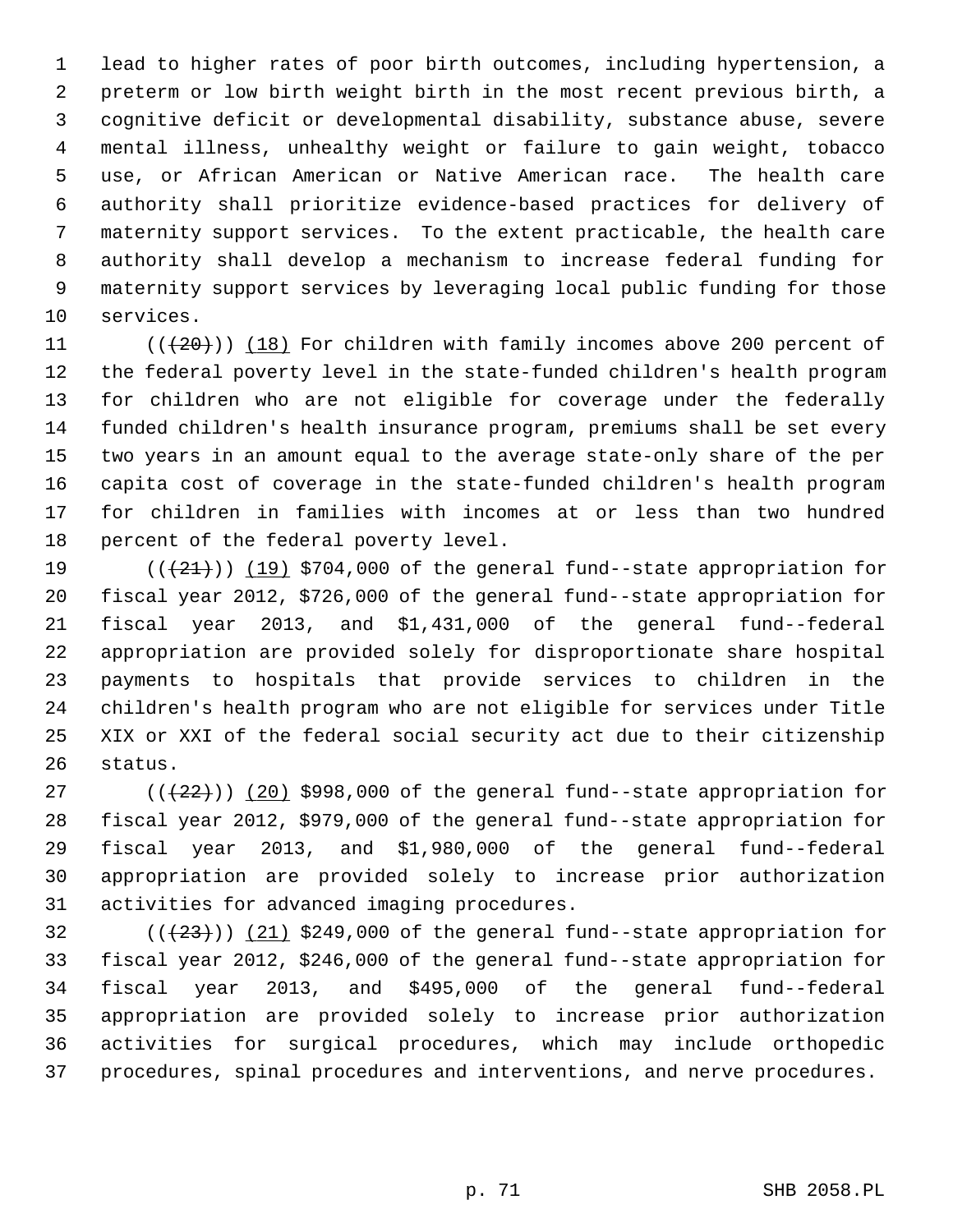lead to higher rates of poor birth outcomes, including hypertension, a preterm or low birth weight birth in the most recent previous birth, a cognitive deficit or developmental disability, substance abuse, severe mental illness, unhealthy weight or failure to gain weight, tobacco use, or African American or Native American race. The health care authority shall prioritize evidence-based practices for delivery of maternity support services. To the extent practicable, the health care authority shall develop a mechanism to increase federal funding for maternity support services by leveraging local public funding for those services.

((~~(20)~~)) (18) For children with family incomes above 200 percent of the federal poverty level in the state-funded children's health program for children who are not eligible for coverage under the federally funded children's health insurance program, premiums shall be set every two years in an amount equal to the average state-only share of the per capita cost of coverage in the state-funded children's health program for children in families with incomes at or less than two hundred percent of the federal poverty level.

((~~(21)~~)) (19) $704,000 of the general fund--state appropriation for fiscal year 2012, $726,000 of the general fund--state appropriation for fiscal year 2013, and $1,431,000 of the general fund--federal appropriation are provided solely for disproportionate share hospital payments to hospitals that provide services to children in the children's health program who are not eligible for services under Title XIX or XXI of the federal social security act due to their citizenship status.

((~~(22)~~)) (20) $998,000 of the general fund--state appropriation for fiscal year 2012, $979,000 of the general fund--state appropriation for fiscal year 2013, and $1,980,000 of the general fund--federal appropriation are provided solely to increase prior authorization activities for advanced imaging procedures.

((~~(23)~~)) (21) $249,000 of the general fund--state appropriation for fiscal year 2012, $246,000 of the general fund--state appropriation for fiscal year 2013, and $495,000 of the general fund--federal appropriation are provided solely to increase prior authorization activities for surgical procedures, which may include orthopedic procedures, spinal procedures and interventions, and nerve procedures.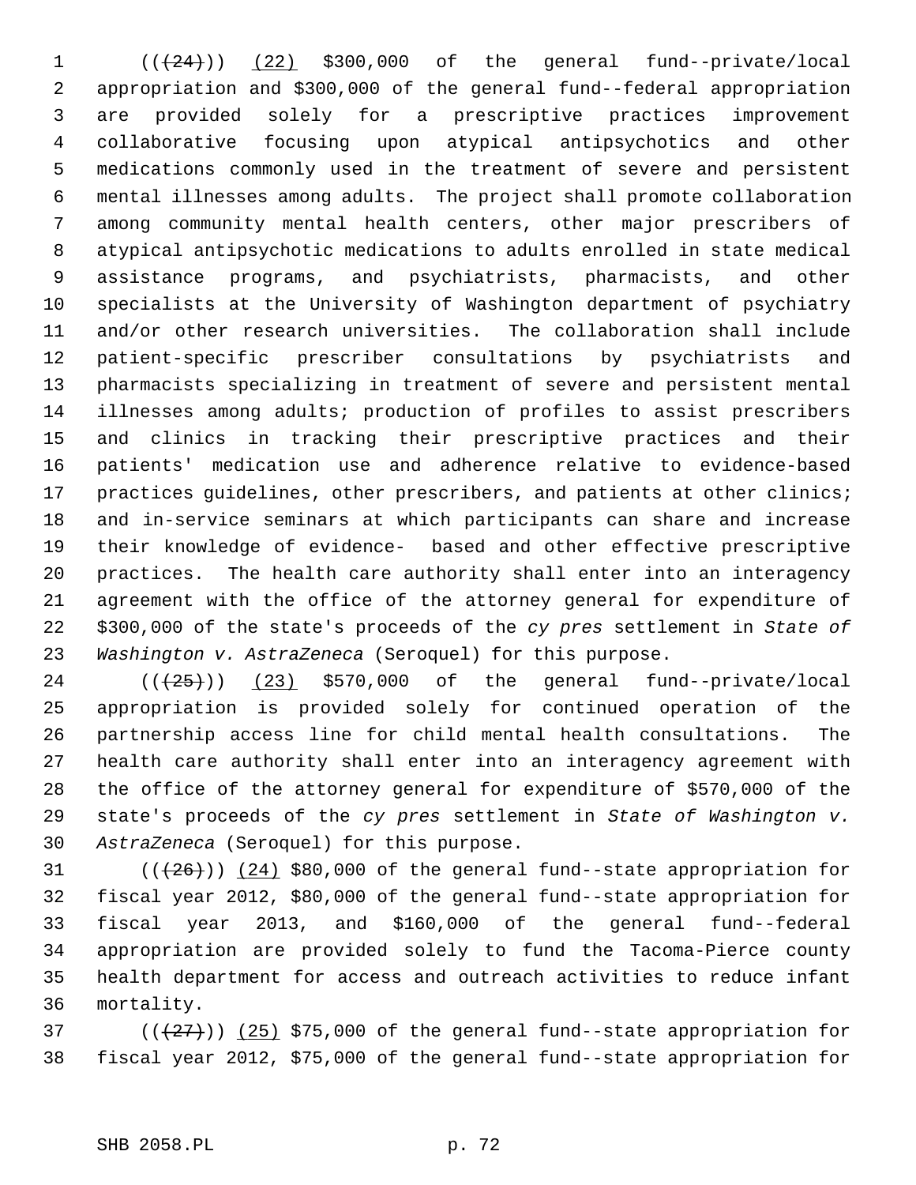((~~(24)~~)) (22) $300,000 of the general fund--private/local appropriation and $300,000 of the general fund--federal appropriation are provided solely for a prescriptive practices improvement collaborative focusing upon atypical antipsychotics and other medications commonly used in the treatment of severe and persistent mental illnesses among adults. The project shall promote collaboration among community mental health centers, other major prescribers of atypical antipsychotic medications to adults enrolled in state medical assistance programs, and psychiatrists, pharmacists, and other specialists at the University of Washington department of psychiatry and/or other research universities. The collaboration shall include patient-specific prescriber consultations by psychiatrists and pharmacists specializing in treatment of severe and persistent mental illnesses among adults; production of profiles to assist prescribers and clinics in tracking their prescriptive practices and their patients' medication use and adherence relative to evidence-based practices guidelines, other prescribers, and patients at other clinics; and in-service seminars at which participants can share and increase their knowledge of evidence- based and other effective prescriptive practices. The health care authority shall enter into an interagency agreement with the office of the attorney general for expenditure of $300,000 of the state's proceeds of the *cy pres* settlement in *State of Washington v. AstraZeneca* (Seroquel) for this purpose.

((~~(25)~~)) (23) $570,000 of the general fund--private/local appropriation is provided solely for continued operation of the partnership access line for child mental health consultations. The health care authority shall enter into an interagency agreement with the office of the attorney general for expenditure of $570,000 of the state's proceeds of the *cy pres* settlement in *State of Washington v. AstraZeneca* (Seroquel) for this purpose.

((~~(26)~~)) (24) $80,000 of the general fund--state appropriation for fiscal year 2012, $80,000 of the general fund--state appropriation for fiscal year 2013, and $160,000 of the general fund--federal appropriation are provided solely to fund the Tacoma-Pierce county health department for access and outreach activities to reduce infant mortality.

((~~(27)~~)) (25) $75,000 of the general fund--state appropriation for fiscal year 2012, $75,000 of the general fund--state appropriation for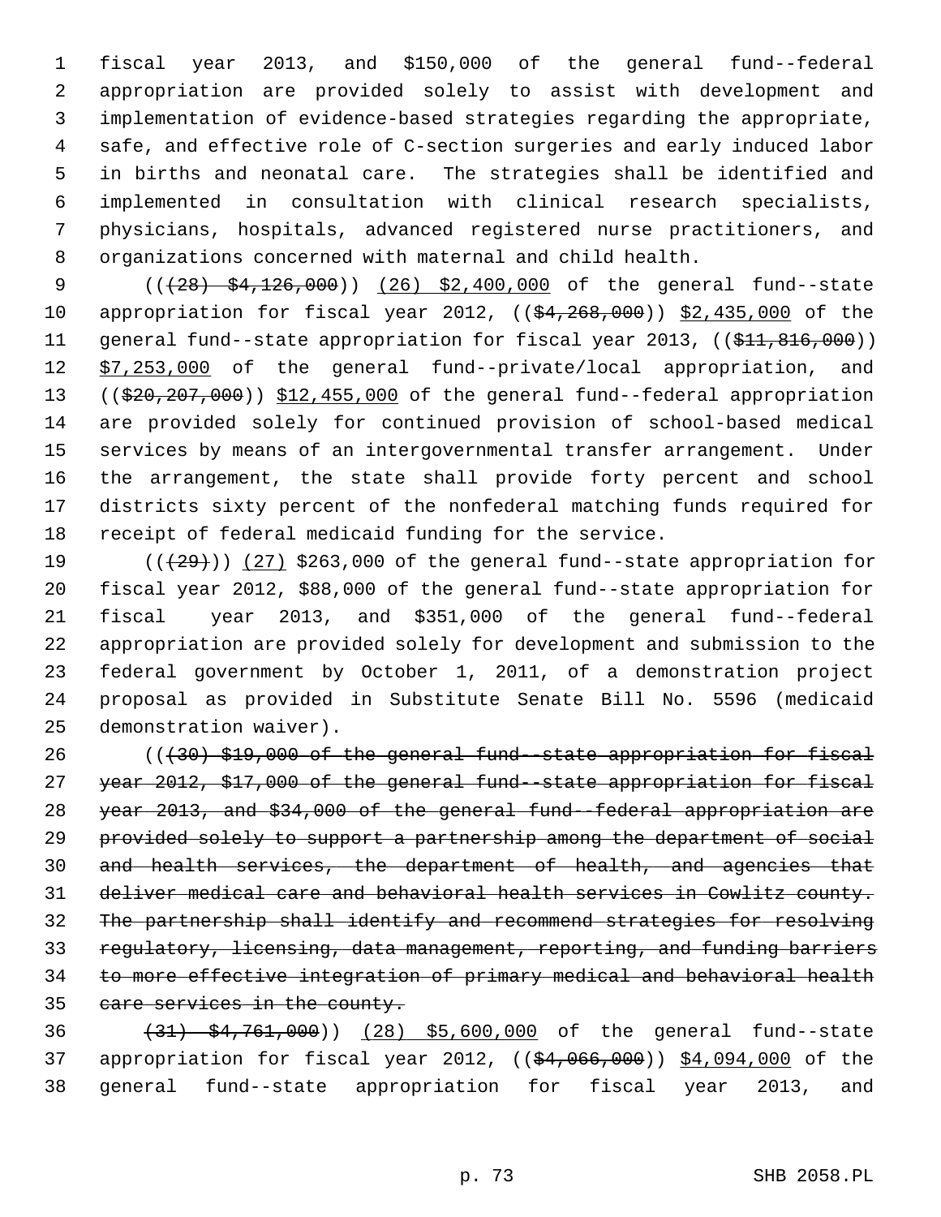fiscal year 2013, and $150,000 of the general fund--federal appropriation are provided solely to assist with development and implementation of evidence-based strategies regarding the appropriate, safe, and effective role of C-section surgeries and early induced labor in births and neonatal care. The strategies shall be identified and implemented in consultation with clinical research specialists, physicians, hospitals, advanced registered nurse practitioners, and organizations concerned with maternal and child health.

((~~(28) $4,126,000~~)) (26) $2,400,000 of the general fund--state appropriation for fiscal year 2012, ((~~$4,268,000~~)) $2,435,000 of the general fund--state appropriation for fiscal year 2013, ((~~$11,816,000~~)) $7,253,000 of the general fund--private/local appropriation, and ((~~$20,207,000~~)) $12,455,000 of the general fund--federal appropriation are provided solely for continued provision of school-based medical services by means of an intergovernmental transfer arrangement. Under the arrangement, the state shall provide forty percent and school districts sixty percent of the nonfederal matching funds required for receipt of federal medicaid funding for the service.

((~~(29)~~)) (27) $263,000 of the general fund--state appropriation for fiscal year 2012, $88,000 of the general fund--state appropriation for fiscal year 2013, and $351,000 of the general fund--federal appropriation are provided solely for development and submission to the federal government by October 1, 2011, of a demonstration project proposal as provided in Substitute Senate Bill No. 5596 (medicaid demonstration waiver).

((~~(30) $19,000 of the general fund--state appropriation for fiscal year 2012, $17,000 of the general fund--state appropriation for fiscal year 2013, and $34,000 of the general fund--federal appropriation are provided solely to support a partnership among the department of social and health services, the department of health, and agencies that deliver medical care and behavioral health services in Cowlitz county. The partnership shall identify and recommend strategies for resolving regulatory, licensing, data management, reporting, and funding barriers to more effective integration of primary medical and behavioral health care services in the county.~~

~~(31) $4,761,000~~)) (28) $5,600,000 of the general fund--state appropriation for fiscal year 2012, ((~~$4,066,000~~)) $4,094,000 of the general fund--state appropriation for fiscal year 2013, and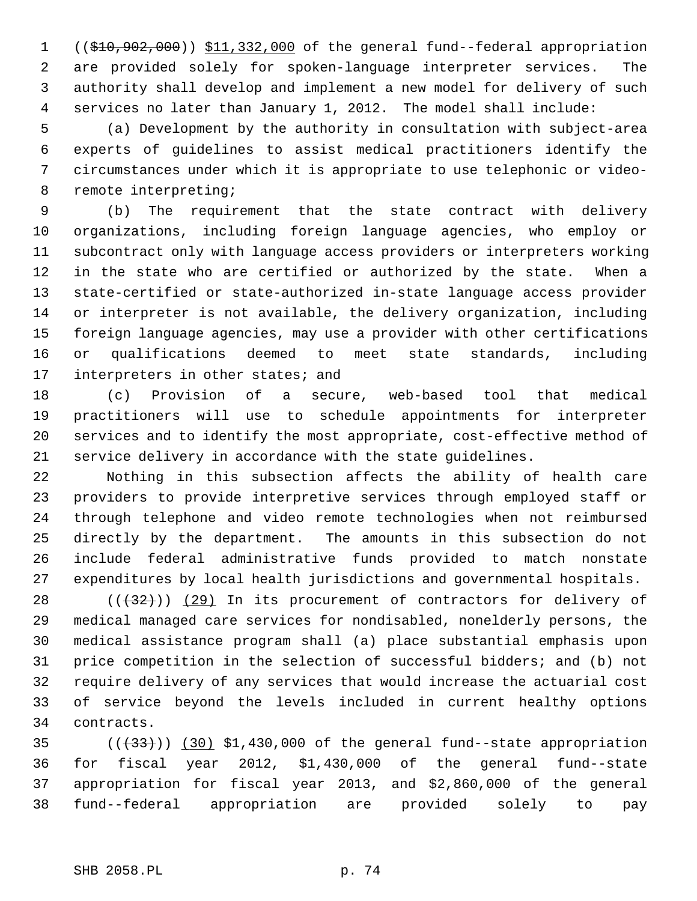((~~$10,902,000~~)) <u>$11,332,000</u> of the general fund--federal appropriation are provided solely for spoken-language interpreter services. The authority shall develop and implement a new model for delivery of such services no later than January 1, 2012. The model shall include:

(a) Development by the authority in consultation with subject-area experts of guidelines to assist medical practitioners identify the circumstances under which it is appropriate to use telephonic or video-remote interpreting;

(b) The requirement that the state contract with delivery organizations, including foreign language agencies, who employ or subcontract only with language access providers or interpreters working in the state who are certified or authorized by the state. When a state-certified or state-authorized in-state language access provider or interpreter is not available, the delivery organization, including foreign language agencies, may use a provider with other certifications or qualifications deemed to meet state standards, including interpreters in other states; and

(c) Provision of a secure, web-based tool that medical practitioners will use to schedule appointments for interpreter services and to identify the most appropriate, cost-effective method of service delivery in accordance with the state guidelines.

Nothing in this subsection affects the ability of health care providers to provide interpretive services through employed staff or through telephone and video remote technologies when not reimbursed directly by the department. The amounts in this subsection do not include federal administrative funds provided to match nonstate expenditures by local health jurisdictions and governmental hospitals.

((~~(32)~~)) <u>(29)</u> In its procurement of contractors for delivery of medical managed care services for nondisabled, nonelderly persons, the medical assistance program shall (a) place substantial emphasis upon price competition in the selection of successful bidders; and (b) not require delivery of any services that would increase the actuarial cost of service beyond the levels included in current healthy options contracts.

((~~(33)~~)) <u>(30)</u> $1,430,000 of the general fund--state appropriation for fiscal year 2012, $1,430,000 of the general fund--state appropriation for fiscal year 2013, and $2,860,000 of the general fund--federal appropriation are provided solely to pay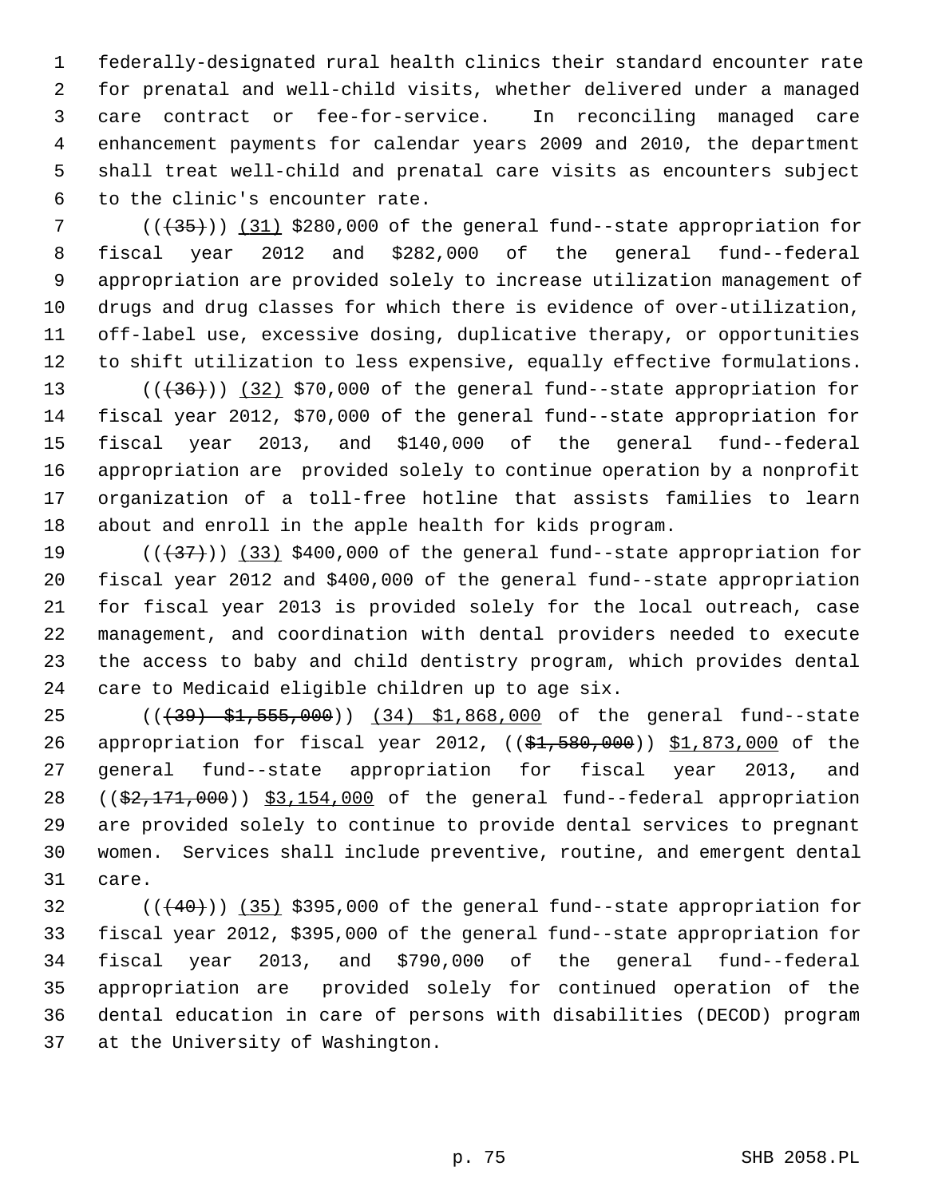federally-designated rural health clinics their standard encounter rate for prenatal and well-child visits, whether delivered under a managed care contract or fee-for-service. In reconciling managed care enhancement payments for calendar years 2009 and 2010, the department shall treat well-child and prenatal care visits as encounters subject to the clinic's encounter rate.

(((35))) (31) $280,000 of the general fund--state appropriation for fiscal year 2012 and $282,000 of the general fund--federal appropriation are provided solely to increase utilization management of drugs and drug classes for which there is evidence of over-utilization, off-label use, excessive dosing, duplicative therapy, or opportunities to shift utilization to less expensive, equally effective formulations.

(((36))) (32) $70,000 of the general fund--state appropriation for fiscal year 2012, $70,000 of the general fund--state appropriation for fiscal year 2013, and $140,000 of the general fund--federal appropriation are provided solely to continue operation by a nonprofit organization of a toll-free hotline that assists families to learn about and enroll in the apple health for kids program.

(((37))) (33) $400,000 of the general fund--state appropriation for fiscal year 2012 and $400,000 of the general fund--state appropriation for fiscal year 2013 is provided solely for the local outreach, case management, and coordination with dental providers needed to execute the access to baby and child dentistry program, which provides dental care to Medicaid eligible children up to age six.

(((39) $1,555,000)) (34) $1,868,000 of the general fund--state appropriation for fiscal year 2012, (($1,580,000)) $1,873,000 of the general fund--state appropriation for fiscal year 2013, and (($2,171,000)) $3,154,000 of the general fund--federal appropriation are provided solely to continue to provide dental services to pregnant women. Services shall include preventive, routine, and emergent dental care.

(((40))) (35) $395,000 of the general fund--state appropriation for fiscal year 2012, $395,000 of the general fund--state appropriation for fiscal year 2013, and $790,000 of the general fund--federal appropriation are provided solely for continued operation of the dental education in care of persons with disabilities (DECOD) program at the University of Washington.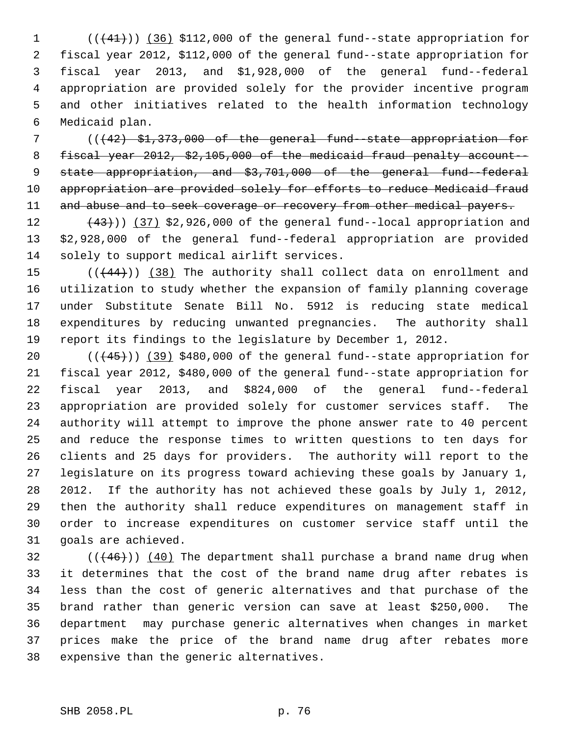((~~(41)~~)) (36) $112,000 of the general fund--state appropriation for fiscal year 2012, $112,000 of the general fund--state appropriation for fiscal year 2013, and $1,928,000 of the general fund--federal appropriation are provided solely for the provider incentive program and other initiatives related to the health information technology Medicaid plan.

((~~(42) $1,373,000 of the general fund--state appropriation for fiscal year 2012, $2,105,000 of the medicaid fraud penalty account--state appropriation, and $3,701,000 of the general fund--federal appropriation are provided solely for efforts to reduce Medicaid fraud and abuse and to seek coverage or recovery from other medical payers.~~

~~(43)~~)) (37) $2,926,000 of the general fund--local appropriation and $2,928,000 of the general fund--federal appropriation are provided solely to support medical airlift services.

((~~(44)~~)) (38) The authority shall collect data on enrollment and utilization to study whether the expansion of family planning coverage under Substitute Senate Bill No. 5912 is reducing state medical expenditures by reducing unwanted pregnancies. The authority shall report its findings to the legislature by December 1, 2012.

((~~(45)~~)) (39) $480,000 of the general fund--state appropriation for fiscal year 2012, $480,000 of the general fund--state appropriation for fiscal year 2013, and $824,000 of the general fund--federal appropriation are provided solely for customer services staff. The authority will attempt to improve the phone answer rate to 40 percent and reduce the response times to written questions to ten days for clients and 25 days for providers. The authority will report to the legislature on its progress toward achieving these goals by January 1, 2012. If the authority has not achieved these goals by July 1, 2012, then the authority shall reduce expenditures on management staff in order to increase expenditures on customer service staff until the goals are achieved.

((~~(46)~~)) (40) The department shall purchase a brand name drug when it determines that the cost of the brand name drug after rebates is less than the cost of generic alternatives and that purchase of the brand rather than generic version can save at least $250,000. The department may purchase generic alternatives when changes in market prices make the price of the brand name drug after rebates more expensive than the generic alternatives.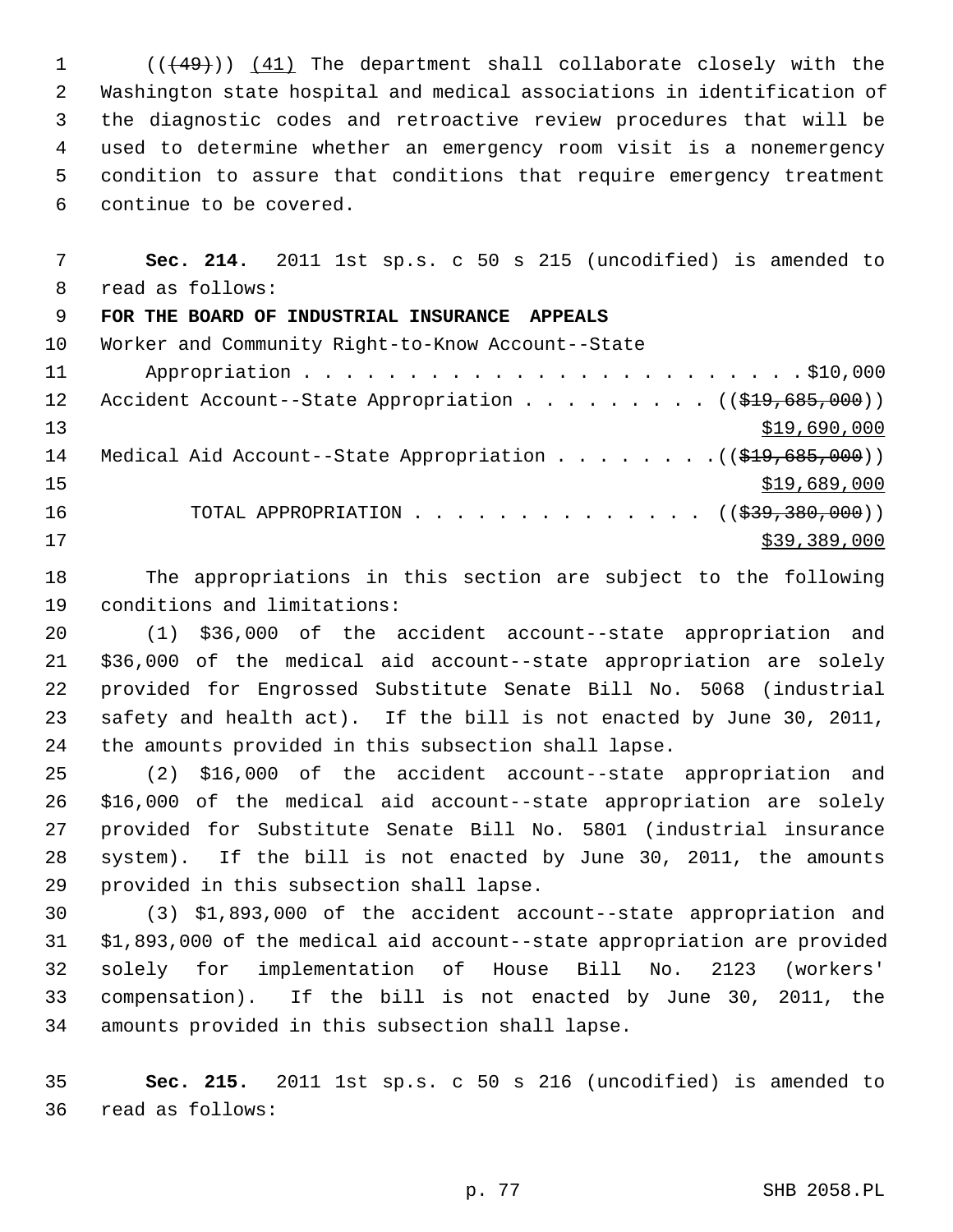((~~(49)~~)) <u>(41)</u> The department shall collaborate closely with the Washington state hospital and medical associations in identification of the diagnostic codes and retroactive review procedures that will be used to determine whether an emergency room visit is a nonemergency condition to assure that conditions that require emergency treatment continue to be covered.

**Sec. 214.** 2011 1st sp.s. c 50 s 215 (uncodified) is amended to read as follows:

**FOR THE BOARD OF INDUSTRIAL INSURANCE APPEALS**

Worker and Community Right-to-Know Account--State Appropriation . . . . . . . . . . . . . . . . . . . . . . . . . $10,000

Accident Account--State Appropriation . . . . . . . . . . ((~~$19,685,000~~)) <u>$19,690,000</u>

Medical Aid Account--State Appropriation . . . . . . . . ((~~$19,685,000~~)) <u>$19,689,000</u>

TOTAL APPROPRIATION . . . . . . . . . . . . . . . ((~~$39,380,000~~)) <u>$39,389,000</u>

The appropriations in this section are subject to the following conditions and limitations:

(1) $36,000 of the accident account--state appropriation and $36,000 of the medical aid account--state appropriation are solely provided for Engrossed Substitute Senate Bill No. 5068 (industrial safety and health act). If the bill is not enacted by June 30, 2011, the amounts provided in this subsection shall lapse.

(2) $16,000 of the accident account--state appropriation and $16,000 of the medical aid account--state appropriation are solely provided for Substitute Senate Bill No. 5801 (industrial insurance system). If the bill is not enacted by June 30, 2011, the amounts provided in this subsection shall lapse.

(3) $1,893,000 of the accident account--state appropriation and $1,893,000 of the medical aid account--state appropriation are provided solely for implementation of House Bill No. 2123 (workers' compensation). If the bill is not enacted by June 30, 2011, the amounts provided in this subsection shall lapse.

**Sec. 215.** 2011 1st sp.s. c 50 s 216 (uncodified) is amended to read as follows: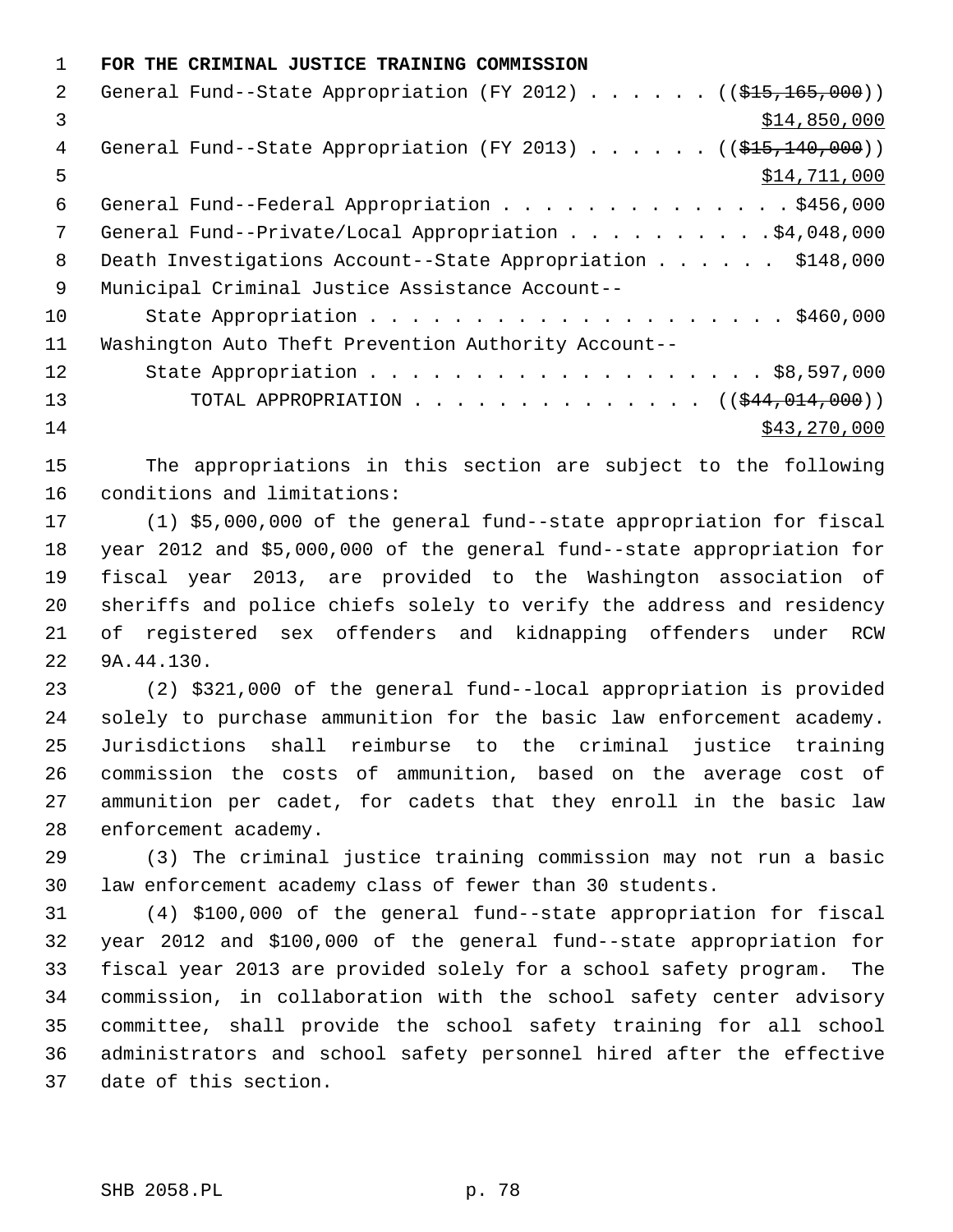**FOR THE CRIMINAL JUSTICE TRAINING COMMISSION**

General Fund--State Appropriation (FY 2012) . . . . . . (($15,165,000)) $14,850,000

General Fund--State Appropriation (FY 2013) . . . . . . (($15,140,000)) $14,711,000

General Fund--Federal Appropriation . . . . . . . . . . . . . . $456,000

General Fund--Private/Local Appropriation . . . . . . . . . . $4,048,000

Death Investigations Account--State Appropriation . . . . . . $148,000

Municipal Criminal Justice Assistance Account--
State Appropriation . . . . . . . . . . . . . . . . . . . . . $460,000

Washington Auto Theft Prevention Authority Account--
State Appropriation . . . . . . . . . . . . . . . . . . . . $8,597,000

TOTAL APPROPRIATION . . . . . . . . . . . . . . (($44,014,000)) $43,270,000

The appropriations in this section are subject to the following conditions and limitations:

(1) $5,000,000 of the general fund--state appropriation for fiscal year 2012 and $5,000,000 of the general fund--state appropriation for fiscal year 2013, are provided to the Washington association of sheriffs and police chiefs solely to verify the address and residency of registered sex offenders and kidnapping offenders under RCW 9A.44.130.

(2) $321,000 of the general fund--local appropriation is provided solely to purchase ammunition for the basic law enforcement academy. Jurisdictions shall reimburse to the criminal justice training commission the costs of ammunition, based on the average cost of ammunition per cadet, for cadets that they enroll in the basic law enforcement academy.

(3) The criminal justice training commission may not run a basic law enforcement academy class of fewer than 30 students.

(4) $100,000 of the general fund--state appropriation for fiscal year 2012 and $100,000 of the general fund--state appropriation for fiscal year 2013 are provided solely for a school safety program. The commission, in collaboration with the school safety center advisory committee, shall provide the school safety training for all school administrators and school safety personnel hired after the effective date of this section.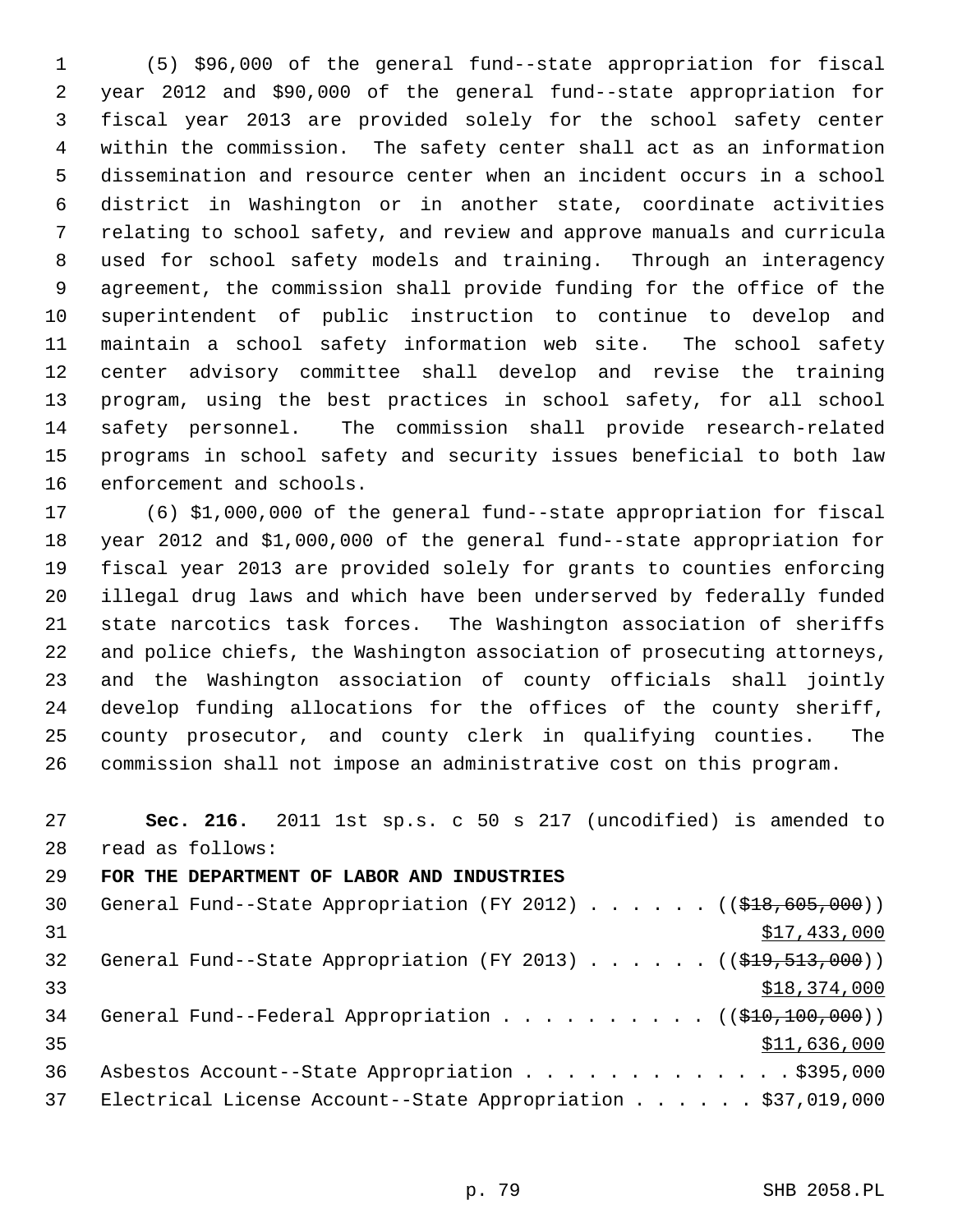(5) $96,000 of the general fund--state appropriation for fiscal year 2012 and $90,000 of the general fund--state appropriation for fiscal year 2013 are provided solely for the school safety center within the commission. The safety center shall act as an information dissemination and resource center when an incident occurs in a school district in Washington or in another state, coordinate activities relating to school safety, and review and approve manuals and curricula used for school safety models and training. Through an interagency agreement, the commission shall provide funding for the office of the superintendent of public instruction to continue to develop and maintain a school safety information web site. The school safety center advisory committee shall develop and revise the training program, using the best practices in school safety, for all school safety personnel. The commission shall provide research-related programs in school safety and security issues beneficial to both law enforcement and schools.

(6) $1,000,000 of the general fund--state appropriation for fiscal year 2012 and $1,000,000 of the general fund--state appropriation for fiscal year 2013 are provided solely for grants to counties enforcing illegal drug laws and which have been underserved by federally funded state narcotics task forces. The Washington association of sheriffs and police chiefs, the Washington association of prosecuting attorneys, and the Washington association of county officials shall jointly develop funding allocations for the offices of the county sheriff, county prosecutor, and county clerk in qualifying counties. The commission shall not impose an administrative cost on this program.

**Sec. 216.** 2011 1st sp.s. c 50 s 217 (uncodified) is amended to read as follows:

**FOR THE DEPARTMENT OF LABOR AND INDUSTRIES**

General Fund--State Appropriation (FY 2012) . . . . . . ((~~$18,605,000~~))
<u>$17,433,000</u>

General Fund--State Appropriation (FY 2013) . . . . . . ((~~$19,513,000~~))
<u>$18,374,000</u>

General Fund--Federal Appropriation . . . . . . . . . . ((~~$10,100,000~~))
<u>$11,636,000</u>

Asbestos Account--State Appropriation . . . . . . . . . . . . . $395,000

Electrical License Account--State Appropriation . . . . . . $37,019,000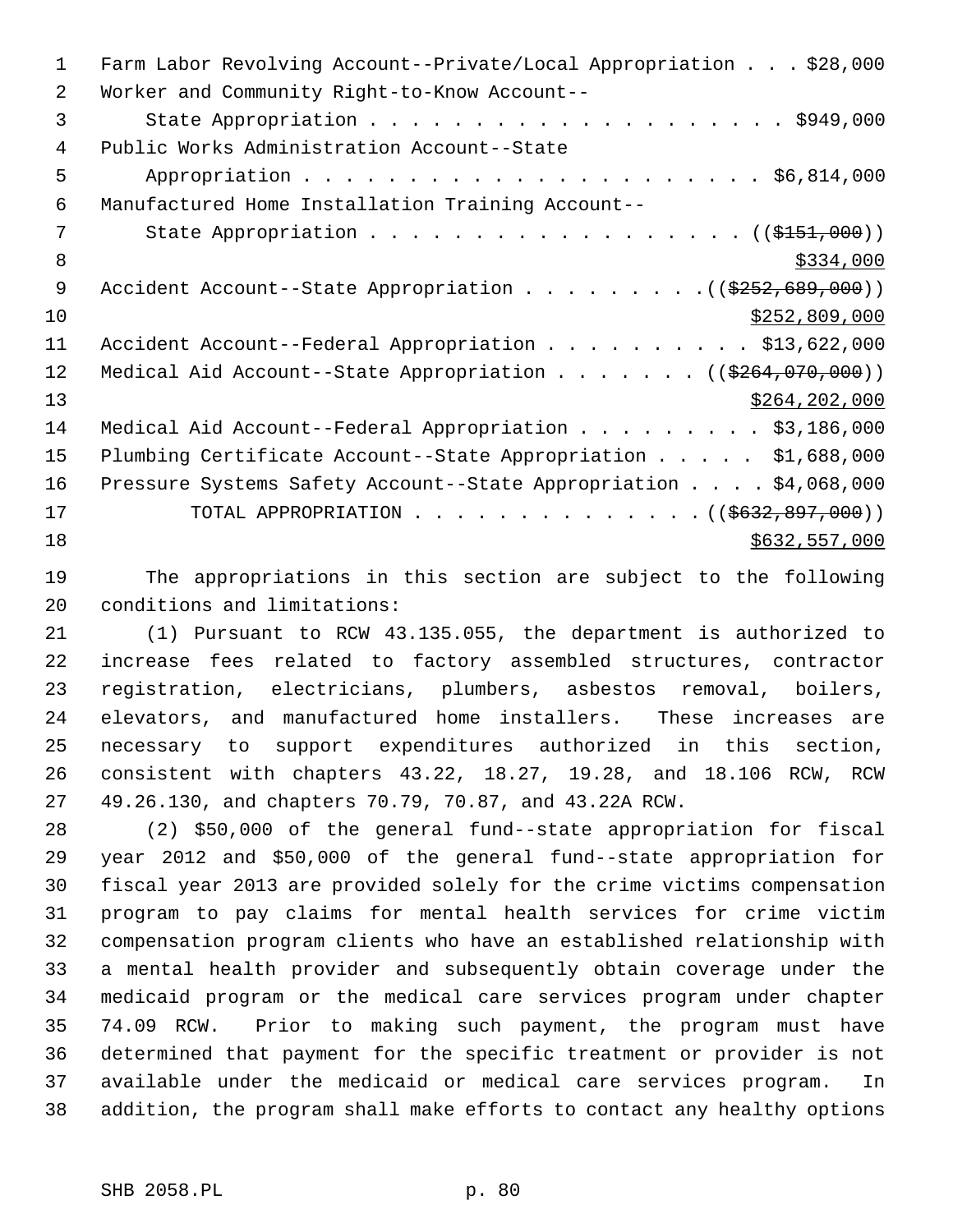Farm Labor Revolving Account--Private/Local Appropriation . . . $28,000
Worker and Community Right-to-Know Account--
State Appropriation . . . . . . . . . . . . . . . . . . . . $949,000
Public Works Administration Account--State
Appropriation . . . . . . . . . . . . . . . . . . . . . . $6,814,000
Manufactured Home Installation Training Account--
State Appropriation . . . . . . . . . . . . . . . . . . (($151,000))
$334,000
Accident Account--State Appropriation . . . . . . . . .(($252,689,000))
$252,809,000
Accident Account--Federal Appropriation . . . . . . . . . . $13,622,000
Medical Aid Account--State Appropriation . . . . . . . (($264,070,000))
$264,202,000
Medical Aid Account--Federal Appropriation . . . . . . . . . $3,186,000
Plumbing Certificate Account--State Appropriation . . . . . $1,688,000
Pressure Systems Safety Account--State Appropriation . . . . $4,068,000
TOTAL APPROPRIATION . . . . . . . . . . . . . .(($632,897,000))
$632,557,000

The appropriations in this section are subject to the following conditions and limitations:

(1) Pursuant to RCW 43.135.055, the department is authorized to increase fees related to factory assembled structures, contractor registration, electricians, plumbers, asbestos removal, boilers, elevators, and manufactured home installers. These increases are necessary to support expenditures authorized in this section, consistent with chapters 43.22, 18.27, 19.28, and 18.106 RCW, RCW 49.26.130, and chapters 70.79, 70.87, and 43.22A RCW.

(2) $50,000 of the general fund--state appropriation for fiscal year 2012 and $50,000 of the general fund--state appropriation for fiscal year 2013 are provided solely for the crime victims compensation program to pay claims for mental health services for crime victim compensation program clients who have an established relationship with a mental health provider and subsequently obtain coverage under the medicaid program or the medical care services program under chapter 74.09 RCW. Prior to making such payment, the program must have determined that payment for the specific treatment or provider is not available under the medicaid or medical care services program. In addition, the program shall make efforts to contact any healthy options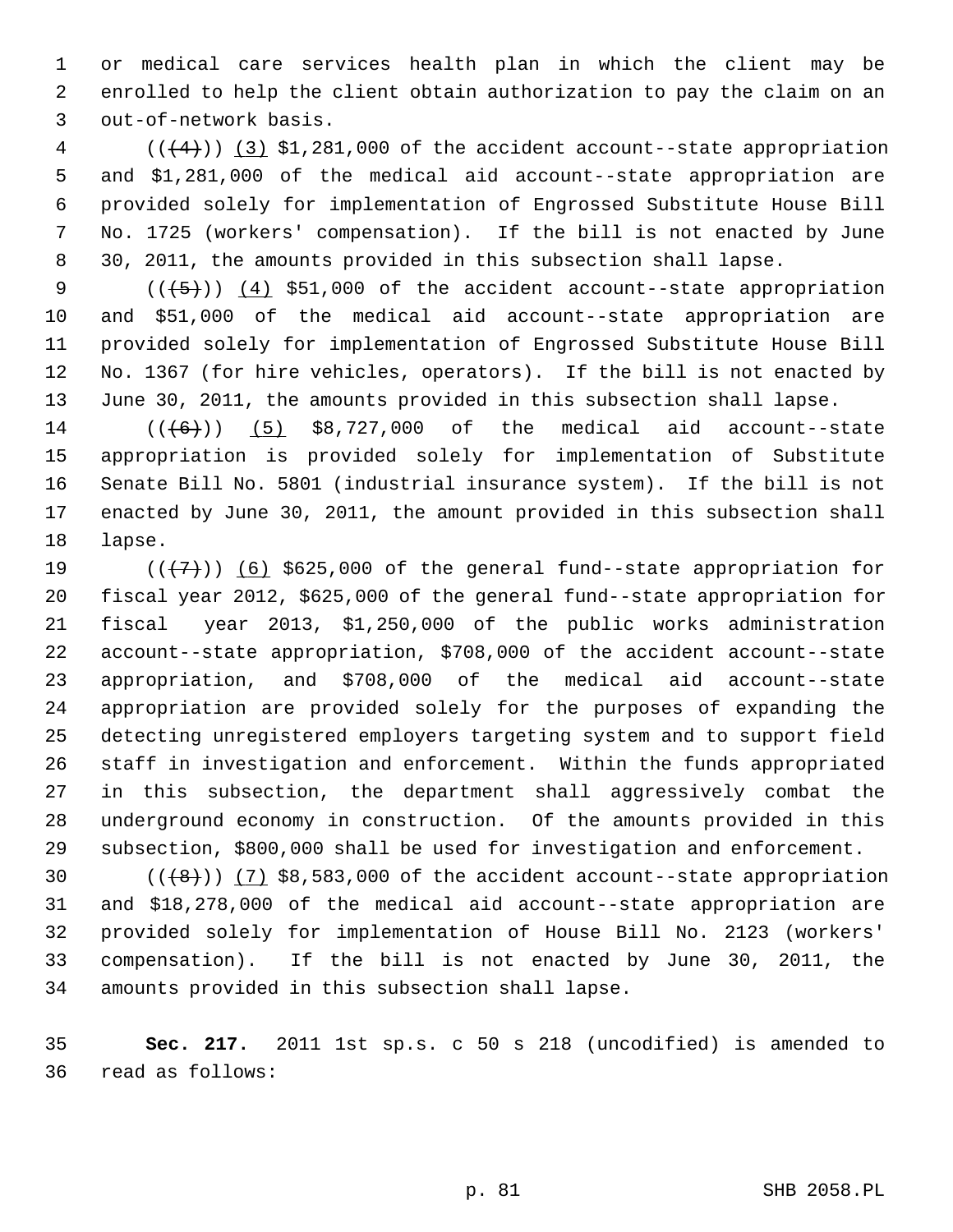or medical care services health plan in which the client may be enrolled to help the client obtain authorization to pay the claim on an out-of-network basis.

(~~((4))~~) (3) $1,281,000 of the accident account--state appropriation and $1,281,000 of the medical aid account--state appropriation are provided solely for implementation of Engrossed Substitute House Bill No. 1725 (workers' compensation). If the bill is not enacted by June 30, 2011, the amounts provided in this subsection shall lapse.

(~~((5))~~) (4) $51,000 of the accident account--state appropriation and $51,000 of the medical aid account--state appropriation are provided solely for implementation of Engrossed Substitute House Bill No. 1367 (for hire vehicles, operators). If the bill is not enacted by June 30, 2011, the amounts provided in this subsection shall lapse.

(~~((6))~~) (5) $8,727,000 of the medical aid account--state appropriation is provided solely for implementation of Substitute Senate Bill No. 5801 (industrial insurance system). If the bill is not enacted by June 30, 2011, the amount provided in this subsection shall lapse.

(~~((7))~~) (6) $625,000 of the general fund--state appropriation for fiscal year 2012, $625,000 of the general fund--state appropriation for fiscal year 2013, $1,250,000 of the public works administration account--state appropriation, $708,000 of the accident account--state appropriation, and $708,000 of the medical aid account--state appropriation are provided solely for the purposes of expanding the detecting unregistered employers targeting system and to support field staff in investigation and enforcement. Within the funds appropriated in this subsection, the department shall aggressively combat the underground economy in construction. Of the amounts provided in this subsection, $800,000 shall be used for investigation and enforcement.

(~~((8))~~) (7) $8,583,000 of the accident account--state appropriation and $18,278,000 of the medical aid account--state appropriation are provided solely for implementation of House Bill No. 2123 (workers' compensation). If the bill is not enacted by June 30, 2011, the amounts provided in this subsection shall lapse.

**Sec. 217.** 2011 1st sp.s. c 50 s 218 (uncodified) is amended to read as follows: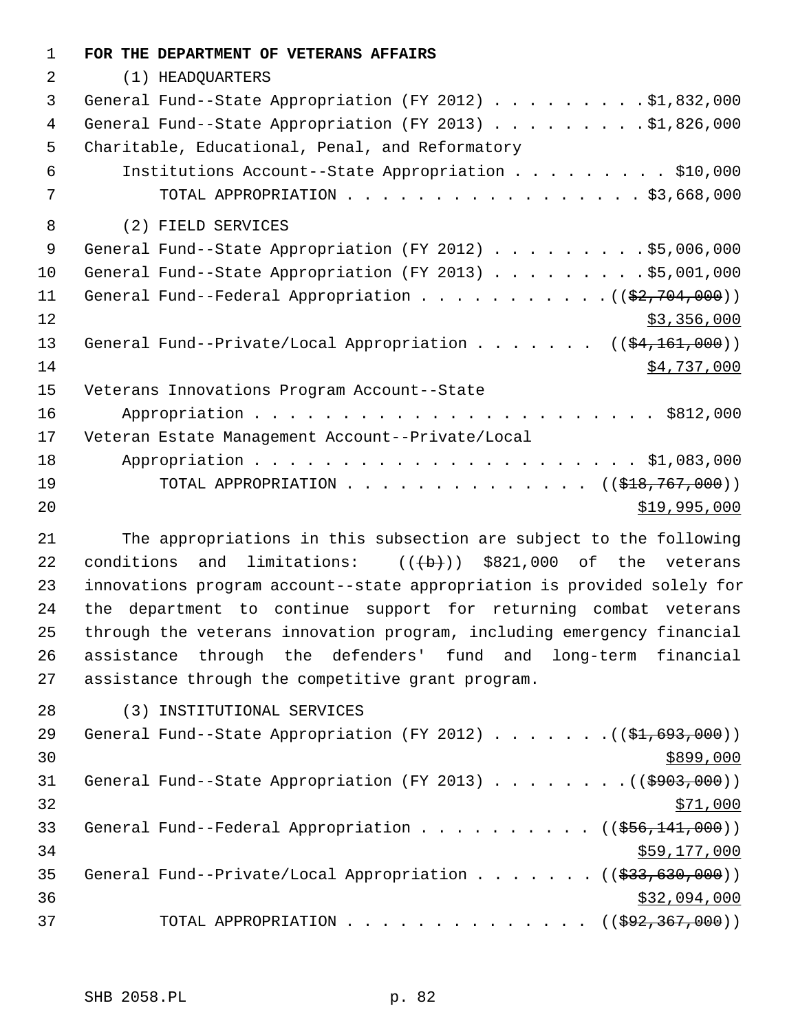**FOR THE DEPARTMENT OF VETERANS AFFAIRS**

(1) HEADQUARTERS

General Fund--State Appropriation (FY 2012) . . . . . . . . . $1,832,000

General Fund--State Appropriation (FY 2013) . . . . . . . . . $1,826,000

Charitable, Educational, Penal, and Reformatory Institutions Account--State Appropriation . . . . . . . . . $10,000

TOTAL APPROPRIATION . . . . . . . . . . . . . . . . . . $3,668,000

(2) FIELD SERVICES

General Fund--State Appropriation (FY 2012) . . . . . . . . . $5,006,000

General Fund--State Appropriation (FY 2013) . . . . . . . . . $5,001,000

General Fund--Federal Appropriation . . . . . . . . . . . ((~~$2,704,000~~)) <u>$3,356,000</u>

General Fund--Private/Local Appropriation . . . . . . . (( ~~$4,161,000~~)) <u>$4,737,000</u>

Veterans Innovations Program Account--State Appropriation . . . . . . . . . . . . . . . . . . . . . . . . $812,000

Veteran Estate Management Account--Private/Local Appropriation . . . . . . . . . . . . . . . . . . . . . . . . $1,083,000

TOTAL APPROPRIATION . . . . . . . . . . . . . . (( ~~$18,767,000~~)) <u>$19,995,000</u>

The appropriations in this subsection are subject to the following conditions and limitations: ((~~(b)~~)) $821,000 of the veterans innovations program account--state appropriation is provided solely for the department to continue support for returning combat veterans through the veterans innovation program, including emergency financial assistance through the defenders' fund and long-term financial assistance through the competitive grant program.

(3) INSTITUTIONAL SERVICES

General Fund--State Appropriation (FY 2012) . . . . . . . (( ~~$1,693,000~~)) <u>$899,000</u>

General Fund--State Appropriation (FY 2013) . . . . . . . . (( ~~$903,000~~)) <u>$71,000</u>

General Fund--Federal Appropriation . . . . . . . . . . (( ~~$56,141,000~~)) <u>$59,177,000</u>

General Fund--Private/Local Appropriation . . . . . . . . (( ~~$33,630,000~~)) <u>$32,094,000</u>

TOTAL APPROPRIATION . . . . . . . . . . . . . . (( ~~$92,367,000~~))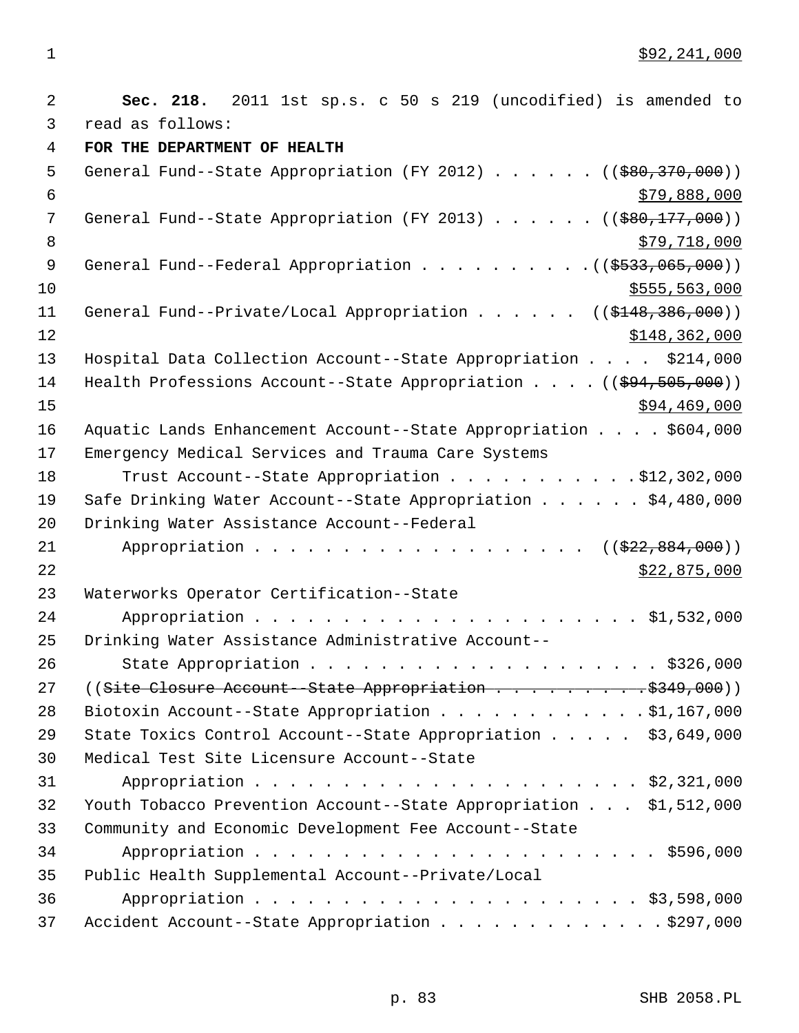$92,241,000

**Sec. 218.** 2011 1st sp.s. c 50 s 219 (uncodified) is amended to read as follows:

**FOR THE DEPARTMENT OF HEALTH**

General Fund--State Appropriation (FY 2012) . . . . . . ((~~$80,370,000~~))
$79,888,000

General Fund--State Appropriation (FY 2013) . . . . . . ((~~$80,177,000~~))
$79,718,000

General Fund--Federal Appropriation . . . . . . . . . . ((~~$533,065,000~~))
$555,563,000

General Fund--Private/Local Appropriation . . . . . . ((~~$148,386,000~~))
$148,362,000

Hospital Data Collection Account--State Appropriation . . . . $214,000

Health Professions Account--State Appropriation . . . . ((~~$94,505,000~~))
$94,469,000

Aquatic Lands Enhancement Account--State Appropriation . . . . $604,000

Emergency Medical Services and Trauma Care Systems Trust Account--State Appropriation . . . . . . . . . . . $12,302,000

Safe Drinking Water Account--State Appropriation . . . . . . $4,480,000

Drinking Water Assistance Account--Federal Appropriation . . . . . . . . . . . . . . . . . . . ((~~$22,884,000~~))
$22,875,000

Waterworks Operator Certification--State Appropriation . . . . . . . . . . . . . . . . . . . . . . $1,532,000

Drinking Water Assistance Administrative Account--State Appropriation . . . . . . . . . . . . . . . . . . . . $326,000

((~~Site Closure Account--State Appropriation . . . . . . . . . . $349,000~~))

Biotoxin Account--State Appropriation . . . . . . . . . . . . $1,167,000

State Toxics Control Account--State Appropriation . . . . . $3,649,000

Medical Test Site Licensure Account--State Appropriation . . . . . . . . . . . . . . . . . . . . . . $2,321,000

Youth Tobacco Prevention Account--State Appropriation . . . $1,512,000

Community and Economic Development Fee Account--State Appropriation . . . . . . . . . . . . . . . . . . . . . . $596,000

Public Health Supplemental Account--Private/Local Appropriation . . . . . . . . . . . . . . . . . . . . . . $3,598,000

Accident Account--State Appropriation . . . . . . . . . . . . . $297,000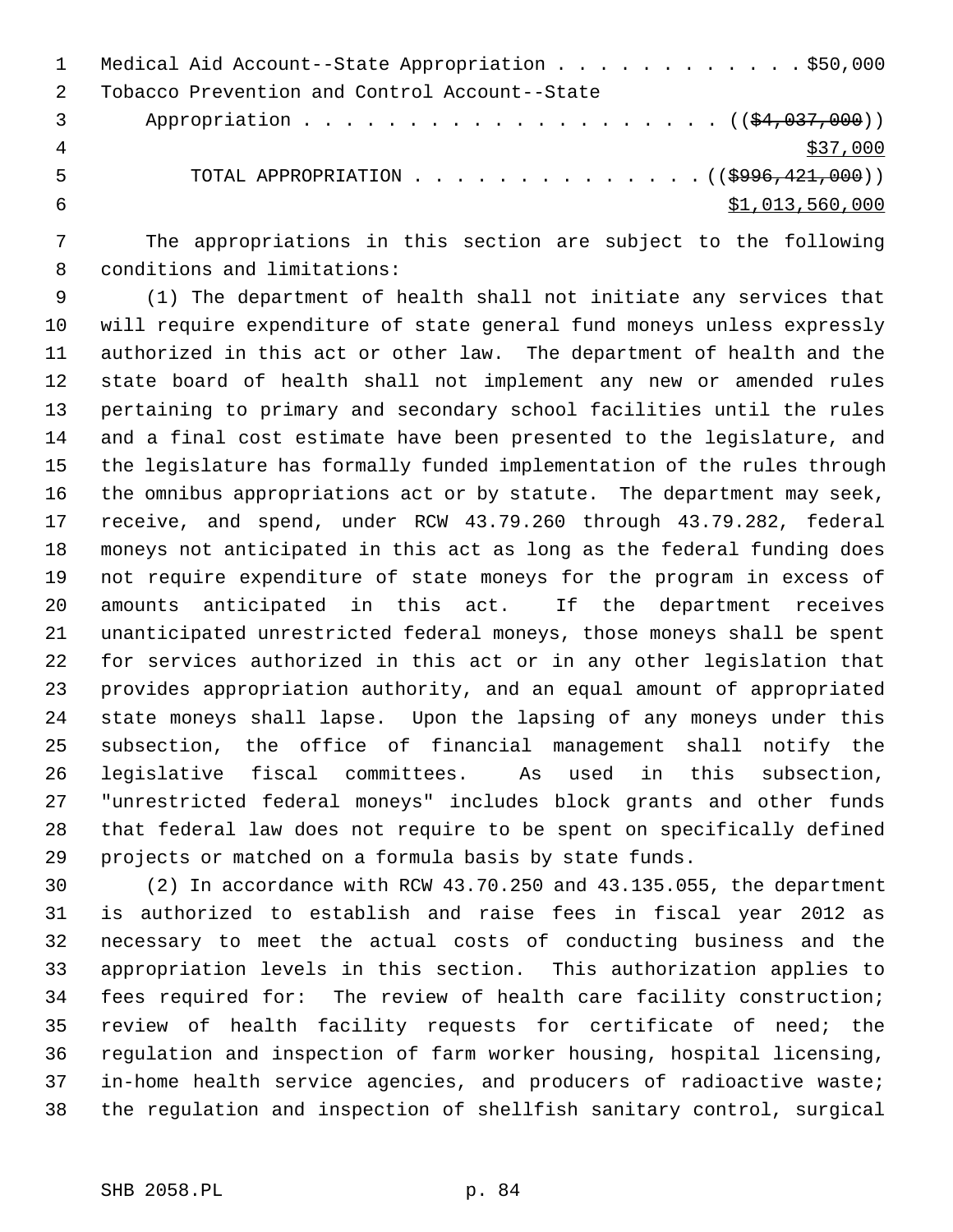Medical Aid Account--State Appropriation . . . . . . . . . . . . $50,000
Tobacco Prevention and Control Account--State
Appropriation . . . . . . . . . . . . . . . . . . . . . ~~(($4,037,000))~~
<u>$37,000</u>
TOTAL APPROPRIATION . . . . . . . . . . . . . . ~~(($996,421,000))~~
<u>$1,013,560,000</u>

The appropriations in this section are subject to the following conditions and limitations:

(1) The department of health shall not initiate any services that will require expenditure of state general fund moneys unless expressly authorized in this act or other law. The department of health and the state board of health shall not implement any new or amended rules pertaining to primary and secondary school facilities until the rules and a final cost estimate have been presented to the legislature, and the legislature has formally funded implementation of the rules through the omnibus appropriations act or by statute. The department may seek, receive, and spend, under RCW 43.79.260 through 43.79.282, federal moneys not anticipated in this act as long as the federal funding does not require expenditure of state moneys for the program in excess of amounts anticipated in this act. If the department receives unanticipated unrestricted federal moneys, those moneys shall be spent for services authorized in this act or in any other legislation that provides appropriation authority, and an equal amount of appropriated state moneys shall lapse. Upon the lapsing of any moneys under this subsection, the office of financial management shall notify the legislative fiscal committees. As used in this subsection, "unrestricted federal moneys" includes block grants and other funds that federal law does not require to be spent on specifically defined projects or matched on a formula basis by state funds.

(2) In accordance with RCW 43.70.250 and 43.135.055, the department is authorized to establish and raise fees in fiscal year 2012 as necessary to meet the actual costs of conducting business and the appropriation levels in this section. This authorization applies to fees required for: The review of health care facility construction; review of health facility requests for certificate of need; the regulation and inspection of farm worker housing, hospital licensing, in-home health service agencies, and producers of radioactive waste; the regulation and inspection of shellfish sanitary control, surgical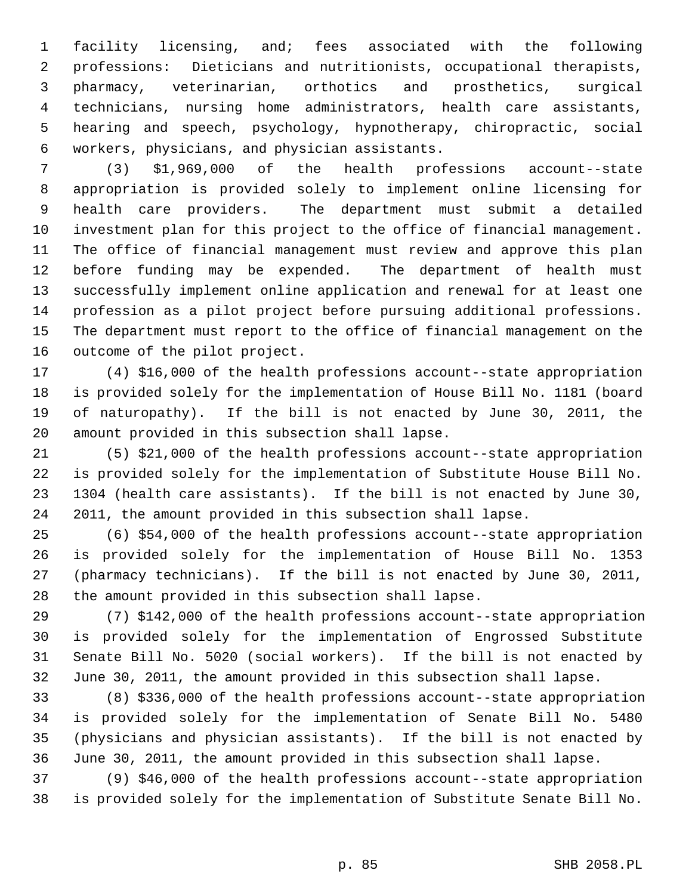facility licensing, and; fees associated with the following professions: Dieticians and nutritionists, occupational therapists, pharmacy, veterinarian, orthotics and prosthetics, surgical technicians, nursing home administrators, health care assistants, hearing and speech, psychology, hypnotherapy, chiropractic, social workers, physicians, and physician assistants.

(3) $1,969,000 of the health professions account--state appropriation is provided solely to implement online licensing for health care providers. The department must submit a detailed investment plan for this project to the office of financial management. The office of financial management must review and approve this plan before funding may be expended. The department of health must successfully implement online application and renewal for at least one profession as a pilot project before pursuing additional professions. The department must report to the office of financial management on the outcome of the pilot project.

(4) $16,000 of the health professions account--state appropriation is provided solely for the implementation of House Bill No. 1181 (board of naturopathy). If the bill is not enacted by June 30, 2011, the amount provided in this subsection shall lapse.

(5) $21,000 of the health professions account--state appropriation is provided solely for the implementation of Substitute House Bill No. 1304 (health care assistants). If the bill is not enacted by June 30, 2011, the amount provided in this subsection shall lapse.

(6) $54,000 of the health professions account--state appropriation is provided solely for the implementation of House Bill No. 1353 (pharmacy technicians). If the bill is not enacted by June 30, 2011, the amount provided in this subsection shall lapse.

(7) $142,000 of the health professions account--state appropriation is provided solely for the implementation of Engrossed Substitute Senate Bill No. 5020 (social workers). If the bill is not enacted by June 30, 2011, the amount provided in this subsection shall lapse.

(8) $336,000 of the health professions account--state appropriation is provided solely for the implementation of Senate Bill No. 5480 (physicians and physician assistants). If the bill is not enacted by June 30, 2011, the amount provided in this subsection shall lapse.

(9) $46,000 of the health professions account--state appropriation is provided solely for the implementation of Substitute Senate Bill No.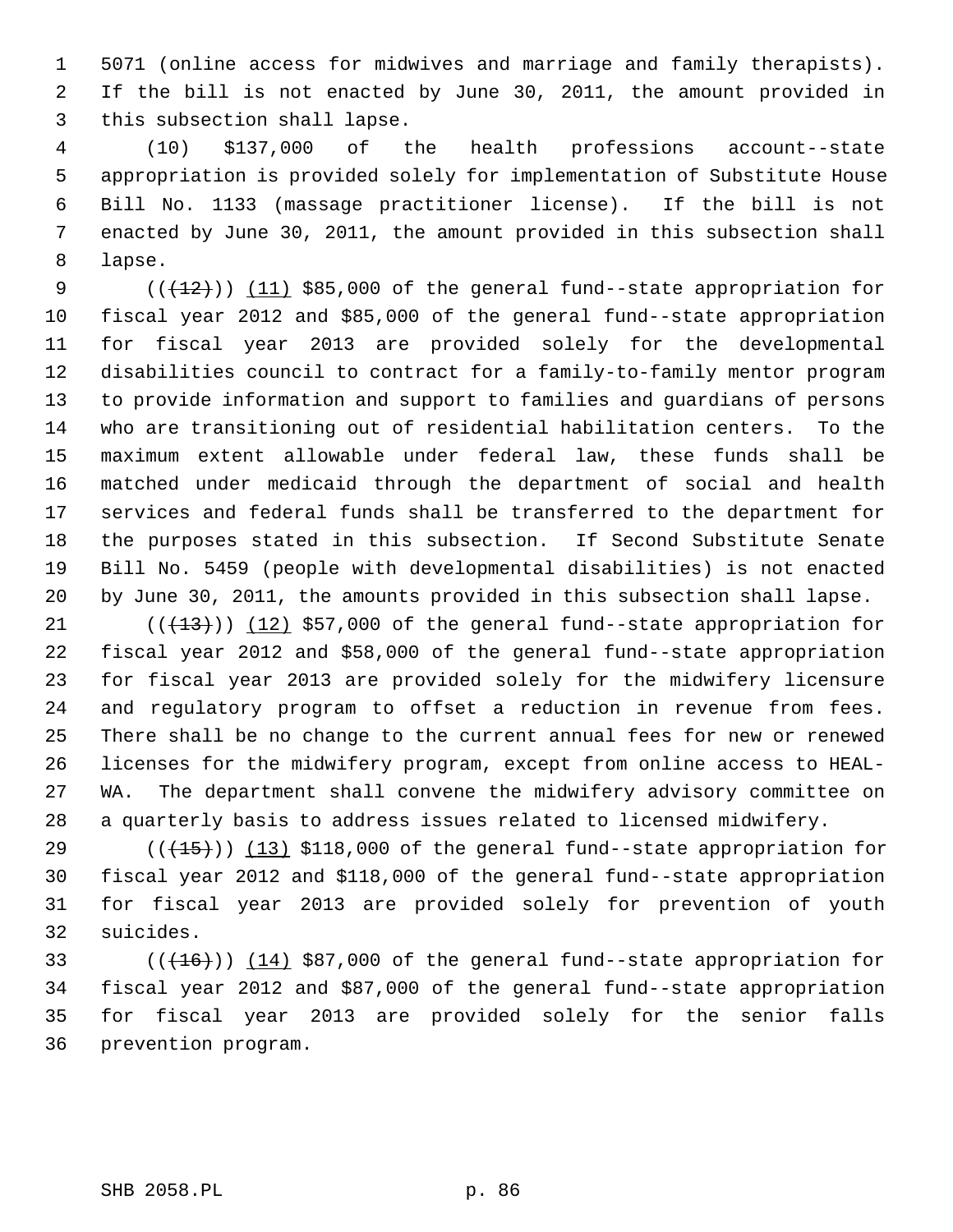5071 (online access for midwives and marriage and family therapists). If the bill is not enacted by June 30, 2011, the amount provided in this subsection shall lapse.

(10) $137,000 of the health professions account--state appropriation is provided solely for implementation of Substitute House Bill No. 1133 (massage practitioner license). If the bill is not enacted by June 30, 2011, the amount provided in this subsection shall lapse.

((~~(12)~~)) (11) $85,000 of the general fund--state appropriation for fiscal year 2012 and $85,000 of the general fund--state appropriation for fiscal year 2013 are provided solely for the developmental disabilities council to contract for a family-to-family mentor program to provide information and support to families and guardians of persons who are transitioning out of residential habilitation centers. To the maximum extent allowable under federal law, these funds shall be matched under medicaid through the department of social and health services and federal funds shall be transferred to the department for the purposes stated in this subsection. If Second Substitute Senate Bill No. 5459 (people with developmental disabilities) is not enacted by June 30, 2011, the amounts provided in this subsection shall lapse.

((~~(13)~~)) (12) $57,000 of the general fund--state appropriation for fiscal year 2012 and $58,000 of the general fund--state appropriation for fiscal year 2013 are provided solely for the midwifery licensure and regulatory program to offset a reduction in revenue from fees. There shall be no change to the current annual fees for new or renewed licenses for the midwifery program, except from online access to HEAL-WA. The department shall convene the midwifery advisory committee on a quarterly basis to address issues related to licensed midwifery.

((~~(15)~~)) (13) $118,000 of the general fund--state appropriation for fiscal year 2012 and $118,000 of the general fund--state appropriation for fiscal year 2013 are provided solely for prevention of youth suicides.

((~~(16)~~)) (14) $87,000 of the general fund--state appropriation for fiscal year 2012 and $87,000 of the general fund--state appropriation for fiscal year 2013 are provided solely for the senior falls prevention program.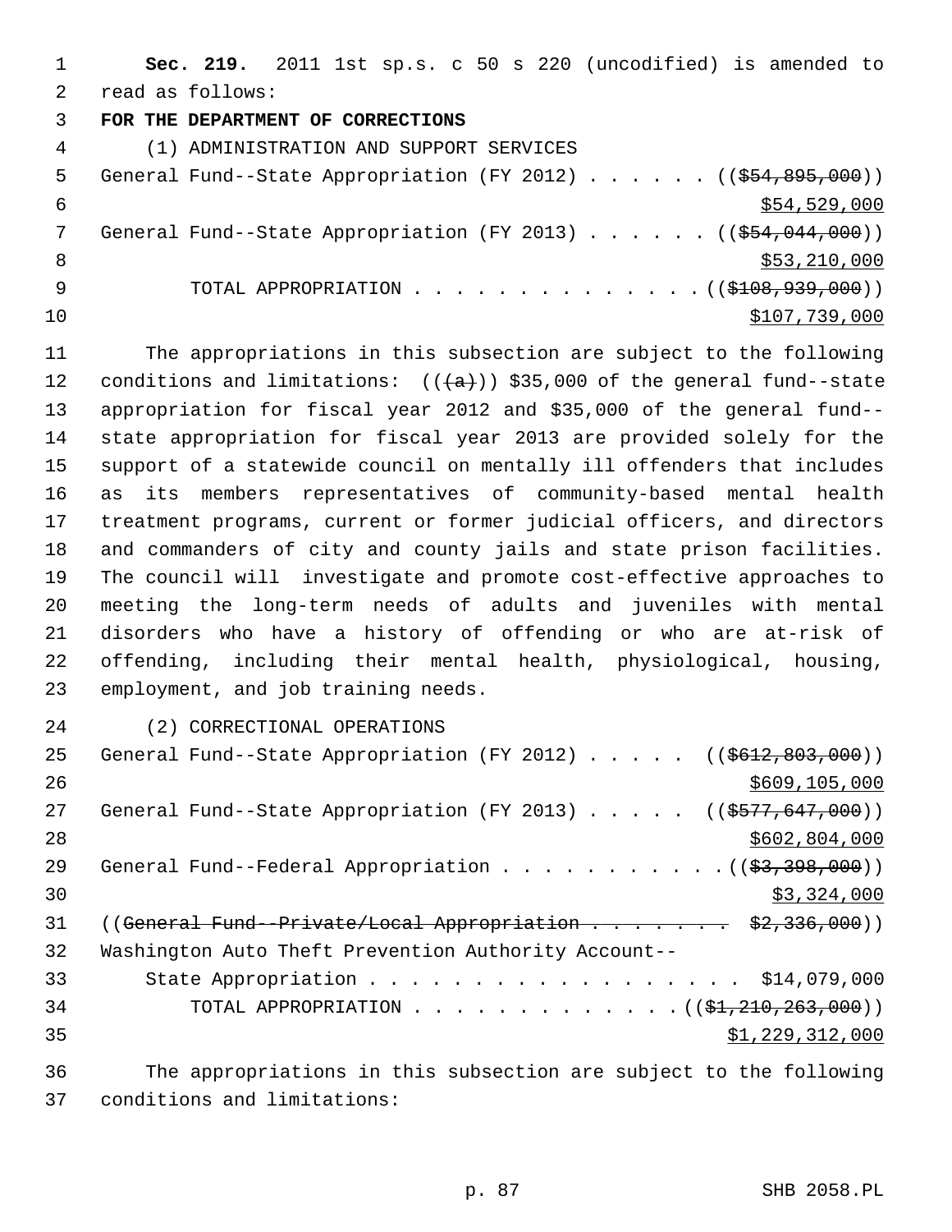**Sec. 219.** 2011 1st sp.s. c 50 s 220 (uncodified) is amended to read as follows:

**FOR THE DEPARTMENT OF CORRECTIONS**

(1) ADMINISTRATION AND SUPPORT SERVICES

General Fund--State Appropriation (FY 2012) . . . . . . ((~~$54,895,000~~))
$54,529,000

General Fund--State Appropriation (FY 2013) . . . . . . ((~~$54,044,000~~))
$53,210,000

TOTAL APPROPRIATION . . . . . . . . . . . . . . ((~~$108,939,000~~))
$107,739,000

The appropriations in this subsection are subject to the following conditions and limitations: ((~~(a)~~)) $35,000 of the general fund--state appropriation for fiscal year 2012 and $35,000 of the general fund--state appropriation for fiscal year 2013 are provided solely for the support of a statewide council on mentally ill offenders that includes as its members representatives of community-based mental health treatment programs, current or former judicial officers, and directors and commanders of city and county jails and state prison facilities. The council will investigate and promote cost-effective approaches to meeting the long-term needs of adults and juveniles with mental disorders who have a history of offending or who are at-risk of offending, including their mental health, physiological, housing, employment, and job training needs.

(2) CORRECTIONAL OPERATIONS

General Fund--State Appropriation (FY 2012) . . . . . ((~~$612,803,000~~))
$609,105,000

General Fund--State Appropriation (FY 2013) . . . . . ((~~$577,647,000~~))
$602,804,000

General Fund--Federal Appropriation . . . . . . . . . . . ((~~$3,398,000~~))
$3,324,000

((~~General Fund--Private/Local Appropriation . . . . . . . . $2,336,000~~))

Washington Auto Theft Prevention Authority Account--
State Appropriation . . . . . . . . . . . . . . . . . . . $14,079,000

TOTAL APPROPRIATION . . . . . . . . . . . . . ((~~$1,210,263,000~~))
$1,229,312,000

The appropriations in this subsection are subject to the following conditions and limitations: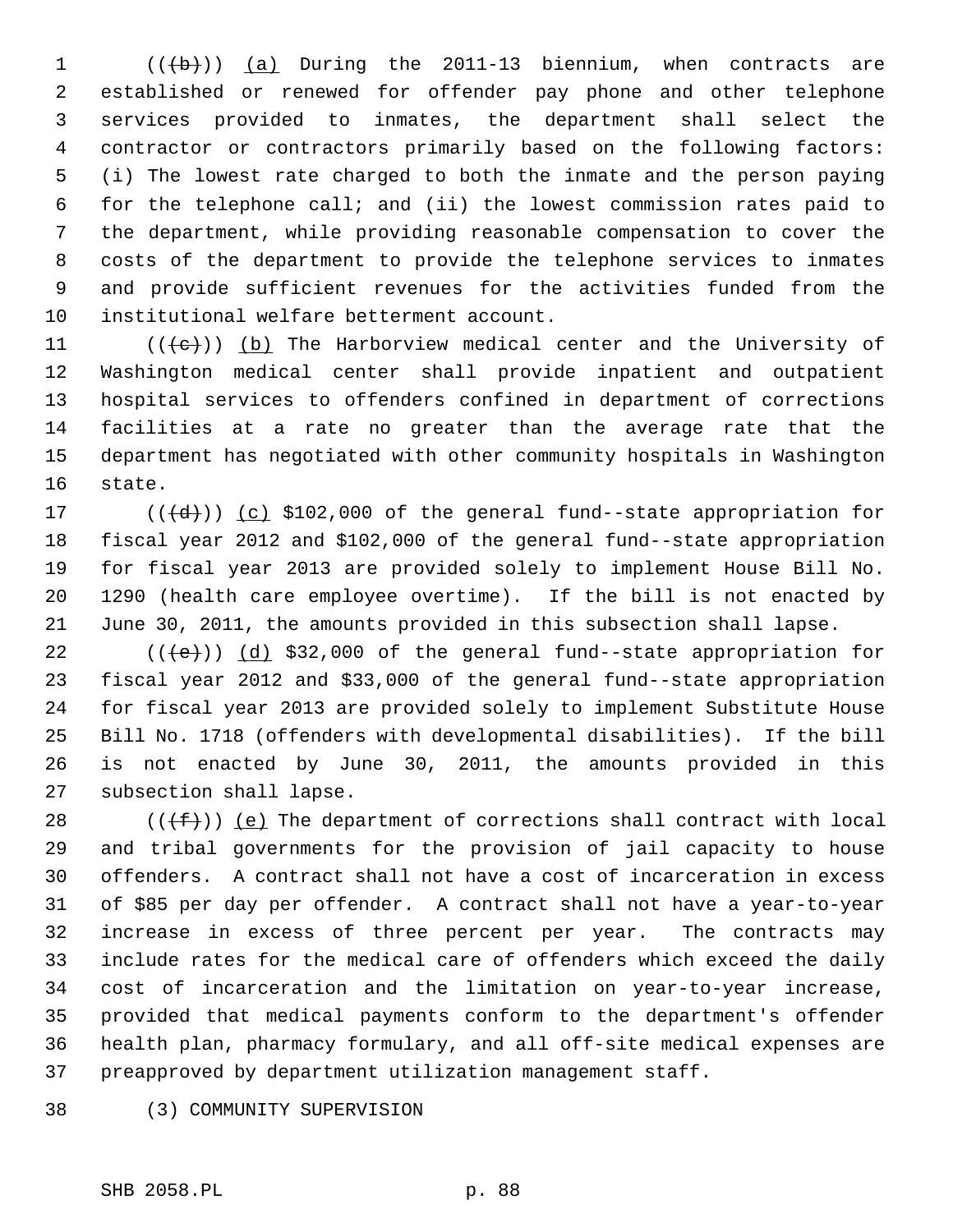(((b))) (a) During the 2011-13 biennium, when contracts are established or renewed for offender pay phone and other telephone services provided to inmates, the department shall select the contractor or contractors primarily based on the following factors: (i) The lowest rate charged to both the inmate and the person paying for the telephone call; and (ii) the lowest commission rates paid to the department, while providing reasonable compensation to cover the costs of the department to provide the telephone services to inmates and provide sufficient revenues for the activities funded from the institutional welfare betterment account.

(((c))) (b) The Harborview medical center and the University of Washington medical center shall provide inpatient and outpatient hospital services to offenders confined in department of corrections facilities at a rate no greater than the average rate that the department has negotiated with other community hospitals in Washington state.

(((d))) (c) $102,000 of the general fund--state appropriation for fiscal year 2012 and $102,000 of the general fund--state appropriation for fiscal year 2013 are provided solely to implement House Bill No. 1290 (health care employee overtime). If the bill is not enacted by June 30, 2011, the amounts provided in this subsection shall lapse.

(((e))) (d) $32,000 of the general fund--state appropriation for fiscal year 2012 and $33,000 of the general fund--state appropriation for fiscal year 2013 are provided solely to implement Substitute House Bill No. 1718 (offenders with developmental disabilities). If the bill is not enacted by June 30, 2011, the amounts provided in this subsection shall lapse.

(((f))) (e) The department of corrections shall contract with local and tribal governments for the provision of jail capacity to house offenders. A contract shall not have a cost of incarceration in excess of $85 per day per offender. A contract shall not have a year-to-year increase in excess of three percent per year. The contracts may include rates for the medical care of offenders which exceed the daily cost of incarceration and the limitation on year-to-year increase, provided that medical payments conform to the department's offender health plan, pharmacy formulary, and all off-site medical expenses are preapproved by department utilization management staff.

(3) COMMUNITY SUPERVISION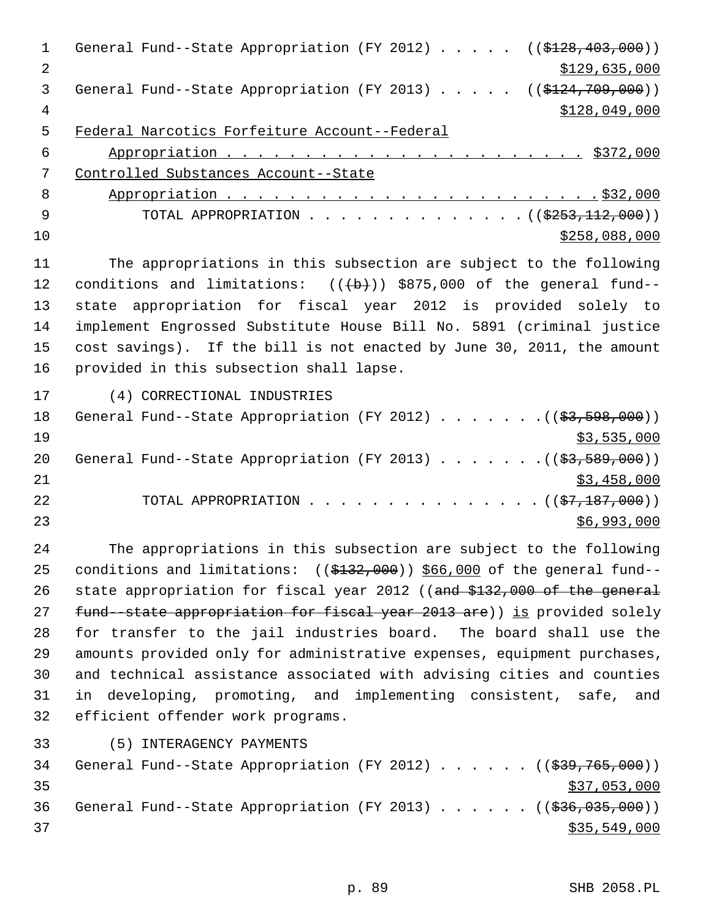General Fund--State Appropriation (FY 2012) . . . . . ((~~$128,403,000~~))
$129,635,000

General Fund--State Appropriation (FY 2013) . . . . . ((~~$124,709,000~~))
$128,049,000

Federal Narcotics Forfeiture Account--Federal
Appropriation . . . . . . . . . . . . . . . . . . . . . . . . $372,000

Controlled Substances Account--State
Appropriation . . . . . . . . . . . . . . . . . . . . . . . . $32,000

TOTAL APPROPRIATION . . . . . . . . . . . . . . ((~~$253,112,000~~))
$258,088,000

The appropriations in this subsection are subject to the following conditions and limitations: ((~~(b)~~)) $875,000 of the general fund--state appropriation for fiscal year 2012 is provided solely to implement Engrossed Substitute House Bill No. 5891 (criminal justice cost savings). If the bill is not enacted by June 30, 2011, the amount provided in this subsection shall lapse.

(4) CORRECTIONAL INDUSTRIES

General Fund--State Appropriation (FY 2012) . . . . . . . ((~~$3,598,000~~))
$3,535,000

General Fund--State Appropriation (FY 2013) . . . . . . . ((~~$3,589,000~~))
$3,458,000

TOTAL APPROPRIATION . . . . . . . . . . . . . . . ((~~$7,187,000~~))
$6,993,000

The appropriations in this subsection are subject to the following conditions and limitations: ((~~$132,000~~)) $66,000 of the general fund--state appropriation for fiscal year 2012 ((~~and $132,000 of the general fund--state appropriation for fiscal year 2013 are~~)) is provided solely for transfer to the jail industries board. The board shall use the amounts provided only for administrative expenses, equipment purchases, and technical assistance associated with advising cities and counties in developing, promoting, and implementing consistent, safe, and efficient offender work programs.

(5) INTERAGENCY PAYMENTS

General Fund--State Appropriation (FY 2012) . . . . . . ((~~$39,765,000~~))
$37,053,000

General Fund--State Appropriation (FY 2013) . . . . . . ((~~$36,035,000~~))
$35,549,000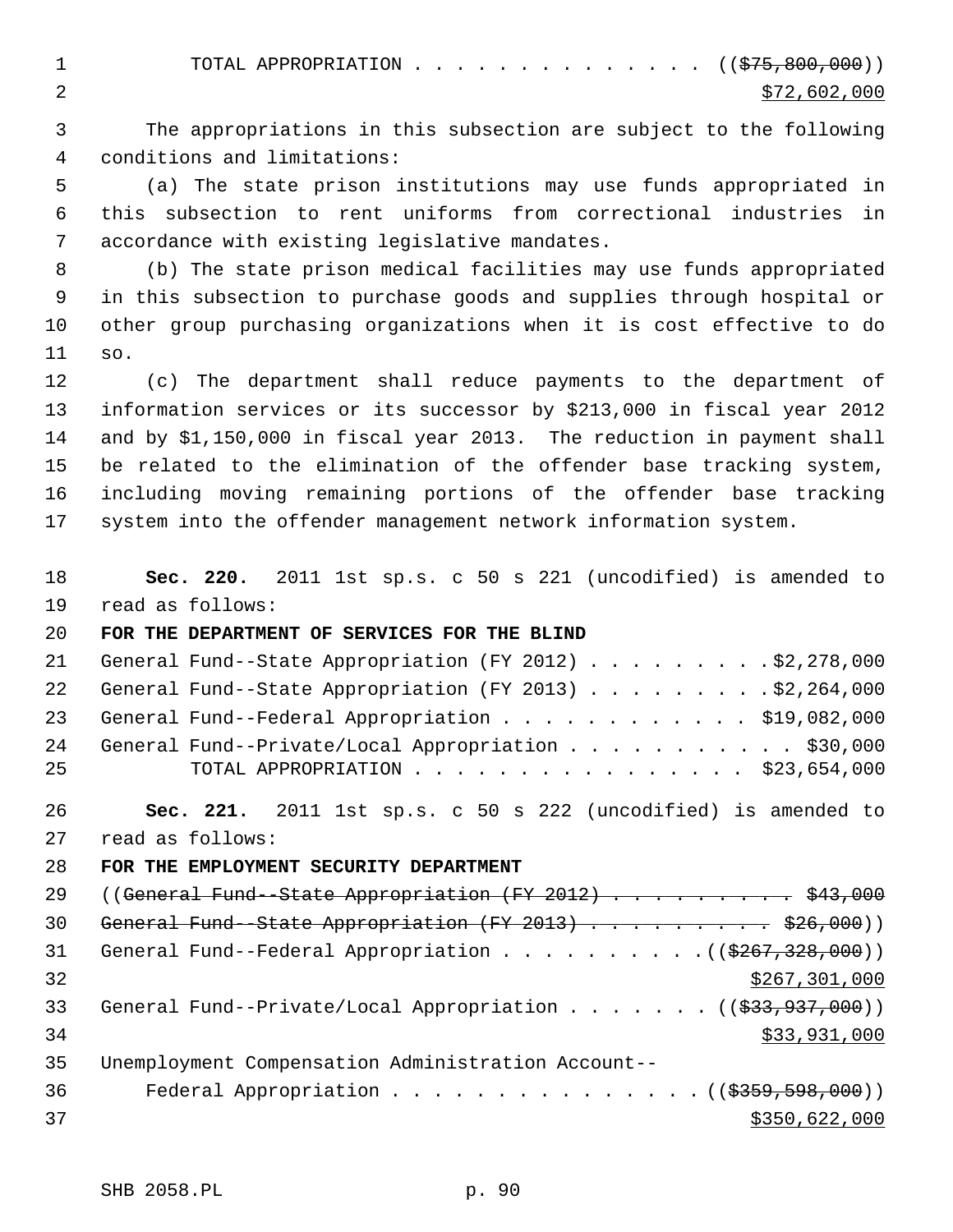TOTAL APPROPRIATION . . . . . . . . . . . . . . . ((~~$75,800,000~~))
<u>$72,602,000</u>

The appropriations in this subsection are subject to the following conditions and limitations:

(a) The state prison institutions may use funds appropriated in this subsection to rent uniforms from correctional industries in accordance with existing legislative mandates.

(b) The state prison medical facilities may use funds appropriated in this subsection to purchase goods and supplies through hospital or other group purchasing organizations when it is cost effective to do so.

(c) The department shall reduce payments to the department of information services or its successor by $213,000 in fiscal year 2012 and by $1,150,000 in fiscal year 2013. The reduction in payment shall be related to the elimination of the offender base tracking system, including moving remaining portions of the offender base tracking system into the offender management network information system.

**Sec. 220.** 2011 1st sp.s. c 50 s 221 (uncodified) is amended to read as follows:

**FOR THE DEPARTMENT OF SERVICES FOR THE BLIND**

General Fund--State Appropriation (FY 2012) . . . . . . . . . $2,278,000
General Fund--State Appropriation (FY 2013) . . . . . . . . . $2,264,000
General Fund--Federal Appropriation . . . . . . . . . . . . $19,082,000
General Fund--Private/Local Appropriation . . . . . . . . . . . $30,000
TOTAL APPROPRIATION . . . . . . . . . . . . . . . . $23,654,000

**Sec. 221.** 2011 1st sp.s. c 50 s 222 (uncodified) is amended to read as follows:

**FOR THE EMPLOYMENT SECURITY DEPARTMENT**

((~~General Fund--State Appropriation (FY 2012) . . . . . . . . . . $43,000~~
~~General Fund--State Appropriation (FY 2013) . . . . . . . . . . $26,000~~))
General Fund--Federal Appropriation . . . . . . . . . . ((~~$267,328,000~~))
<u>$267,301,000</u>
General Fund--Private/Local Appropriation . . . . . . . ((~~$33,937,000~~))
<u>$33,931,000</u>
Unemployment Compensation Administration Account--
Federal Appropriation . . . . . . . . . . . . . . . ((~~$359,598,000~~))
<u>$350,622,000</u>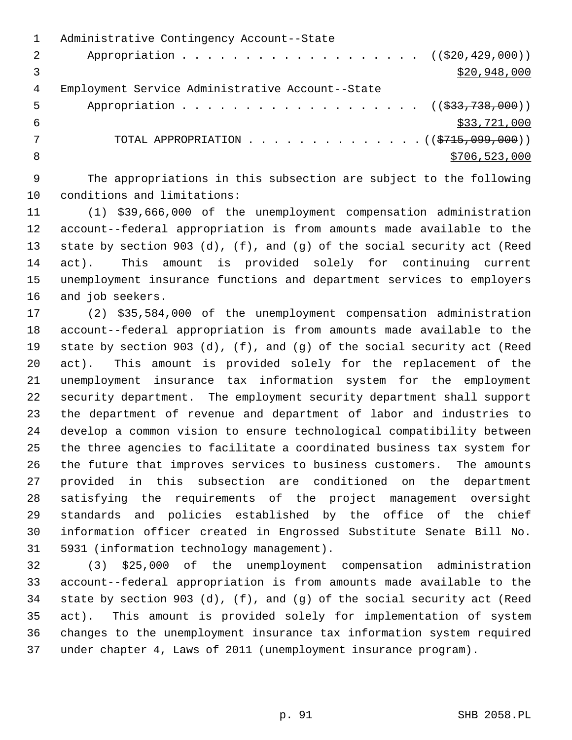Administrative Contingency Account--State

Appropriation . . . . . . . . . . . . . . . . . . . ((~~$20,429,000~~))

$20,948,000

Employment Service Administrative Account--State

Appropriation . . . . . . . . . . . . . . . . . . . ((~~$33,738,000~~))

$33,721,000

TOTAL APPROPRIATION . . . . . . . . . . . . . . ((~~$715,099,000~~))

$706,523,000

The appropriations in this subsection are subject to the following conditions and limitations:

(1) $39,666,000 of the unemployment compensation administration account--federal appropriation is from amounts made available to the state by section 903 (d), (f), and (g) of the social security act (Reed act). This amount is provided solely for continuing current unemployment insurance functions and department services to employers and job seekers.

(2) $35,584,000 of the unemployment compensation administration account--federal appropriation is from amounts made available to the state by section 903 (d), (f), and (g) of the social security act (Reed act). This amount is provided solely for the replacement of the unemployment insurance tax information system for the employment security department. The employment security department shall support the department of revenue and department of labor and industries to develop a common vision to ensure technological compatibility between the three agencies to facilitate a coordinated business tax system for the future that improves services to business customers. The amounts provided in this subsection are conditioned on the department satisfying the requirements of the project management oversight standards and policies established by the office of the chief information officer created in Engrossed Substitute Senate Bill No. 5931 (information technology management).

(3) $25,000 of the unemployment compensation administration account--federal appropriation is from amounts made available to the state by section 903 (d), (f), and (g) of the social security act (Reed act). This amount is provided solely for implementation of system changes to the unemployment insurance tax information system required under chapter 4, Laws of 2011 (unemployment insurance program).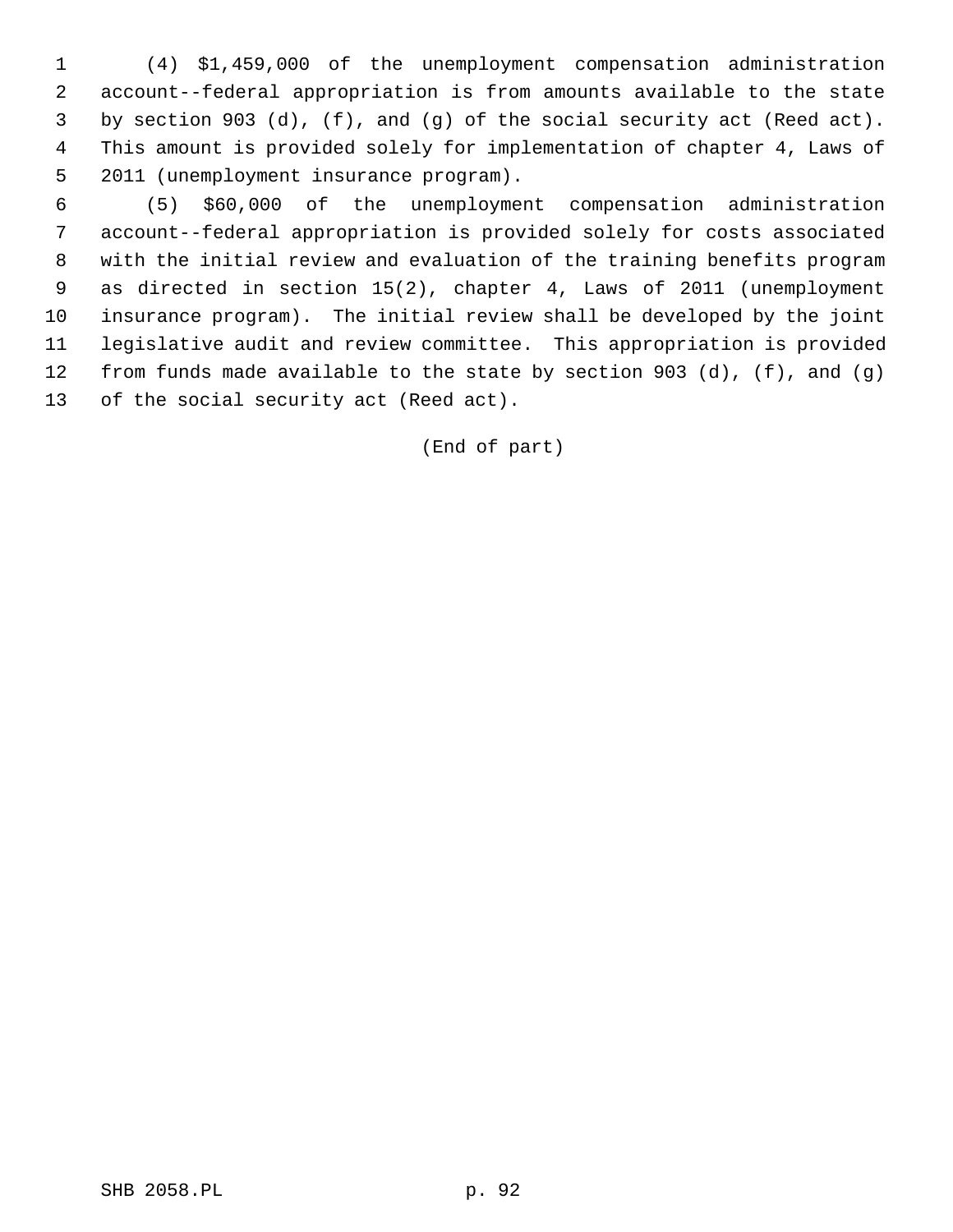(4) $1,459,000 of the unemployment compensation administration account--federal appropriation is from amounts available to the state by section 903 (d), (f), and (g) of the social security act (Reed act). This amount is provided solely for implementation of chapter 4, Laws of 2011 (unemployment insurance program).

(5) $60,000 of the unemployment compensation administration account--federal appropriation is provided solely for costs associated with the initial review and evaluation of the training benefits program as directed in section 15(2), chapter 4, Laws of 2011 (unemployment insurance program). The initial review shall be developed by the joint legislative audit and review committee. This appropriation is provided from funds made available to the state by section 903 (d), (f), and (g) of the social security act (Reed act).

(End of part)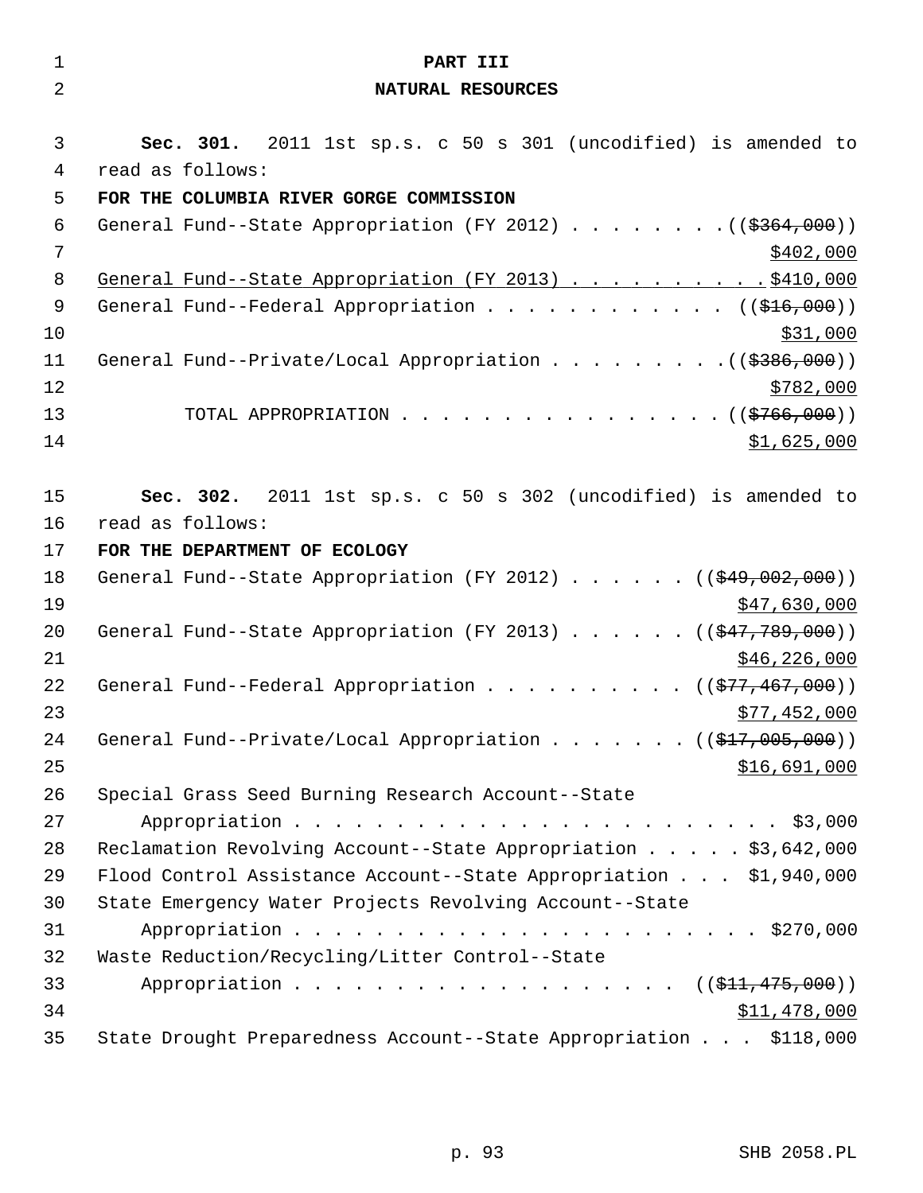# PART III

## NATURAL RESOURCES

**Sec. 301.** 2011 1st sp.s. c 50 s 301 (uncodified) is amended to read as follows:

**FOR THE COLUMBIA RIVER GORGE COMMISSION**

General Fund--State Appropriation (FY 2012) . . . . . . . . (($364,000)) $402,000
General Fund--State Appropriation (FY 2013) . . . . . . . . . . $410,000
General Fund--Federal Appropriation . . . . . . . . . . . . . (($16,000)) $31,000
General Fund--Private/Local Appropriation . . . . . . . . . (($386,000)) $782,000
TOTAL APPROPRIATION . . . . . . . . . . . . . . . . . (($766,000)) $1,625,000

**Sec. 302.** 2011 1st sp.s. c 50 s 302 (uncodified) is amended to read as follows:

**FOR THE DEPARTMENT OF ECOLOGY**

General Fund--State Appropriation (FY 2012) . . . . . . (($49,002,000)) $47,630,000
General Fund--State Appropriation (FY 2013) . . . . . . (($47,789,000)) $46,226,000
General Fund--Federal Appropriation . . . . . . . . . . (($77,467,000)) $77,452,000
General Fund--Private/Local Appropriation . . . . . . . (($17,005,000)) $16,691,000
Special Grass Seed Burning Research Account--State Appropriation . . . . . . . . . . . . . . . . . . . . . . . . $3,000
Reclamation Revolving Account--State Appropriation . . . . . $3,642,000
Flood Control Assistance Account--State Appropriation . . . $1,940,000
State Emergency Water Projects Revolving Account--State Appropriation . . . . . . . . . . . . . . . . . . . . . . . . $270,000
Waste Reduction/Recycling/Litter Control--State Appropriation . . . . . . . . . . . . . . . . . . . . (($11,475,000)) $11,478,000
State Drought Preparedness Account--State Appropriation . . . $118,000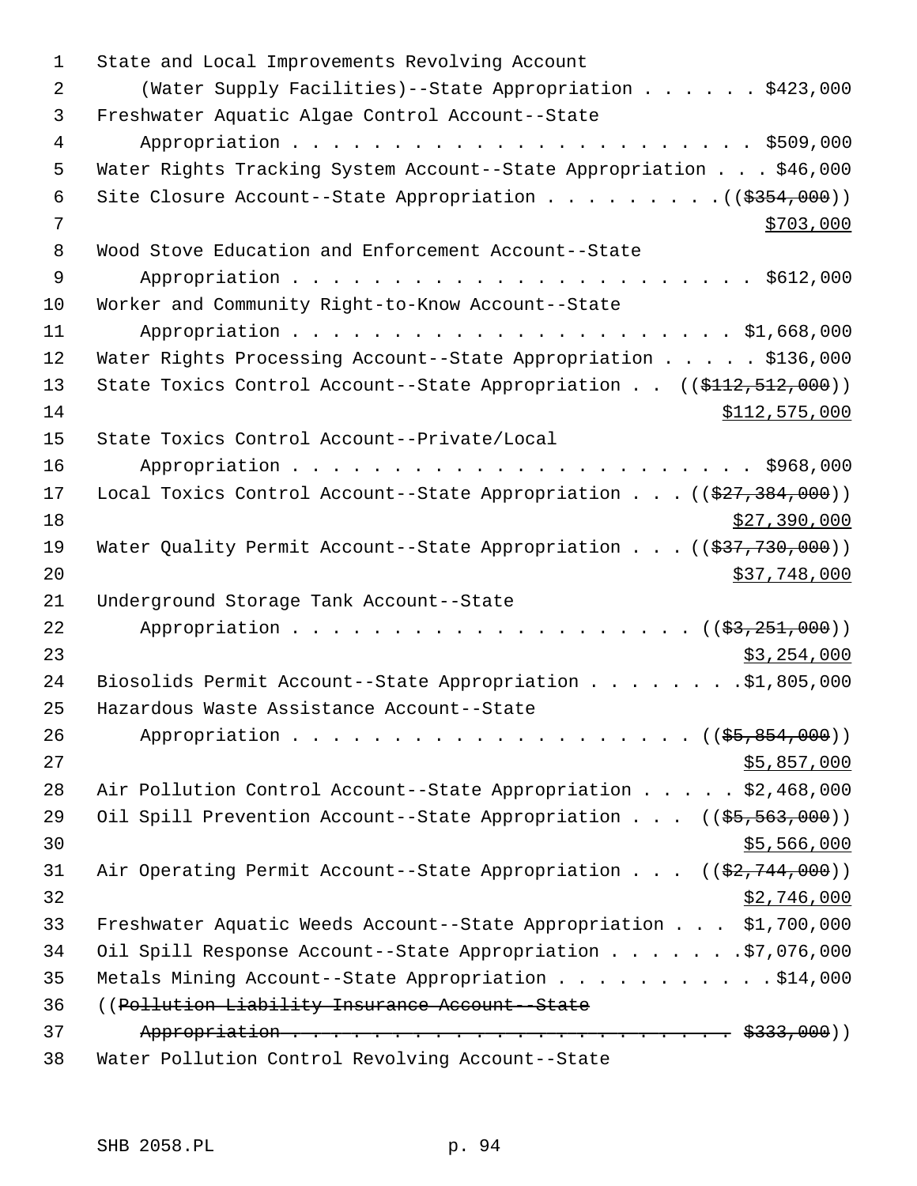State and Local Improvements Revolving Account
(Water Supply Facilities)--State Appropriation . . . . . . $423,000
Freshwater Aquatic Algae Control Account--State
Appropriation . . . . . . . . . . . . . . . . . . . . . . . $509,000
Water Rights Tracking System Account--State Appropriation . . . $46,000
Site Closure Account--State Appropriation . . . . . . . . . ((~~$354,000~~))
$703,000
Wood Stove Education and Enforcement Account--State
Appropriation . . . . . . . . . . . . . . . . . . . . . . . $612,000
Worker and Community Right-to-Know Account--State
Appropriation . . . . . . . . . . . . . . . . . . . . . . $1,668,000
Water Rights Processing Account--State Appropriation . . . . . $136,000
State Toxics Control Account--State Appropriation . . ((~~$112,512,000~~))
$112,575,000
State Toxics Control Account--Private/Local
Appropriation . . . . . . . . . . . . . . . . . . . . . . . $968,000
Local Toxics Control Account--State Appropriation . . . ((~~$27,384,000~~))
$27,390,000
Water Quality Permit Account--State Appropriation . . . ((~~$37,730,000~~))
$37,748,000
Underground Storage Tank Account--State
Appropriation . . . . . . . . . . . . . . . . . . . . ((~~$3,251,000~~))
$3,254,000
Biosolids Permit Account--State Appropriation . . . . . . . .$1,805,000
Hazardous Waste Assistance Account--State
Appropriation . . . . . . . . . . . . . . . . . . . . ((~~$5,854,000~~))
$5,857,000
Air Pollution Control Account--State Appropriation . . . . . $2,468,000
Oil Spill Prevention Account--State Appropriation . . . ((~~$5,563,000~~))
$5,566,000
Air Operating Permit Account--State Appropriation . . . ((~~$2,744,000~~))
$2,746,000
Freshwater Aquatic Weeds Account--State Appropriation . . . $1,700,000
Oil Spill Response Account--State Appropriation . . . . . . .$7,076,000
Metals Mining Account--State Appropriation . . . . . . . . . . .$14,000
((~~Pollution Liability Insurance Account--State~~
~~Appropriation . . . . . . . . . . . . . . . . . . . . . . . $333,000~~))
Water Pollution Control Revolving Account--State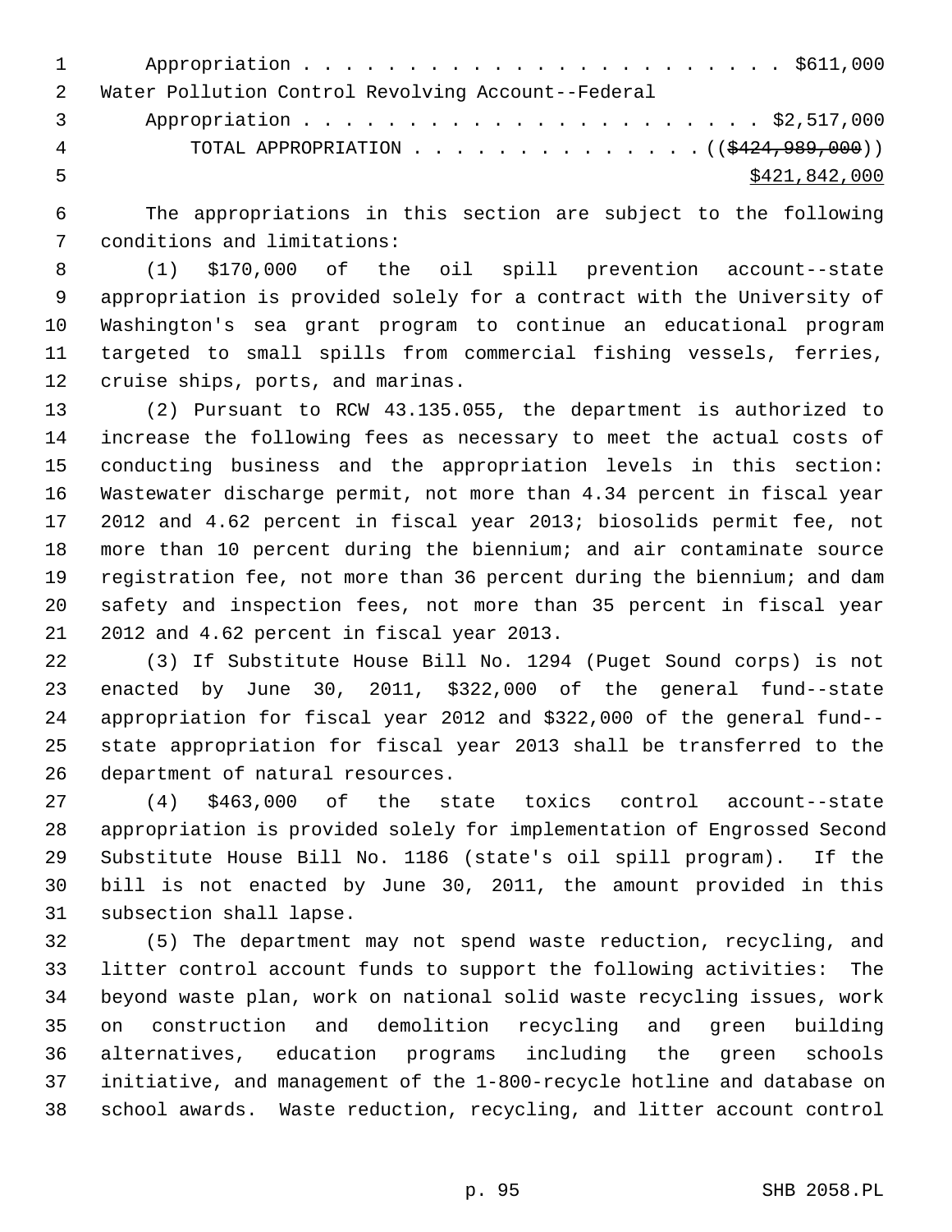Appropriation . . . . . . . . . . . . . . . . . . . . . . . $611,000

Water Pollution Control Revolving Account--Federal

Appropriation . . . . . . . . . . . . . . . . . . . . . . $2,517,000

TOTAL APPROPRIATION . . . . . . . . . . . . . . (($424,989,000))

$421,842,000

The appropriations in this section are subject to the following conditions and limitations:

(1) $170,000 of the oil spill prevention account--state appropriation is provided solely for a contract with the University of Washington's sea grant program to continue an educational program targeted to small spills from commercial fishing vessels, ferries, cruise ships, ports, and marinas.

(2) Pursuant to RCW 43.135.055, the department is authorized to increase the following fees as necessary to meet the actual costs of conducting business and the appropriation levels in this section: Wastewater discharge permit, not more than 4.34 percent in fiscal year 2012 and 4.62 percent in fiscal year 2013; biosolids permit fee, not more than 10 percent during the biennium; and air contaminate source registration fee, not more than 36 percent during the biennium; and dam safety and inspection fees, not more than 35 percent in fiscal year 2012 and 4.62 percent in fiscal year 2013.

(3) If Substitute House Bill No. 1294 (Puget Sound corps) is not enacted by June 30, 2011, $322,000 of the general fund--state appropriation for fiscal year 2012 and $322,000 of the general fund--state appropriation for fiscal year 2013 shall be transferred to the department of natural resources.

(4) $463,000 of the state toxics control account--state appropriation is provided solely for implementation of Engrossed Second Substitute House Bill No. 1186 (state's oil spill program). If the bill is not enacted by June 30, 2011, the amount provided in this subsection shall lapse.

(5) The department may not spend waste reduction, recycling, and litter control account funds to support the following activities: The beyond waste plan, work on national solid waste recycling issues, work on construction and demolition recycling and green building alternatives, education programs including the green schools initiative, and management of the 1-800-recycle hotline and database on school awards. Waste reduction, recycling, and litter account control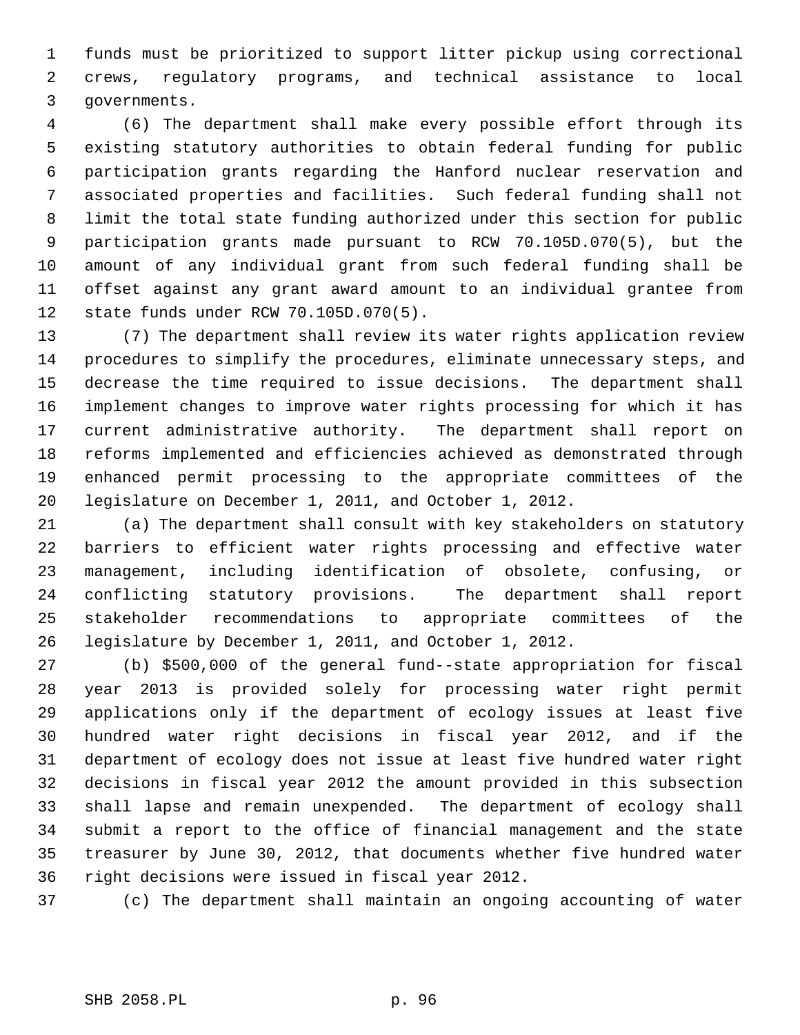funds must be prioritized to support litter pickup using correctional crews, regulatory programs, and technical assistance to local governments.

(6) The department shall make every possible effort through its existing statutory authorities to obtain federal funding for public participation grants regarding the Hanford nuclear reservation and associated properties and facilities. Such federal funding shall not limit the total state funding authorized under this section for public participation grants made pursuant to RCW 70.105D.070(5), but the amount of any individual grant from such federal funding shall be offset against any grant award amount to an individual grantee from state funds under RCW 70.105D.070(5).

(7) The department shall review its water rights application review procedures to simplify the procedures, eliminate unnecessary steps, and decrease the time required to issue decisions. The department shall implement changes to improve water rights processing for which it has current administrative authority. The department shall report on reforms implemented and efficiencies achieved as demonstrated through enhanced permit processing to the appropriate committees of the legislature on December 1, 2011, and October 1, 2012.

(a) The department shall consult with key stakeholders on statutory barriers to efficient water rights processing and effective water management, including identification of obsolete, confusing, or conflicting statutory provisions. The department shall report stakeholder recommendations to appropriate committees of the legislature by December 1, 2011, and October 1, 2012.

(b) $500,000 of the general fund--state appropriation for fiscal year 2013 is provided solely for processing water right permit applications only if the department of ecology issues at least five hundred water right decisions in fiscal year 2012, and if the department of ecology does not issue at least five hundred water right decisions in fiscal year 2012 the amount provided in this subsection shall lapse and remain unexpended. The department of ecology shall submit a report to the office of financial management and the state treasurer by June 30, 2012, that documents whether five hundred water right decisions were issued in fiscal year 2012.

(c) The department shall maintain an ongoing accounting of water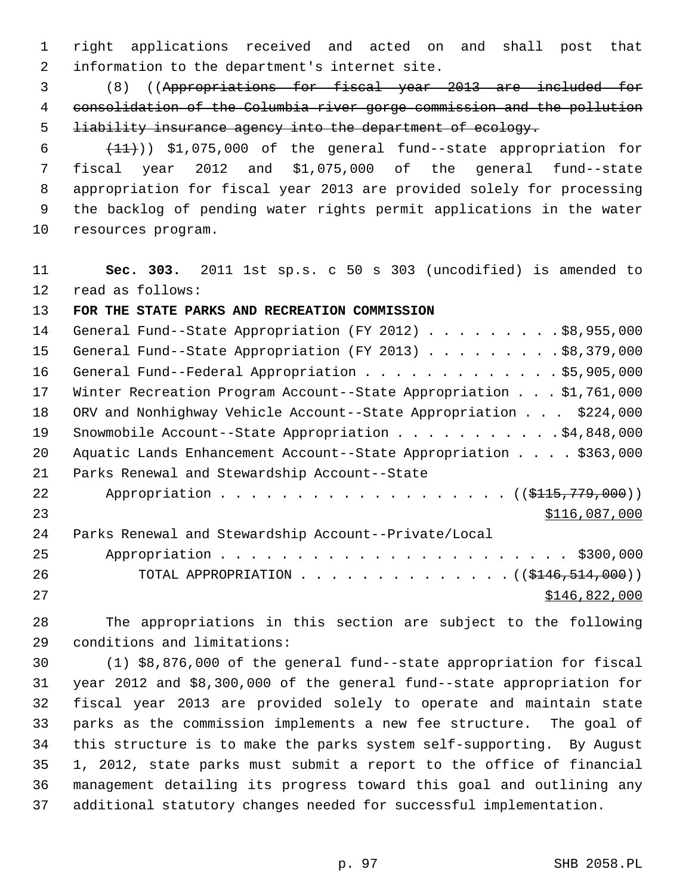right applications received and acted on and shall post that information to the department's internet site.

(8) ((~~Appropriations for fiscal year 2013 are included for consolidation of the Columbia river gorge commission and the pollution liability insurance agency into the department of ecology.~~

~~(11)~~)) $1,075,000 of the general fund--state appropriation for fiscal year 2012 and $1,075,000 of the general fund--state appropriation for fiscal year 2013 are provided solely for processing the backlog of pending water rights permit applications in the water resources program.

**Sec. 303.** 2011 1st sp.s. c 50 s 303 (uncodified) is amended to read as follows:

**FOR THE STATE PARKS AND RECREATION COMMISSION**

General Fund--State Appropriation (FY 2012) . . . . . . . . . $8,955,000
General Fund--State Appropriation (FY 2013) . . . . . . . . . $8,379,000
General Fund--Federal Appropriation . . . . . . . . . . . . . $5,905,000
Winter Recreation Program Account--State Appropriation . . . $1,761,000
ORV and Nonhighway Vehicle Account--State Appropriation . . . $224,000
Snowmobile Account--State Appropriation . . . . . . . . . . . $4,848,000
Aquatic Lands Enhancement Account--State Appropriation . . . . $363,000
Parks Renewal and Stewardship Account--State
Appropriation . . . . . . . . . . . . . . . . . . . (( ~~$115,779,000~~ ))
<u>$116,087,000</u>
Parks Renewal and Stewardship Account--Private/Local
Appropriation . . . . . . . . . . . . . . . . . . . . . . . $300,000
TOTAL APPROPRIATION . . . . . . . . . . . . . . (( ~~$146,514,000~~ ))
<u>$146,822,000</u>

The appropriations in this section are subject to the following conditions and limitations:

(1) $8,876,000 of the general fund--state appropriation for fiscal year 2012 and $8,300,000 of the general fund--state appropriation for fiscal year 2013 are provided solely to operate and maintain state parks as the commission implements a new fee structure. The goal of this structure is to make the parks system self-supporting. By August 1, 2012, state parks must submit a report to the office of financial management detailing its progress toward this goal and outlining any additional statutory changes needed for successful implementation.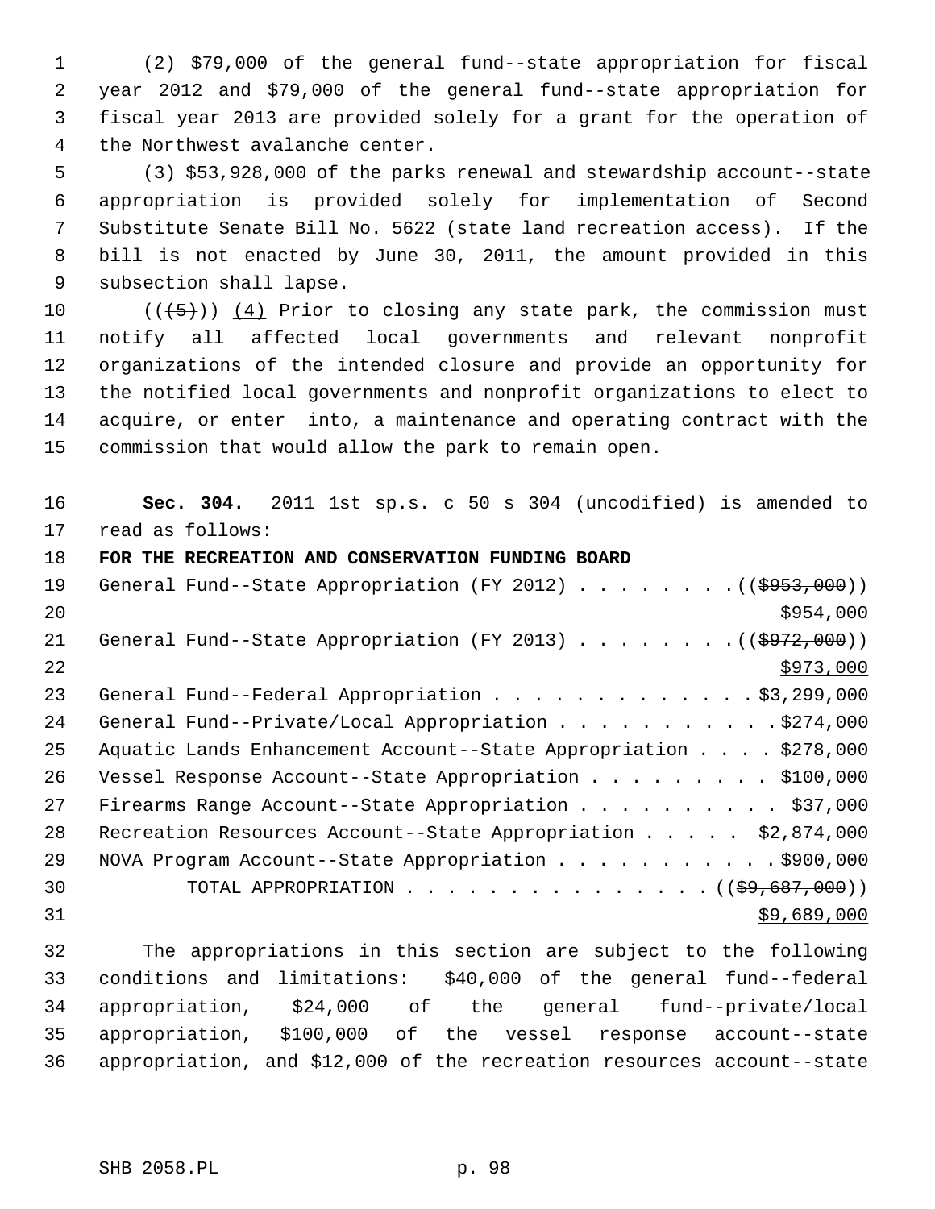(2) $79,000 of the general fund--state appropriation for fiscal year 2012 and $79,000 of the general fund--state appropriation for fiscal year 2013 are provided solely for a grant for the operation of the Northwest avalanche center.

(3) $53,928,000 of the parks renewal and stewardship account--state appropriation is provided solely for implementation of Second Substitute Senate Bill No. 5622 (state land recreation access). If the bill is not enacted by June 30, 2011, the amount provided in this subsection shall lapse.

(((5))) (4) Prior to closing any state park, the commission must notify all affected local governments and relevant nonprofit organizations of the intended closure and provide an opportunity for the notified local governments and nonprofit organizations to elect to acquire, or enter into, a maintenance and operating contract with the commission that would allow the park to remain open.

**Sec. 304.** 2011 1st sp.s. c 50 s 304 (uncodified) is amended to read as follows:

**FOR THE RECREATION AND CONSERVATION FUNDING BOARD**

| | |
|---|---|
| General Fund--State Appropriation (FY 2012) | (($953,000)) $954,000 |
| General Fund--State Appropriation (FY 2013) | (($972,000)) $973,000 |
| General Fund--Federal Appropriation | $3,299,000 |
| General Fund--Private/Local Appropriation | $274,000 |
| Aquatic Lands Enhancement Account--State Appropriation | $278,000 |
| Vessel Response Account--State Appropriation | $100,000 |
| Firearms Range Account--State Appropriation | $37,000 |
| Recreation Resources Account--State Appropriation | $2,874,000 |
| NOVA Program Account--State Appropriation | $900,000 |
| TOTAL APPROPRIATION | (($9,687,000)) $9,689,000 |

The appropriations in this section are subject to the following conditions and limitations: $40,000 of the general fund--federal appropriation, $24,000 of the general fund--private/local appropriation, $100,000 of the vessel response account--state appropriation, and $12,000 of the recreation resources account--state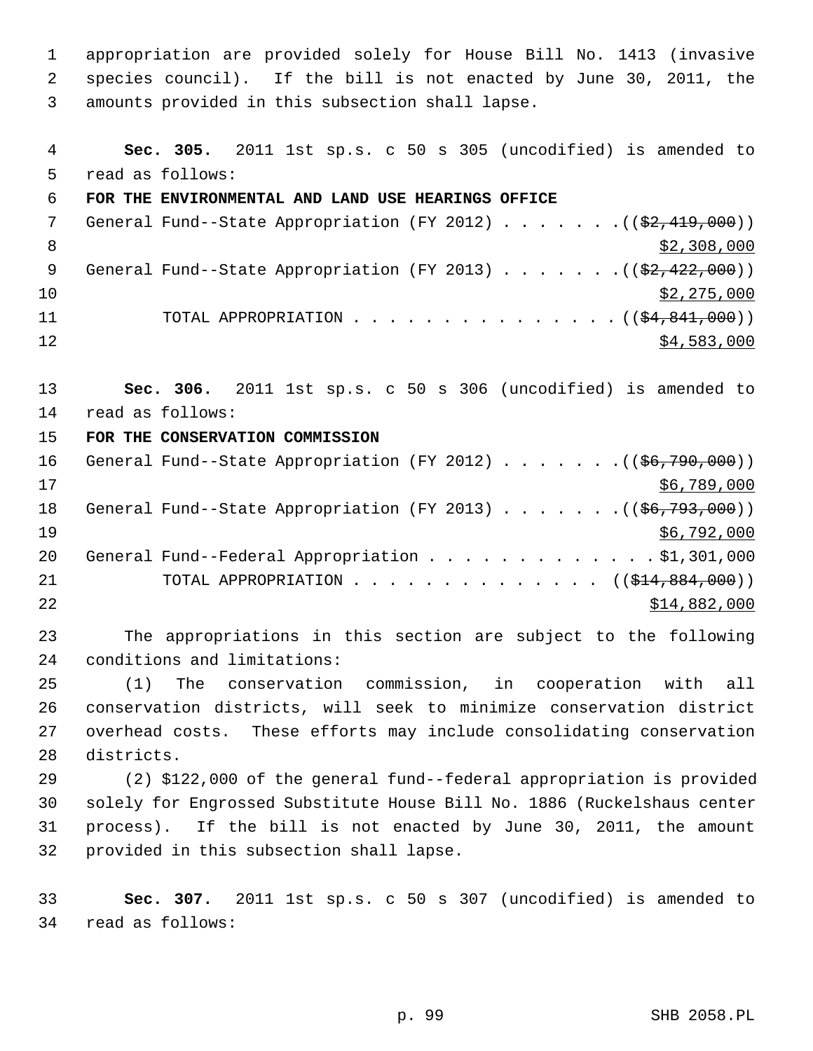appropriation are provided solely for House Bill No. 1413 (invasive species council). If the bill is not enacted by June 30, 2011, the amounts provided in this subsection shall lapse.

**Sec. 305.** 2011 1st sp.s. c 50 s 305 (uncodified) is amended to read as follows:

**FOR THE ENVIRONMENTAL AND LAND USE HEARINGS OFFICE**

General Fund--State Appropriation (FY 2012) . . . . . . . ((~~$2,419,000~~)) $2,308,000

General Fund--State Appropriation (FY 2013) . . . . . . . ((~~$2,422,000~~)) $2,275,000

TOTAL APPROPRIATION . . . . . . . . . . . . . . . ((~~$4,841,000~~)) $4,583,000

**Sec. 306.** 2011 1st sp.s. c 50 s 306 (uncodified) is amended to read as follows:

**FOR THE CONSERVATION COMMISSION**

General Fund--State Appropriation (FY 2012) . . . . . . . ((~~$6,790,000~~)) $6,789,000

General Fund--State Appropriation (FY 2013) . . . . . . . ((~~$6,793,000~~)) $6,792,000

General Fund--Federal Appropriation . . . . . . . . . . . . . $1,301,000

TOTAL APPROPRIATION . . . . . . . . . . . . . . ((~~$14,884,000~~)) $14,882,000

The appropriations in this section are subject to the following conditions and limitations:

(1) The conservation commission, in cooperation with all conservation districts, will seek to minimize conservation district overhead costs. These efforts may include consolidating conservation districts.

(2) $122,000 of the general fund--federal appropriation is provided solely for Engrossed Substitute House Bill No. 1886 (Ruckelshaus center process). If the bill is not enacted by June 30, 2011, the amount provided in this subsection shall lapse.

**Sec. 307.** 2011 1st sp.s. c 50 s 307 (uncodified) is amended to read as follows: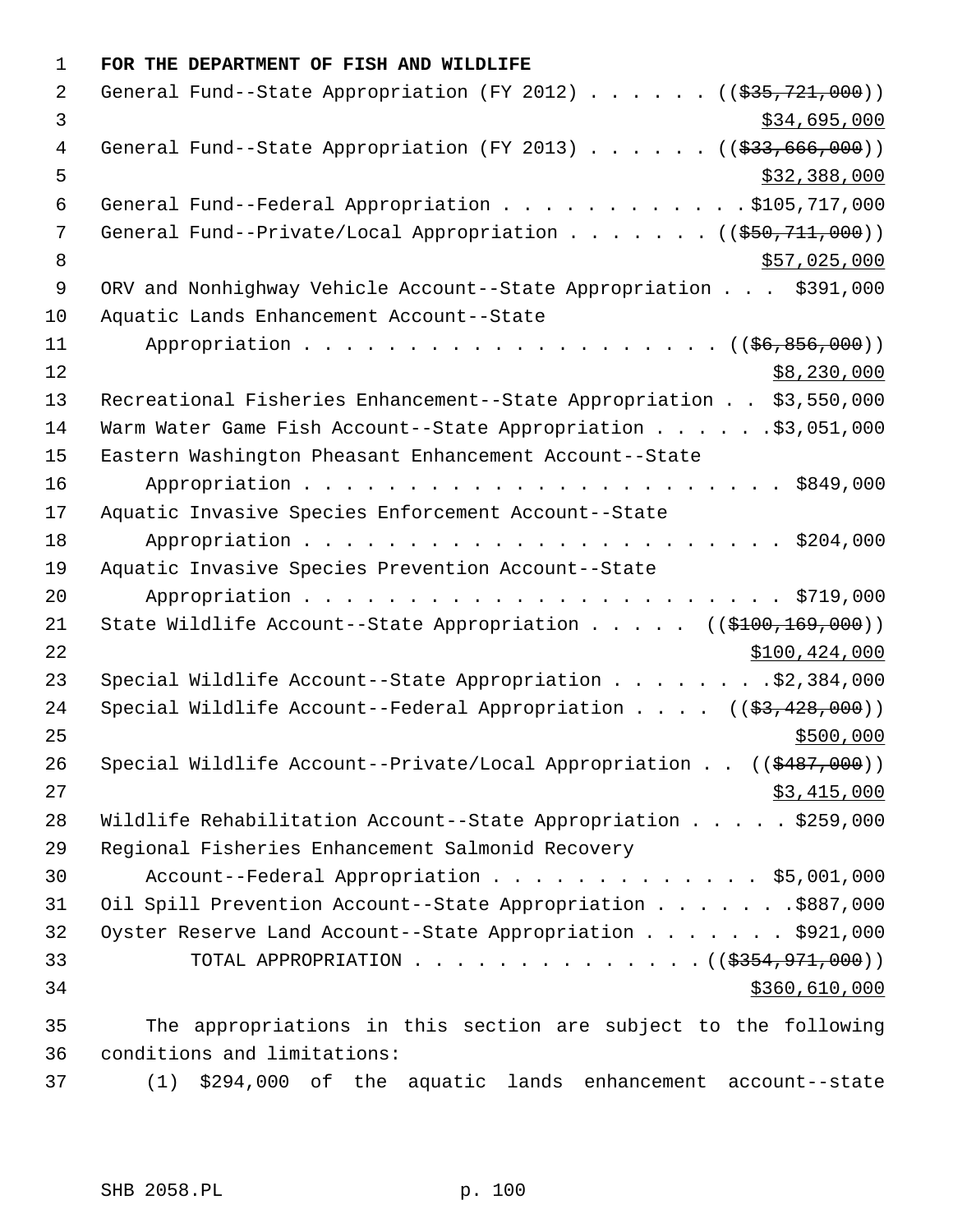**FOR THE DEPARTMENT OF FISH AND WILDLIFE**

General Fund--State Appropriation (FY 2012) . . . . . . ((~~$35,721,000~~))
$34,695,000

General Fund--State Appropriation (FY 2013) . . . . . . ((~~$33,666,000~~))
$32,388,000

General Fund--Federal Appropriation . . . . . . . . . . . . $105,717,000

General Fund--Private/Local Appropriation . . . . . . . ((~~$50,711,000~~))
$57,025,000

ORV and Nonhighway Vehicle Account--State Appropriation . . . $391,000

Aquatic Lands Enhancement Account--State Appropriation . . . . . . . . . . . . . . . . . . . ((~~$6,856,000~~))
$8,230,000

Recreational Fisheries Enhancement--State Appropriation . . $3,550,000

Warm Water Game Fish Account--State Appropriation . . . . . . $3,051,000

Eastern Washington Pheasant Enhancement Account--State Appropriation . . . . . . . . . . . . . . . . . . . . . . $849,000

Aquatic Invasive Species Enforcement Account--State Appropriation . . . . . . . . . . . . . . . . . . . . . . $204,000

Aquatic Invasive Species Prevention Account--State Appropriation . . . . . . . . . . . . . . . . . . . . . . $719,000

State Wildlife Account--State Appropriation . . . . . ((~~$100,169,000~~))
$100,424,000

Special Wildlife Account--State Appropriation . . . . . . . . $2,384,000

Special Wildlife Account--Federal Appropriation . . . . ((~~$3,428,000~~))
$500,000

Special Wildlife Account--Private/Local Appropriation . . ((~~$487,000~~))
$3,415,000

Wildlife Rehabilitation Account--State Appropriation . . . . . $259,000

Regional Fisheries Enhancement Salmonid Recovery Account--Federal Appropriation . . . . . . . . . . . . . $5,001,000

Oil Spill Prevention Account--State Appropriation . . . . . . . $887,000

Oyster Reserve Land Account--State Appropriation . . . . . . . $921,000

TOTAL APPROPRIATION . . . . . . . . . . . . . . ((~~$354,971,000~~))
$360,610,000

The appropriations in this section are subject to the following conditions and limitations:

(1) $294,000 of the aquatic lands enhancement account--state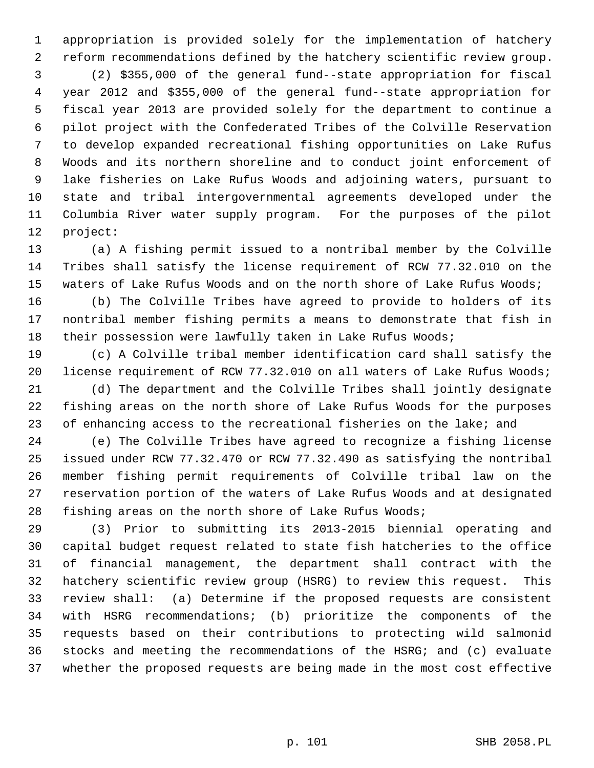appropriation is provided solely for the implementation of hatchery reform recommendations defined by the hatchery scientific review group.

(2) $355,000 of the general fund--state appropriation for fiscal year 2012 and $355,000 of the general fund--state appropriation for fiscal year 2013 are provided solely for the department to continue a pilot project with the Confederated Tribes of the Colville Reservation to develop expanded recreational fishing opportunities on Lake Rufus Woods and its northern shoreline and to conduct joint enforcement of lake fisheries on Lake Rufus Woods and adjoining waters, pursuant to state and tribal intergovernmental agreements developed under the Columbia River water supply program. For the purposes of the pilot project:

(a) A fishing permit issued to a nontribal member by the Colville Tribes shall satisfy the license requirement of RCW 77.32.010 on the waters of Lake Rufus Woods and on the north shore of Lake Rufus Woods;

(b) The Colville Tribes have agreed to provide to holders of its nontribal member fishing permits a means to demonstrate that fish in their possession were lawfully taken in Lake Rufus Woods;

(c) A Colville tribal member identification card shall satisfy the license requirement of RCW 77.32.010 on all waters of Lake Rufus Woods;

(d) The department and the Colville Tribes shall jointly designate fishing areas on the north shore of Lake Rufus Woods for the purposes of enhancing access to the recreational fisheries on the lake; and

(e) The Colville Tribes have agreed to recognize a fishing license issued under RCW 77.32.470 or RCW 77.32.490 as satisfying the nontribal member fishing permit requirements of Colville tribal law on the reservation portion of the waters of Lake Rufus Woods and at designated fishing areas on the north shore of Lake Rufus Woods;

(3) Prior to submitting its 2013-2015 biennial operating and capital budget request related to state fish hatcheries to the office of financial management, the department shall contract with the hatchery scientific review group (HSRG) to review this request. This review shall: (a) Determine if the proposed requests are consistent with HSRG recommendations; (b) prioritize the components of the requests based on their contributions to protecting wild salmonid stocks and meeting the recommendations of the HSRG; and (c) evaluate whether the proposed requests are being made in the most cost effective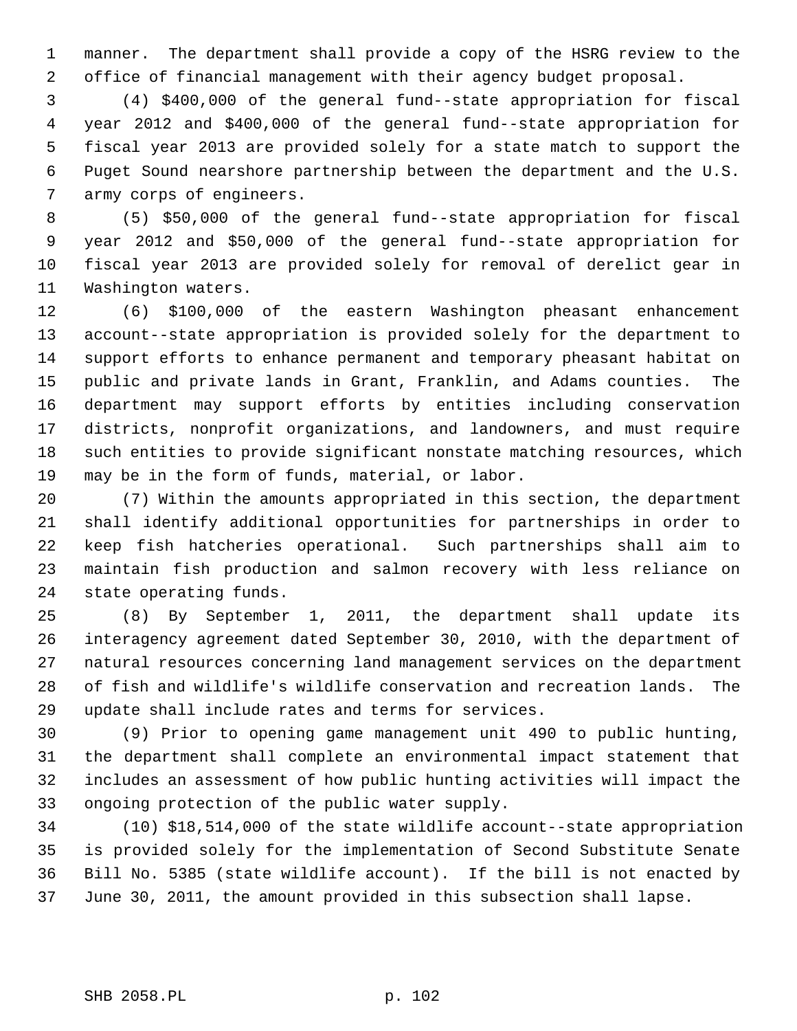manner. The department shall provide a copy of the HSRG review to the office of financial management with their agency budget proposal.

(4) $400,000 of the general fund--state appropriation for fiscal year 2012 and $400,000 of the general fund--state appropriation for fiscal year 2013 are provided solely for a state match to support the Puget Sound nearshore partnership between the department and the U.S. army corps of engineers.

(5) $50,000 of the general fund--state appropriation for fiscal year 2012 and $50,000 of the general fund--state appropriation for fiscal year 2013 are provided solely for removal of derelict gear in Washington waters.

(6) $100,000 of the eastern Washington pheasant enhancement account--state appropriation is provided solely for the department to support efforts to enhance permanent and temporary pheasant habitat on public and private lands in Grant, Franklin, and Adams counties. The department may support efforts by entities including conservation districts, nonprofit organizations, and landowners, and must require such entities to provide significant nonstate matching resources, which may be in the form of funds, material, or labor.

(7) Within the amounts appropriated in this section, the department shall identify additional opportunities for partnerships in order to keep fish hatcheries operational. Such partnerships shall aim to maintain fish production and salmon recovery with less reliance on state operating funds.

(8) By September 1, 2011, the department shall update its interagency agreement dated September 30, 2010, with the department of natural resources concerning land management services on the department of fish and wildlife's wildlife conservation and recreation lands. The update shall include rates and terms for services.

(9) Prior to opening game management unit 490 to public hunting, the department shall complete an environmental impact statement that includes an assessment of how public hunting activities will impact the ongoing protection of the public water supply.

(10) $18,514,000 of the state wildlife account--state appropriation is provided solely for the implementation of Second Substitute Senate Bill No. 5385 (state wildlife account). If the bill is not enacted by June 30, 2011, the amount provided in this subsection shall lapse.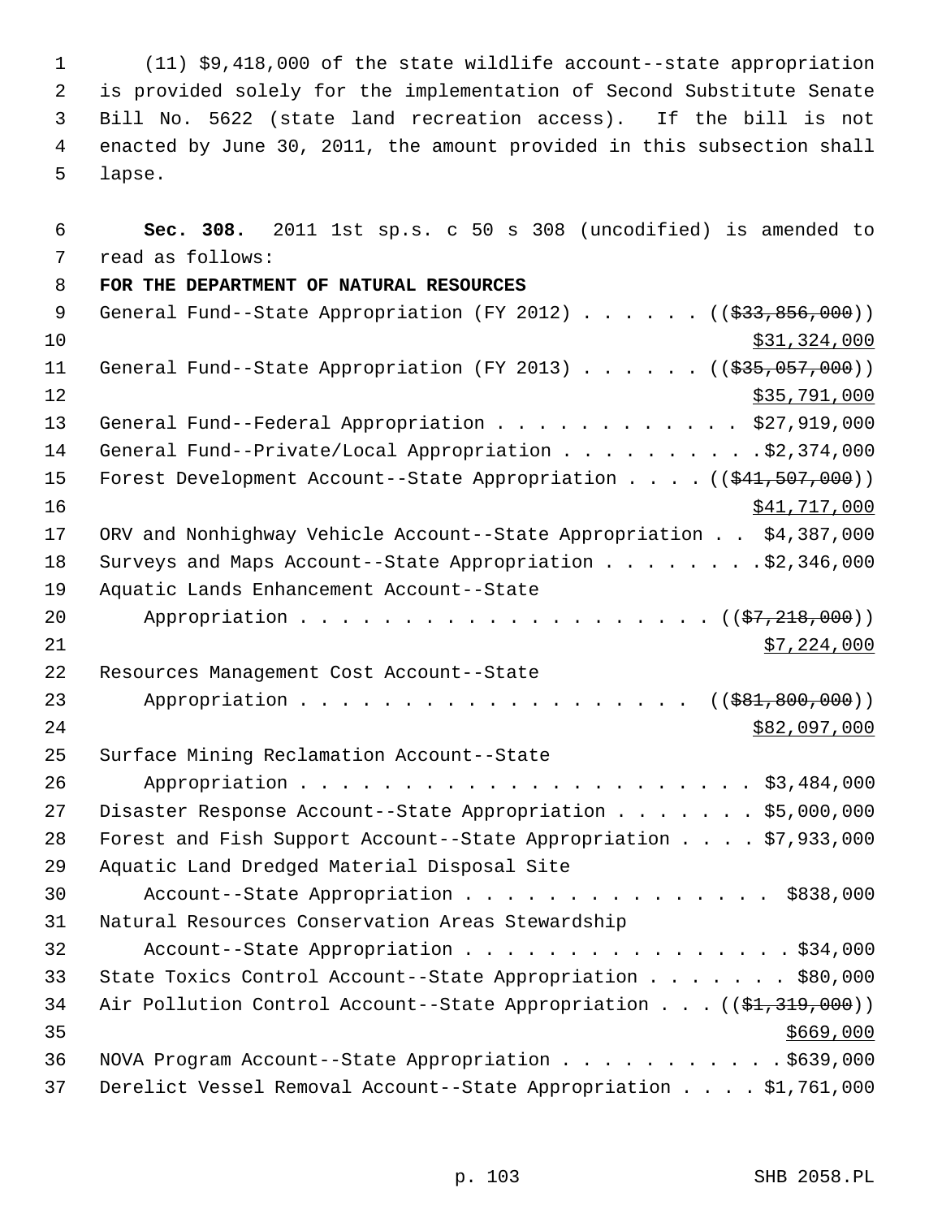(11) $9,418,000 of the state wildlife account--state appropriation is provided solely for the implementation of Second Substitute Senate Bill No. 5622 (state land recreation access). If the bill is not enacted by June 30, 2011, the amount provided in this subsection shall lapse.

**Sec. 308.** 2011 1st sp.s. c 50 s 308 (uncodified) is amended to read as follows:

**FOR THE DEPARTMENT OF NATURAL RESOURCES**

General Fund--State Appropriation (FY 2012) . . . . . . ((~~$33,856,000~~)) $31,324,000

General Fund--State Appropriation (FY 2013) . . . . . . ((~~$35,057,000~~)) $35,791,000

General Fund--Federal Appropriation . . . . . . . . . . . . $27,919,000

General Fund--Private/Local Appropriation . . . . . . . . . .$2,374,000

Forest Development Account--State Appropriation . . . . ((~~$41,507,000~~)) $41,717,000

ORV and Nonhighway Vehicle Account--State Appropriation . . $4,387,000

Surveys and Maps Account--State Appropriation . . . . . . . .$2,346,000

Aquatic Lands Enhancement Account--State Appropriation . . . . . . . . . . . . . . . . . . . . ((~~$7,218,000~~)) $7,224,000

Resources Management Cost Account--State Appropriation . . . . . . . . . . . . . . . . . . . . ((~~$81,800,000~~)) $82,097,000

Surface Mining Reclamation Account--State Appropriation . . . . . . . . . . . . . . . . . . . . . . $3,484,000

Disaster Response Account--State Appropriation . . . . . . . $5,000,000

Forest and Fish Support Account--State Appropriation . . . . $7,933,000

Aquatic Land Dredged Material Disposal Site Account--State Appropriation . . . . . . . . . . . . . . . $838,000

Natural Resources Conservation Areas Stewardship Account--State Appropriation . . . . . . . . . . . . . . . . . $34,000

State Toxics Control Account--State Appropriation . . . . . . . $80,000

Air Pollution Control Account--State Appropriation . . . ((~~$1,319,000~~)) $669,000

NOVA Program Account--State Appropriation . . . . . . . . . . . $639,000

Derelict Vessel Removal Account--State Appropriation . . . . $1,761,000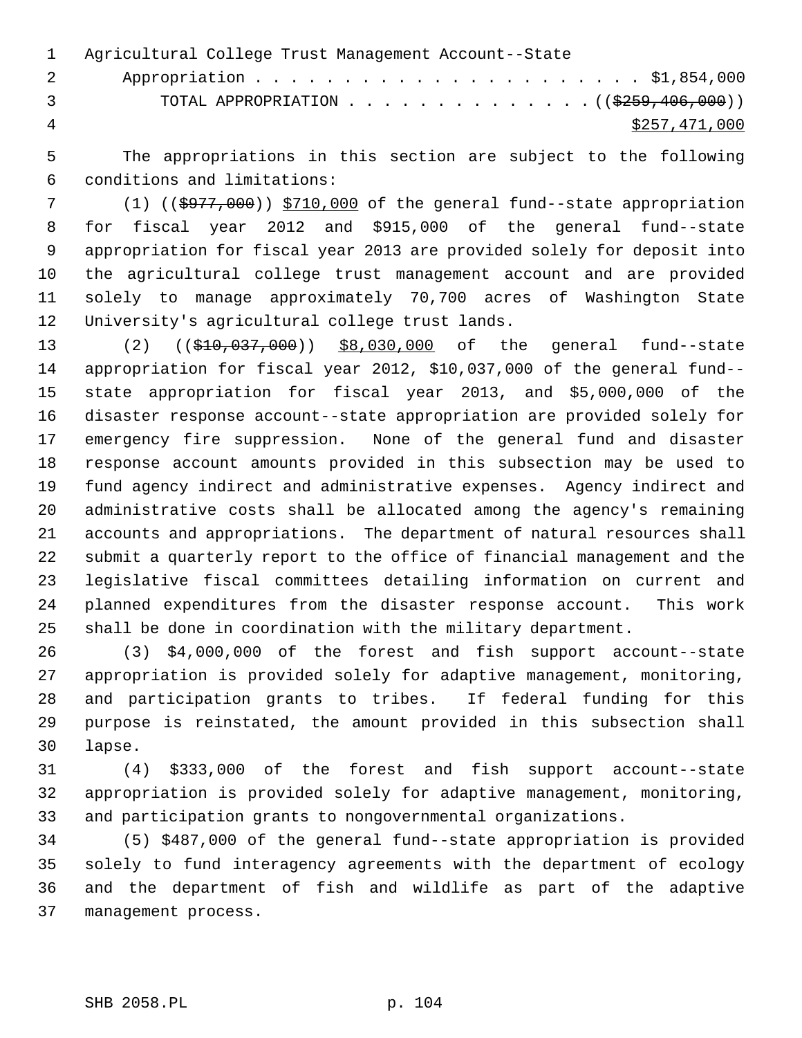Agricultural College Trust Management Account--State

Appropriation . . . . . . . . . . . . . . . . . . . . . . $1,854,000

TOTAL APPROPRIATION . . . . . . . . . . . . . . (( ~~$259,406,000~~ ))

$257,471,000

The appropriations in this section are subject to the following conditions and limitations:

(1) (( ~~$977,000~~ )) $710,000 of the general fund--state appropriation for fiscal year 2012 and $915,000 of the general fund--state appropriation for fiscal year 2013 are provided solely for deposit into the agricultural college trust management account and are provided solely to manage approximately 70,700 acres of Washington State University's agricultural college trust lands.

(2) (( ~~$10,037,000~~ )) $8,030,000 of the general fund--state appropriation for fiscal year 2012, $10,037,000 of the general fund--state appropriation for fiscal year 2013, and $5,000,000 of the disaster response account--state appropriation are provided solely for emergency fire suppression. None of the general fund and disaster response account amounts provided in this subsection may be used to fund agency indirect and administrative expenses. Agency indirect and administrative costs shall be allocated among the agency's remaining accounts and appropriations. The department of natural resources shall submit a quarterly report to the office of financial management and the legislative fiscal committees detailing information on current and planned expenditures from the disaster response account. This work shall be done in coordination with the military department.

(3) $4,000,000 of the forest and fish support account--state appropriation is provided solely for adaptive management, monitoring, and participation grants to tribes. If federal funding for this purpose is reinstated, the amount provided in this subsection shall lapse.

(4) $333,000 of the forest and fish support account--state appropriation is provided solely for adaptive management, monitoring, and participation grants to nongovernmental organizations.

(5) $487,000 of the general fund--state appropriation is provided solely to fund interagency agreements with the department of ecology and the department of fish and wildlife as part of the adaptive management process.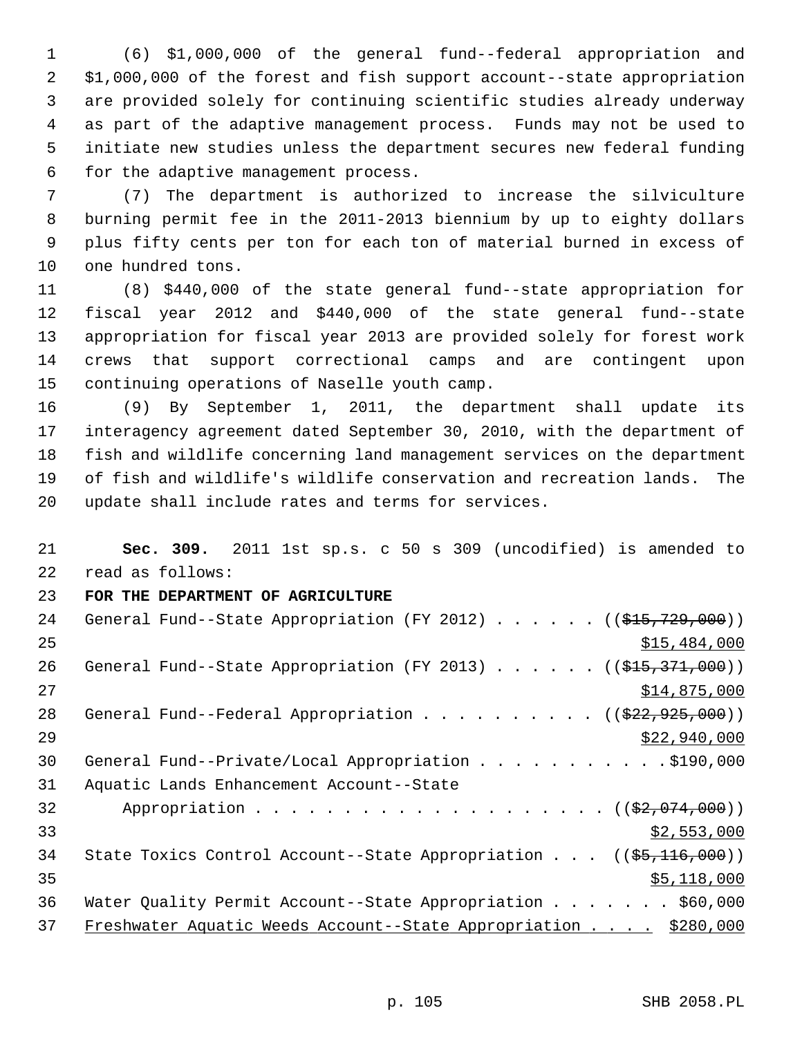(6) $1,000,000 of the general fund--federal appropriation and $1,000,000 of the forest and fish support account--state appropriation are provided solely for continuing scientific studies already underway as part of the adaptive management process. Funds may not be used to initiate new studies unless the department secures new federal funding for the adaptive management process.

(7) The department is authorized to increase the silviculture burning permit fee in the 2011-2013 biennium by up to eighty dollars plus fifty cents per ton for each ton of material burned in excess of one hundred tons.

(8) $440,000 of the state general fund--state appropriation for fiscal year 2012 and $440,000 of the state general fund--state appropriation for fiscal year 2013 are provided solely for forest work crews that support correctional camps and are contingent upon continuing operations of Naselle youth camp.

(9) By September 1, 2011, the department shall update its interagency agreement dated September 30, 2010, with the department of fish and wildlife concerning land management services on the department of fish and wildlife's wildlife conservation and recreation lands. The update shall include rates and terms for services.

**Sec. 309.** 2011 1st sp.s. c 50 s 309 (uncodified) is amended to read as follows:

**FOR THE DEPARTMENT OF AGRICULTURE**

General Fund--State Appropriation (FY 2012) . . . . . . (($15,729,000))
$15,484,000

General Fund--State Appropriation (FY 2013) . . . . . . (($15,371,000))
$14,875,000

General Fund--Federal Appropriation . . . . . . . . . . (($22,925,000))
$22,940,000

General Fund--Private/Local Appropriation . . . . . . . . . . . $190,000

Aquatic Lands Enhancement Account--State Appropriation . . . . . . . . . . . . . . . . . . . . . (($2,074,000))
$2,553,000

State Toxics Control Account--State Appropriation . . . (($5,116,000))
$5,118,000

Water Quality Permit Account--State Appropriation . . . . . . . $60,000

Freshwater Aquatic Weeds Account--State Appropriation . . . . $280,000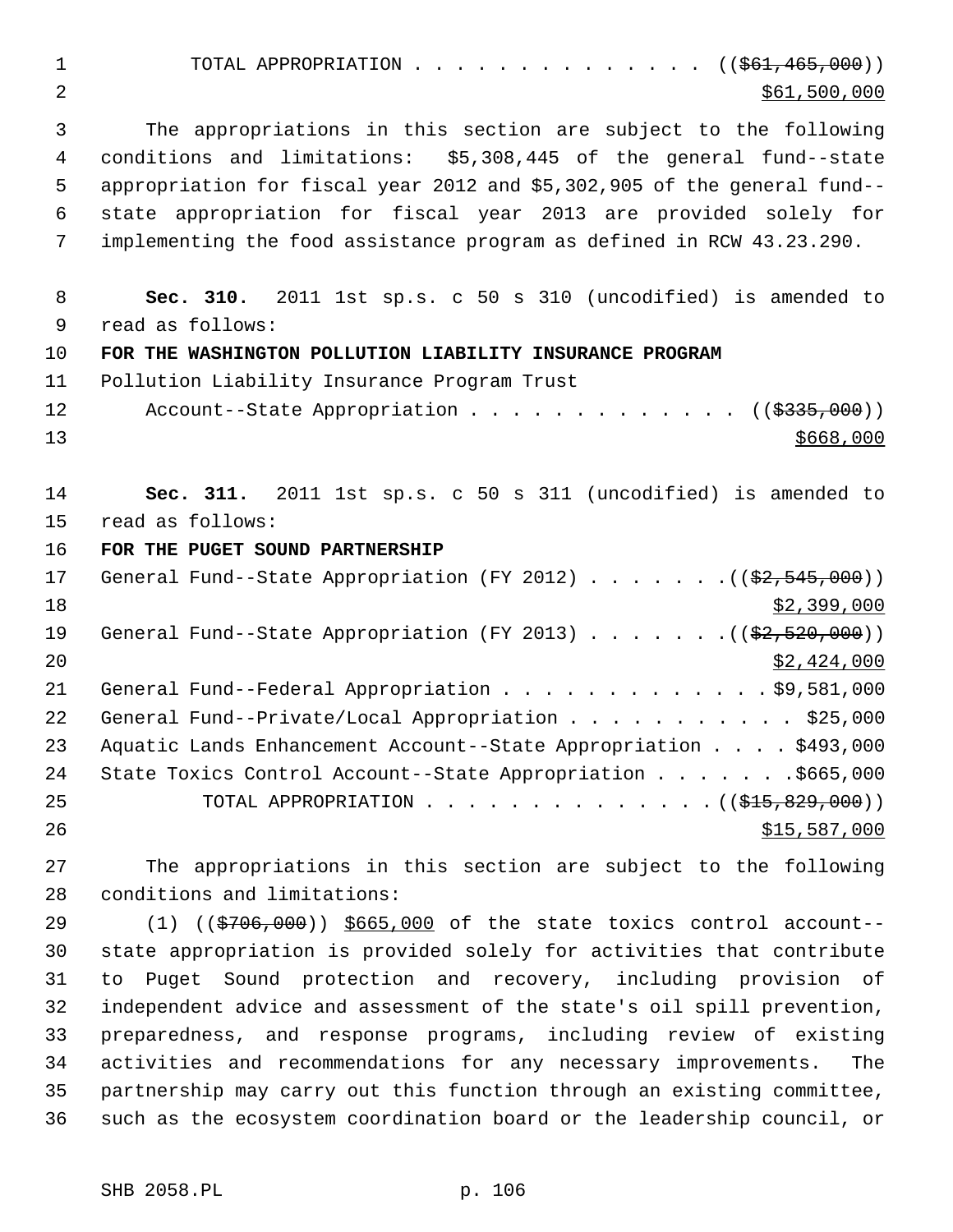TOTAL APPROPRIATION . . . . . . . . . . . . . . (($61,465,000))
$61,500,000

The appropriations in this section are subject to the following conditions and limitations: $5,308,445 of the general fund--state appropriation for fiscal year 2012 and $5,302,905 of the general fund--state appropriation for fiscal year 2013 are provided solely for implementing the food assistance program as defined in RCW 43.23.290.

**Sec. 310.** 2011 1st sp.s. c 50 s 310 (uncodified) is amended to read as follows:

**FOR THE WASHINGTON POLLUTION LIABILITY INSURANCE PROGRAM**

Pollution Liability Insurance Program Trust Account--State Appropriation . . . . . . . . . . . . . (($335,000))
$668,000

**Sec. 311.** 2011 1st sp.s. c 50 s 311 (uncodified) is amended to read as follows:

**FOR THE PUGET SOUND PARTNERSHIP**

General Fund--State Appropriation (FY 2012) . . . . . . . (($2,545,000))
$2,399,000

General Fund--State Appropriation (FY 2013) . . . . . . . (($2,520,000))
$2,424,000

General Fund--Federal Appropriation . . . . . . . . . . . . . $9,581,000

General Fund--Private/Local Appropriation . . . . . . . . . . . $25,000

Aquatic Lands Enhancement Account--State Appropriation . . . . $493,000

State Toxics Control Account--State Appropriation . . . . . . . $665,000

TOTAL APPROPRIATION . . . . . . . . . . . . . . (($15,829,000))
$15,587,000

The appropriations in this section are subject to the following conditions and limitations:

(1) (($706,000)) $665,000 of the state toxics control account--state appropriation is provided solely for activities that contribute to Puget Sound protection and recovery, including provision of independent advice and assessment of the state's oil spill prevention, preparedness, and response programs, including review of existing activities and recommendations for any necessary improvements. The partnership may carry out this function through an existing committee, such as the ecosystem coordination board or the leadership council, or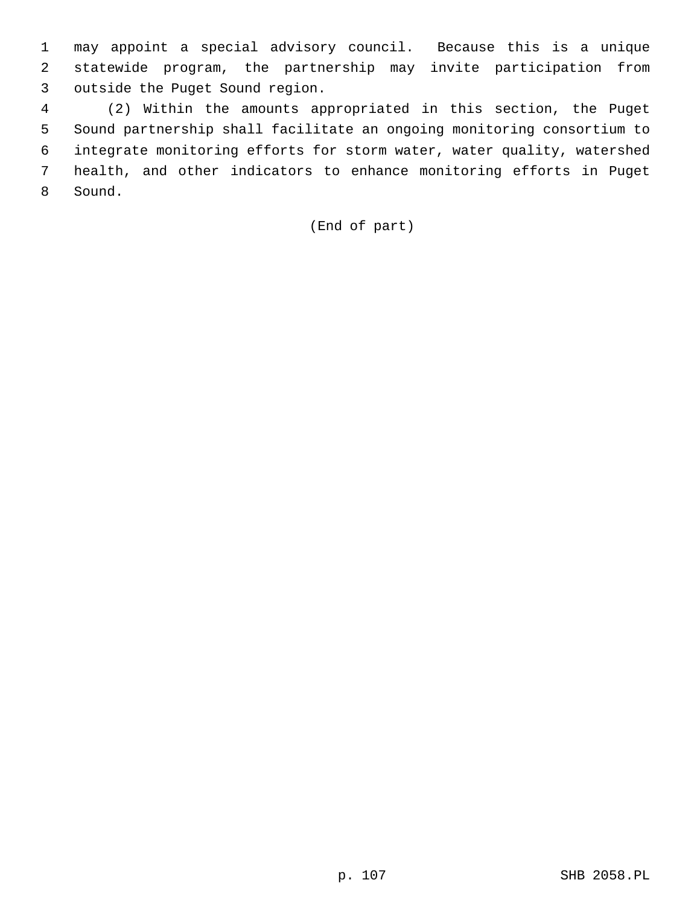may appoint a special advisory council. Because this is a unique statewide program, the partnership may invite participation from outside the Puget Sound region.

(2) Within the amounts appropriated in this section, the Puget Sound partnership shall facilitate an ongoing monitoring consortium to integrate monitoring efforts for storm water, water quality, watershed health, and other indicators to enhance monitoring efforts in Puget Sound.

(End of part)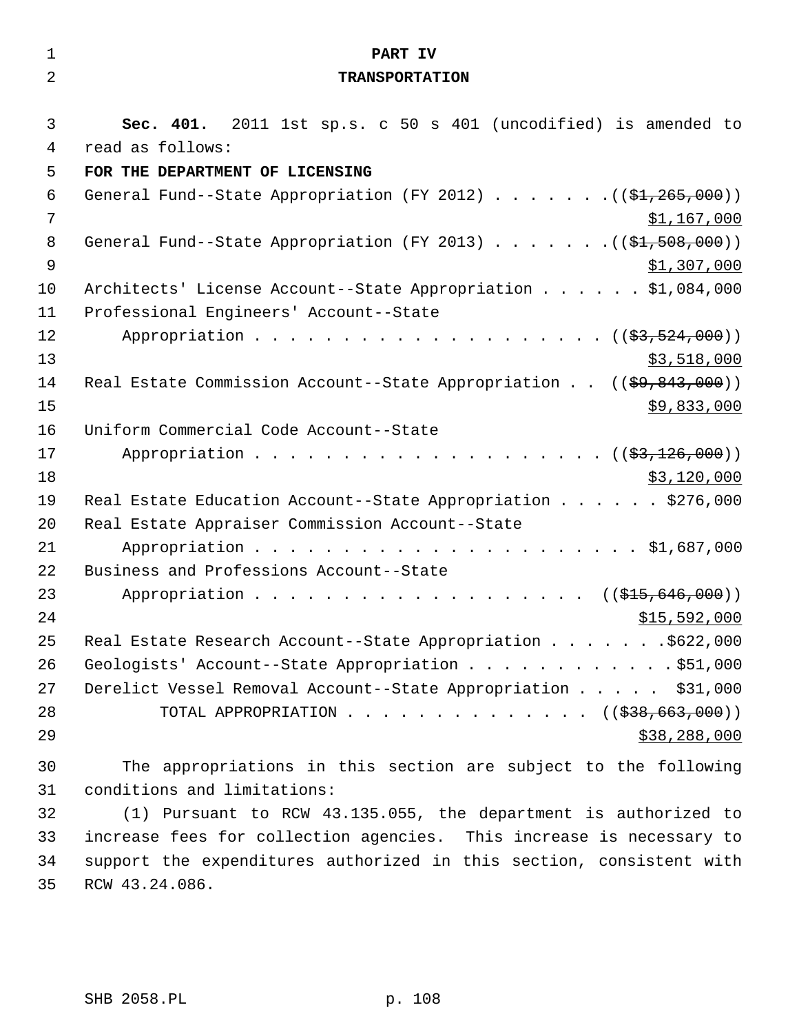# PART IV
# TRANSPORTATION

**Sec. 401.** 2011 1st sp.s. c 50 s 401 (uncodified) is amended to read as follows:

**FOR THE DEPARTMENT OF LICENSING**

General Fund--State Appropriation (FY 2012) . . . . . . . ((~~$1,265,000~~)) $1,167,000

General Fund--State Appropriation (FY 2013) . . . . . . . ((~~$1,508,000~~)) $1,307,000

Architects' License Account--State Appropriation . . . . . . $1,084,000

Professional Engineers' Account--State Appropriation . . . . . . . . . . . . . . . . . . . . ((~~$3,524,000~~)) $3,518,000

Real Estate Commission Account--State Appropriation . . ((~~$9,843,000~~)) $9,833,000

Uniform Commercial Code Account--State Appropriation . . . . . . . . . . . . . . . . . . . . ((~~$3,126,000~~)) $3,120,000

Real Estate Education Account--State Appropriation . . . . . . $276,000

Real Estate Appraiser Commission Account--State Appropriation . . . . . . . . . . . . . . . . . . . . . . $1,687,000

Business and Professions Account--State Appropriation . . . . . . . . . . . . . . . . . . . ((~~$15,646,000~~)) $15,592,000

Real Estate Research Account--State Appropriation . . . . . . . $622,000

Geologists' Account--State Appropriation . . . . . . . . . . . $51,000

Derelict Vessel Removal Account--State Appropriation . . . . . $31,000

TOTAL APPROPRIATION . . . . . . . . . . . . . . ((~~$38,663,000~~)) $38,288,000

The appropriations in this section are subject to the following conditions and limitations:

(1) Pursuant to RCW 43.135.055, the department is authorized to increase fees for collection agencies. This increase is necessary to support the expenditures authorized in this section, consistent with RCW 43.24.086.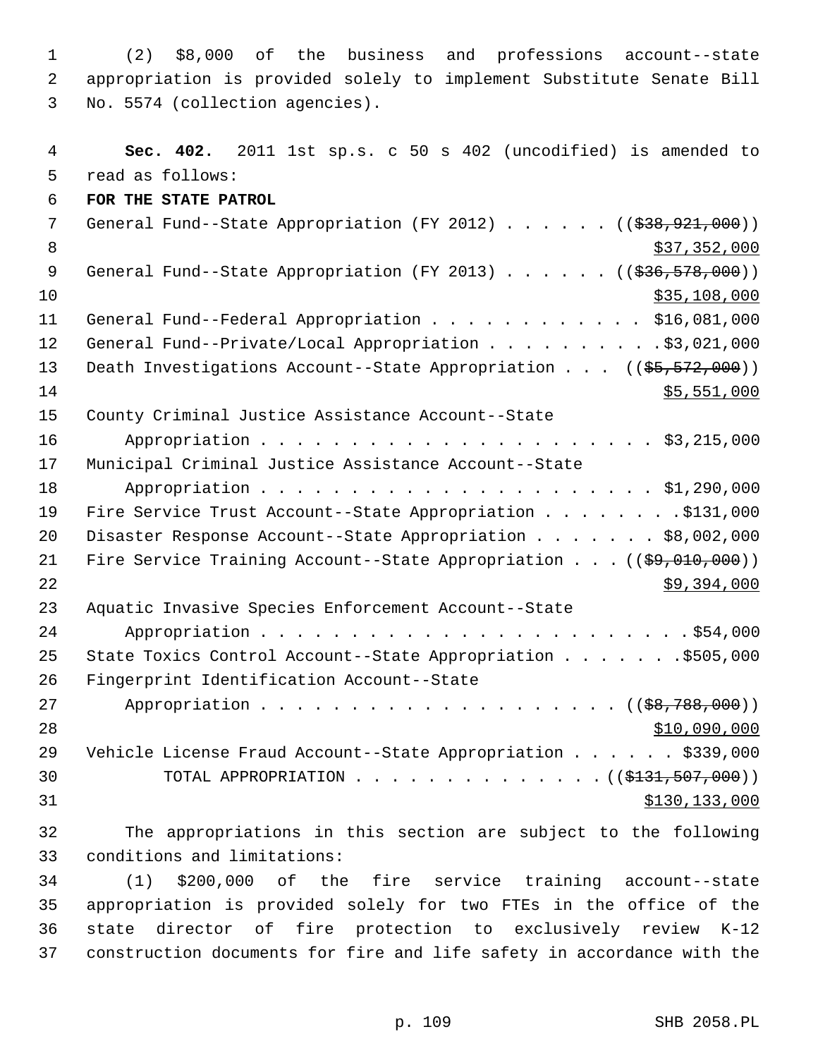(2) $8,000 of the business and professions account--state appropriation is provided solely to implement Substitute Senate Bill No. 5574 (collection agencies).

**Sec. 402.** 2011 1st sp.s. c 50 s 402 (uncodified) is amended to read as follows:

**FOR THE STATE PATROL**

General Fund--State Appropriation (FY 2012) . . . . . . (($38,921,000))
$37,352,000

General Fund--State Appropriation (FY 2013) . . . . . . (($36,578,000))
$35,108,000

General Fund--Federal Appropriation . . . . . . . . . . . . $16,081,000

General Fund--Private/Local Appropriation . . . . . . . . . .$3,021,000

Death Investigations Account--State Appropriation . . . (($5,572,000))
$5,551,000

County Criminal Justice Assistance Account--State Appropriation . . . . . . . . . . . . . . . . . . . . . . $3,215,000

Municipal Criminal Justice Assistance Account--State Appropriation . . . . . . . . . . . . . . . . . . . . . . $1,290,000

Fire Service Trust Account--State Appropriation . . . . . . . . .$131,000

Disaster Response Account--State Appropriation . . . . . . . $8,002,000

Fire Service Training Account--State Appropriation . . . (($9,010,000))
$9,394,000

Aquatic Invasive Species Enforcement Account--State Appropriation . . . . . . . . . . . . . . . . . . . . . . . .$54,000

State Toxics Control Account--State Appropriation . . . . . . .$505,000

Fingerprint Identification Account--State Appropriation . . . . . . . . . . . . . . . . . . . . (($8,788,000))
$10,090,000

Vehicle License Fraud Account--State Appropriation . . . . . . $339,000

TOTAL APPROPRIATION . . . . . . . . . . . . . . (($131,507,000))
$130,133,000

The appropriations in this section are subject to the following conditions and limitations:

(1) $200,000 of the fire service training account--state appropriation is provided solely for two FTEs in the office of the state director of fire protection to exclusively review K-12 construction documents for fire and life safety in accordance with the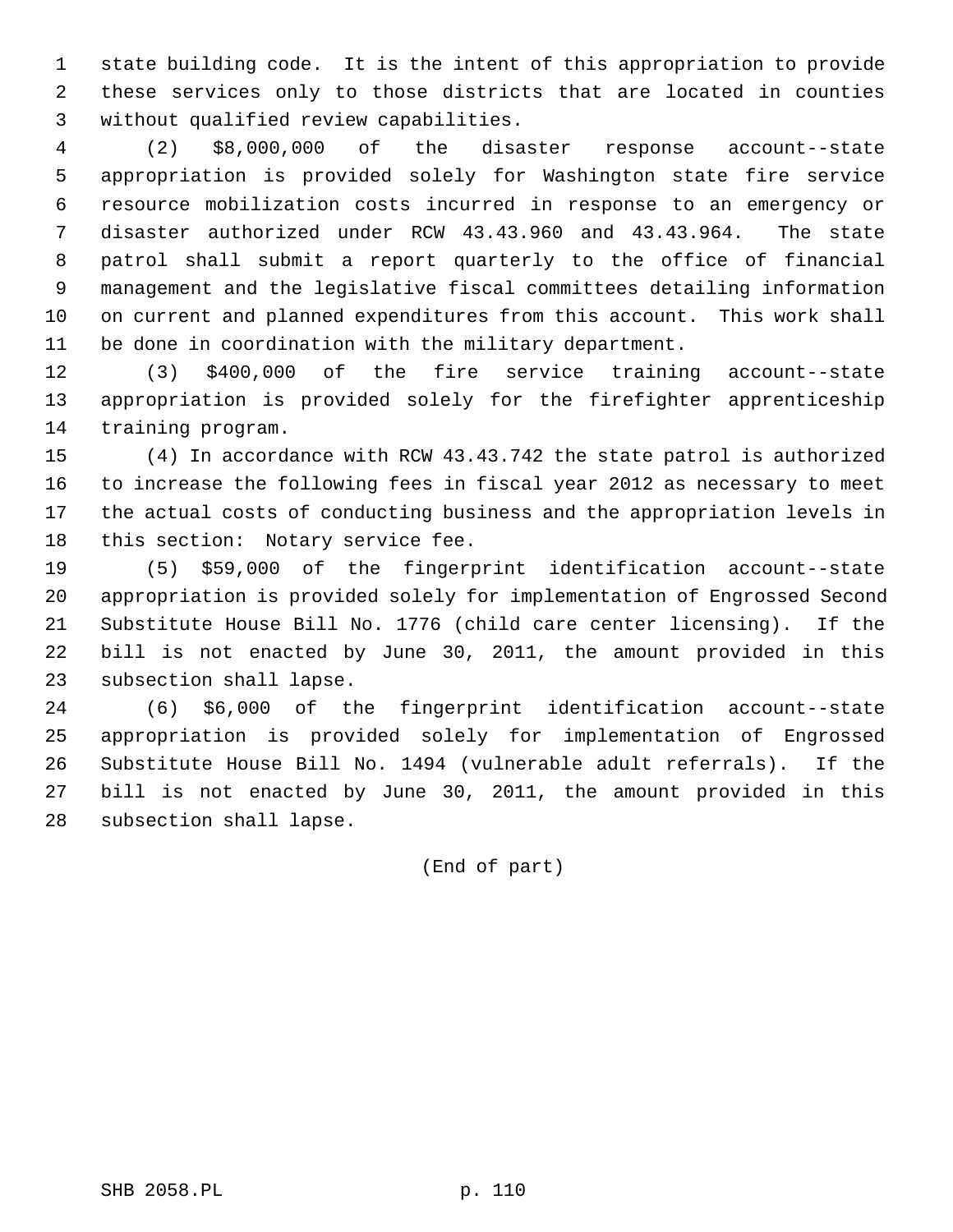state building code. It is the intent of this appropriation to provide these services only to those districts that are located in counties without qualified review capabilities.

(2) $8,000,000 of the disaster response account--state appropriation is provided solely for Washington state fire service resource mobilization costs incurred in response to an emergency or disaster authorized under RCW 43.43.960 and 43.43.964. The state patrol shall submit a report quarterly to the office of financial management and the legislative fiscal committees detailing information on current and planned expenditures from this account. This work shall be done in coordination with the military department.

(3) $400,000 of the fire service training account--state appropriation is provided solely for the firefighter apprenticeship training program.

(4) In accordance with RCW 43.43.742 the state patrol is authorized to increase the following fees in fiscal year 2012 as necessary to meet the actual costs of conducting business and the appropriation levels in this section: Notary service fee.

(5) $59,000 of the fingerprint identification account--state appropriation is provided solely for implementation of Engrossed Second Substitute House Bill No. 1776 (child care center licensing). If the bill is not enacted by June 30, 2011, the amount provided in this subsection shall lapse.

(6) $6,000 of the fingerprint identification account--state appropriation is provided solely for implementation of Engrossed Substitute House Bill No. 1494 (vulnerable adult referrals). If the bill is not enacted by June 30, 2011, the amount provided in this subsection shall lapse.

(End of part)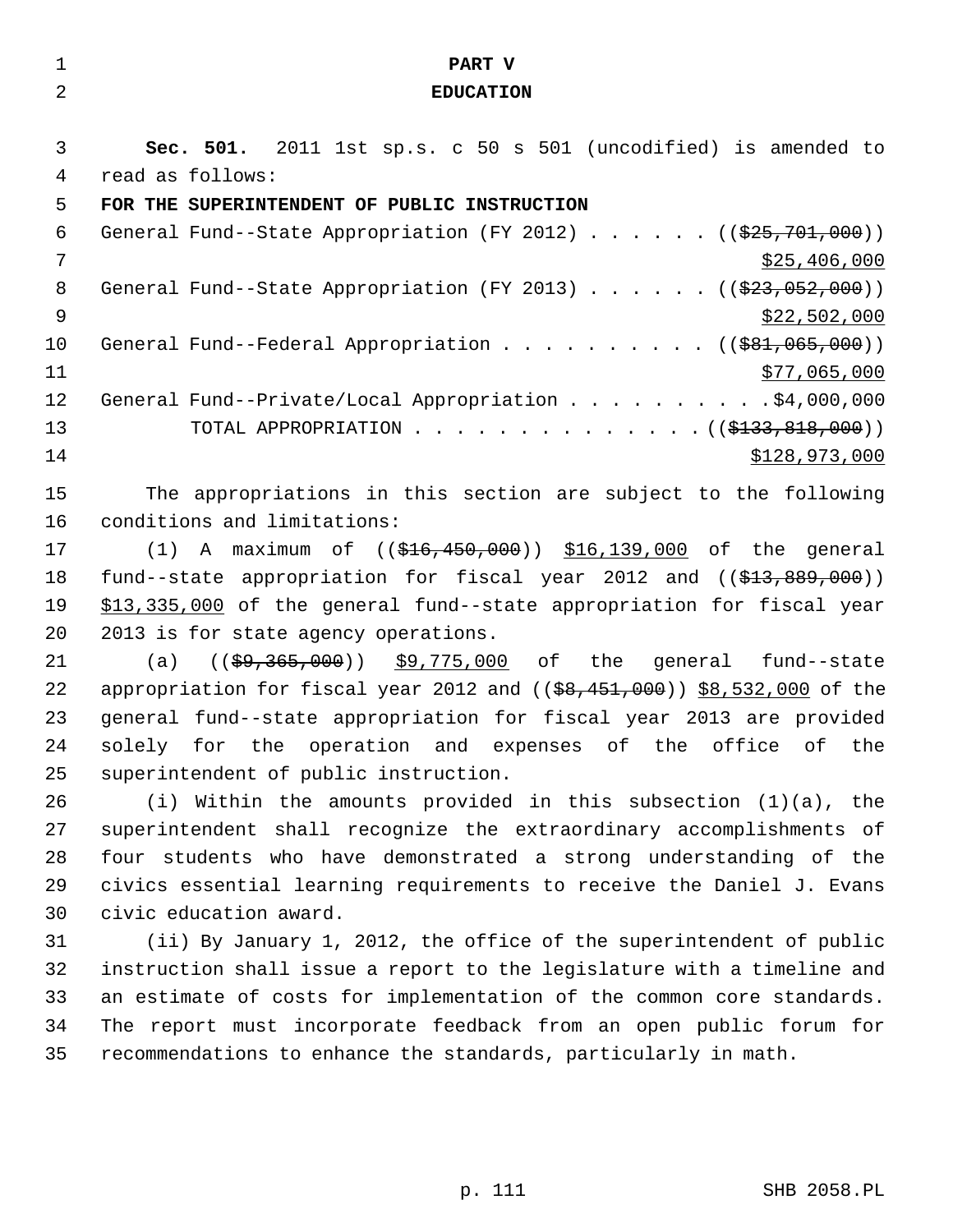# PART V
# EDUCATION

**Sec. 501.** 2011 1st sp.s. c 50 s 501 (uncodified) is amended to read as follows:

**FOR THE SUPERINTENDENT OF PUBLIC INSTRUCTION**

General Fund--State Appropriation (FY 2012) . . . . . . ((~~$25,701,000~~)) <u>$25,406,000</u>

General Fund--State Appropriation (FY 2013) . . . . . . ((~~$23,052,000~~)) <u>$22,502,000</u>

General Fund--Federal Appropriation . . . . . . . . . . ((~~$81,065,000~~)) <u>$77,065,000</u>

General Fund--Private/Local Appropriation . . . . . . . . . .$4,000,000

TOTAL APPROPRIATION . . . . . . . . . . . . . . ((~~$133,818,000~~)) <u>$128,973,000</u>

The appropriations in this section are subject to the following conditions and limitations:

(1) A maximum of ((~~$16,450,000~~)) <u>$16,139,000</u> of the general fund--state appropriation for fiscal year 2012 and ((~~$13,889,000~~)) <u>$13,335,000</u> of the general fund--state appropriation for fiscal year 2013 is for state agency operations.

(a) ((~~$9,365,000~~)) <u>$9,775,000</u> of the general fund--state appropriation for fiscal year 2012 and ((~~$8,451,000~~)) <u>$8,532,000</u> of the general fund--state appropriation for fiscal year 2013 are provided solely for the operation and expenses of the office of the superintendent of public instruction.

(i) Within the amounts provided in this subsection (1)(a), the superintendent shall recognize the extraordinary accomplishments of four students who have demonstrated a strong understanding of the civics essential learning requirements to receive the Daniel J. Evans civic education award.

(ii) By January 1, 2012, the office of the superintendent of public instruction shall issue a report to the legislature with a timeline and an estimate of costs for implementation of the common core standards. The report must incorporate feedback from an open public forum for recommendations to enhance the standards, particularly in math.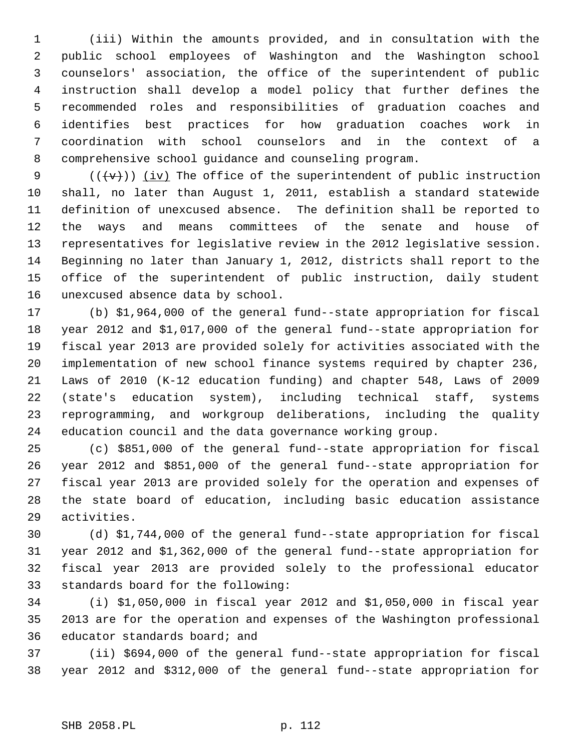(iii) Within the amounts provided, and in consultation with the public school employees of Washington and the Washington school counselors' association, the office of the superintendent of public instruction shall develop a model policy that further defines the recommended roles and responsibilities of graduation coaches and identifies best practices for how graduation coaches work in coordination with school counselors and in the context of a comprehensive school guidance and counseling program.

((~~(v)~~)) (iv) The office of the superintendent of public instruction shall, no later than August 1, 2011, establish a standard statewide definition of unexcused absence. The definition shall be reported to the ways and means committees of the senate and house of representatives for legislative review in the 2012 legislative session. Beginning no later than January 1, 2012, districts shall report to the office of the superintendent of public instruction, daily student unexcused absence data by school.

(b) $1,964,000 of the general fund--state appropriation for fiscal year 2012 and $1,017,000 of the general fund--state appropriation for fiscal year 2013 are provided solely for activities associated with the implementation of new school finance systems required by chapter 236, Laws of 2010 (K-12 education funding) and chapter 548, Laws of 2009 (state's education system), including technical staff, systems reprogramming, and workgroup deliberations, including the quality education council and the data governance working group.

(c) $851,000 of the general fund--state appropriation for fiscal year 2012 and $851,000 of the general fund--state appropriation for fiscal year 2013 are provided solely for the operation and expenses of the state board of education, including basic education assistance activities.

(d) $1,744,000 of the general fund--state appropriation for fiscal year 2012 and $1,362,000 of the general fund--state appropriation for fiscal year 2013 are provided solely to the professional educator standards board for the following:

(i) $1,050,000 in fiscal year 2012 and $1,050,000 in fiscal year 2013 are for the operation and expenses of the Washington professional educator standards board; and

(ii) $694,000 of the general fund--state appropriation for fiscal year 2012 and $312,000 of the general fund--state appropriation for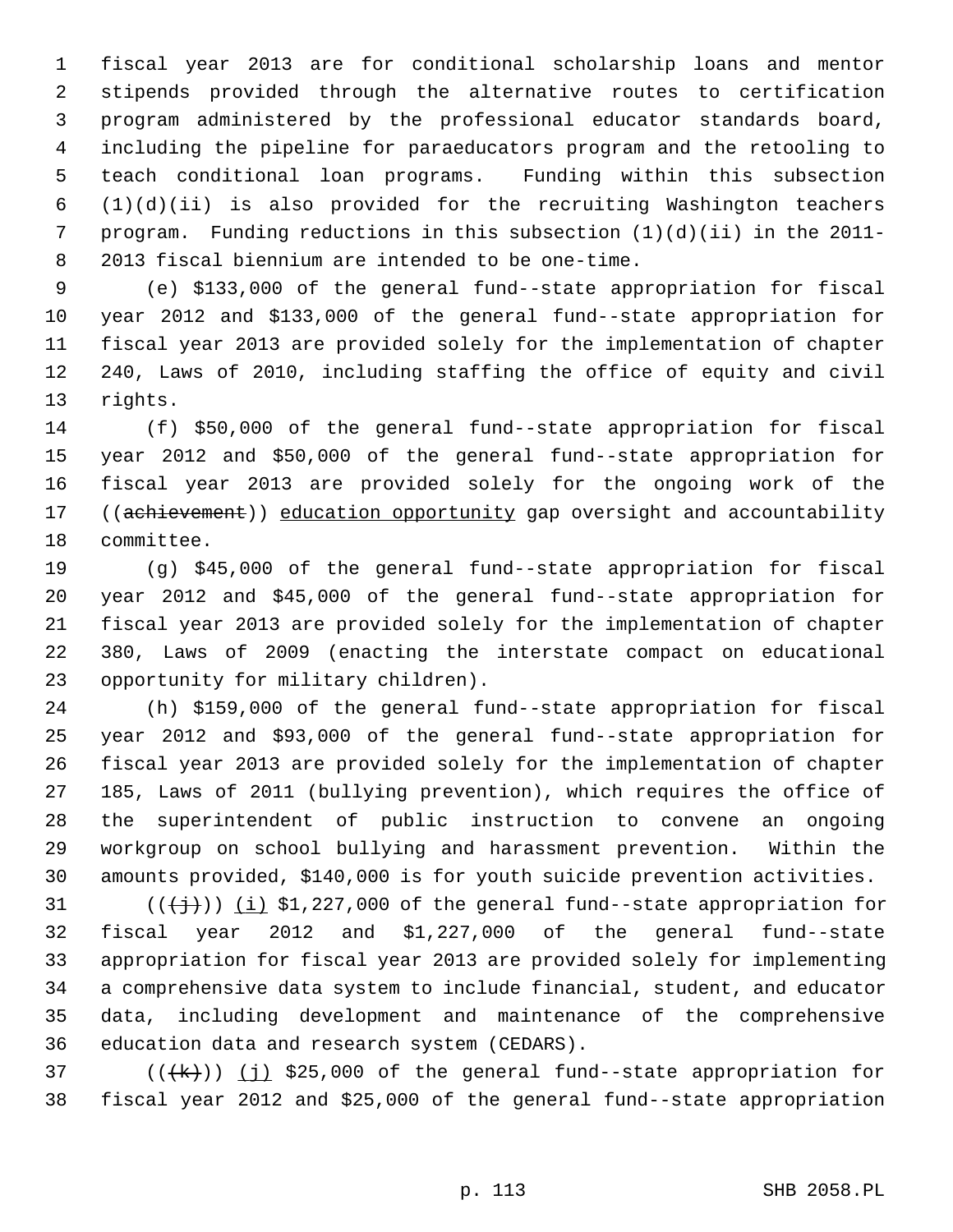fiscal year 2013 are for conditional scholarship loans and mentor stipends provided through the alternative routes to certification program administered by the professional educator standards board, including the pipeline for paraeducators program and the retooling to teach conditional loan programs. Funding within this subsection (1)(d)(ii) is also provided for the recruiting Washington teachers program. Funding reductions in this subsection (1)(d)(ii) in the 2011-2013 fiscal biennium are intended to be one-time.

(e) $133,000 of the general fund--state appropriation for fiscal year 2012 and $133,000 of the general fund--state appropriation for fiscal year 2013 are provided solely for the implementation of chapter 240, Laws of 2010, including staffing the office of equity and civil rights.

(f) $50,000 of the general fund--state appropriation for fiscal year 2012 and $50,000 of the general fund--state appropriation for fiscal year 2013 are provided solely for the ongoing work of the ((~~achievement~~)) <u>education opportunity</u> gap oversight and accountability committee.

(g) $45,000 of the general fund--state appropriation for fiscal year 2012 and $45,000 of the general fund--state appropriation for fiscal year 2013 are provided solely for the implementation of chapter 380, Laws of 2009 (enacting the interstate compact on educational opportunity for military children).

(h) $159,000 of the general fund--state appropriation for fiscal year 2012 and $93,000 of the general fund--state appropriation for fiscal year 2013 are provided solely for the implementation of chapter 185, Laws of 2011 (bullying prevention), which requires the office of the superintendent of public instruction to convene an ongoing workgroup on school bullying and harassment prevention. Within the amounts provided, $140,000 is for youth suicide prevention activities.

((~~(j)~~)) <u>(i)</u> $1,227,000 of the general fund--state appropriation for fiscal year 2012 and $1,227,000 of the general fund--state appropriation for fiscal year 2013 are provided solely for implementing a comprehensive data system to include financial, student, and educator data, including development and maintenance of the comprehensive education data and research system (CEDARS).

((~~(k)~~)) <u>(j)</u> $25,000 of the general fund--state appropriation for fiscal year 2012 and $25,000 of the general fund--state appropriation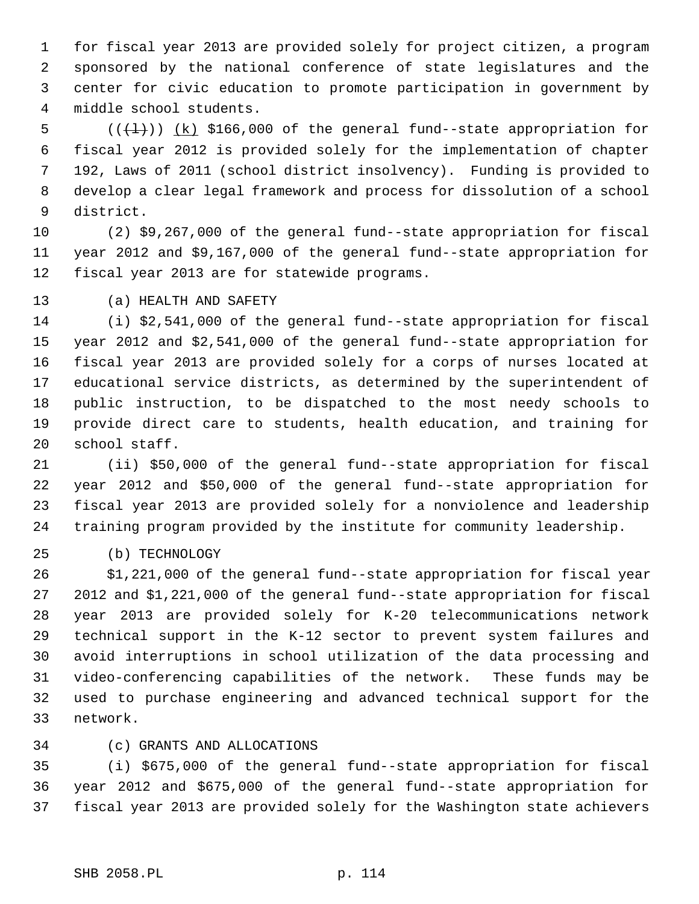for fiscal year 2013 are provided solely for project citizen, a program sponsored by the national conference of state legislatures and the center for civic education to promote participation in government by middle school students.

((~~(l)~~)) (k) $166,000 of the general fund--state appropriation for fiscal year 2012 is provided solely for the implementation of chapter 192, Laws of 2011 (school district insolvency). Funding is provided to develop a clear legal framework and process for dissolution of a school district.

(2) $9,267,000 of the general fund--state appropriation for fiscal year 2012 and $9,167,000 of the general fund--state appropriation for fiscal year 2013 are for statewide programs.

(a) HEALTH AND SAFETY

(i) $2,541,000 of the general fund--state appropriation for fiscal year 2012 and $2,541,000 of the general fund--state appropriation for fiscal year 2013 are provided solely for a corps of nurses located at educational service districts, as determined by the superintendent of public instruction, to be dispatched to the most needy schools to provide direct care to students, health education, and training for school staff.

(ii) $50,000 of the general fund--state appropriation for fiscal year 2012 and $50,000 of the general fund--state appropriation for fiscal year 2013 are provided solely for a nonviolence and leadership training program provided by the institute for community leadership.

(b) TECHNOLOGY

$1,221,000 of the general fund--state appropriation for fiscal year 2012 and $1,221,000 of the general fund--state appropriation for fiscal year 2013 are provided solely for K-20 telecommunications network technical support in the K-12 sector to prevent system failures and avoid interruptions in school utilization of the data processing and video-conferencing capabilities of the network. These funds may be used to purchase engineering and advanced technical support for the network.

(c) GRANTS AND ALLOCATIONS

(i) $675,000 of the general fund--state appropriation for fiscal year 2012 and $675,000 of the general fund--state appropriation for fiscal year 2013 are provided solely for the Washington state achievers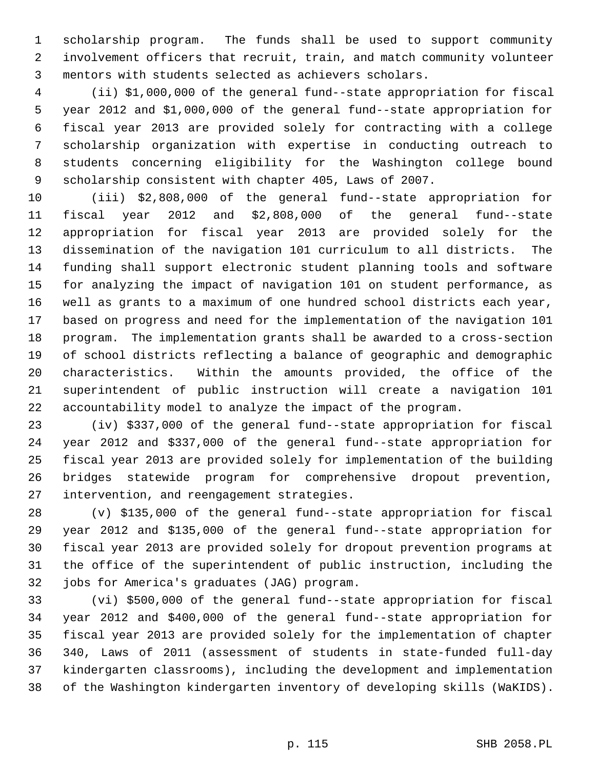scholarship program. The funds shall be used to support community involvement officers that recruit, train, and match community volunteer mentors with students selected as achievers scholars.

(ii) $1,000,000 of the general fund--state appropriation for fiscal year 2012 and $1,000,000 of the general fund--state appropriation for fiscal year 2013 are provided solely for contracting with a college scholarship organization with expertise in conducting outreach to students concerning eligibility for the Washington college bound scholarship consistent with chapter 405, Laws of 2007.

(iii) $2,808,000 of the general fund--state appropriation for fiscal year 2012 and $2,808,000 of the general fund--state appropriation for fiscal year 2013 are provided solely for the dissemination of the navigation 101 curriculum to all districts. The funding shall support electronic student planning tools and software for analyzing the impact of navigation 101 on student performance, as well as grants to a maximum of one hundred school districts each year, based on progress and need for the implementation of the navigation 101 program. The implementation grants shall be awarded to a cross-section of school districts reflecting a balance of geographic and demographic characteristics. Within the amounts provided, the office of the superintendent of public instruction will create a navigation 101 accountability model to analyze the impact of the program.

(iv) $337,000 of the general fund--state appropriation for fiscal year 2012 and $337,000 of the general fund--state appropriation for fiscal year 2013 are provided solely for implementation of the building bridges statewide program for comprehensive dropout prevention, intervention, and reengagement strategies.

(v) $135,000 of the general fund--state appropriation for fiscal year 2012 and $135,000 of the general fund--state appropriation for fiscal year 2013 are provided solely for dropout prevention programs at the office of the superintendent of public instruction, including the jobs for America's graduates (JAG) program.

(vi) $500,000 of the general fund--state appropriation for fiscal year 2012 and $400,000 of the general fund--state appropriation for fiscal year 2013 are provided solely for the implementation of chapter 340, Laws of 2011 (assessment of students in state-funded full-day kindergarten classrooms), including the development and implementation of the Washington kindergarten inventory of developing skills (WaKIDS).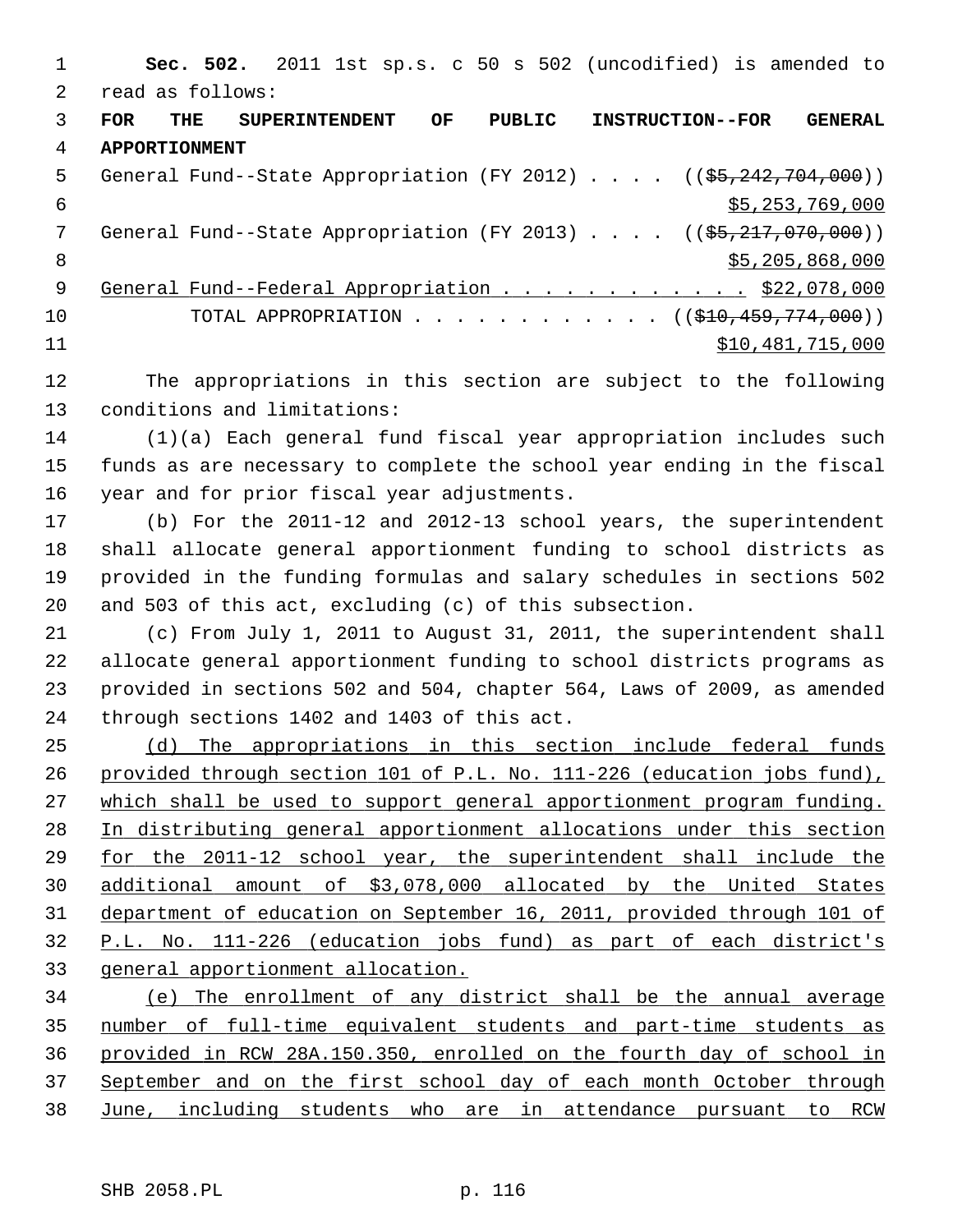**Sec. 502.** 2011 1st sp.s. c 50 s 502 (uncodified) is amended to read as follows:

**FOR THE SUPERINTENDENT OF PUBLIC INSTRUCTION--FOR GENERAL APPORTIONMENT**

General Fund--State Appropriation (FY 2012) . . . . ((~~$5,242,704,000~~)) $5,253,769,000

General Fund--State Appropriation (FY 2013) . . . . ((~~$5,217,070,000~~)) $5,205,868,000

General Fund--Federal Appropriation . . . . . . . . . . . . $22,078,000

TOTAL APPROPRIATION . . . . . . . . . . . . ((~~$10,459,774,000~~)) $10,481,715,000

The appropriations in this section are subject to the following conditions and limitations:

(1)(a) Each general fund fiscal year appropriation includes such funds as are necessary to complete the school year ending in the fiscal year and for prior fiscal year adjustments.

(b) For the 2011-12 and 2012-13 school years, the superintendent shall allocate general apportionment funding to school districts as provided in the funding formulas and salary schedules in sections 502 and 503 of this act, excluding (c) of this subsection.

(c) From July 1, 2011 to August 31, 2011, the superintendent shall allocate general apportionment funding to school districts programs as provided in sections 502 and 504, chapter 564, Laws of 2009, as amended through sections 1402 and 1403 of this act.

(d) The appropriations in this section include federal funds provided through section 101 of P.L. No. 111-226 (education jobs fund), which shall be used to support general apportionment program funding. In distributing general apportionment allocations under this section for the 2011-12 school year, the superintendent shall include the additional amount of $3,078,000 allocated by the United States department of education on September 16, 2011, provided through 101 of P.L. No. 111-226 (education jobs fund) as part of each district's general apportionment allocation.

(e) The enrollment of any district shall be the annual average number of full-time equivalent students and part-time students as provided in RCW 28A.150.350, enrolled on the fourth day of school in September and on the first school day of each month October through June, including students who are in attendance pursuant to RCW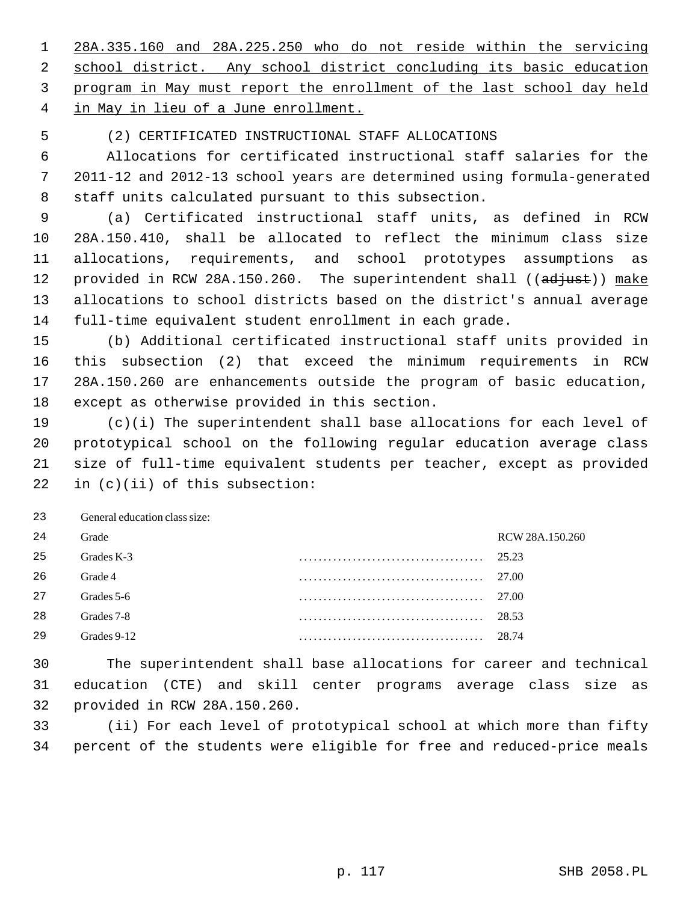28A.335.160 and 28A.225.250 who do not reside within the servicing school district. Any school district concluding its basic education program in May must report the enrollment of the last school day held in May in lieu of a June enrollment.

(2) CERTIFICATED INSTRUCTIONAL STAFF ALLOCATIONS

Allocations for certificated instructional staff salaries for the 2011-12 and 2012-13 school years are determined using formula-generated staff units calculated pursuant to this subsection.

(a) Certificated instructional staff units, as defined in RCW 28A.150.410, shall be allocated to reflect the minimum class size allocations, requirements, and school prototypes assumptions as provided in RCW 28A.150.260. The superintendent shall ((~~adjust~~)) make allocations to school districts based on the district's annual average full-time equivalent student enrollment in each grade.

(b) Additional certificated instructional staff units provided in this subsection (2) that exceed the minimum requirements in RCW 28A.150.260 are enhancements outside the program of basic education, except as otherwise provided in this section.

(c)(i) The superintendent shall base allocations for each level of prototypical school on the following regular education average class size of full-time equivalent students per teacher, except as provided in (c)(ii) of this subsection:

General education class size:

| Grade | RCW 28A.150.260 |
|---|---|
| Grades K-3 | 25.23 |
| Grade 4 | 27.00 |
| Grades 5-6 | 27.00 |
| Grades 7-8 | 28.53 |
| Grades 9-12 | 28.74 |

The superintendent shall base allocations for career and technical education (CTE) and skill center programs average class size as provided in RCW 28A.150.260.

(ii) For each level of prototypical school at which more than fifty percent of the students were eligible for free and reduced-price meals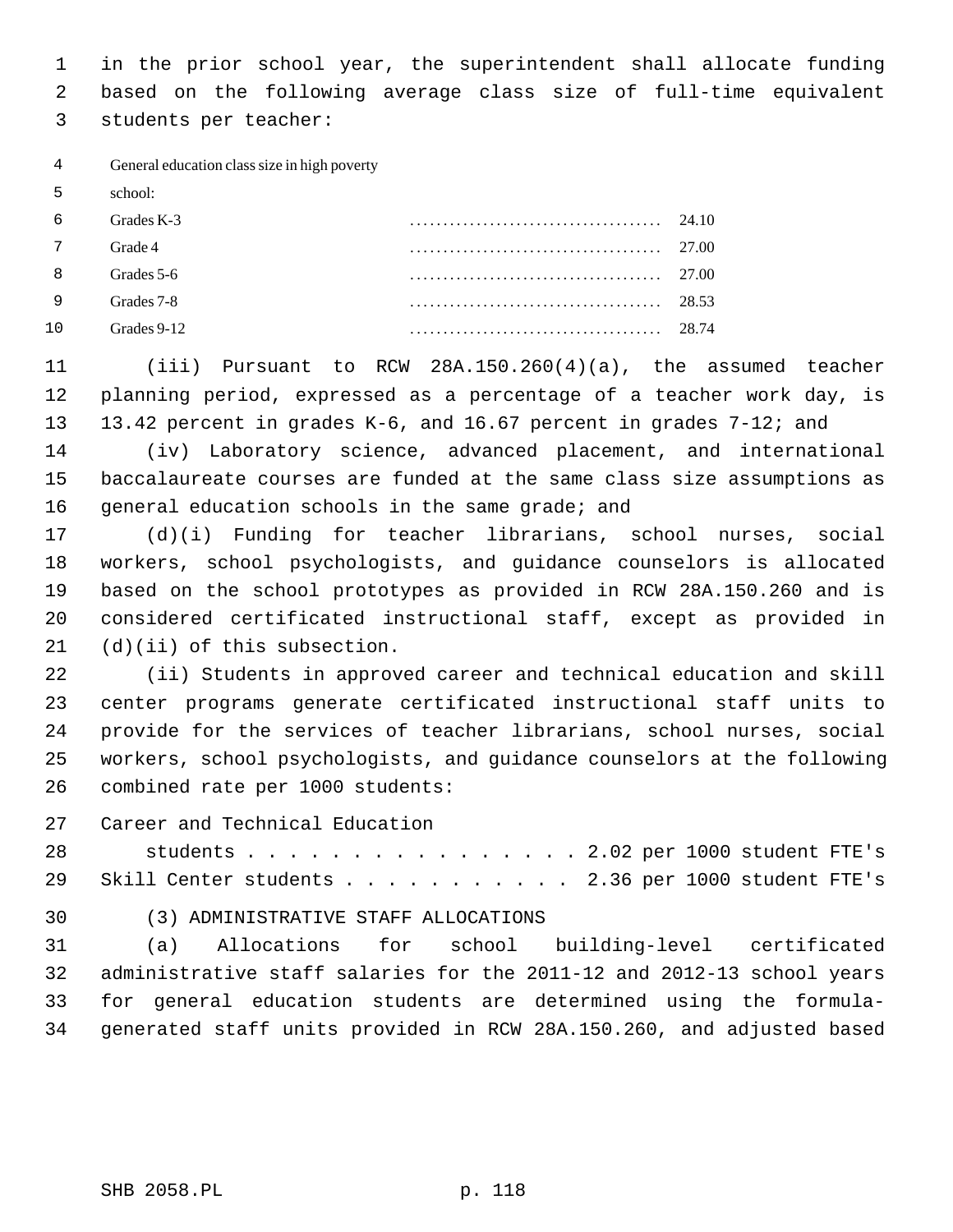in the prior school year, the superintendent shall allocate funding based on the following average class size of full-time equivalent students per teacher:

| General education class size in high poverty school: | |
|---|---|
| Grades K-3 | 24.10 |
| Grade 4 | 27.00 |
| Grades 5-6 | 27.00 |
| Grades 7-8 | 28.53 |
| Grades 9-12 | 28.74 |

(iii) Pursuant to RCW 28A.150.260(4)(a), the assumed teacher planning period, expressed as a percentage of a teacher work day, is 13.42 percent in grades K-6, and 16.67 percent in grades 7-12; and

(iv) Laboratory science, advanced placement, and international baccalaureate courses are funded at the same class size assumptions as general education schools in the same grade; and

(d)(i) Funding for teacher librarians, school nurses, social workers, school psychologists, and guidance counselors is allocated based on the school prototypes as provided in RCW 28A.150.260 and is considered certificated instructional staff, except as provided in (d)(ii) of this subsection.

(ii) Students in approved career and technical education and skill center programs generate certificated instructional staff units to provide for the services of teacher librarians, school nurses, social workers, school psychologists, and guidance counselors at the following combined rate per 1000 students:

| | |
|---|---|
| Career and Technical Education students | 2.02 per 1000 student FTE's |
| Skill Center students | 2.36 per 1000 student FTE's |

(3) ADMINISTRATIVE STAFF ALLOCATIONS

(a) Allocations for school building-level certificated administrative staff salaries for the 2011-12 and 2012-13 school years for general education students are determined using the formula-generated staff units provided in RCW 28A.150.260, and adjusted based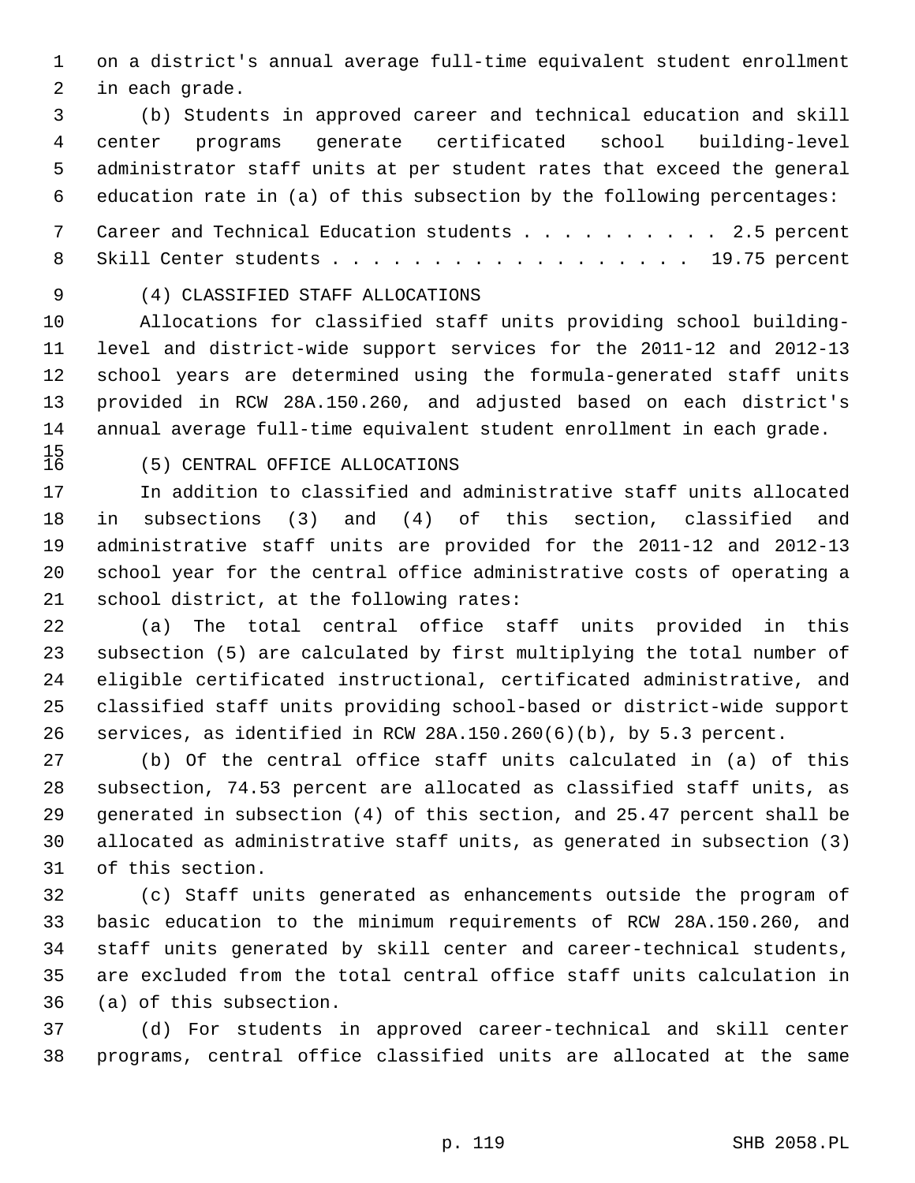on a district's annual average full-time equivalent student enrollment in each grade.

(b) Students in approved career and technical education and skill center programs generate certificated school building-level administrator staff units at per student rates that exceed the general education rate in (a) of this subsection by the following percentages:

Career and Technical Education students . . . . . . . . . . 2.5 percent
Skill Center students . . . . . . . . . . . . . . . . . . . 19.75 percent

(4) CLASSIFIED STAFF ALLOCATIONS

Allocations for classified staff units providing school building-level and district-wide support services for the 2011-12 and 2012-13 school years are determined using the formula-generated staff units provided in RCW 28A.150.260, and adjusted based on each district's annual average full-time equivalent student enrollment in each grade.

(5) CENTRAL OFFICE ALLOCATIONS

In addition to classified and administrative staff units allocated in subsections (3) and (4) of this section, classified and administrative staff units are provided for the 2011-12 and 2012-13 school year for the central office administrative costs of operating a school district, at the following rates:

(a) The total central office staff units provided in this subsection (5) are calculated by first multiplying the total number of eligible certificated instructional, certificated administrative, and classified staff units providing school-based or district-wide support services, as identified in RCW 28A.150.260(6)(b), by 5.3 percent.

(b) Of the central office staff units calculated in (a) of this subsection, 74.53 percent are allocated as classified staff units, as generated in subsection (4) of this section, and 25.47 percent shall be allocated as administrative staff units, as generated in subsection (3) of this section.

(c) Staff units generated as enhancements outside the program of basic education to the minimum requirements of RCW 28A.150.260, and staff units generated by skill center and career-technical students, are excluded from the total central office staff units calculation in (a) of this subsection.

(d) For students in approved career-technical and skill center programs, central office classified units are allocated at the same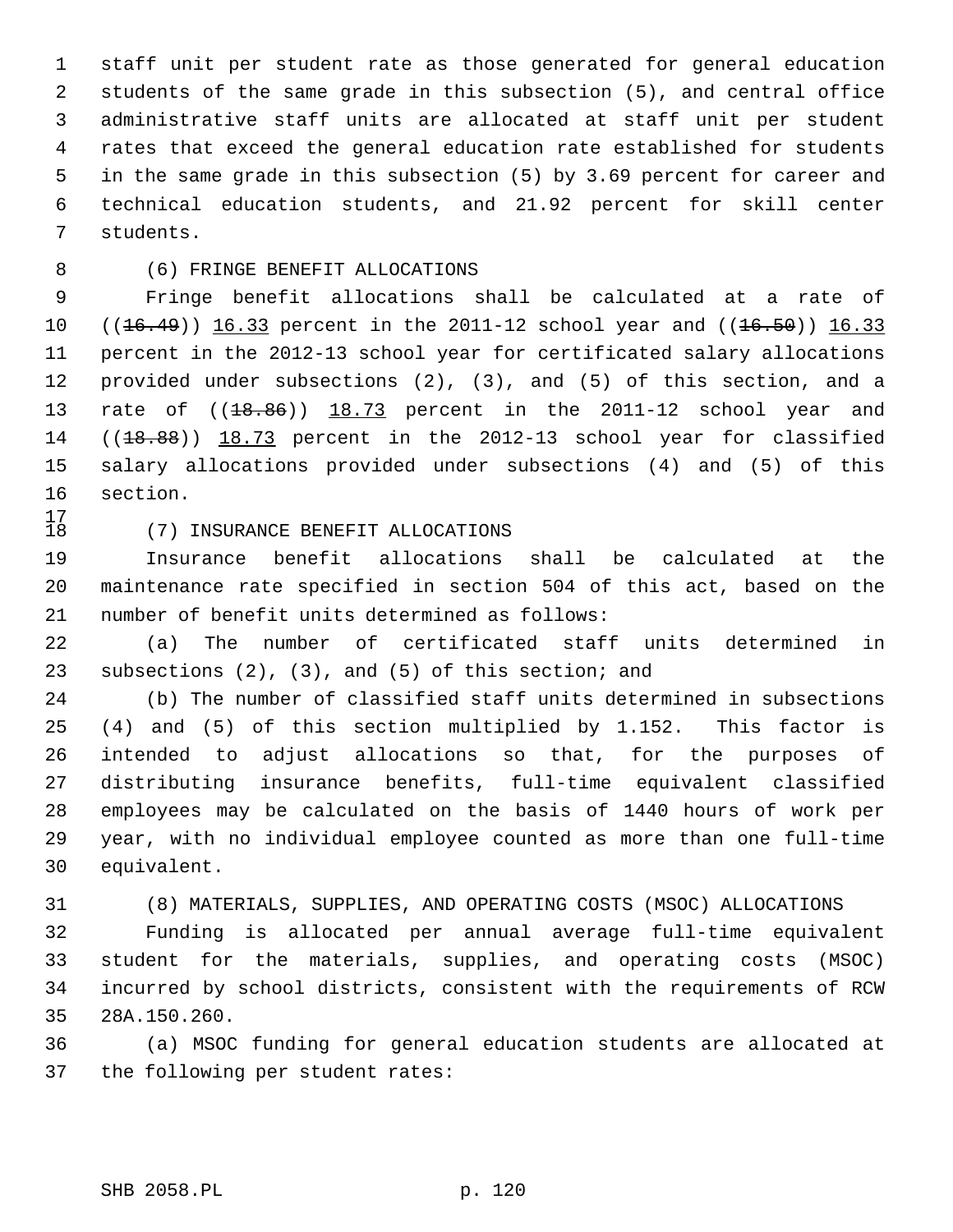staff unit per student rate as those generated for general education students of the same grade in this subsection (5), and central office administrative staff units are allocated at staff unit per student rates that exceed the general education rate established for students in the same grade in this subsection (5) by 3.69 percent for career and technical education students, and 21.92 percent for skill center students.

(6) FRINGE BENEFIT ALLOCATIONS

Fringe benefit allocations shall be calculated at a rate of ((~~16.49~~)) 16.33 percent in the 2011-12 school year and ((~~16.50~~)) 16.33 percent in the 2012-13 school year for certificated salary allocations provided under subsections (2), (3), and (5) of this section, and a rate of ((~~18.86~~)) 18.73 percent in the 2011-12 school year and ((~~18.88~~)) 18.73 percent in the 2012-13 school year for classified salary allocations provided under subsections (4) and (5) of this section.

(7) INSURANCE BENEFIT ALLOCATIONS

Insurance benefit allocations shall be calculated at the maintenance rate specified in section 504 of this act, based on the number of benefit units determined as follows:

(a) The number of certificated staff units determined in subsections (2), (3), and (5) of this section; and

(b) The number of classified staff units determined in subsections (4) and (5) of this section multiplied by 1.152. This factor is intended to adjust allocations so that, for the purposes of distributing insurance benefits, full-time equivalent classified employees may be calculated on the basis of 1440 hours of work per year, with no individual employee counted as more than one full-time equivalent.

(8) MATERIALS, SUPPLIES, AND OPERATING COSTS (MSOC) ALLOCATIONS

Funding is allocated per annual average full-time equivalent student for the materials, supplies, and operating costs (MSOC) incurred by school districts, consistent with the requirements of RCW 28A.150.260.

(a) MSOC funding for general education students are allocated at the following per student rates: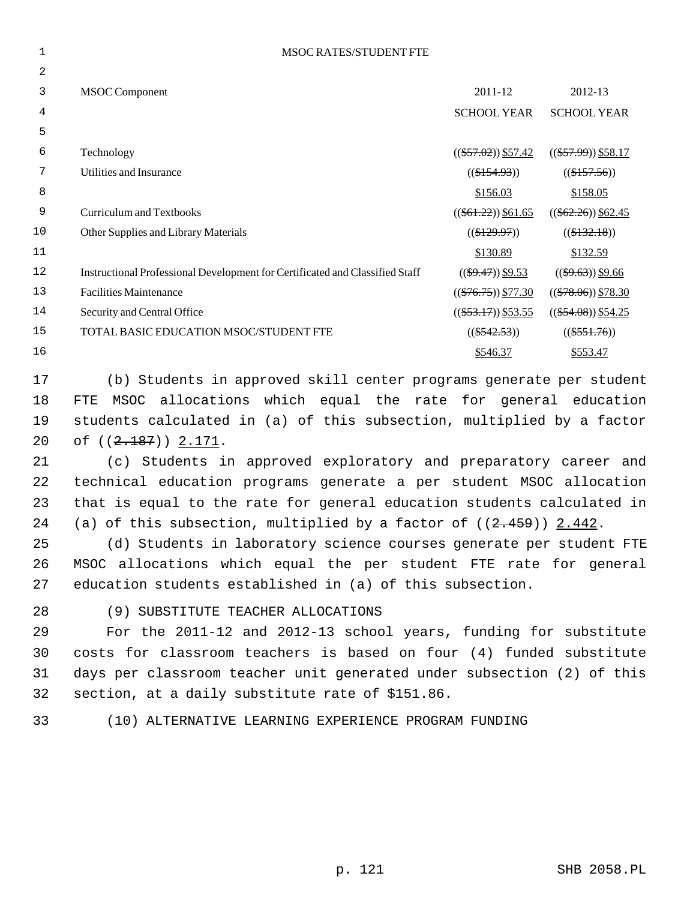MSOC RATES/STUDENT FTE

| MSOC Component | 2011-12 SCHOOL YEAR | 2012-13 SCHOOL YEAR |
|---|---|---|
| Technology | (($57.02)) $57.42 | (($57.99)) $58.17 |
| Utilities and Insurance | (($154.93)) $156.03 | (($157.56)) $158.05 |
| Curriculum and Textbooks | (($61.22)) $61.65 | (($62.26)) $62.45 |
| Other Supplies and Library Materials | (($129.97)) $130.89 | (($132.18)) $132.59 |
| Instructional Professional Development for Certificated and Classified Staff | (($9.47)) $9.53 | (($9.63)) $9.66 |
| Facilities Maintenance | (($76.75)) $77.30 | (($78.06)) $78.30 |
| Security and Central Office | (($53.17)) $53.55 | (($54.08)) $54.25 |
| TOTAL BASIC EDUCATION MSOC/STUDENT FTE | (($542.53)) $546.37 | (($551.76)) $553.47 |

(b) Students in approved skill center programs generate per student FTE MSOC allocations which equal the rate for general education students calculated in (a) of this subsection, multiplied by a factor of ((2.187)) 2.171.

(c) Students in approved exploratory and preparatory career and technical education programs generate a per student MSOC allocation that is equal to the rate for general education students calculated in (a) of this subsection, multiplied by a factor of ((2.459)) 2.442.

(d) Students in laboratory science courses generate per student FTE MSOC allocations which equal the per student FTE rate for general education students established in (a) of this subsection.

(9) SUBSTITUTE TEACHER ALLOCATIONS

For the 2011-12 and 2012-13 school years, funding for substitute costs for classroom teachers is based on four (4) funded substitute days per classroom teacher unit generated under subsection (2) of this section, at a daily substitute rate of $151.86.

(10) ALTERNATIVE LEARNING EXPERIENCE PROGRAM FUNDING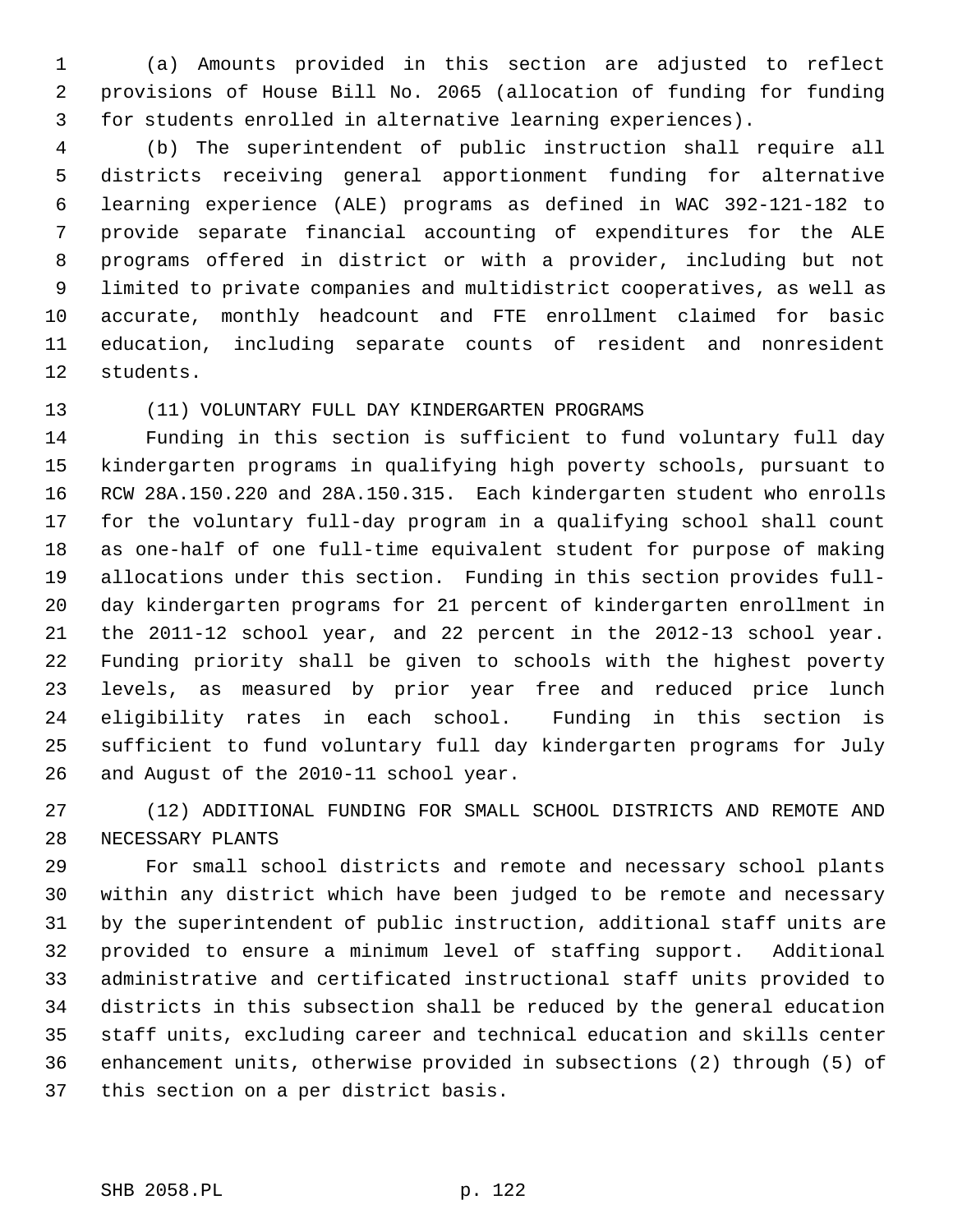(a) Amounts provided in this section are adjusted to reflect provisions of House Bill No. 2065 (allocation of funding for funding for students enrolled in alternative learning experiences).

(b) The superintendent of public instruction shall require all districts receiving general apportionment funding for alternative learning experience (ALE) programs as defined in WAC 392-121-182 to provide separate financial accounting of expenditures for the ALE programs offered in district or with a provider, including but not limited to private companies and multidistrict cooperatives, as well as accurate, monthly headcount and FTE enrollment claimed for basic education, including separate counts of resident and nonresident students.

(11) VOLUNTARY FULL DAY KINDERGARTEN PROGRAMS

Funding in this section is sufficient to fund voluntary full day kindergarten programs in qualifying high poverty schools, pursuant to RCW 28A.150.220 and 28A.150.315. Each kindergarten student who enrolls for the voluntary full-day program in a qualifying school shall count as one-half of one full-time equivalent student for purpose of making allocations under this section. Funding in this section provides full-day kindergarten programs for 21 percent of kindergarten enrollment in the 2011-12 school year, and 22 percent in the 2012-13 school year. Funding priority shall be given to schools with the highest poverty levels, as measured by prior year free and reduced price lunch eligibility rates in each school. Funding in this section is sufficient to fund voluntary full day kindergarten programs for July and August of the 2010-11 school year.

(12) ADDITIONAL FUNDING FOR SMALL SCHOOL DISTRICTS AND REMOTE AND NECESSARY PLANTS

For small school districts and remote and necessary school plants within any district which have been judged to be remote and necessary by the superintendent of public instruction, additional staff units are provided to ensure a minimum level of staffing support. Additional administrative and certificated instructional staff units provided to districts in this subsection shall be reduced by the general education staff units, excluding career and technical education and skills center enhancement units, otherwise provided in subsections (2) through (5) of this section on a per district basis.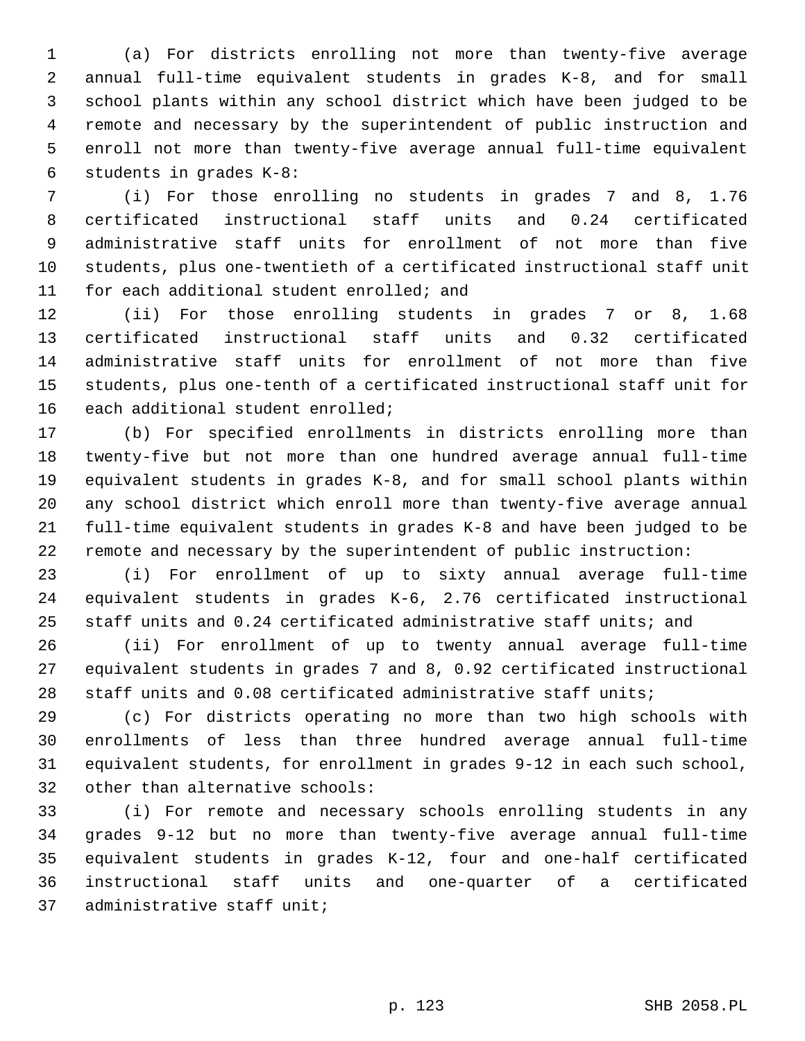(a) For districts enrolling not more than twenty-five average annual full-time equivalent students in grades K-8, and for small school plants within any school district which have been judged to be remote and necessary by the superintendent of public instruction and enroll not more than twenty-five average annual full-time equivalent students in grades K-8:

(i) For those enrolling no students in grades 7 and 8, 1.76 certificated instructional staff units and 0.24 certificated administrative staff units for enrollment of not more than five students, plus one-twentieth of a certificated instructional staff unit for each additional student enrolled; and

(ii) For those enrolling students in grades 7 or 8, 1.68 certificated instructional staff units and 0.32 certificated administrative staff units for enrollment of not more than five students, plus one-tenth of a certificated instructional staff unit for each additional student enrolled;

(b) For specified enrollments in districts enrolling more than twenty-five but not more than one hundred average annual full-time equivalent students in grades K-8, and for small school plants within any school district which enroll more than twenty-five average annual full-time equivalent students in grades K-8 and have been judged to be remote and necessary by the superintendent of public instruction:

(i) For enrollment of up to sixty annual average full-time equivalent students in grades K-6, 2.76 certificated instructional staff units and 0.24 certificated administrative staff units; and

(ii) For enrollment of up to twenty annual average full-time equivalent students in grades 7 and 8, 0.92 certificated instructional staff units and 0.08 certificated administrative staff units;

(c) For districts operating no more than two high schools with enrollments of less than three hundred average annual full-time equivalent students, for enrollment in grades 9-12 in each such school, other than alternative schools:

(i) For remote and necessary schools enrolling students in any grades 9-12 but no more than twenty-five average annual full-time equivalent students in grades K-12, four and one-half certificated instructional staff units and one-quarter of a certificated administrative staff unit;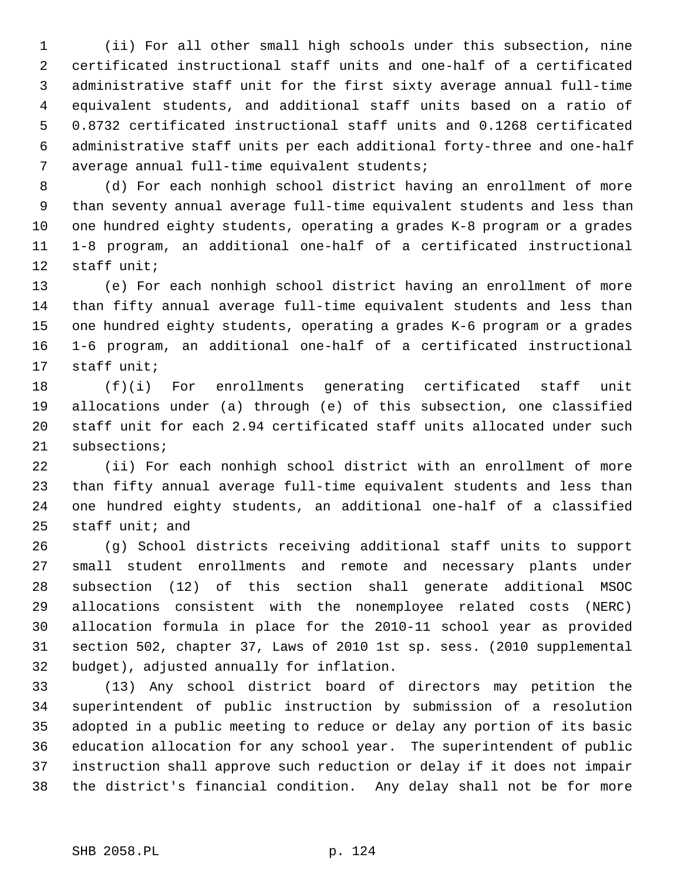(ii) For all other small high schools under this subsection, nine certificated instructional staff units and one-half of a certificated administrative staff unit for the first sixty average annual full-time equivalent students, and additional staff units based on a ratio of 0.8732 certificated instructional staff units and 0.1268 certificated administrative staff units per each additional forty-three and one-half average annual full-time equivalent students;

(d) For each nonhigh school district having an enrollment of more than seventy annual average full-time equivalent students and less than one hundred eighty students, operating a grades K-8 program or a grades 1-8 program, an additional one-half of a certificated instructional staff unit;

(e) For each nonhigh school district having an enrollment of more than fifty annual average full-time equivalent students and less than one hundred eighty students, operating a grades K-6 program or a grades 1-6 program, an additional one-half of a certificated instructional staff unit;

(f)(i) For enrollments generating certificated staff unit allocations under (a) through (e) of this subsection, one classified staff unit for each 2.94 certificated staff units allocated under such subsections;

(ii) For each nonhigh school district with an enrollment of more than fifty annual average full-time equivalent students and less than one hundred eighty students, an additional one-half of a classified staff unit; and

(g) School districts receiving additional staff units to support small student enrollments and remote and necessary plants under subsection (12) of this section shall generate additional MSOC allocations consistent with the nonemployee related costs (NERC) allocation formula in place for the 2010-11 school year as provided section 502, chapter 37, Laws of 2010 1st sp. sess. (2010 supplemental budget), adjusted annually for inflation.

(13) Any school district board of directors may petition the superintendent of public instruction by submission of a resolution adopted in a public meeting to reduce or delay any portion of its basic education allocation for any school year. The superintendent of public instruction shall approve such reduction or delay if it does not impair the district's financial condition. Any delay shall not be for more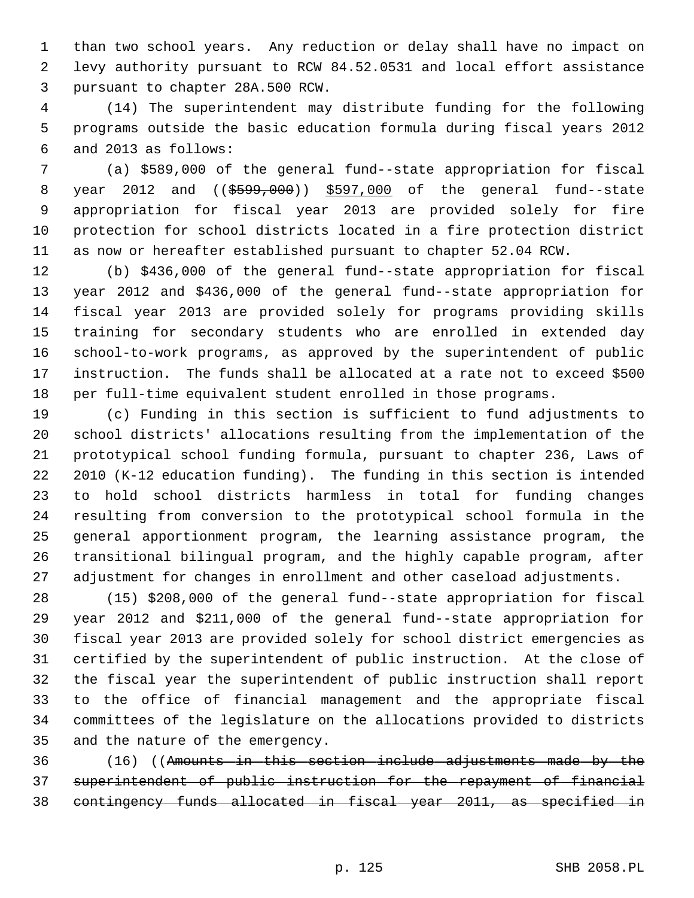than two school years. Any reduction or delay shall have no impact on levy authority pursuant to RCW 84.52.0531 and local effort assistance pursuant to chapter 28A.500 RCW.

(14) The superintendent may distribute funding for the following programs outside the basic education formula during fiscal years 2012 and 2013 as follows:

(a) $589,000 of the general fund--state appropriation for fiscal year 2012 and (($599,000)) $597,000 of the general fund--state appropriation for fiscal year 2013 are provided solely for fire protection for school districts located in a fire protection district as now or hereafter established pursuant to chapter 52.04 RCW.

(b) $436,000 of the general fund--state appropriation for fiscal year 2012 and $436,000 of the general fund--state appropriation for fiscal year 2013 are provided solely for programs providing skills training for secondary students who are enrolled in extended day school-to-work programs, as approved by the superintendent of public instruction. The funds shall be allocated at a rate not to exceed $500 per full-time equivalent student enrolled in those programs.

(c) Funding in this section is sufficient to fund adjustments to school districts' allocations resulting from the implementation of the prototypical school funding formula, pursuant to chapter 236, Laws of 2010 (K-12 education funding). The funding in this section is intended to hold school districts harmless in total for funding changes resulting from conversion to the prototypical school formula in the general apportionment program, the learning assistance program, the transitional bilingual program, and the highly capable program, after adjustment for changes in enrollment and other caseload adjustments.

(15) $208,000 of the general fund--state appropriation for fiscal year 2012 and $211,000 of the general fund--state appropriation for fiscal year 2013 are provided solely for school district emergencies as certified by the superintendent of public instruction. At the close of the fiscal year the superintendent of public instruction shall report to the office of financial management and the appropriate fiscal committees of the legislature on the allocations provided to districts and the nature of the emergency.

(16) ((~~Amounts in this section include adjustments made by the superintendent of public instruction for the repayment of financial contingency funds allocated in fiscal year 2011, as specified in~~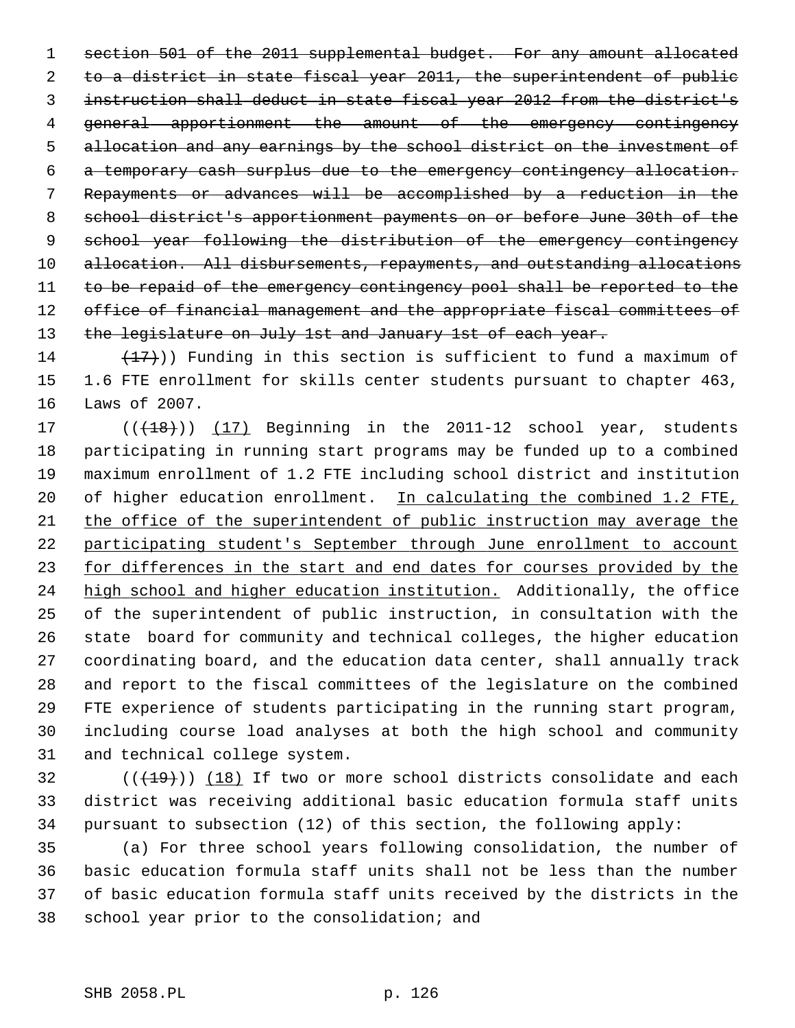~~section 501 of the 2011 supplemental budget. For any amount allocated to a district in state fiscal year 2011, the superintendent of public instruction shall deduct in state fiscal year 2012 from the district's general apportionment the amount of the emergency contingency allocation and any earnings by the school district on the investment of a temporary cash surplus due to the emergency contingency allocation. Repayments or advances will be accomplished by a reduction in the school district's apportionment payments on or before June 30th of the school year following the distribution of the emergency contingency allocation. All disbursements, repayments, and outstanding allocations to be repaid of the emergency contingency pool shall be reported to the office of financial management and the appropriate fiscal committees of the legislature on July 1st and January 1st of each year.~~

~~(17)~~)) Funding in this section is sufficient to fund a maximum of 1.6 FTE enrollment for skills center students pursuant to chapter 463, Laws of 2007.

((~~(18)~~)) <u>(17)</u> Beginning in the 2011-12 school year, students participating in running start programs may be funded up to a combined maximum enrollment of 1.2 FTE including school district and institution of higher education enrollment. <u>In calculating the combined 1.2 FTE, the office of the superintendent of public instruction may average the participating student's September through June enrollment to account for differences in the start and end dates for courses provided by the high school and higher education institution.</u> Additionally, the office of the superintendent of public instruction, in consultation with the state board for community and technical colleges, the higher education coordinating board, and the education data center, shall annually track and report to the fiscal committees of the legislature on the combined FTE experience of students participating in the running start program, including course load analyses at both the high school and community and technical college system.

((~~(19)~~)) <u>(18)</u> If two or more school districts consolidate and each district was receiving additional basic education formula staff units pursuant to subsection (12) of this section, the following apply:

(a) For three school years following consolidation, the number of basic education formula staff units shall not be less than the number of basic education formula staff units received by the districts in the school year prior to the consolidation; and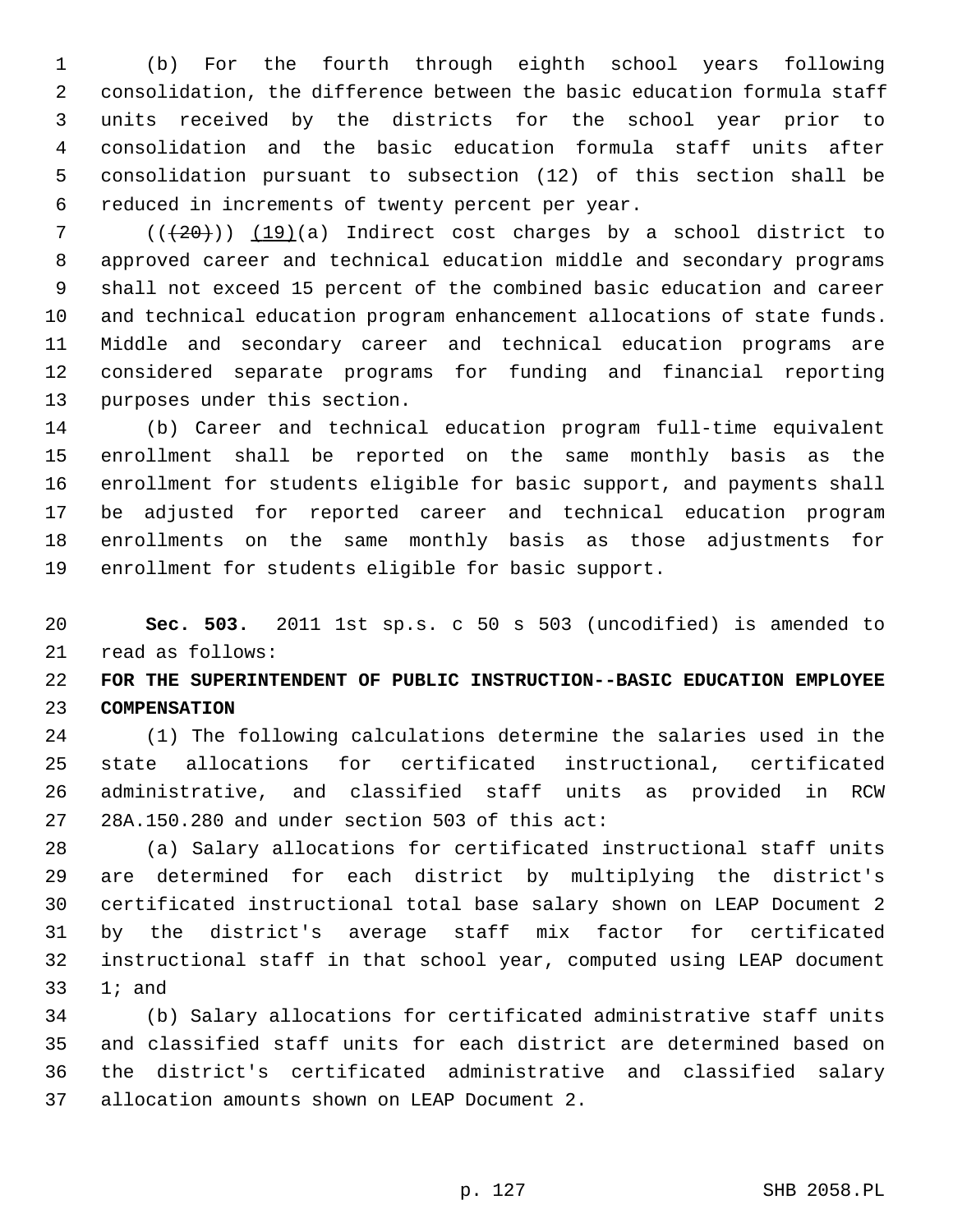(b) For the fourth through eighth school years following consolidation, the difference between the basic education formula staff units received by the districts for the school year prior to consolidation and the basic education formula staff units after consolidation pursuant to subsection (12) of this section shall be reduced in increments of twenty percent per year.

(((20))) (19)(a) Indirect cost charges by a school district to approved career and technical education middle and secondary programs shall not exceed 15 percent of the combined basic education and career and technical education program enhancement allocations of state funds. Middle and secondary career and technical education programs are considered separate programs for funding and financial reporting purposes under this section.

(b) Career and technical education program full-time equivalent enrollment shall be reported on the same monthly basis as the enrollment for students eligible for basic support, and payments shall be adjusted for reported career and technical education program enrollments on the same monthly basis as those adjustments for enrollment for students eligible for basic support.

**Sec. 503.** 2011 1st sp.s. c 50 s 503 (uncodified) is amended to read as follows:

**FOR THE SUPERINTENDENT OF PUBLIC INSTRUCTION--BASIC EDUCATION EMPLOYEE COMPENSATION**

(1) The following calculations determine the salaries used in the state allocations for certificated instructional, certificated administrative, and classified staff units as provided in RCW 28A.150.280 and under section 503 of this act:

(a) Salary allocations for certificated instructional staff units are determined for each district by multiplying the district's certificated instructional total base salary shown on LEAP Document 2 by the district's average staff mix factor for certificated instructional staff in that school year, computed using LEAP document 1; and

(b) Salary allocations for certificated administrative staff units and classified staff units for each district are determined based on the district's certificated administrative and classified salary allocation amounts shown on LEAP Document 2.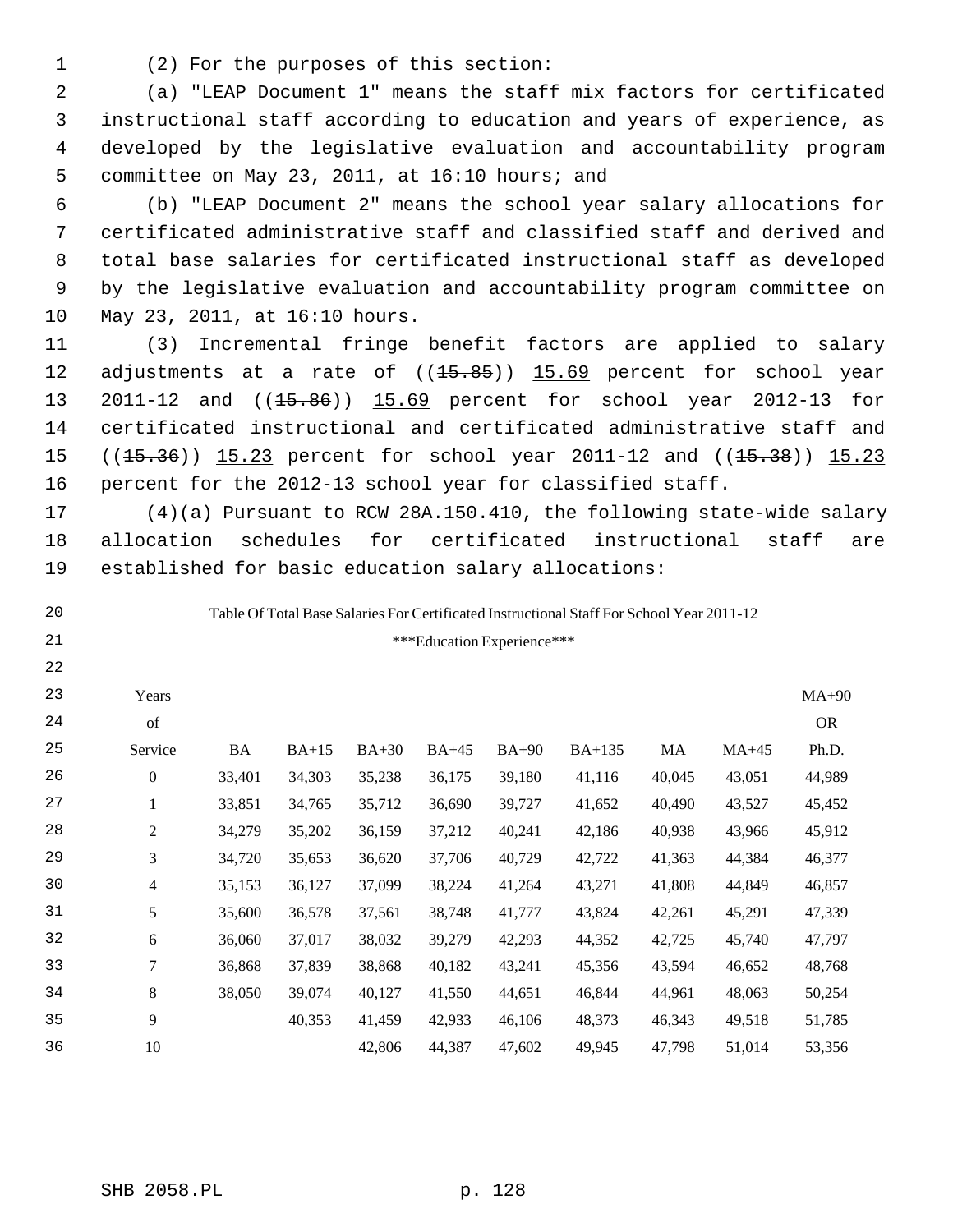(2) For the purposes of this section:

(a) "LEAP Document 1" means the staff mix factors for certificated instructional staff according to education and years of experience, as developed by the legislative evaluation and accountability program committee on May 23, 2011, at 16:10 hours; and

(b) "LEAP Document 2" means the school year salary allocations for certificated administrative staff and classified staff and derived and total base salaries for certificated instructional staff as developed by the legislative evaluation and accountability program committee on May 23, 2011, at 16:10 hours.

(3) Incremental fringe benefit factors are applied to salary adjustments at a rate of ((~~15.85~~)) 15.69 percent for school year 2011-12 and ((~~15.86~~)) 15.69 percent for school year 2012-13 for certificated instructional and certificated administrative staff and ((~~15.36~~)) 15.23 percent for school year 2011-12 and ((~~15.38~~)) 15.23 percent for the 2012-13 school year for classified staff.

(4)(a) Pursuant to RCW 28A.150.410, the following state-wide salary allocation schedules for certificated instructional staff are established for basic education salary allocations:

Table Of Total Base Salaries For Certificated Instructional Staff For School Year 2011-12

***Education Experience***

| Years of Service | BA | BA+15 | BA+30 | BA+45 | BA+90 | BA+135 | MA | MA+45 | MA+90 OR Ph.D. |
|---|---|---|---|---|---|---|---|---|---|
| 0 | 33,401 | 34,303 | 35,238 | 36,175 | 39,180 | 41,116 | 40,045 | 43,051 | 44,989 |
| 1 | 33,851 | 34,765 | 35,712 | 36,690 | 39,727 | 41,652 | 40,490 | 43,527 | 45,452 |
| 2 | 34,279 | 35,202 | 36,159 | 37,212 | 40,241 | 42,186 | 40,938 | 43,966 | 45,912 |
| 3 | 34,720 | 35,653 | 36,620 | 37,706 | 40,729 | 42,722 | 41,363 | 44,384 | 46,377 |
| 4 | 35,153 | 36,127 | 37,099 | 38,224 | 41,264 | 43,271 | 41,808 | 44,849 | 46,857 |
| 5 | 35,600 | 36,578 | 37,561 | 38,748 | 41,777 | 43,824 | 42,261 | 45,291 | 47,339 |
| 6 | 36,060 | 37,017 | 38,032 | 39,279 | 42,293 | 44,352 | 42,725 | 45,740 | 47,797 |
| 7 | 36,868 | 37,839 | 38,868 | 40,182 | 43,241 | 45,356 | 43,594 | 46,652 | 48,768 |
| 8 | 38,050 | 39,074 | 40,127 | 41,550 | 44,651 | 46,844 | 44,961 | 48,063 | 50,254 |
| 9 | | 40,353 | 41,459 | 42,933 | 46,106 | 48,373 | 46,343 | 49,518 | 51,785 |
| 10 | | | 42,806 | 44,387 | 47,602 | 49,945 | 47,798 | 51,014 | 53,356 |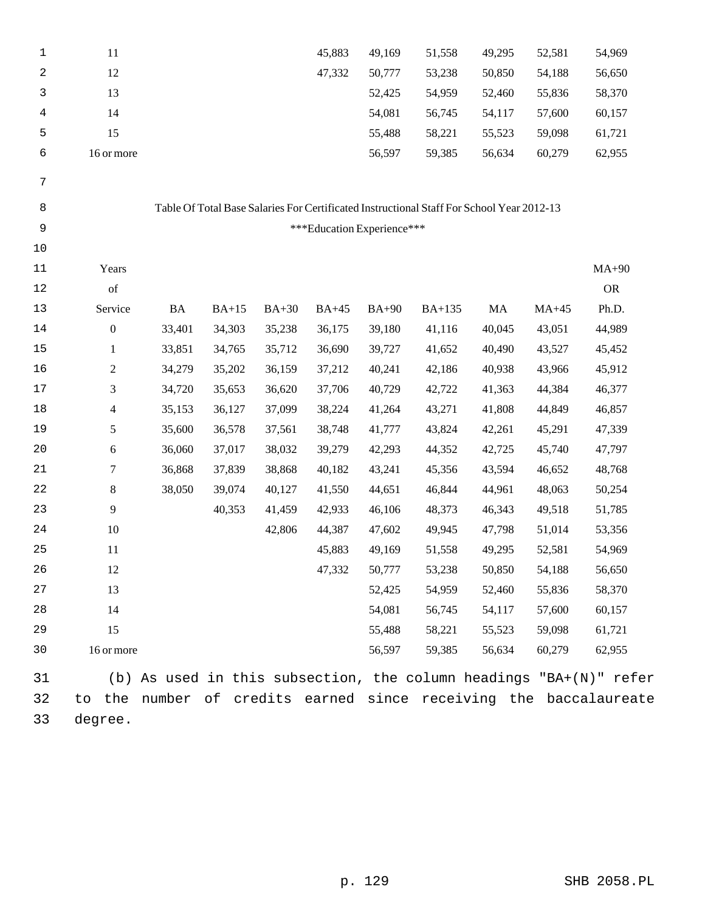| | | | | | | | | | |
|---|---|---|---|---|---|---|---|---|---|
| 11 | | | | 45,883 | 49,169 | 51,558 | 49,295 | 52,581 | 54,969 |
| 12 | | | | 47,332 | 50,777 | 53,238 | 50,850 | 54,188 | 56,650 |
| 13 | | | | | 52,425 | 54,959 | 52,460 | 55,836 | 58,370 |
| 14 | | | | | 54,081 | 56,745 | 54,117 | 57,600 | 60,157 |
| 15 | | | | | 55,488 | 58,221 | 55,523 | 59,098 | 61,721 |
| 16 or more | | | | | 56,597 | 59,385 | 56,634 | 60,279 | 62,955 |

Table Of Total Base Salaries For Certificated Instructional Staff For School Year 2012-13

***Education Experience***

| Years of Service | BA | BA+15 | BA+30 | BA+45 | BA+90 | BA+135 | MA | MA+45 | MA+90 OR Ph.D. |
|---|---|---|---|---|---|---|---|---|---|
| 0 | 33,401 | 34,303 | 35,238 | 36,175 | 39,180 | 41,116 | 40,045 | 43,051 | 44,989 |
| 1 | 33,851 | 34,765 | 35,712 | 36,690 | 39,727 | 41,652 | 40,490 | 43,527 | 45,452 |
| 2 | 34,279 | 35,202 | 36,159 | 37,212 | 40,241 | 42,186 | 40,938 | 43,966 | 45,912 |
| 3 | 34,720 | 35,653 | 36,620 | 37,706 | 40,729 | 42,722 | 41,363 | 44,384 | 46,377 |
| 4 | 35,153 | 36,127 | 37,099 | 38,224 | 41,264 | 43,271 | 41,808 | 44,849 | 46,857 |
| 5 | 35,600 | 36,578 | 37,561 | 38,748 | 41,777 | 43,824 | 42,261 | 45,291 | 47,339 |
| 6 | 36,060 | 37,017 | 38,032 | 39,279 | 42,293 | 44,352 | 42,725 | 45,740 | 47,797 |
| 7 | 36,868 | 37,839 | 38,868 | 40,182 | 43,241 | 45,356 | 43,594 | 46,652 | 48,768 |
| 8 | 38,050 | 39,074 | 40,127 | 41,550 | 44,651 | 46,844 | 44,961 | 48,063 | 50,254 |
| 9 | | 40,353 | 41,459 | 42,933 | 46,106 | 48,373 | 46,343 | 49,518 | 51,785 |
| 10 | | | 42,806 | 44,387 | 47,602 | 49,945 | 47,798 | 51,014 | 53,356 |
| 11 | | | | 45,883 | 49,169 | 51,558 | 49,295 | 52,581 | 54,969 |
| 12 | | | | 47,332 | 50,777 | 53,238 | 50,850 | 54,188 | 56,650 |
| 13 | | | | | 52,425 | 54,959 | 52,460 | 55,836 | 58,370 |
| 14 | | | | | 54,081 | 56,745 | 54,117 | 57,600 | 60,157 |
| 15 | | | | | 55,488 | 58,221 | 55,523 | 59,098 | 61,721 |
| 16 or more | | | | | 56,597 | 59,385 | 56,634 | 60,279 | 62,955 |

(b) As used in this subsection, the column headings "BA+(N)" refer to the number of credits earned since receiving the baccalaureate degree.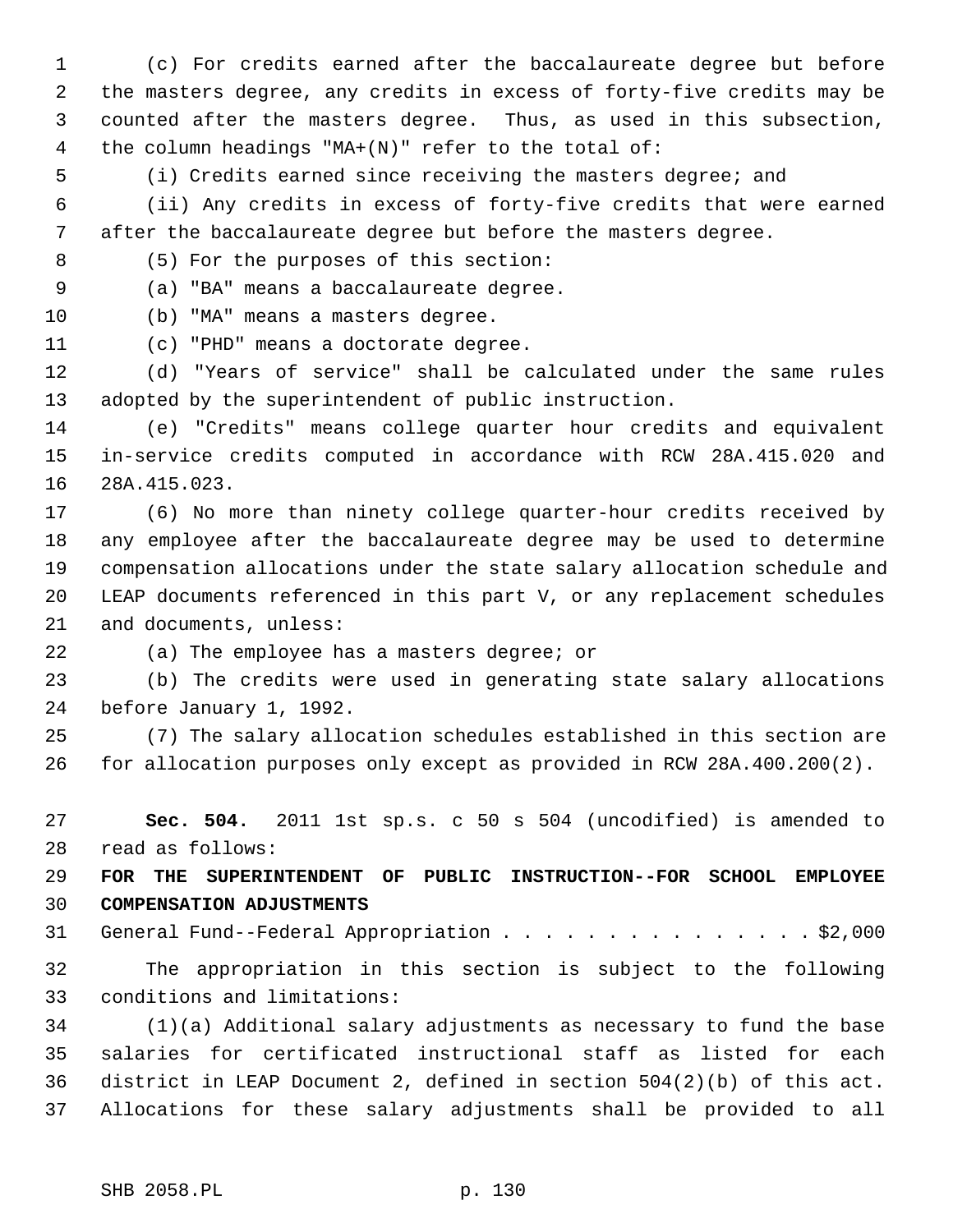(c) For credits earned after the baccalaureate degree but before the masters degree, any credits in excess of forty-five credits may be counted after the masters degree. Thus, as used in this subsection, the column headings "MA+(N)" refer to the total of:

(i) Credits earned since receiving the masters degree; and

(ii) Any credits in excess of forty-five credits that were earned after the baccalaureate degree but before the masters degree.

(5) For the purposes of this section:

(a) "BA" means a baccalaureate degree.

(b) "MA" means a masters degree.

(c) "PHD" means a doctorate degree.

(d) "Years of service" shall be calculated under the same rules adopted by the superintendent of public instruction.

(e) "Credits" means college quarter hour credits and equivalent in-service credits computed in accordance with RCW 28A.415.020 and 28A.415.023.

(6) No more than ninety college quarter-hour credits received by any employee after the baccalaureate degree may be used to determine compensation allocations under the state salary allocation schedule and LEAP documents referenced in this part V, or any replacement schedules and documents, unless:

(a) The employee has a masters degree; or

(b) The credits were used in generating state salary allocations before January 1, 1992.

(7) The salary allocation schedules established in this section are for allocation purposes only except as provided in RCW 28A.400.200(2).

**Sec. 504.** 2011 1st sp.s. c 50 s 504 (uncodified) is amended to read as follows:

**FOR THE SUPERINTENDENT OF PUBLIC INSTRUCTION--FOR SCHOOL EMPLOYEE COMPENSATION ADJUSTMENTS**

General Fund--Federal Appropriation . . . . . . . . . . . . . . . . $2,000

The appropriation in this section is subject to the following conditions and limitations:

(1)(a) Additional salary adjustments as necessary to fund the base salaries for certificated instructional staff as listed for each district in LEAP Document 2, defined in section 504(2)(b) of this act. Allocations for these salary adjustments shall be provided to all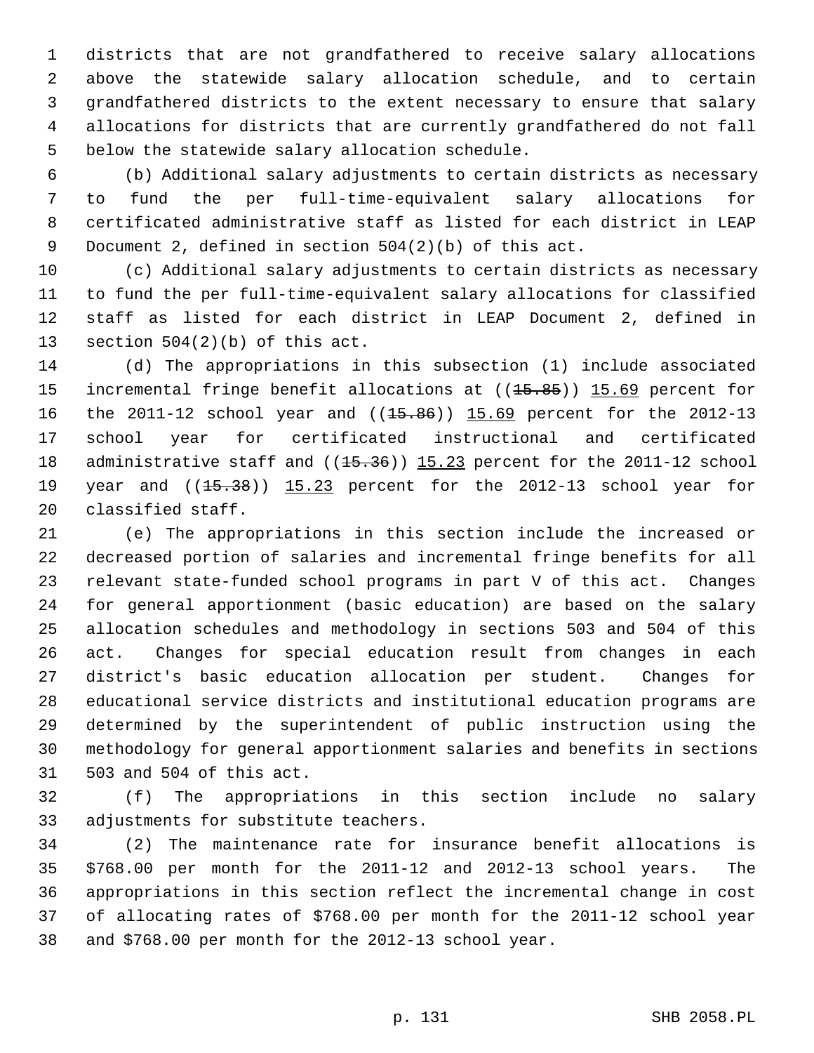districts that are not grandfathered to receive salary allocations above the statewide salary allocation schedule, and to certain grandfathered districts to the extent necessary to ensure that salary allocations for districts that are currently grandfathered do not fall below the statewide salary allocation schedule.

(b) Additional salary adjustments to certain districts as necessary to fund the per full-time-equivalent salary allocations for certificated administrative staff as listed for each district in LEAP Document 2, defined in section 504(2)(b) of this act.

(c) Additional salary adjustments to certain districts as necessary to fund the per full-time-equivalent salary allocations for classified staff as listed for each district in LEAP Document 2, defined in section 504(2)(b) of this act.

(d) The appropriations in this subsection (1) include associated incremental fringe benefit allocations at ((~~15.85~~)) 15.69 percent for the 2011-12 school year and ((~~15.86~~)) 15.69 percent for the 2012-13 school year for certificated instructional and certificated administrative staff and ((~~15.36~~)) 15.23 percent for the 2011-12 school year and ((~~15.38~~)) 15.23 percent for the 2012-13 school year for classified staff.

(e) The appropriations in this section include the increased or decreased portion of salaries and incremental fringe benefits for all relevant state-funded school programs in part V of this act. Changes for general apportionment (basic education) are based on the salary allocation schedules and methodology in sections 503 and 504 of this act. Changes for special education result from changes in each district's basic education allocation per student. Changes for educational service districts and institutional education programs are determined by the superintendent of public instruction using the methodology for general apportionment salaries and benefits in sections 503 and 504 of this act.

(f) The appropriations in this section include no salary adjustments for substitute teachers.

(2) The maintenance rate for insurance benefit allocations is $768.00 per month for the 2011-12 and 2012-13 school years. The appropriations in this section reflect the incremental change in cost of allocating rates of $768.00 per month for the 2011-12 school year and $768.00 per month for the 2012-13 school year.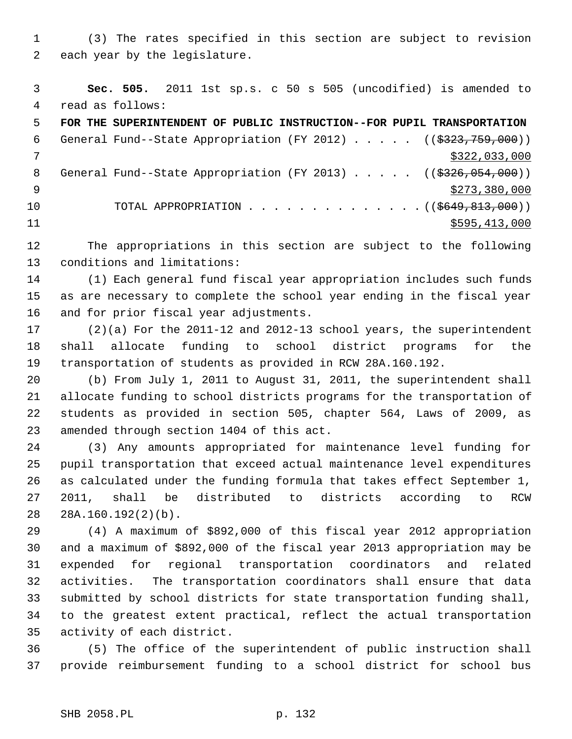(3) The rates specified in this section are subject to revision each year by the legislature.

**Sec. 505.** 2011 1st sp.s. c 50 s 505 (uncodified) is amended to read as follows:

**FOR THE SUPERINTENDENT OF PUBLIC INSTRUCTION--FOR PUPIL TRANSPORTATION**

General Fund--State Appropriation (FY 2012) . . . . . ((~~$323,759,000~~))
<u>$322,033,000</u>

General Fund--State Appropriation (FY 2013) . . . . . ((~~$326,054,000~~))
<u>$273,380,000</u>

TOTAL APPROPRIATION . . . . . . . . . . . . . . ((~~$649,813,000~~))
<u>$595,413,000</u>

The appropriations in this section are subject to the following conditions and limitations:

(1) Each general fund fiscal year appropriation includes such funds as are necessary to complete the school year ending in the fiscal year and for prior fiscal year adjustments.

(2)(a) For the 2011-12 and 2012-13 school years, the superintendent shall allocate funding to school district programs for the transportation of students as provided in RCW 28A.160.192.

(b) From July 1, 2011 to August 31, 2011, the superintendent shall allocate funding to school districts programs for the transportation of students as provided in section 505, chapter 564, Laws of 2009, as amended through section 1404 of this act.

(3) Any amounts appropriated for maintenance level funding for pupil transportation that exceed actual maintenance level expenditures as calculated under the funding formula that takes effect September 1, 2011, shall be distributed to districts according to RCW 28A.160.192(2)(b).

(4) A maximum of $892,000 of this fiscal year 2012 appropriation and a maximum of $892,000 of the fiscal year 2013 appropriation may be expended for regional transportation coordinators and related activities. The transportation coordinators shall ensure that data submitted by school districts for state transportation funding shall, to the greatest extent practical, reflect the actual transportation activity of each district.

(5) The office of the superintendent of public instruction shall provide reimbursement funding to a school district for school bus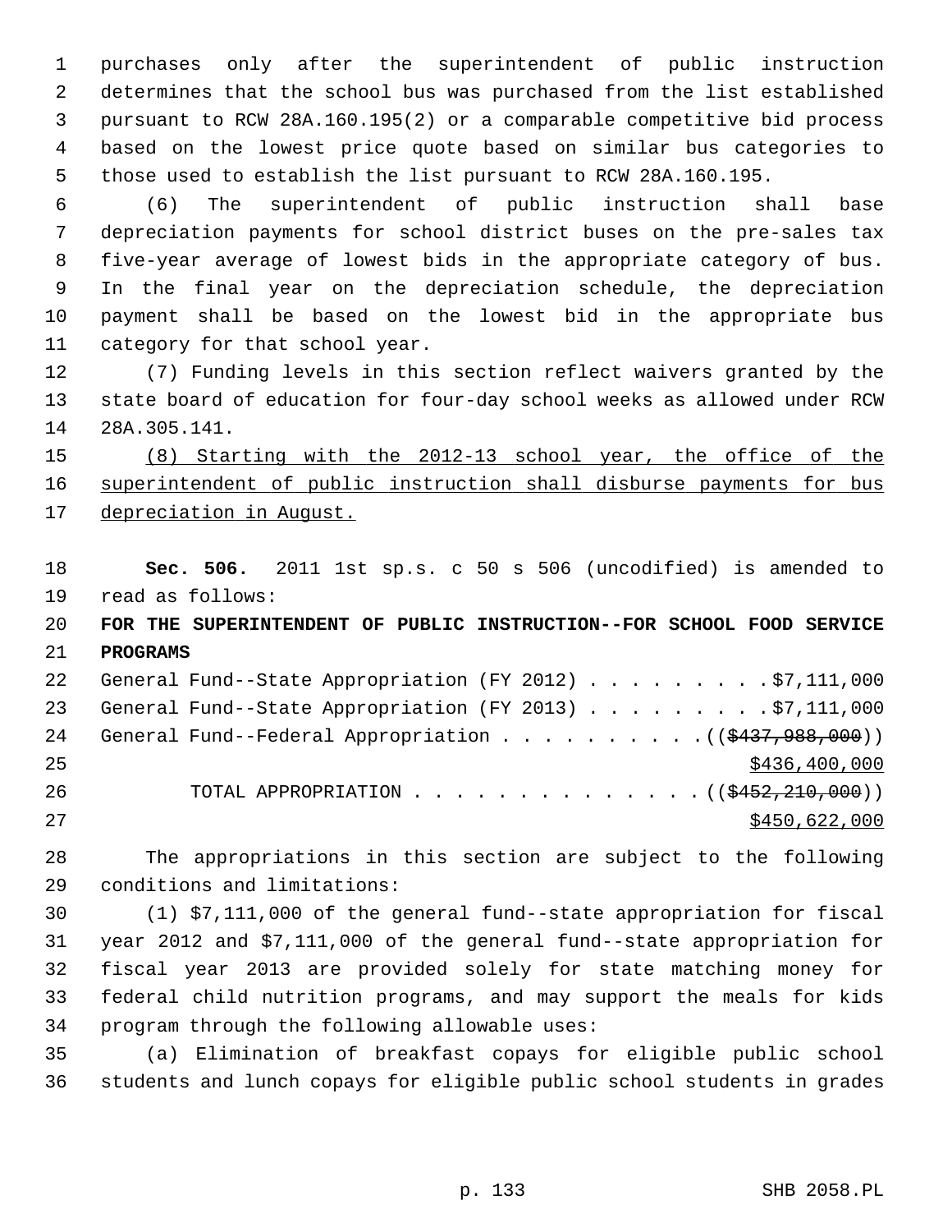purchases only after the superintendent of public instruction determines that the school bus was purchased from the list established pursuant to RCW 28A.160.195(2) or a comparable competitive bid process based on the lowest price quote based on similar bus categories to those used to establish the list pursuant to RCW 28A.160.195.

(6) The superintendent of public instruction shall base depreciation payments for school district buses on the pre-sales tax five-year average of lowest bids in the appropriate category of bus. In the final year on the depreciation schedule, the depreciation payment shall be based on the lowest bid in the appropriate bus category for that school year.

(7) Funding levels in this section reflect waivers granted by the state board of education for four-day school weeks as allowed under RCW 28A.305.141.

(8) Starting with the 2012-13 school year, the office of the superintendent of public instruction shall disburse payments for bus depreciation in August.

**Sec. 506.** 2011 1st sp.s. c 50 s 506 (uncodified) is amended to read as follows:

**FOR THE SUPERINTENDENT OF PUBLIC INSTRUCTION--FOR SCHOOL FOOD SERVICE PROGRAMS**

General Fund--State Appropriation (FY 2012) . . . . . . . . . $7,111,000
General Fund--State Appropriation (FY 2013) . . . . . . . . . $7,111,000
General Fund--Federal Appropriation . . . . . . . . . . (($437,988,000))
$436,400,000
TOTAL APPROPRIATION . . . . . . . . . . . . . . (($452,210,000))
$450,622,000

The appropriations in this section are subject to the following conditions and limitations:

(1) $7,111,000 of the general fund--state appropriation for fiscal year 2012 and $7,111,000 of the general fund--state appropriation for fiscal year 2013 are provided solely for state matching money for federal child nutrition programs, and may support the meals for kids program through the following allowable uses:

(a) Elimination of breakfast copays for eligible public school students and lunch copays for eligible public school students in grades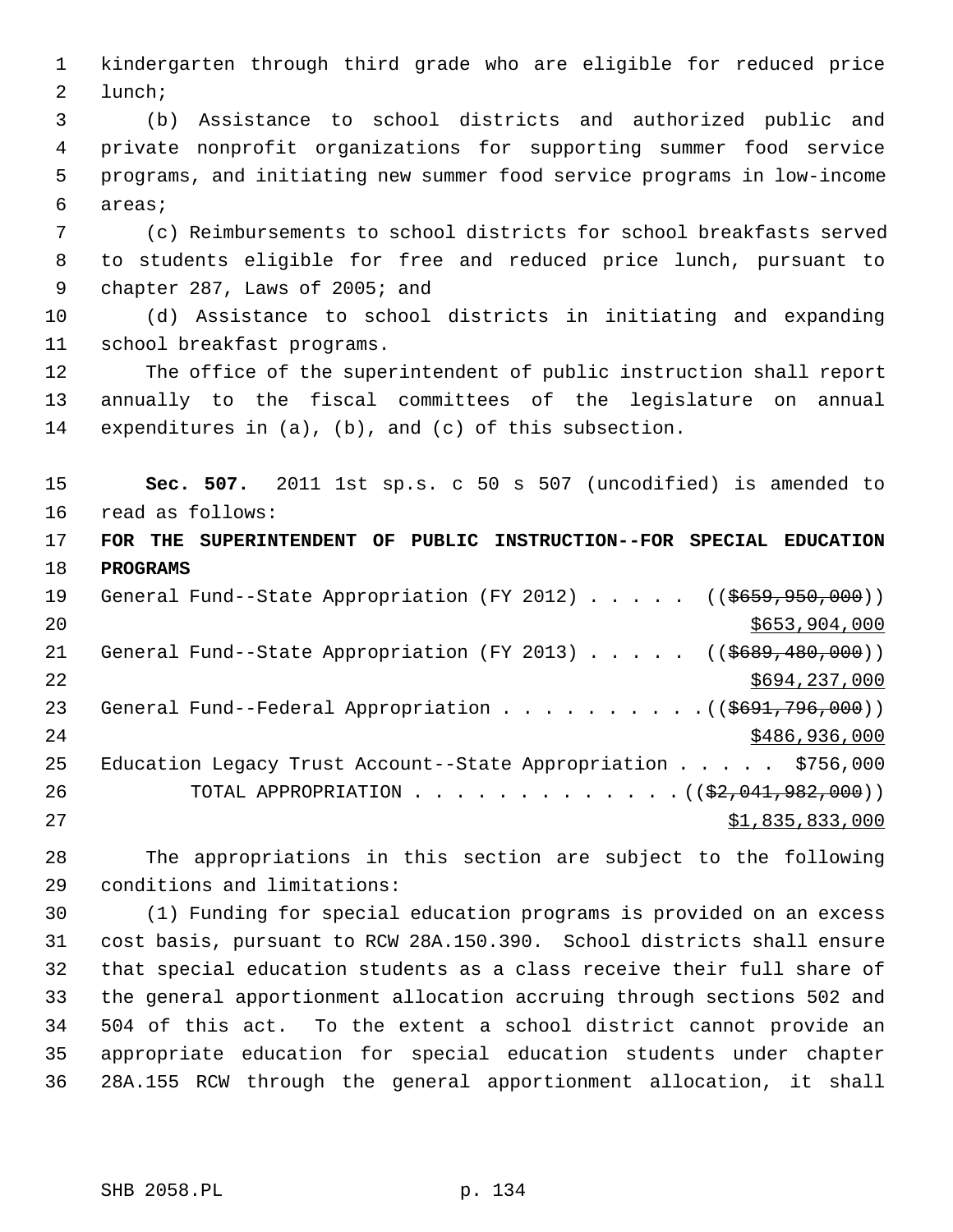kindergarten through third grade who are eligible for reduced price lunch;

(b) Assistance to school districts and authorized public and private nonprofit organizations for supporting summer food service programs, and initiating new summer food service programs in low-income areas;

(c) Reimbursements to school districts for school breakfasts served to students eligible for free and reduced price lunch, pursuant to chapter 287, Laws of 2005; and

(d) Assistance to school districts in initiating and expanding school breakfast programs.

The office of the superintendent of public instruction shall report annually to the fiscal committees of the legislature on annual expenditures in (a), (b), and (c) of this subsection.

**Sec. 507.** 2011 1st sp.s. c 50 s 507 (uncodified) is amended to read as follows:

**FOR THE SUPERINTENDENT OF PUBLIC INSTRUCTION--FOR SPECIAL EDUCATION PROGRAMS**

General Fund--State Appropriation (FY 2012) . . . . . (( ~~$659,950,000~~ )) $653,904,000

General Fund--State Appropriation (FY 2013) . . . . . (( ~~$689,480,000~~ )) $694,237,000

General Fund--Federal Appropriation . . . . . . . . . . (( ~~$691,796,000~~ )) $486,936,000

Education Legacy Trust Account--State Appropriation . . . . . $756,000

TOTAL APPROPRIATION . . . . . . . . . . . . . (( ~~$2,041,982,000~~ )) $1,835,833,000

The appropriations in this section are subject to the following conditions and limitations:

(1) Funding for special education programs is provided on an excess cost basis, pursuant to RCW 28A.150.390. School districts shall ensure that special education students as a class receive their full share of the general apportionment allocation accruing through sections 502 and 504 of this act. To the extent a school district cannot provide an appropriate education for special education students under chapter 28A.155 RCW through the general apportionment allocation, it shall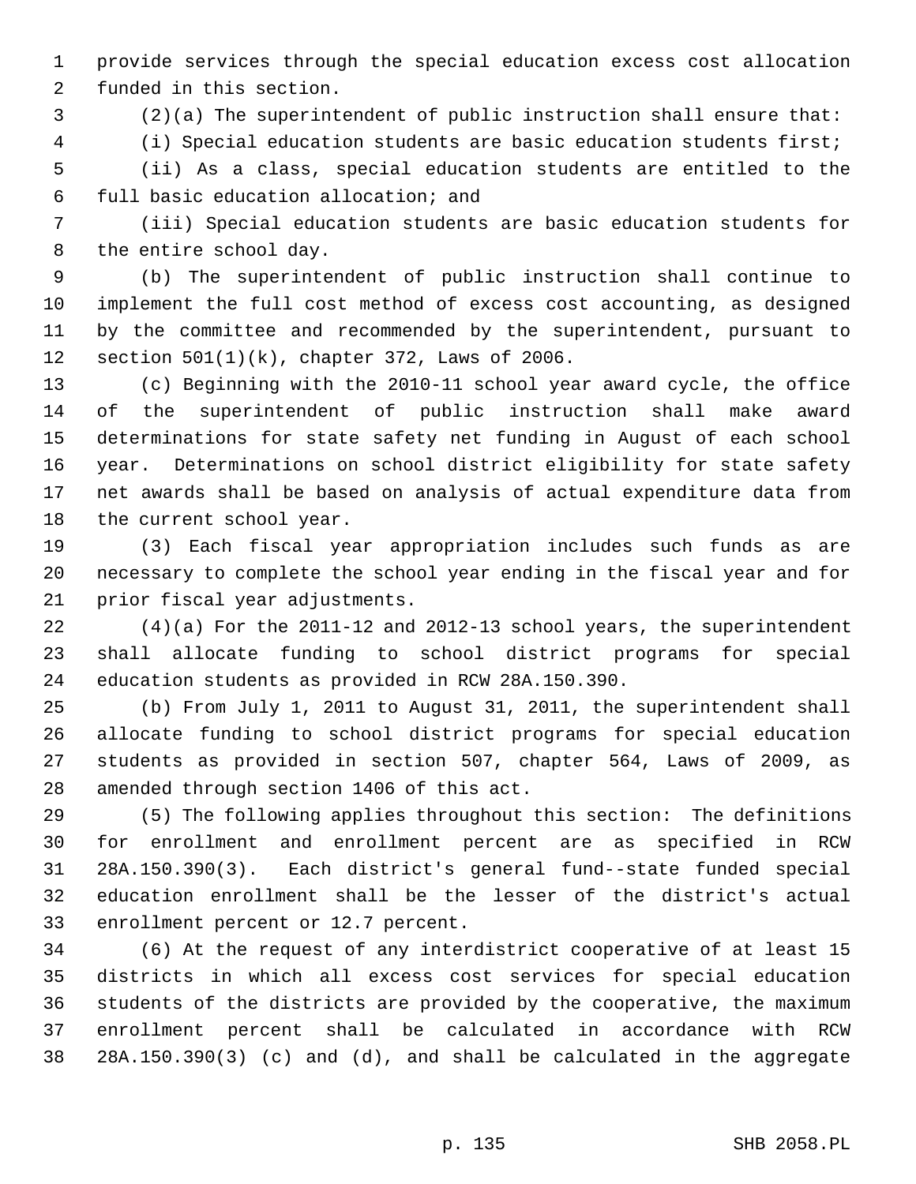provide services through the special education excess cost allocation funded in this section.

(2)(a) The superintendent of public instruction shall ensure that:

(i) Special education students are basic education students first;

(ii) As a class, special education students are entitled to the full basic education allocation; and

(iii) Special education students are basic education students for the entire school day.

(b) The superintendent of public instruction shall continue to implement the full cost method of excess cost accounting, as designed by the committee and recommended by the superintendent, pursuant to section 501(1)(k), chapter 372, Laws of 2006.

(c) Beginning with the 2010-11 school year award cycle, the office of the superintendent of public instruction shall make award determinations for state safety net funding in August of each school year. Determinations on school district eligibility for state safety net awards shall be based on analysis of actual expenditure data from the current school year.

(3) Each fiscal year appropriation includes such funds as are necessary to complete the school year ending in the fiscal year and for prior fiscal year adjustments.

(4)(a) For the 2011-12 and 2012-13 school years, the superintendent shall allocate funding to school district programs for special education students as provided in RCW 28A.150.390.

(b) From July 1, 2011 to August 31, 2011, the superintendent shall allocate funding to school district programs for special education students as provided in section 507, chapter 564, Laws of 2009, as amended through section 1406 of this act.

(5) The following applies throughout this section: The definitions for enrollment and enrollment percent are as specified in RCW 28A.150.390(3). Each district's general fund--state funded special education enrollment shall be the lesser of the district's actual enrollment percent or 12.7 percent.

(6) At the request of any interdistrict cooperative of at least 15 districts in which all excess cost services for special education students of the districts are provided by the cooperative, the maximum enrollment percent shall be calculated in accordance with RCW 28A.150.390(3) (c) and (d), and shall be calculated in the aggregate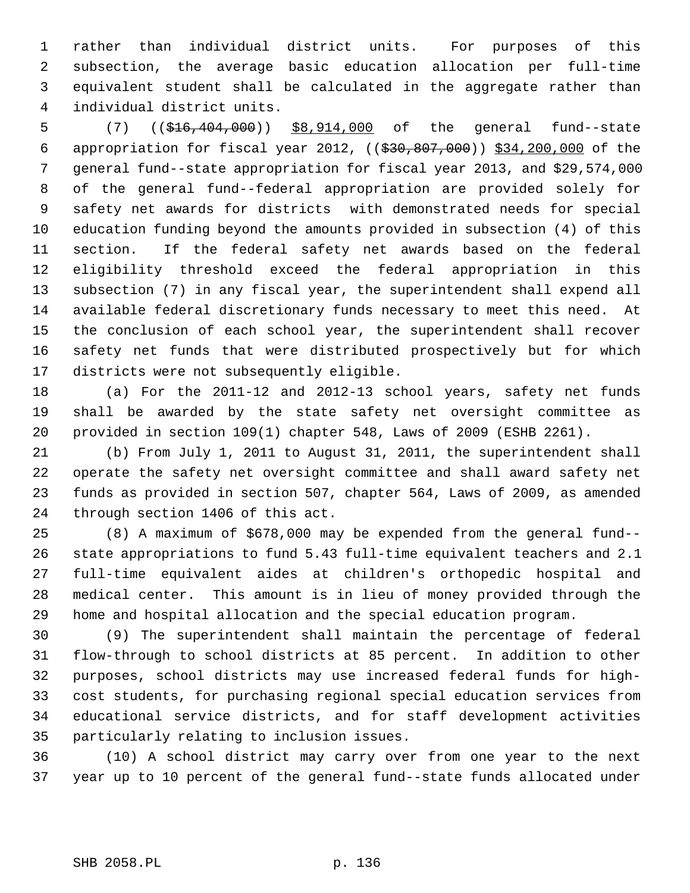rather than individual district units. For purposes of this subsection, the average basic education allocation per full-time equivalent student shall be calculated in the aggregate rather than individual district units.

(7) ((~~$16,404,000~~)) <u>$8,914,000</u> of the general fund--state appropriation for fiscal year 2012, ((~~$30,807,000~~)) <u>$34,200,000</u> of the general fund--state appropriation for fiscal year 2013, and $29,574,000 of the general fund--federal appropriation are provided solely for safety net awards for districts with demonstrated needs for special education funding beyond the amounts provided in subsection (4) of this section. If the federal safety net awards based on the federal eligibility threshold exceed the federal appropriation in this subsection (7) in any fiscal year, the superintendent shall expend all available federal discretionary funds necessary to meet this need. At the conclusion of each school year, the superintendent shall recover safety net funds that were distributed prospectively but for which districts were not subsequently eligible.

(a) For the 2011-12 and 2012-13 school years, safety net funds shall be awarded by the state safety net oversight committee as provided in section 109(1) chapter 548, Laws of 2009 (ESHB 2261).

(b) From July 1, 2011 to August 31, 2011, the superintendent shall operate the safety net oversight committee and shall award safety net funds as provided in section 507, chapter 564, Laws of 2009, as amended through section 1406 of this act.

(8) A maximum of $678,000 may be expended from the general fund--state appropriations to fund 5.43 full-time equivalent teachers and 2.1 full-time equivalent aides at children's orthopedic hospital and medical center. This amount is in lieu of money provided through the home and hospital allocation and the special education program.

(9) The superintendent shall maintain the percentage of federal flow-through to school districts at 85 percent. In addition to other purposes, school districts may use increased federal funds for high-cost students, for purchasing regional special education services from educational service districts, and for staff development activities particularly relating to inclusion issues.

(10) A school district may carry over from one year to the next year up to 10 percent of the general fund--state funds allocated under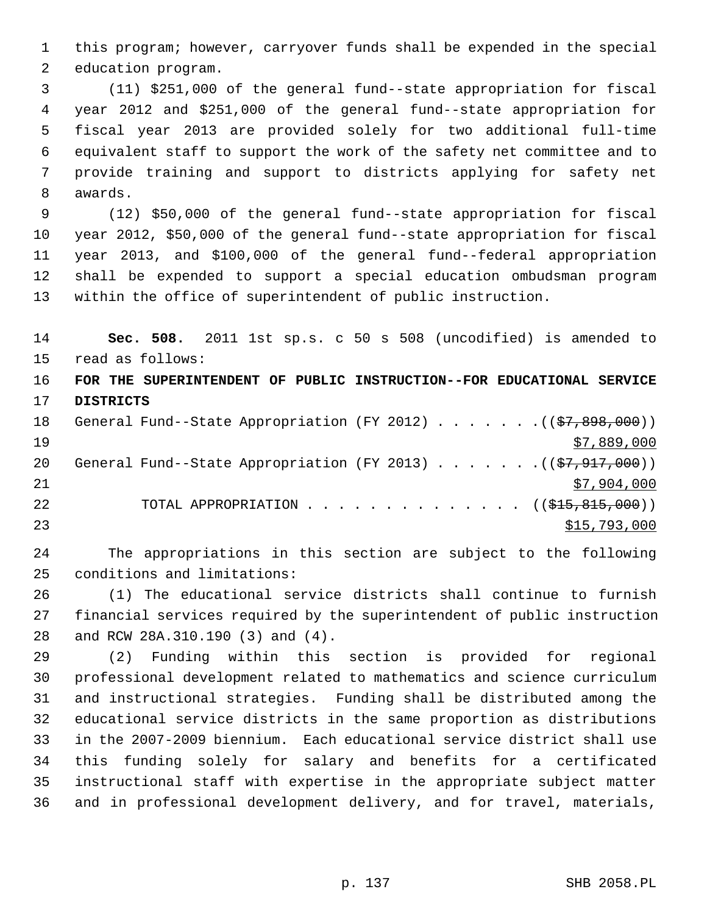this program; however, carryover funds shall be expended in the special education program.

(11) $251,000 of the general fund--state appropriation for fiscal year 2012 and $251,000 of the general fund--state appropriation for fiscal year 2013 are provided solely for two additional full-time equivalent staff to support the work of the safety net committee and to provide training and support to districts applying for safety net awards.

(12) $50,000 of the general fund--state appropriation for fiscal year 2012, $50,000 of the general fund--state appropriation for fiscal year 2013, and $100,000 of the general fund--federal appropriation shall be expended to support a special education ombudsman program within the office of superintendent of public instruction.

**Sec. 508.** 2011 1st sp.s. c 50 s 508 (uncodified) is amended to read as follows:

**FOR THE SUPERINTENDENT OF PUBLIC INSTRUCTION--FOR EDUCATIONAL SERVICE DISTRICTS**

General Fund--State Appropriation (FY 2012) . . . . . . . ((~~$7,898,000~~)) $7,889,000

General Fund--State Appropriation (FY 2013) . . . . . . . ((~~$7,917,000~~)) $7,904,000

TOTAL APPROPRIATION . . . . . . . . . . . . . . ((~~$15,815,000~~)) $15,793,000

The appropriations in this section are subject to the following conditions and limitations:

(1) The educational service districts shall continue to furnish financial services required by the superintendent of public instruction and RCW 28A.310.190 (3) and (4).

(2) Funding within this section is provided for regional professional development related to mathematics and science curriculum and instructional strategies. Funding shall be distributed among the educational service districts in the same proportion as distributions in the 2007-2009 biennium. Each educational service district shall use this funding solely for salary and benefits for a certificated instructional staff with expertise in the appropriate subject matter and in professional development delivery, and for travel, materials,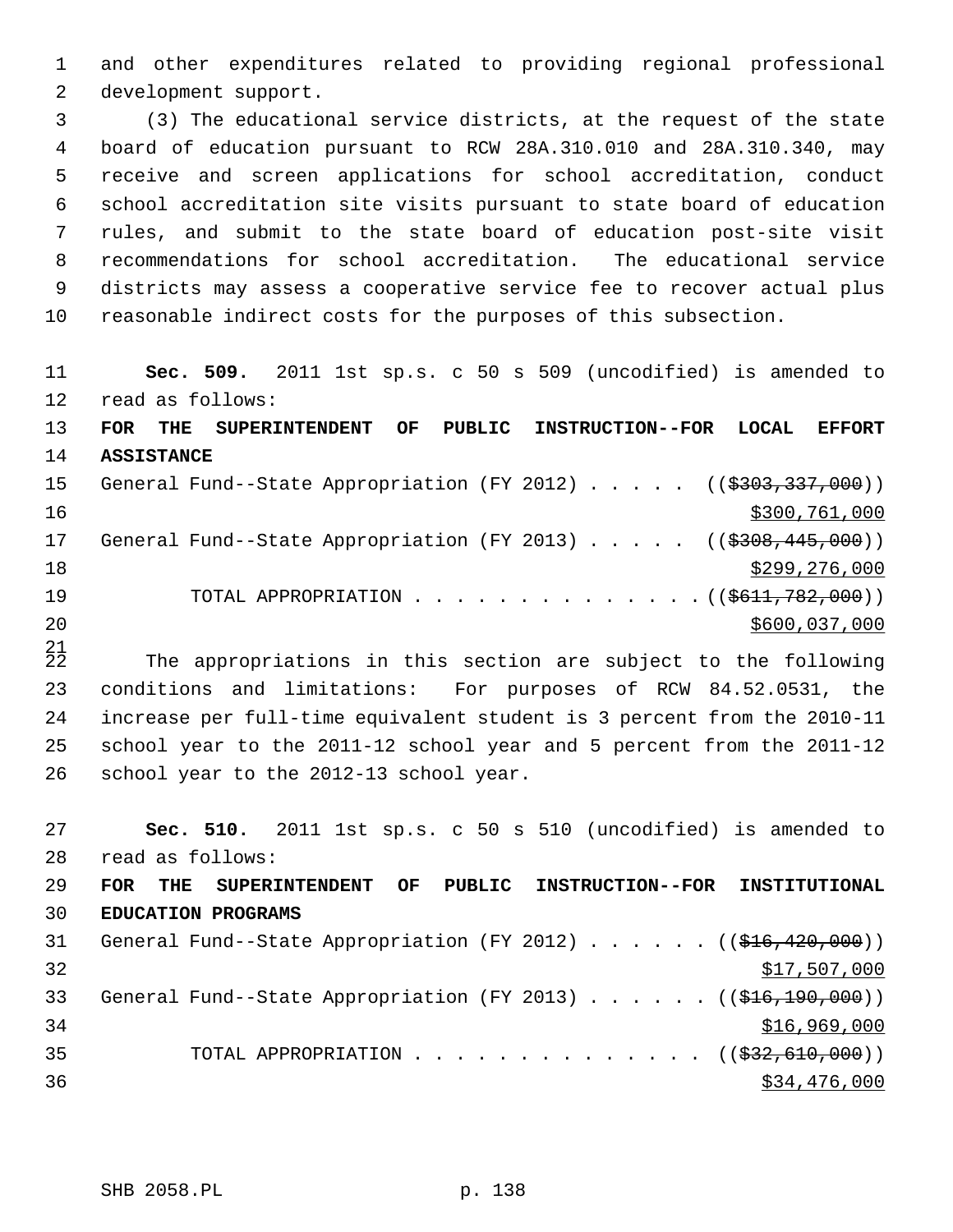and other expenditures related to providing regional professional development support.

(3) The educational service districts, at the request of the state board of education pursuant to RCW 28A.310.010 and 28A.310.340, may receive and screen applications for school accreditation, conduct school accreditation site visits pursuant to state board of education rules, and submit to the state board of education post-site visit recommendations for school accreditation. The educational service districts may assess a cooperative service fee to recover actual plus reasonable indirect costs for the purposes of this subsection.

**Sec. 509.** 2011 1st sp.s. c 50 s 509 (uncodified) is amended to read as follows:

**FOR THE SUPERINTENDENT OF PUBLIC INSTRUCTION--FOR LOCAL EFFORT ASSISTANCE**

General Fund--State Appropriation (FY 2012) . . . . . ((~~$303,337,000~~))
$300,761,000

General Fund--State Appropriation (FY 2013) . . . . . ((~~$308,445,000~~))
$299,276,000

TOTAL APPROPRIATION . . . . . . . . . . . . . ((~~$611,782,000~~))
$600,037,000

The appropriations in this section are subject to the following conditions and limitations: For purposes of RCW 84.52.0531, the increase per full-time equivalent student is 3 percent from the 2010-11 school year to the 2011-12 school year and 5 percent from the 2011-12 school year to the 2012-13 school year.

**Sec. 510.** 2011 1st sp.s. c 50 s 510 (uncodified) is amended to read as follows:

**FOR THE SUPERINTENDENT OF PUBLIC INSTRUCTION--FOR INSTITUTIONAL EDUCATION PROGRAMS**

General Fund--State Appropriation (FY 2012) . . . . . . ((~~$16,420,000~~))
$17,507,000

General Fund--State Appropriation (FY 2013) . . . . . . ((~~$16,190,000~~))
$16,969,000

TOTAL APPROPRIATION . . . . . . . . . . . . . . ((~~$32,610,000~~))
$34,476,000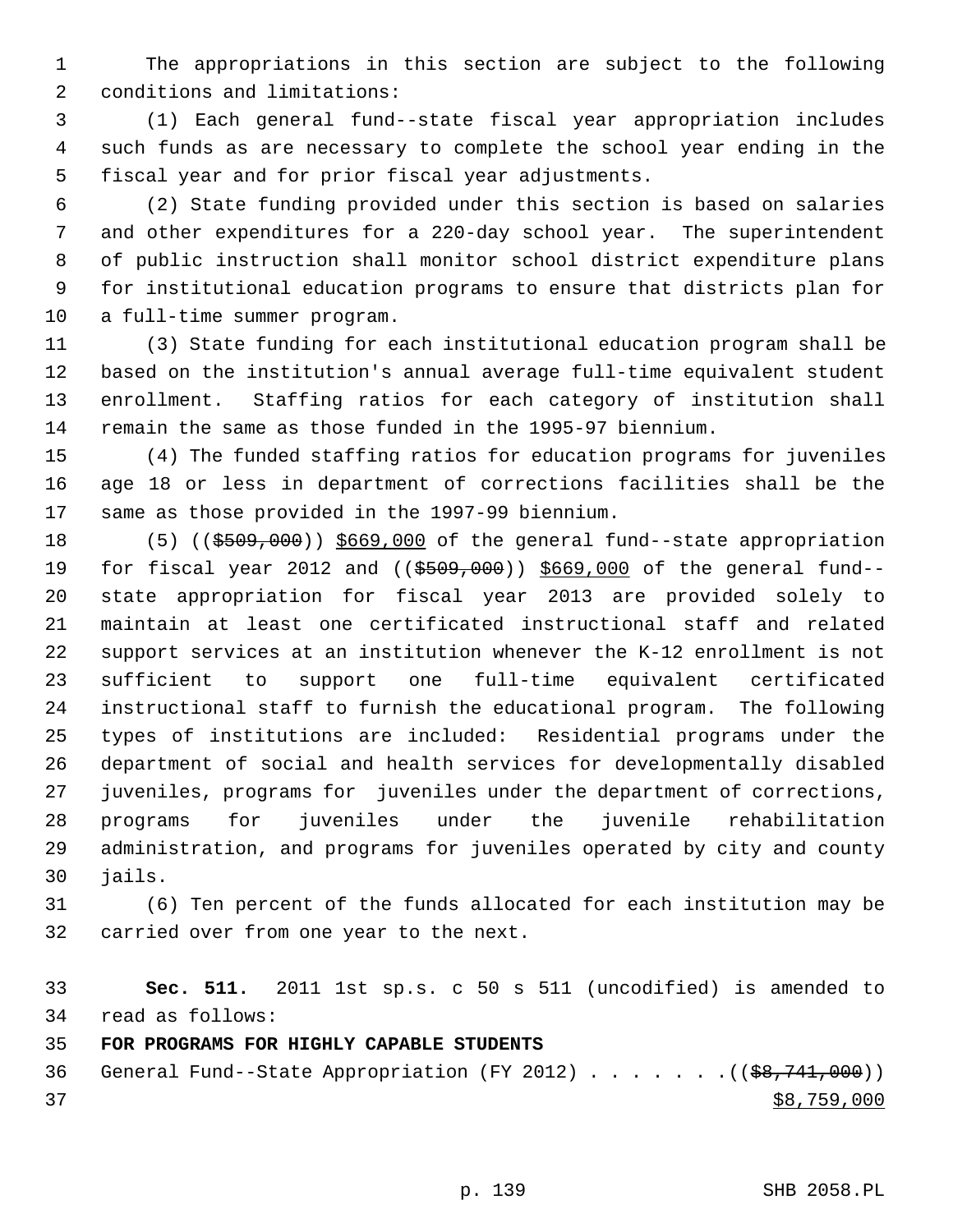The appropriations in this section are subject to the following conditions and limitations:

(1) Each general fund--state fiscal year appropriation includes such funds as are necessary to complete the school year ending in the fiscal year and for prior fiscal year adjustments.

(2) State funding provided under this section is based on salaries and other expenditures for a 220-day school year. The superintendent of public instruction shall monitor school district expenditure plans for institutional education programs to ensure that districts plan for a full-time summer program.

(3) State funding for each institutional education program shall be based on the institution's annual average full-time equivalent student enrollment. Staffing ratios for each category of institution shall remain the same as those funded in the 1995-97 biennium.

(4) The funded staffing ratios for education programs for juveniles age 18 or less in department of corrections facilities shall be the same as those provided in the 1997-99 biennium.

(5) ((~~$509,000~~)) $669,000 of the general fund--state appropriation for fiscal year 2012 and ((~~$509,000~~)) $669,000 of the general fund--state appropriation for fiscal year 2013 are provided solely to maintain at least one certificated instructional staff and related support services at an institution whenever the K-12 enrollment is not sufficient to support one full-time equivalent certificated instructional staff to furnish the educational program. The following types of institutions are included: Residential programs under the department of social and health services for developmentally disabled juveniles, programs for juveniles under the department of corrections, programs for juveniles under the juvenile rehabilitation administration, and programs for juveniles operated by city and county jails.

(6) Ten percent of the funds allocated for each institution may be carried over from one year to the next.

**Sec. 511.** 2011 1st sp.s. c 50 s 511 (uncodified) is amended to read as follows:

**FOR PROGRAMS FOR HIGHLY CAPABLE STUDENTS**

General Fund--State Appropriation (FY 2012) . . . . . . . ((~~$8,741,000~~))
$8,759,000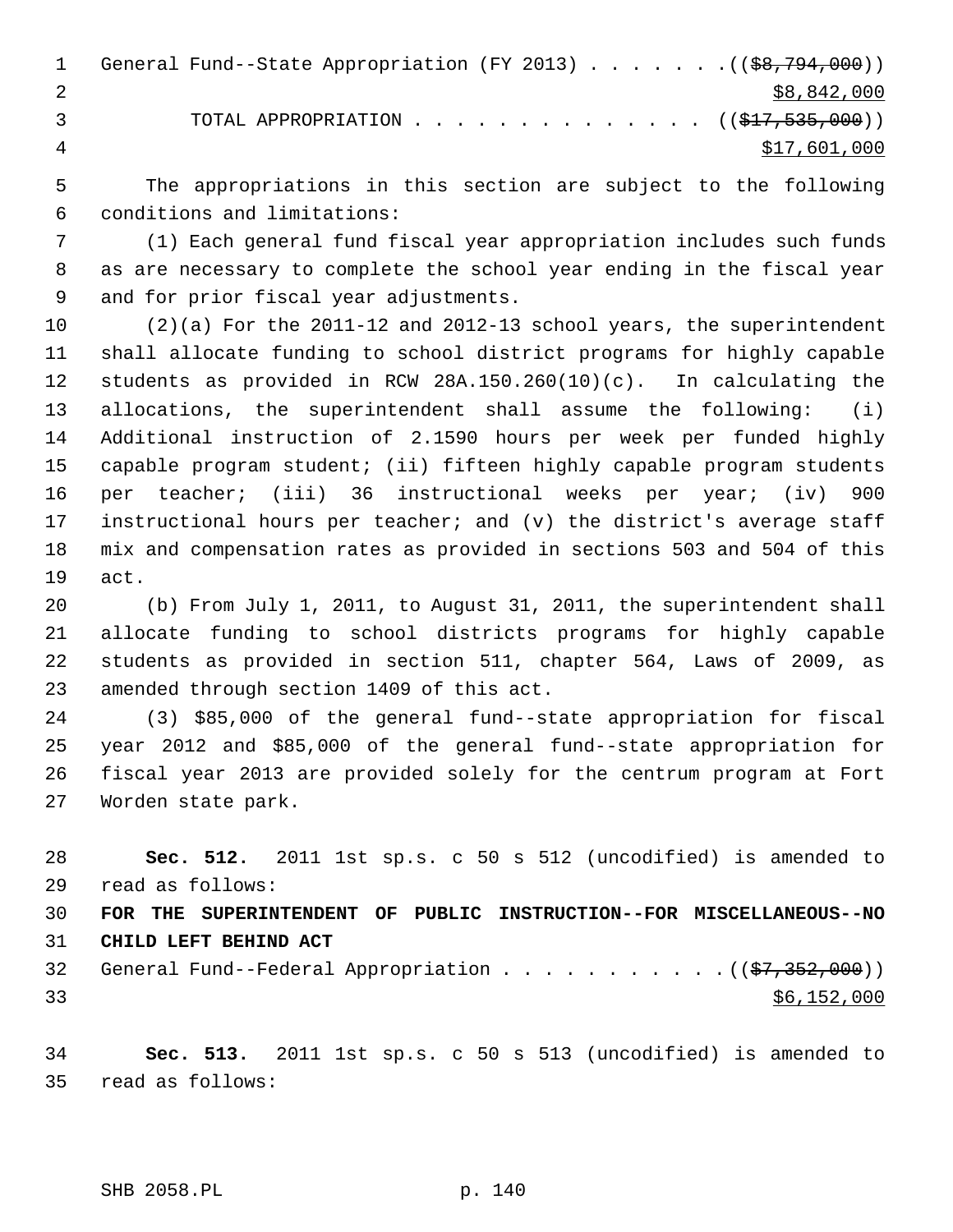General Fund--State Appropriation (FY 2013) . . . . . . . ((~~$8,794,000~~))
$8,842,000

TOTAL APPROPRIATION . . . . . . . . . . . . . . ((~~$17,535,000~~))
$17,601,000

The appropriations in this section are subject to the following conditions and limitations:

(1) Each general fund fiscal year appropriation includes such funds as are necessary to complete the school year ending in the fiscal year and for prior fiscal year adjustments.

(2)(a) For the 2011-12 and 2012-13 school years, the superintendent shall allocate funding to school district programs for highly capable students as provided in RCW 28A.150.260(10)(c). In calculating the allocations, the superintendent shall assume the following: (i) Additional instruction of 2.1590 hours per week per funded highly capable program student; (ii) fifteen highly capable program students per teacher; (iii) 36 instructional weeks per year; (iv) 900 instructional hours per teacher; and (v) the district's average staff mix and compensation rates as provided in sections 503 and 504 of this act.

(b) From July 1, 2011, to August 31, 2011, the superintendent shall allocate funding to school districts programs for highly capable students as provided in section 511, chapter 564, Laws of 2009, as amended through section 1409 of this act.

(3) $85,000 of the general fund--state appropriation for fiscal year 2012 and $85,000 of the general fund--state appropriation for fiscal year 2013 are provided solely for the centrum program at Fort Worden state park.

**Sec. 512.** 2011 1st sp.s. c 50 s 512 (uncodified) is amended to read as follows:

**FOR THE SUPERINTENDENT OF PUBLIC INSTRUCTION--FOR MISCELLANEOUS--NO CHILD LEFT BEHIND ACT**

General Fund--Federal Appropriation . . . . . . . . . . . ((~~$7,352,000~~))
$6,152,000

**Sec. 513.** 2011 1st sp.s. c 50 s 513 (uncodified) is amended to read as follows: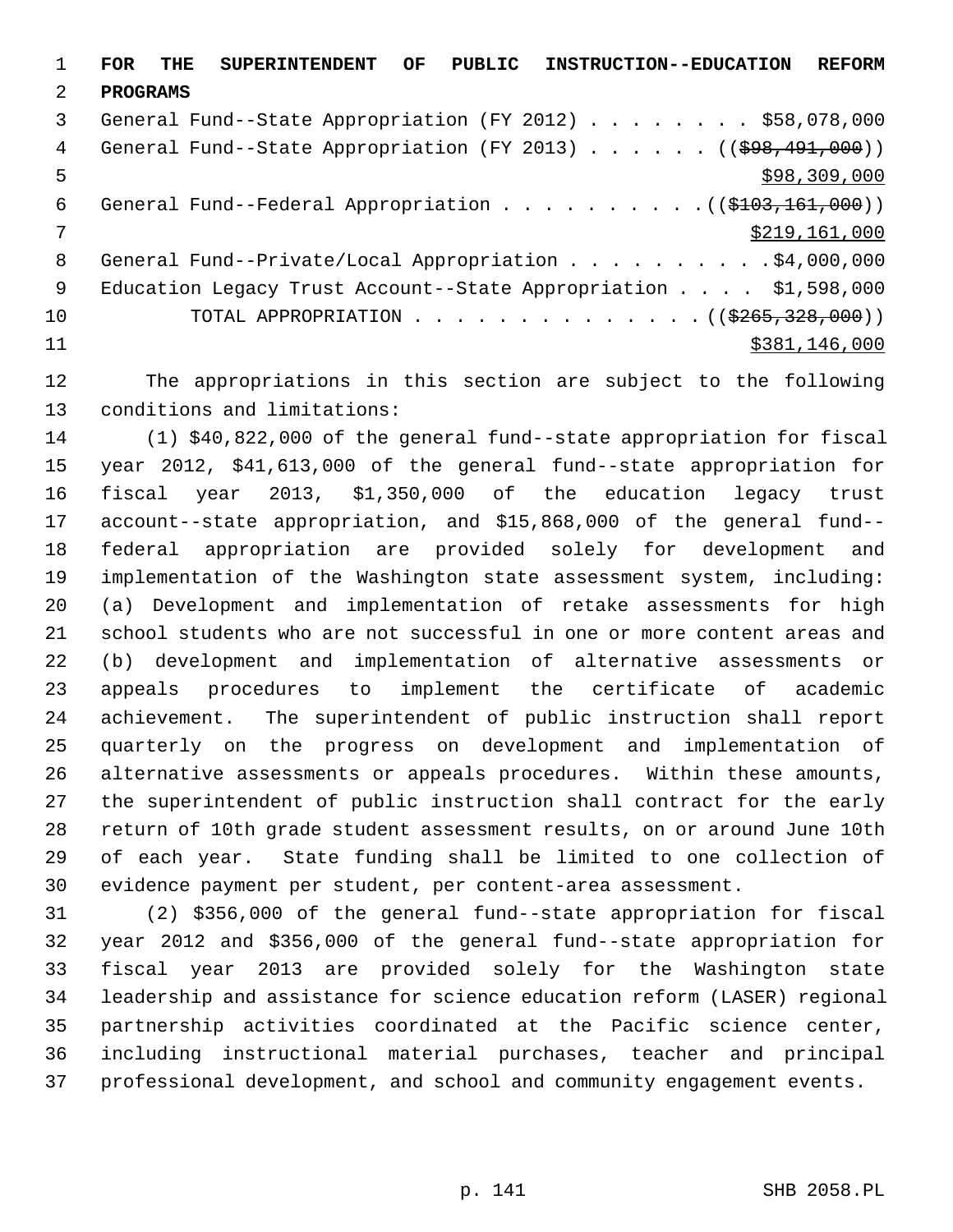**FOR THE SUPERINTENDENT OF PUBLIC INSTRUCTION--EDUCATION REFORM PROGRAMS**

General Fund--State Appropriation (FY 2012) . . . . . . . . $58,078,000

General Fund--State Appropriation (FY 2013) . . . . . . ((~~$98,491,000~~))

$98,309,000

General Fund--Federal Appropriation . . . . . . . . . . ((~~$103,161,000~~))

$219,161,000

General Fund--Private/Local Appropriation . . . . . . . . . .$4,000,000

Education Legacy Trust Account--State Appropriation . . . . $1,598,000

TOTAL APPROPRIATION . . . . . . . . . . . . . . ((~~$265,328,000~~))

$381,146,000

The appropriations in this section are subject to the following conditions and limitations:

(1) $40,822,000 of the general fund--state appropriation for fiscal year 2012, $41,613,000 of the general fund--state appropriation for fiscal year 2013, $1,350,000 of the education legacy trust account--state appropriation, and $15,868,000 of the general fund--federal appropriation are provided solely for development and implementation of the Washington state assessment system, including: (a) Development and implementation of retake assessments for high school students who are not successful in one or more content areas and (b) development and implementation of alternative assessments or appeals procedures to implement the certificate of academic achievement. The superintendent of public instruction shall report quarterly on the progress on development and implementation of alternative assessments or appeals procedures. Within these amounts, the superintendent of public instruction shall contract for the early return of 10th grade student assessment results, on or around June 10th of each year. State funding shall be limited to one collection of evidence payment per student, per content-area assessment.

(2) $356,000 of the general fund--state appropriation for fiscal year 2012 and $356,000 of the general fund--state appropriation for fiscal year 2013 are provided solely for the Washington state leadership and assistance for science education reform (LASER) regional partnership activities coordinated at the Pacific science center, including instructional material purchases, teacher and principal professional development, and school and community engagement events.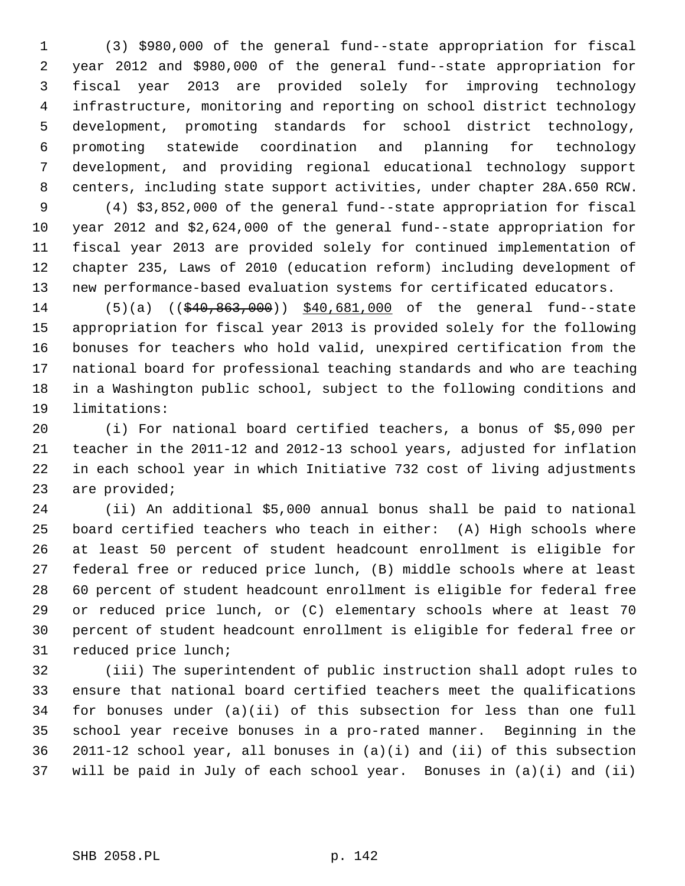(3) $980,000 of the general fund--state appropriation for fiscal year 2012 and $980,000 of the general fund--state appropriation for fiscal year 2013 are provided solely for improving technology infrastructure, monitoring and reporting on school district technology development, promoting standards for school district technology, promoting statewide coordination and planning for technology development, and providing regional educational technology support centers, including state support activities, under chapter 28A.650 RCW.

(4) $3,852,000 of the general fund--state appropriation for fiscal year 2012 and $2,624,000 of the general fund--state appropriation for fiscal year 2013 are provided solely for continued implementation of chapter 235, Laws of 2010 (education reform) including development of new performance-based evaluation systems for certificated educators.

(5)(a) ((~~$40,863,000~~)) <u>$40,681,000</u> of the general fund--state appropriation for fiscal year 2013 is provided solely for the following bonuses for teachers who hold valid, unexpired certification from the national board for professional teaching standards and who are teaching in a Washington public school, subject to the following conditions and limitations:

(i) For national board certified teachers, a bonus of $5,090 per teacher in the 2011-12 and 2012-13 school years, adjusted for inflation in each school year in which Initiative 732 cost of living adjustments are provided;

(ii) An additional $5,000 annual bonus shall be paid to national board certified teachers who teach in either: (A) High schools where at least 50 percent of student headcount enrollment is eligible for federal free or reduced price lunch, (B) middle schools where at least 60 percent of student headcount enrollment is eligible for federal free or reduced price lunch, or (C) elementary schools where at least 70 percent of student headcount enrollment is eligible for federal free or reduced price lunch;

(iii) The superintendent of public instruction shall adopt rules to ensure that national board certified teachers meet the qualifications for bonuses under (a)(ii) of this subsection for less than one full school year receive bonuses in a pro-rated manner. Beginning in the 2011-12 school year, all bonuses in (a)(i) and (ii) of this subsection will be paid in July of each school year. Bonuses in (a)(i) and (ii)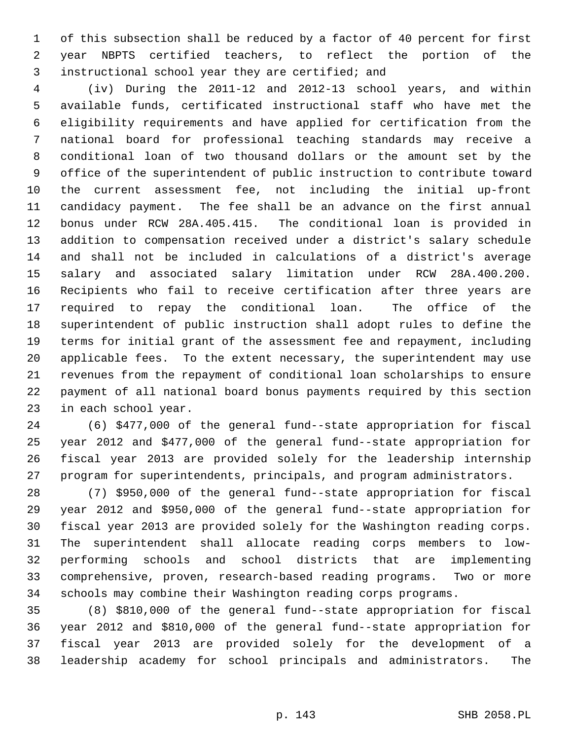of this subsection shall be reduced by a factor of 40 percent for first year NBPTS certified teachers, to reflect the portion of the instructional school year they are certified; and

(iv) During the 2011-12 and 2012-13 school years, and within available funds, certificated instructional staff who have met the eligibility requirements and have applied for certification from the national board for professional teaching standards may receive a conditional loan of two thousand dollars or the amount set by the office of the superintendent of public instruction to contribute toward the current assessment fee, not including the initial up-front candidacy payment. The fee shall be an advance on the first annual bonus under RCW 28A.405.415. The conditional loan is provided in addition to compensation received under a district's salary schedule and shall not be included in calculations of a district's average salary and associated salary limitation under RCW 28A.400.200. Recipients who fail to receive certification after three years are required to repay the conditional loan. The office of the superintendent of public instruction shall adopt rules to define the terms for initial grant of the assessment fee and repayment, including applicable fees. To the extent necessary, the superintendent may use revenues from the repayment of conditional loan scholarships to ensure payment of all national board bonus payments required by this section in each school year.

(6) $477,000 of the general fund--state appropriation for fiscal year 2012 and $477,000 of the general fund--state appropriation for fiscal year 2013 are provided solely for the leadership internship program for superintendents, principals, and program administrators.

(7) $950,000 of the general fund--state appropriation for fiscal year 2012 and $950,000 of the general fund--state appropriation for fiscal year 2013 are provided solely for the Washington reading corps. The superintendent shall allocate reading corps members to low-performing schools and school districts that are implementing comprehensive, proven, research-based reading programs. Two or more schools may combine their Washington reading corps programs.

(8) $810,000 of the general fund--state appropriation for fiscal year 2012 and $810,000 of the general fund--state appropriation for fiscal year 2013 are provided solely for the development of a leadership academy for school principals and administrators. The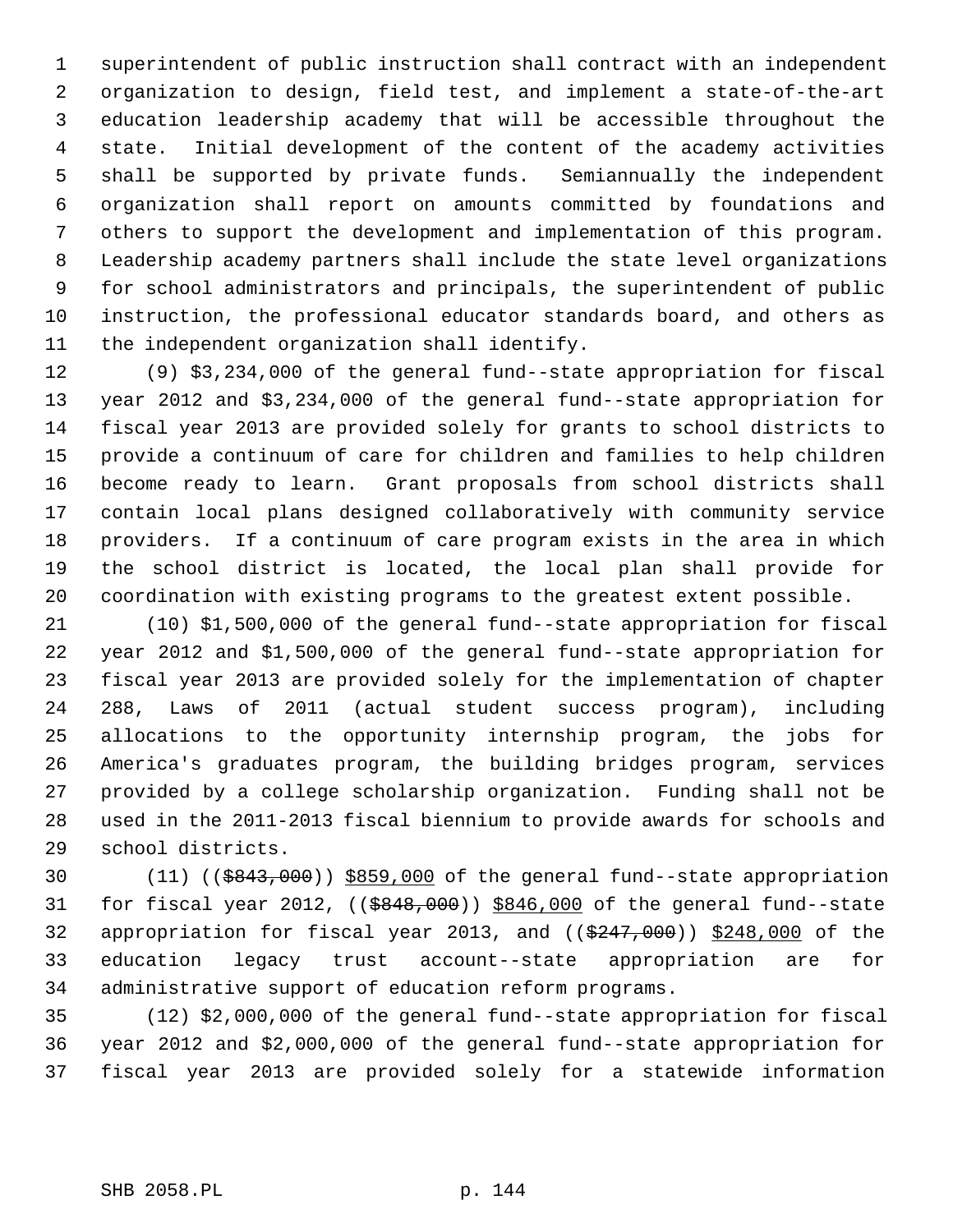superintendent of public instruction shall contract with an independent organization to design, field test, and implement a state-of-the-art education leadership academy that will be accessible throughout the state. Initial development of the content of the academy activities shall be supported by private funds. Semiannually the independent organization shall report on amounts committed by foundations and others to support the development and implementation of this program. Leadership academy partners shall include the state level organizations for school administrators and principals, the superintendent of public instruction, the professional educator standards board, and others as the independent organization shall identify.

(9) $3,234,000 of the general fund--state appropriation for fiscal year 2012 and $3,234,000 of the general fund--state appropriation for fiscal year 2013 are provided solely for grants to school districts to provide a continuum of care for children and families to help children become ready to learn. Grant proposals from school districts shall contain local plans designed collaboratively with community service providers. If a continuum of care program exists in the area in which the school district is located, the local plan shall provide for coordination with existing programs to the greatest extent possible.

(10) $1,500,000 of the general fund--state appropriation for fiscal year 2012 and $1,500,000 of the general fund--state appropriation for fiscal year 2013 are provided solely for the implementation of chapter 288, Laws of 2011 (actual student success program), including allocations to the opportunity internship program, the jobs for America's graduates program, the building bridges program, services provided by a college scholarship organization. Funding shall not be used in the 2011-2013 fiscal biennium to provide awards for schools and school districts.

(11) ((~~$843,000~~)) <u>$859,000</u> of the general fund--state appropriation for fiscal year 2012, ((~~$848,000~~)) <u>$846,000</u> of the general fund--state appropriation for fiscal year 2013, and ((~~$247,000~~)) <u>$248,000</u> of the education legacy trust account--state appropriation are for administrative support of education reform programs.

(12) $2,000,000 of the general fund--state appropriation for fiscal year 2012 and $2,000,000 of the general fund--state appropriation for fiscal year 2013 are provided solely for a statewide information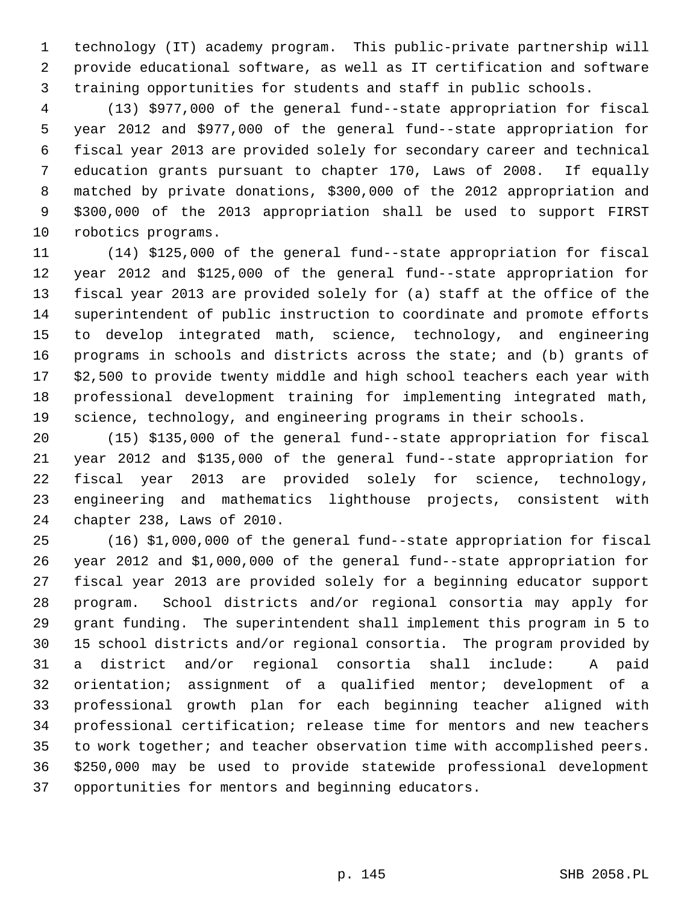technology (IT) academy program. This public-private partnership will provide educational software, as well as IT certification and software training opportunities for students and staff in public schools.

(13) $977,000 of the general fund--state appropriation for fiscal year 2012 and $977,000 of the general fund--state appropriation for fiscal year 2013 are provided solely for secondary career and technical education grants pursuant to chapter 170, Laws of 2008. If equally matched by private donations, $300,000 of the 2012 appropriation and $300,000 of the 2013 appropriation shall be used to support FIRST robotics programs.

(14) $125,000 of the general fund--state appropriation for fiscal year 2012 and $125,000 of the general fund--state appropriation for fiscal year 2013 are provided solely for (a) staff at the office of the superintendent of public instruction to coordinate and promote efforts to develop integrated math, science, technology, and engineering programs in schools and districts across the state; and (b) grants of $2,500 to provide twenty middle and high school teachers each year with professional development training for implementing integrated math, science, technology, and engineering programs in their schools.

(15) $135,000 of the general fund--state appropriation for fiscal year 2012 and $135,000 of the general fund--state appropriation for fiscal year 2013 are provided solely for science, technology, engineering and mathematics lighthouse projects, consistent with chapter 238, Laws of 2010.

(16) $1,000,000 of the general fund--state appropriation for fiscal year 2012 and $1,000,000 of the general fund--state appropriation for fiscal year 2013 are provided solely for a beginning educator support program. School districts and/or regional consortia may apply for grant funding. The superintendent shall implement this program in 5 to 15 school districts and/or regional consortia. The program provided by a district and/or regional consortia shall include: A paid orientation; assignment of a qualified mentor; development of a professional growth plan for each beginning teacher aligned with professional certification; release time for mentors and new teachers to work together; and teacher observation time with accomplished peers. $250,000 may be used to provide statewide professional development opportunities for mentors and beginning educators.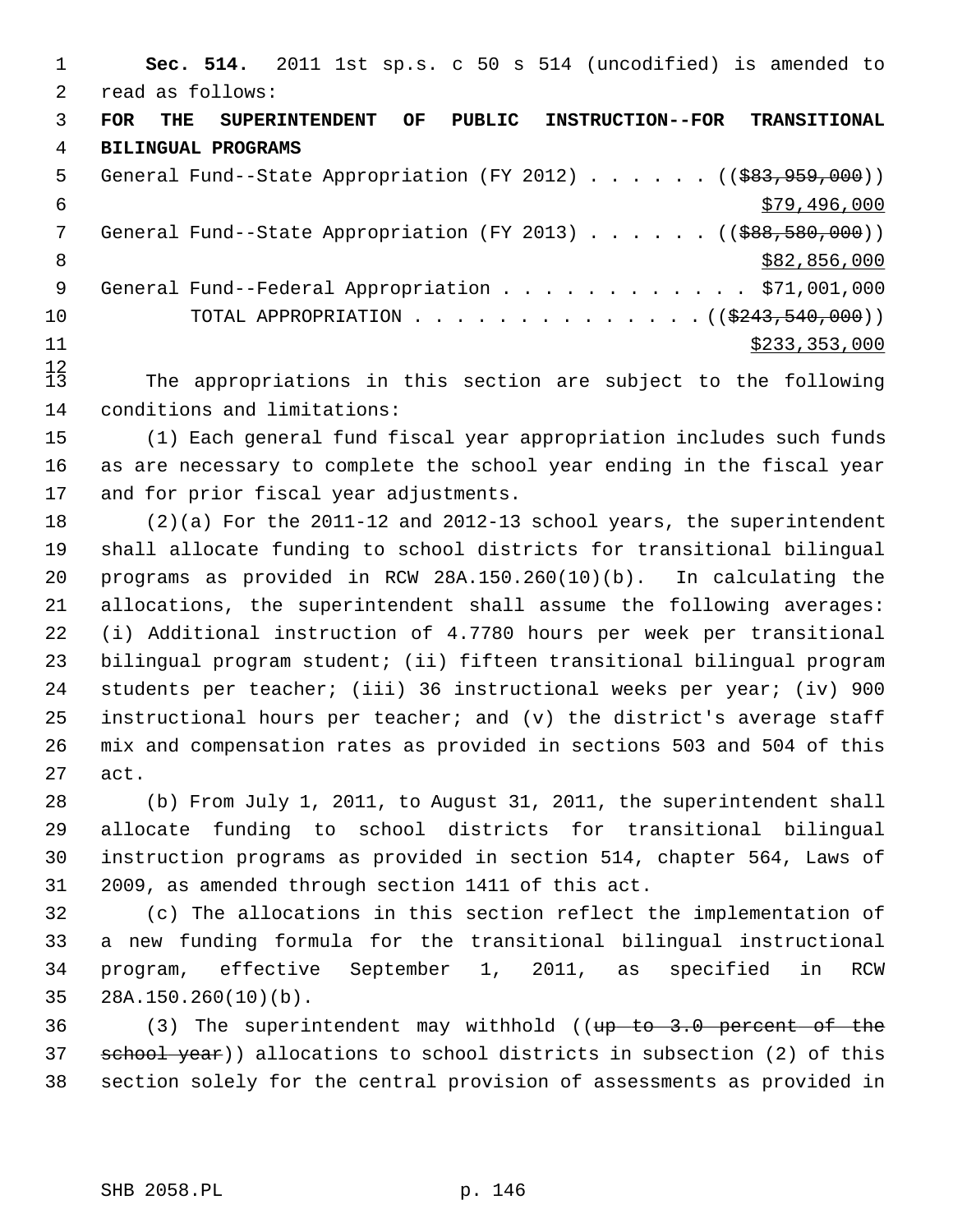**Sec. 514.** 2011 1st sp.s. c 50 s 514 (uncodified) is amended to read as follows:

**FOR THE SUPERINTENDENT OF PUBLIC INSTRUCTION--FOR TRANSITIONAL BILINGUAL PROGRAMS**

General Fund--State Appropriation (FY 2012) . . . . . . ((~~$83,959,000~~))
$79,496,000

General Fund--State Appropriation (FY 2013) . . . . . . ((~~$88,580,000~~))
$82,856,000

General Fund--Federal Appropriation . . . . . . . . . . . . $71,001,000

TOTAL APPROPRIATION . . . . . . . . . . . . . . ((~~$243,540,000~~))
$233,353,000

The appropriations in this section are subject to the following conditions and limitations:

(1) Each general fund fiscal year appropriation includes such funds as are necessary to complete the school year ending in the fiscal year and for prior fiscal year adjustments.

(2)(a) For the 2011-12 and 2012-13 school years, the superintendent shall allocate funding to school districts for transitional bilingual programs as provided in RCW 28A.150.260(10)(b). In calculating the allocations, the superintendent shall assume the following averages: (i) Additional instruction of 4.7780 hours per week per transitional bilingual program student; (ii) fifteen transitional bilingual program students per teacher; (iii) 36 instructional weeks per year; (iv) 900 instructional hours per teacher; and (v) the district's average staff mix and compensation rates as provided in sections 503 and 504 of this act.

(b) From July 1, 2011, to August 31, 2011, the superintendent shall allocate funding to school districts for transitional bilingual instruction programs as provided in section 514, chapter 564, Laws of 2009, as amended through section 1411 of this act.

(c) The allocations in this section reflect the implementation of a new funding formula for the transitional bilingual instructional program, effective September 1, 2011, as specified in RCW 28A.150.260(10)(b).

(3) The superintendent may withhold ((~~up to 3.0 percent of the school year~~)) allocations to school districts in subsection (2) of this section solely for the central provision of assessments as provided in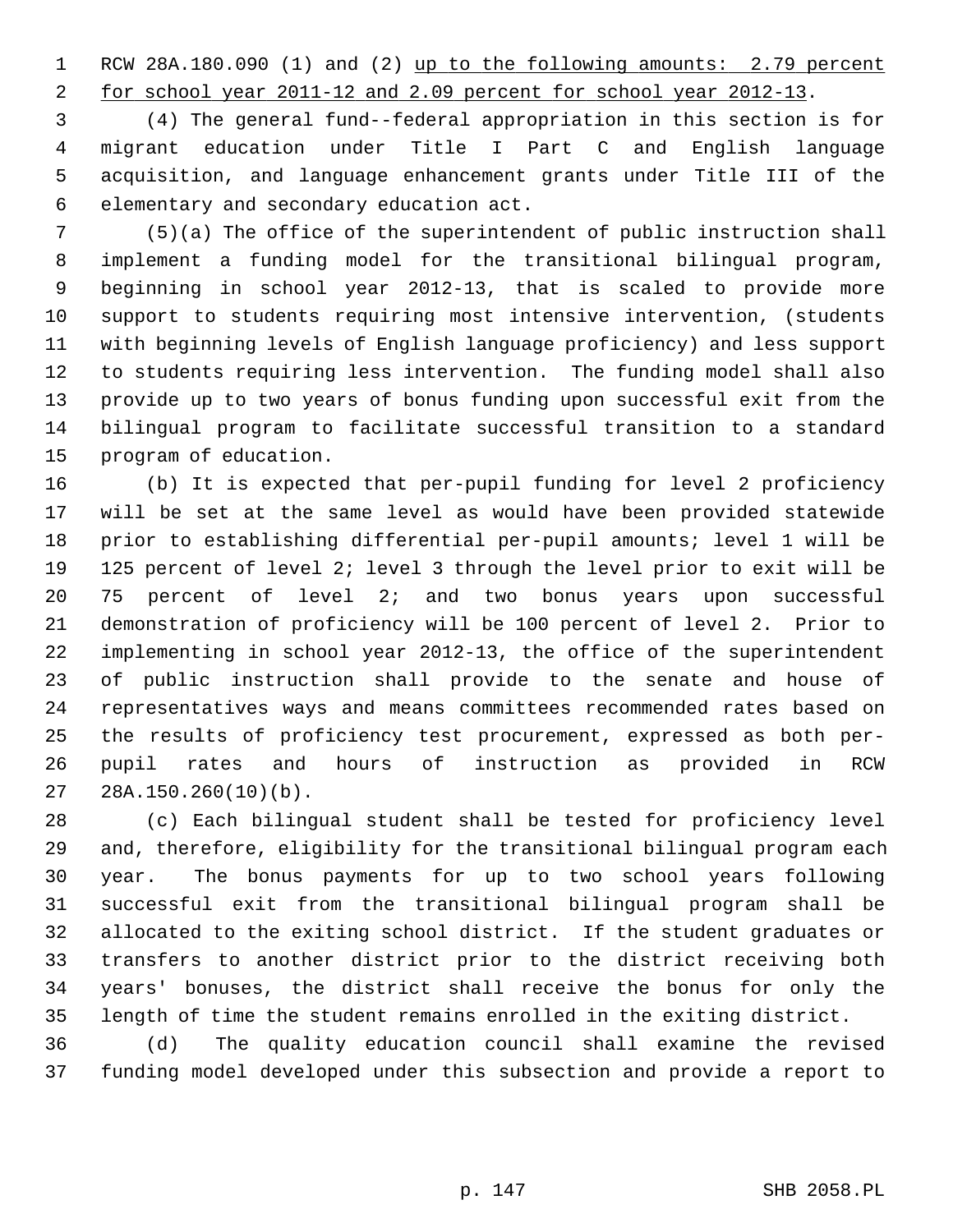RCW 28A.180.090 (1) and (2) up to the following amounts: 2.79 percent for school year 2011-12 and 2.09 percent for school year 2012-13.

(4) The general fund--federal appropriation in this section is for migrant education under Title I Part C and English language acquisition, and language enhancement grants under Title III of the elementary and secondary education act.

(5)(a) The office of the superintendent of public instruction shall implement a funding model for the transitional bilingual program, beginning in school year 2012-13, that is scaled to provide more support to students requiring most intensive intervention, (students with beginning levels of English language proficiency) and less support to students requiring less intervention. The funding model shall also provide up to two years of bonus funding upon successful exit from the bilingual program to facilitate successful transition to a standard program of education.

(b) It is expected that per-pupil funding for level 2 proficiency will be set at the same level as would have been provided statewide prior to establishing differential per-pupil amounts; level 1 will be 125 percent of level 2; level 3 through the level prior to exit will be 75 percent of level 2; and two bonus years upon successful demonstration of proficiency will be 100 percent of level 2. Prior to implementing in school year 2012-13, the office of the superintendent of public instruction shall provide to the senate and house of representatives ways and means committees recommended rates based on the results of proficiency test procurement, expressed as both per-pupil rates and hours of instruction as provided in RCW 28A.150.260(10)(b).

(c) Each bilingual student shall be tested for proficiency level and, therefore, eligibility for the transitional bilingual program each year. The bonus payments for up to two school years following successful exit from the transitional bilingual program shall be allocated to the exiting school district. If the student graduates or transfers to another district prior to the district receiving both years' bonuses, the district shall receive the bonus for only the length of time the student remains enrolled in the exiting district.

(d) The quality education council shall examine the revised funding model developed under this subsection and provide a report to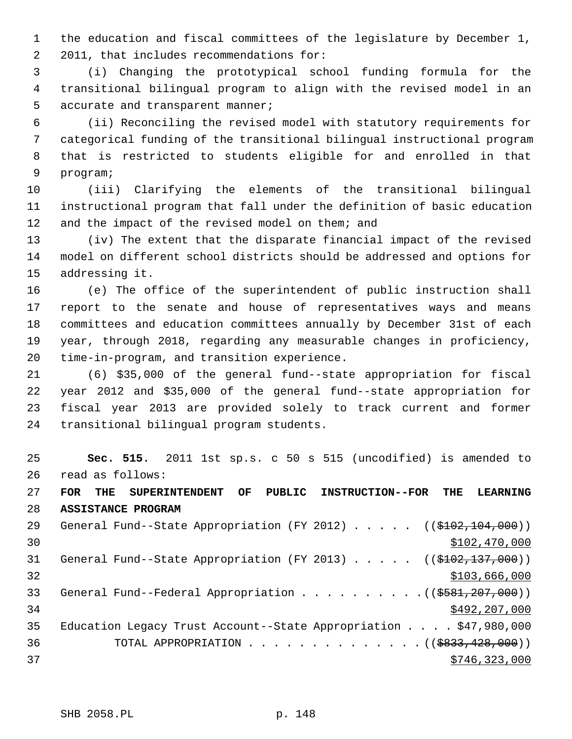the education and fiscal committees of the legislature by December 1, 2011, that includes recommendations for:

(i) Changing the prototypical school funding formula for the transitional bilingual program to align with the revised model in an accurate and transparent manner;

(ii) Reconciling the revised model with statutory requirements for categorical funding of the transitional bilingual instructional program that is restricted to students eligible for and enrolled in that program;

(iii) Clarifying the elements of the transitional bilingual instructional program that fall under the definition of basic education and the impact of the revised model on them; and

(iv) The extent that the disparate financial impact of the revised model on different school districts should be addressed and options for addressing it.

(e) The office of the superintendent of public instruction shall report to the senate and house of representatives ways and means committees and education committees annually by December 31st of each year, through 2018, regarding any measurable changes in proficiency, time-in-program, and transition experience.

(6) $35,000 of the general fund--state appropriation for fiscal year 2012 and $35,000 of the general fund--state appropriation for fiscal year 2013 are provided solely to track current and former transitional bilingual program students.

**Sec. 515.** 2011 1st sp.s. c 50 s 515 (uncodified) is amended to read as follows:

**FOR THE SUPERINTENDENT OF PUBLIC INSTRUCTION--FOR THE LEARNING ASSISTANCE PROGRAM**

General Fund--State Appropriation (FY 2012) . . . . . ((~~$102,104,000~~))
<u>$102,470,000</u>

General Fund--State Appropriation (FY 2013) . . . . . ((~~$102,137,000~~))
<u>$103,666,000</u>

General Fund--Federal Appropriation . . . . . . . . . . ((~~$581,207,000~~))
<u>$492,207,000</u>

Education Legacy Trust Account--State Appropriation . . . . $47,980,000

TOTAL APPROPRIATION . . . . . . . . . . . . . . ((~~$833,428,000~~))
<u>$746,323,000</u>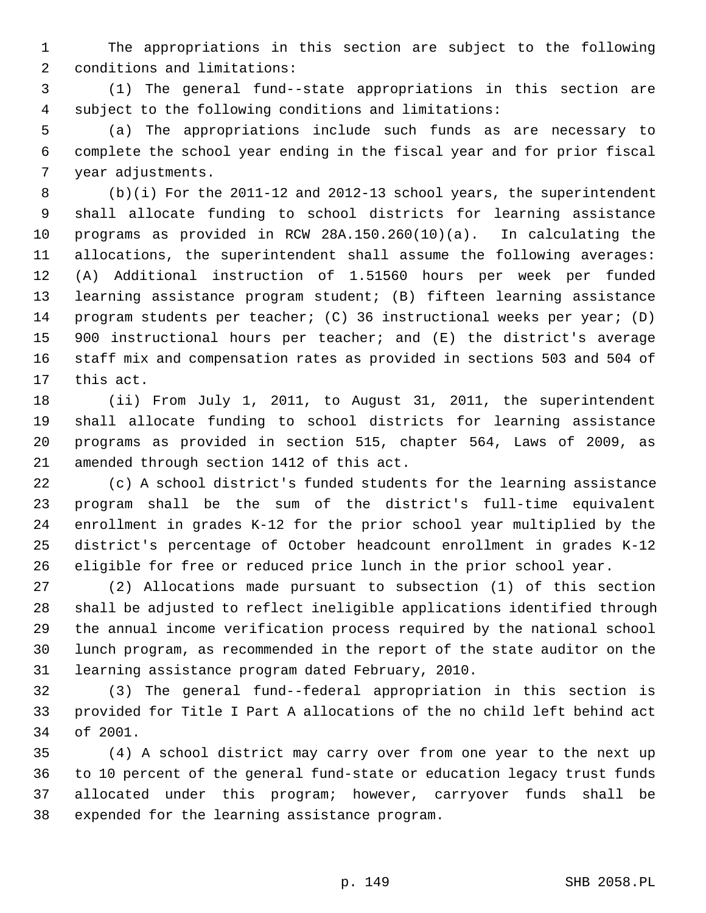The appropriations in this section are subject to the following conditions and limitations:

(1) The general fund--state appropriations in this section are subject to the following conditions and limitations:

(a) The appropriations include such funds as are necessary to complete the school year ending in the fiscal year and for prior fiscal year adjustments.

(b)(i) For the 2011-12 and 2012-13 school years, the superintendent shall allocate funding to school districts for learning assistance programs as provided in RCW 28A.150.260(10)(a). In calculating the allocations, the superintendent shall assume the following averages: (A) Additional instruction of 1.51560 hours per week per funded learning assistance program student; (B) fifteen learning assistance program students per teacher; (C) 36 instructional weeks per year; (D) 900 instructional hours per teacher; and (E) the district's average staff mix and compensation rates as provided in sections 503 and 504 of this act.

(ii) From July 1, 2011, to August 31, 2011, the superintendent shall allocate funding to school districts for learning assistance programs as provided in section 515, chapter 564, Laws of 2009, as amended through section 1412 of this act.

(c) A school district's funded students for the learning assistance program shall be the sum of the district's full-time equivalent enrollment in grades K-12 for the prior school year multiplied by the district's percentage of October headcount enrollment in grades K-12 eligible for free or reduced price lunch in the prior school year.

(2) Allocations made pursuant to subsection (1) of this section shall be adjusted to reflect ineligible applications identified through the annual income verification process required by the national school lunch program, as recommended in the report of the state auditor on the learning assistance program dated February, 2010.

(3) The general fund--federal appropriation in this section is provided for Title I Part A allocations of the no child left behind act of 2001.

(4) A school district may carry over from one year to the next up to 10 percent of the general fund-state or education legacy trust funds allocated under this program; however, carryover funds shall be expended for the learning assistance program.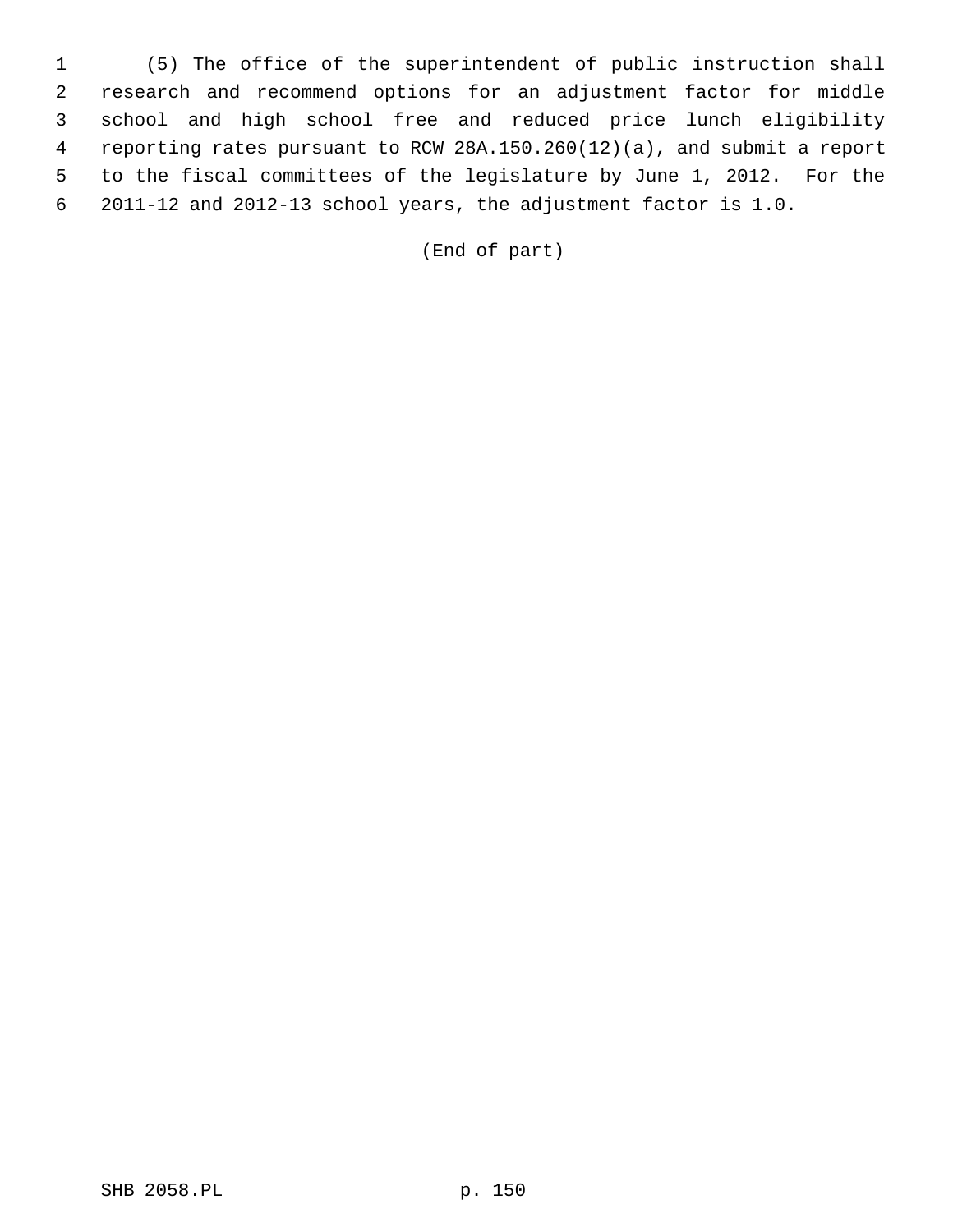(5) The office of the superintendent of public instruction shall research and recommend options for an adjustment factor for middle school and high school free and reduced price lunch eligibility reporting rates pursuant to RCW 28A.150.260(12)(a), and submit a report to the fiscal committees of the legislature by June 1, 2012. For the 2011-12 and 2012-13 school years, the adjustment factor is 1.0.

(End of part)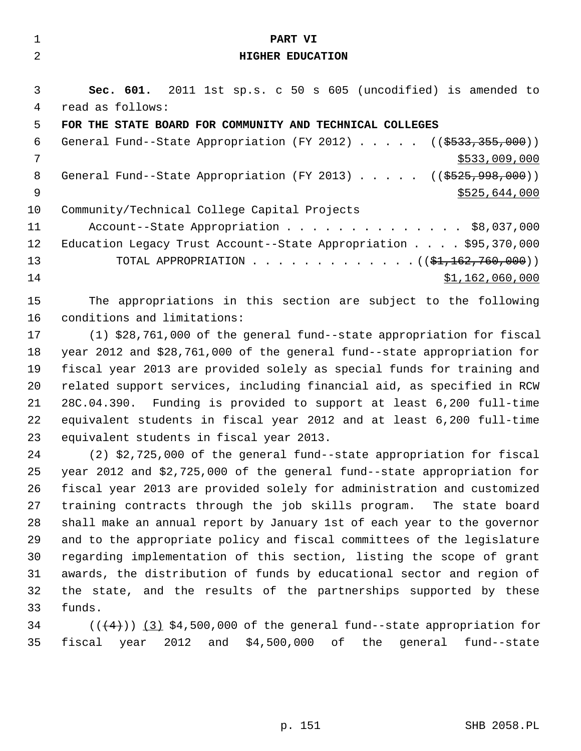# PART VI
## HIGHER EDUCATION

**Sec. 601.** 2011 1st sp.s. c 50 s 605 (uncodified) is amended to read as follows:

**FOR THE STATE BOARD FOR COMMUNITY AND TECHNICAL COLLEGES**

General Fund--State Appropriation (FY 2012) . . . . . (($533,355,000)) $533,009,000

General Fund--State Appropriation (FY 2013) . . . . . (($525,998,000)) $525,644,000

Community/Technical College Capital Projects Account--State Appropriation . . . . . . . . . . . . . . $8,037,000

Education Legacy Trust Account--State Appropriation . . . . $95,370,000

TOTAL APPROPRIATION . . . . . . . . . . . . . (($1,162,760,000)) $1,162,060,000

The appropriations in this section are subject to the following conditions and limitations:

(1) $28,761,000 of the general fund--state appropriation for fiscal year 2012 and $28,761,000 of the general fund--state appropriation for fiscal year 2013 are provided solely as special funds for training and related support services, including financial aid, as specified in RCW 28C.04.390. Funding is provided to support at least 6,200 full-time equivalent students in fiscal year 2012 and at least 6,200 full-time equivalent students in fiscal year 2013.

(2) $2,725,000 of the general fund--state appropriation for fiscal year 2012 and $2,725,000 of the general fund--state appropriation for fiscal year 2013 are provided solely for administration and customized training contracts through the job skills program. The state board shall make an annual report by January 1st of each year to the governor and to the appropriate policy and fiscal committees of the legislature regarding implementation of this section, listing the scope of grant awards, the distribution of funds by educational sector and region of the state, and the results of the partnerships supported by these funds.

(((4))) (3) $4,500,000 of the general fund--state appropriation for fiscal year 2012 and $4,500,000 of the general fund--state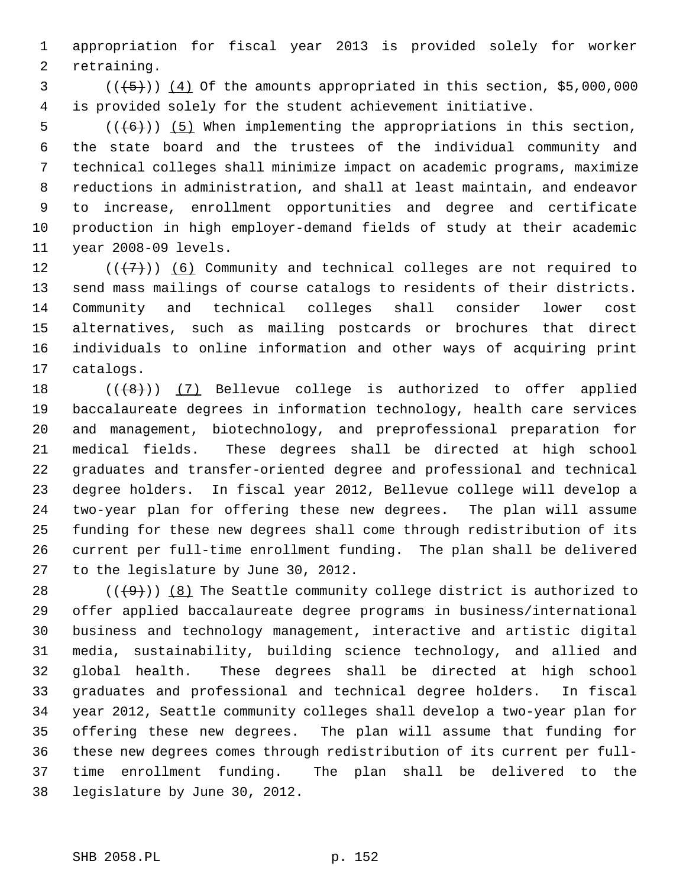appropriation for fiscal year 2013 is provided solely for worker retraining.

(((5))) (4) Of the amounts appropriated in this section, $5,000,000 is provided solely for the student achievement initiative.

(((6))) (5) When implementing the appropriations in this section, the state board and the trustees of the individual community and technical colleges shall minimize impact on academic programs, maximize reductions in administration, and shall at least maintain, and endeavor to increase, enrollment opportunities and degree and certificate production in high employer-demand fields of study at their academic year 2008-09 levels.

(((7))) (6) Community and technical colleges are not required to send mass mailings of course catalogs to residents of their districts. Community and technical colleges shall consider lower cost alternatives, such as mailing postcards or brochures that direct individuals to online information and other ways of acquiring print catalogs.

(((8))) (7) Bellevue college is authorized to offer applied baccalaureate degrees in information technology, health care services and management, biotechnology, and preprofessional preparation for medical fields. These degrees shall be directed at high school graduates and transfer-oriented degree and professional and technical degree holders. In fiscal year 2012, Bellevue college will develop a two-year plan for offering these new degrees. The plan will assume funding for these new degrees shall come through redistribution of its current per full-time enrollment funding. The plan shall be delivered to the legislature by June 30, 2012.

(((9))) (8) The Seattle community college district is authorized to offer applied baccalaureate degree programs in business/international business and technology management, interactive and artistic digital media, sustainability, building science technology, and allied and global health. These degrees shall be directed at high school graduates and professional and technical degree holders. In fiscal year 2012, Seattle community colleges shall develop a two-year plan for offering these new degrees. The plan will assume that funding for these new degrees comes through redistribution of its current per full-time enrollment funding. The plan shall be delivered to the legislature by June 30, 2012.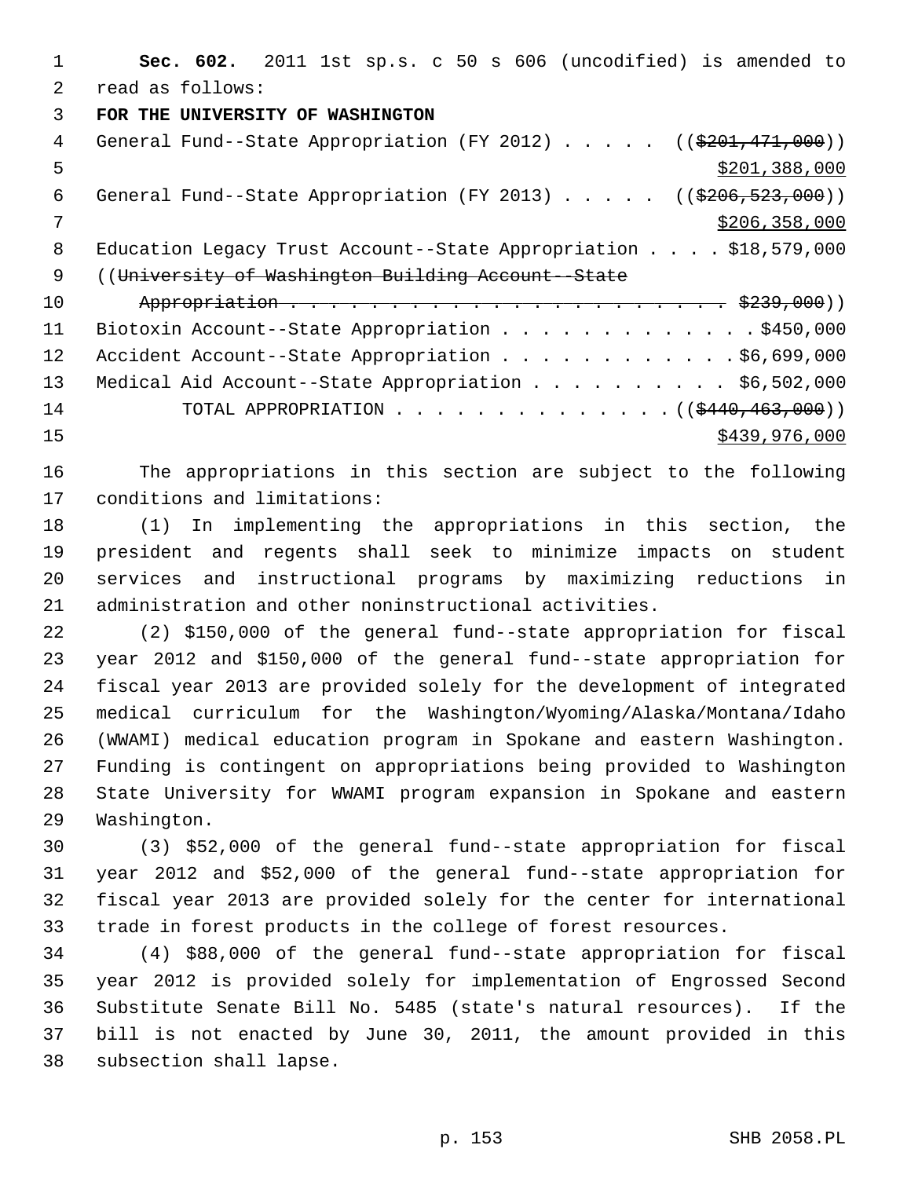**Sec. 602.** 2011 1st sp.s. c 50 s 606 (uncodified) is amended to read as follows:

**FOR THE UNIVERSITY OF WASHINGTON**

General Fund--State Appropriation (FY 2012) . . . . . ((~~$201,471,000~~)) $201,388,000

General Fund--State Appropriation (FY 2013) . . . . . ((~~$206,523,000~~)) $206,358,000

Education Legacy Trust Account--State Appropriation . . . . $18,579,000

((~~University of Washington Building Account--State Appropriation . . . . . . . . . . . . . . . . . . . . . . . . $239,000~~))

Biotoxin Account--State Appropriation . . . . . . . . . . . . . $450,000

Accident Account--State Appropriation . . . . . . . . . . . . $6,699,000

Medical Aid Account--State Appropriation . . . . . . . . . . $6,502,000

TOTAL APPROPRIATION . . . . . . . . . . . . . . ((~~$440,463,000~~)) $439,976,000

The appropriations in this section are subject to the following conditions and limitations:

(1) In implementing the appropriations in this section, the president and regents shall seek to minimize impacts on student services and instructional programs by maximizing reductions in administration and other noninstructional activities.

(2) $150,000 of the general fund--state appropriation for fiscal year 2012 and $150,000 of the general fund--state appropriation for fiscal year 2013 are provided solely for the development of integrated medical curriculum for the Washington/Wyoming/Alaska/Montana/Idaho (WWAMI) medical education program in Spokane and eastern Washington. Funding is contingent on appropriations being provided to Washington State University for WWAMI program expansion in Spokane and eastern Washington.

(3) $52,000 of the general fund--state appropriation for fiscal year 2012 and $52,000 of the general fund--state appropriation for fiscal year 2013 are provided solely for the center for international trade in forest products in the college of forest resources.

(4) $88,000 of the general fund--state appropriation for fiscal year 2012 is provided solely for implementation of Engrossed Second Substitute Senate Bill No. 5485 (state's natural resources). If the bill is not enacted by June 30, 2011, the amount provided in this subsection shall lapse.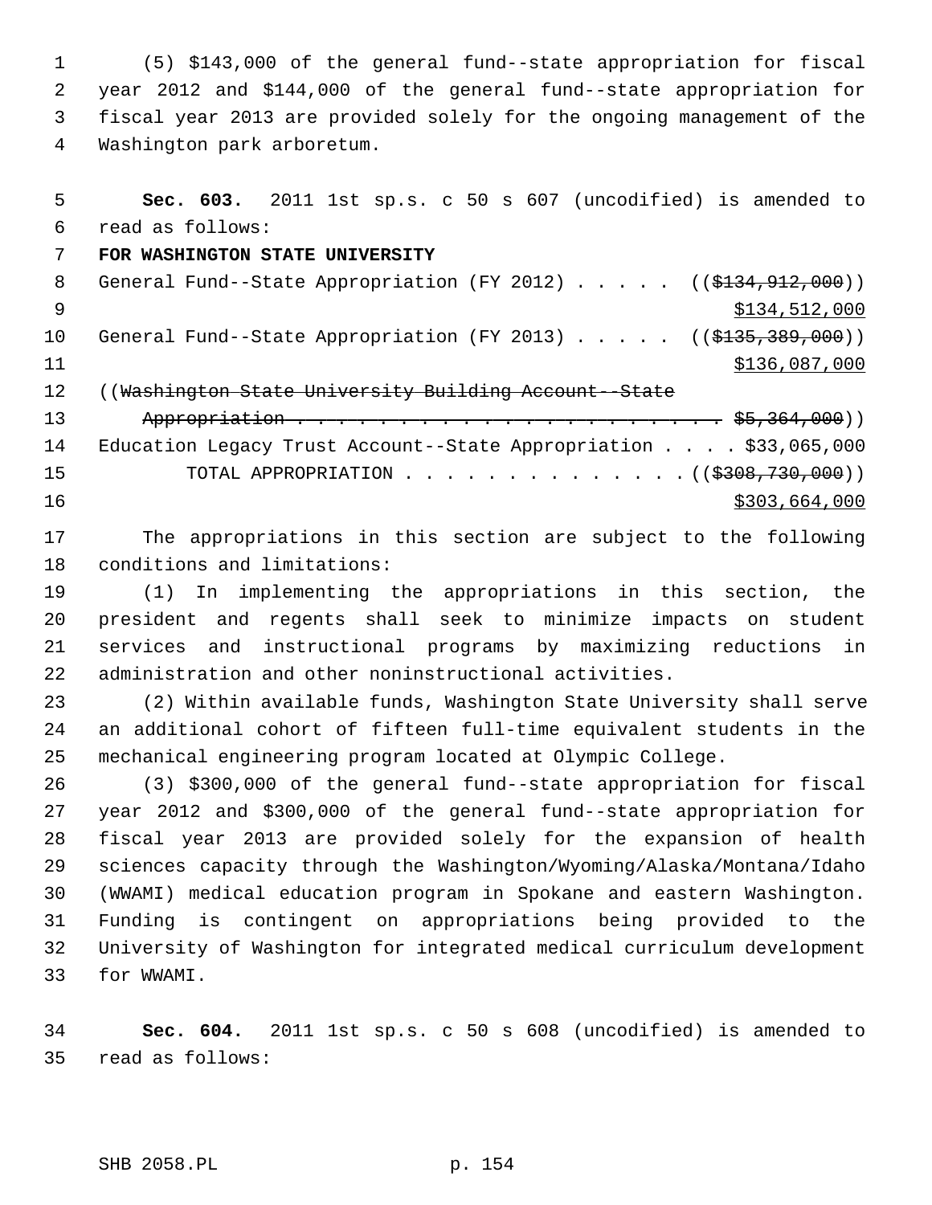(5) $143,000 of the general fund--state appropriation for fiscal year 2012 and $144,000 of the general fund--state appropriation for fiscal year 2013 are provided solely for the ongoing management of the Washington park arboretum.

**Sec. 603.** 2011 1st sp.s. c 50 s 607 (uncodified) is amended to read as follows:

**FOR WASHINGTON STATE UNIVERSITY**

General Fund--State Appropriation (FY 2012) . . . . . ((~~$134,912,000~~))
<u>$134,512,000</u>

General Fund--State Appropriation (FY 2013) . . . . . ((~~$135,389,000~~))
<u>$136,087,000</u>

((~~Washington State University Building Account--State Appropriation . . . . . . . . . . . . . . . . . . . . . . . . $5,364,000~~))

Education Legacy Trust Account--State Appropriation . . . . $33,065,000

TOTAL APPROPRIATION . . . . . . . . . . . . . . ((~~$308,730,000~~))
<u>$303,664,000</u>

The appropriations in this section are subject to the following conditions and limitations:

(1) In implementing the appropriations in this section, the president and regents shall seek to minimize impacts on student services and instructional programs by maximizing reductions in administration and other noninstructional activities.

(2) Within available funds, Washington State University shall serve an additional cohort of fifteen full-time equivalent students in the mechanical engineering program located at Olympic College.

(3) $300,000 of the general fund--state appropriation for fiscal year 2012 and $300,000 of the general fund--state appropriation for fiscal year 2013 are provided solely for the expansion of health sciences capacity through the Washington/Wyoming/Alaska/Montana/Idaho (WWAMI) medical education program in Spokane and eastern Washington. Funding is contingent on appropriations being provided to the University of Washington for integrated medical curriculum development for WWAMI.

**Sec. 604.** 2011 1st sp.s. c 50 s 608 (uncodified) is amended to read as follows: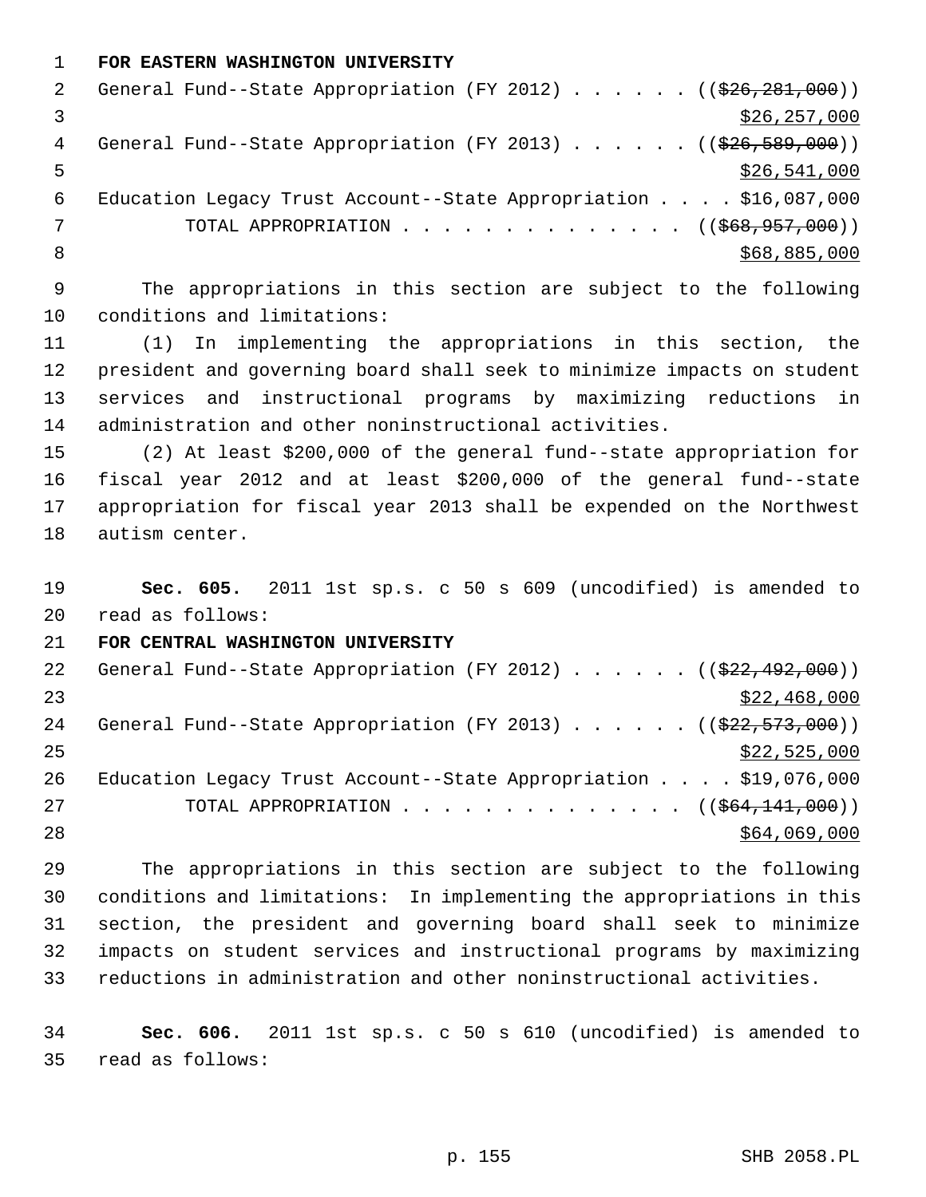**FOR EASTERN WASHINGTON UNIVERSITY**

General Fund--State Appropriation (FY 2012) . . . . . . ((~~$26,281,000~~))
<u>$26,257,000</u>

General Fund--State Appropriation (FY 2013) . . . . . . ((~~$26,589,000~~))
<u>$26,541,000</u>

Education Legacy Trust Account--State Appropriation . . . . $16,087,000

TOTAL APPROPRIATION . . . . . . . . . . . . . . ((~~$68,957,000~~))
<u>$68,885,000</u>

The appropriations in this section are subject to the following conditions and limitations:

(1) In implementing the appropriations in this section, the president and governing board shall seek to minimize impacts on student services and instructional programs by maximizing reductions in administration and other noninstructional activities.

(2) At least $200,000 of the general fund--state appropriation for fiscal year 2012 and at least $200,000 of the general fund--state appropriation for fiscal year 2013 shall be expended on the Northwest autism center.

**Sec. 605.** 2011 1st sp.s. c 50 s 609 (uncodified) is amended to read as follows:

**FOR CENTRAL WASHINGTON UNIVERSITY**

General Fund--State Appropriation (FY 2012) . . . . . . ((~~$22,492,000~~))
<u>$22,468,000</u>

General Fund--State Appropriation (FY 2013) . . . . . . ((~~$22,573,000~~))
<u>$22,525,000</u>

Education Legacy Trust Account--State Appropriation . . . . $19,076,000

TOTAL APPROPRIATION . . . . . . . . . . . . . . ((~~$64,141,000~~))
<u>$64,069,000</u>

The appropriations in this section are subject to the following conditions and limitations: In implementing the appropriations in this section, the president and governing board shall seek to minimize impacts on student services and instructional programs by maximizing reductions in administration and other noninstructional activities.

**Sec. 606.** 2011 1st sp.s. c 50 s 610 (uncodified) is amended to read as follows: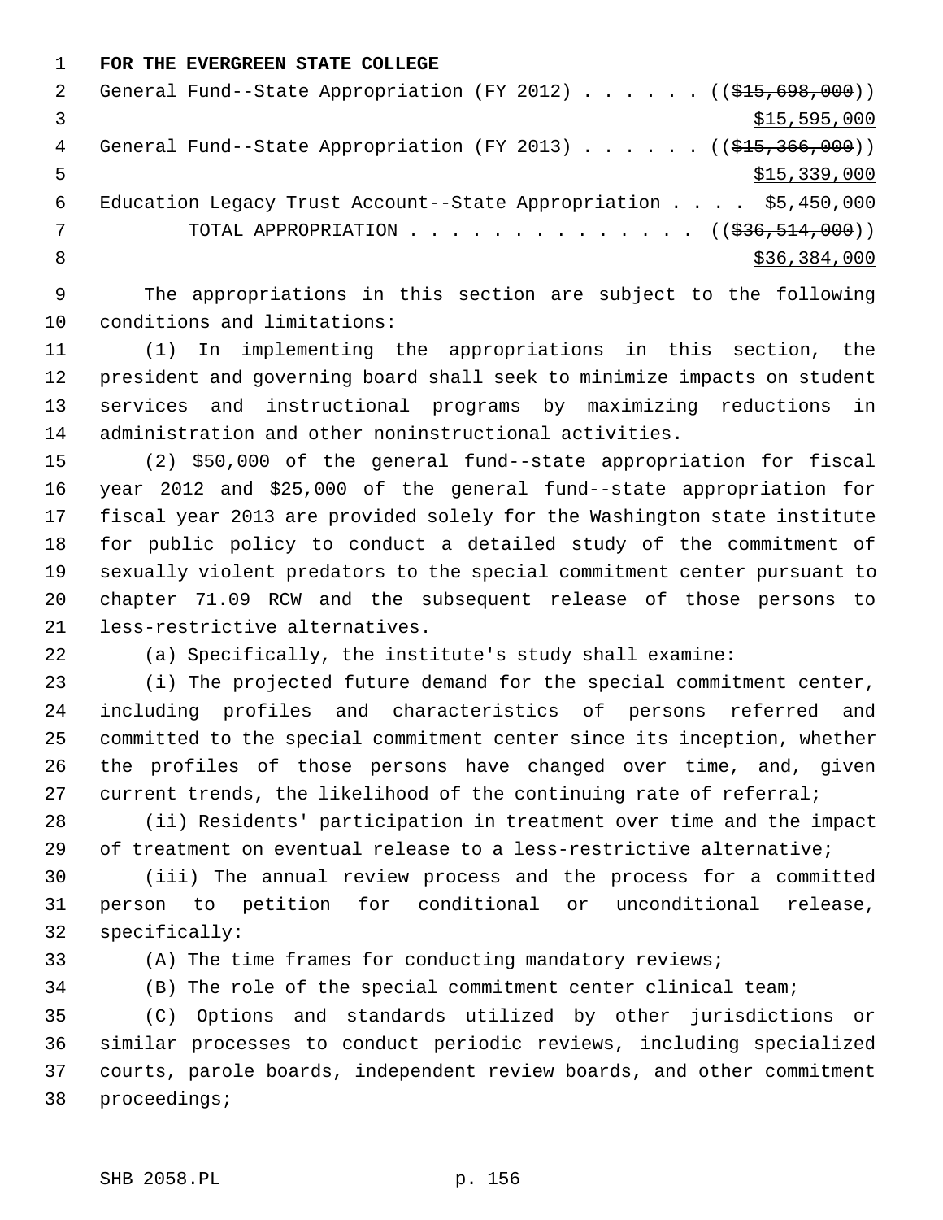**FOR THE EVERGREEN STATE COLLEGE**

General Fund--State Appropriation (FY 2012) . . . . . . ((~~$15,698,000~~))
<u>$15,595,000</u>

General Fund--State Appropriation (FY 2013) . . . . . . ((~~$15,366,000~~))
<u>$15,339,000</u>

Education Legacy Trust Account--State Appropriation . . . . $5,450,000

TOTAL APPROPRIATION . . . . . . . . . . . . . . ((~~$36,514,000~~))
<u>$36,384,000</u>

The appropriations in this section are subject to the following conditions and limitations:

(1) In implementing the appropriations in this section, the president and governing board shall seek to minimize impacts on student services and instructional programs by maximizing reductions in administration and other noninstructional activities.

(2) $50,000 of the general fund--state appropriation for fiscal year 2012 and $25,000 of the general fund--state appropriation for fiscal year 2013 are provided solely for the Washington state institute for public policy to conduct a detailed study of the commitment of sexually violent predators to the special commitment center pursuant to chapter 71.09 RCW and the subsequent release of those persons to less-restrictive alternatives.

(a) Specifically, the institute's study shall examine:

(i) The projected future demand for the special commitment center, including profiles and characteristics of persons referred and committed to the special commitment center since its inception, whether the profiles of those persons have changed over time, and, given current trends, the likelihood of the continuing rate of referral;

(ii) Residents' participation in treatment over time and the impact of treatment on eventual release to a less-restrictive alternative;

(iii) The annual review process and the process for a committed person to petition for conditional or unconditional release, specifically:

(A) The time frames for conducting mandatory reviews;

(B) The role of the special commitment center clinical team;

(C) Options and standards utilized by other jurisdictions or similar processes to conduct periodic reviews, including specialized courts, parole boards, independent review boards, and other commitment proceedings;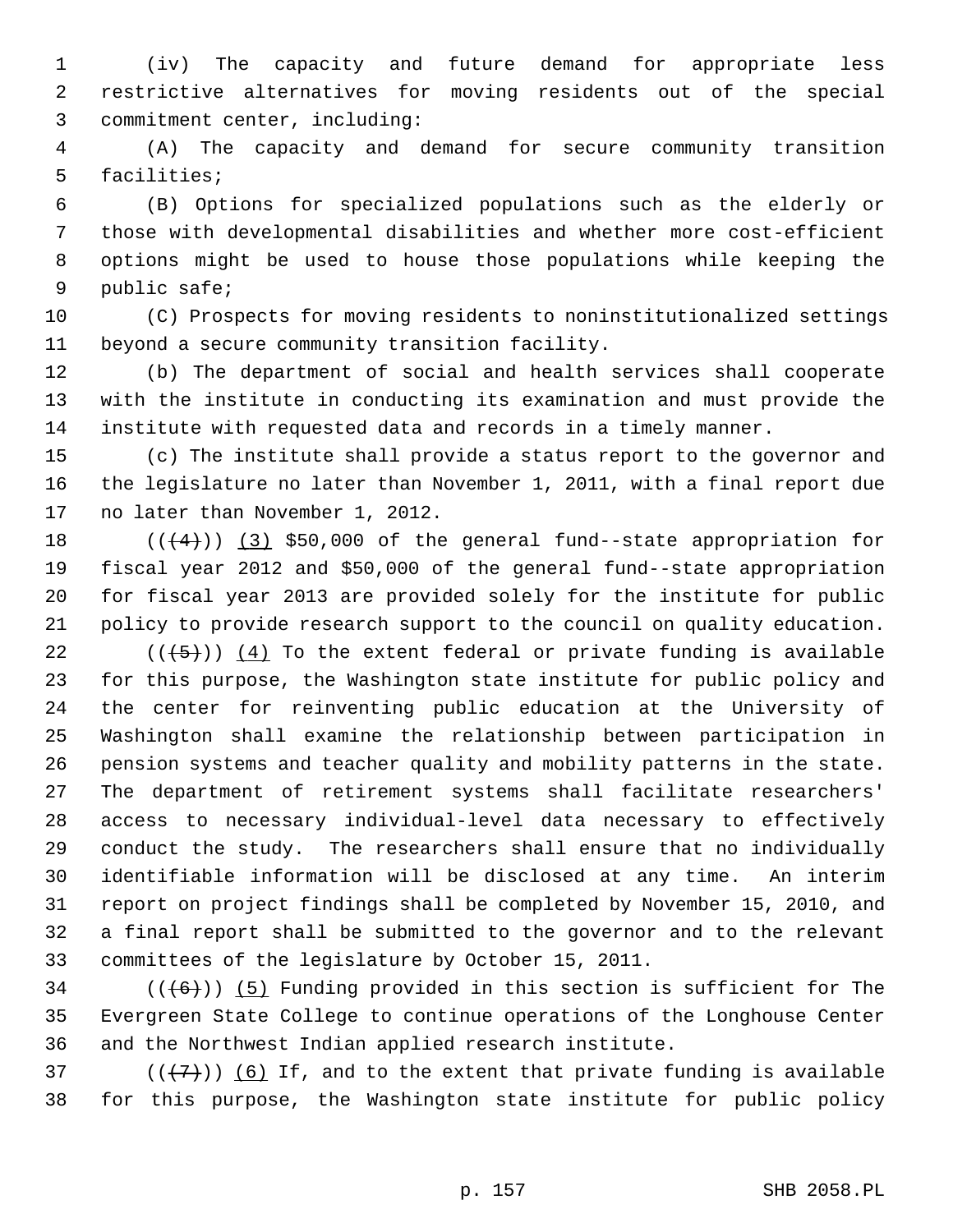(iv) The capacity and future demand for appropriate less restrictive alternatives for moving residents out of the special commitment center, including:

(A) The capacity and demand for secure community transition facilities;

(B) Options for specialized populations such as the elderly or those with developmental disabilities and whether more cost-efficient options might be used to house those populations while keeping the public safe;

(C) Prospects for moving residents to noninstitutionalized settings beyond a secure community transition facility.

(b) The department of social and health services shall cooperate with the institute in conducting its examination and must provide the institute with requested data and records in a timely manner.

(c) The institute shall provide a status report to the governor and the legislature no later than November 1, 2011, with a final report due no later than November 1, 2012.

~~((4))~~ (3) $50,000 of the general fund--state appropriation for fiscal year 2012 and $50,000 of the general fund--state appropriation for fiscal year 2013 are provided solely for the institute for public policy to provide research support to the council on quality education.

~~((5))~~ (4) To the extent federal or private funding is available for this purpose, the Washington state institute for public policy and the center for reinventing public education at the University of Washington shall examine the relationship between participation in pension systems and teacher quality and mobility patterns in the state. The department of retirement systems shall facilitate researchers' access to necessary individual-level data necessary to effectively conduct the study. The researchers shall ensure that no individually identifiable information will be disclosed at any time. An interim report on project findings shall be completed by November 15, 2010, and a final report shall be submitted to the governor and to the relevant committees of the legislature by October 15, 2011.

~~((6))~~ (5) Funding provided in this section is sufficient for The Evergreen State College to continue operations of the Longhouse Center and the Northwest Indian applied research institute.

~~((7))~~ (6) If, and to the extent that private funding is available for this purpose, the Washington state institute for public policy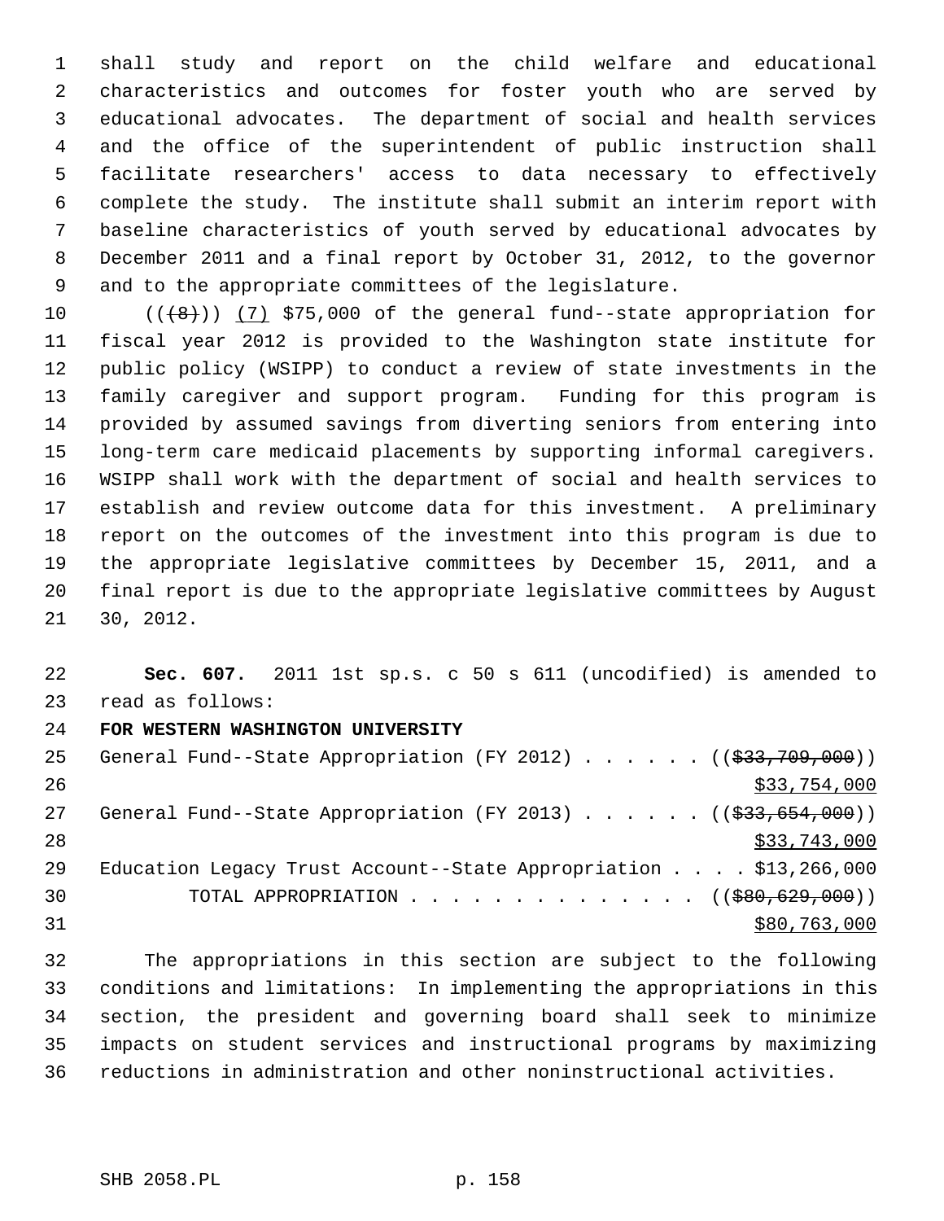shall study and report on the child welfare and educational characteristics and outcomes for foster youth who are served by educational advocates. The department of social and health services and the office of the superintendent of public instruction shall facilitate researchers' access to data necessary to effectively complete the study. The institute shall submit an interim report with baseline characteristics of youth served by educational advocates by December 2011 and a final report by October 31, 2012, to the governor and to the appropriate committees of the legislature.

((~~(8)~~)) (7) $75,000 of the general fund--state appropriation for fiscal year 2012 is provided to the Washington state institute for public policy (WSIPP) to conduct a review of state investments in the family caregiver and support program. Funding for this program is provided by assumed savings from diverting seniors from entering into long-term care medicaid placements by supporting informal caregivers. WSIPP shall work with the department of social and health services to establish and review outcome data for this investment. A preliminary report on the outcomes of the investment into this program is due to the appropriate legislative committees by December 15, 2011, and a final report is due to the appropriate legislative committees by August 30, 2012.

**Sec. 607.** 2011 1st sp.s. c 50 s 611 (uncodified) is amended to read as follows:

**FOR WESTERN WASHINGTON UNIVERSITY**

General Fund--State Appropriation (FY 2012) . . . . . . ((~~$33,709,000~~))
$33,754,000

General Fund--State Appropriation (FY 2013) . . . . . . ((~~$33,654,000~~))
$33,743,000

Education Legacy Trust Account--State Appropriation . . . . $13,266,000

TOTAL APPROPRIATION . . . . . . . . . . . . . . ((~~$80,629,000~~))
$80,763,000

The appropriations in this section are subject to the following conditions and limitations: In implementing the appropriations in this section, the president and governing board shall seek to minimize impacts on student services and instructional programs by maximizing reductions in administration and other noninstructional activities.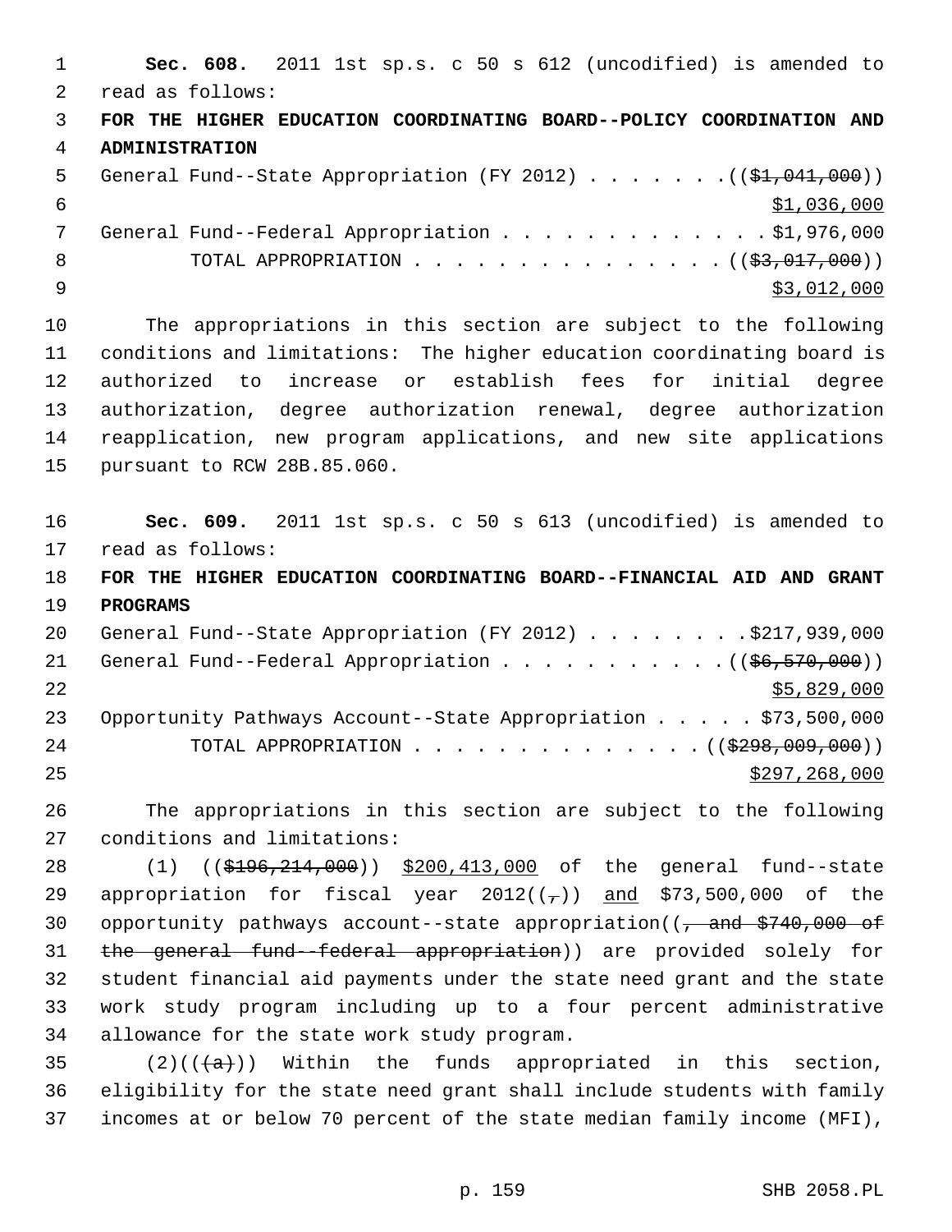**Sec. 608.** 2011 1st sp.s. c 50 s 612 (uncodified) is amended to read as follows:

**FOR THE HIGHER EDUCATION COORDINATING BOARD--POLICY COORDINATION AND ADMINISTRATION**

General Fund--State Appropriation (FY 2012) . . . . . . . ((~~$1,041,000~~)) $1,036,000

General Fund--Federal Appropriation . . . . . . . . . . . . . $1,976,000

TOTAL APPROPRIATION . . . . . . . . . . . . . . . ((~~$3,017,000~~)) $3,012,000

The appropriations in this section are subject to the following conditions and limitations: The higher education coordinating board is authorized to increase or establish fees for initial degree authorization, degree authorization renewal, degree authorization reapplication, new program applications, and new site applications pursuant to RCW 28B.85.060.

**Sec. 609.** 2011 1st sp.s. c 50 s 613 (uncodified) is amended to read as follows:

**FOR THE HIGHER EDUCATION COORDINATING BOARD--FINANCIAL AID AND GRANT PROGRAMS**

General Fund--State Appropriation (FY 2012) . . . . . . . . $217,939,000

General Fund--Federal Appropriation . . . . . . . . . . . ((~~$6,570,000~~)) $5,829,000

Opportunity Pathways Account--State Appropriation . . . . . $73,500,000

TOTAL APPROPRIATION . . . . . . . . . . . . . . ((~~$298,009,000~~)) $297,268,000

The appropriations in this section are subject to the following conditions and limitations:

(1) ((~~$196,214,000~~)) $200,413,000 of the general fund--state appropriation for fiscal year 2012((~~,~~)) and $73,500,000 of the opportunity pathways account--state appropriation((~~, and $740,000 of the general fund--federal appropriation~~)) are provided solely for student financial aid payments under the state need grant and the state work study program including up to a four percent administrative allowance for the state work study program.

(2)((~~(a)~~)) Within the funds appropriated in this section, eligibility for the state need grant shall include students with family incomes at or below 70 percent of the state median family income (MFI),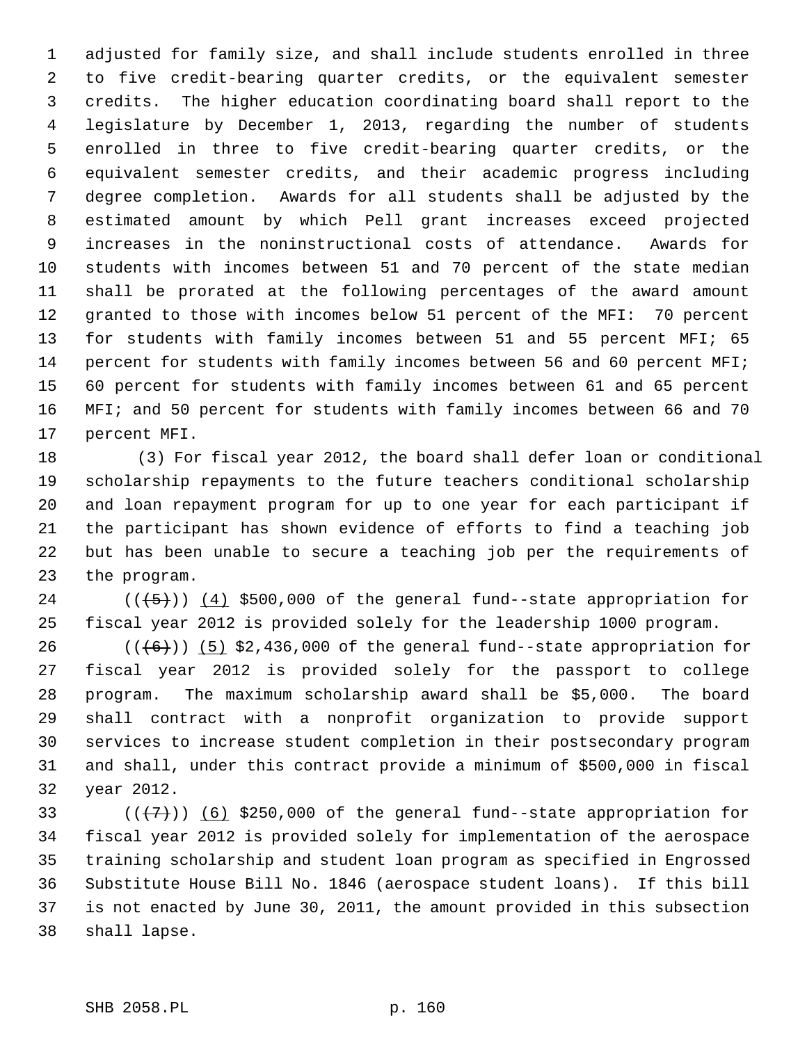adjusted for family size, and shall include students enrolled in three to five credit-bearing quarter credits, or the equivalent semester credits. The higher education coordinating board shall report to the legislature by December 1, 2013, regarding the number of students enrolled in three to five credit-bearing quarter credits, or the equivalent semester credits, and their academic progress including degree completion. Awards for all students shall be adjusted by the estimated amount by which Pell grant increases exceed projected increases in the noninstructional costs of attendance. Awards for students with incomes between 51 and 70 percent of the state median shall be prorated at the following percentages of the award amount granted to those with incomes below 51 percent of the MFI: 70 percent for students with family incomes between 51 and 55 percent MFI; 65 percent for students with family incomes between 56 and 60 percent MFI; 60 percent for students with family incomes between 61 and 65 percent MFI; and 50 percent for students with family incomes between 66 and 70 percent MFI.

(3) For fiscal year 2012, the board shall defer loan or conditional scholarship repayments to the future teachers conditional scholarship and loan repayment program for up to one year for each participant if the participant has shown evidence of efforts to find a teaching job but has been unable to secure a teaching job per the requirements of the program.

~~((5))~~ (4) $500,000 of the general fund--state appropriation for fiscal year 2012 is provided solely for the leadership 1000 program.

~~((6))~~ (5) $2,436,000 of the general fund--state appropriation for fiscal year 2012 is provided solely for the passport to college program. The maximum scholarship award shall be $5,000. The board shall contract with a nonprofit organization to provide support services to increase student completion in their postsecondary program and shall, under this contract provide a minimum of $500,000 in fiscal year 2012.

~~((7))~~ (6) $250,000 of the general fund--state appropriation for fiscal year 2012 is provided solely for implementation of the aerospace training scholarship and student loan program as specified in Engrossed Substitute House Bill No. 1846 (aerospace student loans). If this bill is not enacted by June 30, 2011, the amount provided in this subsection shall lapse.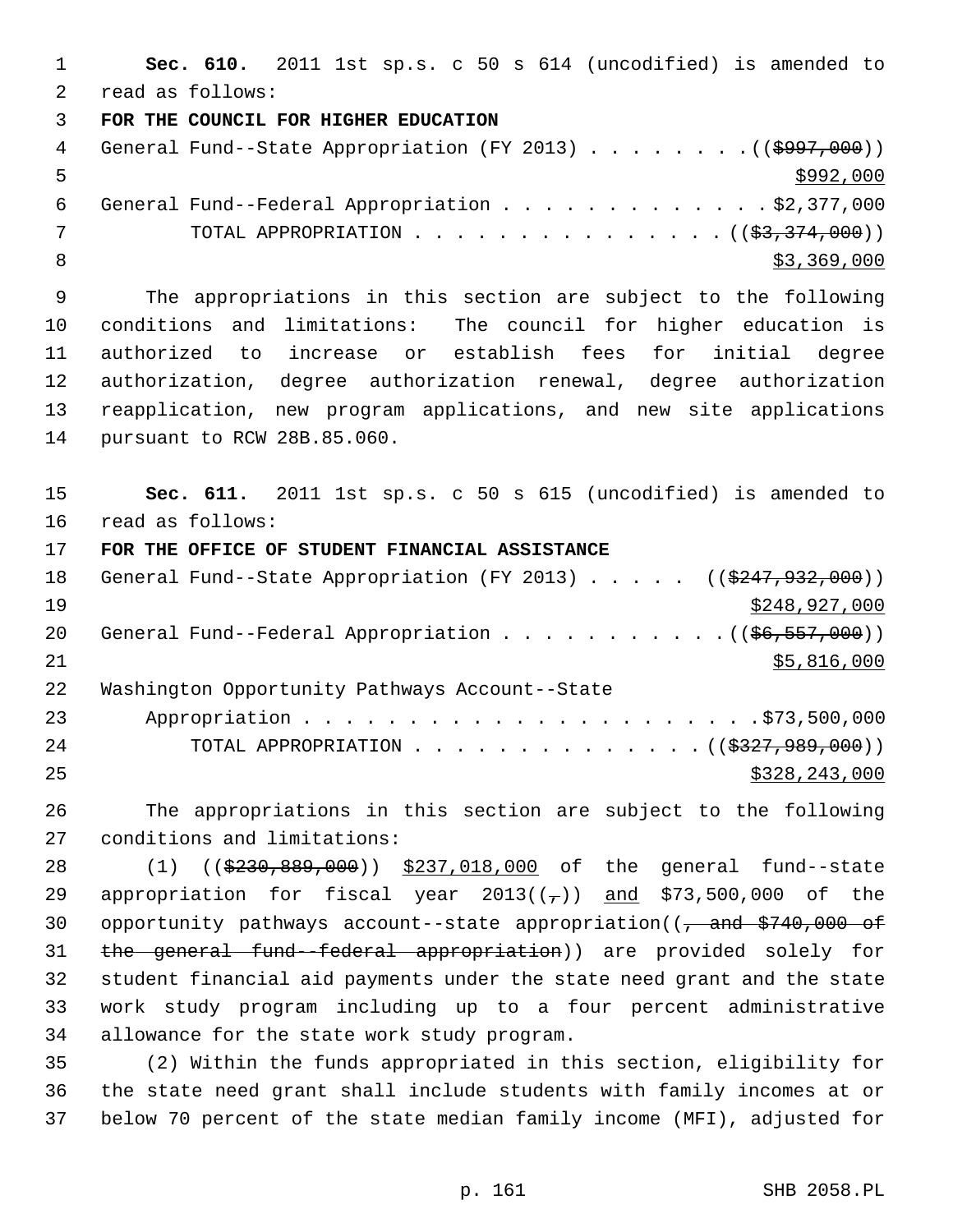**Sec. 610.** 2011 1st sp.s. c 50 s 614 (uncodified) is amended to read as follows:

**FOR THE COUNCIL FOR HIGHER EDUCATION**

General Fund--State Appropriation (FY 2013) . . . . . . . . (($997,000)) $992,000

General Fund--Federal Appropriation . . . . . . . . . . . . . $2,377,000

TOTAL APPROPRIATION . . . . . . . . . . . . . . . (($3,374,000)) $3,369,000

The appropriations in this section are subject to the following conditions and limitations: The council for higher education is authorized to increase or establish fees for initial degree authorization, degree authorization renewal, degree authorization reapplication, new program applications, and new site applications pursuant to RCW 28B.85.060.

**Sec. 611.** 2011 1st sp.s. c 50 s 615 (uncodified) is amended to read as follows:

**FOR THE OFFICE OF STUDENT FINANCIAL ASSISTANCE**

General Fund--State Appropriation (FY 2013) . . . . . (($247,932,000)) $248,927,000

General Fund--Federal Appropriation . . . . . . . . . . . (($6,557,000)) $5,816,000

Washington Opportunity Pathways Account--State Appropriation . . . . . . . . . . . . . . . . . . . . . . $73,500,000

TOTAL APPROPRIATION . . . . . . . . . . . . . . (($327,989,000)) $328,243,000

The appropriations in this section are subject to the following conditions and limitations:

(1) (($230,889,000)) $237,018,000 of the general fund--state appropriation for fiscal year 2013((,)) and $73,500,000 of the opportunity pathways account--state appropriation((, and $740,000 of the general fund--federal appropriation)) are provided solely for student financial aid payments under the state need grant and the state work study program including up to a four percent administrative allowance for the state work study program.

(2) Within the funds appropriated in this section, eligibility for the state need grant shall include students with family incomes at or below 70 percent of the state median family income (MFI), adjusted for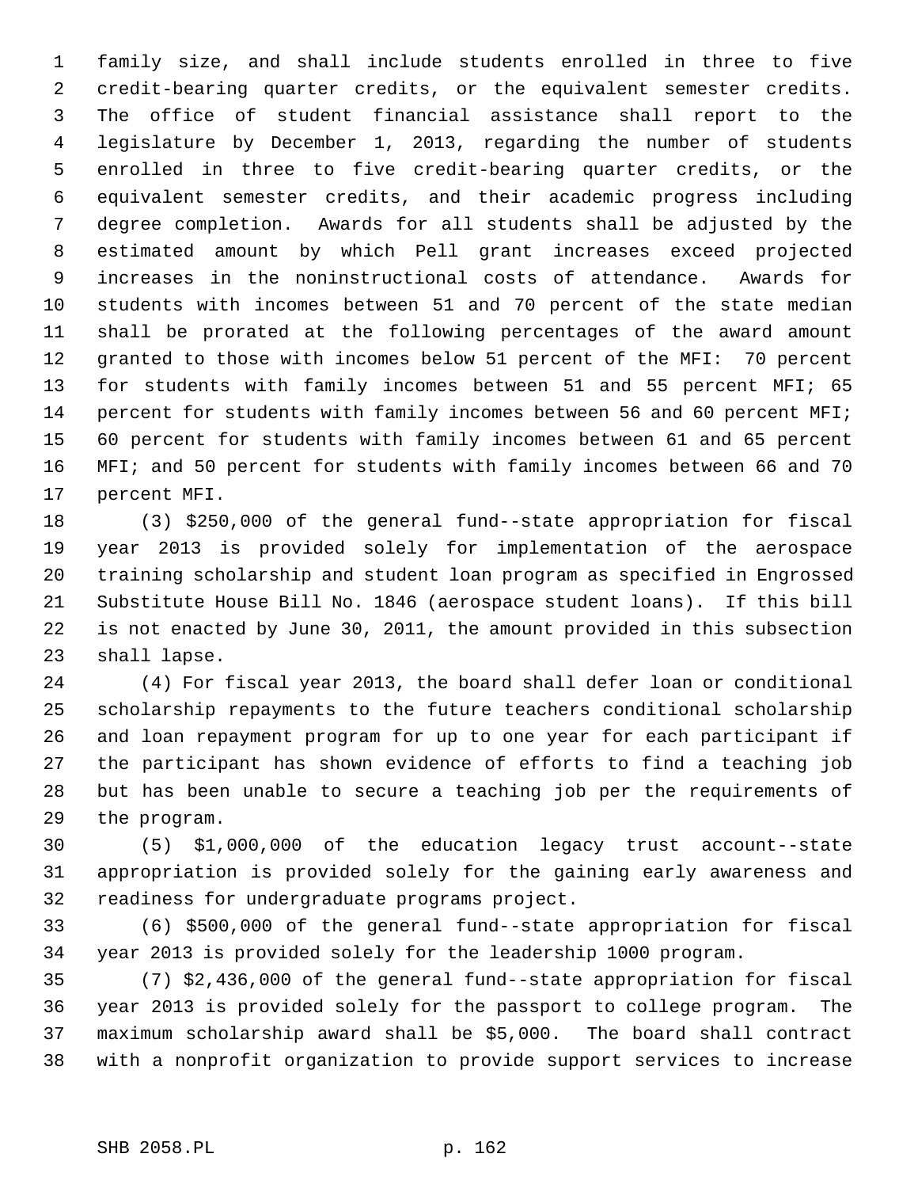family size, and shall include students enrolled in three to five credit-bearing quarter credits, or the equivalent semester credits. The office of student financial assistance shall report to the legislature by December 1, 2013, regarding the number of students enrolled in three to five credit-bearing quarter credits, or the equivalent semester credits, and their academic progress including degree completion. Awards for all students shall be adjusted by the estimated amount by which Pell grant increases exceed projected increases in the noninstructional costs of attendance. Awards for students with incomes between 51 and 70 percent of the state median shall be prorated at the following percentages of the award amount granted to those with incomes below 51 percent of the MFI: 70 percent for students with family incomes between 51 and 55 percent MFI; 65 percent for students with family incomes between 56 and 60 percent MFI; 60 percent for students with family incomes between 61 and 65 percent MFI; and 50 percent for students with family incomes between 66 and 70 percent MFI.

(3) $250,000 of the general fund--state appropriation for fiscal year 2013 is provided solely for implementation of the aerospace training scholarship and student loan program as specified in Engrossed Substitute House Bill No. 1846 (aerospace student loans). If this bill is not enacted by June 30, 2011, the amount provided in this subsection shall lapse.

(4) For fiscal year 2013, the board shall defer loan or conditional scholarship repayments to the future teachers conditional scholarship and loan repayment program for up to one year for each participant if the participant has shown evidence of efforts to find a teaching job but has been unable to secure a teaching job per the requirements of the program.

(5) $1,000,000 of the education legacy trust account--state appropriation is provided solely for the gaining early awareness and readiness for undergraduate programs project.

(6) $500,000 of the general fund--state appropriation for fiscal year 2013 is provided solely for the leadership 1000 program.

(7) $2,436,000 of the general fund--state appropriation for fiscal year 2013 is provided solely for the passport to college program. The maximum scholarship award shall be $5,000. The board shall contract with a nonprofit organization to provide support services to increase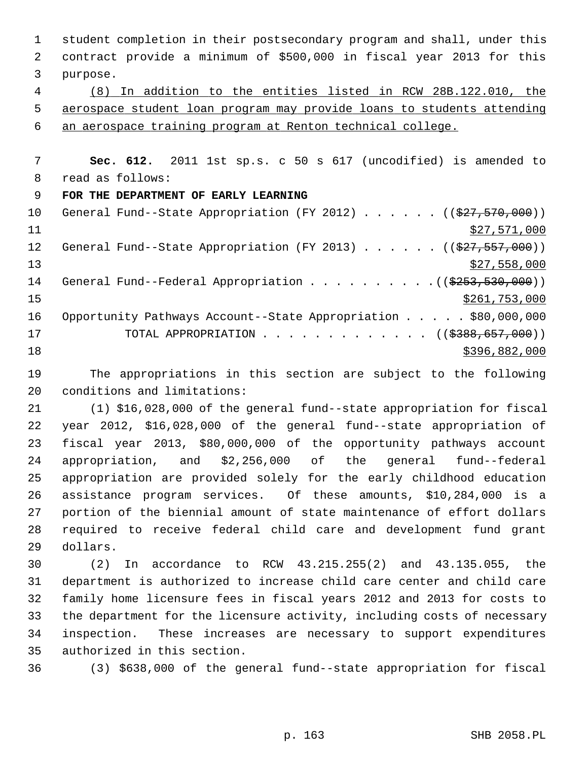student completion in their postsecondary program and shall, under this contract provide a minimum of $500,000 in fiscal year 2013 for this purpose.

<u>(8) In addition to the entities listed in RCW 28B.122.010, the aerospace student loan program may provide loans to students attending an aerospace training program at Renton technical college.</u>

**Sec. 612.** 2011 1st sp.s. c 50 s 617 (uncodified) is amended to read as follows:

**FOR THE DEPARTMENT OF EARLY LEARNING**

General Fund--State Appropriation (FY 2012) . . . . . . ((~~$27,570,000~~)) <u>$27,571,000</u>

General Fund--State Appropriation (FY 2013) . . . . . . ((~~$27,557,000~~)) <u>$27,558,000</u>

General Fund--Federal Appropriation . . . . . . . . . . ((~~$253,530,000~~)) <u>$261,753,000</u>

Opportunity Pathways Account--State Appropriation . . . . . $80,000,000

TOTAL APPROPRIATION . . . . . . . . . . . . . ((~~$388,657,000~~)) <u>$396,882,000</u>

The appropriations in this section are subject to the following conditions and limitations:

(1) $16,028,000 of the general fund--state appropriation for fiscal year 2012, $16,028,000 of the general fund--state appropriation of fiscal year 2013, $80,000,000 of the opportunity pathways account appropriation, and $2,256,000 of the general fund--federal appropriation are provided solely for the early childhood education assistance program services. Of these amounts, $10,284,000 is a portion of the biennial amount of state maintenance of effort dollars required to receive federal child care and development fund grant dollars.

(2) In accordance to RCW 43.215.255(2) and 43.135.055, the department is authorized to increase child care center and child care family home licensure fees in fiscal years 2012 and 2013 for costs to the department for the licensure activity, including costs of necessary inspection. These increases are necessary to support expenditures authorized in this section.

(3) $638,000 of the general fund--state appropriation for fiscal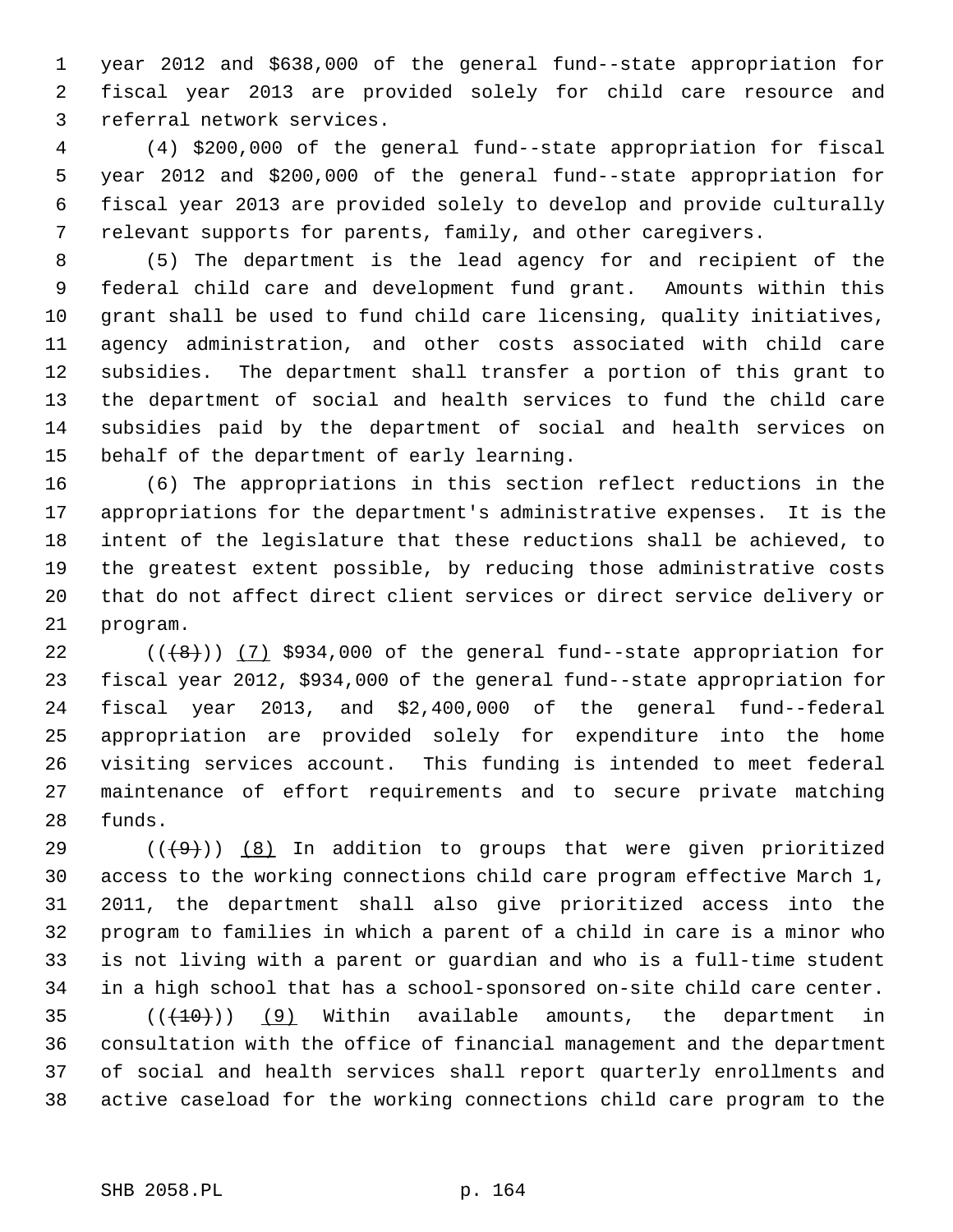year 2012 and $638,000 of the general fund--state appropriation for fiscal year 2013 are provided solely for child care resource and referral network services.

(4) $200,000 of the general fund--state appropriation for fiscal year 2012 and $200,000 of the general fund--state appropriation for fiscal year 2013 are provided solely to develop and provide culturally relevant supports for parents, family, and other caregivers.

(5) The department is the lead agency for and recipient of the federal child care and development fund grant. Amounts within this grant shall be used to fund child care licensing, quality initiatives, agency administration, and other costs associated with child care subsidies. The department shall transfer a portion of this grant to the department of social and health services to fund the child care subsidies paid by the department of social and health services on behalf of the department of early learning.

(6) The appropriations in this section reflect reductions in the appropriations for the department's administrative expenses. It is the intent of the legislature that these reductions shall be achieved, to the greatest extent possible, by reducing those administrative costs that do not affect direct client services or direct service delivery or program.

(((8))) (7) $934,000 of the general fund--state appropriation for fiscal year 2012, $934,000 of the general fund--state appropriation for fiscal year 2013, and $2,400,000 of the general fund--federal appropriation are provided solely for expenditure into the home visiting services account. This funding is intended to meet federal maintenance of effort requirements and to secure private matching funds.

(((9))) (8) In addition to groups that were given prioritized access to the working connections child care program effective March 1, 2011, the department shall also give prioritized access into the program to families in which a parent of a child in care is a minor who is not living with a parent or guardian and who is a full-time student in a high school that has a school-sponsored on-site child care center.

(((10))) (9) Within available amounts, the department in consultation with the office of financial management and the department of social and health services shall report quarterly enrollments and active caseload for the working connections child care program to the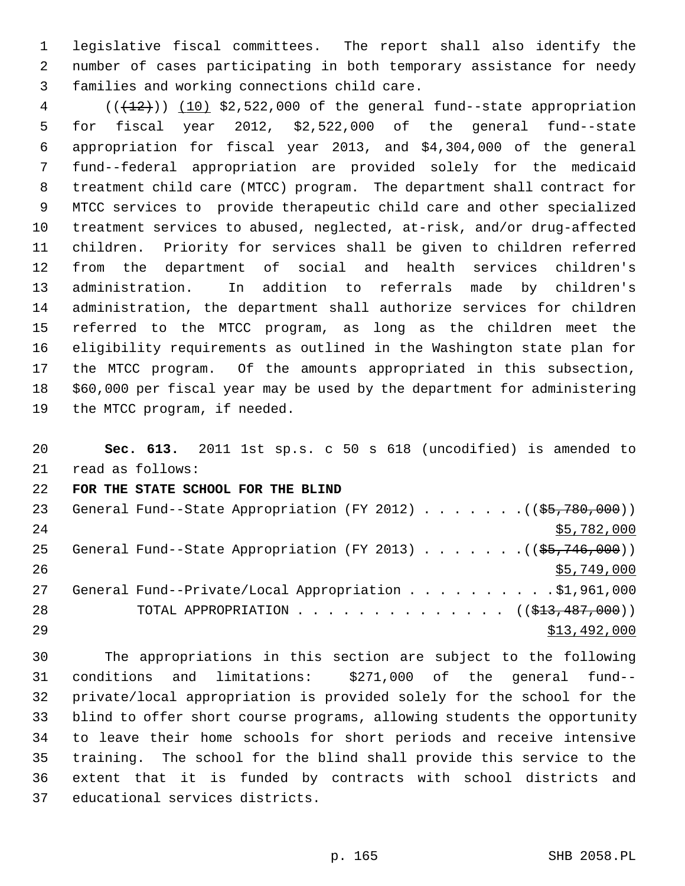legislative fiscal committees. The report shall also identify the number of cases participating in both temporary assistance for needy families and working connections child care.

(((12))) (10) $2,522,000 of the general fund--state appropriation for fiscal year 2012, $2,522,000 of the general fund--state appropriation for fiscal year 2013, and $4,304,000 of the general fund--federal appropriation are provided solely for the medicaid treatment child care (MTCC) program. The department shall contract for MTCC services to provide therapeutic child care and other specialized treatment services to abused, neglected, at-risk, and/or drug-affected children. Priority for services shall be given to children referred from the department of social and health services children's administration. In addition to referrals made by children's administration, the department shall authorize services for children referred to the MTCC program, as long as the children meet the eligibility requirements as outlined in the Washington state plan for the MTCC program. Of the amounts appropriated in this subsection, $60,000 per fiscal year may be used by the department for administering the MTCC program, if needed.

**Sec. 613.** 2011 1st sp.s. c 50 s 618 (uncodified) is amended to read as follows:

**FOR THE STATE SCHOOL FOR THE BLIND**

General Fund--State Appropriation (FY 2012) . . . . . . . (($5,780,000))
$5,782,000

General Fund--State Appropriation (FY 2013) . . . . . . . (($5,746,000))
$5,749,000

General Fund--Private/Local Appropriation . . . . . . . . . . $1,961,000

TOTAL APPROPRIATION . . . . . . . . . . . . . . (($13,487,000))
$13,492,000

The appropriations in this section are subject to the following conditions and limitations: $271,000 of the general fund--private/local appropriation is provided solely for the school for the blind to offer short course programs, allowing students the opportunity to leave their home schools for short periods and receive intensive training. The school for the blind shall provide this service to the extent that it is funded by contracts with school districts and educational services districts.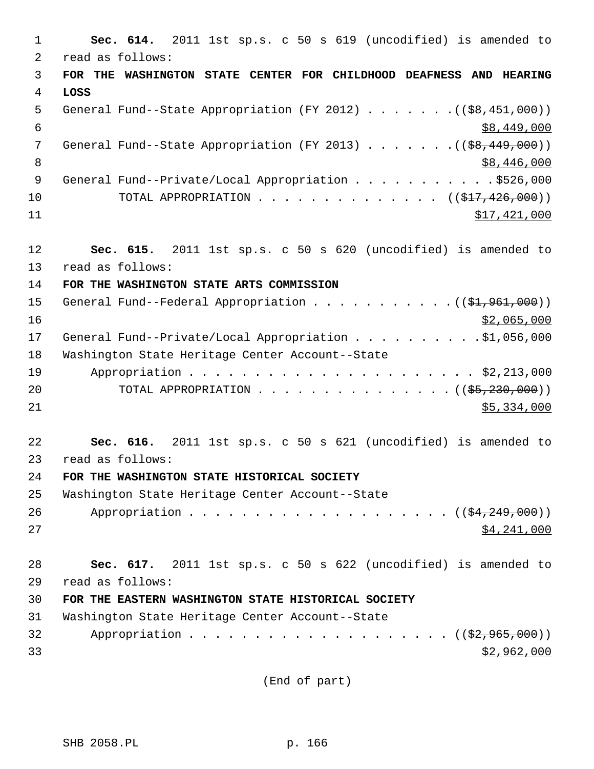**Sec. 614.** 2011 1st sp.s. c 50 s 619 (uncodified) is amended to read as follows:

**FOR THE WASHINGTON STATE CENTER FOR CHILDHOOD DEAFNESS AND HEARING LOSS**

General Fund--State Appropriation (FY 2012) . . . . . . . ((~~$8,451,000~~)) <u>$8,449,000</u>

General Fund--State Appropriation (FY 2013) . . . . . . . ((~~$8,449,000~~)) <u>$8,446,000</u>

General Fund--Private/Local Appropriation . . . . . . . . . . . $526,000

TOTAL APPROPRIATION . . . . . . . . . . . . . . ((~~$17,426,000~~)) <u>$17,421,000</u>

**Sec. 615.** 2011 1st sp.s. c 50 s 620 (uncodified) is amended to read as follows:

**FOR THE WASHINGTON STATE ARTS COMMISSION**

General Fund--Federal Appropriation . . . . . . . . . . . ((~~$1,961,000~~)) <u>$2,065,000</u>

General Fund--Private/Local Appropriation . . . . . . . . . . $1,056,000

Washington State Heritage Center Account--State Appropriation . . . . . . . . . . . . . . . . . . . . . . $2,213,000

TOTAL APPROPRIATION . . . . . . . . . . . . . . . ((~~$5,230,000~~)) <u>$5,334,000</u>

**Sec. 616.** 2011 1st sp.s. c 50 s 621 (uncodified) is amended to read as follows:

**FOR THE WASHINGTON STATE HISTORICAL SOCIETY**

Washington State Heritage Center Account--State Appropriation . . . . . . . . . . . . . . . . . . . . ((~~$4,249,000~~)) <u>$4,241,000</u>

**Sec. 617.** 2011 1st sp.s. c 50 s 622 (uncodified) is amended to read as follows:

**FOR THE EASTERN WASHINGTON STATE HISTORICAL SOCIETY**

Washington State Heritage Center Account--State Appropriation . . . . . . . . . . . . . . . . . . . . ((~~$2,965,000~~)) <u>$2,962,000</u>

(End of part)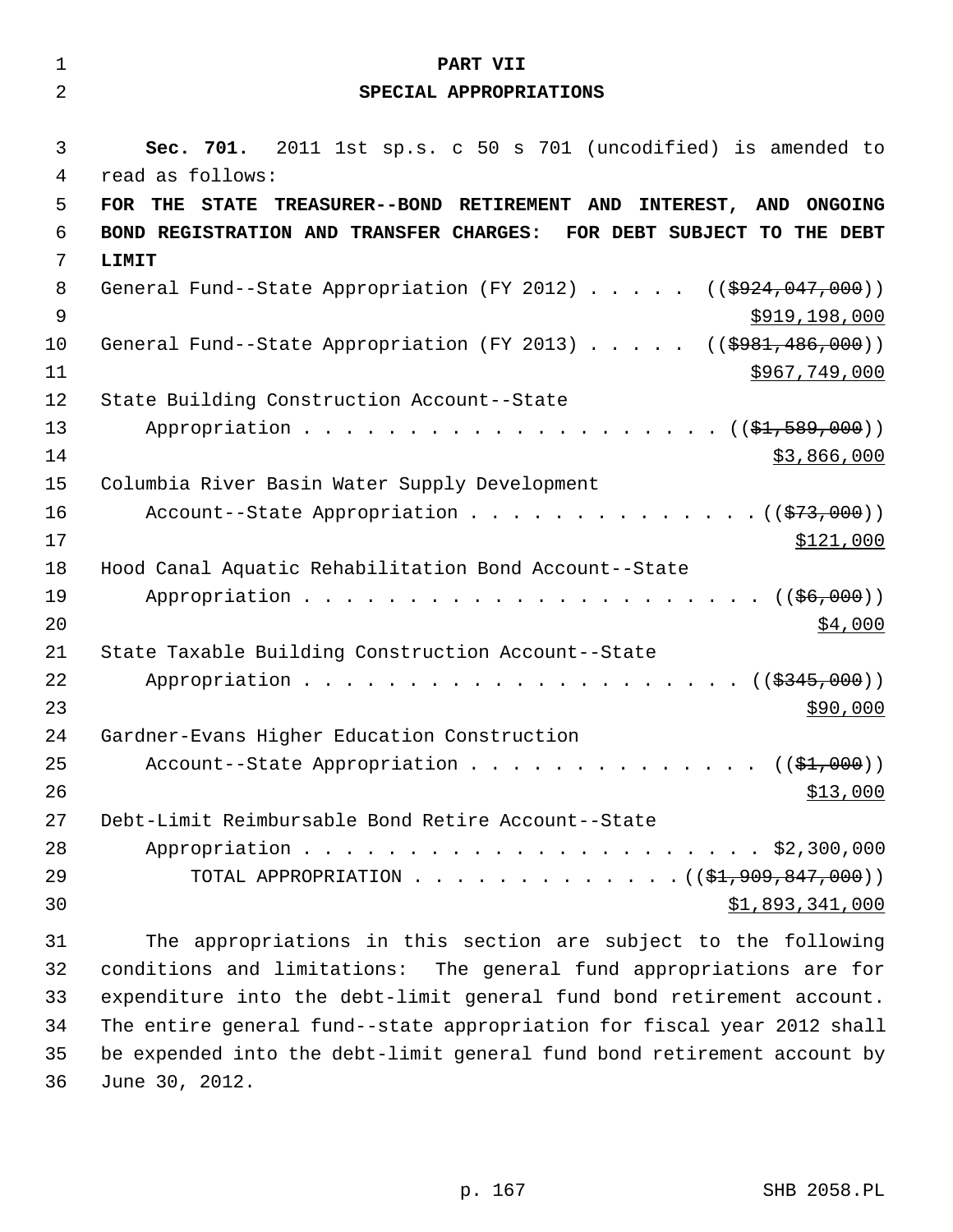# PART VII
## SPECIAL APPROPRIATIONS

**Sec. 701.** 2011 1st sp.s. c 50 s 701 (uncodified) is amended to read as follows:

**FOR THE STATE TREASURER--BOND RETIREMENT AND INTEREST, AND ONGOING BOND REGISTRATION AND TRANSFER CHARGES: FOR DEBT SUBJECT TO THE DEBT LIMIT**

General Fund--State Appropriation (FY 2012) . . . . . ((~~$924,047,000~~))
$919,198,000

General Fund--State Appropriation (FY 2013) . . . . . ((~~$981,486,000~~))
$967,749,000

State Building Construction Account--State Appropriation . . . . . . . . . . . . . . . . . . . . . ((~~$1,589,000~~))
$3,866,000

Columbia River Basin Water Supply Development Account--State Appropriation . . . . . . . . . . . . . . ((~~$73,000~~))
$121,000

Hood Canal Aquatic Rehabilitation Bond Account--State Appropriation . . . . . . . . . . . . . . . . . . . . . . ((~~$6,000~~))
$4,000

State Taxable Building Construction Account--State Appropriation . . . . . . . . . . . . . . . . . . . . . ((~~$345,000~~))
$90,000

Gardner-Evans Higher Education Construction Account--State Appropriation . . . . . . . . . . . . . . ((~~$1,000~~))
$13,000

Debt-Limit Reimbursable Bond Retire Account--State Appropriation . . . . . . . . . . . . . . . . . . . . . . . $2,300,000

TOTAL APPROPRIATION . . . . . . . . . . . . . ((~~$1,909,847,000~~))
$1,893,341,000

The appropriations in this section are subject to the following conditions and limitations: The general fund appropriations are for expenditure into the debt-limit general fund bond retirement account. The entire general fund--state appropriation for fiscal year 2012 shall be expended into the debt-limit general fund bond retirement account by June 30, 2012.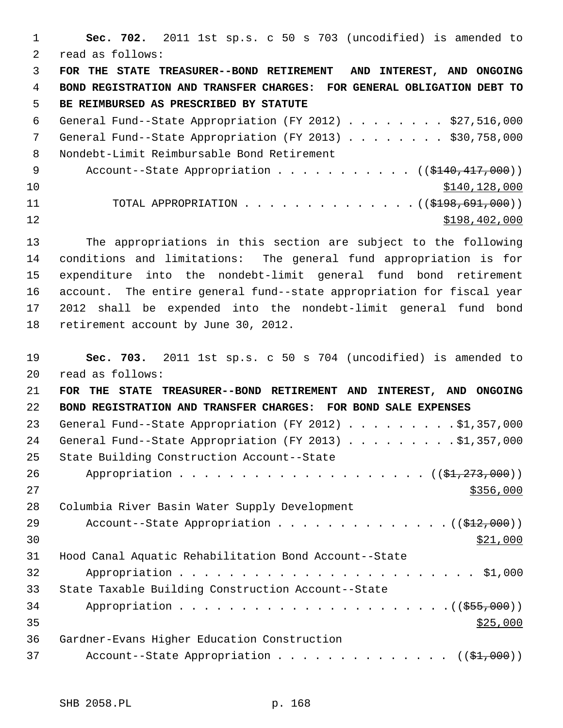**Sec. 702.** 2011 1st sp.s. c 50 s 703 (uncodified) is amended to read as follows:

**FOR THE STATE TREASURER--BOND RETIREMENT AND INTEREST, AND ONGOING BOND REGISTRATION AND TRANSFER CHARGES: FOR GENERAL OBLIGATION DEBT TO BE REIMBURSED AS PRESCRIBED BY STATUTE**

General Fund--State Appropriation (FY 2012) . . . . . . . . $27,516,000

General Fund--State Appropriation (FY 2013) . . . . . . . . $30,758,000

Nondebt-Limit Reimbursable Bond Retirement
Account--State Appropriation . . . . . . . . . . . (( ~~$140,417,000~~ ))
$140,128,000

TOTAL APPROPRIATION . . . . . . . . . . . . . (( ~~$198,691,000~~ ))
$198,402,000

The appropriations in this section are subject to the following conditions and limitations: The general fund appropriation is for expenditure into the nondebt-limit general fund bond retirement account. The entire general fund--state appropriation for fiscal year 2012 shall be expended into the nondebt-limit general fund bond retirement account by June 30, 2012.

**Sec. 703.** 2011 1st sp.s. c 50 s 704 (uncodified) is amended to read as follows:

**FOR THE STATE TREASURER--BOND RETIREMENT AND INTEREST, AND ONGOING BOND REGISTRATION AND TRANSFER CHARGES: FOR BOND SALE EXPENSES**

General Fund--State Appropriation (FY 2012) . . . . . . . . . $1,357,000

General Fund--State Appropriation (FY 2013) . . . . . . . . . $1,357,000

State Building Construction Account--State
Appropriation . . . . . . . . . . . . . . . . . . . . (( ~~$1,273,000~~ ))
$356,000

Columbia River Basin Water Supply Development
Account--State Appropriation . . . . . . . . . . . . . (( ~~$12,000~~ ))
$21,000

Hood Canal Aquatic Rehabilitation Bond Account--State
Appropriation . . . . . . . . . . . . . . . . . . . . . . . $1,000

State Taxable Building Construction Account--State
Appropriation . . . . . . . . . . . . . . . . . . . . . . (( ~~$55,000~~ ))
$25,000

Gardner-Evans Higher Education Construction
Account--State Appropriation . . . . . . . . . . . . . . (( ~~$1,000~~ ))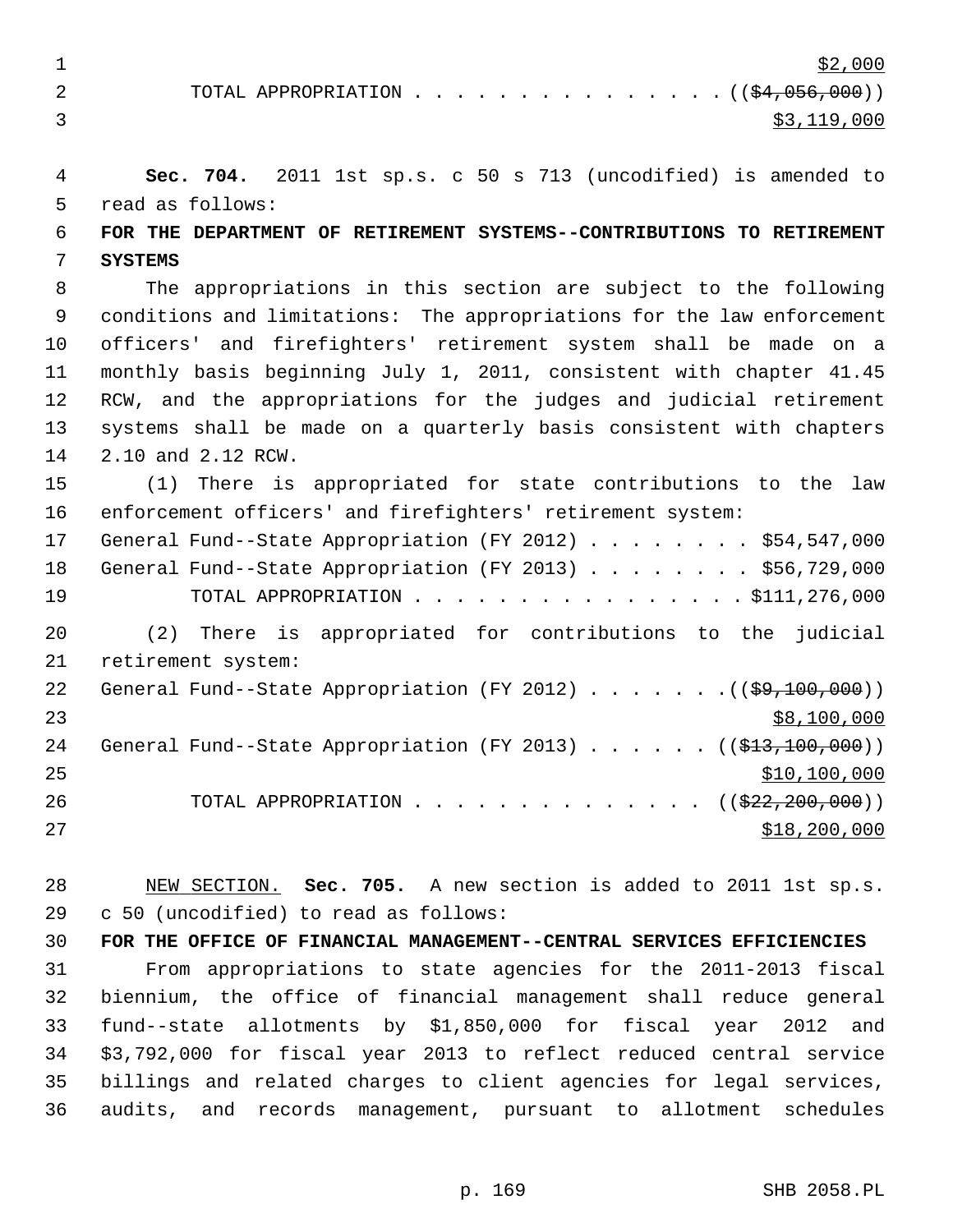$2,000

TOTAL APPROPRIATION . . . . . . . . . . . . . . . . ((~~$4,056,000~~))
$3,119,000

**Sec. 704.** 2011 1st sp.s. c 50 s 713 (uncodified) is amended to read as follows:

**FOR THE DEPARTMENT OF RETIREMENT SYSTEMS--CONTRIBUTIONS TO RETIREMENT SYSTEMS**

The appropriations in this section are subject to the following conditions and limitations: The appropriations for the law enforcement officers' and firefighters' retirement system shall be made on a monthly basis beginning July 1, 2011, consistent with chapter 41.45 RCW, and the appropriations for the judges and judicial retirement systems shall be made on a quarterly basis consistent with chapters 2.10 and 2.12 RCW.

(1) There is appropriated for state contributions to the law enforcement officers' and firefighters' retirement system:

General Fund--State Appropriation (FY 2012) . . . . . . . . $54,547,000
General Fund--State Appropriation (FY 2013) . . . . . . . . $56,729,000
TOTAL APPROPRIATION . . . . . . . . . . . . . . . . $111,276,000

(2) There is appropriated for contributions to the judicial retirement system:

General Fund--State Appropriation (FY 2012) . . . . . . . ((~~$9,100,000~~))
$8,100,000
General Fund--State Appropriation (FY 2013) . . . . . . ((~~$13,100,000~~))
$10,100,000
TOTAL APPROPRIATION . . . . . . . . . . . . . . ((~~$22,200,000~~))
$18,200,000

NEW SECTION. **Sec. 705.** A new section is added to 2011 1st sp.s. c 50 (uncodified) to read as follows:

**FOR THE OFFICE OF FINANCIAL MANAGEMENT--CENTRAL SERVICES EFFICIENCIES**

From appropriations to state agencies for the 2011-2013 fiscal biennium, the office of financial management shall reduce general fund--state allotments by $1,850,000 for fiscal year 2012 and $3,792,000 for fiscal year 2013 to reflect reduced central service billings and related charges to client agencies for legal services, audits, and records management, pursuant to allotment schedules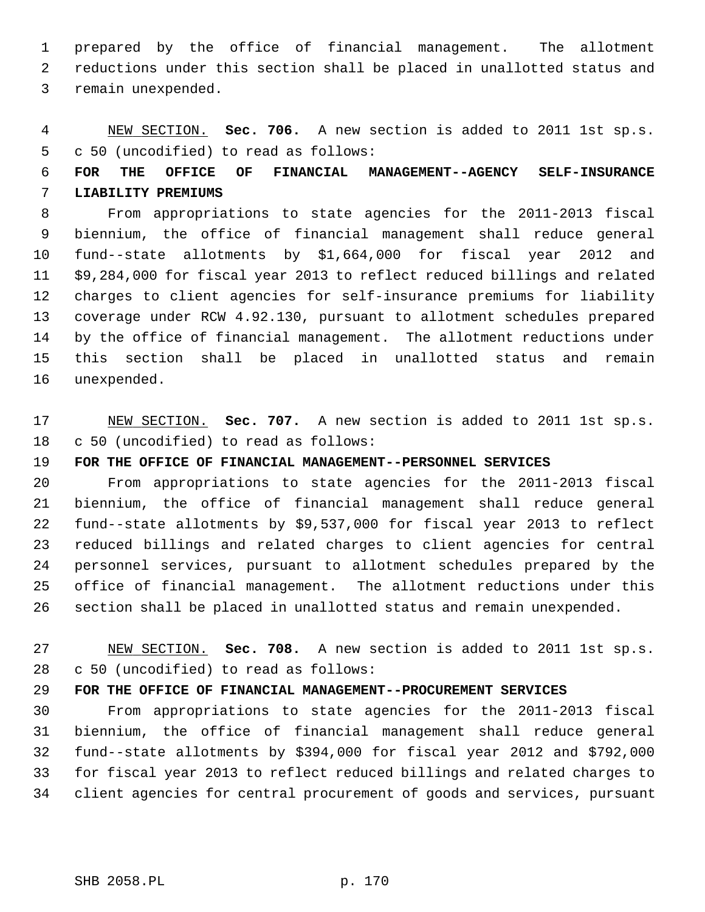prepared by the office of financial management. The allotment reductions under this section shall be placed in unallotted status and remain unexpended.

NEW SECTION. **Sec. 706.** A new section is added to 2011 1st sp.s. c 50 (uncodified) to read as follows:

**FOR THE OFFICE OF FINANCIAL MANAGEMENT--AGENCY SELF-INSURANCE LIABILITY PREMIUMS**

From appropriations to state agencies for the 2011-2013 fiscal biennium, the office of financial management shall reduce general fund--state allotments by $1,664,000 for fiscal year 2012 and $9,284,000 for fiscal year 2013 to reflect reduced billings and related charges to client agencies for self-insurance premiums for liability coverage under RCW 4.92.130, pursuant to allotment schedules prepared by the office of financial management. The allotment reductions under this section shall be placed in unallotted status and remain unexpended.

NEW SECTION. **Sec. 707.** A new section is added to 2011 1st sp.s. c 50 (uncodified) to read as follows:

**FOR THE OFFICE OF FINANCIAL MANAGEMENT--PERSONNEL SERVICES**

From appropriations to state agencies for the 2011-2013 fiscal biennium, the office of financial management shall reduce general fund--state allotments by $9,537,000 for fiscal year 2013 to reflect reduced billings and related charges to client agencies for central personnel services, pursuant to allotment schedules prepared by the office of financial management. The allotment reductions under this section shall be placed in unallotted status and remain unexpended.

NEW SECTION. **Sec. 708.** A new section is added to 2011 1st sp.s. c 50 (uncodified) to read as follows:

**FOR THE OFFICE OF FINANCIAL MANAGEMENT--PROCUREMENT SERVICES**

From appropriations to state agencies for the 2011-2013 fiscal biennium, the office of financial management shall reduce general fund--state allotments by $394,000 for fiscal year 2012 and $792,000 for fiscal year 2013 to reflect reduced billings and related charges to client agencies for central procurement of goods and services, pursuant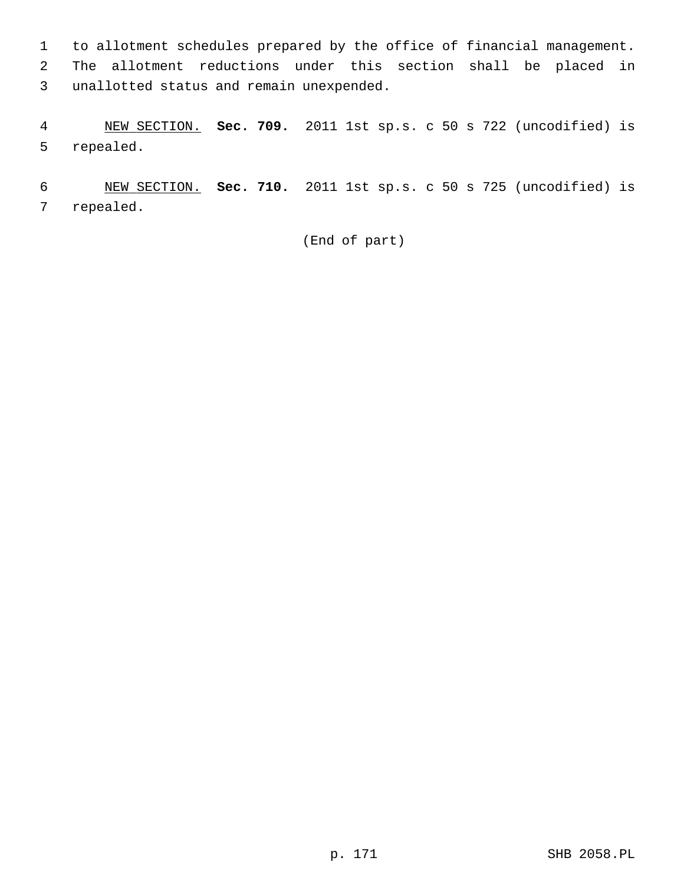to allotment schedules prepared by the office of financial management. The allotment reductions under this section shall be placed in unallotted status and remain unexpended.

NEW SECTION. **Sec. 709.** 2011 1st sp.s. c 50 s 722 (uncodified) is repealed.

NEW SECTION. **Sec. 710.** 2011 1st sp.s. c 50 s 725 (uncodified) is repealed.

(End of part)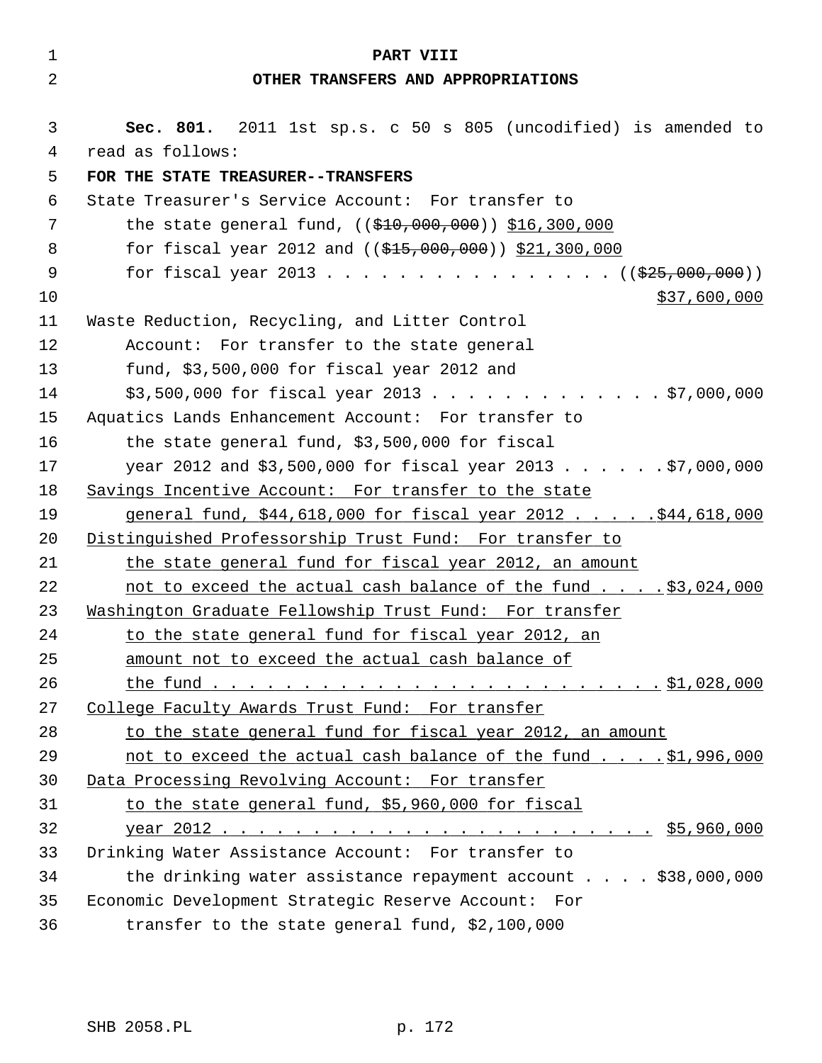## PART VIII
## OTHER TRANSFERS AND APPROPRIATIONS

**Sec. 801.** 2011 1st sp.s. c 50 s 805 (uncodified) is amended to read as follows:

**FOR THE STATE TREASURER--TRANSFERS**

State Treasurer's Service Account: For transfer to the state general fund, ((~~$10,000,000~~)) <u>$16,300,000</u> for fiscal year 2012 and ((~~$15,000,000~~)) <u>$21,300,000</u> for fiscal year 2013 . . . . . . . . . . . . . . . . ((~~$25,000,000~~)) <u>$37,600,000</u>

Waste Reduction, Recycling, and Litter Control Account: For transfer to the state general fund, $3,500,000 for fiscal year 2012 and $3,500,000 for fiscal year 2013 . . . . . . . . . . . . . $7,000,000

Aquatics Lands Enhancement Account: For transfer to the state general fund, $3,500,000 for fiscal year 2012 and $3,500,000 for fiscal year 2013 . . . . . . $7,000,000

<u>Savings Incentive Account: For transfer to the state general fund, $44,618,000 for fiscal year 2012 . . . . . $44,618,000</u>

<u>Distinguished Professorship Trust Fund: For transfer to the state general fund for fiscal year 2012, an amount not to exceed the actual cash balance of the fund . . . . $3,024,000</u>

<u>Washington Graduate Fellowship Trust Fund: For transfer to the state general fund for fiscal year 2012, an amount not to exceed the actual cash balance of the fund . . . . . . . . . . . . . . . . . . . . . . . . $1,028,000</u>

<u>College Faculty Awards Trust Fund: For transfer to the state general fund for fiscal year 2012, an amount not to exceed the actual cash balance of the fund . . . . $1,996,000</u>

<u>Data Processing Revolving Account: For transfer to the state general fund, $5,960,000 for fiscal year 2012 . . . . . . . . . . . . . . . . . . . . . . . . $5,960,000</u>

Drinking Water Assistance Account: For transfer to the drinking water assistance repayment account . . . . $38,000,000

Economic Development Strategic Reserve Account: For transfer to the state general fund, $2,100,000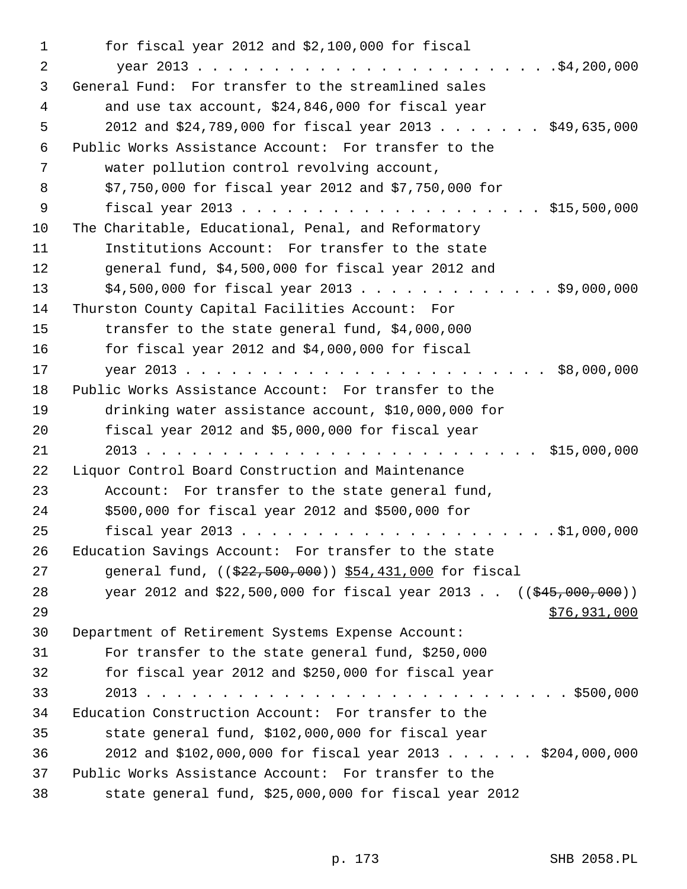for fiscal year 2012 and $2,100,000 for fiscal year 2013 . . . . . . . . . . . . . . . . . . . . . . . . $4,200,000

General Fund: For transfer to the streamlined sales and use tax account, $24,846,000 for fiscal year 2012 and $24,789,000 for fiscal year 2013 . . . . . . . $49,635,000

Public Works Assistance Account: For transfer to the water pollution control revolving account, $7,750,000 for fiscal year 2012 and $7,750,000 for fiscal year 2013 . . . . . . . . . . . . . . . . . . . . $15,500,000

The Charitable, Educational, Penal, and Reformatory Institutions Account: For transfer to the state general fund, $4,500,000 for fiscal year 2012 and $4,500,000 for fiscal year 2013 . . . . . . . . . . . . . $9,000,000

Thurston County Capital Facilities Account: For transfer to the state general fund, $4,000,000 for fiscal year 2012 and $4,000,000 for fiscal year 2013 . . . . . . . . . . . . . . . . . . . . . . . . $8,000,000

Public Works Assistance Account: For transfer to the drinking water assistance account, $10,000,000 for fiscal year 2012 and $5,000,000 for fiscal year 2013 . . . . . . . . . . . . . . . . . . . . . . . . . . $15,000,000

Liquor Control Board Construction and Maintenance Account: For transfer to the state general fund, $500,000 for fiscal year 2012 and $500,000 for fiscal year 2013 . . . . . . . . . . . . . . . . . . . . . $1,000,000

Education Savings Account: For transfer to the state general fund, ((~~$22,500,000~~)) <u>$54,431,000</u> for fiscal year 2012 and $22,500,000 for fiscal year 2013 . . ((~~$45,000,000~~)) <u>$76,931,000</u>

Department of Retirement Systems Expense Account: For transfer to the state general fund, $250,000 for fiscal year 2012 and $250,000 for fiscal year 2013 . . . . . . . . . . . . . . . . . . . . . . . . . . . . . $500,000

Education Construction Account: For transfer to the state general fund, $102,000,000 for fiscal year 2012 and $102,000,000 for fiscal year 2013 . . . . . . $204,000,000

Public Works Assistance Account: For transfer to the state general fund, $25,000,000 for fiscal year 2012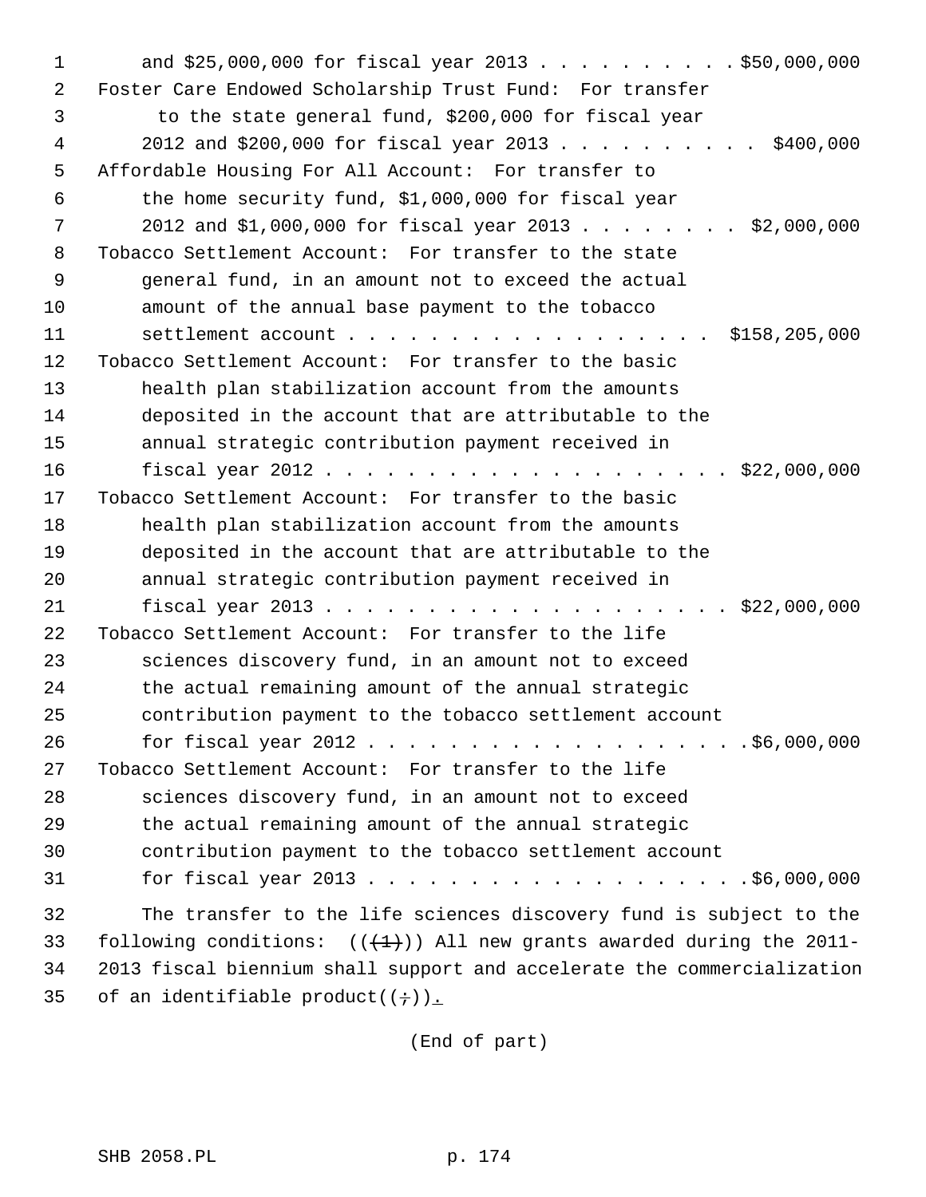and $25,000,000 for fiscal year 2013 . . . . . . . . . . $50,000,000

Foster Care Endowed Scholarship Trust Fund: For transfer to the state general fund, $200,000 for fiscal year 2012 and $200,000 for fiscal year 2013 . . . . . . . . . . $400,000

Affordable Housing For All Account: For transfer to the home security fund, $1,000,000 for fiscal year 2012 and $1,000,000 for fiscal year 2013 . . . . . . . . $2,000,000

Tobacco Settlement Account: For transfer to the state general fund, in an amount not to exceed the actual amount of the annual base payment to the tobacco settlement account . . . . . . . . . . . . . . . . . . $158,205,000

Tobacco Settlement Account: For transfer to the basic health plan stabilization account from the amounts deposited in the account that are attributable to the annual strategic contribution payment received in fiscal year 2012 . . . . . . . . . . . . . . . . . . . . $22,000,000

Tobacco Settlement Account: For transfer to the basic health plan stabilization account from the amounts deposited in the account that are attributable to the annual strategic contribution payment received in fiscal year 2013 . . . . . . . . . . . . . . . . . . . . $22,000,000

Tobacco Settlement Account: For transfer to the life sciences discovery fund, in an amount not to exceed the actual remaining amount of the annual strategic contribution payment to the tobacco settlement account for fiscal year 2012 . . . . . . . . . . . . . . . . . . .$6,000,000

Tobacco Settlement Account: For transfer to the life sciences discovery fund, in an amount not to exceed the actual remaining amount of the annual strategic contribution payment to the tobacco settlement account for fiscal year 2013 . . . . . . . . . . . . . . . . . . .$6,000,000

The transfer to the life sciences discovery fund is subject to the following conditions: ~~((~~~~(1)~~~~))~~ All new grants awarded during the 2011-2013 fiscal biennium shall support and accelerate the commercialization of an identifiable product~~((;))~~.

(End of part)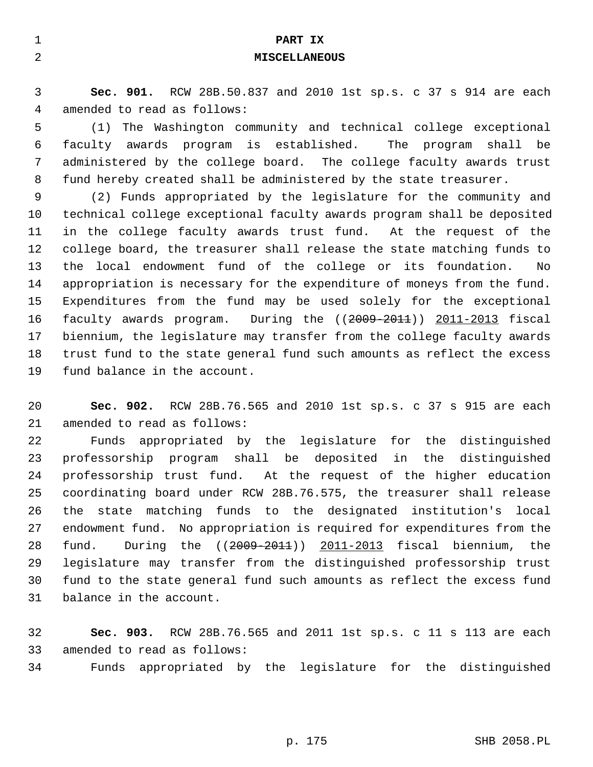# PART IX
# MISCELLANEOUS

**Sec. 901.** RCW 28B.50.837 and 2010 1st sp.s. c 37 s 914 are each amended to read as follows:

(1) The Washington community and technical college exceptional faculty awards program is established. The program shall be administered by the college board. The college faculty awards trust fund hereby created shall be administered by the state treasurer.

(2) Funds appropriated by the legislature for the community and technical college exceptional faculty awards program shall be deposited in the college faculty awards trust fund. At the request of the college board, the treasurer shall release the state matching funds to the local endowment fund of the college or its foundation. No appropriation is necessary for the expenditure of moneys from the fund. Expenditures from the fund may be used solely for the exceptional faculty awards program. During the ((~~2009-2011~~)) <u>2011-2013</u> fiscal biennium, the legislature may transfer from the college faculty awards trust fund to the state general fund such amounts as reflect the excess fund balance in the account.

**Sec. 902.** RCW 28B.76.565 and 2010 1st sp.s. c 37 s 915 are each amended to read as follows:

Funds appropriated by the legislature for the distinguished professorship program shall be deposited in the distinguished professorship trust fund. At the request of the higher education coordinating board under RCW 28B.76.575, the treasurer shall release the state matching funds to the designated institution's local endowment fund. No appropriation is required for expenditures from the fund. During the ((~~2009-2011~~)) <u>2011-2013</u> fiscal biennium, the legislature may transfer from the distinguished professorship trust fund to the state general fund such amounts as reflect the excess fund balance in the account.

**Sec. 903.** RCW 28B.76.565 and 2011 1st sp.s. c 11 s 113 are each amended to read as follows:

Funds appropriated by the legislature for the distinguished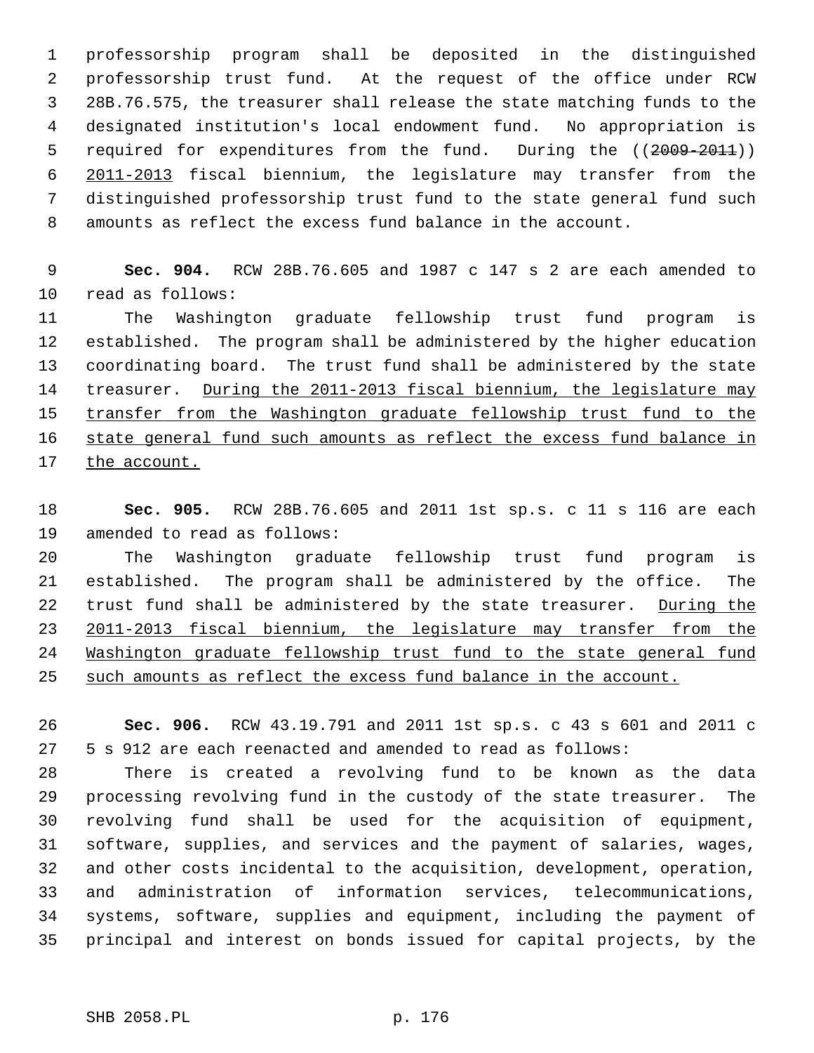professorship program shall be deposited in the distinguished professorship trust fund. At the request of the office under RCW 28B.76.575, the treasurer shall release the state matching funds to the designated institution's local endowment fund. No appropriation is required for expenditures from the fund. During the ((~~2009-2011~~)) <u>2011-2013</u> fiscal biennium, the legislature may transfer from the distinguished professorship trust fund to the state general fund such amounts as reflect the excess fund balance in the account.

**Sec. 904.** RCW 28B.76.605 and 1987 c 147 s 2 are each amended to read as follows:

The Washington graduate fellowship trust fund program is established. The program shall be administered by the higher education coordinating board. The trust fund shall be administered by the state treasurer. <u>During the 2011-2013 fiscal biennium, the legislature may transfer from the Washington graduate fellowship trust fund to the state general fund such amounts as reflect the excess fund balance in the account.</u>

**Sec. 905.** RCW 28B.76.605 and 2011 1st sp.s. c 11 s 116 are each amended to read as follows:

The Washington graduate fellowship trust fund program is established. The program shall be administered by the office. The trust fund shall be administered by the state treasurer. <u>During the 2011-2013 fiscal biennium, the legislature may transfer from the Washington graduate fellowship trust fund to the state general fund such amounts as reflect the excess fund balance in the account.</u>

**Sec. 906.** RCW 43.19.791 and 2011 1st sp.s. c 43 s 601 and 2011 c 5 s 912 are each reenacted and amended to read as follows:

There is created a revolving fund to be known as the data processing revolving fund in the custody of the state treasurer. The revolving fund shall be used for the acquisition of equipment, software, supplies, and services and the payment of salaries, wages, and other costs incidental to the acquisition, development, operation, and administration of information services, telecommunications, systems, software, supplies and equipment, including the payment of principal and interest on bonds issued for capital projects, by the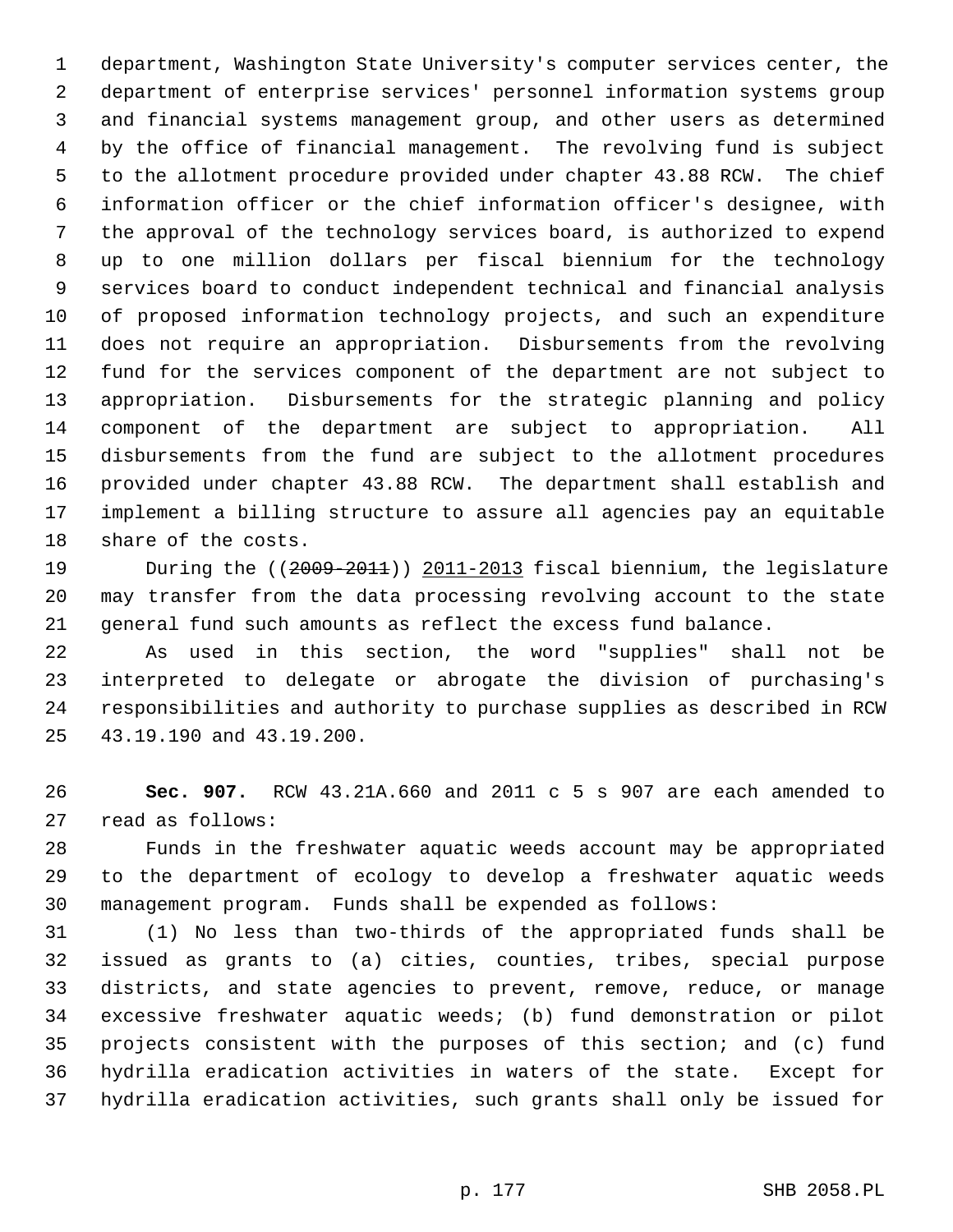department, Washington State University's computer services center, the department of enterprise services' personnel information systems group and financial systems management group, and other users as determined by the office of financial management. The revolving fund is subject to the allotment procedure provided under chapter 43.88 RCW. The chief information officer or the chief information officer's designee, with the approval of the technology services board, is authorized to expend up to one million dollars per fiscal biennium for the technology services board to conduct independent technical and financial analysis of proposed information technology projects, and such an expenditure does not require an appropriation. Disbursements from the revolving fund for the services component of the department are not subject to appropriation. Disbursements for the strategic planning and policy component of the department are subject to appropriation. All disbursements from the fund are subject to the allotment procedures provided under chapter 43.88 RCW. The department shall establish and implement a billing structure to assure all agencies pay an equitable share of the costs.

During the ((~~2009-2011~~)) <u>2011-2013</u> fiscal biennium, the legislature may transfer from the data processing revolving account to the state general fund such amounts as reflect the excess fund balance.

As used in this section, the word "supplies" shall not be interpreted to delegate or abrogate the division of purchasing's responsibilities and authority to purchase supplies as described in RCW 43.19.190 and 43.19.200.

**Sec. 907.** RCW 43.21A.660 and 2011 c 5 s 907 are each amended to read as follows:

Funds in the freshwater aquatic weeds account may be appropriated to the department of ecology to develop a freshwater aquatic weeds management program. Funds shall be expended as follows:

(1) No less than two-thirds of the appropriated funds shall be issued as grants to (a) cities, counties, tribes, special purpose districts, and state agencies to prevent, remove, reduce, or manage excessive freshwater aquatic weeds; (b) fund demonstration or pilot projects consistent with the purposes of this section; and (c) fund hydrilla eradication activities in waters of the state. Except for hydrilla eradication activities, such grants shall only be issued for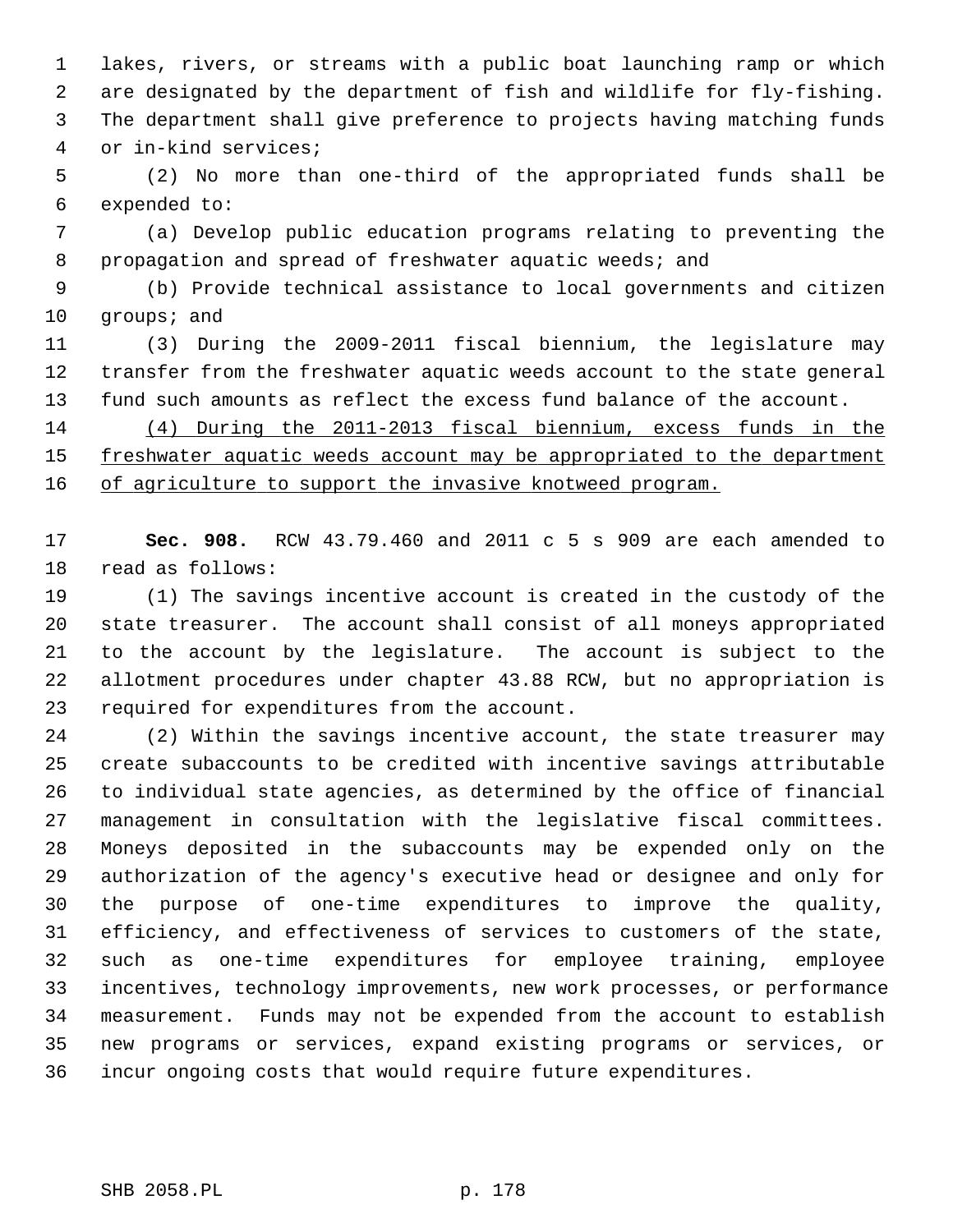lakes, rivers, or streams with a public boat launching ramp or which are designated by the department of fish and wildlife for fly-fishing. The department shall give preference to projects having matching funds or in-kind services;

(2) No more than one-third of the appropriated funds shall be expended to:

(a) Develop public education programs relating to preventing the propagation and spread of freshwater aquatic weeds; and

(b) Provide technical assistance to local governments and citizen groups; and

(3) During the 2009-2011 fiscal biennium, the legislature may transfer from the freshwater aquatic weeds account to the state general fund such amounts as reflect the excess fund balance of the account.

<u>(4) During the 2011-2013 fiscal biennium, excess funds in the freshwater aquatic weeds account may be appropriated to the department of agriculture to support the invasive knotweed program.</u>

**Sec. 908.** RCW 43.79.460 and 2011 c 5 s 909 are each amended to read as follows:

(1) The savings incentive account is created in the custody of the state treasurer. The account shall consist of all moneys appropriated to the account by the legislature. The account is subject to the allotment procedures under chapter 43.88 RCW, but no appropriation is required for expenditures from the account.

(2) Within the savings incentive account, the state treasurer may create subaccounts to be credited with incentive savings attributable to individual state agencies, as determined by the office of financial management in consultation with the legislative fiscal committees. Moneys deposited in the subaccounts may be expended only on the authorization of the agency's executive head or designee and only for the purpose of one-time expenditures to improve the quality, efficiency, and effectiveness of services to customers of the state, such as one-time expenditures for employee training, employee incentives, technology improvements, new work processes, or performance measurement. Funds may not be expended from the account to establish new programs or services, expand existing programs or services, or incur ongoing costs that would require future expenditures.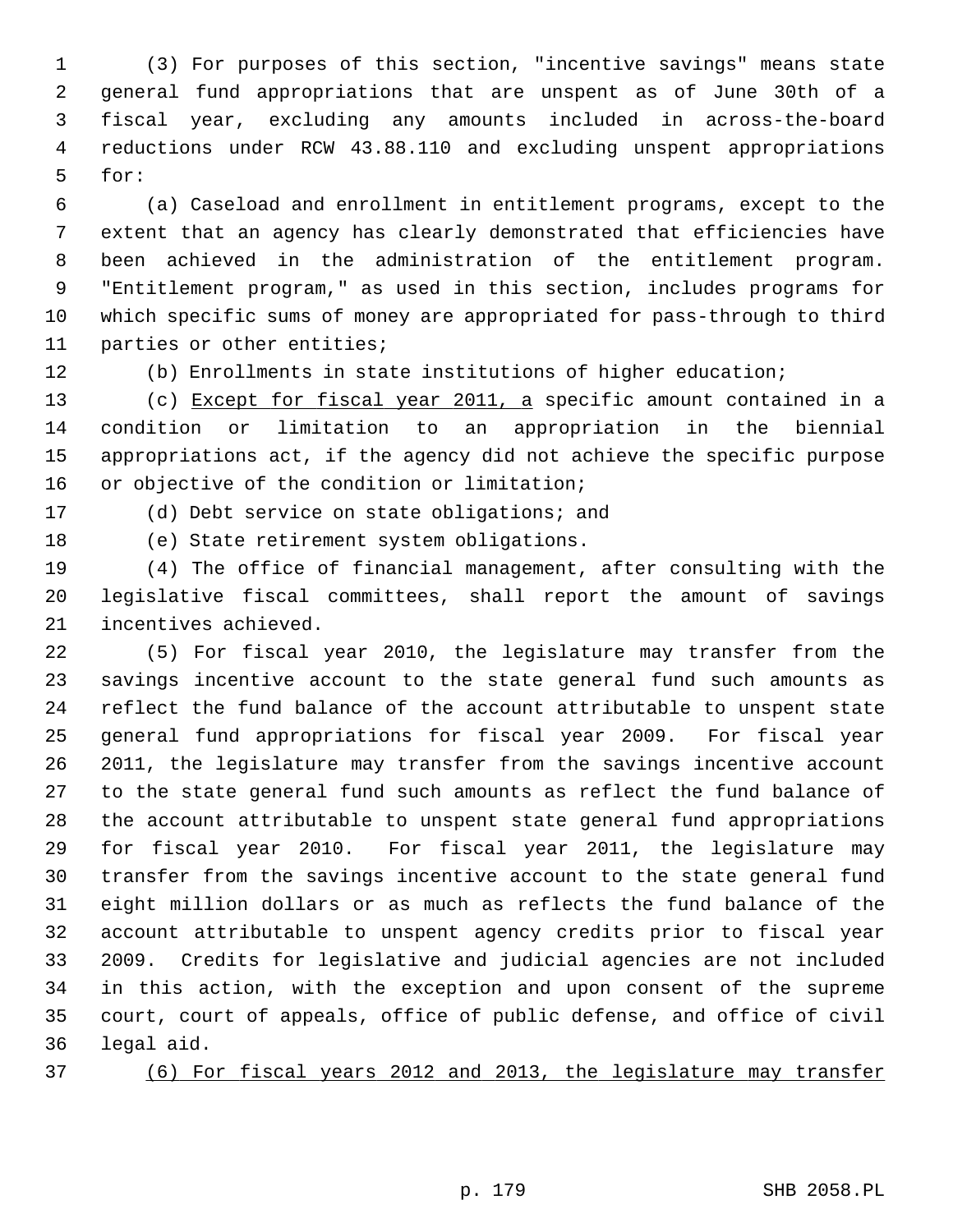(3) For purposes of this section, "incentive savings" means state general fund appropriations that are unspent as of June 30th of a fiscal year, excluding any amounts included in across-the-board reductions under RCW 43.88.110 and excluding unspent appropriations for:

(a) Caseload and enrollment in entitlement programs, except to the extent that an agency has clearly demonstrated that efficiencies have been achieved in the administration of the entitlement program. "Entitlement program," as used in this section, includes programs for which specific sums of money are appropriated for pass-through to third parties or other entities;

(b) Enrollments in state institutions of higher education;

(c) Except for fiscal year 2011, a specific amount contained in a condition or limitation to an appropriation in the biennial appropriations act, if the agency did not achieve the specific purpose or objective of the condition or limitation;

(d) Debt service on state obligations; and

(e) State retirement system obligations.

(4) The office of financial management, after consulting with the legislative fiscal committees, shall report the amount of savings incentives achieved.

(5) For fiscal year 2010, the legislature may transfer from the savings incentive account to the state general fund such amounts as reflect the fund balance of the account attributable to unspent state general fund appropriations for fiscal year 2009. For fiscal year 2011, the legislature may transfer from the savings incentive account to the state general fund such amounts as reflect the fund balance of the account attributable to unspent state general fund appropriations for fiscal year 2010. For fiscal year 2011, the legislature may transfer from the savings incentive account to the state general fund eight million dollars or as much as reflects the fund balance of the account attributable to unspent agency credits prior to fiscal year 2009. Credits for legislative and judicial agencies are not included in this action, with the exception and upon consent of the supreme court, court of appeals, office of public defense, and office of civil legal aid.

(6) For fiscal years 2012 and 2013, the legislature may transfer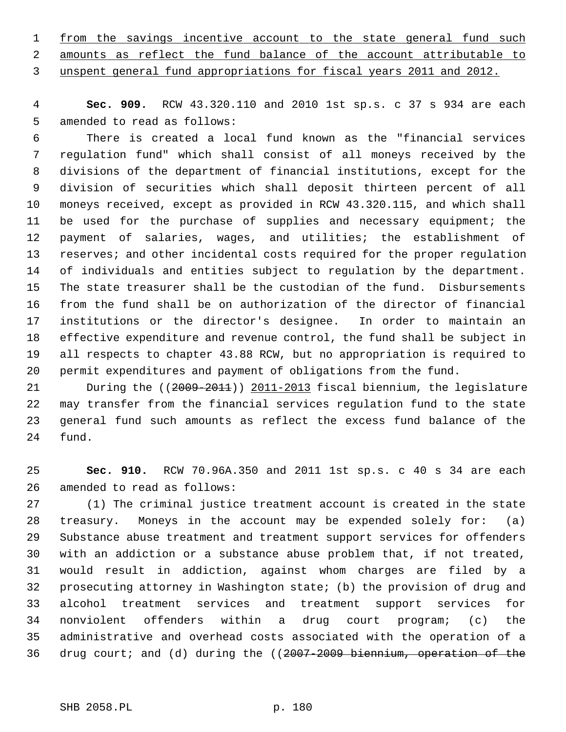from the savings incentive account to the state general fund such amounts as reflect the fund balance of the account attributable to unspent general fund appropriations for fiscal years 2011 and 2012.

**Sec. 909.** RCW 43.320.110 and 2010 1st sp.s. c 37 s 934 are each amended to read as follows:

There is created a local fund known as the "financial services regulation fund" which shall consist of all moneys received by the divisions of the department of financial institutions, except for the division of securities which shall deposit thirteen percent of all moneys received, except as provided in RCW 43.320.115, and which shall be used for the purchase of supplies and necessary equipment; the payment of salaries, wages, and utilities; the establishment of reserves; and other incidental costs required for the proper regulation of individuals and entities subject to regulation by the department. The state treasurer shall be the custodian of the fund. Disbursements from the fund shall be on authorization of the director of financial institutions or the director's designee. In order to maintain an effective expenditure and revenue control, the fund shall be subject in all respects to chapter 43.88 RCW, but no appropriation is required to permit expenditures and payment of obligations from the fund.

During the ((~~2009-2011~~)) 2011-2013 fiscal biennium, the legislature may transfer from the financial services regulation fund to the state general fund such amounts as reflect the excess fund balance of the fund.

**Sec. 910.** RCW 70.96A.350 and 2011 1st sp.s. c 40 s 34 are each amended to read as follows:

(1) The criminal justice treatment account is created in the state treasury. Moneys in the account may be expended solely for: (a) Substance abuse treatment and treatment support services for offenders with an addiction or a substance abuse problem that, if not treated, would result in addiction, against whom charges are filed by a prosecuting attorney in Washington state; (b) the provision of drug and alcohol treatment services and treatment support services for nonviolent offenders within a drug court program; (c) the administrative and overhead costs associated with the operation of a drug court; and (d) during the ((~~2007-2009 biennium, operation of the~~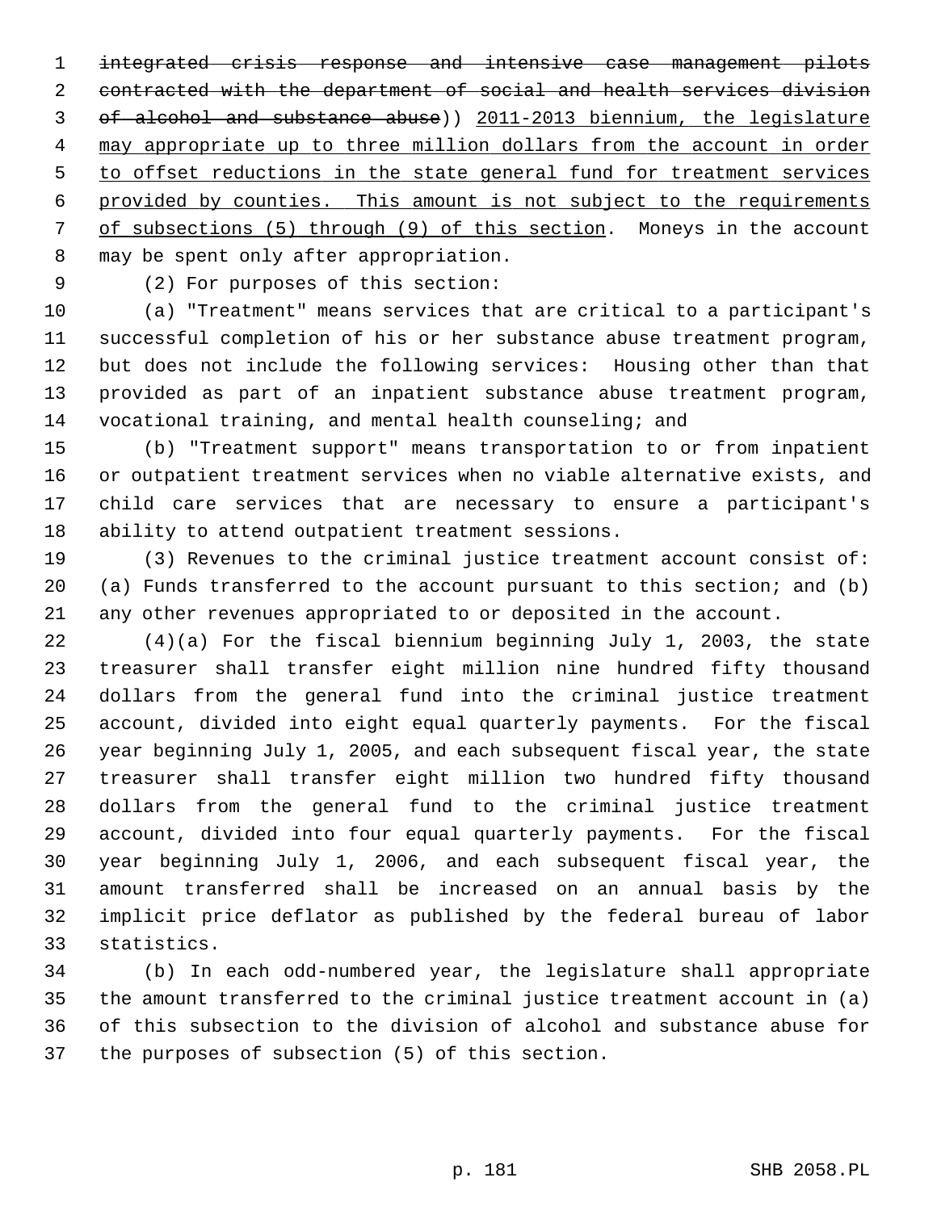~~integrated crisis response and intensive case management pilots contracted with the department of social and health services division of alcohol and substance abuse~~)) <u>2011-2013 biennium, the legislature may appropriate up to three million dollars from the account in order to offset reductions in the state general fund for treatment services provided by counties. This amount is not subject to the requirements of subsections (5) through (9) of this section</u>. Moneys in the account may be spent only after appropriation.

(2) For purposes of this section:

(a) "Treatment" means services that are critical to a participant's successful completion of his or her substance abuse treatment program, but does not include the following services: Housing other than that provided as part of an inpatient substance abuse treatment program, vocational training, and mental health counseling; and

(b) "Treatment support" means transportation to or from inpatient or outpatient treatment services when no viable alternative exists, and child care services that are necessary to ensure a participant's ability to attend outpatient treatment sessions.

(3) Revenues to the criminal justice treatment account consist of: (a) Funds transferred to the account pursuant to this section; and (b) any other revenues appropriated to or deposited in the account.

(4)(a) For the fiscal biennium beginning July 1, 2003, the state treasurer shall transfer eight million nine hundred fifty thousand dollars from the general fund into the criminal justice treatment account, divided into eight equal quarterly payments. For the fiscal year beginning July 1, 2005, and each subsequent fiscal year, the state treasurer shall transfer eight million two hundred fifty thousand dollars from the general fund to the criminal justice treatment account, divided into four equal quarterly payments. For the fiscal year beginning July 1, 2006, and each subsequent fiscal year, the amount transferred shall be increased on an annual basis by the implicit price deflator as published by the federal bureau of labor statistics.

(b) In each odd-numbered year, the legislature shall appropriate the amount transferred to the criminal justice treatment account in (a) of this subsection to the division of alcohol and substance abuse for the purposes of subsection (5) of this section.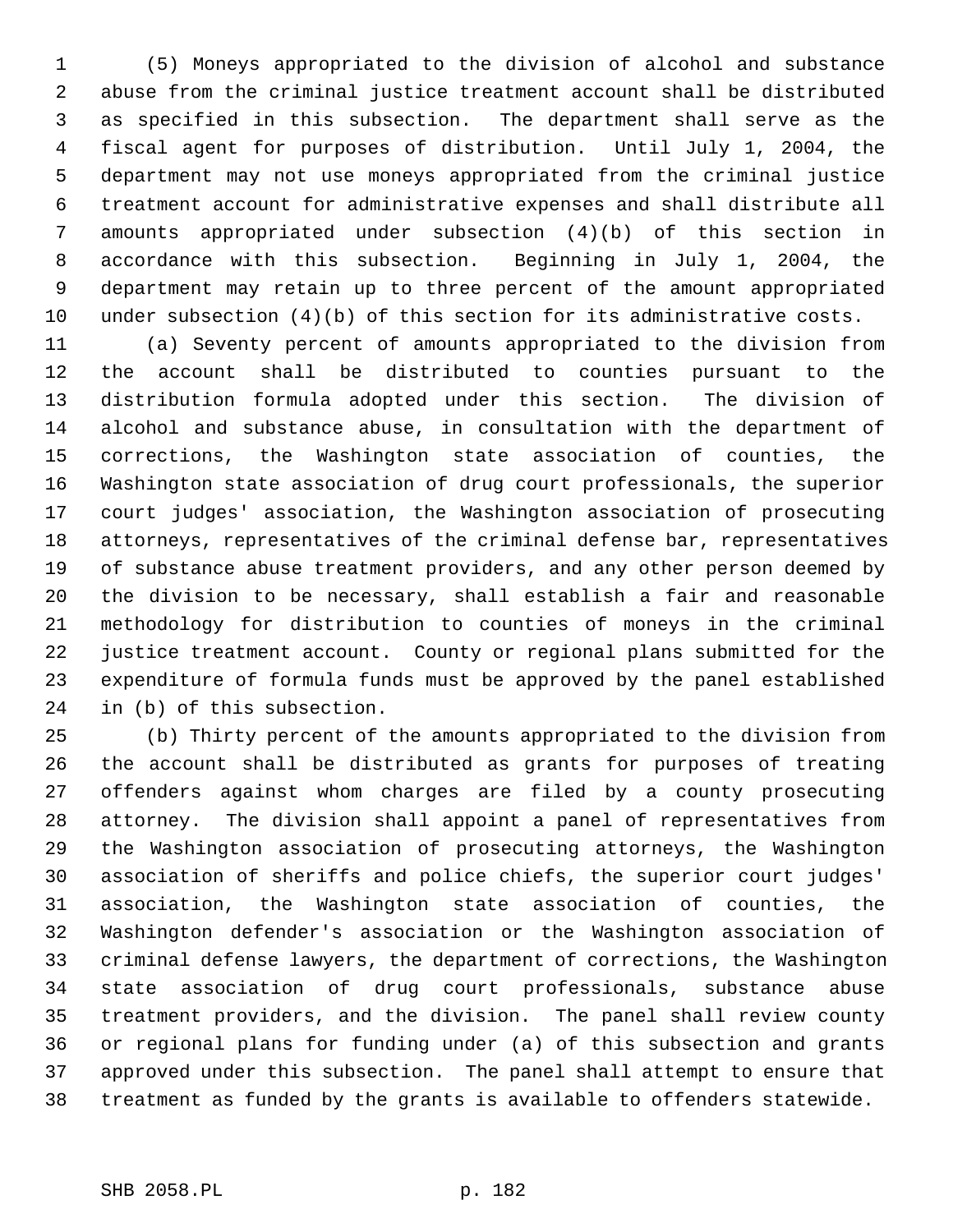(5) Moneys appropriated to the division of alcohol and substance abuse from the criminal justice treatment account shall be distributed as specified in this subsection. The department shall serve as the fiscal agent for purposes of distribution. Until July 1, 2004, the department may not use moneys appropriated from the criminal justice treatment account for administrative expenses and shall distribute all amounts appropriated under subsection (4)(b) of this section in accordance with this subsection. Beginning in July 1, 2004, the department may retain up to three percent of the amount appropriated under subsection (4)(b) of this section for its administrative costs.

(a) Seventy percent of amounts appropriated to the division from the account shall be distributed to counties pursuant to the distribution formula adopted under this section. The division of alcohol and substance abuse, in consultation with the department of corrections, the Washington state association of counties, the Washington state association of drug court professionals, the superior court judges' association, the Washington association of prosecuting attorneys, representatives of the criminal defense bar, representatives of substance abuse treatment providers, and any other person deemed by the division to be necessary, shall establish a fair and reasonable methodology for distribution to counties of moneys in the criminal justice treatment account. County or regional plans submitted for the expenditure of formula funds must be approved by the panel established in (b) of this subsection.

(b) Thirty percent of the amounts appropriated to the division from the account shall be distributed as grants for purposes of treating offenders against whom charges are filed by a county prosecuting attorney. The division shall appoint a panel of representatives from the Washington association of prosecuting attorneys, the Washington association of sheriffs and police chiefs, the superior court judges' association, the Washington state association of counties, the Washington defender's association or the Washington association of criminal defense lawyers, the department of corrections, the Washington state association of drug court professionals, substance abuse treatment providers, and the division. The panel shall review county or regional plans for funding under (a) of this subsection and grants approved under this subsection. The panel shall attempt to ensure that treatment as funded by the grants is available to offenders statewide.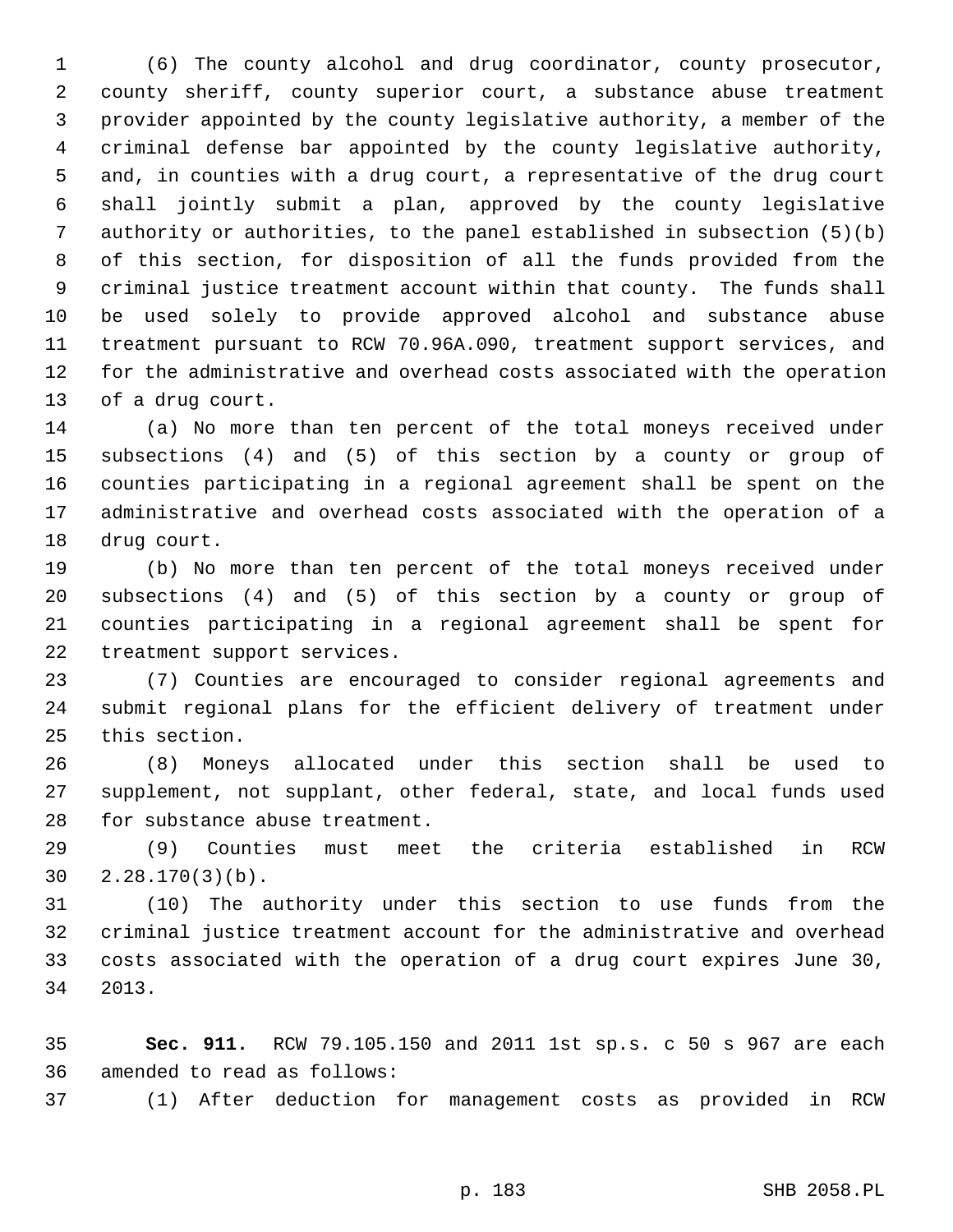(6) The county alcohol and drug coordinator, county prosecutor, county sheriff, county superior court, a substance abuse treatment provider appointed by the county legislative authority, a member of the criminal defense bar appointed by the county legislative authority, and, in counties with a drug court, a representative of the drug court shall jointly submit a plan, approved by the county legislative authority or authorities, to the panel established in subsection (5)(b) of this section, for disposition of all the funds provided from the criminal justice treatment account within that county. The funds shall be used solely to provide approved alcohol and substance abuse treatment pursuant to RCW 70.96A.090, treatment support services, and for the administrative and overhead costs associated with the operation of a drug court.

(a) No more than ten percent of the total moneys received under subsections (4) and (5) of this section by a county or group of counties participating in a regional agreement shall be spent on the administrative and overhead costs associated with the operation of a drug court.

(b) No more than ten percent of the total moneys received under subsections (4) and (5) of this section by a county or group of counties participating in a regional agreement shall be spent for treatment support services.

(7) Counties are encouraged to consider regional agreements and submit regional plans for the efficient delivery of treatment under this section.

(8) Moneys allocated under this section shall be used to supplement, not supplant, other federal, state, and local funds used for substance abuse treatment.

(9) Counties must meet the criteria established in RCW 2.28.170(3)(b).

(10) The authority under this section to use funds from the criminal justice treatment account for the administrative and overhead costs associated with the operation of a drug court expires June 30, 2013.

**Sec. 911.** RCW 79.105.150 and 2011 1st sp.s. c 50 s 967 are each amended to read as follows:

(1) After deduction for management costs as provided in RCW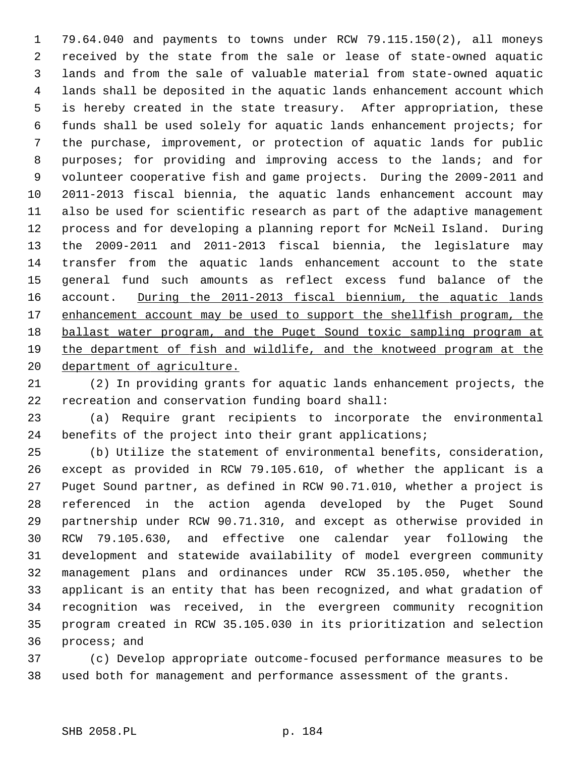79.64.040 and payments to towns under RCW 79.115.150(2), all moneys received by the state from the sale or lease of state-owned aquatic lands and from the sale of valuable material from state-owned aquatic lands shall be deposited in the aquatic lands enhancement account which is hereby created in the state treasury. After appropriation, these funds shall be used solely for aquatic lands enhancement projects; for the purchase, improvement, or protection of aquatic lands for public purposes; for providing and improving access to the lands; and for volunteer cooperative fish and game projects. During the 2009-2011 and 2011-2013 fiscal biennia, the aquatic lands enhancement account may also be used for scientific research as part of the adaptive management process and for developing a planning report for McNeil Island. During the 2009-2011 and 2011-2013 fiscal biennia, the legislature may transfer from the aquatic lands enhancement account to the state general fund such amounts as reflect excess fund balance of the account. <u>During the 2011-2013 fiscal biennium, the aquatic lands enhancement account may be used to support the shellfish program, the ballast water program, and the Puget Sound toxic sampling program at the department of fish and wildlife, and the knotweed program at the department of agriculture.</u>

(2) In providing grants for aquatic lands enhancement projects, the recreation and conservation funding board shall:

(a) Require grant recipients to incorporate the environmental benefits of the project into their grant applications;

(b) Utilize the statement of environmental benefits, consideration, except as provided in RCW 79.105.610, of whether the applicant is a Puget Sound partner, as defined in RCW 90.71.010, whether a project is referenced in the action agenda developed by the Puget Sound partnership under RCW 90.71.310, and except as otherwise provided in RCW 79.105.630, and effective one calendar year following the development and statewide availability of model evergreen community management plans and ordinances under RCW 35.105.050, whether the applicant is an entity that has been recognized, and what gradation of recognition was received, in the evergreen community recognition program created in RCW 35.105.030 in its prioritization and selection process; and

(c) Develop appropriate outcome-focused performance measures to be used both for management and performance assessment of the grants.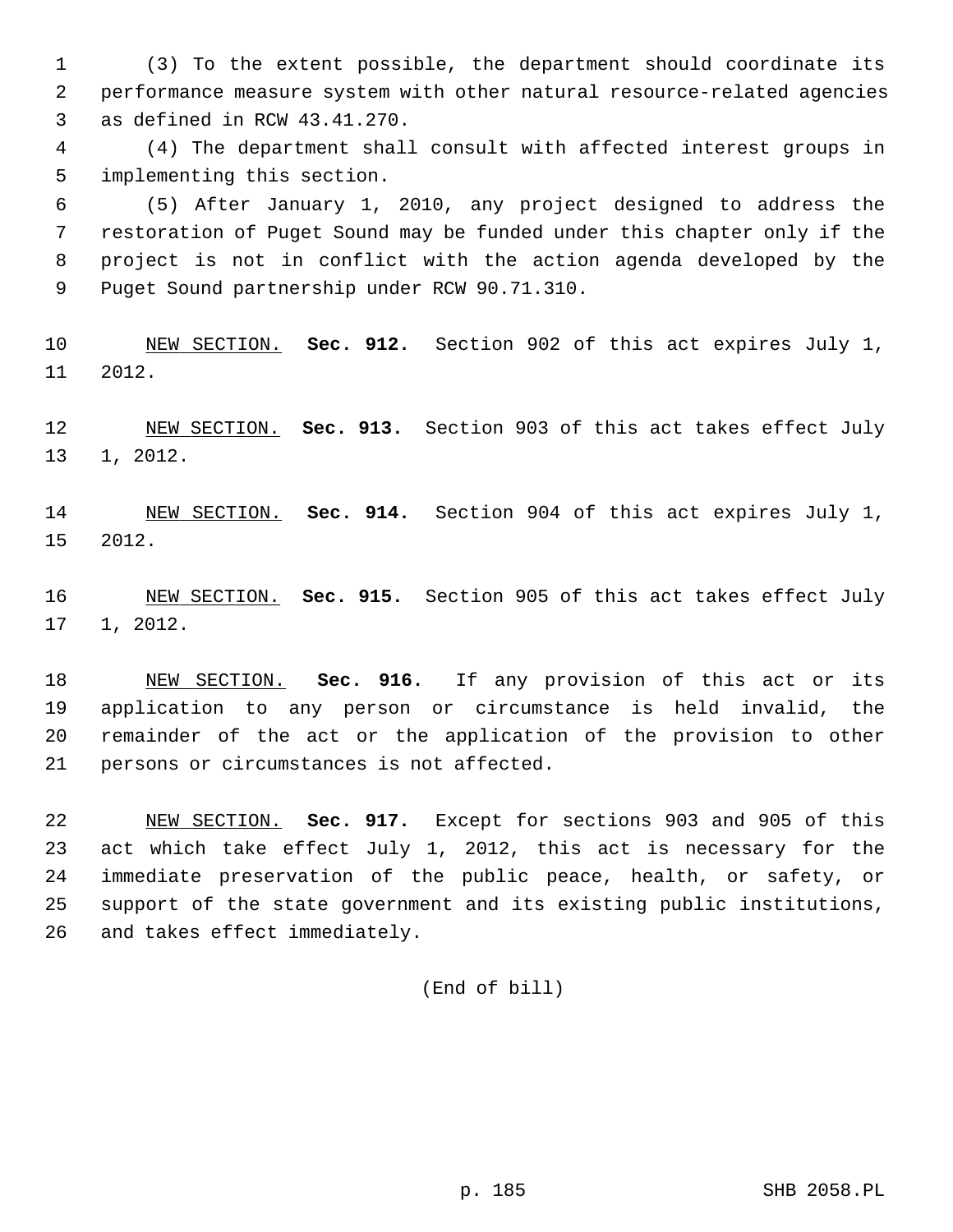(3) To the extent possible, the department should coordinate its performance measure system with other natural resource-related agencies as defined in RCW 43.41.270.

(4) The department shall consult with affected interest groups in implementing this section.

(5) After January 1, 2010, any project designed to address the restoration of Puget Sound may be funded under this chapter only if the project is not in conflict with the action agenda developed by the Puget Sound partnership under RCW 90.71.310.

NEW SECTION. **Sec. 912.** Section 902 of this act expires July 1, 2012.

NEW SECTION. **Sec. 913.** Section 903 of this act takes effect July 1, 2012.

NEW SECTION. **Sec. 914.** Section 904 of this act expires July 1, 2012.

NEW SECTION. **Sec. 915.** Section 905 of this act takes effect July 1, 2012.

NEW SECTION. **Sec. 916.** If any provision of this act or its application to any person or circumstance is held invalid, the remainder of the act or the application of the provision to other persons or circumstances is not affected.

NEW SECTION. **Sec. 917.** Except for sections 903 and 905 of this act which take effect July 1, 2012, this act is necessary for the immediate preservation of the public peace, health, or safety, or support of the state government and its existing public institutions, and takes effect immediately.

(End of bill)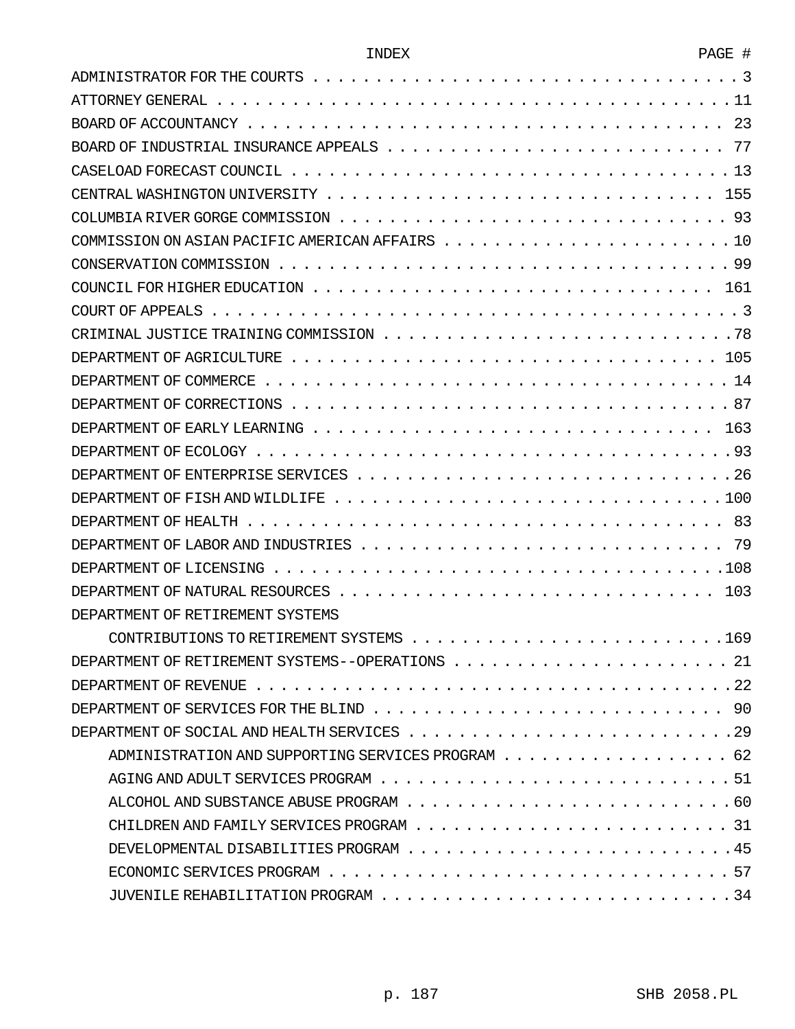| INDEX | PAGE # |
|---|---|
| ADMINISTRATOR FOR THE COURTS | 3 |
| ATTORNEY GENERAL | 11 |
| BOARD OF ACCOUNTANCY | 23 |
| BOARD OF INDUSTRIAL INSURANCE APPEALS | 77 |
| CASELOAD FORECAST COUNCIL | 13 |
| CENTRAL WASHINGTON UNIVERSITY | 155 |
| COLUMBIA RIVER GORGE COMMISSION | 93 |
| COMMISSION ON ASIAN PACIFIC AMERICAN AFFAIRS | 10 |
| CONSERVATION COMMISSION | 99 |
| COUNCIL FOR HIGHER EDUCATION | 161 |
| COURT OF APPEALS | 3 |
| CRIMINAL JUSTICE TRAINING COMMISSION | 78 |
| DEPARTMENT OF AGRICULTURE | 105 |
| DEPARTMENT OF COMMERCE | 14 |
| DEPARTMENT OF CORRECTIONS | 87 |
| DEPARTMENT OF EARLY LEARNING | 163 |
| DEPARTMENT OF ECOLOGY | 93 |
| DEPARTMENT OF ENTERPRISE SERVICES | 26 |
| DEPARTMENT OF FISH AND WILDLIFE | 100 |
| DEPARTMENT OF HEALTH | 83 |
| DEPARTMENT OF LABOR AND INDUSTRIES | 79 |
| DEPARTMENT OF LICENSING | 108 |
| DEPARTMENT OF NATURAL RESOURCES | 103 |
| DEPARTMENT OF RETIREMENT SYSTEMS | |
| CONTRIBUTIONS TO RETIREMENT SYSTEMS | 169 |
| DEPARTMENT OF RETIREMENT SYSTEMS--OPERATIONS | 21 |
| DEPARTMENT OF REVENUE | 22 |
| DEPARTMENT OF SERVICES FOR THE BLIND | 90 |
| DEPARTMENT OF SOCIAL AND HEALTH SERVICES | 29 |
| ADMINISTRATION AND SUPPORTING SERVICES PROGRAM | 62 |
| AGING AND ADULT SERVICES PROGRAM | 51 |
| ALCOHOL AND SUBSTANCE ABUSE PROGRAM | 60 |
| CHILDREN AND FAMILY SERVICES PROGRAM | 31 |
| DEVELOPMENTAL DISABILITIES PROGRAM | 45 |
| ECONOMIC SERVICES PROGRAM | 57 |
| JUVENILE REHABILITATION PROGRAM | 34 |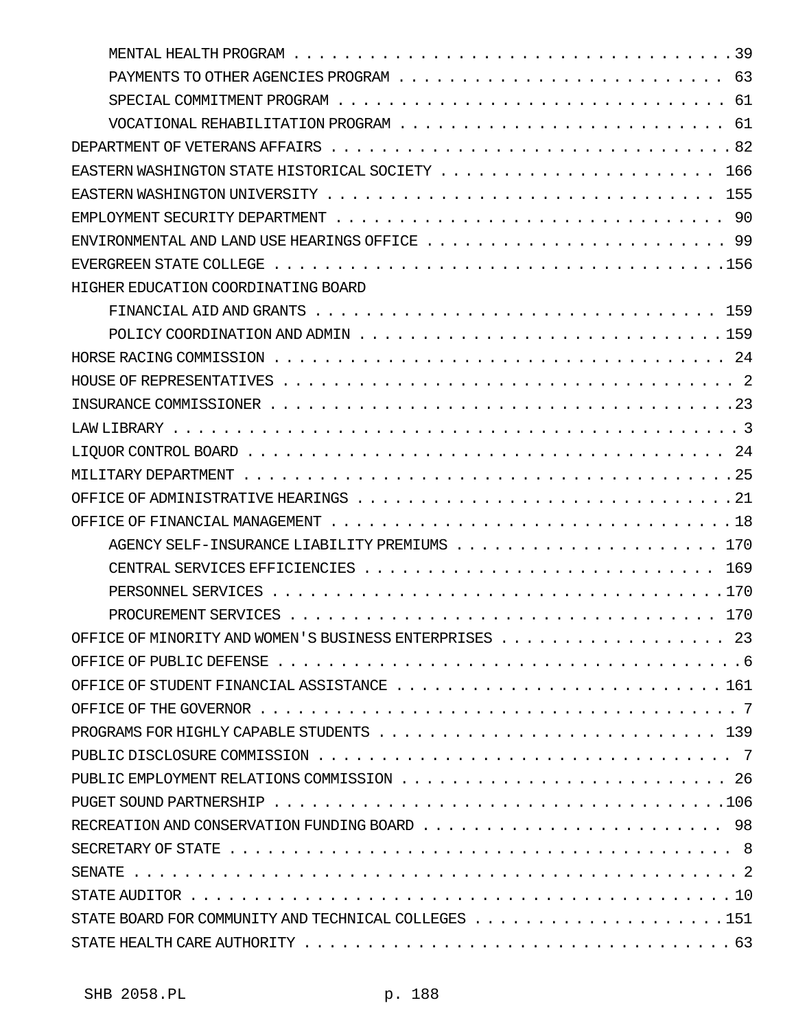MENTAL HEALTH PROGRAM . . . . . . . . . . . . . . . . . . . . . . . . . . . . . . . . . . . 39
PAYMENTS TO OTHER AGENCIES PROGRAM . . . . . . . . . . . . . . . . . . . . . . . . . 63
SPECIAL COMMITMENT PROGRAM . . . . . . . . . . . . . . . . . . . . . . . . . . . . . . 61
VOCATIONAL REHABILITATION PROGRAM . . . . . . . . . . . . . . . . . . . . . . . . . 61
DEPARTMENT OF VETERANS AFFAIRS . . . . . . . . . . . . . . . . . . . . . . . . . . . . . . . 82
EASTERN WASHINGTON STATE HISTORICAL SOCIETY . . . . . . . . . . . . . . . . . . . . . 166
EASTERN WASHINGTON UNIVERSITY . . . . . . . . . . . . . . . . . . . . . . . . . . . . . . 155
EMPLOYMENT SECURITY DEPARTMENT . . . . . . . . . . . . . . . . . . . . . . . . . . . . . 90
ENVIRONMENTAL AND LAND USE HEARINGS OFFICE . . . . . . . . . . . . . . . . . . . . . . 99
EVERGREEN STATE COLLEGE . . . . . . . . . . . . . . . . . . . . . . . . . . . . . . . . . . 156
HIGHER EDUCATION COORDINATING BOARD
FINANCIAL AID AND GRANTS . . . . . . . . . . . . . . . . . . . . . . . . . . . . . . . 159
POLICY COORDINATION AND ADMIN . . . . . . . . . . . . . . . . . . . . . . . . . . . . 159
HORSE RACING COMMISSION . . . . . . . . . . . . . . . . . . . . . . . . . . . . . . . . . 24
HOUSE OF REPRESENTATIVES . . . . . . . . . . . . . . . . . . . . . . . . . . . . . . . . . 2
INSURANCE COMMISSIONER . . . . . . . . . . . . . . . . . . . . . . . . . . . . . . . . . . 23
LAW LIBRARY . . . . . . . . . . . . . . . . . . . . . . . . . . . . . . . . . . . . . . . . . 3
LIQUOR CONTROL BOARD . . . . . . . . . . . . . . . . . . . . . . . . . . . . . . . . . . . 24
MILITARY DEPARTMENT . . . . . . . . . . . . . . . . . . . . . . . . . . . . . . . . . . . . 25
OFFICE OF ADMINISTRATIVE HEARINGS . . . . . . . . . . . . . . . . . . . . . . . . . . . . 21
OFFICE OF FINANCIAL MANAGEMENT . . . . . . . . . . . . . . . . . . . . . . . . . . . . . 18
AGENCY SELF-INSURANCE LIABILITY PREMIUMS . . . . . . . . . . . . . . . . . . . . . 170
CENTRAL SERVICES EFFICIENCIES . . . . . . . . . . . . . . . . . . . . . . . . . . . . 169
PERSONNEL SERVICES . . . . . . . . . . . . . . . . . . . . . . . . . . . . . . . . . . . 170
PROCUREMENT SERVICES . . . . . . . . . . . . . . . . . . . . . . . . . . . . . . . . . 170
OFFICE OF MINORITY AND WOMEN'S BUSINESS ENTERPRISES . . . . . . . . . . . . . . . . . 23
OFFICE OF PUBLIC DEFENSE . . . . . . . . . . . . . . . . . . . . . . . . . . . . . . . . . 6
OFFICE OF STUDENT FINANCIAL ASSISTANCE . . . . . . . . . . . . . . . . . . . . . . . . . 161
OFFICE OF THE GOVERNOR . . . . . . . . . . . . . . . . . . . . . . . . . . . . . . . . . . 7
PROGRAMS FOR HIGHLY CAPABLE STUDENTS . . . . . . . . . . . . . . . . . . . . . . . . . 139
PUBLIC DISCLOSURE COMMISSION . . . . . . . . . . . . . . . . . . . . . . . . . . . . . . 7
PUBLIC EMPLOYMENT RELATIONS COMMISSION . . . . . . . . . . . . . . . . . . . . . . . . 26
PUGET SOUND PARTNERSHIP . . . . . . . . . . . . . . . . . . . . . . . . . . . . . . . . . 106
RECREATION AND CONSERVATION FUNDING BOARD . . . . . . . . . . . . . . . . . . . . . . . 98
SECRETARY OF STATE . . . . . . . . . . . . . . . . . . . . . . . . . . . . . . . . . . . . 8
SENATE . . . . . . . . . . . . . . . . . . . . . . . . . . . . . . . . . . . . . . . . . . . . 2
STATE AUDITOR . . . . . . . . . . . . . . . . . . . . . . . . . . . . . . . . . . . . . . . 10
STATE BOARD FOR COMMUNITY AND TECHNICAL COLLEGES . . . . . . . . . . . . . . . . . . . 151
STATE HEALTH CARE AUTHORITY . . . . . . . . . . . . . . . . . . . . . . . . . . . . . . . 63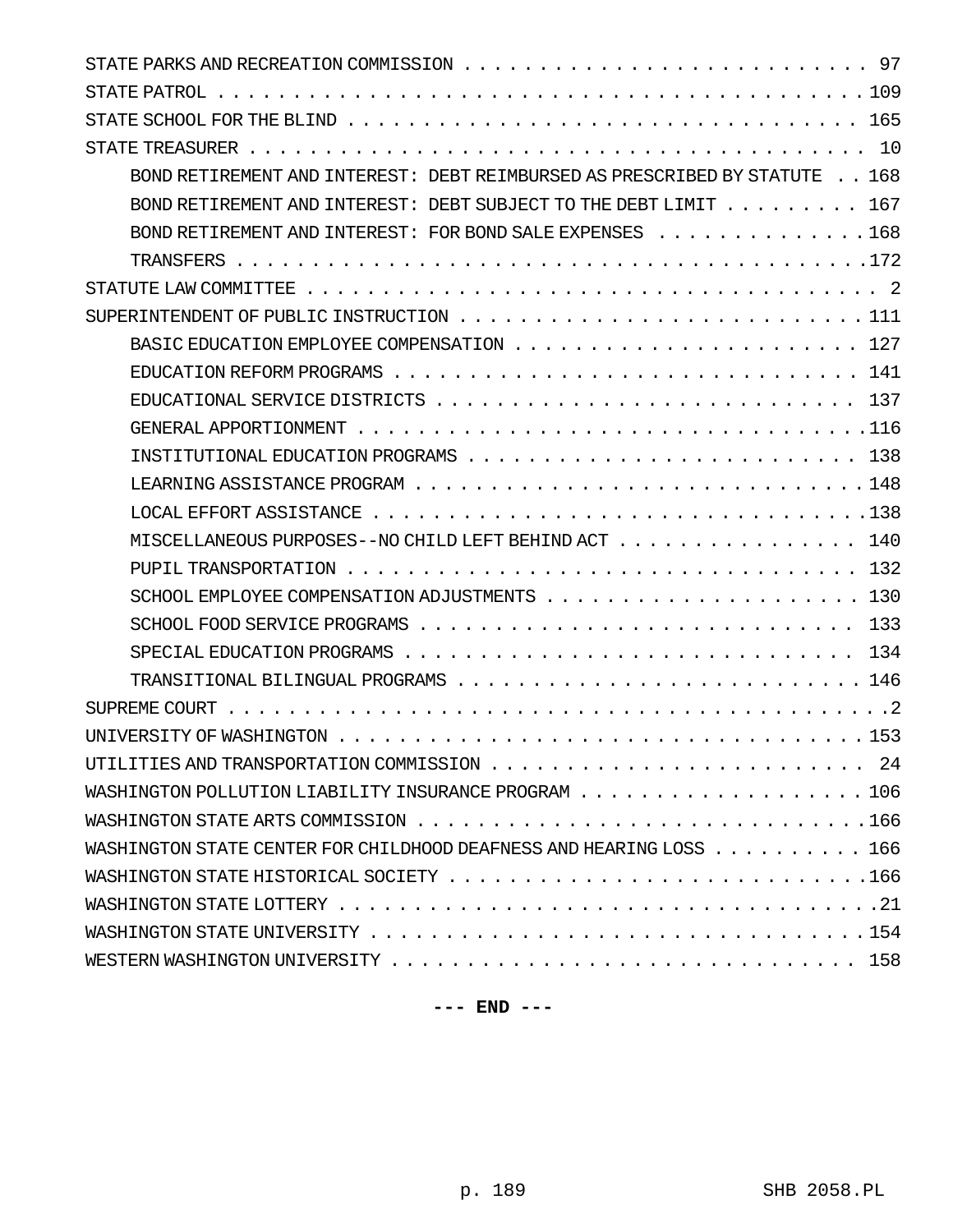STATE PARKS AND RECREATION COMMISSION . . . . . . . . . . . . . . . . . . . . . . . . . . 97
STATE PATROL . . . . . . . . . . . . . . . . . . . . . . . . . . . . . . . . . . . . . . . . . 109
STATE SCHOOL FOR THE BLIND . . . . . . . . . . . . . . . . . . . . . . . . . . . . . . . . . 165
STATE TREASURER . . . . . . . . . . . . . . . . . . . . . . . . . . . . . . . . . . . . . . . 10
    BOND RETIREMENT AND INTEREST: DEBT REIMBURSED AS PRESCRIBED BY STATUTE . . 168
    BOND RETIREMENT AND INTEREST: DEBT SUBJECT TO THE DEBT LIMIT . . . . . . . . . 167
    BOND RETIREMENT AND INTEREST: FOR BOND SALE EXPENSES . . . . . . . . . . . . . 168
    TRANSFERS . . . . . . . . . . . . . . . . . . . . . . . . . . . . . . . . . . . . . . 172
STATUTE LAW COMMITTEE . . . . . . . . . . . . . . . . . . . . . . . . . . . . . . . . . . . 2
SUPERINTENDENT OF PUBLIC INSTRUCTION . . . . . . . . . . . . . . . . . . . . . . . . . . 111
    BASIC EDUCATION EMPLOYEE COMPENSATION . . . . . . . . . . . . . . . . . . . . . . 127
    EDUCATION REFORM PROGRAMS . . . . . . . . . . . . . . . . . . . . . . . . . . . . . 141
    EDUCATIONAL SERVICE DISTRICTS . . . . . . . . . . . . . . . . . . . . . . . . . . . 137
    GENERAL APPORTIONMENT . . . . . . . . . . . . . . . . . . . . . . . . . . . . . . . . 116
    INSTITUTIONAL EDUCATION PROGRAMS . . . . . . . . . . . . . . . . . . . . . . . . . 138
    LEARNING ASSISTANCE PROGRAM . . . . . . . . . . . . . . . . . . . . . . . . . . . . 148
    LOCAL EFFORT ASSISTANCE . . . . . . . . . . . . . . . . . . . . . . . . . . . . . . . 138
    MISCELLANEOUS PURPOSES--NO CHILD LEFT BEHIND ACT . . . . . . . . . . . . . . . . 140
    PUPIL TRANSPORTATION . . . . . . . . . . . . . . . . . . . . . . . . . . . . . . . . 132
    SCHOOL EMPLOYEE COMPENSATION ADJUSTMENTS . . . . . . . . . . . . . . . . . . . . 130
    SCHOOL FOOD SERVICE PROGRAMS . . . . . . . . . . . . . . . . . . . . . . . . . . . 133
    SPECIAL EDUCATION PROGRAMS . . . . . . . . . . . . . . . . . . . . . . . . . . . . 134
    TRANSITIONAL BILINGUAL PROGRAMS . . . . . . . . . . . . . . . . . . . . . . . . . . 146
SUPREME COURT . . . . . . . . . . . . . . . . . . . . . . . . . . . . . . . . . . . . . . . . 2
UNIVERSITY OF WASHINGTON . . . . . . . . . . . . . . . . . . . . . . . . . . . . . . . . . 153
UTILITIES AND TRANSPORTATION COMMISSION . . . . . . . . . . . . . . . . . . . . . . . . . 24
WASHINGTON POLLUTION LIABILITY INSURANCE PROGRAM . . . . . . . . . . . . . . . . . . . 106
WASHINGTON STATE ARTS COMMISSION . . . . . . . . . . . . . . . . . . . . . . . . . . . . 166
WASHINGTON STATE CENTER FOR CHILDHOOD DEAFNESS AND HEARING LOSS . . . . . . . . . . 166
WASHINGTON STATE HISTORICAL SOCIETY . . . . . . . . . . . . . . . . . . . . . . . . . . 166
WASHINGTON STATE LOTTERY . . . . . . . . . . . . . . . . . . . . . . . . . . . . . . . . . 21
WASHINGTON STATE UNIVERSITY . . . . . . . . . . . . . . . . . . . . . . . . . . . . . . . 154
WESTERN WASHINGTON UNIVERSITY . . . . . . . . . . . . . . . . . . . . . . . . . . . . . . 158

**--- END ---**